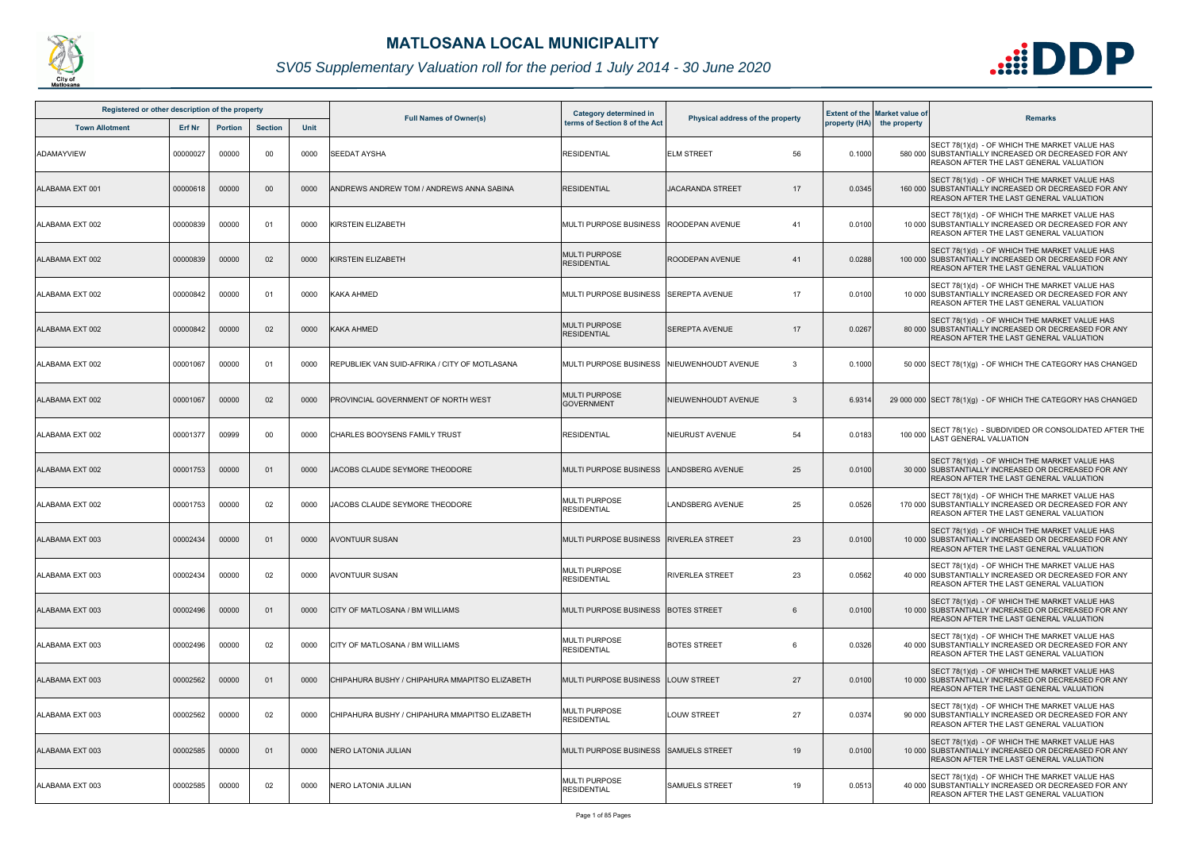# MATLOSANA LOCAL MUNICIPALITY

## SV05 Supplementary Valuation roll for the period 1 July 2014 - 30 June 2020

| Registered or other description of the property | | | | | Full Names of Owner(s) | Category determined in terms of Section 8 of the Act | Physical address of the property | | Extent of the property (HA) | Market value of the property | Remarks |
|---|---|---|---|---|---|---|---|---|---|---|---|
| Town Allotment | Erf Nr | Portion | Section | Unit | | | | | | | |
| ADAMAYVIEW | 00000027 | 00000 | 00 | 0000 | SEEDAT AYSHA | RESIDENTIAL | ELM STREET | 56 | 0.1000 | 580 000 | SECT 78(1)(d) - OF WHICH THE MARKET VALUE HAS SUBSTANTIALLY INCREASED OR DECREASED FOR ANY REASON AFTER THE LAST GENERAL VALUATION |
| ALABAMA EXT 001 | 00000618 | 00000 | 00 | 0000 | ANDREWS ANDREW TOM / ANDREWS ANNA SABINA | RESIDENTIAL | JACARANDA STREET | 17 | 0.0345 | 160 000 | SECT 78(1)(d) - OF WHICH THE MARKET VALUE HAS SUBSTANTIALLY INCREASED OR DECREASED FOR ANY REASON AFTER THE LAST GENERAL VALUATION |
| ALABAMA EXT 002 | 00000839 | 00000 | 01 | 0000 | KIRSTEIN ELIZABETH | MULTI PURPOSE BUSINESS | ROODEPAN AVENUE | 41 | 0.0100 | 10 000 | SECT 78(1)(d) - OF WHICH THE MARKET VALUE HAS SUBSTANTIALLY INCREASED OR DECREASED FOR ANY REASON AFTER THE LAST GENERAL VALUATION |
| ALABAMA EXT 002 | 00000839 | 00000 | 02 | 0000 | KIRSTEIN ELIZABETH | MULTI PURPOSE RESIDENTIAL | ROODEPAN AVENUE | 41 | 0.0288 | 100 000 | SECT 78(1)(d) - OF WHICH THE MARKET VALUE HAS SUBSTANTIALLY INCREASED OR DECREASED FOR ANY REASON AFTER THE LAST GENERAL VALUATION |
| ALABAMA EXT 002 | 00000842 | 00000 | 01 | 0000 | KAKA AHMED | MULTI PURPOSE BUSINESS | SEREPTA AVENUE | 17 | 0.0100 | 10 000 | SECT 78(1)(d) - OF WHICH THE MARKET VALUE HAS SUBSTANTIALLY INCREASED OR DECREASED FOR ANY REASON AFTER THE LAST GENERAL VALUATION |
| ALABAMA EXT 002 | 00000842 | 00000 | 02 | 0000 | KAKA AHMED | MULTI PURPOSE RESIDENTIAL | SEREPTA AVENUE | 17 | 0.0267 | 80 000 | SECT 78(1)(d) - OF WHICH THE MARKET VALUE HAS SUBSTANTIALLY INCREASED OR DECREASED FOR ANY REASON AFTER THE LAST GENERAL VALUATION |
| ALABAMA EXT 002 | 00001067 | 00000 | 01 | 0000 | REPUBLIEK VAN SUID-AFRIKA / CITY OF MOTLASANA | MULTI PURPOSE BUSINESS | NIEUWENHOUDT AVENUE | 3 | 0.1000 | 50 000 | SECT 78(1)(g) - OF WHICH THE CATEGORY HAS CHANGED |
| ALABAMA EXT 002 | 00001067 | 00000 | 02 | 0000 | PROVINCIAL GOVERNMENT OF NORTH WEST | MULTI PURPOSE GOVERNMENT | NIEUWENHOUDT AVENUE | 3 | 6.9314 | 29 000 000 | SECT 78(1)(g) - OF WHICH THE CATEGORY HAS CHANGED |
| ALABAMA EXT 002 | 00001377 | 00999 | 00 | 0000 | CHARLES BOOYSENS FAMILY TRUST | RESIDENTIAL | NIEURUST AVENUE | 54 | 0.0183 | 100 000 | SECT 78(1)(c) - SUBDIVIDED OR CONSOLIDATED AFTER THE LAST GENERAL VALUATION |
| ALABAMA EXT 002 | 00001753 | 00000 | 01 | 0000 | JACOBS CLAUDE SEYMORE THEODORE | MULTI PURPOSE BUSINESS | LANDSBERG AVENUE | 25 | 0.0100 | 30 000 | SECT 78(1)(d) - OF WHICH THE MARKET VALUE HAS SUBSTANTIALLY INCREASED OR DECREASED FOR ANY REASON AFTER THE LAST GENERAL VALUATION |
| ALABAMA EXT 002 | 00001753 | 00000 | 02 | 0000 | JACOBS CLAUDE SEYMORE THEODORE | MULTI PURPOSE RESIDENTIAL | LANDSBERG AVENUE | 25 | 0.0526 | 170 000 | SECT 78(1)(d) - OF WHICH THE MARKET VALUE HAS SUBSTANTIALLY INCREASED OR DECREASED FOR ANY REASON AFTER THE LAST GENERAL VALUATION |
| ALABAMA EXT 003 | 00002434 | 00000 | 01 | 0000 | AVONTUUR SUSAN | MULTI PURPOSE BUSINESS | RIVERLEA STREET | 23 | 0.0100 | 10 000 | SECT 78(1)(d) - OF WHICH THE MARKET VALUE HAS SUBSTANTIALLY INCREASED OR DECREASED FOR ANY REASON AFTER THE LAST GENERAL VALUATION |
| ALABAMA EXT 003 | 00002434 | 00000 | 02 | 0000 | AVONTUUR SUSAN | MULTI PURPOSE RESIDENTIAL | RIVERLEA STREET | 23 | 0.0562 | 40 000 | SECT 78(1)(d) - OF WHICH THE MARKET VALUE HAS SUBSTANTIALLY INCREASED OR DECREASED FOR ANY REASON AFTER THE LAST GENERAL VALUATION |
| ALABAMA EXT 003 | 00002496 | 00000 | 01 | 0000 | CITY OF MATLOSANA / BM WILLIAMS | MULTI PURPOSE BUSINESS | BOTES STREET | 6 | 0.0100 | 10 000 | SECT 78(1)(d) - OF WHICH THE MARKET VALUE HAS SUBSTANTIALLY INCREASED OR DECREASED FOR ANY REASON AFTER THE LAST GENERAL VALUATION |
| ALABAMA EXT 003 | 00002496 | 00000 | 02 | 0000 | CITY OF MATLOSANA / BM WILLIAMS | MULTI PURPOSE RESIDENTIAL | BOTES STREET | 6 | 0.0326 | 40 000 | SECT 78(1)(d) - OF WHICH THE MARKET VALUE HAS SUBSTANTIALLY INCREASED OR DECREASED FOR ANY REASON AFTER THE LAST GENERAL VALUATION |
| ALABAMA EXT 003 | 00002562 | 00000 | 01 | 0000 | CHIPAHURA BUSHY / CHIPAHURA MMAPITSO ELIZABETH | MULTI PURPOSE BUSINESS | LOUW STREET | 27 | 0.0100 | 10 000 | SECT 78(1)(d) - OF WHICH THE MARKET VALUE HAS SUBSTANTIALLY INCREASED OR DECREASED FOR ANY REASON AFTER THE LAST GENERAL VALUATION |
| ALABAMA EXT 003 | 00002562 | 00000 | 02 | 0000 | CHIPAHURA BUSHY / CHIPAHURA MMAPITSO ELIZABETH | MULTI PURPOSE RESIDENTIAL | LOUW STREET | 27 | 0.0374 | 90 000 | SECT 78(1)(d) - OF WHICH THE MARKET VALUE HAS SUBSTANTIALLY INCREASED OR DECREASED FOR ANY REASON AFTER THE LAST GENERAL VALUATION |
| ALABAMA EXT 003 | 00002585 | 00000 | 01 | 0000 | NERO LATONIA JULIAN | MULTI PURPOSE BUSINESS | SAMUELS STREET | 19 | 0.0100 | 10 000 | SECT 78(1)(d) - OF WHICH THE MARKET VALUE HAS SUBSTANTIALLY INCREASED OR DECREASED FOR ANY REASON AFTER THE LAST GENERAL VALUATION |
| ALABAMA EXT 003 | 00002585 | 00000 | 02 | 0000 | NERO LATONIA JULIAN | MULTI PURPOSE RESIDENTIAL | SAMUELS STREET | 19 | 0.0513 | 40 000 | SECT 78(1)(d) - OF WHICH THE MARKET VALUE HAS SUBSTANTIALLY INCREASED OR DECREASED FOR ANY REASON AFTER THE LAST GENERAL VALUATION |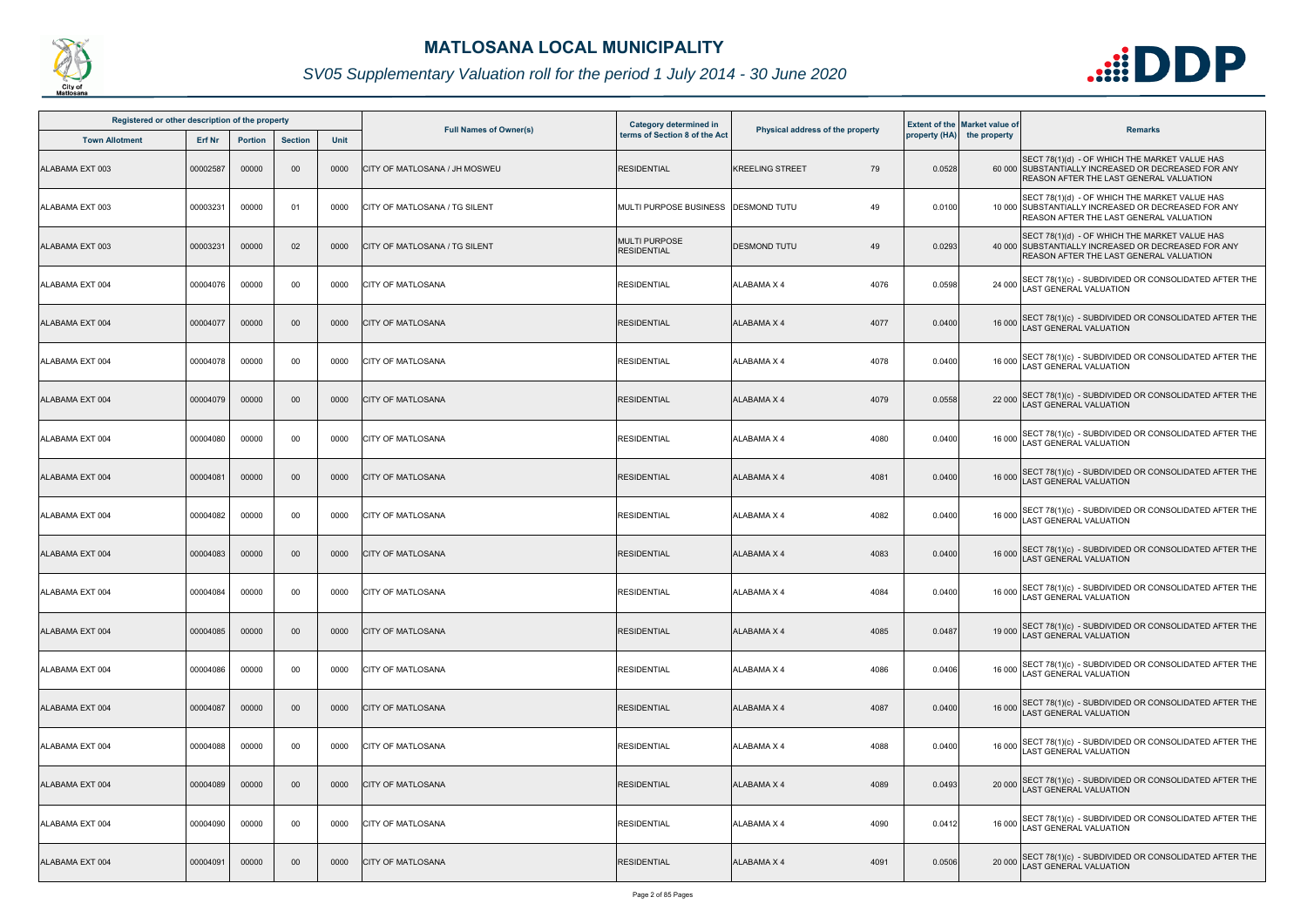# MATLOSANA LOCAL MUNICIPALITY

*SV05 Supplementary Valuation roll for the period 1 July 2014 - 30 June 2020*

| Registered or other description of the property | | | | | Full Names of Owner(s) | Category determined in terms of Section 8 of the Act | Physical address of the property | | Extent of the property (HA) | Market value of the property | Remarks |
|---|---|---|---|---|---|---|---|---|---|---|---|
| Town Allotment | Erf Nr | Portion | Section | Unit | | | | | | | |
| ALABAMA EXT 003 | 00002587 | 00000 | 00 | 0000 | CITY OF MATLOSANA / JH MOSWEU | RESIDENTIAL | KREELING STREET | 79 | 0.0528 | 60 000 | SECT 78(1)(d) - OF WHICH THE MARKET VALUE HAS SUBSTANTIALLY INCREASED OR DECREASED FOR ANY REASON AFTER THE LAST GENERAL VALUATION |
| ALABAMA EXT 003 | 00003231 | 00000 | 01 | 0000 | CITY OF MATLOSANA / TG SILENT | MULTI PURPOSE BUSINESS | DESMOND TUTU | 49 | 0.0100 | 10 000 | SECT 78(1)(d) - OF WHICH THE MARKET VALUE HAS SUBSTANTIALLY INCREASED OR DECREASED FOR ANY REASON AFTER THE LAST GENERAL VALUATION |
| ALABAMA EXT 003 | 00003231 | 00000 | 02 | 0000 | CITY OF MATLOSANA / TG SILENT | MULTI PURPOSE RESIDENTIAL | DESMOND TUTU | 49 | 0.0293 | 40 000 | SECT 78(1)(d) - OF WHICH THE MARKET VALUE HAS SUBSTANTIALLY INCREASED OR DECREASED FOR ANY REASON AFTER THE LAST GENERAL VALUATION |
| ALABAMA EXT 004 | 00004076 | 00000 | 00 | 0000 | CITY OF MATLOSANA | RESIDENTIAL | ALABAMA X 4 | 4076 | 0.0598 | 24 000 | SECT 78(1)(c) - SUBDIVIDED OR CONSOLIDATED AFTER THE LAST GENERAL VALUATION |
| ALABAMA EXT 004 | 00004077 | 00000 | 00 | 0000 | CITY OF MATLOSANA | RESIDENTIAL | ALABAMA X 4 | 4077 | 0.0400 | 16 000 | SECT 78(1)(c) - SUBDIVIDED OR CONSOLIDATED AFTER THE LAST GENERAL VALUATION |
| ALABAMA EXT 004 | 00004078 | 00000 | 00 | 0000 | CITY OF MATLOSANA | RESIDENTIAL | ALABAMA X 4 | 4078 | 0.0400 | 16 000 | SECT 78(1)(c) - SUBDIVIDED OR CONSOLIDATED AFTER THE LAST GENERAL VALUATION |
| ALABAMA EXT 004 | 00004079 | 00000 | 00 | 0000 | CITY OF MATLOSANA | RESIDENTIAL | ALABAMA X 4 | 4079 | 0.0558 | 22 000 | SECT 78(1)(c) - SUBDIVIDED OR CONSOLIDATED AFTER THE LAST GENERAL VALUATION |
| ALABAMA EXT 004 | 00004080 | 00000 | 00 | 0000 | CITY OF MATLOSANA | RESIDENTIAL | ALABAMA X 4 | 4080 | 0.0400 | 16 000 | SECT 78(1)(c) - SUBDIVIDED OR CONSOLIDATED AFTER THE LAST GENERAL VALUATION |
| ALABAMA EXT 004 | 00004081 | 00000 | 00 | 0000 | CITY OF MATLOSANA | RESIDENTIAL | ALABAMA X 4 | 4081 | 0.0400 | 16 000 | SECT 78(1)(c) - SUBDIVIDED OR CONSOLIDATED AFTER THE LAST GENERAL VALUATION |
| ALABAMA EXT 004 | 00004082 | 00000 | 00 | 0000 | CITY OF MATLOSANA | RESIDENTIAL | ALABAMA X 4 | 4082 | 0.0400 | 16 000 | SECT 78(1)(c) - SUBDIVIDED OR CONSOLIDATED AFTER THE LAST GENERAL VALUATION |
| ALABAMA EXT 004 | 00004083 | 00000 | 00 | 0000 | CITY OF MATLOSANA | RESIDENTIAL | ALABAMA X 4 | 4083 | 0.0400 | 16 000 | SECT 78(1)(c) - SUBDIVIDED OR CONSOLIDATED AFTER THE LAST GENERAL VALUATION |
| ALABAMA EXT 004 | 00004084 | 00000 | 00 | 0000 | CITY OF MATLOSANA | RESIDENTIAL | ALABAMA X 4 | 4084 | 0.0400 | 16 000 | SECT 78(1)(c) - SUBDIVIDED OR CONSOLIDATED AFTER THE LAST GENERAL VALUATION |
| ALABAMA EXT 004 | 00004085 | 00000 | 00 | 0000 | CITY OF MATLOSANA | RESIDENTIAL | ALABAMA X 4 | 4085 | 0.0487 | 19 000 | SECT 78(1)(c) - SUBDIVIDED OR CONSOLIDATED AFTER THE LAST GENERAL VALUATION |
| ALABAMA EXT 004 | 00004086 | 00000 | 00 | 0000 | CITY OF MATLOSANA | RESIDENTIAL | ALABAMA X 4 | 4086 | 0.0406 | 16 000 | SECT 78(1)(c) - SUBDIVIDED OR CONSOLIDATED AFTER THE LAST GENERAL VALUATION |
| ALABAMA EXT 004 | 00004087 | 00000 | 00 | 0000 | CITY OF MATLOSANA | RESIDENTIAL | ALABAMA X 4 | 4087 | 0.0400 | 16 000 | SECT 78(1)(c) - SUBDIVIDED OR CONSOLIDATED AFTER THE LAST GENERAL VALUATION |
| ALABAMA EXT 004 | 00004088 | 00000 | 00 | 0000 | CITY OF MATLOSANA | RESIDENTIAL | ALABAMA X 4 | 4088 | 0.0400 | 16 000 | SECT 78(1)(c) - SUBDIVIDED OR CONSOLIDATED AFTER THE LAST GENERAL VALUATION |
| ALABAMA EXT 004 | 00004089 | 00000 | 00 | 0000 | CITY OF MATLOSANA | RESIDENTIAL | ALABAMA X 4 | 4089 | 0.0493 | 20 000 | SECT 78(1)(c) - SUBDIVIDED OR CONSOLIDATED AFTER THE LAST GENERAL VALUATION |
| ALABAMA EXT 004 | 00004090 | 00000 | 00 | 0000 | CITY OF MATLOSANA | RESIDENTIAL | ALABAMA X 4 | 4090 | 0.0412 | 16 000 | SECT 78(1)(c) - SUBDIVIDED OR CONSOLIDATED AFTER THE LAST GENERAL VALUATION |
| ALABAMA EXT 004 | 00004091 | 00000 | 00 | 0000 | CITY OF MATLOSANA | RESIDENTIAL | ALABAMA X 4 | 4091 | 0.0506 | 20 000 | SECT 78(1)(c) - SUBDIVIDED OR CONSOLIDATED AFTER THE LAST GENERAL VALUATION |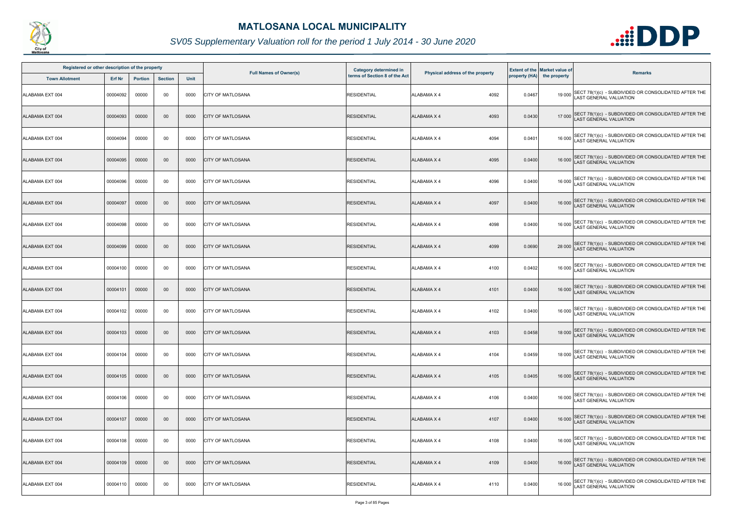# MATLOSANA LOCAL MUNICIPALITY

## *SV05 Supplementary Valuation roll for the period 1 July 2014 - 30 June 2020*

| Registered or other description of the property | | | | | Full Names of Owner(s) | Category determined in terms of Section 8 of the Act | Physical address of the property | Extent of the property (HA) | Market value of the property | Remarks |
|---|---|---|---|---|---|---|---|---|---|---|
| Town Allotment | Erf Nr | Portion | Section | Unit | | | | | | |
| ALABAMA EXT 004 | 00004092 | 00000 | 00 | 0000 | CITY OF MATLOSANA | RESIDENTIAL | ALABAMA X 4 4092 | 0.0467 | 19 000 | SECT 78(1)(c) - SUBDIVIDED OR CONSOLIDATED AFTER THE LAST GENERAL VALUATION |
| ALABAMA EXT 004 | 00004093 | 00000 | 00 | 0000 | CITY OF MATLOSANA | RESIDENTIAL | ALABAMA X 4 4093 | 0.0430 | 17 000 | SECT 78(1)(c) - SUBDIVIDED OR CONSOLIDATED AFTER THE LAST GENERAL VALUATION |
| ALABAMA EXT 004 | 00004094 | 00000 | 00 | 0000 | CITY OF MATLOSANA | RESIDENTIAL | ALABAMA X 4 4094 | 0.0401 | 16 000 | SECT 78(1)(c) - SUBDIVIDED OR CONSOLIDATED AFTER THE LAST GENERAL VALUATION |
| ALABAMA EXT 004 | 00004095 | 00000 | 00 | 0000 | CITY OF MATLOSANA | RESIDENTIAL | ALABAMA X 4 4095 | 0.0400 | 16 000 | SECT 78(1)(c) - SUBDIVIDED OR CONSOLIDATED AFTER THE LAST GENERAL VALUATION |
| ALABAMA EXT 004 | 00004096 | 00000 | 00 | 0000 | CITY OF MATLOSANA | RESIDENTIAL | ALABAMA X 4 4096 | 0.0400 | 16 000 | SECT 78(1)(c) - SUBDIVIDED OR CONSOLIDATED AFTER THE LAST GENERAL VALUATION |
| ALABAMA EXT 004 | 00004097 | 00000 | 00 | 0000 | CITY OF MATLOSANA | RESIDENTIAL | ALABAMA X 4 4097 | 0.0400 | 16 000 | SECT 78(1)(c) - SUBDIVIDED OR CONSOLIDATED AFTER THE LAST GENERAL VALUATION |
| ALABAMA EXT 004 | 00004098 | 00000 | 00 | 0000 | CITY OF MATLOSANA | RESIDENTIAL | ALABAMA X 4 4098 | 0.0400 | 16 000 | SECT 78(1)(c) - SUBDIVIDED OR CONSOLIDATED AFTER THE LAST GENERAL VALUATION |
| ALABAMA EXT 004 | 00004099 | 00000 | 00 | 0000 | CITY OF MATLOSANA | RESIDENTIAL | ALABAMA X 4 4099 | 0.0690 | 28 000 | SECT 78(1)(c) - SUBDIVIDED OR CONSOLIDATED AFTER THE LAST GENERAL VALUATION |
| ALABAMA EXT 004 | 00004100 | 00000 | 00 | 0000 | CITY OF MATLOSANA | RESIDENTIAL | ALABAMA X 4 4100 | 0.0402 | 16 000 | SECT 78(1)(c) - SUBDIVIDED OR CONSOLIDATED AFTER THE LAST GENERAL VALUATION |
| ALABAMA EXT 004 | 00004101 | 00000 | 00 | 0000 | CITY OF MATLOSANA | RESIDENTIAL | ALABAMA X 4 4101 | 0.0400 | 16 000 | SECT 78(1)(c) - SUBDIVIDED OR CONSOLIDATED AFTER THE LAST GENERAL VALUATION |
| ALABAMA EXT 004 | 00004102 | 00000 | 00 | 0000 | CITY OF MATLOSANA | RESIDENTIAL | ALABAMA X 4 4102 | 0.0400 | 16 000 | SECT 78(1)(c) - SUBDIVIDED OR CONSOLIDATED AFTER THE LAST GENERAL VALUATION |
| ALABAMA EXT 004 | 00004103 | 00000 | 00 | 0000 | CITY OF MATLOSANA | RESIDENTIAL | ALABAMA X 4 4103 | 0.0458 | 18 000 | SECT 78(1)(c) - SUBDIVIDED OR CONSOLIDATED AFTER THE LAST GENERAL VALUATION |
| ALABAMA EXT 004 | 00004104 | 00000 | 00 | 0000 | CITY OF MATLOSANA | RESIDENTIAL | ALABAMA X 4 4104 | 0.0459 | 18 000 | SECT 78(1)(c) - SUBDIVIDED OR CONSOLIDATED AFTER THE LAST GENERAL VALUATION |
| ALABAMA EXT 004 | 00004105 | 00000 | 00 | 0000 | CITY OF MATLOSANA | RESIDENTIAL | ALABAMA X 4 4105 | 0.0405 | 16 000 | SECT 78(1)(c) - SUBDIVIDED OR CONSOLIDATED AFTER THE LAST GENERAL VALUATION |
| ALABAMA EXT 004 | 00004106 | 00000 | 00 | 0000 | CITY OF MATLOSANA | RESIDENTIAL | ALABAMA X 4 4106 | 0.0400 | 16 000 | SECT 78(1)(c) - SUBDIVIDED OR CONSOLIDATED AFTER THE LAST GENERAL VALUATION |
| ALABAMA EXT 004 | 00004107 | 00000 | 00 | 0000 | CITY OF MATLOSANA | RESIDENTIAL | ALABAMA X 4 4107 | 0.0400 | 16 000 | SECT 78(1)(c) - SUBDIVIDED OR CONSOLIDATED AFTER THE LAST GENERAL VALUATION |
| ALABAMA EXT 004 | 00004108 | 00000 | 00 | 0000 | CITY OF MATLOSANA | RESIDENTIAL | ALABAMA X 4 4108 | 0.0400 | 16 000 | SECT 78(1)(c) - SUBDIVIDED OR CONSOLIDATED AFTER THE LAST GENERAL VALUATION |
| ALABAMA EXT 004 | 00004109 | 00000 | 00 | 0000 | CITY OF MATLOSANA | RESIDENTIAL | ALABAMA X 4 4109 | 0.0400 | 16 000 | SECT 78(1)(c) - SUBDIVIDED OR CONSOLIDATED AFTER THE LAST GENERAL VALUATION |
| ALABAMA EXT 004 | 00004110 | 00000 | 00 | 0000 | CITY OF MATLOSANA | RESIDENTIAL | ALABAMA X 4 4110 | 0.0400 | 16 000 | SECT 78(1)(c) - SUBDIVIDED OR CONSOLIDATED AFTER THE LAST GENERAL VALUATION |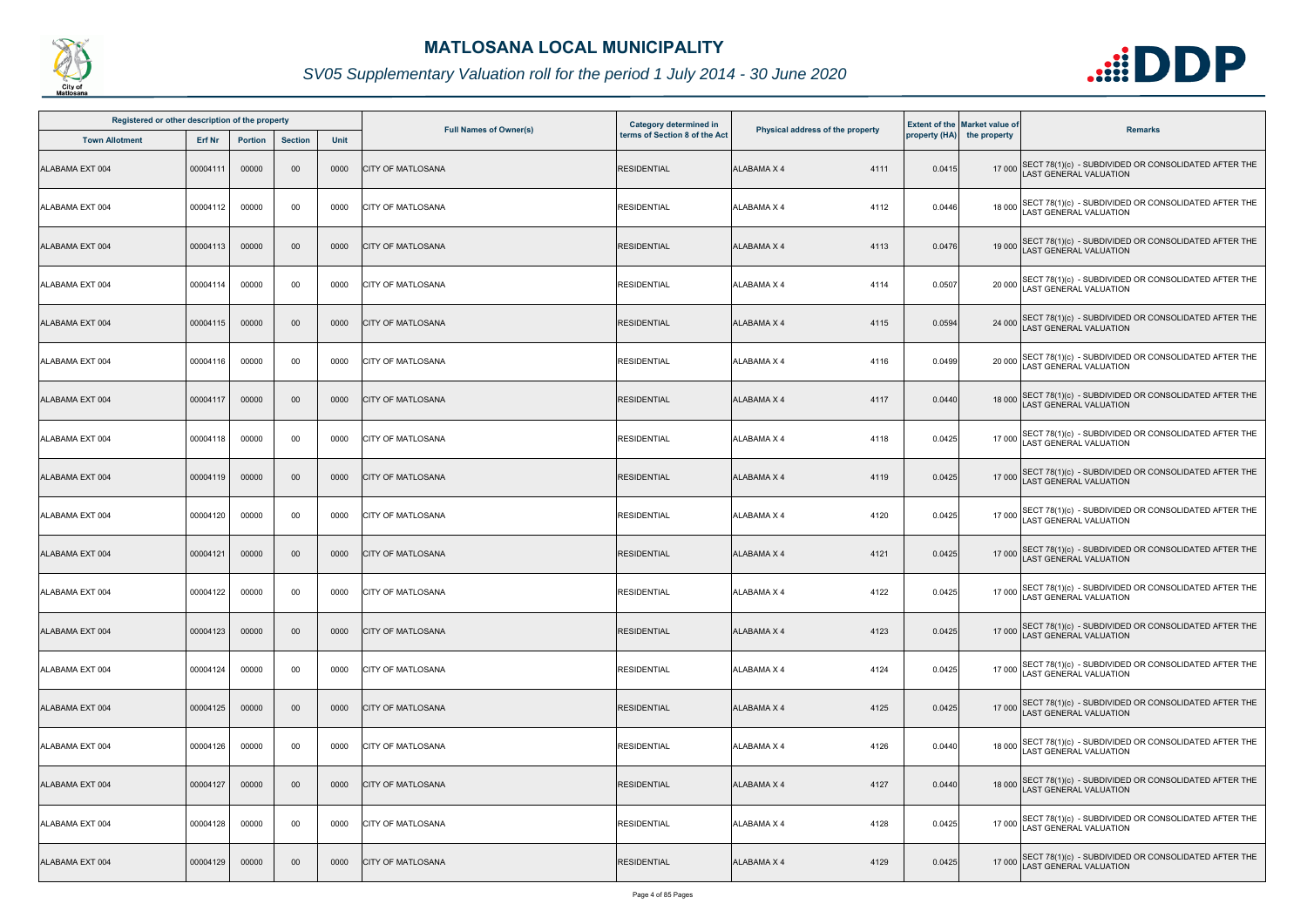# MATLOSANA LOCAL MUNICIPALITY

*SV05 Supplementary Valuation roll for the period 1 July 2014 - 30 June 2020*

| Registered or other description of the property | | | | | Full Names of Owner(s) | Category determined in terms of Section 8 of the Act | Physical address of the property | | Extent of the property (HA) | Market value of the property | Remarks |
|---|---|---|---|---|---|---|---|---|---|---|---|
| Town Allotment | Erf Nr | Portion | Section | Unit | | | | | | | |
| ALABAMA EXT 004 | 00004111 | 00000 | 00 | 0000 | CITY OF MATLOSANA | RESIDENTIAL | ALABAMA X 4 | 4111 | 0.0415 | 17 000 | SECT 78(1)(c) - SUBDIVIDED OR CONSOLIDATED AFTER THE LAST GENERAL VALUATION |
| ALABAMA EXT 004 | 00004112 | 00000 | 00 | 0000 | CITY OF MATLOSANA | RESIDENTIAL | ALABAMA X 4 | 4112 | 0.0446 | 18 000 | SECT 78(1)(c) - SUBDIVIDED OR CONSOLIDATED AFTER THE LAST GENERAL VALUATION |
| ALABAMA EXT 004 | 00004113 | 00000 | 00 | 0000 | CITY OF MATLOSANA | RESIDENTIAL | ALABAMA X 4 | 4113 | 0.0476 | 19 000 | SECT 78(1)(c) - SUBDIVIDED OR CONSOLIDATED AFTER THE LAST GENERAL VALUATION |
| ALABAMA EXT 004 | 00004114 | 00000 | 00 | 0000 | CITY OF MATLOSANA | RESIDENTIAL | ALABAMA X 4 | 4114 | 0.0507 | 20 000 | SECT 78(1)(c) - SUBDIVIDED OR CONSOLIDATED AFTER THE LAST GENERAL VALUATION |
| ALABAMA EXT 004 | 00004115 | 00000 | 00 | 0000 | CITY OF MATLOSANA | RESIDENTIAL | ALABAMA X 4 | 4115 | 0.0594 | 24 000 | SECT 78(1)(c) - SUBDIVIDED OR CONSOLIDATED AFTER THE LAST GENERAL VALUATION |
| ALABAMA EXT 004 | 00004116 | 00000 | 00 | 0000 | CITY OF MATLOSANA | RESIDENTIAL | ALABAMA X 4 | 4116 | 0.0499 | 20 000 | SECT 78(1)(c) - SUBDIVIDED OR CONSOLIDATED AFTER THE LAST GENERAL VALUATION |
| ALABAMA EXT 004 | 00004117 | 00000 | 00 | 0000 | CITY OF MATLOSANA | RESIDENTIAL | ALABAMA X 4 | 4117 | 0.0440 | 18 000 | SECT 78(1)(c) - SUBDIVIDED OR CONSOLIDATED AFTER THE LAST GENERAL VALUATION |
| ALABAMA EXT 004 | 00004118 | 00000 | 00 | 0000 | CITY OF MATLOSANA | RESIDENTIAL | ALABAMA X 4 | 4118 | 0.0425 | 17 000 | SECT 78(1)(c) - SUBDIVIDED OR CONSOLIDATED AFTER THE LAST GENERAL VALUATION |
| ALABAMA EXT 004 | 00004119 | 00000 | 00 | 0000 | CITY OF MATLOSANA | RESIDENTIAL | ALABAMA X 4 | 4119 | 0.0425 | 17 000 | SECT 78(1)(c) - SUBDIVIDED OR CONSOLIDATED AFTER THE LAST GENERAL VALUATION |
| ALABAMA EXT 004 | 00004120 | 00000 | 00 | 0000 | CITY OF MATLOSANA | RESIDENTIAL | ALABAMA X 4 | 4120 | 0.0425 | 17 000 | SECT 78(1)(c) - SUBDIVIDED OR CONSOLIDATED AFTER THE LAST GENERAL VALUATION |
| ALABAMA EXT 004 | 00004121 | 00000 | 00 | 0000 | CITY OF MATLOSANA | RESIDENTIAL | ALABAMA X 4 | 4121 | 0.0425 | 17 000 | SECT 78(1)(c) - SUBDIVIDED OR CONSOLIDATED AFTER THE LAST GENERAL VALUATION |
| ALABAMA EXT 004 | 00004122 | 00000 | 00 | 0000 | CITY OF MATLOSANA | RESIDENTIAL | ALABAMA X 4 | 4122 | 0.0425 | 17 000 | SECT 78(1)(c) - SUBDIVIDED OR CONSOLIDATED AFTER THE LAST GENERAL VALUATION |
| ALABAMA EXT 004 | 00004123 | 00000 | 00 | 0000 | CITY OF MATLOSANA | RESIDENTIAL | ALABAMA X 4 | 4123 | 0.0425 | 17 000 | SECT 78(1)(c) - SUBDIVIDED OR CONSOLIDATED AFTER THE LAST GENERAL VALUATION |
| ALABAMA EXT 004 | 00004124 | 00000 | 00 | 0000 | CITY OF MATLOSANA | RESIDENTIAL | ALABAMA X 4 | 4124 | 0.0425 | 17 000 | SECT 78(1)(c) - SUBDIVIDED OR CONSOLIDATED AFTER THE LAST GENERAL VALUATION |
| ALABAMA EXT 004 | 00004125 | 00000 | 00 | 0000 | CITY OF MATLOSANA | RESIDENTIAL | ALABAMA X 4 | 4125 | 0.0425 | 17 000 | SECT 78(1)(c) - SUBDIVIDED OR CONSOLIDATED AFTER THE LAST GENERAL VALUATION |
| ALABAMA EXT 004 | 00004126 | 00000 | 00 | 0000 | CITY OF MATLOSANA | RESIDENTIAL | ALABAMA X 4 | 4126 | 0.0440 | 18 000 | SECT 78(1)(c) - SUBDIVIDED OR CONSOLIDATED AFTER THE LAST GENERAL VALUATION |
| ALABAMA EXT 004 | 00004127 | 00000 | 00 | 0000 | CITY OF MATLOSANA | RESIDENTIAL | ALABAMA X 4 | 4127 | 0.0440 | 18 000 | SECT 78(1)(c) - SUBDIVIDED OR CONSOLIDATED AFTER THE LAST GENERAL VALUATION |
| ALABAMA EXT 004 | 00004128 | 00000 | 00 | 0000 | CITY OF MATLOSANA | RESIDENTIAL | ALABAMA X 4 | 4128 | 0.0425 | 17 000 | SECT 78(1)(c) - SUBDIVIDED OR CONSOLIDATED AFTER THE LAST GENERAL VALUATION |
| ALABAMA EXT 004 | 00004129 | 00000 | 00 | 0000 | CITY OF MATLOSANA | RESIDENTIAL | ALABAMA X 4 | 4129 | 0.0425 | 17 000 | SECT 78(1)(c) - SUBDIVIDED OR CONSOLIDATED AFTER THE LAST GENERAL VALUATION |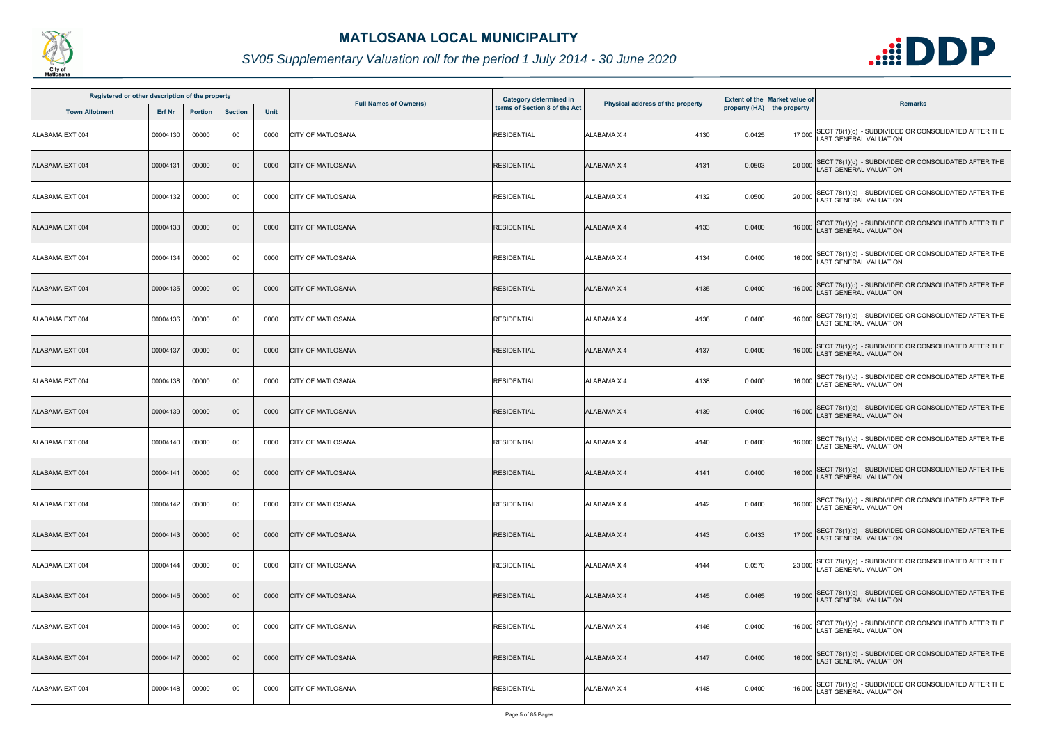# MATLOSANA LOCAL MUNICIPALITY

*SV05 Supplementary Valuation roll for the period 1 July 2014 - 30 June 2020*

| Registered or other description of the property | | | | | Full Names of Owner(s) | Category determined in terms of Section 8 of the Act | Physical address of the property | Extent of the property (HA) | Market value of the property | Remarks |
|---|---|---|---|---|---|---|---|---|---|---|
| Town Allotment | Erf Nr | Portion | Section | Unit | | | | | | |
| ALABAMA EXT 004 | 00004130 | 00000 | 00 | 0000 | CITY OF MATLOSANA | RESIDENTIAL | ALABAMA X 4 4130 | 0.0425 | 17 000 | SECT 78(1)(c) - SUBDIVIDED OR CONSOLIDATED AFTER THE LAST GENERAL VALUATION |
| ALABAMA EXT 004 | 00004131 | 00000 | 00 | 0000 | CITY OF MATLOSANA | RESIDENTIAL | ALABAMA X 4 4131 | 0.0503 | 20 000 | SECT 78(1)(c) - SUBDIVIDED OR CONSOLIDATED AFTER THE LAST GENERAL VALUATION |
| ALABAMA EXT 004 | 00004132 | 00000 | 00 | 0000 | CITY OF MATLOSANA | RESIDENTIAL | ALABAMA X 4 4132 | 0.0500 | 20 000 | SECT 78(1)(c) - SUBDIVIDED OR CONSOLIDATED AFTER THE LAST GENERAL VALUATION |
| ALABAMA EXT 004 | 00004133 | 00000 | 00 | 0000 | CITY OF MATLOSANA | RESIDENTIAL | ALABAMA X 4 4133 | 0.0400 | 16 000 | SECT 78(1)(c) - SUBDIVIDED OR CONSOLIDATED AFTER THE LAST GENERAL VALUATION |
| ALABAMA EXT 004 | 00004134 | 00000 | 00 | 0000 | CITY OF MATLOSANA | RESIDENTIAL | ALABAMA X 4 4134 | 0.0400 | 16 000 | SECT 78(1)(c) - SUBDIVIDED OR CONSOLIDATED AFTER THE LAST GENERAL VALUATION |
| ALABAMA EXT 004 | 00004135 | 00000 | 00 | 0000 | CITY OF MATLOSANA | RESIDENTIAL | ALABAMA X 4 4135 | 0.0400 | 16 000 | SECT 78(1)(c) - SUBDIVIDED OR CONSOLIDATED AFTER THE LAST GENERAL VALUATION |
| ALABAMA EXT 004 | 00004136 | 00000 | 00 | 0000 | CITY OF MATLOSANA | RESIDENTIAL | ALABAMA X 4 4136 | 0.0400 | 16 000 | SECT 78(1)(c) - SUBDIVIDED OR CONSOLIDATED AFTER THE LAST GENERAL VALUATION |
| ALABAMA EXT 004 | 00004137 | 00000 | 00 | 0000 | CITY OF MATLOSANA | RESIDENTIAL | ALABAMA X 4 4137 | 0.0400 | 16 000 | SECT 78(1)(c) - SUBDIVIDED OR CONSOLIDATED AFTER THE LAST GENERAL VALUATION |
| ALABAMA EXT 004 | 00004138 | 00000 | 00 | 0000 | CITY OF MATLOSANA | RESIDENTIAL | ALABAMA X 4 4138 | 0.0400 | 16 000 | SECT 78(1)(c) - SUBDIVIDED OR CONSOLIDATED AFTER THE LAST GENERAL VALUATION |
| ALABAMA EXT 004 | 00004139 | 00000 | 00 | 0000 | CITY OF MATLOSANA | RESIDENTIAL | ALABAMA X 4 4139 | 0.0400 | 16 000 | SECT 78(1)(c) - SUBDIVIDED OR CONSOLIDATED AFTER THE LAST GENERAL VALUATION |
| ALABAMA EXT 004 | 00004140 | 00000 | 00 | 0000 | CITY OF MATLOSANA | RESIDENTIAL | ALABAMA X 4 4140 | 0.0400 | 16 000 | SECT 78(1)(c) - SUBDIVIDED OR CONSOLIDATED AFTER THE LAST GENERAL VALUATION |
| ALABAMA EXT 004 | 00004141 | 00000 | 00 | 0000 | CITY OF MATLOSANA | RESIDENTIAL | ALABAMA X 4 4141 | 0.0400 | 16 000 | SECT 78(1)(c) - SUBDIVIDED OR CONSOLIDATED AFTER THE LAST GENERAL VALUATION |
| ALABAMA EXT 004 | 00004142 | 00000 | 00 | 0000 | CITY OF MATLOSANA | RESIDENTIAL | ALABAMA X 4 4142 | 0.0400 | 16 000 | SECT 78(1)(c) - SUBDIVIDED OR CONSOLIDATED AFTER THE LAST GENERAL VALUATION |
| ALABAMA EXT 004 | 00004143 | 00000 | 00 | 0000 | CITY OF MATLOSANA | RESIDENTIAL | ALABAMA X 4 4143 | 0.0433 | 17 000 | SECT 78(1)(c) - SUBDIVIDED OR CONSOLIDATED AFTER THE LAST GENERAL VALUATION |
| ALABAMA EXT 004 | 00004144 | 00000 | 00 | 0000 | CITY OF MATLOSANA | RESIDENTIAL | ALABAMA X 4 4144 | 0.0570 | 23 000 | SECT 78(1)(c) - SUBDIVIDED OR CONSOLIDATED AFTER THE LAST GENERAL VALUATION |
| ALABAMA EXT 004 | 00004145 | 00000 | 00 | 0000 | CITY OF MATLOSANA | RESIDENTIAL | ALABAMA X 4 4145 | 0.0465 | 19 000 | SECT 78(1)(c) - SUBDIVIDED OR CONSOLIDATED AFTER THE LAST GENERAL VALUATION |
| ALABAMA EXT 004 | 00004146 | 00000 | 00 | 0000 | CITY OF MATLOSANA | RESIDENTIAL | ALABAMA X 4 4146 | 0.0400 | 16 000 | SECT 78(1)(c) - SUBDIVIDED OR CONSOLIDATED AFTER THE LAST GENERAL VALUATION |
| ALABAMA EXT 004 | 00004147 | 00000 | 00 | 0000 | CITY OF MATLOSANA | RESIDENTIAL | ALABAMA X 4 4147 | 0.0400 | 16 000 | SECT 78(1)(c) - SUBDIVIDED OR CONSOLIDATED AFTER THE LAST GENERAL VALUATION |
| ALABAMA EXT 004 | 00004148 | 00000 | 00 | 0000 | CITY OF MATLOSANA | RESIDENTIAL | ALABAMA X 4 4148 | 0.0400 | 16 000 | SECT 78(1)(c) - SUBDIVIDED OR CONSOLIDATED AFTER THE LAST GENERAL VALUATION |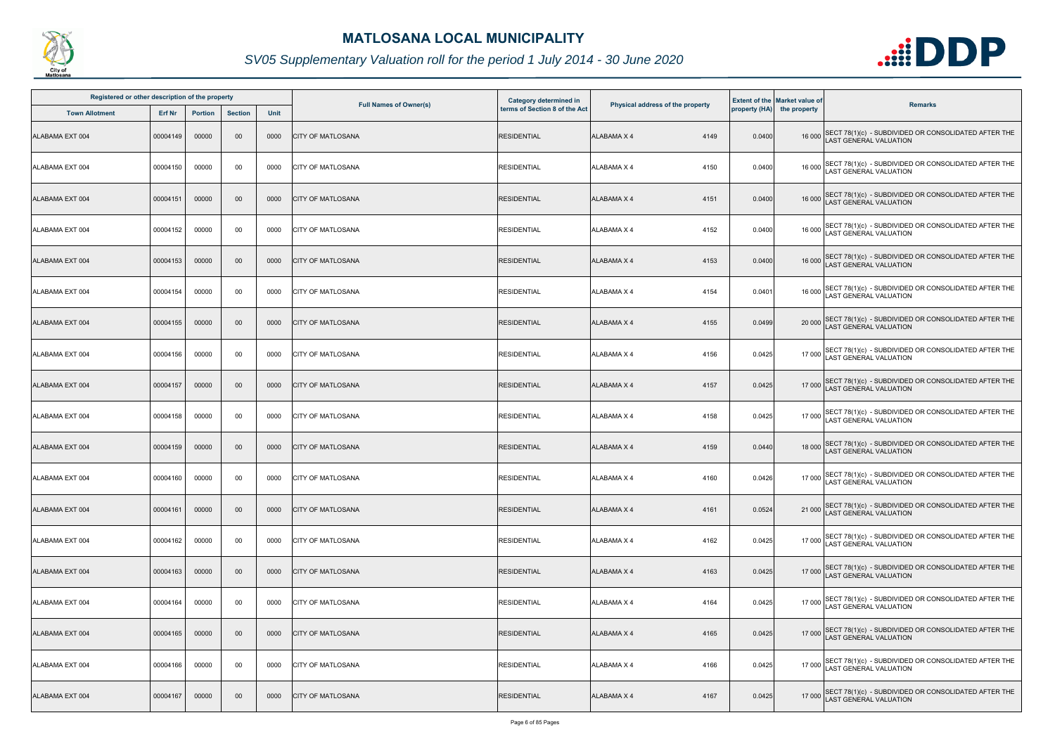# MATLOSANA LOCAL MUNICIPALITY

## *SV05 Supplementary Valuation roll for the period 1 July 2014 - 30 June 2020*

| Registered or other description of the property | | | | | Full Names of Owner(s) | Category determined in terms of Section 8 of the Act | Physical address of the property | Extent of the property (HA) | Market value of the property | Remarks |
|---|---|---|---|---|---|---|---|---|---|---|
| Town Allotment | Erf Nr | Portion | Section | Unit | | | | | | |
| ALABAMA EXT 004 | 00004149 | 00000 | 00 | 0000 | CITY OF MATLOSANA | RESIDENTIAL | ALABAMA X 4 4149 | 0.0400 | 16 000 | SECT 78(1)(c) - SUBDIVIDED OR CONSOLIDATED AFTER THE LAST GENERAL VALUATION |
| ALABAMA EXT 004 | 00004150 | 00000 | 00 | 0000 | CITY OF MATLOSANA | RESIDENTIAL | ALABAMA X 4 4150 | 0.0400 | 16 000 | SECT 78(1)(c) - SUBDIVIDED OR CONSOLIDATED AFTER THE LAST GENERAL VALUATION |
| ALABAMA EXT 004 | 00004151 | 00000 | 00 | 0000 | CITY OF MATLOSANA | RESIDENTIAL | ALABAMA X 4 4151 | 0.0400 | 16 000 | SECT 78(1)(c) - SUBDIVIDED OR CONSOLIDATED AFTER THE LAST GENERAL VALUATION |
| ALABAMA EXT 004 | 00004152 | 00000 | 00 | 0000 | CITY OF MATLOSANA | RESIDENTIAL | ALABAMA X 4 4152 | 0.0400 | 16 000 | SECT 78(1)(c) - SUBDIVIDED OR CONSOLIDATED AFTER THE LAST GENERAL VALUATION |
| ALABAMA EXT 004 | 00004153 | 00000 | 00 | 0000 | CITY OF MATLOSANA | RESIDENTIAL | ALABAMA X 4 4153 | 0.0400 | 16 000 | SECT 78(1)(c) - SUBDIVIDED OR CONSOLIDATED AFTER THE LAST GENERAL VALUATION |
| ALABAMA EXT 004 | 00004154 | 00000 | 00 | 0000 | CITY OF MATLOSANA | RESIDENTIAL | ALABAMA X 4 4154 | 0.0401 | 16 000 | SECT 78(1)(c) - SUBDIVIDED OR CONSOLIDATED AFTER THE LAST GENERAL VALUATION |
| ALABAMA EXT 004 | 00004155 | 00000 | 00 | 0000 | CITY OF MATLOSANA | RESIDENTIAL | ALABAMA X 4 4155 | 0.0499 | 20 000 | SECT 78(1)(c) - SUBDIVIDED OR CONSOLIDATED AFTER THE LAST GENERAL VALUATION |
| ALABAMA EXT 004 | 00004156 | 00000 | 00 | 0000 | CITY OF MATLOSANA | RESIDENTIAL | ALABAMA X 4 4156 | 0.0425 | 17 000 | SECT 78(1)(c) - SUBDIVIDED OR CONSOLIDATED AFTER THE LAST GENERAL VALUATION |
| ALABAMA EXT 004 | 00004157 | 00000 | 00 | 0000 | CITY OF MATLOSANA | RESIDENTIAL | ALABAMA X 4 4157 | 0.0425 | 17 000 | SECT 78(1)(c) - SUBDIVIDED OR CONSOLIDATED AFTER THE LAST GENERAL VALUATION |
| ALABAMA EXT 004 | 00004158 | 00000 | 00 | 0000 | CITY OF MATLOSANA | RESIDENTIAL | ALABAMA X 4 4158 | 0.0425 | 17 000 | SECT 78(1)(c) - SUBDIVIDED OR CONSOLIDATED AFTER THE LAST GENERAL VALUATION |
| ALABAMA EXT 004 | 00004159 | 00000 | 00 | 0000 | CITY OF MATLOSANA | RESIDENTIAL | ALABAMA X 4 4159 | 0.0440 | 18 000 | SECT 78(1)(c) - SUBDIVIDED OR CONSOLIDATED AFTER THE LAST GENERAL VALUATION |
| ALABAMA EXT 004 | 00004160 | 00000 | 00 | 0000 | CITY OF MATLOSANA | RESIDENTIAL | ALABAMA X 4 4160 | 0.0426 | 17 000 | SECT 78(1)(c) - SUBDIVIDED OR CONSOLIDATED AFTER THE LAST GENERAL VALUATION |
| ALABAMA EXT 004 | 00004161 | 00000 | 00 | 0000 | CITY OF MATLOSANA | RESIDENTIAL | ALABAMA X 4 4161 | 0.0524 | 21 000 | SECT 78(1)(c) - SUBDIVIDED OR CONSOLIDATED AFTER THE LAST GENERAL VALUATION |
| ALABAMA EXT 004 | 00004162 | 00000 | 00 | 0000 | CITY OF MATLOSANA | RESIDENTIAL | ALABAMA X 4 4162 | 0.0425 | 17 000 | SECT 78(1)(c) - SUBDIVIDED OR CONSOLIDATED AFTER THE LAST GENERAL VALUATION |
| ALABAMA EXT 004 | 00004163 | 00000 | 00 | 0000 | CITY OF MATLOSANA | RESIDENTIAL | ALABAMA X 4 4163 | 0.0425 | 17 000 | SECT 78(1)(c) - SUBDIVIDED OR CONSOLIDATED AFTER THE LAST GENERAL VALUATION |
| ALABAMA EXT 004 | 00004164 | 00000 | 00 | 0000 | CITY OF MATLOSANA | RESIDENTIAL | ALABAMA X 4 4164 | 0.0425 | 17 000 | SECT 78(1)(c) - SUBDIVIDED OR CONSOLIDATED AFTER THE LAST GENERAL VALUATION |
| ALABAMA EXT 004 | 00004165 | 00000 | 00 | 0000 | CITY OF MATLOSANA | RESIDENTIAL | ALABAMA X 4 4165 | 0.0425 | 17 000 | SECT 78(1)(c) - SUBDIVIDED OR CONSOLIDATED AFTER THE LAST GENERAL VALUATION |
| ALABAMA EXT 004 | 00004166 | 00000 | 00 | 0000 | CITY OF MATLOSANA | RESIDENTIAL | ALABAMA X 4 4166 | 0.0425 | 17 000 | SECT 78(1)(c) - SUBDIVIDED OR CONSOLIDATED AFTER THE LAST GENERAL VALUATION |
| ALABAMA EXT 004 | 00004167 | 00000 | 00 | 0000 | CITY OF MATLOSANA | RESIDENTIAL | ALABAMA X 4 4167 | 0.0425 | 17 000 | SECT 78(1)(c) - SUBDIVIDED OR CONSOLIDATED AFTER THE LAST GENERAL VALUATION |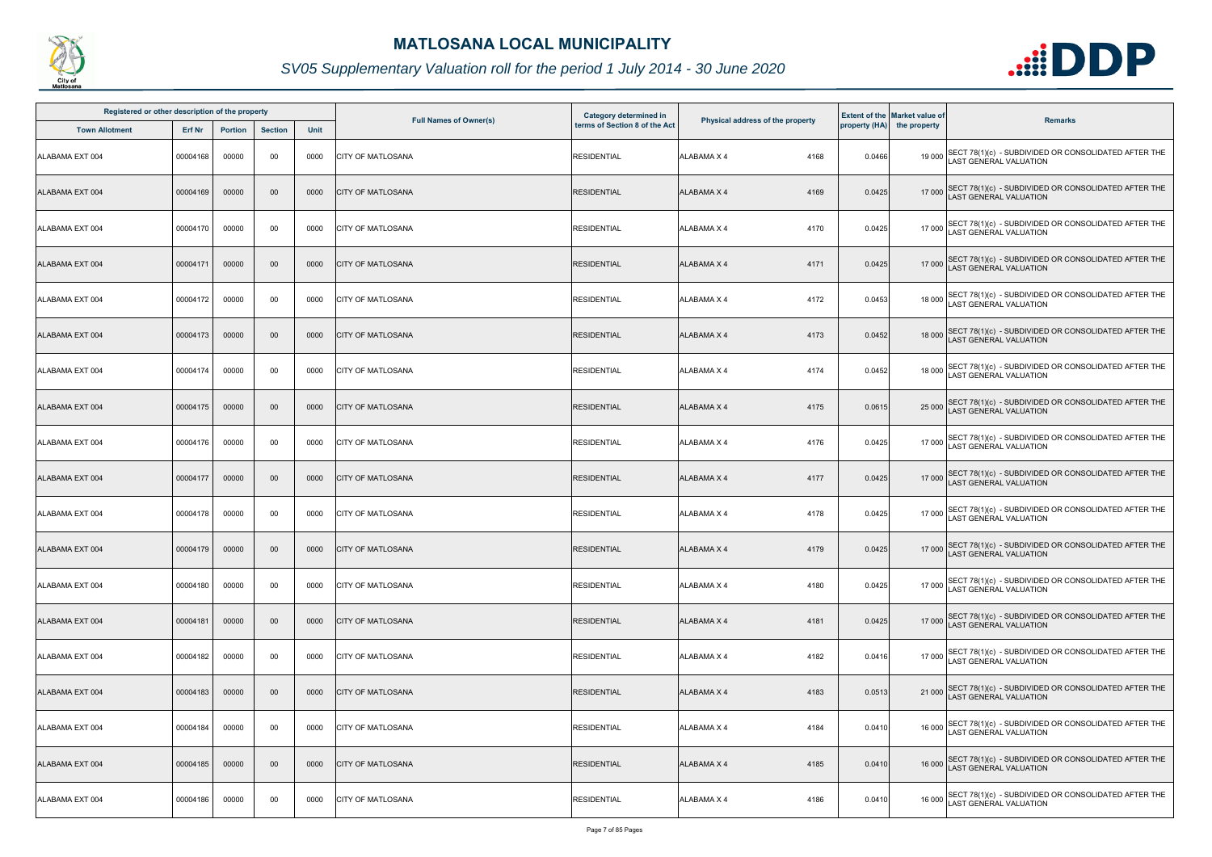# MATLOSANA LOCAL MUNICIPALITY

## SV05 Supplementary Valuation roll for the period 1 July 2014 - 30 June 2020

| Registered or other description of the property | | | | | Full Names of Owner(s) | Category determined in terms of Section 8 of the Act | Physical address of the property | Extent of the property (HA) | Market value of the property | Remarks |
|---|---|---|---|---|---|---|---|---|---|---|
| Town Allotment | Erf Nr | Portion | Section | Unit | | | | | | |
| ALABAMA EXT 004 | 00004168 | 00000 | 00 | 0000 | CITY OF MATLOSANA | RESIDENTIAL | ALABAMA X 4 4168 | 0.0466 | 19 000 | SECT 78(1)(c) - SUBDIVIDED OR CONSOLIDATED AFTER THE LAST GENERAL VALUATION |
| ALABAMA EXT 004 | 00004169 | 00000 | 00 | 0000 | CITY OF MATLOSANA | RESIDENTIAL | ALABAMA X 4 4169 | 0.0425 | 17 000 | SECT 78(1)(c) - SUBDIVIDED OR CONSOLIDATED AFTER THE LAST GENERAL VALUATION |
| ALABAMA EXT 004 | 00004170 | 00000 | 00 | 0000 | CITY OF MATLOSANA | RESIDENTIAL | ALABAMA X 4 4170 | 0.0425 | 17 000 | SECT 78(1)(c) - SUBDIVIDED OR CONSOLIDATED AFTER THE LAST GENERAL VALUATION |
| ALABAMA EXT 004 | 00004171 | 00000 | 00 | 0000 | CITY OF MATLOSANA | RESIDENTIAL | ALABAMA X 4 4171 | 0.0425 | 17 000 | SECT 78(1)(c) - SUBDIVIDED OR CONSOLIDATED AFTER THE LAST GENERAL VALUATION |
| ALABAMA EXT 004 | 00004172 | 00000 | 00 | 0000 | CITY OF MATLOSANA | RESIDENTIAL | ALABAMA X 4 4172 | 0.0453 | 18 000 | SECT 78(1)(c) - SUBDIVIDED OR CONSOLIDATED AFTER THE LAST GENERAL VALUATION |
| ALABAMA EXT 004 | 00004173 | 00000 | 00 | 0000 | CITY OF MATLOSANA | RESIDENTIAL | ALABAMA X 4 4173 | 0.0452 | 18 000 | SECT 78(1)(c) - SUBDIVIDED OR CONSOLIDATED AFTER THE LAST GENERAL VALUATION |
| ALABAMA EXT 004 | 00004174 | 00000 | 00 | 0000 | CITY OF MATLOSANA | RESIDENTIAL | ALABAMA X 4 4174 | 0.0452 | 18 000 | SECT 78(1)(c) - SUBDIVIDED OR CONSOLIDATED AFTER THE LAST GENERAL VALUATION |
| ALABAMA EXT 004 | 00004175 | 00000 | 00 | 0000 | CITY OF MATLOSANA | RESIDENTIAL | ALABAMA X 4 4175 | 0.0615 | 25 000 | SECT 78(1)(c) - SUBDIVIDED OR CONSOLIDATED AFTER THE LAST GENERAL VALUATION |
| ALABAMA EXT 004 | 00004176 | 00000 | 00 | 0000 | CITY OF MATLOSANA | RESIDENTIAL | ALABAMA X 4 4176 | 0.0425 | 17 000 | SECT 78(1)(c) - SUBDIVIDED OR CONSOLIDATED AFTER THE LAST GENERAL VALUATION |
| ALABAMA EXT 004 | 00004177 | 00000 | 00 | 0000 | CITY OF MATLOSANA | RESIDENTIAL | ALABAMA X 4 4177 | 0.0425 | 17 000 | SECT 78(1)(c) - SUBDIVIDED OR CONSOLIDATED AFTER THE LAST GENERAL VALUATION |
| ALABAMA EXT 004 | 00004178 | 00000 | 00 | 0000 | CITY OF MATLOSANA | RESIDENTIAL | ALABAMA X 4 4178 | 0.0425 | 17 000 | SECT 78(1)(c) - SUBDIVIDED OR CONSOLIDATED AFTER THE LAST GENERAL VALUATION |
| ALABAMA EXT 004 | 00004179 | 00000 | 00 | 0000 | CITY OF MATLOSANA | RESIDENTIAL | ALABAMA X 4 4179 | 0.0425 | 17 000 | SECT 78(1)(c) - SUBDIVIDED OR CONSOLIDATED AFTER THE LAST GENERAL VALUATION |
| ALABAMA EXT 004 | 00004180 | 00000 | 00 | 0000 | CITY OF MATLOSANA | RESIDENTIAL | ALABAMA X 4 4180 | 0.0425 | 17 000 | SECT 78(1)(c) - SUBDIVIDED OR CONSOLIDATED AFTER THE LAST GENERAL VALUATION |
| ALABAMA EXT 004 | 00004181 | 00000 | 00 | 0000 | CITY OF MATLOSANA | RESIDENTIAL | ALABAMA X 4 4181 | 0.0425 | 17 000 | SECT 78(1)(c) - SUBDIVIDED OR CONSOLIDATED AFTER THE LAST GENERAL VALUATION |
| ALABAMA EXT 004 | 00004182 | 00000 | 00 | 0000 | CITY OF MATLOSANA | RESIDENTIAL | ALABAMA X 4 4182 | 0.0416 | 17 000 | SECT 78(1)(c) - SUBDIVIDED OR CONSOLIDATED AFTER THE LAST GENERAL VALUATION |
| ALABAMA EXT 004 | 00004183 | 00000 | 00 | 0000 | CITY OF MATLOSANA | RESIDENTIAL | ALABAMA X 4 4183 | 0.0513 | 21 000 | SECT 78(1)(c) - SUBDIVIDED OR CONSOLIDATED AFTER THE LAST GENERAL VALUATION |
| ALABAMA EXT 004 | 00004184 | 00000 | 00 | 0000 | CITY OF MATLOSANA | RESIDENTIAL | ALABAMA X 4 4184 | 0.0410 | 16 000 | SECT 78(1)(c) - SUBDIVIDED OR CONSOLIDATED AFTER THE LAST GENERAL VALUATION |
| ALABAMA EXT 004 | 00004185 | 00000 | 00 | 0000 | CITY OF MATLOSANA | RESIDENTIAL | ALABAMA X 4 4185 | 0.0410 | 16 000 | SECT 78(1)(c) - SUBDIVIDED OR CONSOLIDATED AFTER THE LAST GENERAL VALUATION |
| ALABAMA EXT 004 | 00004186 | 00000 | 00 | 0000 | CITY OF MATLOSANA | RESIDENTIAL | ALABAMA X 4 4186 | 0.0410 | 16 000 | SECT 78(1)(c) - SUBDIVIDED OR CONSOLIDATED AFTER THE LAST GENERAL VALUATION |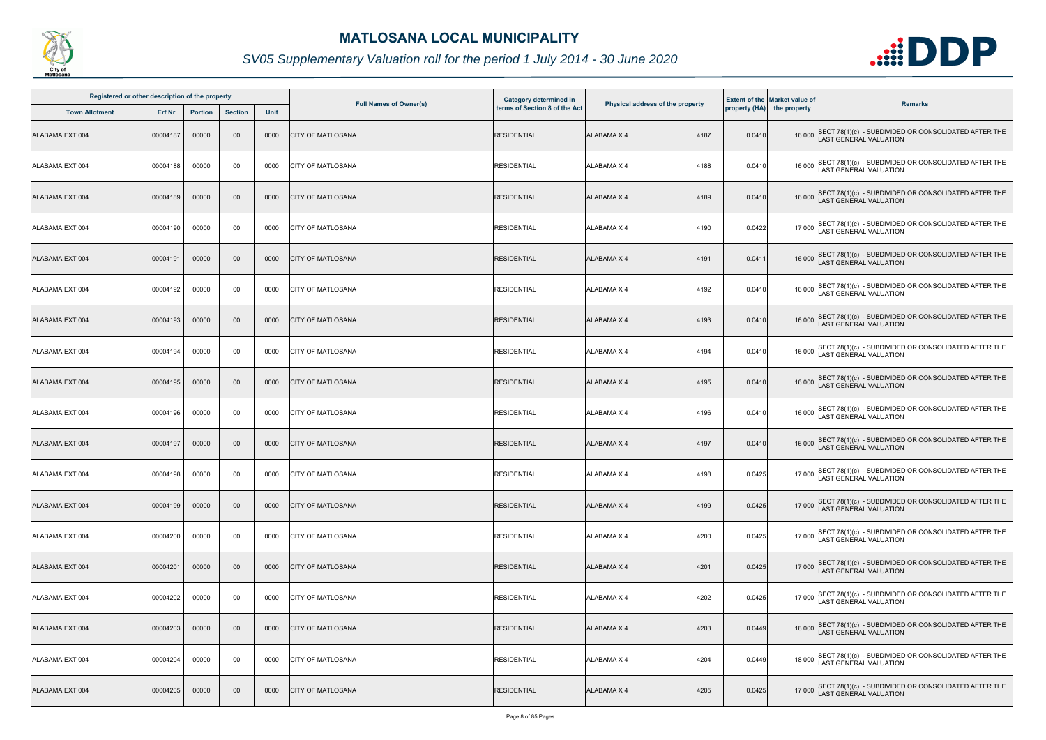# MATLOSANA LOCAL MUNICIPALITY

*SV05 Supplementary Valuation roll for the period 1 July 2014 - 30 June 2020*

| Registered or other description of the property | | | | | Full Names of Owner(s) | Category determined in terms of Section 8 of the Act | Physical address of the property | Extent of the property (HA) | Market value of the property | Remarks |
|---|---|---|---|---|---|---|---|---|---|---|
| Town Allotment | Erf Nr | Portion | Section | Unit | | | | | | |
| ALABAMA EXT 004 | 00004187 | 00000 | 00 | 0000 | CITY OF MATLOSANA | RESIDENTIAL | ALABAMA X 4 4187 | 0.0410 | 16 000 | SECT 78(1)(c) - SUBDIVIDED OR CONSOLIDATED AFTER THE LAST GENERAL VALUATION |
| ALABAMA EXT 004 | 00004188 | 00000 | 00 | 0000 | CITY OF MATLOSANA | RESIDENTIAL | ALABAMA X 4 4188 | 0.0410 | 16 000 | SECT 78(1)(c) - SUBDIVIDED OR CONSOLIDATED AFTER THE LAST GENERAL VALUATION |
| ALABAMA EXT 004 | 00004189 | 00000 | 00 | 0000 | CITY OF MATLOSANA | RESIDENTIAL | ALABAMA X 4 4189 | 0.0410 | 16 000 | SECT 78(1)(c) - SUBDIVIDED OR CONSOLIDATED AFTER THE LAST GENERAL VALUATION |
| ALABAMA EXT 004 | 00004190 | 00000 | 00 | 0000 | CITY OF MATLOSANA | RESIDENTIAL | ALABAMA X 4 4190 | 0.0422 | 17 000 | SECT 78(1)(c) - SUBDIVIDED OR CONSOLIDATED AFTER THE LAST GENERAL VALUATION |
| ALABAMA EXT 004 | 00004191 | 00000 | 00 | 0000 | CITY OF MATLOSANA | RESIDENTIAL | ALABAMA X 4 4191 | 0.0411 | 16 000 | SECT 78(1)(c) - SUBDIVIDED OR CONSOLIDATED AFTER THE LAST GENERAL VALUATION |
| ALABAMA EXT 004 | 00004192 | 00000 | 00 | 0000 | CITY OF MATLOSANA | RESIDENTIAL | ALABAMA X 4 4192 | 0.0410 | 16 000 | SECT 78(1)(c) - SUBDIVIDED OR CONSOLIDATED AFTER THE LAST GENERAL VALUATION |
| ALABAMA EXT 004 | 00004193 | 00000 | 00 | 0000 | CITY OF MATLOSANA | RESIDENTIAL | ALABAMA X 4 4193 | 0.0410 | 16 000 | SECT 78(1)(c) - SUBDIVIDED OR CONSOLIDATED AFTER THE LAST GENERAL VALUATION |
| ALABAMA EXT 004 | 00004194 | 00000 | 00 | 0000 | CITY OF MATLOSANA | RESIDENTIAL | ALABAMA X 4 4194 | 0.0410 | 16 000 | SECT 78(1)(c) - SUBDIVIDED OR CONSOLIDATED AFTER THE LAST GENERAL VALUATION |
| ALABAMA EXT 004 | 00004195 | 00000 | 00 | 0000 | CITY OF MATLOSANA | RESIDENTIAL | ALABAMA X 4 4195 | 0.0410 | 16 000 | SECT 78(1)(c) - SUBDIVIDED OR CONSOLIDATED AFTER THE LAST GENERAL VALUATION |
| ALABAMA EXT 004 | 00004196 | 00000 | 00 | 0000 | CITY OF MATLOSANA | RESIDENTIAL | ALABAMA X 4 4196 | 0.0410 | 16 000 | SECT 78(1)(c) - SUBDIVIDED OR CONSOLIDATED AFTER THE LAST GENERAL VALUATION |
| ALABAMA EXT 004 | 00004197 | 00000 | 00 | 0000 | CITY OF MATLOSANA | RESIDENTIAL | ALABAMA X 4 4197 | 0.0410 | 16 000 | SECT 78(1)(c) - SUBDIVIDED OR CONSOLIDATED AFTER THE LAST GENERAL VALUATION |
| ALABAMA EXT 004 | 00004198 | 00000 | 00 | 0000 | CITY OF MATLOSANA | RESIDENTIAL | ALABAMA X 4 4198 | 0.0425 | 17 000 | SECT 78(1)(c) - SUBDIVIDED OR CONSOLIDATED AFTER THE LAST GENERAL VALUATION |
| ALABAMA EXT 004 | 00004199 | 00000 | 00 | 0000 | CITY OF MATLOSANA | RESIDENTIAL | ALABAMA X 4 4199 | 0.0425 | 17 000 | SECT 78(1)(c) - SUBDIVIDED OR CONSOLIDATED AFTER THE LAST GENERAL VALUATION |
| ALABAMA EXT 004 | 00004200 | 00000 | 00 | 0000 | CITY OF MATLOSANA | RESIDENTIAL | ALABAMA X 4 4200 | 0.0425 | 17 000 | SECT 78(1)(c) - SUBDIVIDED OR CONSOLIDATED AFTER THE LAST GENERAL VALUATION |
| ALABAMA EXT 004 | 00004201 | 00000 | 00 | 0000 | CITY OF MATLOSANA | RESIDENTIAL | ALABAMA X 4 4201 | 0.0425 | 17 000 | SECT 78(1)(c) - SUBDIVIDED OR CONSOLIDATED AFTER THE LAST GENERAL VALUATION |
| ALABAMA EXT 004 | 00004202 | 00000 | 00 | 0000 | CITY OF MATLOSANA | RESIDENTIAL | ALABAMA X 4 4202 | 0.0425 | 17 000 | SECT 78(1)(c) - SUBDIVIDED OR CONSOLIDATED AFTER THE LAST GENERAL VALUATION |
| ALABAMA EXT 004 | 00004203 | 00000 | 00 | 0000 | CITY OF MATLOSANA | RESIDENTIAL | ALABAMA X 4 4203 | 0.0449 | 18 000 | SECT 78(1)(c) - SUBDIVIDED OR CONSOLIDATED AFTER THE LAST GENERAL VALUATION |
| ALABAMA EXT 004 | 00004204 | 00000 | 00 | 0000 | CITY OF MATLOSANA | RESIDENTIAL | ALABAMA X 4 4204 | 0.0449 | 18 000 | SECT 78(1)(c) - SUBDIVIDED OR CONSOLIDATED AFTER THE LAST GENERAL VALUATION |
| ALABAMA EXT 004 | 00004205 | 00000 | 00 | 0000 | CITY OF MATLOSANA | RESIDENTIAL | ALABAMA X 4 4205 | 0.0425 | 17 000 | SECT 78(1)(c) - SUBDIVIDED OR CONSOLIDATED AFTER THE LAST GENERAL VALUATION |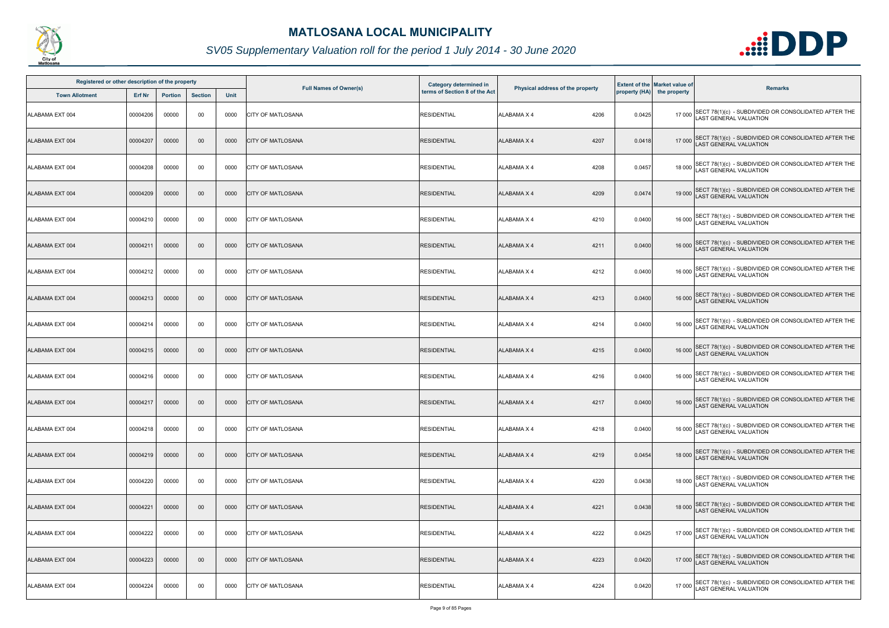# MATLOSANA LOCAL MUNICIPALITY

*SV05 Supplementary Valuation roll for the period 1 July 2014 - 30 June 2020*

| Registered or other description of the property | | | | | Full Names of Owner(s) | Category determined in terms of Section 8 of the Act | Physical address of the property | | Extent of the property (HA) | Market value of the property | Remarks |
|---|---|---|---|---|---|---|---|---|---|---|---|
| Town Allotment | Erf Nr | Portion | Section | Unit | | | | | | | |
| ALABAMA EXT 004 | 00004206 | 00000 | 00 | 0000 | CITY OF MATLOSANA | RESIDENTIAL | ALABAMA X 4 | 4206 | 0.0425 | 17 000 | SECT 78(1)(c) - SUBDIVIDED OR CONSOLIDATED AFTER THE LAST GENERAL VALUATION |
| ALABAMA EXT 004 | 00004207 | 00000 | 00 | 0000 | CITY OF MATLOSANA | RESIDENTIAL | ALABAMA X 4 | 4207 | 0.0418 | 17 000 | SECT 78(1)(c) - SUBDIVIDED OR CONSOLIDATED AFTER THE LAST GENERAL VALUATION |
| ALABAMA EXT 004 | 00004208 | 00000 | 00 | 0000 | CITY OF MATLOSANA | RESIDENTIAL | ALABAMA X 4 | 4208 | 0.0457 | 18 000 | SECT 78(1)(c) - SUBDIVIDED OR CONSOLIDATED AFTER THE LAST GENERAL VALUATION |
| ALABAMA EXT 004 | 00004209 | 00000 | 00 | 0000 | CITY OF MATLOSANA | RESIDENTIAL | ALABAMA X 4 | 4209 | 0.0474 | 19 000 | SECT 78(1)(c) - SUBDIVIDED OR CONSOLIDATED AFTER THE LAST GENERAL VALUATION |
| ALABAMA EXT 004 | 00004210 | 00000 | 00 | 0000 | CITY OF MATLOSANA | RESIDENTIAL | ALABAMA X 4 | 4210 | 0.0400 | 16 000 | SECT 78(1)(c) - SUBDIVIDED OR CONSOLIDATED AFTER THE LAST GENERAL VALUATION |
| ALABAMA EXT 004 | 00004211 | 00000 | 00 | 0000 | CITY OF MATLOSANA | RESIDENTIAL | ALABAMA X 4 | 4211 | 0.0400 | 16 000 | SECT 78(1)(c) - SUBDIVIDED OR CONSOLIDATED AFTER THE LAST GENERAL VALUATION |
| ALABAMA EXT 004 | 00004212 | 00000 | 00 | 0000 | CITY OF MATLOSANA | RESIDENTIAL | ALABAMA X 4 | 4212 | 0.0400 | 16 000 | SECT 78(1)(c) - SUBDIVIDED OR CONSOLIDATED AFTER THE LAST GENERAL VALUATION |
| ALABAMA EXT 004 | 00004213 | 00000 | 00 | 0000 | CITY OF MATLOSANA | RESIDENTIAL | ALABAMA X 4 | 4213 | 0.0400 | 16 000 | SECT 78(1)(c) - SUBDIVIDED OR CONSOLIDATED AFTER THE LAST GENERAL VALUATION |
| ALABAMA EXT 004 | 00004214 | 00000 | 00 | 0000 | CITY OF MATLOSANA | RESIDENTIAL | ALABAMA X 4 | 4214 | 0.0400 | 16 000 | SECT 78(1)(c) - SUBDIVIDED OR CONSOLIDATED AFTER THE LAST GENERAL VALUATION |
| ALABAMA EXT 004 | 00004215 | 00000 | 00 | 0000 | CITY OF MATLOSANA | RESIDENTIAL | ALABAMA X 4 | 4215 | 0.0400 | 16 000 | SECT 78(1)(c) - SUBDIVIDED OR CONSOLIDATED AFTER THE LAST GENERAL VALUATION |
| ALABAMA EXT 004 | 00004216 | 00000 | 00 | 0000 | CITY OF MATLOSANA | RESIDENTIAL | ALABAMA X 4 | 4216 | 0.0400 | 16 000 | SECT 78(1)(c) - SUBDIVIDED OR CONSOLIDATED AFTER THE LAST GENERAL VALUATION |
| ALABAMA EXT 004 | 00004217 | 00000 | 00 | 0000 | CITY OF MATLOSANA | RESIDENTIAL | ALABAMA X 4 | 4217 | 0.0400 | 16 000 | SECT 78(1)(c) - SUBDIVIDED OR CONSOLIDATED AFTER THE LAST GENERAL VALUATION |
| ALABAMA EXT 004 | 00004218 | 00000 | 00 | 0000 | CITY OF MATLOSANA | RESIDENTIAL | ALABAMA X 4 | 4218 | 0.0400 | 16 000 | SECT 78(1)(c) - SUBDIVIDED OR CONSOLIDATED AFTER THE LAST GENERAL VALUATION |
| ALABAMA EXT 004 | 00004219 | 00000 | 00 | 0000 | CITY OF MATLOSANA | RESIDENTIAL | ALABAMA X 4 | 4219 | 0.0454 | 18 000 | SECT 78(1)(c) - SUBDIVIDED OR CONSOLIDATED AFTER THE LAST GENERAL VALUATION |
| ALABAMA EXT 004 | 00004220 | 00000 | 00 | 0000 | CITY OF MATLOSANA | RESIDENTIAL | ALABAMA X 4 | 4220 | 0.0438 | 18 000 | SECT 78(1)(c) - SUBDIVIDED OR CONSOLIDATED AFTER THE LAST GENERAL VALUATION |
| ALABAMA EXT 004 | 00004221 | 00000 | 00 | 0000 | CITY OF MATLOSANA | RESIDENTIAL | ALABAMA X 4 | 4221 | 0.0438 | 18 000 | SECT 78(1)(c) - SUBDIVIDED OR CONSOLIDATED AFTER THE LAST GENERAL VALUATION |
| ALABAMA EXT 004 | 00004222 | 00000 | 00 | 0000 | CITY OF MATLOSANA | RESIDENTIAL | ALABAMA X 4 | 4222 | 0.0425 | 17 000 | SECT 78(1)(c) - SUBDIVIDED OR CONSOLIDATED AFTER THE LAST GENERAL VALUATION |
| ALABAMA EXT 004 | 00004223 | 00000 | 00 | 0000 | CITY OF MATLOSANA | RESIDENTIAL | ALABAMA X 4 | 4223 | 0.0420 | 17 000 | SECT 78(1)(c) - SUBDIVIDED OR CONSOLIDATED AFTER THE LAST GENERAL VALUATION |
| ALABAMA EXT 004 | 00004224 | 00000 | 00 | 0000 | CITY OF MATLOSANA | RESIDENTIAL | ALABAMA X 4 | 4224 | 0.0420 | 17 000 | SECT 78(1)(c) - SUBDIVIDED OR CONSOLIDATED AFTER THE LAST GENERAL VALUATION |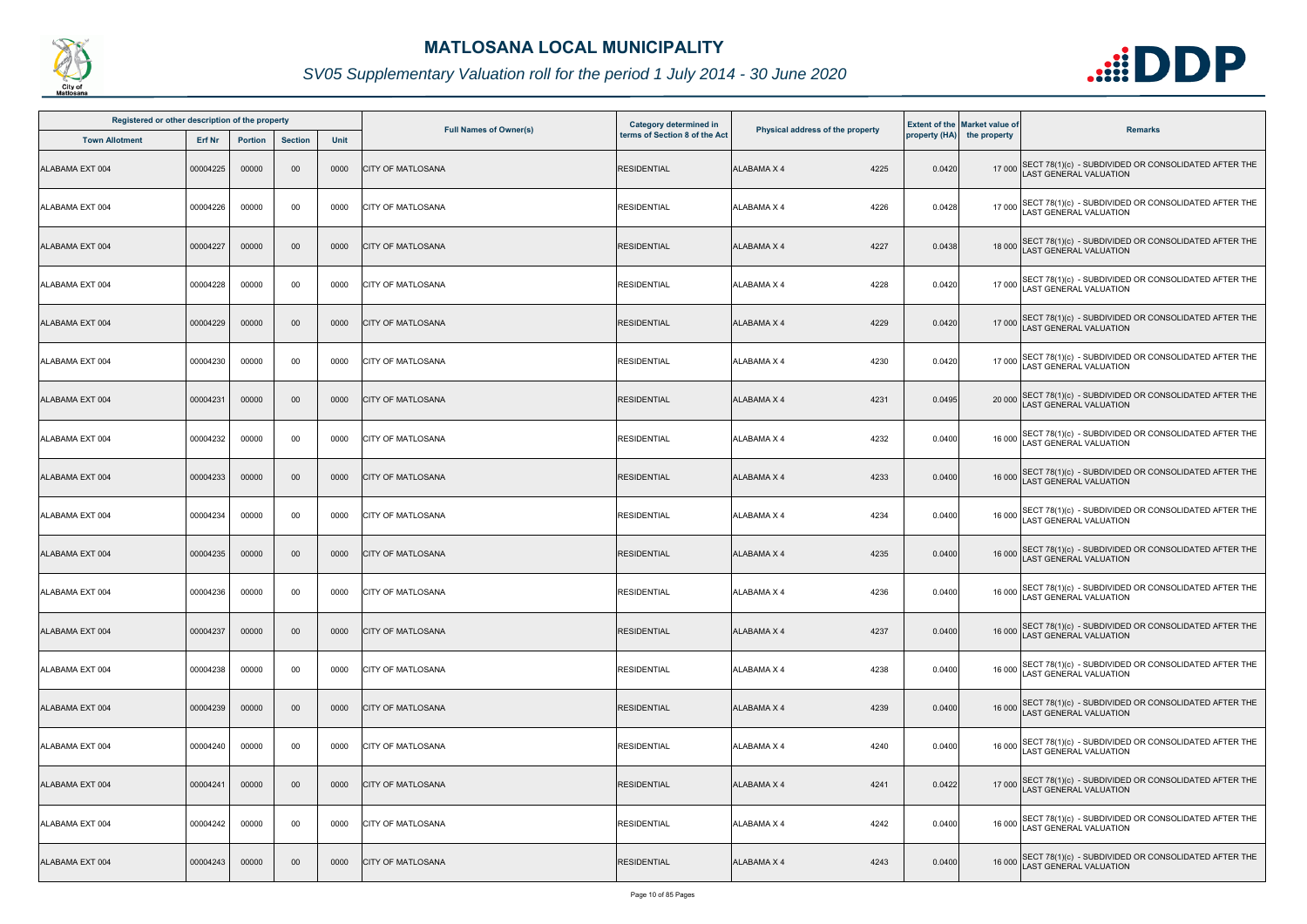# MATLOSANA LOCAL MUNICIPALITY

*SV05 Supplementary Valuation roll for the period 1 July 2014 - 30 June 2020*

| Registered or other description of the property | | | | | Full Names of Owner(s) | Category determined in terms of Section 8 of the Act | Physical address of the property | | Extent of the property (HA) | Market value of the property | Remarks |
|---|---|---|---|---|---|---|---|---|---|---|---|
| Town Allotment | Erf Nr | Portion | Section | Unit | | | | | | | |
| ALABAMA EXT 004 | 00004225 | 00000 | 00 | 0000 | CITY OF MATLOSANA | RESIDENTIAL | ALABAMA X 4 | 4225 | 0.0420 | 17 000 | SECT 78(1)(c) - SUBDIVIDED OR CONSOLIDATED AFTER THE LAST GENERAL VALUATION |
| ALABAMA EXT 004 | 00004226 | 00000 | 00 | 0000 | CITY OF MATLOSANA | RESIDENTIAL | ALABAMA X 4 | 4226 | 0.0428 | 17 000 | SECT 78(1)(c) - SUBDIVIDED OR CONSOLIDATED AFTER THE LAST GENERAL VALUATION |
| ALABAMA EXT 004 | 00004227 | 00000 | 00 | 0000 | CITY OF MATLOSANA | RESIDENTIAL | ALABAMA X 4 | 4227 | 0.0438 | 18 000 | SECT 78(1)(c) - SUBDIVIDED OR CONSOLIDATED AFTER THE LAST GENERAL VALUATION |
| ALABAMA EXT 004 | 00004228 | 00000 | 00 | 0000 | CITY OF MATLOSANA | RESIDENTIAL | ALABAMA X 4 | 4228 | 0.0420 | 17 000 | SECT 78(1)(c) - SUBDIVIDED OR CONSOLIDATED AFTER THE LAST GENERAL VALUATION |
| ALABAMA EXT 004 | 00004229 | 00000 | 00 | 0000 | CITY OF MATLOSANA | RESIDENTIAL | ALABAMA X 4 | 4229 | 0.0420 | 17 000 | SECT 78(1)(c) - SUBDIVIDED OR CONSOLIDATED AFTER THE LAST GENERAL VALUATION |
| ALABAMA EXT 004 | 00004230 | 00000 | 00 | 0000 | CITY OF MATLOSANA | RESIDENTIAL | ALABAMA X 4 | 4230 | 0.0420 | 17 000 | SECT 78(1)(c) - SUBDIVIDED OR CONSOLIDATED AFTER THE LAST GENERAL VALUATION |
| ALABAMA EXT 004 | 00004231 | 00000 | 00 | 0000 | CITY OF MATLOSANA | RESIDENTIAL | ALABAMA X 4 | 4231 | 0.0495 | 20 000 | SECT 78(1)(c) - SUBDIVIDED OR CONSOLIDATED AFTER THE LAST GENERAL VALUATION |
| ALABAMA EXT 004 | 00004232 | 00000 | 00 | 0000 | CITY OF MATLOSANA | RESIDENTIAL | ALABAMA X 4 | 4232 | 0.0400 | 16 000 | SECT 78(1)(c) - SUBDIVIDED OR CONSOLIDATED AFTER THE LAST GENERAL VALUATION |
| ALABAMA EXT 004 | 00004233 | 00000 | 00 | 0000 | CITY OF MATLOSANA | RESIDENTIAL | ALABAMA X 4 | 4233 | 0.0400 | 16 000 | SECT 78(1)(c) - SUBDIVIDED OR CONSOLIDATED AFTER THE LAST GENERAL VALUATION |
| ALABAMA EXT 004 | 00004234 | 00000 | 00 | 0000 | CITY OF MATLOSANA | RESIDENTIAL | ALABAMA X 4 | 4234 | 0.0400 | 16 000 | SECT 78(1)(c) - SUBDIVIDED OR CONSOLIDATED AFTER THE LAST GENERAL VALUATION |
| ALABAMA EXT 004 | 00004235 | 00000 | 00 | 0000 | CITY OF MATLOSANA | RESIDENTIAL | ALABAMA X 4 | 4235 | 0.0400 | 16 000 | SECT 78(1)(c) - SUBDIVIDED OR CONSOLIDATED AFTER THE LAST GENERAL VALUATION |
| ALABAMA EXT 004 | 00004236 | 00000 | 00 | 0000 | CITY OF MATLOSANA | RESIDENTIAL | ALABAMA X 4 | 4236 | 0.0400 | 16 000 | SECT 78(1)(c) - SUBDIVIDED OR CONSOLIDATED AFTER THE LAST GENERAL VALUATION |
| ALABAMA EXT 004 | 00004237 | 00000 | 00 | 0000 | CITY OF MATLOSANA | RESIDENTIAL | ALABAMA X 4 | 4237 | 0.0400 | 16 000 | SECT 78(1)(c) - SUBDIVIDED OR CONSOLIDATED AFTER THE LAST GENERAL VALUATION |
| ALABAMA EXT 004 | 00004238 | 00000 | 00 | 0000 | CITY OF MATLOSANA | RESIDENTIAL | ALABAMA X 4 | 4238 | 0.0400 | 16 000 | SECT 78(1)(c) - SUBDIVIDED OR CONSOLIDATED AFTER THE LAST GENERAL VALUATION |
| ALABAMA EXT 004 | 00004239 | 00000 | 00 | 0000 | CITY OF MATLOSANA | RESIDENTIAL | ALABAMA X 4 | 4239 | 0.0400 | 16 000 | SECT 78(1)(c) - SUBDIVIDED OR CONSOLIDATED AFTER THE LAST GENERAL VALUATION |
| ALABAMA EXT 004 | 00004240 | 00000 | 00 | 0000 | CITY OF MATLOSANA | RESIDENTIAL | ALABAMA X 4 | 4240 | 0.0400 | 16 000 | SECT 78(1)(c) - SUBDIVIDED OR CONSOLIDATED AFTER THE LAST GENERAL VALUATION |
| ALABAMA EXT 004 | 00004241 | 00000 | 00 | 0000 | CITY OF MATLOSANA | RESIDENTIAL | ALABAMA X 4 | 4241 | 0.0422 | 17 000 | SECT 78(1)(c) - SUBDIVIDED OR CONSOLIDATED AFTER THE LAST GENERAL VALUATION |
| ALABAMA EXT 004 | 00004242 | 00000 | 00 | 0000 | CITY OF MATLOSANA | RESIDENTIAL | ALABAMA X 4 | 4242 | 0.0400 | 16 000 | SECT 78(1)(c) - SUBDIVIDED OR CONSOLIDATED AFTER THE LAST GENERAL VALUATION |
| ALABAMA EXT 004 | 00004243 | 00000 | 00 | 0000 | CITY OF MATLOSANA | RESIDENTIAL | ALABAMA X 4 | 4243 | 0.0400 | 16 000 | SECT 78(1)(c) - SUBDIVIDED OR CONSOLIDATED AFTER THE LAST GENERAL VALUATION |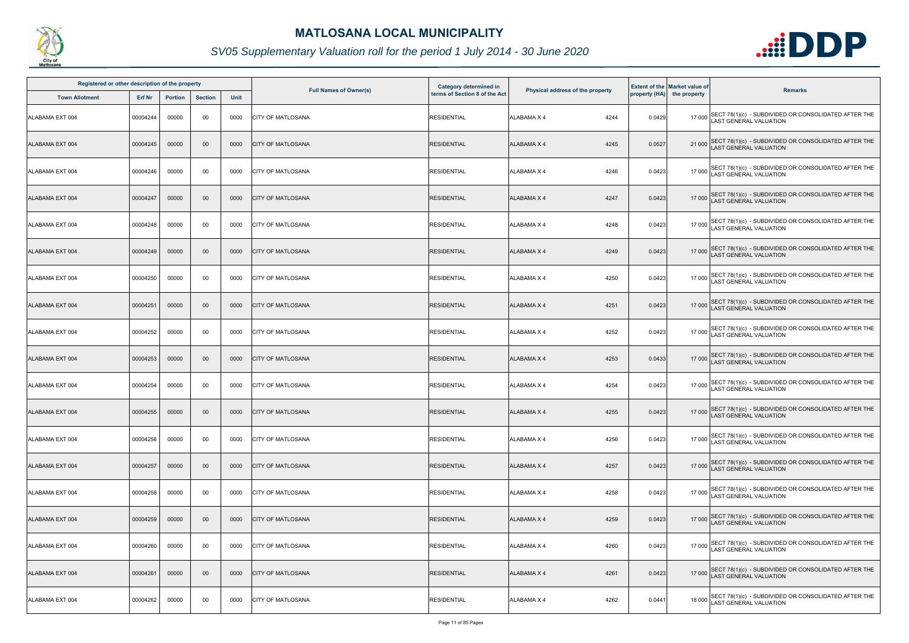# MATLOSANA LOCAL MUNICIPALITY

## SV05 Supplementary Valuation roll for the period 1 July 2014 - 30 June 2020

| Registered or other description of the property | | | | | Full Names of Owner(s) | Category determined in terms of Section 8 of the Act | Physical address of the property | | Extent of the property (HA) | Market value of the property | Remarks |
|---|---|---|---|---|---|---|---|---|---|---|---|
| Town Allotment | Erf Nr | Portion | Section | Unit | | | | | | | |
| ALABAMA EXT 004 | 00004244 | 00000 | 00 | 0000 | CITY OF MATLOSANA | RESIDENTIAL | ALABAMA X 4 | 4244 | 0.0429 | 17 000 | SECT 78(1)(c) - SUBDIVIDED OR CONSOLIDATED AFTER THE LAST GENERAL VALUATION |
| ALABAMA EXT 004 | 00004245 | 00000 | 00 | 0000 | CITY OF MATLOSANA | RESIDENTIAL | ALABAMA X 4 | 4245 | 0.0527 | 21 000 | SECT 78(1)(c) - SUBDIVIDED OR CONSOLIDATED AFTER THE LAST GENERAL VALUATION |
| ALABAMA EXT 004 | 00004246 | 00000 | 00 | 0000 | CITY OF MATLOSANA | RESIDENTIAL | ALABAMA X 4 | 4246 | 0.0423 | 17 000 | SECT 78(1)(c) - SUBDIVIDED OR CONSOLIDATED AFTER THE LAST GENERAL VALUATION |
| ALABAMA EXT 004 | 00004247 | 00000 | 00 | 0000 | CITY OF MATLOSANA | RESIDENTIAL | ALABAMA X 4 | 4247 | 0.0423 | 17 000 | SECT 78(1)(c) - SUBDIVIDED OR CONSOLIDATED AFTER THE LAST GENERAL VALUATION |
| ALABAMA EXT 004 | 00004248 | 00000 | 00 | 0000 | CITY OF MATLOSANA | RESIDENTIAL | ALABAMA X 4 | 4248 | 0.0423 | 17 000 | SECT 78(1)(c) - SUBDIVIDED OR CONSOLIDATED AFTER THE LAST GENERAL VALUATION |
| ALABAMA EXT 004 | 00004249 | 00000 | 00 | 0000 | CITY OF MATLOSANA | RESIDENTIAL | ALABAMA X 4 | 4249 | 0.0423 | 17 000 | SECT 78(1)(c) - SUBDIVIDED OR CONSOLIDATED AFTER THE LAST GENERAL VALUATION |
| ALABAMA EXT 004 | 00004250 | 00000 | 00 | 0000 | CITY OF MATLOSANA | RESIDENTIAL | ALABAMA X 4 | 4250 | 0.0423 | 17 000 | SECT 78(1)(c) - SUBDIVIDED OR CONSOLIDATED AFTER THE LAST GENERAL VALUATION |
| ALABAMA EXT 004 | 00004251 | 00000 | 00 | 0000 | CITY OF MATLOSANA | RESIDENTIAL | ALABAMA X 4 | 4251 | 0.0423 | 17 000 | SECT 78(1)(c) - SUBDIVIDED OR CONSOLIDATED AFTER THE LAST GENERAL VALUATION |
| ALABAMA EXT 004 | 00004252 | 00000 | 00 | 0000 | CITY OF MATLOSANA | RESIDENTIAL | ALABAMA X 4 | 4252 | 0.0423 | 17 000 | SECT 78(1)(c) - SUBDIVIDED OR CONSOLIDATED AFTER THE LAST GENERAL VALUATION |
| ALABAMA EXT 004 | 00004253 | 00000 | 00 | 0000 | CITY OF MATLOSANA | RESIDENTIAL | ALABAMA X 4 | 4253 | 0.0433 | 17 000 | SECT 78(1)(c) - SUBDIVIDED OR CONSOLIDATED AFTER THE LAST GENERAL VALUATION |
| ALABAMA EXT 004 | 00004254 | 00000 | 00 | 0000 | CITY OF MATLOSANA | RESIDENTIAL | ALABAMA X 4 | 4254 | 0.0423 | 17 000 | SECT 78(1)(c) - SUBDIVIDED OR CONSOLIDATED AFTER THE LAST GENERAL VALUATION |
| ALABAMA EXT 004 | 00004255 | 00000 | 00 | 0000 | CITY OF MATLOSANA | RESIDENTIAL | ALABAMA X 4 | 4255 | 0.0423 | 17 000 | SECT 78(1)(c) - SUBDIVIDED OR CONSOLIDATED AFTER THE LAST GENERAL VALUATION |
| ALABAMA EXT 004 | 00004256 | 00000 | 00 | 0000 | CITY OF MATLOSANA | RESIDENTIAL | ALABAMA X 4 | 4256 | 0.0423 | 17 000 | SECT 78(1)(c) - SUBDIVIDED OR CONSOLIDATED AFTER THE LAST GENERAL VALUATION |
| ALABAMA EXT 004 | 00004257 | 00000 | 00 | 0000 | CITY OF MATLOSANA | RESIDENTIAL | ALABAMA X 4 | 4257 | 0.0423 | 17 000 | SECT 78(1)(c) - SUBDIVIDED OR CONSOLIDATED AFTER THE LAST GENERAL VALUATION |
| ALABAMA EXT 004 | 00004258 | 00000 | 00 | 0000 | CITY OF MATLOSANA | RESIDENTIAL | ALABAMA X 4 | 4258 | 0.0423 | 17 000 | SECT 78(1)(c) - SUBDIVIDED OR CONSOLIDATED AFTER THE LAST GENERAL VALUATION |
| ALABAMA EXT 004 | 00004259 | 00000 | 00 | 0000 | CITY OF MATLOSANA | RESIDENTIAL | ALABAMA X 4 | 4259 | 0.0423 | 17 000 | SECT 78(1)(c) - SUBDIVIDED OR CONSOLIDATED AFTER THE LAST GENERAL VALUATION |
| ALABAMA EXT 004 | 00004260 | 00000 | 00 | 0000 | CITY OF MATLOSANA | RESIDENTIAL | ALABAMA X 4 | 4260 | 0.0423 | 17 000 | SECT 78(1)(c) - SUBDIVIDED OR CONSOLIDATED AFTER THE LAST GENERAL VALUATION |
| ALABAMA EXT 004 | 00004261 | 00000 | 00 | 0000 | CITY OF MATLOSANA | RESIDENTIAL | ALABAMA X 4 | 4261 | 0.0423 | 17 000 | SECT 78(1)(c) - SUBDIVIDED OR CONSOLIDATED AFTER THE LAST GENERAL VALUATION |
| ALABAMA EXT 004 | 00004262 | 00000 | 00 | 0000 | CITY OF MATLOSANA | RESIDENTIAL | ALABAMA X 4 | 4262 | 0.0441 | 18 000 | SECT 78(1)(c) - SUBDIVIDED OR CONSOLIDATED AFTER THE LAST GENERAL VALUATION |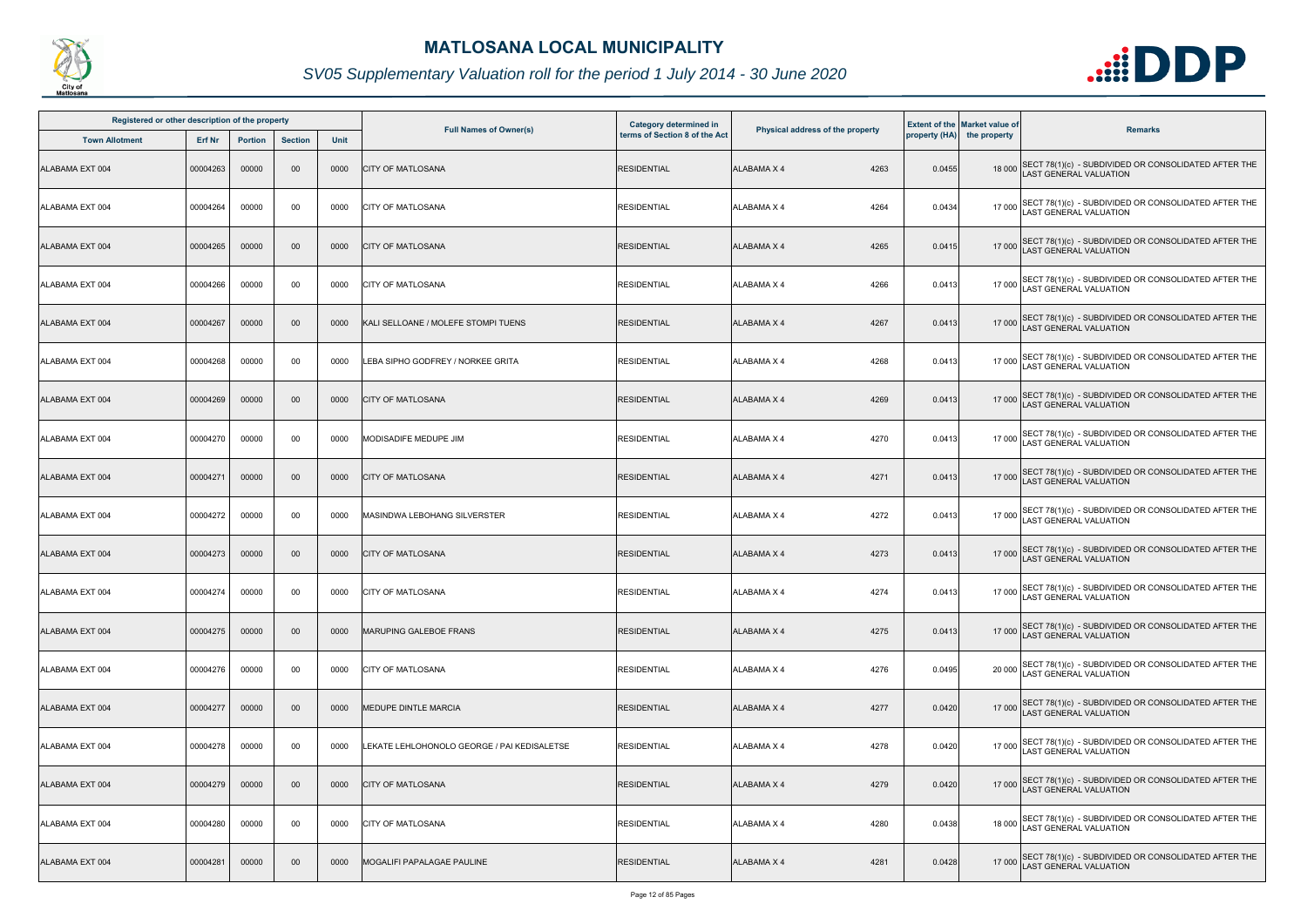# MATLOSANA LOCAL MUNICIPALITY

## SV05 Supplementary Valuation roll for the period 1 July 2014 - 30 June 2020

| Registered or other description of the property | | | | | Full Names of Owner(s) | Category determined in terms of Section 8 of the Act | Physical address of the property | | Extent of the property (HA) | Market value of the property | Remarks |
|---|---|---|---|---|---|---|---|---|---|---|---|
| Town Allotment | Erf Nr | Portion | Section | Unit | | | | | | | |
| ALABAMA EXT 004 | 00004263 | 00000 | 00 | 0000 | CITY OF MATLOSANA | RESIDENTIAL | ALABAMA X 4 | 4263 | 0.0455 | 18 000 | SECT 78(1)(c) - SUBDIVIDED OR CONSOLIDATED AFTER THE LAST GENERAL VALUATION |
| ALABAMA EXT 004 | 00004264 | 00000 | 00 | 0000 | CITY OF MATLOSANA | RESIDENTIAL | ALABAMA X 4 | 4264 | 0.0434 | 17 000 | SECT 78(1)(c) - SUBDIVIDED OR CONSOLIDATED AFTER THE LAST GENERAL VALUATION |
| ALABAMA EXT 004 | 00004265 | 00000 | 00 | 0000 | CITY OF MATLOSANA | RESIDENTIAL | ALABAMA X 4 | 4265 | 0.0415 | 17 000 | SECT 78(1)(c) - SUBDIVIDED OR CONSOLIDATED AFTER THE LAST GENERAL VALUATION |
| ALABAMA EXT 004 | 00004266 | 00000 | 00 | 0000 | CITY OF MATLOSANA | RESIDENTIAL | ALABAMA X 4 | 4266 | 0.0413 | 17 000 | SECT 78(1)(c) - SUBDIVIDED OR CONSOLIDATED AFTER THE LAST GENERAL VALUATION |
| ALABAMA EXT 004 | 00004267 | 00000 | 00 | 0000 | KALI SELLOANE / MOLEFE STOMPI TUENS | RESIDENTIAL | ALABAMA X 4 | 4267 | 0.0413 | 17 000 | SECT 78(1)(c) - SUBDIVIDED OR CONSOLIDATED AFTER THE LAST GENERAL VALUATION |
| ALABAMA EXT 004 | 00004268 | 00000 | 00 | 0000 | LEBA SIPHO GODFREY / NORKEE GRITA | RESIDENTIAL | ALABAMA X 4 | 4268 | 0.0413 | 17 000 | SECT 78(1)(c) - SUBDIVIDED OR CONSOLIDATED AFTER THE LAST GENERAL VALUATION |
| ALABAMA EXT 004 | 00004269 | 00000 | 00 | 0000 | CITY OF MATLOSANA | RESIDENTIAL | ALABAMA X 4 | 4269 | 0.0413 | 17 000 | SECT 78(1)(c) - SUBDIVIDED OR CONSOLIDATED AFTER THE LAST GENERAL VALUATION |
| ALABAMA EXT 004 | 00004270 | 00000 | 00 | 0000 | MODISADIFE MEDUPE JIM | RESIDENTIAL | ALABAMA X 4 | 4270 | 0.0413 | 17 000 | SECT 78(1)(c) - SUBDIVIDED OR CONSOLIDATED AFTER THE LAST GENERAL VALUATION |
| ALABAMA EXT 004 | 00004271 | 00000 | 00 | 0000 | CITY OF MATLOSANA | RESIDENTIAL | ALABAMA X 4 | 4271 | 0.0413 | 17 000 | SECT 78(1)(c) - SUBDIVIDED OR CONSOLIDATED AFTER THE LAST GENERAL VALUATION |
| ALABAMA EXT 004 | 00004272 | 00000 | 00 | 0000 | MASINDWA LEBOHANG SILVERSTER | RESIDENTIAL | ALABAMA X 4 | 4272 | 0.0413 | 17 000 | SECT 78(1)(c) - SUBDIVIDED OR CONSOLIDATED AFTER THE LAST GENERAL VALUATION |
| ALABAMA EXT 004 | 00004273 | 00000 | 00 | 0000 | CITY OF MATLOSANA | RESIDENTIAL | ALABAMA X 4 | 4273 | 0.0413 | 17 000 | SECT 78(1)(c) - SUBDIVIDED OR CONSOLIDATED AFTER THE LAST GENERAL VALUATION |
| ALABAMA EXT 004 | 00004274 | 00000 | 00 | 0000 | CITY OF MATLOSANA | RESIDENTIAL | ALABAMA X 4 | 4274 | 0.0413 | 17 000 | SECT 78(1)(c) - SUBDIVIDED OR CONSOLIDATED AFTER THE LAST GENERAL VALUATION |
| ALABAMA EXT 004 | 00004275 | 00000 | 00 | 0000 | MARUPING GALEBOE FRANS | RESIDENTIAL | ALABAMA X 4 | 4275 | 0.0413 | 17 000 | SECT 78(1)(c) - SUBDIVIDED OR CONSOLIDATED AFTER THE LAST GENERAL VALUATION |
| ALABAMA EXT 004 | 00004276 | 00000 | 00 | 0000 | CITY OF MATLOSANA | RESIDENTIAL | ALABAMA X 4 | 4276 | 0.0495 | 20 000 | SECT 78(1)(c) - SUBDIVIDED OR CONSOLIDATED AFTER THE LAST GENERAL VALUATION |
| ALABAMA EXT 004 | 00004277 | 00000 | 00 | 0000 | MEDUPE DINTLE MARCIA | RESIDENTIAL | ALABAMA X 4 | 4277 | 0.0420 | 17 000 | SECT 78(1)(c) - SUBDIVIDED OR CONSOLIDATED AFTER THE LAST GENERAL VALUATION |
| ALABAMA EXT 004 | 00004278 | 00000 | 00 | 0000 | LEKATE LEHLOHONOLO GEORGE / PAI KEDISALETSE | RESIDENTIAL | ALABAMA X 4 | 4278 | 0.0420 | 17 000 | SECT 78(1)(c) - SUBDIVIDED OR CONSOLIDATED AFTER THE LAST GENERAL VALUATION |
| ALABAMA EXT 004 | 00004279 | 00000 | 00 | 0000 | CITY OF MATLOSANA | RESIDENTIAL | ALABAMA X 4 | 4279 | 0.0420 | 17 000 | SECT 78(1)(c) - SUBDIVIDED OR CONSOLIDATED AFTER THE LAST GENERAL VALUATION |
| ALABAMA EXT 004 | 00004280 | 00000 | 00 | 0000 | CITY OF MATLOSANA | RESIDENTIAL | ALABAMA X 4 | 4280 | 0.0438 | 18 000 | SECT 78(1)(c) - SUBDIVIDED OR CONSOLIDATED AFTER THE LAST GENERAL VALUATION |
| ALABAMA EXT 004 | 00004281 | 00000 | 00 | 0000 | MOGALIFI PAPALAGAE PAULINE | RESIDENTIAL | ALABAMA X 4 | 4281 | 0.0428 | 17 000 | SECT 78(1)(c) - SUBDIVIDED OR CONSOLIDATED AFTER THE LAST GENERAL VALUATION |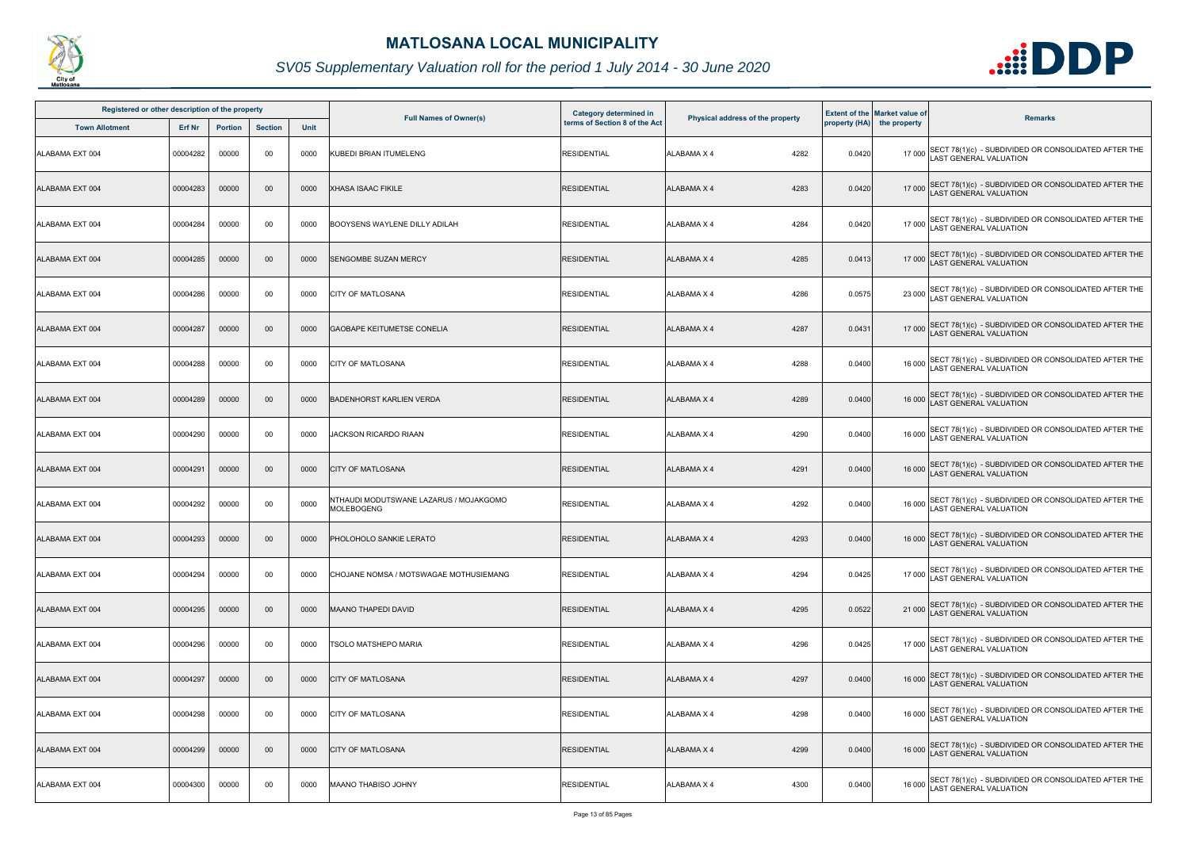# MATLOSANA LOCAL MUNICIPALITY

## SV05 Supplementary Valuation roll for the period 1 July 2014 - 30 June 2020

| Registered or other description of the property | | | | | Full Names of Owner(s) | Category determined in terms of Section 8 of the Act | Physical address of the property | | Extent of the property (HA) | Market value of the property | Remarks |
|---|---|---|---|---|---|---|---|---|---|---|---|
| Town Allotment | Erf Nr | Portion | Section | Unit | | | | | | | |
| ALABAMA EXT 004 | 00004282 | 00000 | 00 | 0000 | KUBEDI BRIAN ITUMELENG | RESIDENTIAL | ALABAMA X 4 | 4282 | 0.0420 | 17 000 | SECT 78(1)(c) - SUBDIVIDED OR CONSOLIDATED AFTER THE LAST GENERAL VALUATION |
| ALABAMA EXT 004 | 00004283 | 00000 | 00 | 0000 | XHASA ISAAC FIKILE | RESIDENTIAL | ALABAMA X 4 | 4283 | 0.0420 | 17 000 | SECT 78(1)(c) - SUBDIVIDED OR CONSOLIDATED AFTER THE LAST GENERAL VALUATION |
| ALABAMA EXT 004 | 00004284 | 00000 | 00 | 0000 | BOOYSENS WAYLENE DILLY ADILAH | RESIDENTIAL | ALABAMA X 4 | 4284 | 0.0420 | 17 000 | SECT 78(1)(c) - SUBDIVIDED OR CONSOLIDATED AFTER THE LAST GENERAL VALUATION |
| ALABAMA EXT 004 | 00004285 | 00000 | 00 | 0000 | SENGOMBE SUZAN MERCY | RESIDENTIAL | ALABAMA X 4 | 4285 | 0.0413 | 17 000 | SECT 78(1)(c) - SUBDIVIDED OR CONSOLIDATED AFTER THE LAST GENERAL VALUATION |
| ALABAMA EXT 004 | 00004286 | 00000 | 00 | 0000 | CITY OF MATLOSANA | RESIDENTIAL | ALABAMA X 4 | 4286 | 0.0575 | 23 000 | SECT 78(1)(c) - SUBDIVIDED OR CONSOLIDATED AFTER THE LAST GENERAL VALUATION |
| ALABAMA EXT 004 | 00004287 | 00000 | 00 | 0000 | GAOBAPE KEITUMETSE CONELIA | RESIDENTIAL | ALABAMA X 4 | 4287 | 0.0431 | 17 000 | SECT 78(1)(c) - SUBDIVIDED OR CONSOLIDATED AFTER THE LAST GENERAL VALUATION |
| ALABAMA EXT 004 | 00004288 | 00000 | 00 | 0000 | CITY OF MATLOSANA | RESIDENTIAL | ALABAMA X 4 | 4288 | 0.0400 | 16 000 | SECT 78(1)(c) - SUBDIVIDED OR CONSOLIDATED AFTER THE LAST GENERAL VALUATION |
| ALABAMA EXT 004 | 00004289 | 00000 | 00 | 0000 | BADENHORST KARLIEN VERDA | RESIDENTIAL | ALABAMA X 4 | 4289 | 0.0400 | 16 000 | SECT 78(1)(c) - SUBDIVIDED OR CONSOLIDATED AFTER THE LAST GENERAL VALUATION |
| ALABAMA EXT 004 | 00004290 | 00000 | 00 | 0000 | JACKSON RICARDO RIAAN | RESIDENTIAL | ALABAMA X 4 | 4290 | 0.0400 | 16 000 | SECT 78(1)(c) - SUBDIVIDED OR CONSOLIDATED AFTER THE LAST GENERAL VALUATION |
| ALABAMA EXT 004 | 00004291 | 00000 | 00 | 0000 | CITY OF MATLOSANA | RESIDENTIAL | ALABAMA X 4 | 4291 | 0.0400 | 16 000 | SECT 78(1)(c) - SUBDIVIDED OR CONSOLIDATED AFTER THE LAST GENERAL VALUATION |
| ALABAMA EXT 004 | 00004292 | 00000 | 00 | 0000 | NTHAUDI MODUTSWANE LAZARUS / MOJAKGOMO MOLEBOGENG | RESIDENTIAL | ALABAMA X 4 | 4292 | 0.0400 | 16 000 | SECT 78(1)(c) - SUBDIVIDED OR CONSOLIDATED AFTER THE LAST GENERAL VALUATION |
| ALABAMA EXT 004 | 00004293 | 00000 | 00 | 0000 | PHOLOHOLO SANKIE LERATO | RESIDENTIAL | ALABAMA X 4 | 4293 | 0.0400 | 16 000 | SECT 78(1)(c) - SUBDIVIDED OR CONSOLIDATED AFTER THE LAST GENERAL VALUATION |
| ALABAMA EXT 004 | 00004294 | 00000 | 00 | 0000 | CHOJANE NOMSA / MOTSWAGAE MOTHUSIEMANG | RESIDENTIAL | ALABAMA X 4 | 4294 | 0.0425 | 17 000 | SECT 78(1)(c) - SUBDIVIDED OR CONSOLIDATED AFTER THE LAST GENERAL VALUATION |
| ALABAMA EXT 004 | 00004295 | 00000 | 00 | 0000 | MAANO THAPEDI DAVID | RESIDENTIAL | ALABAMA X 4 | 4295 | 0.0522 | 21 000 | SECT 78(1)(c) - SUBDIVIDED OR CONSOLIDATED AFTER THE LAST GENERAL VALUATION |
| ALABAMA EXT 004 | 00004296 | 00000 | 00 | 0000 | TSOLO MATSHEPO MARIA | RESIDENTIAL | ALABAMA X 4 | 4296 | 0.0425 | 17 000 | SECT 78(1)(c) - SUBDIVIDED OR CONSOLIDATED AFTER THE LAST GENERAL VALUATION |
| ALABAMA EXT 004 | 00004297 | 00000 | 00 | 0000 | CITY OF MATLOSANA | RESIDENTIAL | ALABAMA X 4 | 4297 | 0.0400 | 16 000 | SECT 78(1)(c) - SUBDIVIDED OR CONSOLIDATED AFTER THE LAST GENERAL VALUATION |
| ALABAMA EXT 004 | 00004298 | 00000 | 00 | 0000 | CITY OF MATLOSANA | RESIDENTIAL | ALABAMA X 4 | 4298 | 0.0400 | 16 000 | SECT 78(1)(c) - SUBDIVIDED OR CONSOLIDATED AFTER THE LAST GENERAL VALUATION |
| ALABAMA EXT 004 | 00004299 | 00000 | 00 | 0000 | CITY OF MATLOSANA | RESIDENTIAL | ALABAMA X 4 | 4299 | 0.0400 | 16 000 | SECT 78(1)(c) - SUBDIVIDED OR CONSOLIDATED AFTER THE LAST GENERAL VALUATION |
| ALABAMA EXT 004 | 00004300 | 00000 | 00 | 0000 | MAANO THABISO JOHNY | RESIDENTIAL | ALABAMA X 4 | 4300 | 0.0400 | 16 000 | SECT 78(1)(c) - SUBDIVIDED OR CONSOLIDATED AFTER THE LAST GENERAL VALUATION |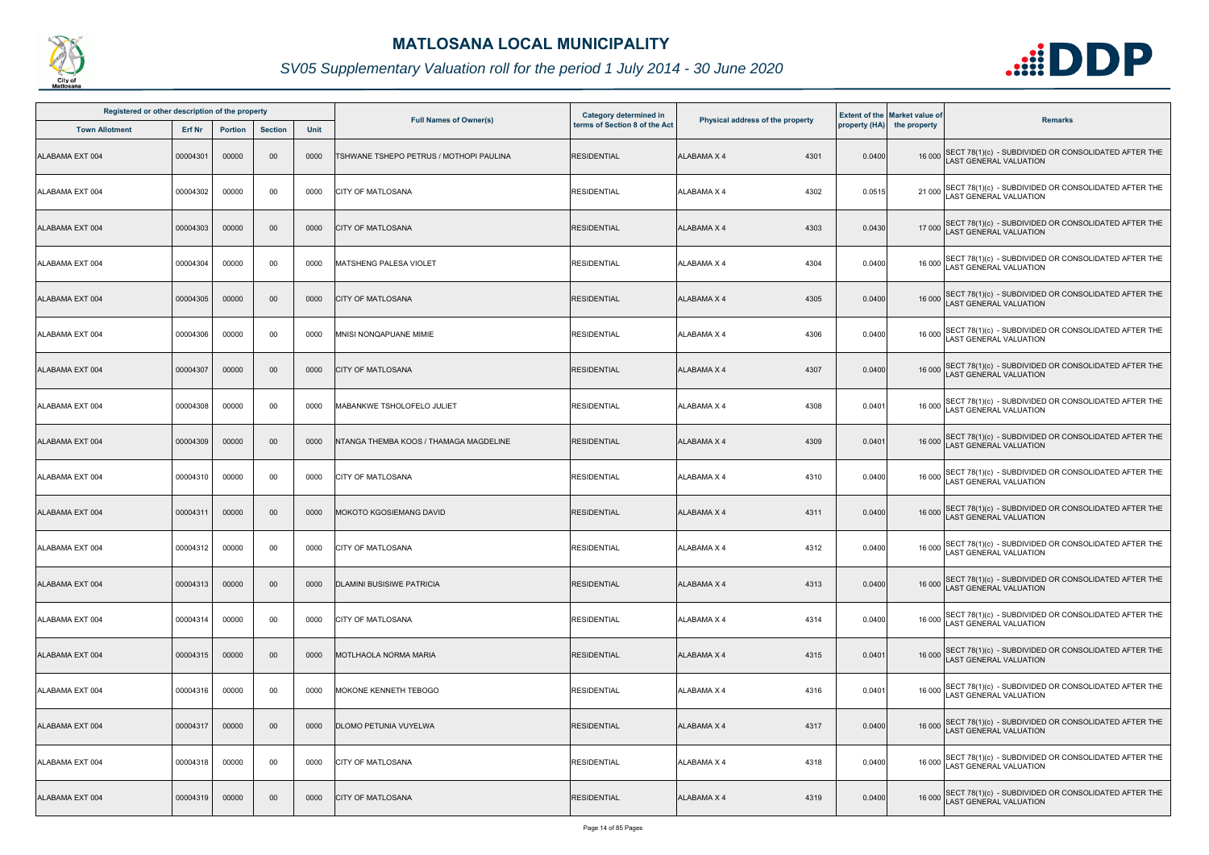# MATLOSANA LOCAL MUNICIPALITY

## SV05 Supplementary Valuation roll for the period 1 July 2014 - 30 June 2020

| Registered or other description of the property | | | | | Full Names of Owner(s) | Category determined in terms of Section 8 of the Act | Physical address of the property | Extent of the property (HA) | Market value of the property | Remarks |
|---|---|---|---|---|---|---|---|---|---|---|
| Town Allotment | Erf Nr | Portion | Section | Unit | | | | | | |
| ALABAMA EXT 004 | 00004301 | 00000 | 00 | 0000 | TSHWANE TSHEPO PETRUS / MOTHOPI PAULINA | RESIDENTIAL | ALABAMA X 4 4301 | 0.0400 | 16 000 | SECT 78(1)(c) - SUBDIVIDED OR CONSOLIDATED AFTER THE LAST GENERAL VALUATION |
| ALABAMA EXT 004 | 00004302 | 00000 | 00 | 0000 | CITY OF MATLOSANA | RESIDENTIAL | ALABAMA X 4 4302 | 0.0515 | 21 000 | SECT 78(1)(c) - SUBDIVIDED OR CONSOLIDATED AFTER THE LAST GENERAL VALUATION |
| ALABAMA EXT 004 | 00004303 | 00000 | 00 | 0000 | CITY OF MATLOSANA | RESIDENTIAL | ALABAMA X 4 4303 | 0.0430 | 17 000 | SECT 78(1)(c) - SUBDIVIDED OR CONSOLIDATED AFTER THE LAST GENERAL VALUATION |
| ALABAMA EXT 004 | 00004304 | 00000 | 00 | 0000 | MATSHENG PALESA VIOLET | RESIDENTIAL | ALABAMA X 4 4304 | 0.0400 | 16 000 | SECT 78(1)(c) - SUBDIVIDED OR CONSOLIDATED AFTER THE LAST GENERAL VALUATION |
| ALABAMA EXT 004 | 00004305 | 00000 | 00 | 0000 | CITY OF MATLOSANA | RESIDENTIAL | ALABAMA X 4 4305 | 0.0400 | 16 000 | SECT 78(1)(c) - SUBDIVIDED OR CONSOLIDATED AFTER THE LAST GENERAL VALUATION |
| ALABAMA EXT 004 | 00004306 | 00000 | 00 | 0000 | MNISI NONQAPUANE MIMIE | RESIDENTIAL | ALABAMA X 4 4306 | 0.0400 | 16 000 | SECT 78(1)(c) - SUBDIVIDED OR CONSOLIDATED AFTER THE LAST GENERAL VALUATION |
| ALABAMA EXT 004 | 00004307 | 00000 | 00 | 0000 | CITY OF MATLOSANA | RESIDENTIAL | ALABAMA X 4 4307 | 0.0400 | 16 000 | SECT 78(1)(c) - SUBDIVIDED OR CONSOLIDATED AFTER THE LAST GENERAL VALUATION |
| ALABAMA EXT 004 | 00004308 | 00000 | 00 | 0000 | MABANKWE TSHOLOFELO JULIET | RESIDENTIAL | ALABAMA X 4 4308 | 0.0401 | 16 000 | SECT 78(1)(c) - SUBDIVIDED OR CONSOLIDATED AFTER THE LAST GENERAL VALUATION |
| ALABAMA EXT 004 | 00004309 | 00000 | 00 | 0000 | NTANGA THEMBA KOOS / THAMAGA MAGDELINE | RESIDENTIAL | ALABAMA X 4 4309 | 0.0401 | 16 000 | SECT 78(1)(c) - SUBDIVIDED OR CONSOLIDATED AFTER THE LAST GENERAL VALUATION |
| ALABAMA EXT 004 | 00004310 | 00000 | 00 | 0000 | CITY OF MATLOSANA | RESIDENTIAL | ALABAMA X 4 4310 | 0.0400 | 16 000 | SECT 78(1)(c) - SUBDIVIDED OR CONSOLIDATED AFTER THE LAST GENERAL VALUATION |
| ALABAMA EXT 004 | 00004311 | 00000 | 00 | 0000 | MOKOTO KGOSIEMANG DAVID | RESIDENTIAL | ALABAMA X 4 4311 | 0.0400 | 16 000 | SECT 78(1)(c) - SUBDIVIDED OR CONSOLIDATED AFTER THE LAST GENERAL VALUATION |
| ALABAMA EXT 004 | 00004312 | 00000 | 00 | 0000 | CITY OF MATLOSANA | RESIDENTIAL | ALABAMA X 4 4312 | 0.0400 | 16 000 | SECT 78(1)(c) - SUBDIVIDED OR CONSOLIDATED AFTER THE LAST GENERAL VALUATION |
| ALABAMA EXT 004 | 00004313 | 00000 | 00 | 0000 | DLAMINI BUSISIWE PATRICIA | RESIDENTIAL | ALABAMA X 4 4313 | 0.0400 | 16 000 | SECT 78(1)(c) - SUBDIVIDED OR CONSOLIDATED AFTER THE LAST GENERAL VALUATION |
| ALABAMA EXT 004 | 00004314 | 00000 | 00 | 0000 | CITY OF MATLOSANA | RESIDENTIAL | ALABAMA X 4 4314 | 0.0400 | 16 000 | SECT 78(1)(c) - SUBDIVIDED OR CONSOLIDATED AFTER THE LAST GENERAL VALUATION |
| ALABAMA EXT 004 | 00004315 | 00000 | 00 | 0000 | MOTLHAOLA NORMA MARIA | RESIDENTIAL | ALABAMA X 4 4315 | 0.0401 | 16 000 | SECT 78(1)(c) - SUBDIVIDED OR CONSOLIDATED AFTER THE LAST GENERAL VALUATION |
| ALABAMA EXT 004 | 00004316 | 00000 | 00 | 0000 | MOKONE KENNETH TEBOGO | RESIDENTIAL | ALABAMA X 4 4316 | 0.0401 | 16 000 | SECT 78(1)(c) - SUBDIVIDED OR CONSOLIDATED AFTER THE LAST GENERAL VALUATION |
| ALABAMA EXT 004 | 00004317 | 00000 | 00 | 0000 | DLOMO PETUNIA VUYELWA | RESIDENTIAL | ALABAMA X 4 4317 | 0.0400 | 16 000 | SECT 78(1)(c) - SUBDIVIDED OR CONSOLIDATED AFTER THE LAST GENERAL VALUATION |
| ALABAMA EXT 004 | 00004318 | 00000 | 00 | 0000 | CITY OF MATLOSANA | RESIDENTIAL | ALABAMA X 4 4318 | 0.0400 | 16 000 | SECT 78(1)(c) - SUBDIVIDED OR CONSOLIDATED AFTER THE LAST GENERAL VALUATION |
| ALABAMA EXT 004 | 00004319 | 00000 | 00 | 0000 | CITY OF MATLOSANA | RESIDENTIAL | ALABAMA X 4 4319 | 0.0400 | 16 000 | SECT 78(1)(c) - SUBDIVIDED OR CONSOLIDATED AFTER THE LAST GENERAL VALUATION |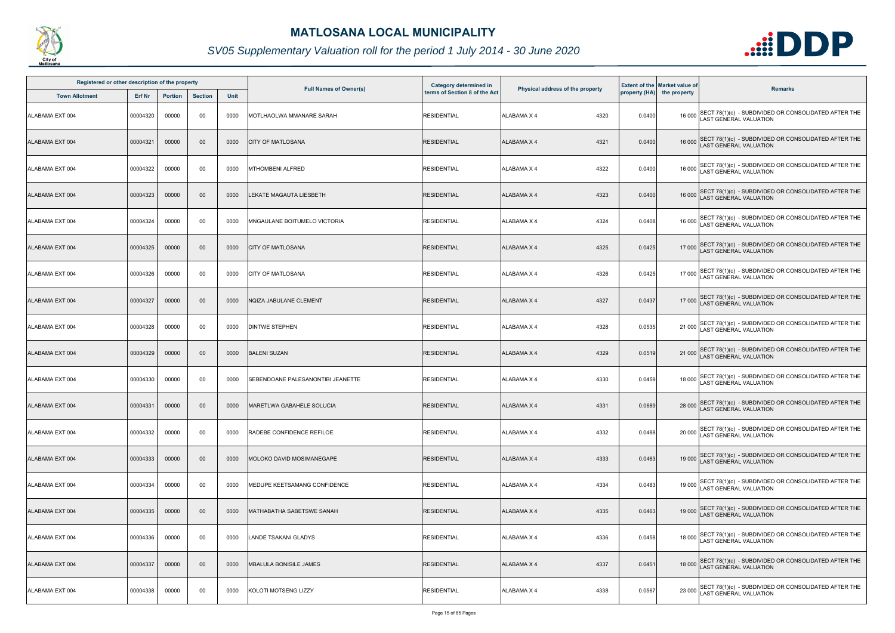# MATLOSANA LOCAL MUNICIPALITY

## *SV05 Supplementary Valuation roll for the period 1 July 2014 - 30 June 2020*

| Registered or other description of the property | | | | | Full Names of Owner(s) | Category determined in terms of Section 8 of the Act | Physical address of the property | Extent of the property (HA) | Market value of the property | Remarks |
|---|---|---|---|---|---|---|---|---|---|---|
| Town Allotment | Erf Nr | Portion | Section | Unit | | | | | | |
| ALABAMA EXT 004 | 00004320 | 00000 | 00 | 0000 | MOTLHAOLWA MMANARE SARAH | RESIDENTIAL | ALABAMA X 4 4320 | 0.0400 | 16 000 | SECT 78(1)(c) - SUBDIVIDED OR CONSOLIDATED AFTER THE LAST GENERAL VALUATION |
| ALABAMA EXT 004 | 00004321 | 00000 | 00 | 0000 | CITY OF MATLOSANA | RESIDENTIAL | ALABAMA X 4 4321 | 0.0400 | 16 000 | SECT 78(1)(c) - SUBDIVIDED OR CONSOLIDATED AFTER THE LAST GENERAL VALUATION |
| ALABAMA EXT 004 | 00004322 | 00000 | 00 | 0000 | MTHOMBENI ALFRED | RESIDENTIAL | ALABAMA X 4 4322 | 0.0400 | 16 000 | SECT 78(1)(c) - SUBDIVIDED OR CONSOLIDATED AFTER THE LAST GENERAL VALUATION |
| ALABAMA EXT 004 | 00004323 | 00000 | 00 | 0000 | LEKATE MAGAUTA LIESBETH | RESIDENTIAL | ALABAMA X 4 4323 | 0.0400 | 16 000 | SECT 78(1)(c) - SUBDIVIDED OR CONSOLIDATED AFTER THE LAST GENERAL VALUATION |
| ALABAMA EXT 004 | 00004324 | 00000 | 00 | 0000 | MNGAULANE BOITUMELO VICTORIA | RESIDENTIAL | ALABAMA X 4 4324 | 0.0408 | 16 000 | SECT 78(1)(c) - SUBDIVIDED OR CONSOLIDATED AFTER THE LAST GENERAL VALUATION |
| ALABAMA EXT 004 | 00004325 | 00000 | 00 | 0000 | CITY OF MATLOSANA | RESIDENTIAL | ALABAMA X 4 4325 | 0.0425 | 17 000 | SECT 78(1)(c) - SUBDIVIDED OR CONSOLIDATED AFTER THE LAST GENERAL VALUATION |
| ALABAMA EXT 004 | 00004326 | 00000 | 00 | 0000 | CITY OF MATLOSANA | RESIDENTIAL | ALABAMA X 4 4326 | 0.0425 | 17 000 | SECT 78(1)(c) - SUBDIVIDED OR CONSOLIDATED AFTER THE LAST GENERAL VALUATION |
| ALABAMA EXT 004 | 00004327 | 00000 | 00 | 0000 | NQIZA JABULANE CLEMENT | RESIDENTIAL | ALABAMA X 4 4327 | 0.0437 | 17 000 | SECT 78(1)(c) - SUBDIVIDED OR CONSOLIDATED AFTER THE LAST GENERAL VALUATION |
| ALABAMA EXT 004 | 00004328 | 00000 | 00 | 0000 | DINTWE STEPHEN | RESIDENTIAL | ALABAMA X 4 4328 | 0.0535 | 21 000 | SECT 78(1)(c) - SUBDIVIDED OR CONSOLIDATED AFTER THE LAST GENERAL VALUATION |
| ALABAMA EXT 004 | 00004329 | 00000 | 00 | 0000 | BALENI SUZAN | RESIDENTIAL | ALABAMA X 4 4329 | 0.0519 | 21 000 | SECT 78(1)(c) - SUBDIVIDED OR CONSOLIDATED AFTER THE LAST GENERAL VALUATION |
| ALABAMA EXT 004 | 00004330 | 00000 | 00 | 0000 | SEBENDOANE PALESANONTIBI JEANETTE | RESIDENTIAL | ALABAMA X 4 4330 | 0.0459 | 18 000 | SECT 78(1)(c) - SUBDIVIDED OR CONSOLIDATED AFTER THE LAST GENERAL VALUATION |
| ALABAMA EXT 004 | 00004331 | 00000 | 00 | 0000 | MARETLWA GABAHELE SOLUCIA | RESIDENTIAL | ALABAMA X 4 4331 | 0.0689 | 28 000 | SECT 78(1)(c) - SUBDIVIDED OR CONSOLIDATED AFTER THE LAST GENERAL VALUATION |
| ALABAMA EXT 004 | 00004332 | 00000 | 00 | 0000 | RADEBE CONFIDENCE REFILOE | RESIDENTIAL | ALABAMA X 4 4332 | 0.0488 | 20 000 | SECT 78(1)(c) - SUBDIVIDED OR CONSOLIDATED AFTER THE LAST GENERAL VALUATION |
| ALABAMA EXT 004 | 00004333 | 00000 | 00 | 0000 | MOLOKO DAVID MOSIMANEGAPE | RESIDENTIAL | ALABAMA X 4 4333 | 0.0463 | 19 000 | SECT 78(1)(c) - SUBDIVIDED OR CONSOLIDATED AFTER THE LAST GENERAL VALUATION |
| ALABAMA EXT 004 | 00004334 | 00000 | 00 | 0000 | MEDUPE KEETSAMANG CONFIDENCE | RESIDENTIAL | ALABAMA X 4 4334 | 0.0483 | 19 000 | SECT 78(1)(c) - SUBDIVIDED OR CONSOLIDATED AFTER THE LAST GENERAL VALUATION |
| ALABAMA EXT 004 | 00004335 | 00000 | 00 | 0000 | MATHABATHA SABETSWE SANAH | RESIDENTIAL | ALABAMA X 4 4335 | 0.0463 | 19 000 | SECT 78(1)(c) - SUBDIVIDED OR CONSOLIDATED AFTER THE LAST GENERAL VALUATION |
| ALABAMA EXT 004 | 00004336 | 00000 | 00 | 0000 | LANDE TSAKANI GLADYS | RESIDENTIAL | ALABAMA X 4 4336 | 0.0458 | 18 000 | SECT 78(1)(c) - SUBDIVIDED OR CONSOLIDATED AFTER THE LAST GENERAL VALUATION |
| ALABAMA EXT 004 | 00004337 | 00000 | 00 | 0000 | MBALULA BONISILE JAMES | RESIDENTIAL | ALABAMA X 4 4337 | 0.0451 | 18 000 | SECT 78(1)(c) - SUBDIVIDED OR CONSOLIDATED AFTER THE LAST GENERAL VALUATION |
| ALABAMA EXT 004 | 00004338 | 00000 | 00 | 0000 | KOLOTI MOTSENG LIZZY | RESIDENTIAL | ALABAMA X 4 4338 | 0.0567 | 23 000 | SECT 78(1)(c) - SUBDIVIDED OR CONSOLIDATED AFTER THE LAST GENERAL VALUATION |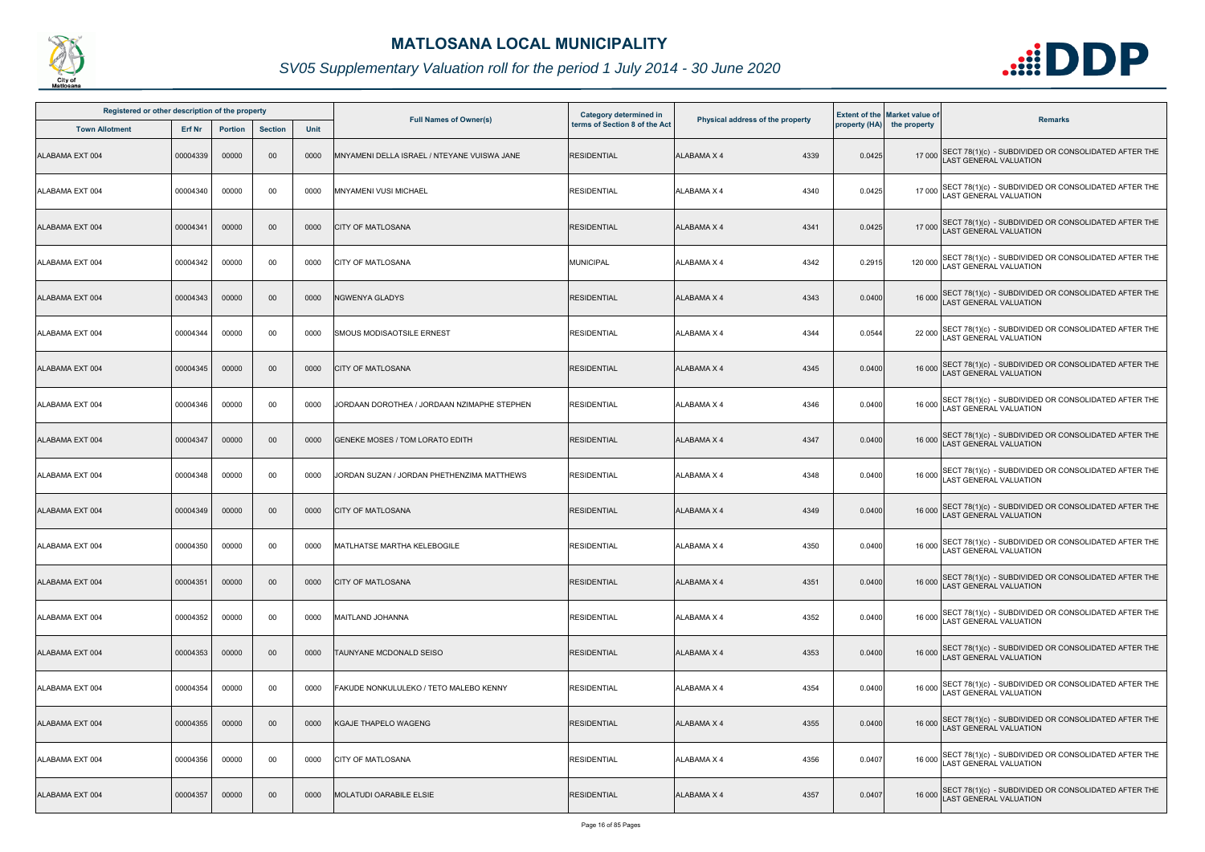# MATLOSANA LOCAL MUNICIPALITY

## SV05 Supplementary Valuation roll for the period 1 July 2014 - 30 June 2020

| Registered or other description of the property | | | | | Full Names of Owner(s) | Category determined in terms of Section 8 of the Act | Physical address of the property | | Extent of the property (HA) | Market value of the property | Remarks |
|---|---|---|---|---|---|---|---|---|---|---|---|
| Town Allotment | Erf Nr | Portion | Section | Unit | | | | | | | |
| ALABAMA EXT 004 | 00004339 | 00000 | 00 | 0000 | MNYAMENI DELLA ISRAEL / NTEYANE VUISWA JANE | RESIDENTIAL | ALABAMA X 4 | 4339 | 0.0425 | 17 000 | SECT 78(1)(c) - SUBDIVIDED OR CONSOLIDATED AFTER THE LAST GENERAL VALUATION |
| ALABAMA EXT 004 | 00004340 | 00000 | 00 | 0000 | MNYAMENI VUSI MICHAEL | RESIDENTIAL | ALABAMA X 4 | 4340 | 0.0425 | 17 000 | SECT 78(1)(c) - SUBDIVIDED OR CONSOLIDATED AFTER THE LAST GENERAL VALUATION |
| ALABAMA EXT 004 | 00004341 | 00000 | 00 | 0000 | CITY OF MATLOSANA | RESIDENTIAL | ALABAMA X 4 | 4341 | 0.0425 | 17 000 | SECT 78(1)(c) - SUBDIVIDED OR CONSOLIDATED AFTER THE LAST GENERAL VALUATION |
| ALABAMA EXT 004 | 00004342 | 00000 | 00 | 0000 | CITY OF MATLOSANA | MUNICIPAL | ALABAMA X 4 | 4342 | 0.2915 | 120 000 | SECT 78(1)(c) - SUBDIVIDED OR CONSOLIDATED AFTER THE LAST GENERAL VALUATION |
| ALABAMA EXT 004 | 00004343 | 00000 | 00 | 0000 | NGWENYA GLADYS | RESIDENTIAL | ALABAMA X 4 | 4343 | 0.0400 | 16 000 | SECT 78(1)(c) - SUBDIVIDED OR CONSOLIDATED AFTER THE LAST GENERAL VALUATION |
| ALABAMA EXT 004 | 00004344 | 00000 | 00 | 0000 | SMOUS MODISAOTSILE ERNEST | RESIDENTIAL | ALABAMA X 4 | 4344 | 0.0544 | 22 000 | SECT 78(1)(c) - SUBDIVIDED OR CONSOLIDATED AFTER THE LAST GENERAL VALUATION |
| ALABAMA EXT 004 | 00004345 | 00000 | 00 | 0000 | CITY OF MATLOSANA | RESIDENTIAL | ALABAMA X 4 | 4345 | 0.0400 | 16 000 | SECT 78(1)(c) - SUBDIVIDED OR CONSOLIDATED AFTER THE LAST GENERAL VALUATION |
| ALABAMA EXT 004 | 00004346 | 00000 | 00 | 0000 | JORDAAN DOROTHEA / JORDAAN NZIMAPHE STEPHEN | RESIDENTIAL | ALABAMA X 4 | 4346 | 0.0400 | 16 000 | SECT 78(1)(c) - SUBDIVIDED OR CONSOLIDATED AFTER THE LAST GENERAL VALUATION |
| ALABAMA EXT 004 | 00004347 | 00000 | 00 | 0000 | GENEKE MOSES / TOM LORATO EDITH | RESIDENTIAL | ALABAMA X 4 | 4347 | 0.0400 | 16 000 | SECT 78(1)(c) - SUBDIVIDED OR CONSOLIDATED AFTER THE LAST GENERAL VALUATION |
| ALABAMA EXT 004 | 00004348 | 00000 | 00 | 0000 | JORDAN SUZAN / JORDAN PHETHENZIMA MATTHEWS | RESIDENTIAL | ALABAMA X 4 | 4348 | 0.0400 | 16 000 | SECT 78(1)(c) - SUBDIVIDED OR CONSOLIDATED AFTER THE LAST GENERAL VALUATION |
| ALABAMA EXT 004 | 00004349 | 00000 | 00 | 0000 | CITY OF MATLOSANA | RESIDENTIAL | ALABAMA X 4 | 4349 | 0.0400 | 16 000 | SECT 78(1)(c) - SUBDIVIDED OR CONSOLIDATED AFTER THE LAST GENERAL VALUATION |
| ALABAMA EXT 004 | 00004350 | 00000 | 00 | 0000 | MATLHATSE MARTHA KELEBOGILE | RESIDENTIAL | ALABAMA X 4 | 4350 | 0.0400 | 16 000 | SECT 78(1)(c) - SUBDIVIDED OR CONSOLIDATED AFTER THE LAST GENERAL VALUATION |
| ALABAMA EXT 004 | 00004351 | 00000 | 00 | 0000 | CITY OF MATLOSANA | RESIDENTIAL | ALABAMA X 4 | 4351 | 0.0400 | 16 000 | SECT 78(1)(c) - SUBDIVIDED OR CONSOLIDATED AFTER THE LAST GENERAL VALUATION |
| ALABAMA EXT 004 | 00004352 | 00000 | 00 | 0000 | MAITLAND JOHANNA | RESIDENTIAL | ALABAMA X 4 | 4352 | 0.0400 | 16 000 | SECT 78(1)(c) - SUBDIVIDED OR CONSOLIDATED AFTER THE LAST GENERAL VALUATION |
| ALABAMA EXT 004 | 00004353 | 00000 | 00 | 0000 | TAUNYANE MCDONALD SEISO | RESIDENTIAL | ALABAMA X 4 | 4353 | 0.0400 | 16 000 | SECT 78(1)(c) - SUBDIVIDED OR CONSOLIDATED AFTER THE LAST GENERAL VALUATION |
| ALABAMA EXT 004 | 00004354 | 00000 | 00 | 0000 | FAKUDE NONKULULEKO / TETO MALEBO KENNY | RESIDENTIAL | ALABAMA X 4 | 4354 | 0.0400 | 16 000 | SECT 78(1)(c) - SUBDIVIDED OR CONSOLIDATED AFTER THE LAST GENERAL VALUATION |
| ALABAMA EXT 004 | 00004355 | 00000 | 00 | 0000 | KGAJE THAPELO WAGENG | RESIDENTIAL | ALABAMA X 4 | 4355 | 0.0400 | 16 000 | SECT 78(1)(c) - SUBDIVIDED OR CONSOLIDATED AFTER THE LAST GENERAL VALUATION |
| ALABAMA EXT 004 | 00004356 | 00000 | 00 | 0000 | CITY OF MATLOSANA | RESIDENTIAL | ALABAMA X 4 | 4356 | 0.0407 | 16 000 | SECT 78(1)(c) - SUBDIVIDED OR CONSOLIDATED AFTER THE LAST GENERAL VALUATION |
| ALABAMA EXT 004 | 00004357 | 00000 | 00 | 0000 | MOLATUDI OARABILE ELSIE | RESIDENTIAL | ALABAMA X 4 | 4357 | 0.0407 | 16 000 | SECT 78(1)(c) - SUBDIVIDED OR CONSOLIDATED AFTER THE LAST GENERAL VALUATION |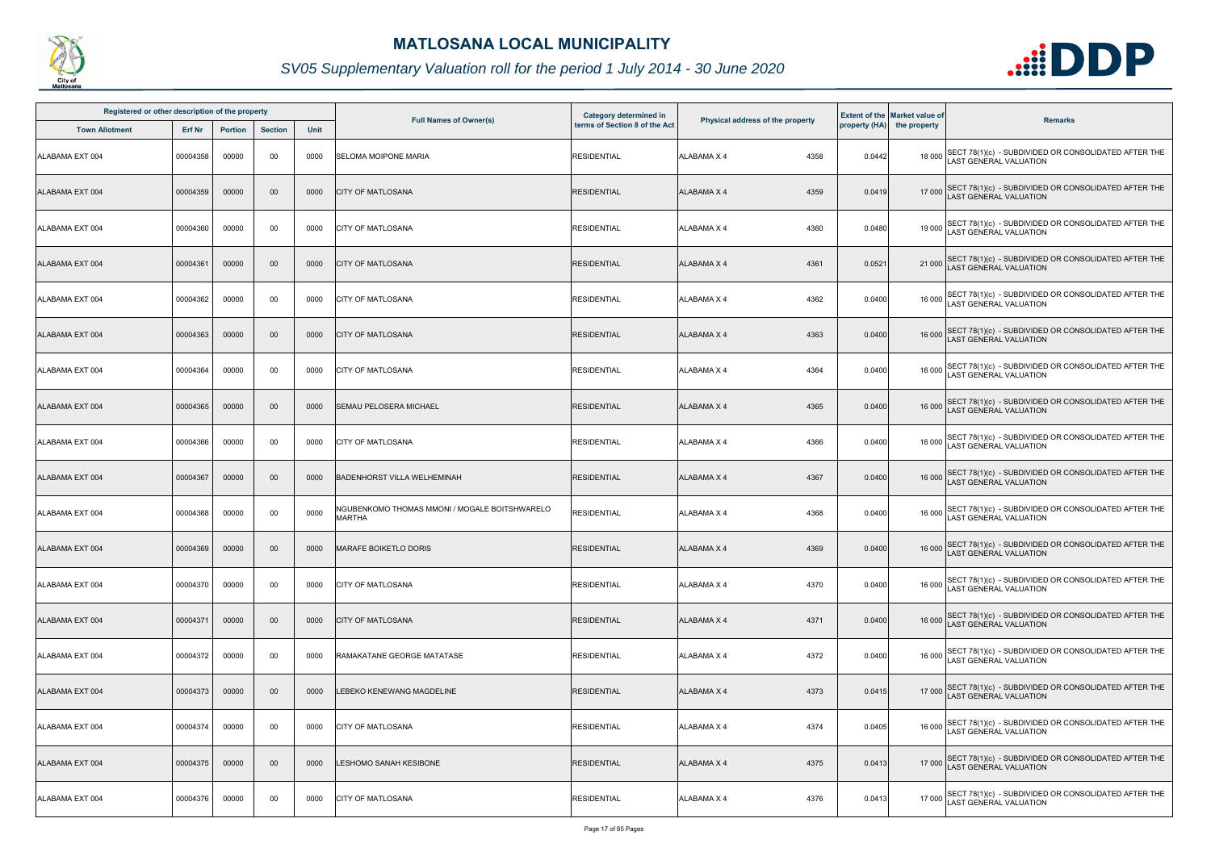# MATLOSANA LOCAL MUNICIPALITY

## SV05 Supplementary Valuation roll for the period 1 July 2014 - 30 June 2020

| Registered or other description of the property | | | | | Full Names of Owner(s) | Category determined in terms of Section 8 of the Act | Physical address of the property | | Extent of the property (HA) | Market value of the property | Remarks |
|---|---|---|---|---|---|---|---|---|---|---|---|
| Town Allotment | Erf Nr | Portion | Section | Unit | | | | | | | |
| ALABAMA EXT 004 | 00004358 | 00000 | 00 | 0000 | SELOMA MOIPONE MARIA | RESIDENTIAL | ALABAMA X 4 | 4358 | 0.0442 | 18 000 | SECT 78(1)(c) - SUBDIVIDED OR CONSOLIDATED AFTER THE LAST GENERAL VALUATION |
| ALABAMA EXT 004 | 00004359 | 00000 | 00 | 0000 | CITY OF MATLOSANA | RESIDENTIAL | ALABAMA X 4 | 4359 | 0.0419 | 17 000 | SECT 78(1)(c) - SUBDIVIDED OR CONSOLIDATED AFTER THE LAST GENERAL VALUATION |
| ALABAMA EXT 004 | 00004360 | 00000 | 00 | 0000 | CITY OF MATLOSANA | RESIDENTIAL | ALABAMA X 4 | 4360 | 0.0480 | 19 000 | SECT 78(1)(c) - SUBDIVIDED OR CONSOLIDATED AFTER THE LAST GENERAL VALUATION |
| ALABAMA EXT 004 | 00004361 | 00000 | 00 | 0000 | CITY OF MATLOSANA | RESIDENTIAL | ALABAMA X 4 | 4361 | 0.0521 | 21 000 | SECT 78(1)(c) - SUBDIVIDED OR CONSOLIDATED AFTER THE LAST GENERAL VALUATION |
| ALABAMA EXT 004 | 00004362 | 00000 | 00 | 0000 | CITY OF MATLOSANA | RESIDENTIAL | ALABAMA X 4 | 4362 | 0.0400 | 16 000 | SECT 78(1)(c) - SUBDIVIDED OR CONSOLIDATED AFTER THE LAST GENERAL VALUATION |
| ALABAMA EXT 004 | 00004363 | 00000 | 00 | 0000 | CITY OF MATLOSANA | RESIDENTIAL | ALABAMA X 4 | 4363 | 0.0400 | 16 000 | SECT 78(1)(c) - SUBDIVIDED OR CONSOLIDATED AFTER THE LAST GENERAL VALUATION |
| ALABAMA EXT 004 | 00004364 | 00000 | 00 | 0000 | CITY OF MATLOSANA | RESIDENTIAL | ALABAMA X 4 | 4364 | 0.0400 | 16 000 | SECT 78(1)(c) - SUBDIVIDED OR CONSOLIDATED AFTER THE LAST GENERAL VALUATION |
| ALABAMA EXT 004 | 00004365 | 00000 | 00 | 0000 | SEMAU PELOSERA MICHAEL | RESIDENTIAL | ALABAMA X 4 | 4365 | 0.0400 | 16 000 | SECT 78(1)(c) - SUBDIVIDED OR CONSOLIDATED AFTER THE LAST GENERAL VALUATION |
| ALABAMA EXT 004 | 00004366 | 00000 | 00 | 0000 | CITY OF MATLOSANA | RESIDENTIAL | ALABAMA X 4 | 4366 | 0.0400 | 16 000 | SECT 78(1)(c) - SUBDIVIDED OR CONSOLIDATED AFTER THE LAST GENERAL VALUATION |
| ALABAMA EXT 004 | 00004367 | 00000 | 00 | 0000 | BADENHORST VILLA WELHEMINAH | RESIDENTIAL | ALABAMA X 4 | 4367 | 0.0400 | 16 000 | SECT 78(1)(c) - SUBDIVIDED OR CONSOLIDATED AFTER THE LAST GENERAL VALUATION |
| ALABAMA EXT 004 | 00004368 | 00000 | 00 | 0000 | NGUBENKOMO THOMAS MMONI / MOGALE BOITSHWARELO MARTHA | RESIDENTIAL | ALABAMA X 4 | 4368 | 0.0400 | 16 000 | SECT 78(1)(c) - SUBDIVIDED OR CONSOLIDATED AFTER THE LAST GENERAL VALUATION |
| ALABAMA EXT 004 | 00004369 | 00000 | 00 | 0000 | MARAFE BOIKETLO DORIS | RESIDENTIAL | ALABAMA X 4 | 4369 | 0.0400 | 16 000 | SECT 78(1)(c) - SUBDIVIDED OR CONSOLIDATED AFTER THE LAST GENERAL VALUATION |
| ALABAMA EXT 004 | 00004370 | 00000 | 00 | 0000 | CITY OF MATLOSANA | RESIDENTIAL | ALABAMA X 4 | 4370 | 0.0400 | 16 000 | SECT 78(1)(c) - SUBDIVIDED OR CONSOLIDATED AFTER THE LAST GENERAL VALUATION |
| ALABAMA EXT 004 | 00004371 | 00000 | 00 | 0000 | CITY OF MATLOSANA | RESIDENTIAL | ALABAMA X 4 | 4371 | 0.0400 | 16 000 | SECT 78(1)(c) - SUBDIVIDED OR CONSOLIDATED AFTER THE LAST GENERAL VALUATION |
| ALABAMA EXT 004 | 00004372 | 00000 | 00 | 0000 | RAMAKATANE GEORGE MATATASE | RESIDENTIAL | ALABAMA X 4 | 4372 | 0.0400 | 16 000 | SECT 78(1)(c) - SUBDIVIDED OR CONSOLIDATED AFTER THE LAST GENERAL VALUATION |
| ALABAMA EXT 004 | 00004373 | 00000 | 00 | 0000 | LEBEKO KENEWANG MAGDELINE | RESIDENTIAL | ALABAMA X 4 | 4373 | 0.0415 | 17 000 | SECT 78(1)(c) - SUBDIVIDED OR CONSOLIDATED AFTER THE LAST GENERAL VALUATION |
| ALABAMA EXT 004 | 00004374 | 00000 | 00 | 0000 | CITY OF MATLOSANA | RESIDENTIAL | ALABAMA X 4 | 4374 | 0.0405 | 16 000 | SECT 78(1)(c) - SUBDIVIDED OR CONSOLIDATED AFTER THE LAST GENERAL VALUATION |
| ALABAMA EXT 004 | 00004375 | 00000 | 00 | 0000 | LESHOMO SANAH KESIBONE | RESIDENTIAL | ALABAMA X 4 | 4375 | 0.0413 | 17 000 | SECT 78(1)(c) - SUBDIVIDED OR CONSOLIDATED AFTER THE LAST GENERAL VALUATION |
| ALABAMA EXT 004 | 00004376 | 00000 | 00 | 0000 | CITY OF MATLOSANA | RESIDENTIAL | ALABAMA X 4 | 4376 | 0.0413 | 17 000 | SECT 78(1)(c) - SUBDIVIDED OR CONSOLIDATED AFTER THE LAST GENERAL VALUATION |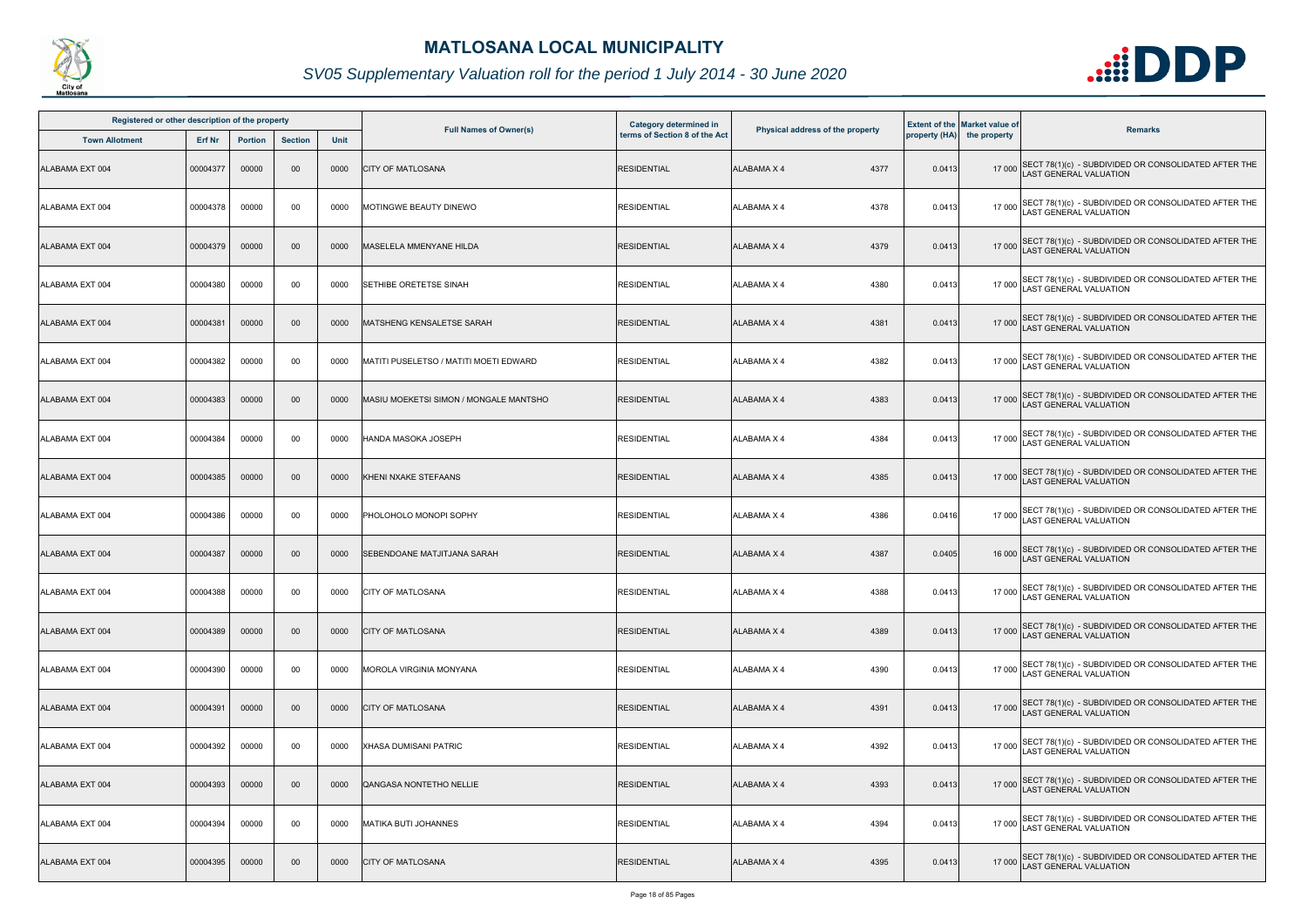# MATLOSANA LOCAL MUNICIPALITY

## SV05 Supplementary Valuation roll for the period 1 July 2014 - 30 June 2020

| Registered or other description of the property | | | | | Full Names of Owner(s) | Category determined in terms of Section 8 of the Act | Physical address of the property | | Extent of the property (HA) | Market value of the property | Remarks |
|---|---|---|---|---|---|---|---|---|---|---|---|
| Town Allotment | Erf Nr | Portion | Section | Unit | | | | | | | |
| ALABAMA EXT 004 | 00004377 | 00000 | 00 | 0000 | CITY OF MATLOSANA | RESIDENTIAL | ALABAMA X 4 | 4377 | 0.0413 | 17 000 | SECT 78(1)(c) - SUBDIVIDED OR CONSOLIDATED AFTER THE LAST GENERAL VALUATION |
| ALABAMA EXT 004 | 00004378 | 00000 | 00 | 0000 | MOTINGWE BEAUTY DINEWO | RESIDENTIAL | ALABAMA X 4 | 4378 | 0.0413 | 17 000 | SECT 78(1)(c) - SUBDIVIDED OR CONSOLIDATED AFTER THE LAST GENERAL VALUATION |
| ALABAMA EXT 004 | 00004379 | 00000 | 00 | 0000 | MASELELA MMENYANE HILDA | RESIDENTIAL | ALABAMA X 4 | 4379 | 0.0413 | 17 000 | SECT 78(1)(c) - SUBDIVIDED OR CONSOLIDATED AFTER THE LAST GENERAL VALUATION |
| ALABAMA EXT 004 | 00004380 | 00000 | 00 | 0000 | SETHIBE ORETETSE SINAH | RESIDENTIAL | ALABAMA X 4 | 4380 | 0.0413 | 17 000 | SECT 78(1)(c) - SUBDIVIDED OR CONSOLIDATED AFTER THE LAST GENERAL VALUATION |
| ALABAMA EXT 004 | 00004381 | 00000 | 00 | 0000 | MATSHENG KENSALETSE SARAH | RESIDENTIAL | ALABAMA X 4 | 4381 | 0.0413 | 17 000 | SECT 78(1)(c) - SUBDIVIDED OR CONSOLIDATED AFTER THE LAST GENERAL VALUATION |
| ALABAMA EXT 004 | 00004382 | 00000 | 00 | 0000 | MATITI PUSELETSO / MATITI MOETI EDWARD | RESIDENTIAL | ALABAMA X 4 | 4382 | 0.0413 | 17 000 | SECT 78(1)(c) - SUBDIVIDED OR CONSOLIDATED AFTER THE LAST GENERAL VALUATION |
| ALABAMA EXT 004 | 00004383 | 00000 | 00 | 0000 | MASIU MOEKETSI SIMON / MONGALE MANTSHO | RESIDENTIAL | ALABAMA X 4 | 4383 | 0.0413 | 17 000 | SECT 78(1)(c) - SUBDIVIDED OR CONSOLIDATED AFTER THE LAST GENERAL VALUATION |
| ALABAMA EXT 004 | 00004384 | 00000 | 00 | 0000 | HANDA MASOKA JOSEPH | RESIDENTIAL | ALABAMA X 4 | 4384 | 0.0413 | 17 000 | SECT 78(1)(c) - SUBDIVIDED OR CONSOLIDATED AFTER THE LAST GENERAL VALUATION |
| ALABAMA EXT 004 | 00004385 | 00000 | 00 | 0000 | KHENI NXAKE STEFAANS | RESIDENTIAL | ALABAMA X 4 | 4385 | 0.0413 | 17 000 | SECT 78(1)(c) - SUBDIVIDED OR CONSOLIDATED AFTER THE LAST GENERAL VALUATION |
| ALABAMA EXT 004 | 00004386 | 00000 | 00 | 0000 | PHOLOHOLO MONOPI SOPHY | RESIDENTIAL | ALABAMA X 4 | 4386 | 0.0416 | 17 000 | SECT 78(1)(c) - SUBDIVIDED OR CONSOLIDATED AFTER THE LAST GENERAL VALUATION |
| ALABAMA EXT 004 | 00004387 | 00000 | 00 | 0000 | SEBENDOANE MATJITJANA SARAH | RESIDENTIAL | ALABAMA X 4 | 4387 | 0.0405 | 16 000 | SECT 78(1)(c) - SUBDIVIDED OR CONSOLIDATED AFTER THE LAST GENERAL VALUATION |
| ALABAMA EXT 004 | 00004388 | 00000 | 00 | 0000 | CITY OF MATLOSANA | RESIDENTIAL | ALABAMA X 4 | 4388 | 0.0413 | 17 000 | SECT 78(1)(c) - SUBDIVIDED OR CONSOLIDATED AFTER THE LAST GENERAL VALUATION |
| ALABAMA EXT 004 | 00004389 | 00000 | 00 | 0000 | CITY OF MATLOSANA | RESIDENTIAL | ALABAMA X 4 | 4389 | 0.0413 | 17 000 | SECT 78(1)(c) - SUBDIVIDED OR CONSOLIDATED AFTER THE LAST GENERAL VALUATION |
| ALABAMA EXT 004 | 00004390 | 00000 | 00 | 0000 | MOROLA VIRGINIA MONYANA | RESIDENTIAL | ALABAMA X 4 | 4390 | 0.0413 | 17 000 | SECT 78(1)(c) - SUBDIVIDED OR CONSOLIDATED AFTER THE LAST GENERAL VALUATION |
| ALABAMA EXT 004 | 00004391 | 00000 | 00 | 0000 | CITY OF MATLOSANA | RESIDENTIAL | ALABAMA X 4 | 4391 | 0.0413 | 17 000 | SECT 78(1)(c) - SUBDIVIDED OR CONSOLIDATED AFTER THE LAST GENERAL VALUATION |
| ALABAMA EXT 004 | 00004392 | 00000 | 00 | 0000 | XHASA DUMISANI PATRIC | RESIDENTIAL | ALABAMA X 4 | 4392 | 0.0413 | 17 000 | SECT 78(1)(c) - SUBDIVIDED OR CONSOLIDATED AFTER THE LAST GENERAL VALUATION |
| ALABAMA EXT 004 | 00004393 | 00000 | 00 | 0000 | QANGASA NONTETHO NELLIE | RESIDENTIAL | ALABAMA X 4 | 4393 | 0.0413 | 17 000 | SECT 78(1)(c) - SUBDIVIDED OR CONSOLIDATED AFTER THE LAST GENERAL VALUATION |
| ALABAMA EXT 004 | 00004394 | 00000 | 00 | 0000 | MATIKA BUTI JOHANNES | RESIDENTIAL | ALABAMA X 4 | 4394 | 0.0413 | 17 000 | SECT 78(1)(c) - SUBDIVIDED OR CONSOLIDATED AFTER THE LAST GENERAL VALUATION |
| ALABAMA EXT 004 | 00004395 | 00000 | 00 | 0000 | CITY OF MATLOSANA | RESIDENTIAL | ALABAMA X 4 | 4395 | 0.0413 | 17 000 | SECT 78(1)(c) - SUBDIVIDED OR CONSOLIDATED AFTER THE LAST GENERAL VALUATION |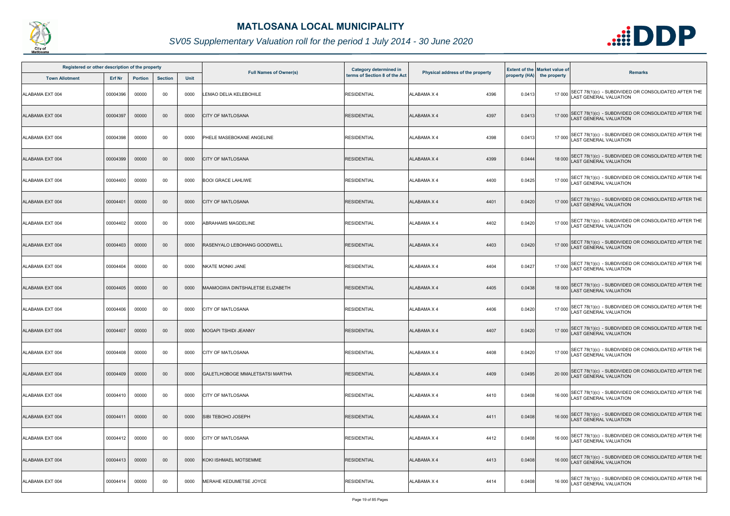# MATLOSANA LOCAL MUNICIPALITY

## SV05 Supplementary Valuation roll for the period 1 July 2014 - 30 June 2020

| Registered or other description of the property | | | | | Full Names of Owner(s) | Category determined in terms of Section 8 of the Act | Physical address of the property | Extent of the property (HA) | Market value of the property | Remarks |
|---|---|---|---|---|---|---|---|---|---|---|
| Town Allotment | Erf Nr | Portion | Section | Unit | | | | | | |
| ALABAMA EXT 004 | 00004396 | 00000 | 00 | 0000 | LEMAO DELIA KELEBOHILE | RESIDENTIAL | ALABAMA X 4 4396 | 0.0413 | 17 000 | SECT 78(1)(c) - SUBDIVIDED OR CONSOLIDATED AFTER THE LAST GENERAL VALUATION |
| ALABAMA EXT 004 | 00004397 | 00000 | 00 | 0000 | CITY OF MATLOSANA | RESIDENTIAL | ALABAMA X 4 4397 | 0.0413 | 17 000 | SECT 78(1)(c) - SUBDIVIDED OR CONSOLIDATED AFTER THE LAST GENERAL VALUATION |
| ALABAMA EXT 004 | 00004398 | 00000 | 00 | 0000 | PHELE MASEBOKANE ANGELINE | RESIDENTIAL | ALABAMA X 4 4398 | 0.0413 | 17 000 | SECT 78(1)(c) - SUBDIVIDED OR CONSOLIDATED AFTER THE LAST GENERAL VALUATION |
| ALABAMA EXT 004 | 00004399 | 00000 | 00 | 0000 | CITY OF MATLOSANA | RESIDENTIAL | ALABAMA X 4 4399 | 0.0444 | 18 000 | SECT 78(1)(c) - SUBDIVIDED OR CONSOLIDATED AFTER THE LAST GENERAL VALUATION |
| ALABAMA EXT 004 | 00004400 | 00000 | 00 | 0000 | BOOI GRACE LAHLIWE | RESIDENTIAL | ALABAMA X 4 4400 | 0.0425 | 17 000 | SECT 78(1)(c) - SUBDIVIDED OR CONSOLIDATED AFTER THE LAST GENERAL VALUATION |
| ALABAMA EXT 004 | 00004401 | 00000 | 00 | 0000 | CITY OF MATLOSANA | RESIDENTIAL | ALABAMA X 4 4401 | 0.0420 | 17 000 | SECT 78(1)(c) - SUBDIVIDED OR CONSOLIDATED AFTER THE LAST GENERAL VALUATION |
| ALABAMA EXT 004 | 00004402 | 00000 | 00 | 0000 | ABRAHAMS MAGDELINE | RESIDENTIAL | ALABAMA X 4 4402 | 0.0420 | 17 000 | SECT 78(1)(c) - SUBDIVIDED OR CONSOLIDATED AFTER THE LAST GENERAL VALUATION |
| ALABAMA EXT 004 | 00004403 | 00000 | 00 | 0000 | RASENYALO LEBOHANG GOODWELL | RESIDENTIAL | ALABAMA X 4 4403 | 0.0420 | 17 000 | SECT 78(1)(c) - SUBDIVIDED OR CONSOLIDATED AFTER THE LAST GENERAL VALUATION |
| ALABAMA EXT 004 | 00004404 | 00000 | 00 | 0000 | NKATE MONKI JANE | RESIDENTIAL | ALABAMA X 4 4404 | 0.0427 | 17 000 | SECT 78(1)(c) - SUBDIVIDED OR CONSOLIDATED AFTER THE LAST GENERAL VALUATION |
| ALABAMA EXT 004 | 00004405 | 00000 | 00 | 0000 | MAAMOGWA DINTSHALETSE ELIZABETH | RESIDENTIAL | ALABAMA X 4 4405 | 0.0438 | 18 000 | SECT 78(1)(c) - SUBDIVIDED OR CONSOLIDATED AFTER THE LAST GENERAL VALUATION |
| ALABAMA EXT 004 | 00004406 | 00000 | 00 | 0000 | CITY OF MATLOSANA | RESIDENTIAL | ALABAMA X 4 4406 | 0.0420 | 17 000 | SECT 78(1)(c) - SUBDIVIDED OR CONSOLIDATED AFTER THE LAST GENERAL VALUATION |
| ALABAMA EXT 004 | 00004407 | 00000 | 00 | 0000 | MOGAPI TSHIDI JEANNY | RESIDENTIAL | ALABAMA X 4 4407 | 0.0420 | 17 000 | SECT 78(1)(c) - SUBDIVIDED OR CONSOLIDATED AFTER THE LAST GENERAL VALUATION |
| ALABAMA EXT 004 | 00004408 | 00000 | 00 | 0000 | CITY OF MATLOSANA | RESIDENTIAL | ALABAMA X 4 4408 | 0.0420 | 17 000 | SECT 78(1)(c) - SUBDIVIDED OR CONSOLIDATED AFTER THE LAST GENERAL VALUATION |
| ALABAMA EXT 004 | 00004409 | 00000 | 00 | 0000 | GALETLHOBOGE MMALETSATSI MARTHA | RESIDENTIAL | ALABAMA X 4 4409 | 0.0495 | 20 000 | SECT 78(1)(c) - SUBDIVIDED OR CONSOLIDATED AFTER THE LAST GENERAL VALUATION |
| ALABAMA EXT 004 | 00004410 | 00000 | 00 | 0000 | CITY OF MATLOSANA | RESIDENTIAL | ALABAMA X 4 4410 | 0.0408 | 16 000 | SECT 78(1)(c) - SUBDIVIDED OR CONSOLIDATED AFTER THE LAST GENERAL VALUATION |
| ALABAMA EXT 004 | 00004411 | 00000 | 00 | 0000 | SIBI TEBOHO JOSEPH | RESIDENTIAL | ALABAMA X 4 4411 | 0.0408 | 16 000 | SECT 78(1)(c) - SUBDIVIDED OR CONSOLIDATED AFTER THE LAST GENERAL VALUATION |
| ALABAMA EXT 004 | 00004412 | 00000 | 00 | 0000 | CITY OF MATLOSANA | RESIDENTIAL | ALABAMA X 4 4412 | 0.0408 | 16 000 | SECT 78(1)(c) - SUBDIVIDED OR CONSOLIDATED AFTER THE LAST GENERAL VALUATION |
| ALABAMA EXT 004 | 00004413 | 00000 | 00 | 0000 | KOKI ISHMAEL MOTSEMME | RESIDENTIAL | ALABAMA X 4 4413 | 0.0408 | 16 000 | SECT 78(1)(c) - SUBDIVIDED OR CONSOLIDATED AFTER THE LAST GENERAL VALUATION |
| ALABAMA EXT 004 | 00004414 | 00000 | 00 | 0000 | MERAHE KEDUMETSE JOYCE | RESIDENTIAL | ALABAMA X 4 4414 | 0.0408 | 16 000 | SECT 78(1)(c) - SUBDIVIDED OR CONSOLIDATED AFTER THE LAST GENERAL VALUATION |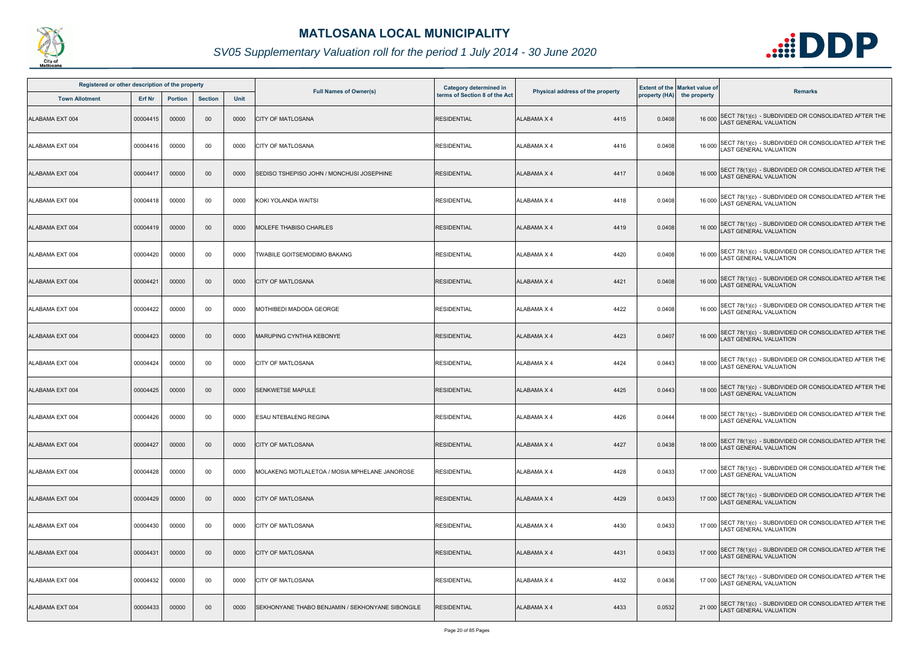# MATLOSANA LOCAL MUNICIPALITY

*SV05 Supplementary Valuation roll for the period 1 July 2014 - 30 June 2020*

| Registered or other description of the property | | | | | Full Names of Owner(s) | Category determined in terms of Section 8 of the Act | Physical address of the property | Extent of the property (HA) | Market value of the property | Remarks |
|---|---|---|---|---|---|---|---|---|---|---|
| Town Allotment | Erf Nr | Portion | Section | Unit | | | | | | |
| ALABAMA EXT 004 | 00004415 | 00000 | 00 | 0000 | CITY OF MATLOSANA | RESIDENTIAL | ALABAMA X 4 4415 | 0.0408 | 16 000 | SECT 78(1)(c) - SUBDIVIDED OR CONSOLIDATED AFTER THE LAST GENERAL VALUATION |
| ALABAMA EXT 004 | 00004416 | 00000 | 00 | 0000 | CITY OF MATLOSANA | RESIDENTIAL | ALABAMA X 4 4416 | 0.0408 | 16 000 | SECT 78(1)(c) - SUBDIVIDED OR CONSOLIDATED AFTER THE LAST GENERAL VALUATION |
| ALABAMA EXT 004 | 00004417 | 00000 | 00 | 0000 | SEDISO TSHEPISO JOHN / MONCHUSI JOSEPHINE | RESIDENTIAL | ALABAMA X 4 4417 | 0.0408 | 16 000 | SECT 78(1)(c) - SUBDIVIDED OR CONSOLIDATED AFTER THE LAST GENERAL VALUATION |
| ALABAMA EXT 004 | 00004418 | 00000 | 00 | 0000 | KOKI YOLANDA WAITSI | RESIDENTIAL | ALABAMA X 4 4418 | 0.0408 | 16 000 | SECT 78(1)(c) - SUBDIVIDED OR CONSOLIDATED AFTER THE LAST GENERAL VALUATION |
| ALABAMA EXT 004 | 00004419 | 00000 | 00 | 0000 | MOLEFE THABISO CHARLES | RESIDENTIAL | ALABAMA X 4 4419 | 0.0408 | 16 000 | SECT 78(1)(c) - SUBDIVIDED OR CONSOLIDATED AFTER THE LAST GENERAL VALUATION |
| ALABAMA EXT 004 | 00004420 | 00000 | 00 | 0000 | TWABILE GOITSEMODIMO BAKANG | RESIDENTIAL | ALABAMA X 4 4420 | 0.0408 | 16 000 | SECT 78(1)(c) - SUBDIVIDED OR CONSOLIDATED AFTER THE LAST GENERAL VALUATION |
| ALABAMA EXT 004 | 00004421 | 00000 | 00 | 0000 | CITY OF MATLOSANA | RESIDENTIAL | ALABAMA X 4 4421 | 0.0408 | 16 000 | SECT 78(1)(c) - SUBDIVIDED OR CONSOLIDATED AFTER THE LAST GENERAL VALUATION |
| ALABAMA EXT 004 | 00004422 | 00000 | 00 | 0000 | MOTHIBEDI MADODA GEORGE | RESIDENTIAL | ALABAMA X 4 4422 | 0.0408 | 16 000 | SECT 78(1)(c) - SUBDIVIDED OR CONSOLIDATED AFTER THE LAST GENERAL VALUATION |
| ALABAMA EXT 004 | 00004423 | 00000 | 00 | 0000 | MARUPING CYNTHIA KEBONYE | RESIDENTIAL | ALABAMA X 4 4423 | 0.0407 | 16 000 | SECT 78(1)(c) - SUBDIVIDED OR CONSOLIDATED AFTER THE LAST GENERAL VALUATION |
| ALABAMA EXT 004 | 00004424 | 00000 | 00 | 0000 | CITY OF MATLOSANA | RESIDENTIAL | ALABAMA X 4 4424 | 0.0443 | 18 000 | SECT 78(1)(c) - SUBDIVIDED OR CONSOLIDATED AFTER THE LAST GENERAL VALUATION |
| ALABAMA EXT 004 | 00004425 | 00000 | 00 | 0000 | SENKWETSE MAPULE | RESIDENTIAL | ALABAMA X 4 4425 | 0.0443 | 18 000 | SECT 78(1)(c) - SUBDIVIDED OR CONSOLIDATED AFTER THE LAST GENERAL VALUATION |
| ALABAMA EXT 004 | 00004426 | 00000 | 00 | 0000 | ESAU NTEBALENG REGINA | RESIDENTIAL | ALABAMA X 4 4426 | 0.0444 | 18 000 | SECT 78(1)(c) - SUBDIVIDED OR CONSOLIDATED AFTER THE LAST GENERAL VALUATION |
| ALABAMA EXT 004 | 00004427 | 00000 | 00 | 0000 | CITY OF MATLOSANA | RESIDENTIAL | ALABAMA X 4 4427 | 0.0438 | 18 000 | SECT 78(1)(c) - SUBDIVIDED OR CONSOLIDATED AFTER THE LAST GENERAL VALUATION |
| ALABAMA EXT 004 | 00004428 | 00000 | 00 | 0000 | MOLAKENG MOTLALETOA / MOSIA MPHELANE JANOROSE | RESIDENTIAL | ALABAMA X 4 4428 | 0.0433 | 17 000 | SECT 78(1)(c) - SUBDIVIDED OR CONSOLIDATED AFTER THE LAST GENERAL VALUATION |
| ALABAMA EXT 004 | 00004429 | 00000 | 00 | 0000 | CITY OF MATLOSANA | RESIDENTIAL | ALABAMA X 4 4429 | 0.0433 | 17 000 | SECT 78(1)(c) - SUBDIVIDED OR CONSOLIDATED AFTER THE LAST GENERAL VALUATION |
| ALABAMA EXT 004 | 00004430 | 00000 | 00 | 0000 | CITY OF MATLOSANA | RESIDENTIAL | ALABAMA X 4 4430 | 0.0433 | 17 000 | SECT 78(1)(c) - SUBDIVIDED OR CONSOLIDATED AFTER THE LAST GENERAL VALUATION |
| ALABAMA EXT 004 | 00004431 | 00000 | 00 | 0000 | CITY OF MATLOSANA | RESIDENTIAL | ALABAMA X 4 4431 | 0.0433 | 17 000 | SECT 78(1)(c) - SUBDIVIDED OR CONSOLIDATED AFTER THE LAST GENERAL VALUATION |
| ALABAMA EXT 004 | 00004432 | 00000 | 00 | 0000 | CITY OF MATLOSANA | RESIDENTIAL | ALABAMA X 4 4432 | 0.0436 | 17 000 | SECT 78(1)(c) - SUBDIVIDED OR CONSOLIDATED AFTER THE LAST GENERAL VALUATION |
| ALABAMA EXT 004 | 00004433 | 00000 | 00 | 0000 | SEKHONYANE THABO BENJAMIN / SEKHONYANE SIBONGILE | RESIDENTIAL | ALABAMA X 4 4433 | 0.0532 | 21 000 | SECT 78(1)(c) - SUBDIVIDED OR CONSOLIDATED AFTER THE LAST GENERAL VALUATION |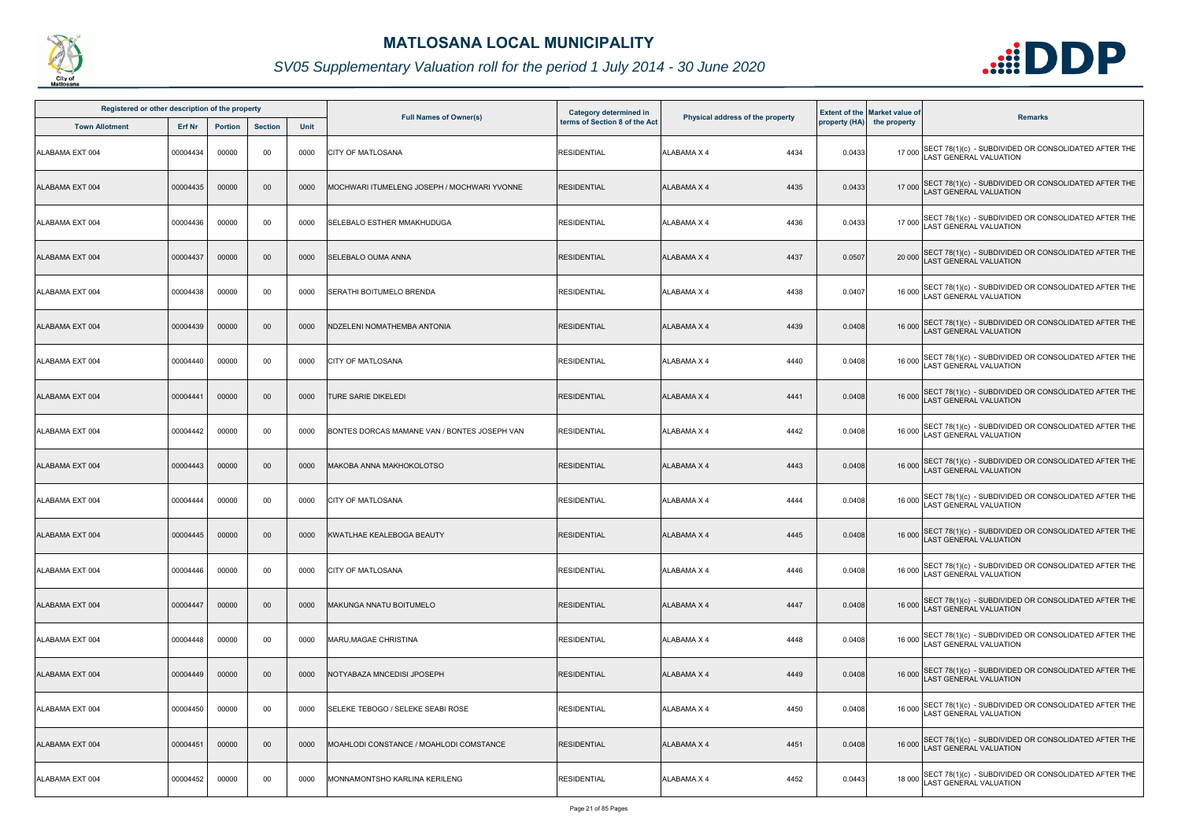# MATLOSANA LOCAL MUNICIPALITY

## SV05 Supplementary Valuation roll for the period 1 July 2014 - 30 June 2020

| Registered or other description of the property | | | | | Full Names of Owner(s) | Category determined in terms of Section 8 of the Act | Physical address of the property | Extent of the property (HA) | Market value of the property | Remarks |
|---|---|---|---|---|---|---|---|---|---|---|
| Town Allotment | Erf Nr | Portion | Section | Unit | | | | | | |
| ALABAMA EXT 004 | 00004434 | 00000 | 00 | 0000 | CITY OF MATLOSANA | RESIDENTIAL | ALABAMA X 4 4434 | 0.0433 | 17 000 | SECT 78(1)(c) - SUBDIVIDED OR CONSOLIDATED AFTER THE LAST GENERAL VALUATION |
| ALABAMA EXT 004 | 00004435 | 00000 | 00 | 0000 | MOCHWARI ITUMELENG JOSEPH / MOCHWARI YVONNE | RESIDENTIAL | ALABAMA X 4 4435 | 0.0433 | 17 000 | SECT 78(1)(c) - SUBDIVIDED OR CONSOLIDATED AFTER THE LAST GENERAL VALUATION |
| ALABAMA EXT 004 | 00004436 | 00000 | 00 | 0000 | SELEBALO ESTHER MMAKHUDUGA | RESIDENTIAL | ALABAMA X 4 4436 | 0.0433 | 17 000 | SECT 78(1)(c) - SUBDIVIDED OR CONSOLIDATED AFTER THE LAST GENERAL VALUATION |
| ALABAMA EXT 004 | 00004437 | 00000 | 00 | 0000 | SELEBALO OUMA ANNA | RESIDENTIAL | ALABAMA X 4 4437 | 0.0507 | 20 000 | SECT 78(1)(c) - SUBDIVIDED OR CONSOLIDATED AFTER THE LAST GENERAL VALUATION |
| ALABAMA EXT 004 | 00004438 | 00000 | 00 | 0000 | SERATHI BOITUMELO BRENDA | RESIDENTIAL | ALABAMA X 4 4438 | 0.0407 | 16 000 | SECT 78(1)(c) - SUBDIVIDED OR CONSOLIDATED AFTER THE LAST GENERAL VALUATION |
| ALABAMA EXT 004 | 00004439 | 00000 | 00 | 0000 | NDZELENI NOMATHEMBA ANTONIA | RESIDENTIAL | ALABAMA X 4 4439 | 0.0408 | 16 000 | SECT 78(1)(c) - SUBDIVIDED OR CONSOLIDATED AFTER THE LAST GENERAL VALUATION |
| ALABAMA EXT 004 | 00004440 | 00000 | 00 | 0000 | CITY OF MATLOSANA | RESIDENTIAL | ALABAMA X 4 4440 | 0.0408 | 16 000 | SECT 78(1)(c) - SUBDIVIDED OR CONSOLIDATED AFTER THE LAST GENERAL VALUATION |
| ALABAMA EXT 004 | 00004441 | 00000 | 00 | 0000 | TURE SARIE DIKELEDI | RESIDENTIAL | ALABAMA X 4 4441 | 0.0408 | 16 000 | SECT 78(1)(c) - SUBDIVIDED OR CONSOLIDATED AFTER THE LAST GENERAL VALUATION |
| ALABAMA EXT 004 | 00004442 | 00000 | 00 | 0000 | BONTES DORCAS MAMANE VAN / BONTES JOSEPH VAN | RESIDENTIAL | ALABAMA X 4 4442 | 0.0408 | 16 000 | SECT 78(1)(c) - SUBDIVIDED OR CONSOLIDATED AFTER THE LAST GENERAL VALUATION |
| ALABAMA EXT 004 | 00004443 | 00000 | 00 | 0000 | MAKOBA ANNA MAKHOKOLOTSO | RESIDENTIAL | ALABAMA X 4 4443 | 0.0408 | 16 000 | SECT 78(1)(c) - SUBDIVIDED OR CONSOLIDATED AFTER THE LAST GENERAL VALUATION |
| ALABAMA EXT 004 | 00004444 | 00000 | 00 | 0000 | CITY OF MATLOSANA | RESIDENTIAL | ALABAMA X 4 4444 | 0.0408 | 16 000 | SECT 78(1)(c) - SUBDIVIDED OR CONSOLIDATED AFTER THE LAST GENERAL VALUATION |
| ALABAMA EXT 004 | 00004445 | 00000 | 00 | 0000 | KWATLHAE KEALEBOGA BEAUTY | RESIDENTIAL | ALABAMA X 4 4445 | 0.0408 | 16 000 | SECT 78(1)(c) - SUBDIVIDED OR CONSOLIDATED AFTER THE LAST GENERAL VALUATION |
| ALABAMA EXT 004 | 00004446 | 00000 | 00 | 0000 | CITY OF MATLOSANA | RESIDENTIAL | ALABAMA X 4 4446 | 0.0408 | 16 000 | SECT 78(1)(c) - SUBDIVIDED OR CONSOLIDATED AFTER THE LAST GENERAL VALUATION |
| ALABAMA EXT 004 | 00004447 | 00000 | 00 | 0000 | MAKUNGA NNATU BOITUMELO | RESIDENTIAL | ALABAMA X 4 4447 | 0.0408 | 16 000 | SECT 78(1)(c) - SUBDIVIDED OR CONSOLIDATED AFTER THE LAST GENERAL VALUATION |
| ALABAMA EXT 004 | 00004448 | 00000 | 00 | 0000 | MARU,MAGAE CHRISTINA | RESIDENTIAL | ALABAMA X 4 4448 | 0.0408 | 16 000 | SECT 78(1)(c) - SUBDIVIDED OR CONSOLIDATED AFTER THE LAST GENERAL VALUATION |
| ALABAMA EXT 004 | 00004449 | 00000 | 00 | 0000 | NOTYABAZA MNCEDISI JPOSEPH | RESIDENTIAL | ALABAMA X 4 4449 | 0.0408 | 16 000 | SECT 78(1)(c) - SUBDIVIDED OR CONSOLIDATED AFTER THE LAST GENERAL VALUATION |
| ALABAMA EXT 004 | 00004450 | 00000 | 00 | 0000 | SELEKE TEBOGO / SELEKE SEABI ROSE | RESIDENTIAL | ALABAMA X 4 4450 | 0.0408 | 16 000 | SECT 78(1)(c) - SUBDIVIDED OR CONSOLIDATED AFTER THE LAST GENERAL VALUATION |
| ALABAMA EXT 004 | 00004451 | 00000 | 00 | 0000 | MOAHLODI CONSTANCE / MOAHLODI COMSTANCE | RESIDENTIAL | ALABAMA X 4 4451 | 0.0408 | 16 000 | SECT 78(1)(c) - SUBDIVIDED OR CONSOLIDATED AFTER THE LAST GENERAL VALUATION |
| ALABAMA EXT 004 | 00004452 | 00000 | 00 | 0000 | MONNAMONTSHO KARLINA KERILENG | RESIDENTIAL | ALABAMA X 4 4452 | 0.0443 | 18 000 | SECT 78(1)(c) - SUBDIVIDED OR CONSOLIDATED AFTER THE LAST GENERAL VALUATION |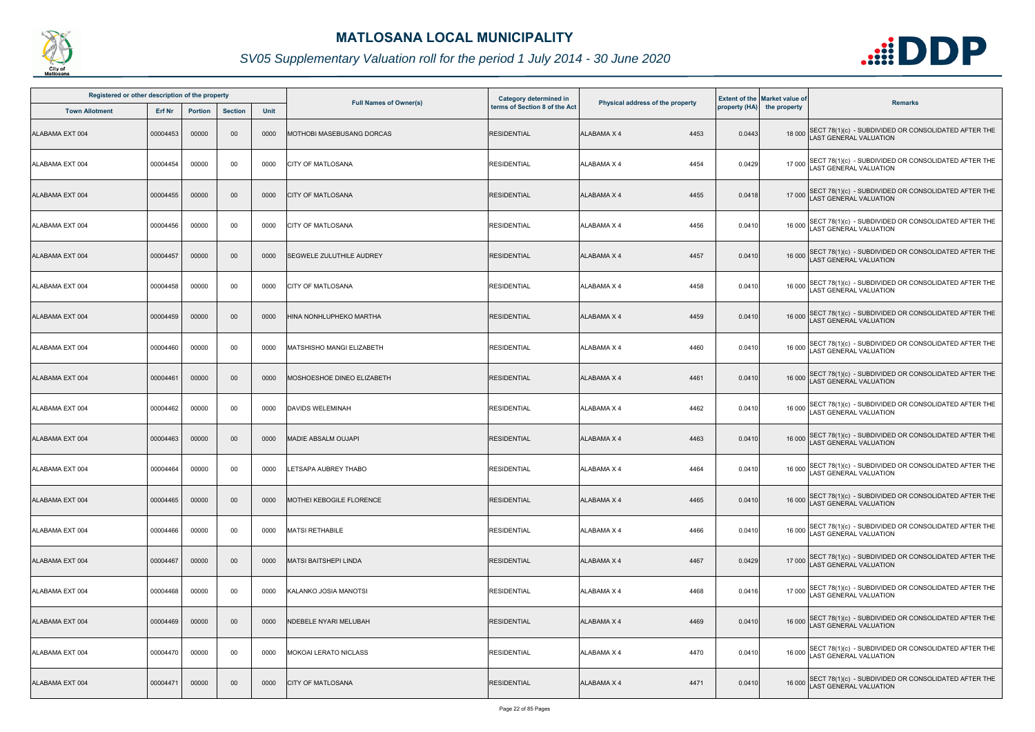# MATLOSANA LOCAL MUNICIPALITY

## SV05 Supplementary Valuation roll for the period 1 July 2014 - 30 June 2020

| Registered or other description of the property | | | | | Full Names of Owner(s) | Category determined in terms of Section 8 of the Act | Physical address of the property | Extent of the property (HA) | Market value of the property | Remarks |
|---|---|---|---|---|---|---|---|---|---|---|
| Town Allotment | Erf Nr | Portion | Section | Unit | | | | | | |
| ALABAMA EXT 004 | 00004453 | 00000 | 00 | 0000 | MOTHOBI MASEBUSANG DORCAS | RESIDENTIAL | ALABAMA X 4 4453 | 0.0443 | 18 000 | SECT 78(1)(c) - SUBDIVIDED OR CONSOLIDATED AFTER THE LAST GENERAL VALUATION |
| ALABAMA EXT 004 | 00004454 | 00000 | 00 | 0000 | CITY OF MATLOSANA | RESIDENTIAL | ALABAMA X 4 4454 | 0.0429 | 17 000 | SECT 78(1)(c) - SUBDIVIDED OR CONSOLIDATED AFTER THE LAST GENERAL VALUATION |
| ALABAMA EXT 004 | 00004455 | 00000 | 00 | 0000 | CITY OF MATLOSANA | RESIDENTIAL | ALABAMA X 4 4455 | 0.0418 | 17 000 | SECT 78(1)(c) - SUBDIVIDED OR CONSOLIDATED AFTER THE LAST GENERAL VALUATION |
| ALABAMA EXT 004 | 00004456 | 00000 | 00 | 0000 | CITY OF MATLOSANA | RESIDENTIAL | ALABAMA X 4 4456 | 0.0410 | 16 000 | SECT 78(1)(c) - SUBDIVIDED OR CONSOLIDATED AFTER THE LAST GENERAL VALUATION |
| ALABAMA EXT 004 | 00004457 | 00000 | 00 | 0000 | SEGWELE ZULUTHILE AUDREY | RESIDENTIAL | ALABAMA X 4 4457 | 0.0410 | 16 000 | SECT 78(1)(c) - SUBDIVIDED OR CONSOLIDATED AFTER THE LAST GENERAL VALUATION |
| ALABAMA EXT 004 | 00004458 | 00000 | 00 | 0000 | CITY OF MATLOSANA | RESIDENTIAL | ALABAMA X 4 4458 | 0.0410 | 16 000 | SECT 78(1)(c) - SUBDIVIDED OR CONSOLIDATED AFTER THE LAST GENERAL VALUATION |
| ALABAMA EXT 004 | 00004459 | 00000 | 00 | 0000 | HINA NONHLUPHEKO MARTHA | RESIDENTIAL | ALABAMA X 4 4459 | 0.0410 | 16 000 | SECT 78(1)(c) - SUBDIVIDED OR CONSOLIDATED AFTER THE LAST GENERAL VALUATION |
| ALABAMA EXT 004 | 00004460 | 00000 | 00 | 0000 | MATSHISHO MANGI ELIZABETH | RESIDENTIAL | ALABAMA X 4 4460 | 0.0410 | 16 000 | SECT 78(1)(c) - SUBDIVIDED OR CONSOLIDATED AFTER THE LAST GENERAL VALUATION |
| ALABAMA EXT 004 | 00004461 | 00000 | 00 | 0000 | MOSHOESHOE DINEO ELIZABETH | RESIDENTIAL | ALABAMA X 4 4461 | 0.0410 | 16 000 | SECT 78(1)(c) - SUBDIVIDED OR CONSOLIDATED AFTER THE LAST GENERAL VALUATION |
| ALABAMA EXT 004 | 00004462 | 00000 | 00 | 0000 | DAVIDS WELEMINAH | RESIDENTIAL | ALABAMA X 4 4462 | 0.0410 | 16 000 | SECT 78(1)(c) - SUBDIVIDED OR CONSOLIDATED AFTER THE LAST GENERAL VALUATION |
| ALABAMA EXT 004 | 00004463 | 00000 | 00 | 0000 | MADIE ABSALM OUJAPI | RESIDENTIAL | ALABAMA X 4 4463 | 0.0410 | 16 000 | SECT 78(1)(c) - SUBDIVIDED OR CONSOLIDATED AFTER THE LAST GENERAL VALUATION |
| ALABAMA EXT 004 | 00004464 | 00000 | 00 | 0000 | LETSAPA AUBREY THABO | RESIDENTIAL | ALABAMA X 4 4464 | 0.0410 | 16 000 | SECT 78(1)(c) - SUBDIVIDED OR CONSOLIDATED AFTER THE LAST GENERAL VALUATION |
| ALABAMA EXT 004 | 00004465 | 00000 | 00 | 0000 | MOTHEI KEBOGILE FLORENCE | RESIDENTIAL | ALABAMA X 4 4465 | 0.0410 | 16 000 | SECT 78(1)(c) - SUBDIVIDED OR CONSOLIDATED AFTER THE LAST GENERAL VALUATION |
| ALABAMA EXT 004 | 00004466 | 00000 | 00 | 0000 | MATSI RETHABILE | RESIDENTIAL | ALABAMA X 4 4466 | 0.0410 | 16 000 | SECT 78(1)(c) - SUBDIVIDED OR CONSOLIDATED AFTER THE LAST GENERAL VALUATION |
| ALABAMA EXT 004 | 00004467 | 00000 | 00 | 0000 | MATSI BAITSHEPI LINDA | RESIDENTIAL | ALABAMA X 4 4467 | 0.0429 | 17 000 | SECT 78(1)(c) - SUBDIVIDED OR CONSOLIDATED AFTER THE LAST GENERAL VALUATION |
| ALABAMA EXT 004 | 00004468 | 00000 | 00 | 0000 | KALANKO JOSIA MANOTSI | RESIDENTIAL | ALABAMA X 4 4468 | 0.0416 | 17 000 | SECT 78(1)(c) - SUBDIVIDED OR CONSOLIDATED AFTER THE LAST GENERAL VALUATION |
| ALABAMA EXT 004 | 00004469 | 00000 | 00 | 0000 | NDEBELE NYARI MELUBAH | RESIDENTIAL | ALABAMA X 4 4469 | 0.0410 | 16 000 | SECT 78(1)(c) - SUBDIVIDED OR CONSOLIDATED AFTER THE LAST GENERAL VALUATION |
| ALABAMA EXT 004 | 00004470 | 00000 | 00 | 0000 | MOKOAI LERATO NICLASS | RESIDENTIAL | ALABAMA X 4 4470 | 0.0410 | 16 000 | SECT 78(1)(c) - SUBDIVIDED OR CONSOLIDATED AFTER THE LAST GENERAL VALUATION |
| ALABAMA EXT 004 | 00004471 | 00000 | 00 | 0000 | CITY OF MATLOSANA | RESIDENTIAL | ALABAMA X 4 4471 | 0.0410 | 16 000 | SECT 78(1)(c) - SUBDIVIDED OR CONSOLIDATED AFTER THE LAST GENERAL VALUATION |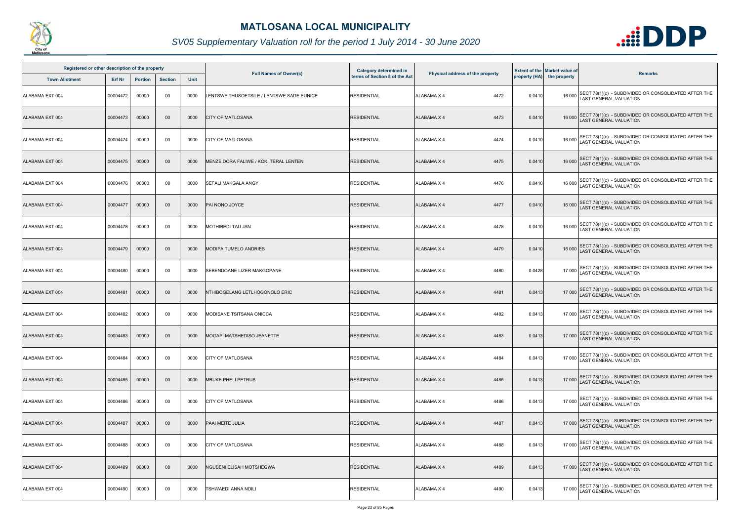# MATLOSANA LOCAL MUNICIPALITY

## SV05 Supplementary Valuation roll for the period 1 July 2014 - 30 June 2020

| Registered or other description of the property | | | | | Full Names of Owner(s) | Category determined in terms of Section 8 of the Act | Physical address of the property | Extent of the property (HA) | Market value of the property | Remarks |
|---|---|---|---|---|---|---|---|---|---|---|
| Town Allotment | Erf Nr | Portion | Section | Unit | | | | | | |
| ALABAMA EXT 004 | 00004472 | 00000 | 00 | 0000 | LENTSWE THUSOETSILE / LENTSWE SADE EUNICE | RESIDENTIAL | ALABAMA X 4 4472 | 0.0410 | 16 000 | SECT 78(1)(c) - SUBDIVIDED OR CONSOLIDATED AFTER THE LAST GENERAL VALUATION |
| ALABAMA EXT 004 | 00004473 | 00000 | 00 | 0000 | CITY OF MATLOSANA | RESIDENTIAL | ALABAMA X 4 4473 | 0.0410 | 16 000 | SECT 78(1)(c) - SUBDIVIDED OR CONSOLIDATED AFTER THE LAST GENERAL VALUATION |
| ALABAMA EXT 004 | 00004474 | 00000 | 00 | 0000 | CITY OF MATLOSANA | RESIDENTIAL | ALABAMA X 4 4474 | 0.0410 | 16 000 | SECT 78(1)(c) - SUBDIVIDED OR CONSOLIDATED AFTER THE LAST GENERAL VALUATION |
| ALABAMA EXT 004 | 00004475 | 00000 | 00 | 0000 | MENZE DORA FALIWE / KOKI TERAL LENTEN | RESIDENTIAL | ALABAMA X 4 4475 | 0.0410 | 16 000 | SECT 78(1)(c) - SUBDIVIDED OR CONSOLIDATED AFTER THE LAST GENERAL VALUATION |
| ALABAMA EXT 004 | 00004476 | 00000 | 00 | 0000 | SEFALI MAKGALA ANGY | RESIDENTIAL | ALABAMA X 4 4476 | 0.0410 | 16 000 | SECT 78(1)(c) - SUBDIVIDED OR CONSOLIDATED AFTER THE LAST GENERAL VALUATION |
| ALABAMA EXT 004 | 00004477 | 00000 | 00 | 0000 | PAI NONO JOYCE | RESIDENTIAL | ALABAMA X 4 4477 | 0.0410 | 16 000 | SECT 78(1)(c) - SUBDIVIDED OR CONSOLIDATED AFTER THE LAST GENERAL VALUATION |
| ALABAMA EXT 004 | 00004478 | 00000 | 00 | 0000 | MOTHIBEDI TAU JAN | RESIDENTIAL | ALABAMA X 4 4478 | 0.0410 | 16 000 | SECT 78(1)(c) - SUBDIVIDED OR CONSOLIDATED AFTER THE LAST GENERAL VALUATION |
| ALABAMA EXT 004 | 00004479 | 00000 | 00 | 0000 | MODIPA TUMELO ANDRIES | RESIDENTIAL | ALABAMA X 4 4479 | 0.0410 | 16 000 | SECT 78(1)(c) - SUBDIVIDED OR CONSOLIDATED AFTER THE LAST GENERAL VALUATION |
| ALABAMA EXT 004 | 00004480 | 00000 | 00 | 0000 | SEBENDOANE LIZER MAKGOPANE | RESIDENTIAL | ALABAMA X 4 4480 | 0.0428 | 17 000 | SECT 78(1)(c) - SUBDIVIDED OR CONSOLIDATED AFTER THE LAST GENERAL VALUATION |
| ALABAMA EXT 004 | 00004481 | 00000 | 00 | 0000 | NTHIBOGELANG LETLHOGONOLO ERIC | RESIDENTIAL | ALABAMA X 4 4481 | 0.0413 | 17 000 | SECT 78(1)(c) - SUBDIVIDED OR CONSOLIDATED AFTER THE LAST GENERAL VALUATION |
| ALABAMA EXT 004 | 00004482 | 00000 | 00 | 0000 | MODISANE TSITSANA ONICCA | RESIDENTIAL | ALABAMA X 4 4482 | 0.0413 | 17 000 | SECT 78(1)(c) - SUBDIVIDED OR CONSOLIDATED AFTER THE LAST GENERAL VALUATION |
| ALABAMA EXT 004 | 00004483 | 00000 | 00 | 0000 | MOGAPI MATSHEDISO JEANETTE | RESIDENTIAL | ALABAMA X 4 4483 | 0.0413 | 17 000 | SECT 78(1)(c) - SUBDIVIDED OR CONSOLIDATED AFTER THE LAST GENERAL VALUATION |
| ALABAMA EXT 004 | 00004484 | 00000 | 00 | 0000 | CITY OF MATLOSANA | RESIDENTIAL | ALABAMA X 4 4484 | 0.0413 | 17 000 | SECT 78(1)(c) - SUBDIVIDED OR CONSOLIDATED AFTER THE LAST GENERAL VALUATION |
| ALABAMA EXT 004 | 00004485 | 00000 | 00 | 0000 | MBUKE PHELI PETRUS | RESIDENTIAL | ALABAMA X 4 4485 | 0.0413 | 17 000 | SECT 78(1)(c) - SUBDIVIDED OR CONSOLIDATED AFTER THE LAST GENERAL VALUATION |
| ALABAMA EXT 004 | 00004486 | 00000 | 00 | 0000 | CITY OF MATLOSANA | RESIDENTIAL | ALABAMA X 4 4486 | 0.0413 | 17 000 | SECT 78(1)(c) - SUBDIVIDED OR CONSOLIDATED AFTER THE LAST GENERAL VALUATION |
| ALABAMA EXT 004 | 00004487 | 00000 | 00 | 0000 | PAAI MEITE JULIA | RESIDENTIAL | ALABAMA X 4 4487 | 0.0413 | 17 000 | SECT 78(1)(c) - SUBDIVIDED OR CONSOLIDATED AFTER THE LAST GENERAL VALUATION |
| ALABAMA EXT 004 | 00004488 | 00000 | 00 | 0000 | CITY OF MATLOSANA | RESIDENTIAL | ALABAMA X 4 4488 | 0.0413 | 17 000 | SECT 78(1)(c) - SUBDIVIDED OR CONSOLIDATED AFTER THE LAST GENERAL VALUATION |
| ALABAMA EXT 004 | 00004489 | 00000 | 00 | 0000 | NGUBENI ELISAH MOTSHEGWA | RESIDENTIAL | ALABAMA X 4 4489 | 0.0413 | 17 000 | SECT 78(1)(c) - SUBDIVIDED OR CONSOLIDATED AFTER THE LAST GENERAL VALUATION |
| ALABAMA EXT 004 | 00004490 | 00000 | 00 | 0000 | TSHWAEDI ANNA NDILI | RESIDENTIAL | ALABAMA X 4 4490 | 0.0413 | 17 000 | SECT 78(1)(c) - SUBDIVIDED OR CONSOLIDATED AFTER THE LAST GENERAL VALUATION |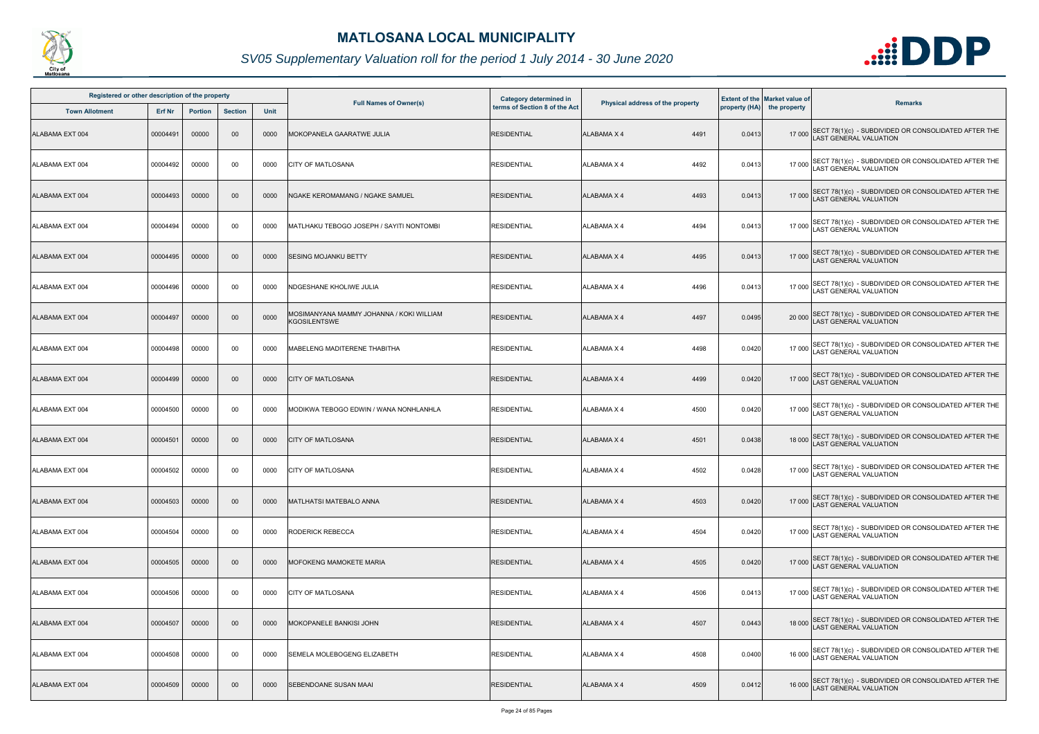# MATLOSANA LOCAL MUNICIPALITY

## SV05 Supplementary Valuation roll for the period 1 July 2014 - 30 June 2020

| Registered or other description of the property | | | | | Full Names of Owner(s) | Category determined in terms of Section 8 of the Act | Physical address of the property | Extent of the property (HA) | Market value of the property | Remarks |
|---|---|---|---|---|---|---|---|---|---|---|
| Town Allotment | Erf Nr | Portion | Section | Unit | | | | | | |
| ALABAMA EXT 004 | 00004491 | 00000 | 00 | 0000 | MOKOPANELA GAARATWE JULIA | RESIDENTIAL | ALABAMA X 4 4491 | 0.0413 | 17 000 | SECT 78(1)(c) - SUBDIVIDED OR CONSOLIDATED AFTER THE LAST GENERAL VALUATION |
| ALABAMA EXT 004 | 00004492 | 00000 | 00 | 0000 | CITY OF MATLOSANA | RESIDENTIAL | ALABAMA X 4 4492 | 0.0413 | 17 000 | SECT 78(1)(c) - SUBDIVIDED OR CONSOLIDATED AFTER THE LAST GENERAL VALUATION |
| ALABAMA EXT 004 | 00004493 | 00000 | 00 | 0000 | NGAKE KEROMAMANG / NGAKE SAMUEL | RESIDENTIAL | ALABAMA X 4 4493 | 0.0413 | 17 000 | SECT 78(1)(c) - SUBDIVIDED OR CONSOLIDATED AFTER THE LAST GENERAL VALUATION |
| ALABAMA EXT 004 | 00004494 | 00000 | 00 | 0000 | MATLHAKU TEBOGO JOSEPH / SAYITI NONTOMBI | RESIDENTIAL | ALABAMA X 4 4494 | 0.0413 | 17 000 | SECT 78(1)(c) - SUBDIVIDED OR CONSOLIDATED AFTER THE LAST GENERAL VALUATION |
| ALABAMA EXT 004 | 00004495 | 00000 | 00 | 0000 | SESING MOJANKU BETTY | RESIDENTIAL | ALABAMA X 4 4495 | 0.0413 | 17 000 | SECT 78(1)(c) - SUBDIVIDED OR CONSOLIDATED AFTER THE LAST GENERAL VALUATION |
| ALABAMA EXT 004 | 00004496 | 00000 | 00 | 0000 | NDGESHANE KHOLIWE JULIA | RESIDENTIAL | ALABAMA X 4 4496 | 0.0413 | 17 000 | SECT 78(1)(c) - SUBDIVIDED OR CONSOLIDATED AFTER THE LAST GENERAL VALUATION |
| ALABAMA EXT 004 | 00004497 | 00000 | 00 | 0000 | MOSIMANYANA MAMMY JOHANNA / KOKI WILLIAM KGOSILENTSWE | RESIDENTIAL | ALABAMA X 4 4497 | 0.0495 | 20 000 | SECT 78(1)(c) - SUBDIVIDED OR CONSOLIDATED AFTER THE LAST GENERAL VALUATION |
| ALABAMA EXT 004 | 00004498 | 00000 | 00 | 0000 | MABELENG MADITERENE THABITHA | RESIDENTIAL | ALABAMA X 4 4498 | 0.0420 | 17 000 | SECT 78(1)(c) - SUBDIVIDED OR CONSOLIDATED AFTER THE LAST GENERAL VALUATION |
| ALABAMA EXT 004 | 00004499 | 00000 | 00 | 0000 | CITY OF MATLOSANA | RESIDENTIAL | ALABAMA X 4 4499 | 0.0420 | 17 000 | SECT 78(1)(c) - SUBDIVIDED OR CONSOLIDATED AFTER THE LAST GENERAL VALUATION |
| ALABAMA EXT 004 | 00004500 | 00000 | 00 | 0000 | MODIKWA TEBOGO EDWIN / WANA NONHLANHLA | RESIDENTIAL | ALABAMA X 4 4500 | 0.0420 | 17 000 | SECT 78(1)(c) - SUBDIVIDED OR CONSOLIDATED AFTER THE LAST GENERAL VALUATION |
| ALABAMA EXT 004 | 00004501 | 00000 | 00 | 0000 | CITY OF MATLOSANA | RESIDENTIAL | ALABAMA X 4 4501 | 0.0438 | 18 000 | SECT 78(1)(c) - SUBDIVIDED OR CONSOLIDATED AFTER THE LAST GENERAL VALUATION |
| ALABAMA EXT 004 | 00004502 | 00000 | 00 | 0000 | CITY OF MATLOSANA | RESIDENTIAL | ALABAMA X 4 4502 | 0.0428 | 17 000 | SECT 78(1)(c) - SUBDIVIDED OR CONSOLIDATED AFTER THE LAST GENERAL VALUATION |
| ALABAMA EXT 004 | 00004503 | 00000 | 00 | 0000 | MATLHATSI MATEBALO ANNA | RESIDENTIAL | ALABAMA X 4 4503 | 0.0420 | 17 000 | SECT 78(1)(c) - SUBDIVIDED OR CONSOLIDATED AFTER THE LAST GENERAL VALUATION |
| ALABAMA EXT 004 | 00004504 | 00000 | 00 | 0000 | RODERICK REBECCA | RESIDENTIAL | ALABAMA X 4 4504 | 0.0420 | 17 000 | SECT 78(1)(c) - SUBDIVIDED OR CONSOLIDATED AFTER THE LAST GENERAL VALUATION |
| ALABAMA EXT 004 | 00004505 | 00000 | 00 | 0000 | MOFOKENG MAMOKETE MARIA | RESIDENTIAL | ALABAMA X 4 4505 | 0.0420 | 17 000 | SECT 78(1)(c) - SUBDIVIDED OR CONSOLIDATED AFTER THE LAST GENERAL VALUATION |
| ALABAMA EXT 004 | 00004506 | 00000 | 00 | 0000 | CITY OF MATLOSANA | RESIDENTIAL | ALABAMA X 4 4506 | 0.0413 | 17 000 | SECT 78(1)(c) - SUBDIVIDED OR CONSOLIDATED AFTER THE LAST GENERAL VALUATION |
| ALABAMA EXT 004 | 00004507 | 00000 | 00 | 0000 | MOKOPANELE BANKISI JOHN | RESIDENTIAL | ALABAMA X 4 4507 | 0.0443 | 18 000 | SECT 78(1)(c) - SUBDIVIDED OR CONSOLIDATED AFTER THE LAST GENERAL VALUATION |
| ALABAMA EXT 004 | 00004508 | 00000 | 00 | 0000 | SEMELA MOLEBOGENG ELIZABETH | RESIDENTIAL | ALABAMA X 4 4508 | 0.0400 | 16 000 | SECT 78(1)(c) - SUBDIVIDED OR CONSOLIDATED AFTER THE LAST GENERAL VALUATION |
| ALABAMA EXT 004 | 00004509 | 00000 | 00 | 0000 | SEBENDOANE SUSAN MAAI | RESIDENTIAL | ALABAMA X 4 4509 | 0.0412 | 16 000 | SECT 78(1)(c) - SUBDIVIDED OR CONSOLIDATED AFTER THE LAST GENERAL VALUATION |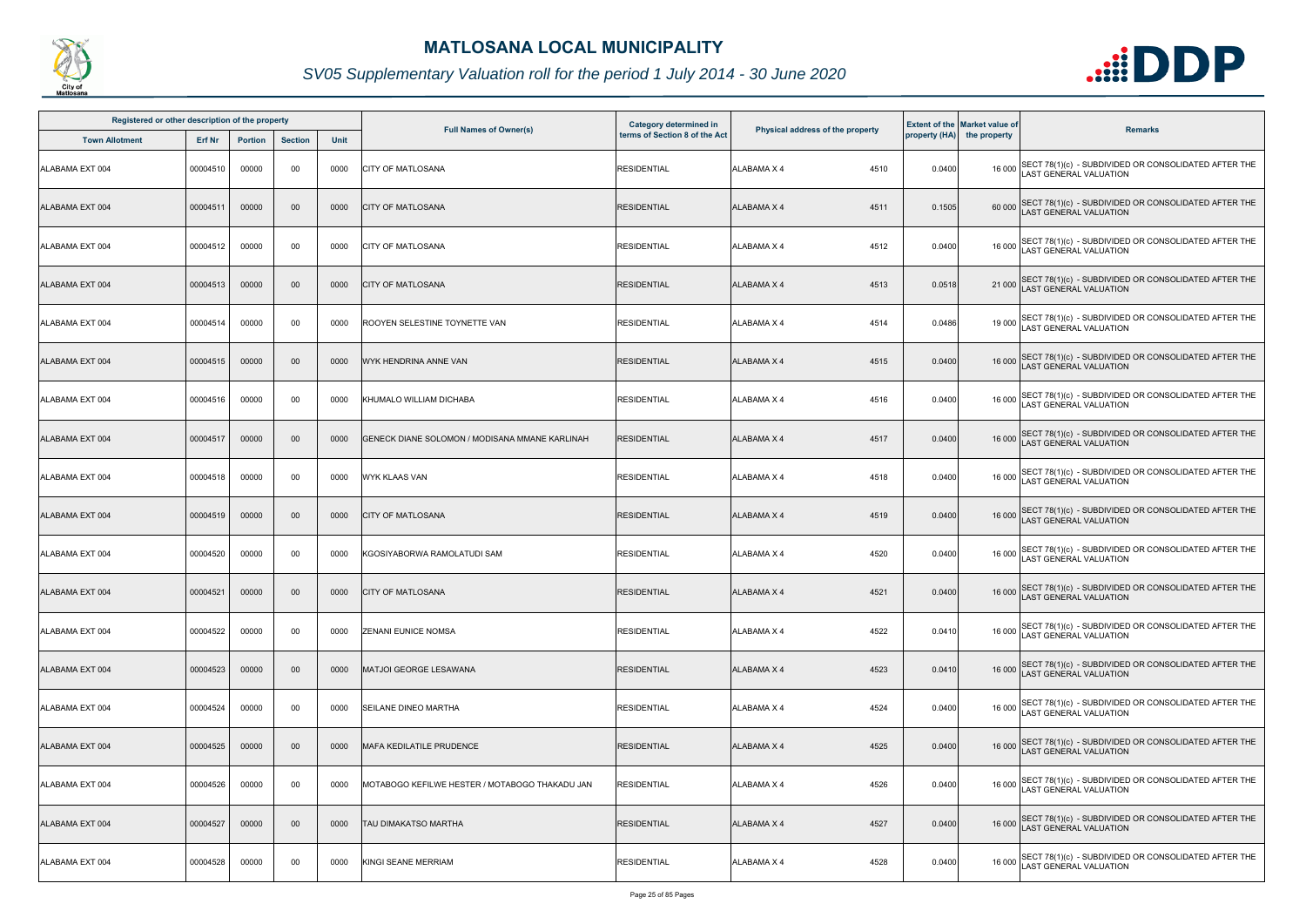# MATLOSANA LOCAL MUNICIPALITY

## SV05 Supplementary Valuation roll for the period 1 July 2014 - 30 June 2020

| Registered or other description of the property | | | | | Full Names of Owner(s) | Category determined in terms of Section 8 of the Act | Physical address of the property | Extent of the property (HA) | Market value of the property | Remarks |
|---|---|---|---|---|---|---|---|---|---|---|
| Town Allotment | Erf Nr | Portion | Section | Unit | | | | | | |
| ALABAMA EXT 004 | 00004510 | 00000 | 00 | 0000 | CITY OF MATLOSANA | RESIDENTIAL | ALABAMA X 4 4510 | 0.0400 | 16 000 | SECT 78(1)(c) - SUBDIVIDED OR CONSOLIDATED AFTER THE LAST GENERAL VALUATION |
| ALABAMA EXT 004 | 00004511 | 00000 | 00 | 0000 | CITY OF MATLOSANA | RESIDENTIAL | ALABAMA X 4 4511 | 0.1505 | 60 000 | SECT 78(1)(c) - SUBDIVIDED OR CONSOLIDATED AFTER THE LAST GENERAL VALUATION |
| ALABAMA EXT 004 | 00004512 | 00000 | 00 | 0000 | CITY OF MATLOSANA | RESIDENTIAL | ALABAMA X 4 4512 | 0.0400 | 16 000 | SECT 78(1)(c) - SUBDIVIDED OR CONSOLIDATED AFTER THE LAST GENERAL VALUATION |
| ALABAMA EXT 004 | 00004513 | 00000 | 00 | 0000 | CITY OF MATLOSANA | RESIDENTIAL | ALABAMA X 4 4513 | 0.0518 | 21 000 | SECT 78(1)(c) - SUBDIVIDED OR CONSOLIDATED AFTER THE LAST GENERAL VALUATION |
| ALABAMA EXT 004 | 00004514 | 00000 | 00 | 0000 | ROOYEN SELESTINE TOYNETTE VAN | RESIDENTIAL | ALABAMA X 4 4514 | 0.0486 | 19 000 | SECT 78(1)(c) - SUBDIVIDED OR CONSOLIDATED AFTER THE LAST GENERAL VALUATION |
| ALABAMA EXT 004 | 00004515 | 00000 | 00 | 0000 | WYK HENDRINA ANNE VAN | RESIDENTIAL | ALABAMA X 4 4515 | 0.0400 | 16 000 | SECT 78(1)(c) - SUBDIVIDED OR CONSOLIDATED AFTER THE LAST GENERAL VALUATION |
| ALABAMA EXT 004 | 00004516 | 00000 | 00 | 0000 | KHUMALO WILLIAM DICHABA | RESIDENTIAL | ALABAMA X 4 4516 | 0.0400 | 16 000 | SECT 78(1)(c) - SUBDIVIDED OR CONSOLIDATED AFTER THE LAST GENERAL VALUATION |
| ALABAMA EXT 004 | 00004517 | 00000 | 00 | 0000 | GENECK DIANE SOLOMON / MODISANA MMANE KARLINAH | RESIDENTIAL | ALABAMA X 4 4517 | 0.0400 | 16 000 | SECT 78(1)(c) - SUBDIVIDED OR CONSOLIDATED AFTER THE LAST GENERAL VALUATION |
| ALABAMA EXT 004 | 00004518 | 00000 | 00 | 0000 | WYK KLAAS VAN | RESIDENTIAL | ALABAMA X 4 4518 | 0.0400 | 16 000 | SECT 78(1)(c) - SUBDIVIDED OR CONSOLIDATED AFTER THE LAST GENERAL VALUATION |
| ALABAMA EXT 004 | 00004519 | 00000 | 00 | 0000 | CITY OF MATLOSANA | RESIDENTIAL | ALABAMA X 4 4519 | 0.0400 | 16 000 | SECT 78(1)(c) - SUBDIVIDED OR CONSOLIDATED AFTER THE LAST GENERAL VALUATION |
| ALABAMA EXT 004 | 00004520 | 00000 | 00 | 0000 | KGOSIYABORWA RAMOLATUDI SAM | RESIDENTIAL | ALABAMA X 4 4520 | 0.0400 | 16 000 | SECT 78(1)(c) - SUBDIVIDED OR CONSOLIDATED AFTER THE LAST GENERAL VALUATION |
| ALABAMA EXT 004 | 00004521 | 00000 | 00 | 0000 | CITY OF MATLOSANA | RESIDENTIAL | ALABAMA X 4 4521 | 0.0400 | 16 000 | SECT 78(1)(c) - SUBDIVIDED OR CONSOLIDATED AFTER THE LAST GENERAL VALUATION |
| ALABAMA EXT 004 | 00004522 | 00000 | 00 | 0000 | ZENANI EUNICE NOMSA | RESIDENTIAL | ALABAMA X 4 4522 | 0.0410 | 16 000 | SECT 78(1)(c) - SUBDIVIDED OR CONSOLIDATED AFTER THE LAST GENERAL VALUATION |
| ALABAMA EXT 004 | 00004523 | 00000 | 00 | 0000 | MATJOI GEORGE LESAWANA | RESIDENTIAL | ALABAMA X 4 4523 | 0.0410 | 16 000 | SECT 78(1)(c) - SUBDIVIDED OR CONSOLIDATED AFTER THE LAST GENERAL VALUATION |
| ALABAMA EXT 004 | 00004524 | 00000 | 00 | 0000 | SEILANE DINEO MARTHA | RESIDENTIAL | ALABAMA X 4 4524 | 0.0400 | 16 000 | SECT 78(1)(c) - SUBDIVIDED OR CONSOLIDATED AFTER THE LAST GENERAL VALUATION |
| ALABAMA EXT 004 | 00004525 | 00000 | 00 | 0000 | MAFA KEDILATILE PRUDENCE | RESIDENTIAL | ALABAMA X 4 4525 | 0.0400 | 16 000 | SECT 78(1)(c) - SUBDIVIDED OR CONSOLIDATED AFTER THE LAST GENERAL VALUATION |
| ALABAMA EXT 004 | 00004526 | 00000 | 00 | 0000 | MOTABOGO KEFILWE HESTER / MOTABOGO THAKADU JAN | RESIDENTIAL | ALABAMA X 4 4526 | 0.0400 | 16 000 | SECT 78(1)(c) - SUBDIVIDED OR CONSOLIDATED AFTER THE LAST GENERAL VALUATION |
| ALABAMA EXT 004 | 00004527 | 00000 | 00 | 0000 | TAU DIMAKATSO MARTHA | RESIDENTIAL | ALABAMA X 4 4527 | 0.0400 | 16 000 | SECT 78(1)(c) - SUBDIVIDED OR CONSOLIDATED AFTER THE LAST GENERAL VALUATION |
| ALABAMA EXT 004 | 00004528 | 00000 | 00 | 0000 | KINGI SEANE MERRIAM | RESIDENTIAL | ALABAMA X 4 4528 | 0.0400 | 16 000 | SECT 78(1)(c) - SUBDIVIDED OR CONSOLIDATED AFTER THE LAST GENERAL VALUATION |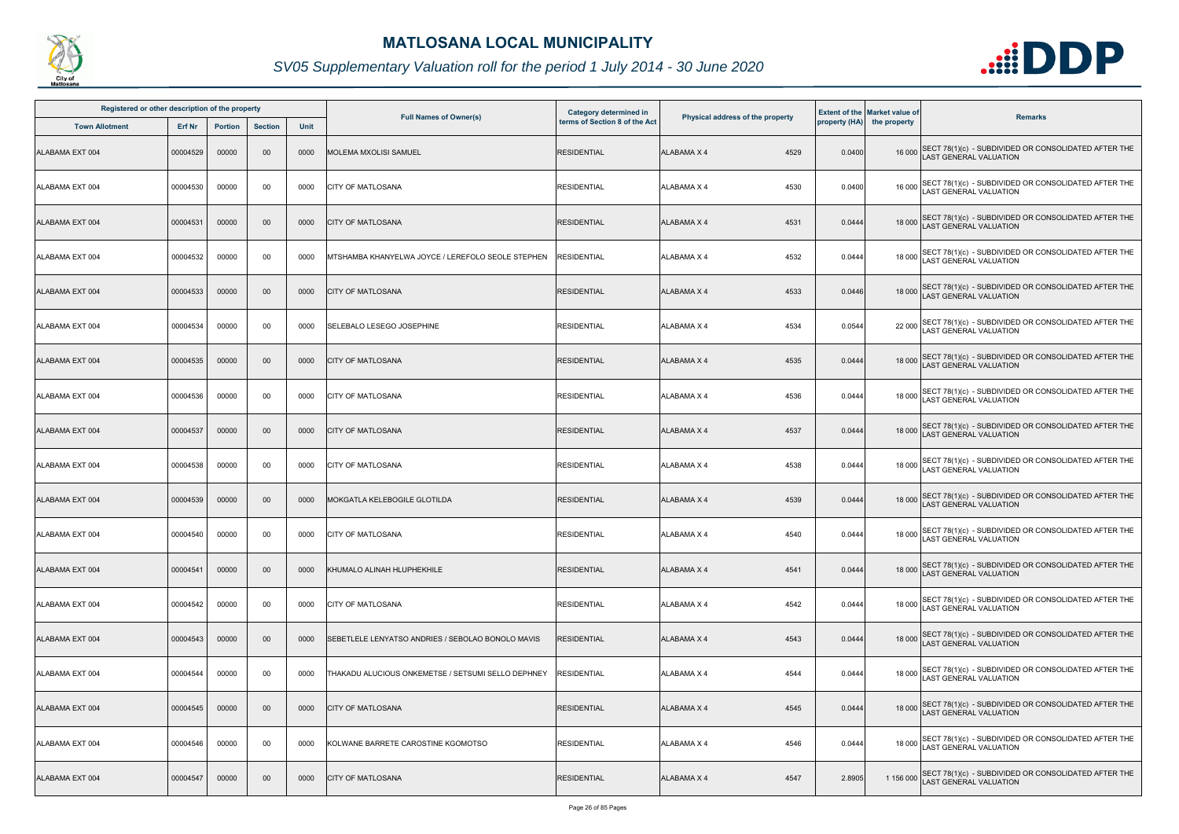# MATLOSANA LOCAL MUNICIPALITY

## SV05 Supplementary Valuation roll for the period 1 July 2014 - 30 June 2020

| Registered or other description of the property | | | | | Full Names of Owner(s) | Category determined in terms of Section 8 of the Act | Physical address of the property | | Extent of the property (HA) | Market value of the property | Remarks |
|---|---|---|---|---|---|---|---|---|---|---|---|
| Town Allotment | Erf Nr | Portion | Section | Unit | | | | | | | |
| ALABAMA EXT 004 | 00004529 | 00000 | 00 | 0000 | MOLEMA MXOLISI SAMUEL | RESIDENTIAL | ALABAMA X 4 | 4529 | 0.0400 | 16 000 | SECT 78(1)(c) - SUBDIVIDED OR CONSOLIDATED AFTER THE LAST GENERAL VALUATION |
| ALABAMA EXT 004 | 00004530 | 00000 | 00 | 0000 | CITY OF MATLOSANA | RESIDENTIAL | ALABAMA X 4 | 4530 | 0.0400 | 16 000 | SECT 78(1)(c) - SUBDIVIDED OR CONSOLIDATED AFTER THE LAST GENERAL VALUATION |
| ALABAMA EXT 004 | 00004531 | 00000 | 00 | 0000 | CITY OF MATLOSANA | RESIDENTIAL | ALABAMA X 4 | 4531 | 0.0444 | 18 000 | SECT 78(1)(c) - SUBDIVIDED OR CONSOLIDATED AFTER THE LAST GENERAL VALUATION |
| ALABAMA EXT 004 | 00004532 | 00000 | 00 | 0000 | MTSHAMBA KHANYELWA JOYCE / LEREFOLO SEOLE STEPHEN | RESIDENTIAL | ALABAMA X 4 | 4532 | 0.0444 | 18 000 | SECT 78(1)(c) - SUBDIVIDED OR CONSOLIDATED AFTER THE LAST GENERAL VALUATION |
| ALABAMA EXT 004 | 00004533 | 00000 | 00 | 0000 | CITY OF MATLOSANA | RESIDENTIAL | ALABAMA X 4 | 4533 | 0.0446 | 18 000 | SECT 78(1)(c) - SUBDIVIDED OR CONSOLIDATED AFTER THE LAST GENERAL VALUATION |
| ALABAMA EXT 004 | 00004534 | 00000 | 00 | 0000 | SELEBALO LESEGO JOSEPHINE | RESIDENTIAL | ALABAMA X 4 | 4534 | 0.0544 | 22 000 | SECT 78(1)(c) - SUBDIVIDED OR CONSOLIDATED AFTER THE LAST GENERAL VALUATION |
| ALABAMA EXT 004 | 00004535 | 00000 | 00 | 0000 | CITY OF MATLOSANA | RESIDENTIAL | ALABAMA X 4 | 4535 | 0.0444 | 18 000 | SECT 78(1)(c) - SUBDIVIDED OR CONSOLIDATED AFTER THE LAST GENERAL VALUATION |
| ALABAMA EXT 004 | 00004536 | 00000 | 00 | 0000 | CITY OF MATLOSANA | RESIDENTIAL | ALABAMA X 4 | 4536 | 0.0444 | 18 000 | SECT 78(1)(c) - SUBDIVIDED OR CONSOLIDATED AFTER THE LAST GENERAL VALUATION |
| ALABAMA EXT 004 | 00004537 | 00000 | 00 | 0000 | CITY OF MATLOSANA | RESIDENTIAL | ALABAMA X 4 | 4537 | 0.0444 | 18 000 | SECT 78(1)(c) - SUBDIVIDED OR CONSOLIDATED AFTER THE LAST GENERAL VALUATION |
| ALABAMA EXT 004 | 00004538 | 00000 | 00 | 0000 | CITY OF MATLOSANA | RESIDENTIAL | ALABAMA X 4 | 4538 | 0.0444 | 18 000 | SECT 78(1)(c) - SUBDIVIDED OR CONSOLIDATED AFTER THE LAST GENERAL VALUATION |
| ALABAMA EXT 004 | 00004539 | 00000 | 00 | 0000 | MOKGATLA KELEBOGILE GLOTILDA | RESIDENTIAL | ALABAMA X 4 | 4539 | 0.0444 | 18 000 | SECT 78(1)(c) - SUBDIVIDED OR CONSOLIDATED AFTER THE LAST GENERAL VALUATION |
| ALABAMA EXT 004 | 00004540 | 00000 | 00 | 0000 | CITY OF MATLOSANA | RESIDENTIAL | ALABAMA X 4 | 4540 | 0.0444 | 18 000 | SECT 78(1)(c) - SUBDIVIDED OR CONSOLIDATED AFTER THE LAST GENERAL VALUATION |
| ALABAMA EXT 004 | 00004541 | 00000 | 00 | 0000 | KHUMALO ALINAH HLUPHEKHILE | RESIDENTIAL | ALABAMA X 4 | 4541 | 0.0444 | 18 000 | SECT 78(1)(c) - SUBDIVIDED OR CONSOLIDATED AFTER THE LAST GENERAL VALUATION |
| ALABAMA EXT 004 | 00004542 | 00000 | 00 | 0000 | CITY OF MATLOSANA | RESIDENTIAL | ALABAMA X 4 | 4542 | 0.0444 | 18 000 | SECT 78(1)(c) - SUBDIVIDED OR CONSOLIDATED AFTER THE LAST GENERAL VALUATION |
| ALABAMA EXT 004 | 00004543 | 00000 | 00 | 0000 | SEBETLELE LENYATSO ANDRIES / SEBOLAO BONOLO MAVIS | RESIDENTIAL | ALABAMA X 4 | 4543 | 0.0444 | 18 000 | SECT 78(1)(c) - SUBDIVIDED OR CONSOLIDATED AFTER THE LAST GENERAL VALUATION |
| ALABAMA EXT 004 | 00004544 | 00000 | 00 | 0000 | THAKADU ALUCIOUS ONKEMETSE / SETSUMI SELLO DEPHNEY | RESIDENTIAL | ALABAMA X 4 | 4544 | 0.0444 | 18 000 | SECT 78(1)(c) - SUBDIVIDED OR CONSOLIDATED AFTER THE LAST GENERAL VALUATION |
| ALABAMA EXT 004 | 00004545 | 00000 | 00 | 0000 | CITY OF MATLOSANA | RESIDENTIAL | ALABAMA X 4 | 4545 | 0.0444 | 18 000 | SECT 78(1)(c) - SUBDIVIDED OR CONSOLIDATED AFTER THE LAST GENERAL VALUATION |
| ALABAMA EXT 004 | 00004546 | 00000 | 00 | 0000 | KOLWANE BARRETE CAROSTINE KGOMOTSO | RESIDENTIAL | ALABAMA X 4 | 4546 | 0.0444 | 18 000 | SECT 78(1)(c) - SUBDIVIDED OR CONSOLIDATED AFTER THE LAST GENERAL VALUATION |
| ALABAMA EXT 004 | 00004547 | 00000 | 00 | 0000 | CITY OF MATLOSANA | RESIDENTIAL | ALABAMA X 4 | 4547 | 2.8905 | 1 156 000 | SECT 78(1)(c) - SUBDIVIDED OR CONSOLIDATED AFTER THE LAST GENERAL VALUATION |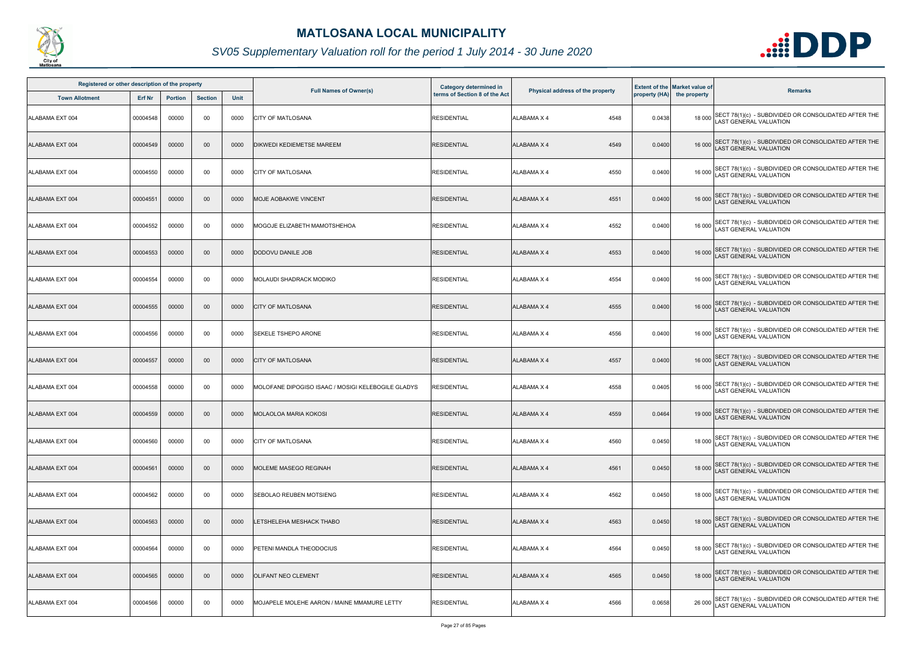# MATLOSANA LOCAL MUNICIPALITY

## SV05 Supplementary Valuation roll for the period 1 July 2014 - 30 June 2020

| Registered or other description of the property | | | | | Full Names of Owner(s) | Category determined in terms of Section 8 of the Act | Physical address of the property | | Extent of the property (HA) | Market value of the property | Remarks |
|---|---|---|---|---|---|---|---|---|---|---|---|
| Town Allotment | Erf Nr | Portion | Section | Unit | | | | | | | |
| ALABAMA EXT 004 | 00004548 | 00000 | 00 | 0000 | CITY OF MATLOSANA | RESIDENTIAL | ALABAMA X 4 | 4548 | 0.0438 | 18 000 | SECT 78(1)(c) - SUBDIVIDED OR CONSOLIDATED AFTER THE LAST GENERAL VALUATION |
| ALABAMA EXT 004 | 00004549 | 00000 | 00 | 0000 | DIKWEDI KEDIEMETSE MAREEM | RESIDENTIAL | ALABAMA X 4 | 4549 | 0.0400 | 16 000 | SECT 78(1)(c) - SUBDIVIDED OR CONSOLIDATED AFTER THE LAST GENERAL VALUATION |
| ALABAMA EXT 004 | 00004550 | 00000 | 00 | 0000 | CITY OF MATLOSANA | RESIDENTIAL | ALABAMA X 4 | 4550 | 0.0400 | 16 000 | SECT 78(1)(c) - SUBDIVIDED OR CONSOLIDATED AFTER THE LAST GENERAL VALUATION |
| ALABAMA EXT 004 | 00004551 | 00000 | 00 | 0000 | MOJE AOBAKWE VINCENT | RESIDENTIAL | ALABAMA X 4 | 4551 | 0.0400 | 16 000 | SECT 78(1)(c) - SUBDIVIDED OR CONSOLIDATED AFTER THE LAST GENERAL VALUATION |
| ALABAMA EXT 004 | 00004552 | 00000 | 00 | 0000 | MOGOJE ELIZABETH MAMOTSHEHOA | RESIDENTIAL | ALABAMA X 4 | 4552 | 0.0400 | 16 000 | SECT 78(1)(c) - SUBDIVIDED OR CONSOLIDATED AFTER THE LAST GENERAL VALUATION |
| ALABAMA EXT 004 | 00004553 | 00000 | 00 | 0000 | DODOVU DANILE JOB | RESIDENTIAL | ALABAMA X 4 | 4553 | 0.0400 | 16 000 | SECT 78(1)(c) - SUBDIVIDED OR CONSOLIDATED AFTER THE LAST GENERAL VALUATION |
| ALABAMA EXT 004 | 00004554 | 00000 | 00 | 0000 | MOLAUDI SHADRACK MODIKO | RESIDENTIAL | ALABAMA X 4 | 4554 | 0.0400 | 16 000 | SECT 78(1)(c) - SUBDIVIDED OR CONSOLIDATED AFTER THE LAST GENERAL VALUATION |
| ALABAMA EXT 004 | 00004555 | 00000 | 00 | 0000 | CITY OF MATLOSANA | RESIDENTIAL | ALABAMA X 4 | 4555 | 0.0400 | 16 000 | SECT 78(1)(c) - SUBDIVIDED OR CONSOLIDATED AFTER THE LAST GENERAL VALUATION |
| ALABAMA EXT 004 | 00004556 | 00000 | 00 | 0000 | SEKELE TSHEPO ARONE | RESIDENTIAL | ALABAMA X 4 | 4556 | 0.0400 | 16 000 | SECT 78(1)(c) - SUBDIVIDED OR CONSOLIDATED AFTER THE LAST GENERAL VALUATION |
| ALABAMA EXT 004 | 00004557 | 00000 | 00 | 0000 | CITY OF MATLOSANA | RESIDENTIAL | ALABAMA X 4 | 4557 | 0.0400 | 16 000 | SECT 78(1)(c) - SUBDIVIDED OR CONSOLIDATED AFTER THE LAST GENERAL VALUATION |
| ALABAMA EXT 004 | 00004558 | 00000 | 00 | 0000 | MOLOFANE DIPOGISO ISAAC / MOSIGI KELEBOGILE GLADYS | RESIDENTIAL | ALABAMA X 4 | 4558 | 0.0405 | 16 000 | SECT 78(1)(c) - SUBDIVIDED OR CONSOLIDATED AFTER THE LAST GENERAL VALUATION |
| ALABAMA EXT 004 | 00004559 | 00000 | 00 | 0000 | MOLAOLOA MARIA KOKOSI | RESIDENTIAL | ALABAMA X 4 | 4559 | 0.0464 | 19 000 | SECT 78(1)(c) - SUBDIVIDED OR CONSOLIDATED AFTER THE LAST GENERAL VALUATION |
| ALABAMA EXT 004 | 00004560 | 00000 | 00 | 0000 | CITY OF MATLOSANA | RESIDENTIAL | ALABAMA X 4 | 4560 | 0.0450 | 18 000 | SECT 78(1)(c) - SUBDIVIDED OR CONSOLIDATED AFTER THE LAST GENERAL VALUATION |
| ALABAMA EXT 004 | 00004561 | 00000 | 00 | 0000 | MOLEME MASEGO REGINAH | RESIDENTIAL | ALABAMA X 4 | 4561 | 0.0450 | 18 000 | SECT 78(1)(c) - SUBDIVIDED OR CONSOLIDATED AFTER THE LAST GENERAL VALUATION |
| ALABAMA EXT 004 | 00004562 | 00000 | 00 | 0000 | SEBOLAO REUBEN MOTSIENG | RESIDENTIAL | ALABAMA X 4 | 4562 | 0.0450 | 18 000 | SECT 78(1)(c) - SUBDIVIDED OR CONSOLIDATED AFTER THE LAST GENERAL VALUATION |
| ALABAMA EXT 004 | 00004563 | 00000 | 00 | 0000 | LETSHELEHA MESHACK THABO | RESIDENTIAL | ALABAMA X 4 | 4563 | 0.0450 | 18 000 | SECT 78(1)(c) - SUBDIVIDED OR CONSOLIDATED AFTER THE LAST GENERAL VALUATION |
| ALABAMA EXT 004 | 00004564 | 00000 | 00 | 0000 | PETENI MANDLA THEODOCIUS | RESIDENTIAL | ALABAMA X 4 | 4564 | 0.0450 | 18 000 | SECT 78(1)(c) - SUBDIVIDED OR CONSOLIDATED AFTER THE LAST GENERAL VALUATION |
| ALABAMA EXT 004 | 00004565 | 00000 | 00 | 0000 | OLIFANT NEO CLEMENT | RESIDENTIAL | ALABAMA X 4 | 4565 | 0.0450 | 18 000 | SECT 78(1)(c) - SUBDIVIDED OR CONSOLIDATED AFTER THE LAST GENERAL VALUATION |
| ALABAMA EXT 004 | 00004566 | 00000 | 00 | 0000 | MOJAPELE MOLEHE AARON / MAINE MMAMURE LETTY | RESIDENTIAL | ALABAMA X 4 | 4566 | 0.0658 | 26 000 | SECT 78(1)(c) - SUBDIVIDED OR CONSOLIDATED AFTER THE LAST GENERAL VALUATION |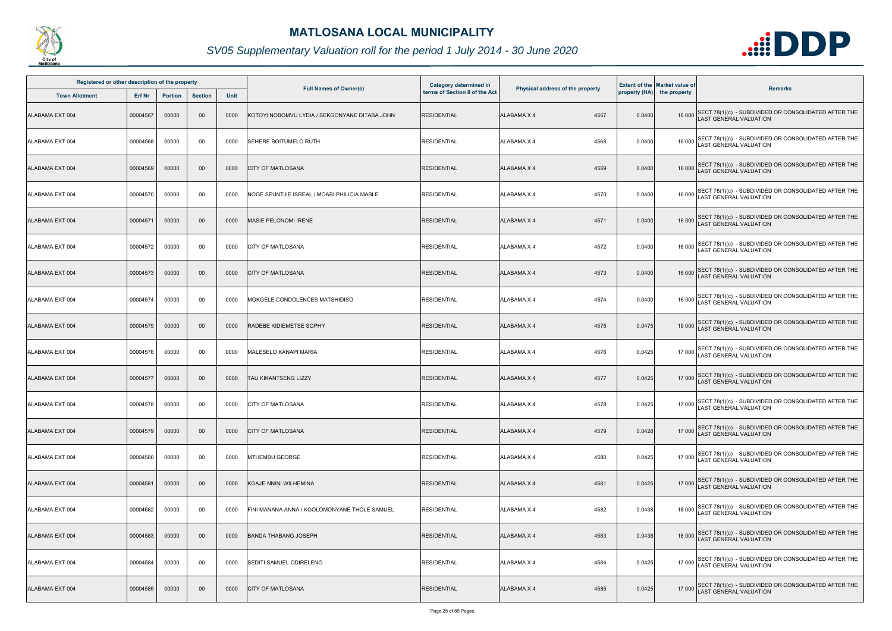# MATLOSANA LOCAL MUNICIPALITY

## SV05 Supplementary Valuation roll for the period 1 July 2014 - 30 June 2020

| Registered or other description of the property | | | | | Full Names of Owner(s) | Category determined in terms of Section 8 of the Act | Physical address of the property | Extent of the property (HA) | Market value of the property | Remarks |
|---|---|---|---|---|---|---|---|---|---|---|
| Town Allotment | Erf Nr | Portion | Section | Unit | | | | | | |
| ALABAMA EXT 004 | 00004567 | 00000 | 00 | 0000 | KOTOYI NOBOMVU LYDIA / SEKGONYANE DITABA JOHN | RESIDENTIAL | ALABAMA X 4 4567 | 0.0400 | 16 000 | SECT 78(1)(c) - SUBDIVIDED OR CONSOLIDATED AFTER THE LAST GENERAL VALUATION |
| ALABAMA EXT 004 | 00004568 | 00000 | 00 | 0000 | SEHERE BOITUMELO RUTH | RESIDENTIAL | ALABAMA X 4 4568 | 0.0400 | 16 000 | SECT 78(1)(c) - SUBDIVIDED OR CONSOLIDATED AFTER THE LAST GENERAL VALUATION |
| ALABAMA EXT 004 | 00004569 | 00000 | 00 | 0000 | CITY OF MATLOSANA | RESIDENTIAL | ALABAMA X 4 4569 | 0.0400 | 16 000 | SECT 78(1)(c) - SUBDIVIDED OR CONSOLIDATED AFTER THE LAST GENERAL VALUATION |
| ALABAMA EXT 004 | 00004570 | 00000 | 00 | 0000 | NOGE SEUNTJIE ISREAL / MOABI PHILICIA MABLE | RESIDENTIAL | ALABAMA X 4 4570 | 0.0400 | 16 000 | SECT 78(1)(c) - SUBDIVIDED OR CONSOLIDATED AFTER THE LAST GENERAL VALUATION |
| ALABAMA EXT 004 | 00004571 | 00000 | 00 | 0000 | MASIE PELONOMI IRENE | RESIDENTIAL | ALABAMA X 4 4571 | 0.0400 | 16 000 | SECT 78(1)(c) - SUBDIVIDED OR CONSOLIDATED AFTER THE LAST GENERAL VALUATION |
| ALABAMA EXT 004 | 00004572 | 00000 | 00 | 0000 | CITY OF MATLOSANA | RESIDENTIAL | ALABAMA X 4 4572 | 0.0400 | 16 000 | SECT 78(1)(c) - SUBDIVIDED OR CONSOLIDATED AFTER THE LAST GENERAL VALUATION |
| ALABAMA EXT 004 | 00004573 | 00000 | 00 | 0000 | CITY OF MATLOSANA | RESIDENTIAL | ALABAMA X 4 4573 | 0.0400 | 16 000 | SECT 78(1)(c) - SUBDIVIDED OR CONSOLIDATED AFTER THE LAST GENERAL VALUATION |
| ALABAMA EXT 004 | 00004574 | 00000 | 00 | 0000 | MOKGELE CONDOLENCES MATSHIDISO | RESIDENTIAL | ALABAMA X 4 4574 | 0.0400 | 16 000 | SECT 78(1)(c) - SUBDIVIDED OR CONSOLIDATED AFTER THE LAST GENERAL VALUATION |
| ALABAMA EXT 004 | 00004575 | 00000 | 00 | 0000 | RADEBE KIDIEMETSE SOPHY | RESIDENTIAL | ALABAMA X 4 4575 | 0.0475 | 19 000 | SECT 78(1)(c) - SUBDIVIDED OR CONSOLIDATED AFTER THE LAST GENERAL VALUATION |
| ALABAMA EXT 004 | 00004576 | 00000 | 00 | 0000 | MALESELO KANAPI MARIA | RESIDENTIAL | ALABAMA X 4 4576 | 0.0425 | 17 000 | SECT 78(1)(c) - SUBDIVIDED OR CONSOLIDATED AFTER THE LAST GENERAL VALUATION |
| ALABAMA EXT 004 | 00004577 | 00000 | 00 | 0000 | TAU KIKANTSENG LIZZY | RESIDENTIAL | ALABAMA X 4 4577 | 0.0425 | 17 000 | SECT 78(1)(c) - SUBDIVIDED OR CONSOLIDATED AFTER THE LAST GENERAL VALUATION |
| ALABAMA EXT 004 | 00004578 | 00000 | 00 | 0000 | CITY OF MATLOSANA | RESIDENTIAL | ALABAMA X 4 4578 | 0.0425 | 17 000 | SECT 78(1)(c) - SUBDIVIDED OR CONSOLIDATED AFTER THE LAST GENERAL VALUATION |
| ALABAMA EXT 004 | 00004579 | 00000 | 00 | 0000 | CITY OF MATLOSANA | RESIDENTIAL | ALABAMA X 4 4579 | 0.0428 | 17 000 | SECT 78(1)(c) - SUBDIVIDED OR CONSOLIDATED AFTER THE LAST GENERAL VALUATION |
| ALABAMA EXT 004 | 00004580 | 00000 | 00 | 0000 | MTHEMBU GEORGE | RESIDENTIAL | ALABAMA X 4 4580 | 0.0425 | 17 000 | SECT 78(1)(c) - SUBDIVIDED OR CONSOLIDATED AFTER THE LAST GENERAL VALUATION |
| ALABAMA EXT 004 | 00004581 | 00000 | 00 | 0000 | KGAJE NNINI WILHEMINA | RESIDENTIAL | ALABAMA X 4 4581 | 0.0425 | 17 000 | SECT 78(1)(c) - SUBDIVIDED OR CONSOLIDATED AFTER THE LAST GENERAL VALUATION |
| ALABAMA EXT 004 | 00004582 | 00000 | 00 | 0000 | FINI MANANA ANNA / KGOLOMONYANE THOLE SAMUEL | RESIDENTIAL | ALABAMA X 4 4582 | 0.0438 | 18 000 | SECT 78(1)(c) - SUBDIVIDED OR CONSOLIDATED AFTER THE LAST GENERAL VALUATION |
| ALABAMA EXT 004 | 00004583 | 00000 | 00 | 0000 | BANDA THABANG JOSEPH | RESIDENTIAL | ALABAMA X 4 4583 | 0.0438 | 18 000 | SECT 78(1)(c) - SUBDIVIDED OR CONSOLIDATED AFTER THE LAST GENERAL VALUATION |
| ALABAMA EXT 004 | 00004584 | 00000 | 00 | 0000 | SEDITI SAMUEL ODIRELENG | RESIDENTIAL | ALABAMA X 4 4584 | 0.0425 | 17 000 | SECT 78(1)(c) - SUBDIVIDED OR CONSOLIDATED AFTER THE LAST GENERAL VALUATION |
| ALABAMA EXT 004 | 00004585 | 00000 | 00 | 0000 | CITY OF MATLOSANA | RESIDENTIAL | ALABAMA X 4 4585 | 0.0425 | 17 000 | SECT 78(1)(c) - SUBDIVIDED OR CONSOLIDATED AFTER THE LAST GENERAL VALUATION |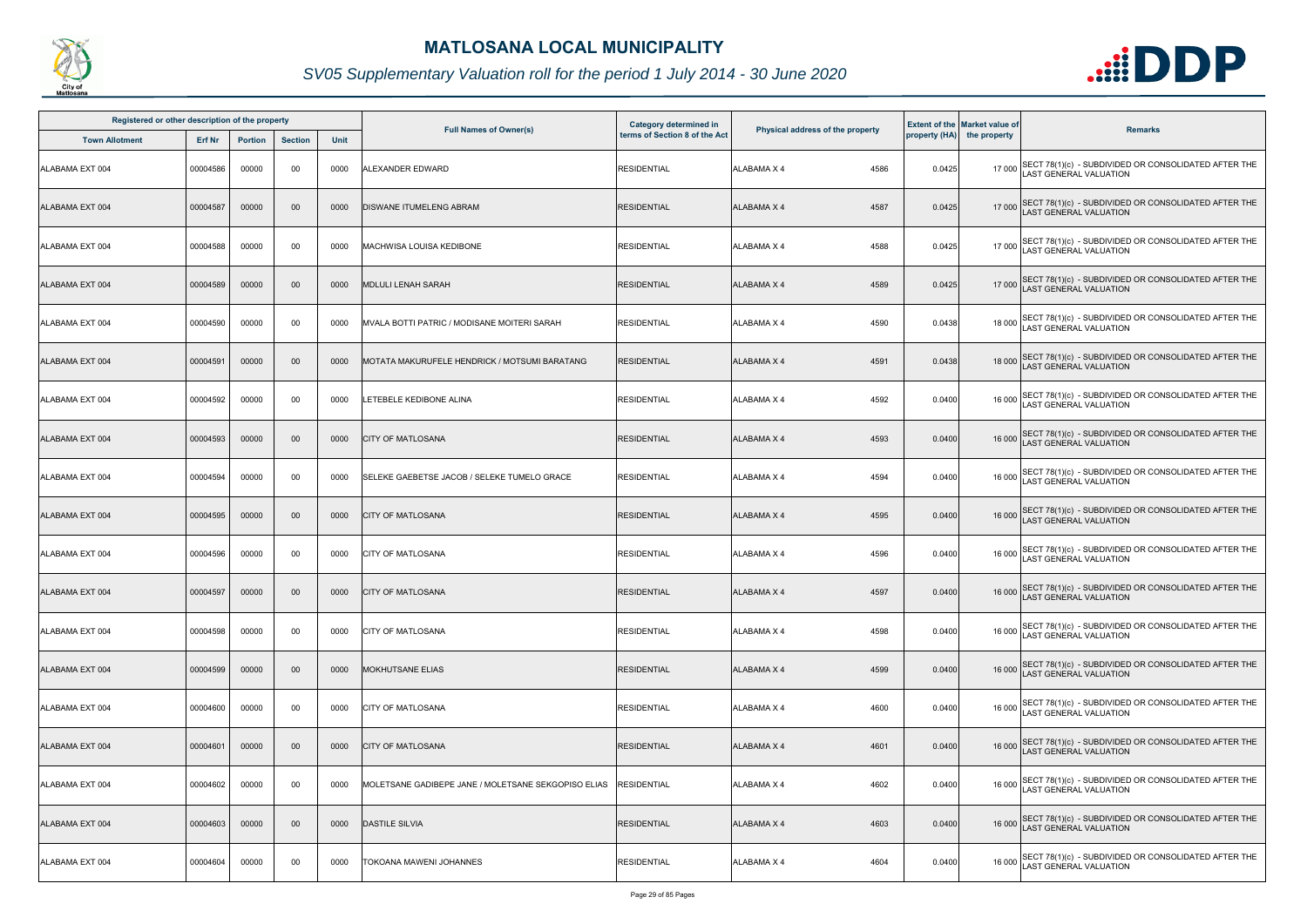# MATLOSANA LOCAL MUNICIPALITY

## *SV05 Supplementary Valuation roll for the period 1 July 2014 - 30 June 2020*

| Registered or other description of the property | | | | | Full Names of Owner(s) | Category determined in terms of Section 8 of the Act | Physical address of the property | Extent of the property (HA) | Market value of the property | Remarks |
|---|---|---|---|---|---|---|---|---|---|---|
| Town Allotment | Erf Nr | Portion | Section | Unit | | | | | | |
| ALABAMA EXT 004 | 00004586 | 00000 | 00 | 0000 | ALEXANDER EDWARD | RESIDENTIAL | ALABAMA X 4 4586 | 0.0425 | 17 000 | SECT 78(1)(c) - SUBDIVIDED OR CONSOLIDATED AFTER THE LAST GENERAL VALUATION |
| ALABAMA EXT 004 | 00004587 | 00000 | 00 | 0000 | DISWANE ITUMELENG ABRAM | RESIDENTIAL | ALABAMA X 4 4587 | 0.0425 | 17 000 | SECT 78(1)(c) - SUBDIVIDED OR CONSOLIDATED AFTER THE LAST GENERAL VALUATION |
| ALABAMA EXT 004 | 00004588 | 00000 | 00 | 0000 | MACHWISA LOUISA KEDIBONE | RESIDENTIAL | ALABAMA X 4 4588 | 0.0425 | 17 000 | SECT 78(1)(c) - SUBDIVIDED OR CONSOLIDATED AFTER THE LAST GENERAL VALUATION |
| ALABAMA EXT 004 | 00004589 | 00000 | 00 | 0000 | MDLULI LENAH SARAH | RESIDENTIAL | ALABAMA X 4 4589 | 0.0425 | 17 000 | SECT 78(1)(c) - SUBDIVIDED OR CONSOLIDATED AFTER THE LAST GENERAL VALUATION |
| ALABAMA EXT 004 | 00004590 | 00000 | 00 | 0000 | MVALA BOTTI PATRIC / MODISANE MOITERI SARAH | RESIDENTIAL | ALABAMA X 4 4590 | 0.0438 | 18 000 | SECT 78(1)(c) - SUBDIVIDED OR CONSOLIDATED AFTER THE LAST GENERAL VALUATION |
| ALABAMA EXT 004 | 00004591 | 00000 | 00 | 0000 | MOTATA MAKURUFELE HENDRICK / MOTSUMI BARATANG | RESIDENTIAL | ALABAMA X 4 4591 | 0.0438 | 18 000 | SECT 78(1)(c) - SUBDIVIDED OR CONSOLIDATED AFTER THE LAST GENERAL VALUATION |
| ALABAMA EXT 004 | 00004592 | 00000 | 00 | 0000 | LETEBELE KEDIBONE ALINA | RESIDENTIAL | ALABAMA X 4 4592 | 0.0400 | 16 000 | SECT 78(1)(c) - SUBDIVIDED OR CONSOLIDATED AFTER THE LAST GENERAL VALUATION |
| ALABAMA EXT 004 | 00004593 | 00000 | 00 | 0000 | CITY OF MATLOSANA | RESIDENTIAL | ALABAMA X 4 4593 | 0.0400 | 16 000 | SECT 78(1)(c) - SUBDIVIDED OR CONSOLIDATED AFTER THE LAST GENERAL VALUATION |
| ALABAMA EXT 004 | 00004594 | 00000 | 00 | 0000 | SELEKE GAEBETSE JACOB / SELEKE TUMELO GRACE | RESIDENTIAL | ALABAMA X 4 4594 | 0.0400 | 16 000 | SECT 78(1)(c) - SUBDIVIDED OR CONSOLIDATED AFTER THE LAST GENERAL VALUATION |
| ALABAMA EXT 004 | 00004595 | 00000 | 00 | 0000 | CITY OF MATLOSANA | RESIDENTIAL | ALABAMA X 4 4595 | 0.0400 | 16 000 | SECT 78(1)(c) - SUBDIVIDED OR CONSOLIDATED AFTER THE LAST GENERAL VALUATION |
| ALABAMA EXT 004 | 00004596 | 00000 | 00 | 0000 | CITY OF MATLOSANA | RESIDENTIAL | ALABAMA X 4 4596 | 0.0400 | 16 000 | SECT 78(1)(c) - SUBDIVIDED OR CONSOLIDATED AFTER THE LAST GENERAL VALUATION |
| ALABAMA EXT 004 | 00004597 | 00000 | 00 | 0000 | CITY OF MATLOSANA | RESIDENTIAL | ALABAMA X 4 4597 | 0.0400 | 16 000 | SECT 78(1)(c) - SUBDIVIDED OR CONSOLIDATED AFTER THE LAST GENERAL VALUATION |
| ALABAMA EXT 004 | 00004598 | 00000 | 00 | 0000 | CITY OF MATLOSANA | RESIDENTIAL | ALABAMA X 4 4598 | 0.0400 | 16 000 | SECT 78(1)(c) - SUBDIVIDED OR CONSOLIDATED AFTER THE LAST GENERAL VALUATION |
| ALABAMA EXT 004 | 00004599 | 00000 | 00 | 0000 | MOKHUTSANE ELIAS | RESIDENTIAL | ALABAMA X 4 4599 | 0.0400 | 16 000 | SECT 78(1)(c) - SUBDIVIDED OR CONSOLIDATED AFTER THE LAST GENERAL VALUATION |
| ALABAMA EXT 004 | 00004600 | 00000 | 00 | 0000 | CITY OF MATLOSANA | RESIDENTIAL | ALABAMA X 4 4600 | 0.0400 | 16 000 | SECT 78(1)(c) - SUBDIVIDED OR CONSOLIDATED AFTER THE LAST GENERAL VALUATION |
| ALABAMA EXT 004 | 00004601 | 00000 | 00 | 0000 | CITY OF MATLOSANA | RESIDENTIAL | ALABAMA X 4 4601 | 0.0400 | 16 000 | SECT 78(1)(c) - SUBDIVIDED OR CONSOLIDATED AFTER THE LAST GENERAL VALUATION |
| ALABAMA EXT 004 | 00004602 | 00000 | 00 | 0000 | MOLETSANE GADIBEPE JANE / MOLETSANE SEKGOPISO ELIAS | RESIDENTIAL | ALABAMA X 4 4602 | 0.0400 | 16 000 | SECT 78(1)(c) - SUBDIVIDED OR CONSOLIDATED AFTER THE LAST GENERAL VALUATION |
| ALABAMA EXT 004 | 00004603 | 00000 | 00 | 0000 | DASTILE SILVIA | RESIDENTIAL | ALABAMA X 4 4603 | 0.0400 | 16 000 | SECT 78(1)(c) - SUBDIVIDED OR CONSOLIDATED AFTER THE LAST GENERAL VALUATION |
| ALABAMA EXT 004 | 00004604 | 00000 | 00 | 0000 | TOKOANA MAWENI JOHANNES | RESIDENTIAL | ALABAMA X 4 4604 | 0.0400 | 16 000 | SECT 78(1)(c) - SUBDIVIDED OR CONSOLIDATED AFTER THE LAST GENERAL VALUATION |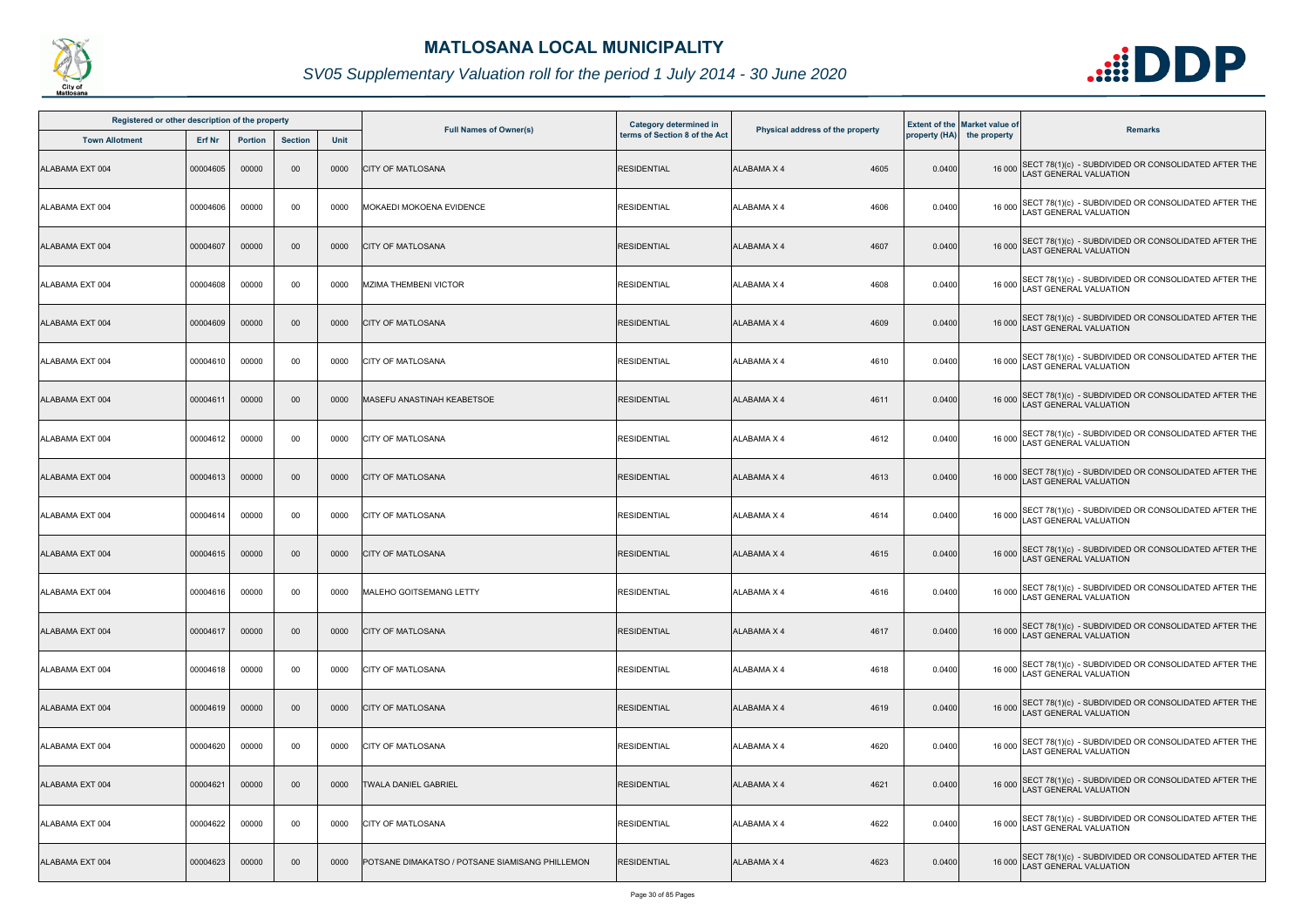# MATLOSANA LOCAL MUNICIPALITY

## SV05 Supplementary Valuation roll for the period 1 July 2014 - 30 June 2020

| Registered or other description of the property | | | | | Full Names of Owner(s) | Category determined in terms of Section 8 of the Act | Physical address of the property | Extent of the property (HA) | Market value of the property | Remarks |
|---|---|---|---|---|---|---|---|---|---|---|
| Town Allotment | Erf Nr | Portion | Section | Unit | | | | | | |
| ALABAMA EXT 004 | 00004605 | 00000 | 00 | 0000 | CITY OF MATLOSANA | RESIDENTIAL | ALABAMA X 4 4605 | 0.0400 | 16 000 | SECT 78(1)(c) - SUBDIVIDED OR CONSOLIDATED AFTER THE LAST GENERAL VALUATION |
| ALABAMA EXT 004 | 00004606 | 00000 | 00 | 0000 | MOKAEDI MOKOENA EVIDENCE | RESIDENTIAL | ALABAMA X 4 4606 | 0.0400 | 16 000 | SECT 78(1)(c) - SUBDIVIDED OR CONSOLIDATED AFTER THE LAST GENERAL VALUATION |
| ALABAMA EXT 004 | 00004607 | 00000 | 00 | 0000 | CITY OF MATLOSANA | RESIDENTIAL | ALABAMA X 4 4607 | 0.0400 | 16 000 | SECT 78(1)(c) - SUBDIVIDED OR CONSOLIDATED AFTER THE LAST GENERAL VALUATION |
| ALABAMA EXT 004 | 00004608 | 00000 | 00 | 0000 | MZIMA THEMBENI VICTOR | RESIDENTIAL | ALABAMA X 4 4608 | 0.0400 | 16 000 | SECT 78(1)(c) - SUBDIVIDED OR CONSOLIDATED AFTER THE LAST GENERAL VALUATION |
| ALABAMA EXT 004 | 00004609 | 00000 | 00 | 0000 | CITY OF MATLOSANA | RESIDENTIAL | ALABAMA X 4 4609 | 0.0400 | 16 000 | SECT 78(1)(c) - SUBDIVIDED OR CONSOLIDATED AFTER THE LAST GENERAL VALUATION |
| ALABAMA EXT 004 | 00004610 | 00000 | 00 | 0000 | CITY OF MATLOSANA | RESIDENTIAL | ALABAMA X 4 4610 | 0.0400 | 16 000 | SECT 78(1)(c) - SUBDIVIDED OR CONSOLIDATED AFTER THE LAST GENERAL VALUATION |
| ALABAMA EXT 004 | 00004611 | 00000 | 00 | 0000 | MASEFU ANASTINAH KEABETSOE | RESIDENTIAL | ALABAMA X 4 4611 | 0.0400 | 16 000 | SECT 78(1)(c) - SUBDIVIDED OR CONSOLIDATED AFTER THE LAST GENERAL VALUATION |
| ALABAMA EXT 004 | 00004612 | 00000 | 00 | 0000 | CITY OF MATLOSANA | RESIDENTIAL | ALABAMA X 4 4612 | 0.0400 | 16 000 | SECT 78(1)(c) - SUBDIVIDED OR CONSOLIDATED AFTER THE LAST GENERAL VALUATION |
| ALABAMA EXT 004 | 00004613 | 00000 | 00 | 0000 | CITY OF MATLOSANA | RESIDENTIAL | ALABAMA X 4 4613 | 0.0400 | 16 000 | SECT 78(1)(c) - SUBDIVIDED OR CONSOLIDATED AFTER THE LAST GENERAL VALUATION |
| ALABAMA EXT 004 | 00004614 | 00000 | 00 | 0000 | CITY OF MATLOSANA | RESIDENTIAL | ALABAMA X 4 4614 | 0.0400 | 16 000 | SECT 78(1)(c) - SUBDIVIDED OR CONSOLIDATED AFTER THE LAST GENERAL VALUATION |
| ALABAMA EXT 004 | 00004615 | 00000 | 00 | 0000 | CITY OF MATLOSANA | RESIDENTIAL | ALABAMA X 4 4615 | 0.0400 | 16 000 | SECT 78(1)(c) - SUBDIVIDED OR CONSOLIDATED AFTER THE LAST GENERAL VALUATION |
| ALABAMA EXT 004 | 00004616 | 00000 | 00 | 0000 | MALEHO GOITSEMANG LETTY | RESIDENTIAL | ALABAMA X 4 4616 | 0.0400 | 16 000 | SECT 78(1)(c) - SUBDIVIDED OR CONSOLIDATED AFTER THE LAST GENERAL VALUATION |
| ALABAMA EXT 004 | 00004617 | 00000 | 00 | 0000 | CITY OF MATLOSANA | RESIDENTIAL | ALABAMA X 4 4617 | 0.0400 | 16 000 | SECT 78(1)(c) - SUBDIVIDED OR CONSOLIDATED AFTER THE LAST GENERAL VALUATION |
| ALABAMA EXT 004 | 00004618 | 00000 | 00 | 0000 | CITY OF MATLOSANA | RESIDENTIAL | ALABAMA X 4 4618 | 0.0400 | 16 000 | SECT 78(1)(c) - SUBDIVIDED OR CONSOLIDATED AFTER THE LAST GENERAL VALUATION |
| ALABAMA EXT 004 | 00004619 | 00000 | 00 | 0000 | CITY OF MATLOSANA | RESIDENTIAL | ALABAMA X 4 4619 | 0.0400 | 16 000 | SECT 78(1)(c) - SUBDIVIDED OR CONSOLIDATED AFTER THE LAST GENERAL VALUATION |
| ALABAMA EXT 004 | 00004620 | 00000 | 00 | 0000 | CITY OF MATLOSANA | RESIDENTIAL | ALABAMA X 4 4620 | 0.0400 | 16 000 | SECT 78(1)(c) - SUBDIVIDED OR CONSOLIDATED AFTER THE LAST GENERAL VALUATION |
| ALABAMA EXT 004 | 00004621 | 00000 | 00 | 0000 | TWALA DANIEL GABRIEL | RESIDENTIAL | ALABAMA X 4 4621 | 0.0400 | 16 000 | SECT 78(1)(c) - SUBDIVIDED OR CONSOLIDATED AFTER THE LAST GENERAL VALUATION |
| ALABAMA EXT 004 | 00004622 | 00000 | 00 | 0000 | CITY OF MATLOSANA | RESIDENTIAL | ALABAMA X 4 4622 | 0.0400 | 16 000 | SECT 78(1)(c) - SUBDIVIDED OR CONSOLIDATED AFTER THE LAST GENERAL VALUATION |
| ALABAMA EXT 004 | 00004623 | 00000 | 00 | 0000 | POTSANE DIMAKATSO / POTSANE SIAMISANG PHILLEMON | RESIDENTIAL | ALABAMA X 4 4623 | 0.0400 | 16 000 | SECT 78(1)(c) - SUBDIVIDED OR CONSOLIDATED AFTER THE LAST GENERAL VALUATION |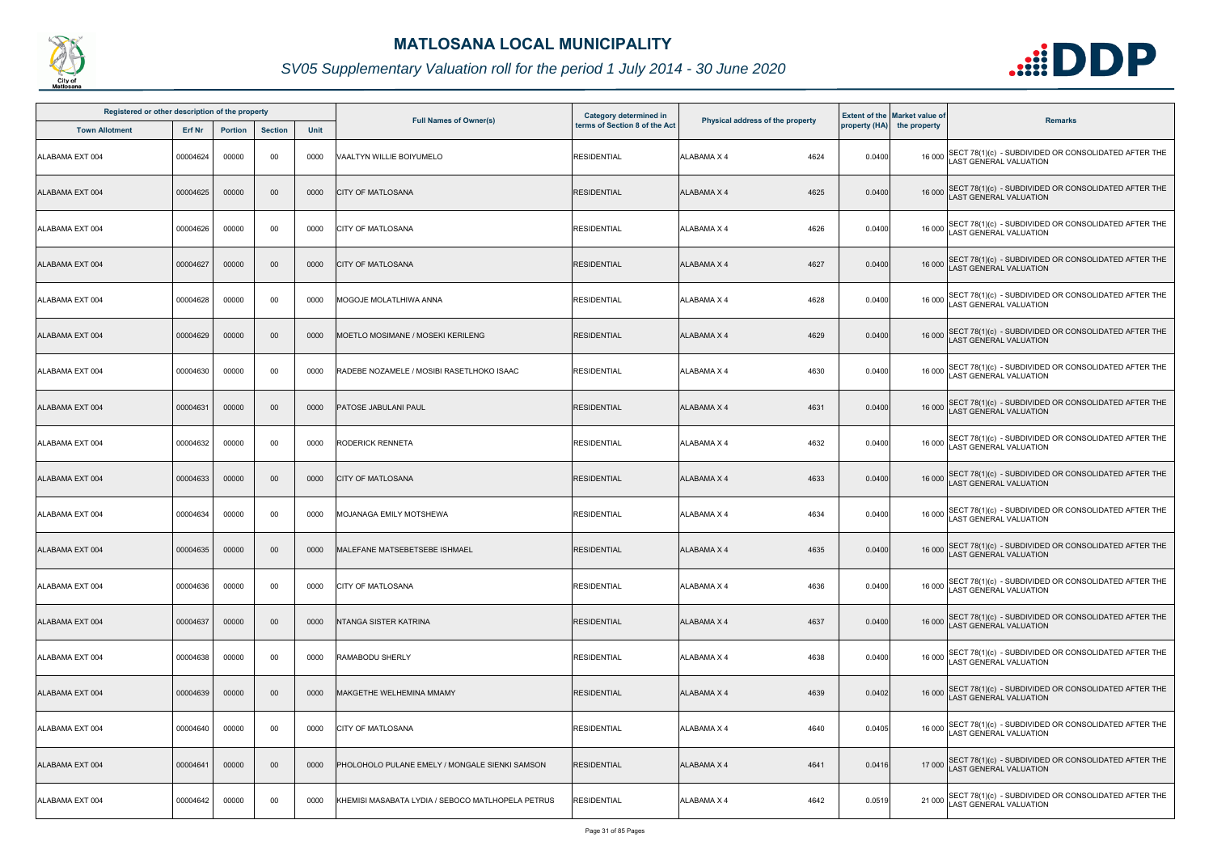# MATLOSANA LOCAL MUNICIPALITY

## SV05 Supplementary Valuation roll for the period 1 July 2014 - 30 June 2020

| Registered or other description of the property | | | | | Full Names of Owner(s) | Category determined in terms of Section 8 of the Act | Physical address of the property | | Extent of the property (HA) | Market value of the property | Remarks |
|---|---|---|---|---|---|---|---|---|---|---|---|
| Town Allotment | Erf Nr | Portion | Section | Unit | | | | | | | |
| ALABAMA EXT 004 | 00004624 | 00000 | 00 | 0000 | VAALTYN WILLIE BOIYUMELO | RESIDENTIAL | ALABAMA X 4 | 4624 | 0.0400 | 16 000 | SECT 78(1)(c) - SUBDIVIDED OR CONSOLIDATED AFTER THE LAST GENERAL VALUATION |
| ALABAMA EXT 004 | 00004625 | 00000 | 00 | 0000 | CITY OF MATLOSANA | RESIDENTIAL | ALABAMA X 4 | 4625 | 0.0400 | 16 000 | SECT 78(1)(c) - SUBDIVIDED OR CONSOLIDATED AFTER THE LAST GENERAL VALUATION |
| ALABAMA EXT 004 | 00004626 | 00000 | 00 | 0000 | CITY OF MATLOSANA | RESIDENTIAL | ALABAMA X 4 | 4626 | 0.0400 | 16 000 | SECT 78(1)(c) - SUBDIVIDED OR CONSOLIDATED AFTER THE LAST GENERAL VALUATION |
| ALABAMA EXT 004 | 00004627 | 00000 | 00 | 0000 | CITY OF MATLOSANA | RESIDENTIAL | ALABAMA X 4 | 4627 | 0.0400 | 16 000 | SECT 78(1)(c) - SUBDIVIDED OR CONSOLIDATED AFTER THE LAST GENERAL VALUATION |
| ALABAMA EXT 004 | 00004628 | 00000 | 00 | 0000 | MOGOJE MOLATLHIWA ANNA | RESIDENTIAL | ALABAMA X 4 | 4628 | 0.0400 | 16 000 | SECT 78(1)(c) - SUBDIVIDED OR CONSOLIDATED AFTER THE LAST GENERAL VALUATION |
| ALABAMA EXT 004 | 00004629 | 00000 | 00 | 0000 | MOETLO MOSIMANE / MOSEKI KERILENG | RESIDENTIAL | ALABAMA X 4 | 4629 | 0.0400 | 16 000 | SECT 78(1)(c) - SUBDIVIDED OR CONSOLIDATED AFTER THE LAST GENERAL VALUATION |
| ALABAMA EXT 004 | 00004630 | 00000 | 00 | 0000 | RADEBE NOZAMELE / MOSIBI RASETLHOKO ISAAC | RESIDENTIAL | ALABAMA X 4 | 4630 | 0.0400 | 16 000 | SECT 78(1)(c) - SUBDIVIDED OR CONSOLIDATED AFTER THE LAST GENERAL VALUATION |
| ALABAMA EXT 004 | 00004631 | 00000 | 00 | 0000 | PATOSE JABULANI PAUL | RESIDENTIAL | ALABAMA X 4 | 4631 | 0.0400 | 16 000 | SECT 78(1)(c) - SUBDIVIDED OR CONSOLIDATED AFTER THE LAST GENERAL VALUATION |
| ALABAMA EXT 004 | 00004632 | 00000 | 00 | 0000 | RODERICK RENNETA | RESIDENTIAL | ALABAMA X 4 | 4632 | 0.0400 | 16 000 | SECT 78(1)(c) - SUBDIVIDED OR CONSOLIDATED AFTER THE LAST GENERAL VALUATION |
| ALABAMA EXT 004 | 00004633 | 00000 | 00 | 0000 | CITY OF MATLOSANA | RESIDENTIAL | ALABAMA X 4 | 4633 | 0.0400 | 16 000 | SECT 78(1)(c) - SUBDIVIDED OR CONSOLIDATED AFTER THE LAST GENERAL VALUATION |
| ALABAMA EXT 004 | 00004634 | 00000 | 00 | 0000 | MOJANAGA EMILY MOTSHEWA | RESIDENTIAL | ALABAMA X 4 | 4634 | 0.0400 | 16 000 | SECT 78(1)(c) - SUBDIVIDED OR CONSOLIDATED AFTER THE LAST GENERAL VALUATION |
| ALABAMA EXT 004 | 00004635 | 00000 | 00 | 0000 | MALEFANE MATSEBETSEBE ISHMAEL | RESIDENTIAL | ALABAMA X 4 | 4635 | 0.0400 | 16 000 | SECT 78(1)(c) - SUBDIVIDED OR CONSOLIDATED AFTER THE LAST GENERAL VALUATION |
| ALABAMA EXT 004 | 00004636 | 00000 | 00 | 0000 | CITY OF MATLOSANA | RESIDENTIAL | ALABAMA X 4 | 4636 | 0.0400 | 16 000 | SECT 78(1)(c) - SUBDIVIDED OR CONSOLIDATED AFTER THE LAST GENERAL VALUATION |
| ALABAMA EXT 004 | 00004637 | 00000 | 00 | 0000 | NTANGA SISTER KATRINA | RESIDENTIAL | ALABAMA X 4 | 4637 | 0.0400 | 16 000 | SECT 78(1)(c) - SUBDIVIDED OR CONSOLIDATED AFTER THE LAST GENERAL VALUATION |
| ALABAMA EXT 004 | 00004638 | 00000 | 00 | 0000 | RAMABODU SHERLY | RESIDENTIAL | ALABAMA X 4 | 4638 | 0.0400 | 16 000 | SECT 78(1)(c) - SUBDIVIDED OR CONSOLIDATED AFTER THE LAST GENERAL VALUATION |
| ALABAMA EXT 004 | 00004639 | 00000 | 00 | 0000 | MAKGETHE WELHEMINA MMAMY | RESIDENTIAL | ALABAMA X 4 | 4639 | 0.0402 | 16 000 | SECT 78(1)(c) - SUBDIVIDED OR CONSOLIDATED AFTER THE LAST GENERAL VALUATION |
| ALABAMA EXT 004 | 00004640 | 00000 | 00 | 0000 | CITY OF MATLOSANA | RESIDENTIAL | ALABAMA X 4 | 4640 | 0.0405 | 16 000 | SECT 78(1)(c) - SUBDIVIDED OR CONSOLIDATED AFTER THE LAST GENERAL VALUATION |
| ALABAMA EXT 004 | 00004641 | 00000 | 00 | 0000 | PHOLOHOLO PULANE EMELY / MONGALE SIENKI SAMSON | RESIDENTIAL | ALABAMA X 4 | 4641 | 0.0416 | 17 000 | SECT 78(1)(c) - SUBDIVIDED OR CONSOLIDATED AFTER THE LAST GENERAL VALUATION |
| ALABAMA EXT 004 | 00004642 | 00000 | 00 | 0000 | KHEMISI MASABATA LYDIA / SEBOCO MATLHOPELA PETRUS | RESIDENTIAL | ALABAMA X 4 | 4642 | 0.0519 | 21 000 | SECT 78(1)(c) - SUBDIVIDED OR CONSOLIDATED AFTER THE LAST GENERAL VALUATION |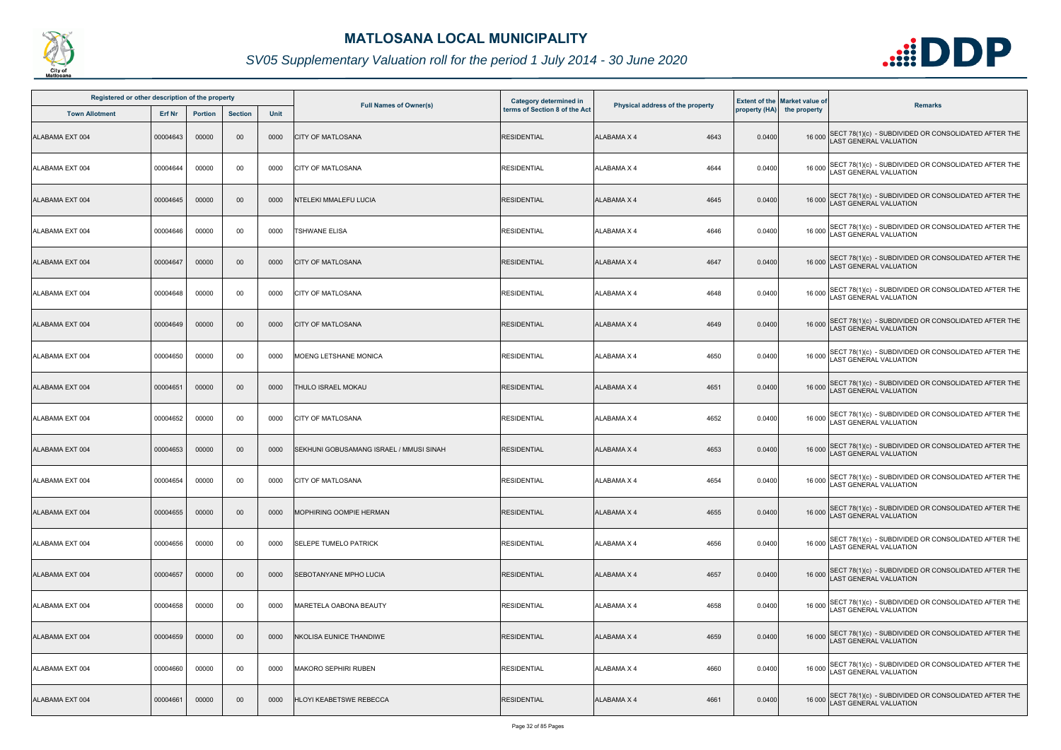# MATLOSANA LOCAL MUNICIPALITY

## SV05 Supplementary Valuation roll for the period 1 July 2014 - 30 June 2020

| Registered or other description of the property | | | | | Full Names of Owner(s) | Category determined in terms of Section 8 of the Act | Physical address of the property | Extent of the property (HA) | Market value of the property | Remarks |
|---|---|---|---|---|---|---|---|---|---|---|
| Town Allotment | Erf Nr | Portion | Section | Unit | | | | | | |
| ALABAMA EXT 004 | 00004643 | 00000 | 00 | 0000 | CITY OF MATLOSANA | RESIDENTIAL | ALABAMA X 4 4643 | 0.0400 | 16 000 | SECT 78(1)(c) - SUBDIVIDED OR CONSOLIDATED AFTER THE LAST GENERAL VALUATION |
| ALABAMA EXT 004 | 00004644 | 00000 | 00 | 0000 | CITY OF MATLOSANA | RESIDENTIAL | ALABAMA X 4 4644 | 0.0400 | 16 000 | SECT 78(1)(c) - SUBDIVIDED OR CONSOLIDATED AFTER THE LAST GENERAL VALUATION |
| ALABAMA EXT 004 | 00004645 | 00000 | 00 | 0000 | NTELEKI MMALEFU LUCIA | RESIDENTIAL | ALABAMA X 4 4645 | 0.0400 | 16 000 | SECT 78(1)(c) - SUBDIVIDED OR CONSOLIDATED AFTER THE LAST GENERAL VALUATION |
| ALABAMA EXT 004 | 00004646 | 00000 | 00 | 0000 | TSHWANE ELISA | RESIDENTIAL | ALABAMA X 4 4646 | 0.0400 | 16 000 | SECT 78(1)(c) - SUBDIVIDED OR CONSOLIDATED AFTER THE LAST GENERAL VALUATION |
| ALABAMA EXT 004 | 00004647 | 00000 | 00 | 0000 | CITY OF MATLOSANA | RESIDENTIAL | ALABAMA X 4 4647 | 0.0400 | 16 000 | SECT 78(1)(c) - SUBDIVIDED OR CONSOLIDATED AFTER THE LAST GENERAL VALUATION |
| ALABAMA EXT 004 | 00004648 | 00000 | 00 | 0000 | CITY OF MATLOSANA | RESIDENTIAL | ALABAMA X 4 4648 | 0.0400 | 16 000 | SECT 78(1)(c) - SUBDIVIDED OR CONSOLIDATED AFTER THE LAST GENERAL VALUATION |
| ALABAMA EXT 004 | 00004649 | 00000 | 00 | 0000 | CITY OF MATLOSANA | RESIDENTIAL | ALABAMA X 4 4649 | 0.0400 | 16 000 | SECT 78(1)(c) - SUBDIVIDED OR CONSOLIDATED AFTER THE LAST GENERAL VALUATION |
| ALABAMA EXT 004 | 00004650 | 00000 | 00 | 0000 | MOENG LETSHANE MONICA | RESIDENTIAL | ALABAMA X 4 4650 | 0.0400 | 16 000 | SECT 78(1)(c) - SUBDIVIDED OR CONSOLIDATED AFTER THE LAST GENERAL VALUATION |
| ALABAMA EXT 004 | 00004651 | 00000 | 00 | 0000 | THULO ISRAEL MOKAU | RESIDENTIAL | ALABAMA X 4 4651 | 0.0400 | 16 000 | SECT 78(1)(c) - SUBDIVIDED OR CONSOLIDATED AFTER THE LAST GENERAL VALUATION |
| ALABAMA EXT 004 | 00004652 | 00000 | 00 | 0000 | CITY OF MATLOSANA | RESIDENTIAL | ALABAMA X 4 4652 | 0.0400 | 16 000 | SECT 78(1)(c) - SUBDIVIDED OR CONSOLIDATED AFTER THE LAST GENERAL VALUATION |
| ALABAMA EXT 004 | 00004653 | 00000 | 00 | 0000 | SEKHUNI GOBUSAMANG ISRAEL / MMUSI SINAH | RESIDENTIAL | ALABAMA X 4 4653 | 0.0400 | 16 000 | SECT 78(1)(c) - SUBDIVIDED OR CONSOLIDATED AFTER THE LAST GENERAL VALUATION |
| ALABAMA EXT 004 | 00004654 | 00000 | 00 | 0000 | CITY OF MATLOSANA | RESIDENTIAL | ALABAMA X 4 4654 | 0.0400 | 16 000 | SECT 78(1)(c) - SUBDIVIDED OR CONSOLIDATED AFTER THE LAST GENERAL VALUATION |
| ALABAMA EXT 004 | 00004655 | 00000 | 00 | 0000 | MOPHIRING OOMPIE HERMAN | RESIDENTIAL | ALABAMA X 4 4655 | 0.0400 | 16 000 | SECT 78(1)(c) - SUBDIVIDED OR CONSOLIDATED AFTER THE LAST GENERAL VALUATION |
| ALABAMA EXT 004 | 00004656 | 00000 | 00 | 0000 | SELEPE TUMELO PATRICK | RESIDENTIAL | ALABAMA X 4 4656 | 0.0400 | 16 000 | SECT 78(1)(c) - SUBDIVIDED OR CONSOLIDATED AFTER THE LAST GENERAL VALUATION |
| ALABAMA EXT 004 | 00004657 | 00000 | 00 | 0000 | SEBOTANYANE MPHO LUCIA | RESIDENTIAL | ALABAMA X 4 4657 | 0.0400 | 16 000 | SECT 78(1)(c) - SUBDIVIDED OR CONSOLIDATED AFTER THE LAST GENERAL VALUATION |
| ALABAMA EXT 004 | 00004658 | 00000 | 00 | 0000 | MARETELA OABONA BEAUTY | RESIDENTIAL | ALABAMA X 4 4658 | 0.0400 | 16 000 | SECT 78(1)(c) - SUBDIVIDED OR CONSOLIDATED AFTER THE LAST GENERAL VALUATION |
| ALABAMA EXT 004 | 00004659 | 00000 | 00 | 0000 | NKOLISA EUNICE THANDIWE | RESIDENTIAL | ALABAMA X 4 4659 | 0.0400 | 16 000 | SECT 78(1)(c) - SUBDIVIDED OR CONSOLIDATED AFTER THE LAST GENERAL VALUATION |
| ALABAMA EXT 004 | 00004660 | 00000 | 00 | 0000 | MAKORO SEPHIRI RUBEN | RESIDENTIAL | ALABAMA X 4 4660 | 0.0400 | 16 000 | SECT 78(1)(c) - SUBDIVIDED OR CONSOLIDATED AFTER THE LAST GENERAL VALUATION |
| ALABAMA EXT 004 | 00004661 | 00000 | 00 | 0000 | HLOYI KEABETSWE REBECCA | RESIDENTIAL | ALABAMA X 4 4661 | 0.0400 | 16 000 | SECT 78(1)(c) - SUBDIVIDED OR CONSOLIDATED AFTER THE LAST GENERAL VALUATION |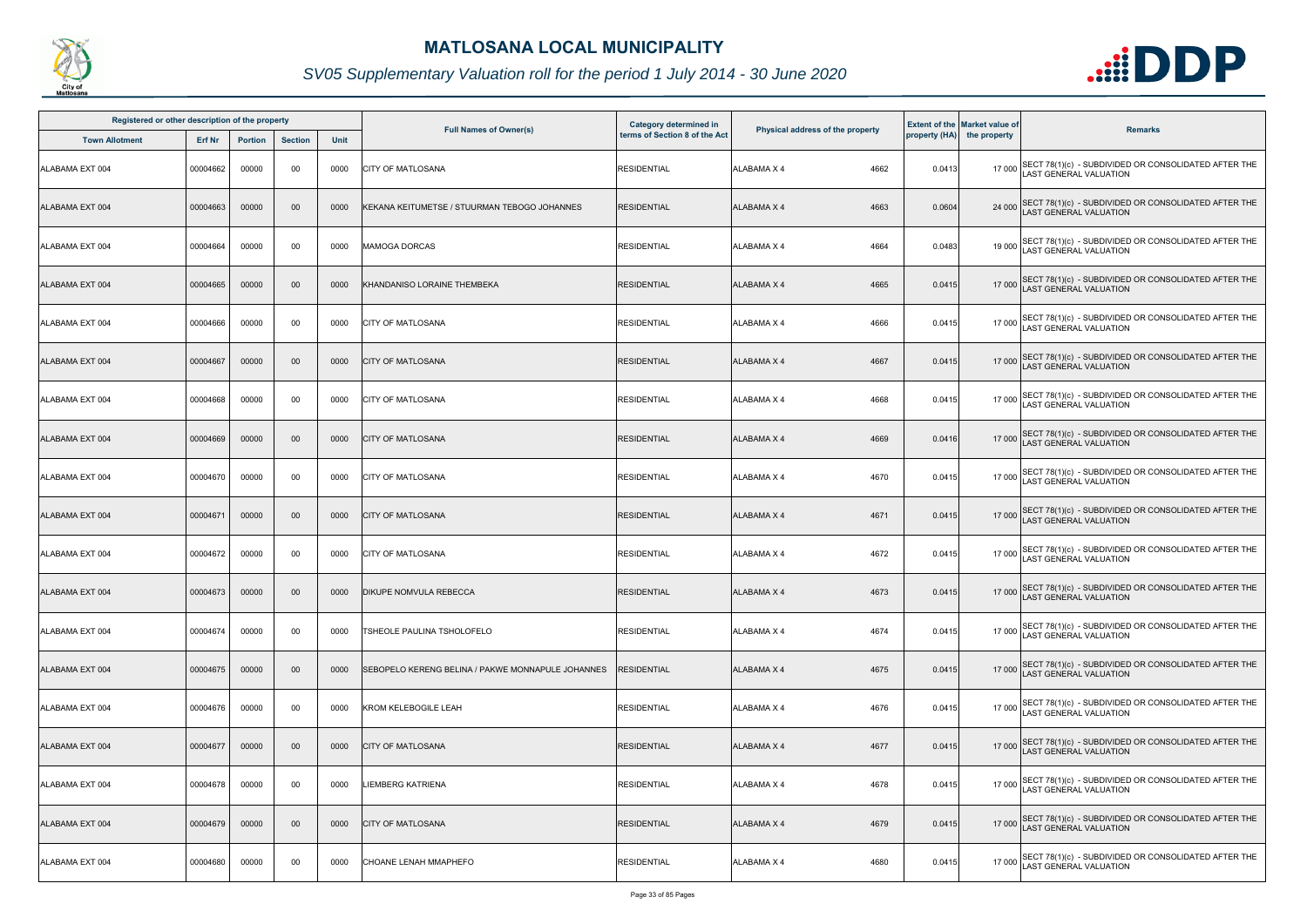# MATLOSANA LOCAL MUNICIPALITY

## *SV05 Supplementary Valuation roll for the period 1 July 2014 - 30 June 2020*

| Registered or other description of the property | | | | | Full Names of Owner(s) | Category determined in terms of Section 8 of the Act | Physical address of the property | Extent of the property (HA) | Market value of the property | Remarks |
|---|---|---|---|---|---|---|---|---|---|---|
| Town Allotment | Erf Nr | Portion | Section | Unit | | | | | | |
| ALABAMA EXT 004 | 00004662 | 00000 | 00 | 0000 | CITY OF MATLOSANA | RESIDENTIAL | ALABAMA X 4 4662 | 0.0413 | 17 000 | SECT 78(1)(c) - SUBDIVIDED OR CONSOLIDATED AFTER THE LAST GENERAL VALUATION |
| ALABAMA EXT 004 | 00004663 | 00000 | 00 | 0000 | KEKANA KEITUMETSE / STUURMAN TEBOGO JOHANNES | RESIDENTIAL | ALABAMA X 4 4663 | 0.0604 | 24 000 | SECT 78(1)(c) - SUBDIVIDED OR CONSOLIDATED AFTER THE LAST GENERAL VALUATION |
| ALABAMA EXT 004 | 00004664 | 00000 | 00 | 0000 | MAMOGA DORCAS | RESIDENTIAL | ALABAMA X 4 4664 | 0.0483 | 19 000 | SECT 78(1)(c) - SUBDIVIDED OR CONSOLIDATED AFTER THE LAST GENERAL VALUATION |
| ALABAMA EXT 004 | 00004665 | 00000 | 00 | 0000 | KHANDANISO LORAINE THEMBEKA | RESIDENTIAL | ALABAMA X 4 4665 | 0.0415 | 17 000 | SECT 78(1)(c) - SUBDIVIDED OR CONSOLIDATED AFTER THE LAST GENERAL VALUATION |
| ALABAMA EXT 004 | 00004666 | 00000 | 00 | 0000 | CITY OF MATLOSANA | RESIDENTIAL | ALABAMA X 4 4666 | 0.0415 | 17 000 | SECT 78(1)(c) - SUBDIVIDED OR CONSOLIDATED AFTER THE LAST GENERAL VALUATION |
| ALABAMA EXT 004 | 00004667 | 00000 | 00 | 0000 | CITY OF MATLOSANA | RESIDENTIAL | ALABAMA X 4 4667 | 0.0415 | 17 000 | SECT 78(1)(c) - SUBDIVIDED OR CONSOLIDATED AFTER THE LAST GENERAL VALUATION |
| ALABAMA EXT 004 | 00004668 | 00000 | 00 | 0000 | CITY OF MATLOSANA | RESIDENTIAL | ALABAMA X 4 4668 | 0.0415 | 17 000 | SECT 78(1)(c) - SUBDIVIDED OR CONSOLIDATED AFTER THE LAST GENERAL VALUATION |
| ALABAMA EXT 004 | 00004669 | 00000 | 00 | 0000 | CITY OF MATLOSANA | RESIDENTIAL | ALABAMA X 4 4669 | 0.0416 | 17 000 | SECT 78(1)(c) - SUBDIVIDED OR CONSOLIDATED AFTER THE LAST GENERAL VALUATION |
| ALABAMA EXT 004 | 00004670 | 00000 | 00 | 0000 | CITY OF MATLOSANA | RESIDENTIAL | ALABAMA X 4 4670 | 0.0415 | 17 000 | SECT 78(1)(c) - SUBDIVIDED OR CONSOLIDATED AFTER THE LAST GENERAL VALUATION |
| ALABAMA EXT 004 | 00004671 | 00000 | 00 | 0000 | CITY OF MATLOSANA | RESIDENTIAL | ALABAMA X 4 4671 | 0.0415 | 17 000 | SECT 78(1)(c) - SUBDIVIDED OR CONSOLIDATED AFTER THE LAST GENERAL VALUATION |
| ALABAMA EXT 004 | 00004672 | 00000 | 00 | 0000 | CITY OF MATLOSANA | RESIDENTIAL | ALABAMA X 4 4672 | 0.0415 | 17 000 | SECT 78(1)(c) - SUBDIVIDED OR CONSOLIDATED AFTER THE LAST GENERAL VALUATION |
| ALABAMA EXT 004 | 00004673 | 00000 | 00 | 0000 | DIKUPE NOMVULA REBECCA | RESIDENTIAL | ALABAMA X 4 4673 | 0.0415 | 17 000 | SECT 78(1)(c) - SUBDIVIDED OR CONSOLIDATED AFTER THE LAST GENERAL VALUATION |
| ALABAMA EXT 004 | 00004674 | 00000 | 00 | 0000 | TSHEOLE PAULINA TSHOLOFELO | RESIDENTIAL | ALABAMA X 4 4674 | 0.0415 | 17 000 | SECT 78(1)(c) - SUBDIVIDED OR CONSOLIDATED AFTER THE LAST GENERAL VALUATION |
| ALABAMA EXT 004 | 00004675 | 00000 | 00 | 0000 | SEBOPELO KERENG BELINA / PAKWE MONNAPULE JOHANNES | RESIDENTIAL | ALABAMA X 4 4675 | 0.0415 | 17 000 | SECT 78(1)(c) - SUBDIVIDED OR CONSOLIDATED AFTER THE LAST GENERAL VALUATION |
| ALABAMA EXT 004 | 00004676 | 00000 | 00 | 0000 | KROM KELEBOGILE LEAH | RESIDENTIAL | ALABAMA X 4 4676 | 0.0415 | 17 000 | SECT 78(1)(c) - SUBDIVIDED OR CONSOLIDATED AFTER THE LAST GENERAL VALUATION |
| ALABAMA EXT 004 | 00004677 | 00000 | 00 | 0000 | CITY OF MATLOSANA | RESIDENTIAL | ALABAMA X 4 4677 | 0.0415 | 17 000 | SECT 78(1)(c) - SUBDIVIDED OR CONSOLIDATED AFTER THE LAST GENERAL VALUATION |
| ALABAMA EXT 004 | 00004678 | 00000 | 00 | 0000 | LIEMBERG KATRIENA | RESIDENTIAL | ALABAMA X 4 4678 | 0.0415 | 17 000 | SECT 78(1)(c) - SUBDIVIDED OR CONSOLIDATED AFTER THE LAST GENERAL VALUATION |
| ALABAMA EXT 004 | 00004679 | 00000 | 00 | 0000 | CITY OF MATLOSANA | RESIDENTIAL | ALABAMA X 4 4679 | 0.0415 | 17 000 | SECT 78(1)(c) - SUBDIVIDED OR CONSOLIDATED AFTER THE LAST GENERAL VALUATION |
| ALABAMA EXT 004 | 00004680 | 00000 | 00 | 0000 | CHOANE LENAH MMAPHEFO | RESIDENTIAL | ALABAMA X 4 4680 | 0.0415 | 17 000 | SECT 78(1)(c) - SUBDIVIDED OR CONSOLIDATED AFTER THE LAST GENERAL VALUATION |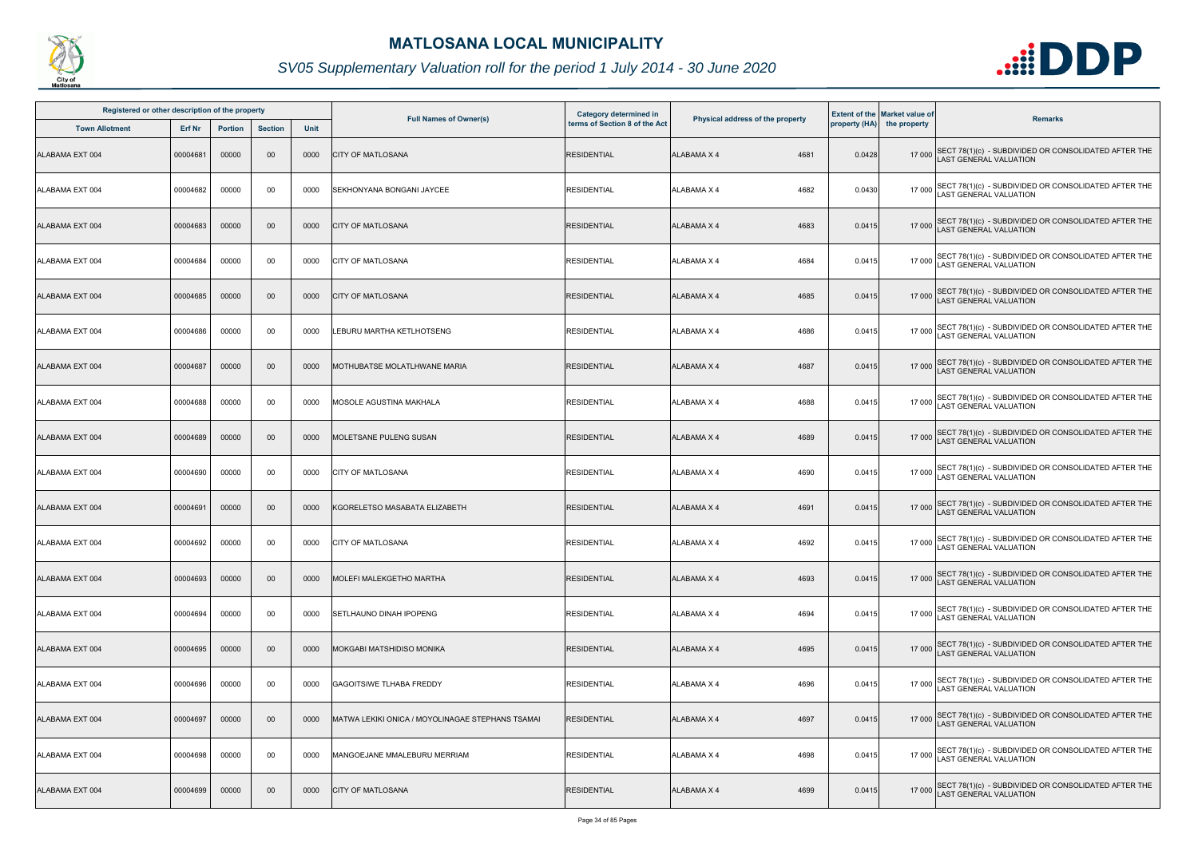# MATLOSANA LOCAL MUNICIPALITY

## SV05 Supplementary Valuation roll for the period 1 July 2014 - 30 June 2020

| Registered or other description of the property | | | | | Full Names of Owner(s) | Category determined in terms of Section 8 of the Act | Physical address of the property | Extent of the property (HA) | Market value of the property | Remarks |
|---|---|---|---|---|---|---|---|---|---|---|
| Town Allotment | Erf Nr | Portion | Section | Unit | | | | | | |
| ALABAMA EXT 004 | 00004681 | 00000 | 00 | 0000 | CITY OF MATLOSANA | RESIDENTIAL | ALABAMA X 4 4681 | 0.0428 | 17 000 | SECT 78(1)(c) - SUBDIVIDED OR CONSOLIDATED AFTER THE LAST GENERAL VALUATION |
| ALABAMA EXT 004 | 00004682 | 00000 | 00 | 0000 | SEKHONYANA BONGANI JAYCEE | RESIDENTIAL | ALABAMA X 4 4682 | 0.0430 | 17 000 | SECT 78(1)(c) - SUBDIVIDED OR CONSOLIDATED AFTER THE LAST GENERAL VALUATION |
| ALABAMA EXT 004 | 00004683 | 00000 | 00 | 0000 | CITY OF MATLOSANA | RESIDENTIAL | ALABAMA X 4 4683 | 0.0415 | 17 000 | SECT 78(1)(c) - SUBDIVIDED OR CONSOLIDATED AFTER THE LAST GENERAL VALUATION |
| ALABAMA EXT 004 | 00004684 | 00000 | 00 | 0000 | CITY OF MATLOSANA | RESIDENTIAL | ALABAMA X 4 4684 | 0.0415 | 17 000 | SECT 78(1)(c) - SUBDIVIDED OR CONSOLIDATED AFTER THE LAST GENERAL VALUATION |
| ALABAMA EXT 004 | 00004685 | 00000 | 00 | 0000 | CITY OF MATLOSANA | RESIDENTIAL | ALABAMA X 4 4685 | 0.0415 | 17 000 | SECT 78(1)(c) - SUBDIVIDED OR CONSOLIDATED AFTER THE LAST GENERAL VALUATION |
| ALABAMA EXT 004 | 00004686 | 00000 | 00 | 0000 | LEBURU MARTHA KETLHOTSENG | RESIDENTIAL | ALABAMA X 4 4686 | 0.0415 | 17 000 | SECT 78(1)(c) - SUBDIVIDED OR CONSOLIDATED AFTER THE LAST GENERAL VALUATION |
| ALABAMA EXT 004 | 00004687 | 00000 | 00 | 0000 | MOTHUBATSE MOLATLHWANE MARIA | RESIDENTIAL | ALABAMA X 4 4687 | 0.0415 | 17 000 | SECT 78(1)(c) - SUBDIVIDED OR CONSOLIDATED AFTER THE LAST GENERAL VALUATION |
| ALABAMA EXT 004 | 00004688 | 00000 | 00 | 0000 | MOSOLE AGUSTINA MAKHALA | RESIDENTIAL | ALABAMA X 4 4688 | 0.0415 | 17 000 | SECT 78(1)(c) - SUBDIVIDED OR CONSOLIDATED AFTER THE LAST GENERAL VALUATION |
| ALABAMA EXT 004 | 00004689 | 00000 | 00 | 0000 | MOLETSANE PULENG SUSAN | RESIDENTIAL | ALABAMA X 4 4689 | 0.0415 | 17 000 | SECT 78(1)(c) - SUBDIVIDED OR CONSOLIDATED AFTER THE LAST GENERAL VALUATION |
| ALABAMA EXT 004 | 00004690 | 00000 | 00 | 0000 | CITY OF MATLOSANA | RESIDENTIAL | ALABAMA X 4 4690 | 0.0415 | 17 000 | SECT 78(1)(c) - SUBDIVIDED OR CONSOLIDATED AFTER THE LAST GENERAL VALUATION |
| ALABAMA EXT 004 | 00004691 | 00000 | 00 | 0000 | KGORELETSO MASABATA ELIZABETH | RESIDENTIAL | ALABAMA X 4 4691 | 0.0415 | 17 000 | SECT 78(1)(c) - SUBDIVIDED OR CONSOLIDATED AFTER THE LAST GENERAL VALUATION |
| ALABAMA EXT 004 | 00004692 | 00000 | 00 | 0000 | CITY OF MATLOSANA | RESIDENTIAL | ALABAMA X 4 4692 | 0.0415 | 17 000 | SECT 78(1)(c) - SUBDIVIDED OR CONSOLIDATED AFTER THE LAST GENERAL VALUATION |
| ALABAMA EXT 004 | 00004693 | 00000 | 00 | 0000 | MOLEFI MALEKGETHO MARTHA | RESIDENTIAL | ALABAMA X 4 4693 | 0.0415 | 17 000 | SECT 78(1)(c) - SUBDIVIDED OR CONSOLIDATED AFTER THE LAST GENERAL VALUATION |
| ALABAMA EXT 004 | 00004694 | 00000 | 00 | 0000 | SETLHAUNO DINAH IPOPENG | RESIDENTIAL | ALABAMA X 4 4694 | 0.0415 | 17 000 | SECT 78(1)(c) - SUBDIVIDED OR CONSOLIDATED AFTER THE LAST GENERAL VALUATION |
| ALABAMA EXT 004 | 00004695 | 00000 | 00 | 0000 | MOKGABI MATSHIDISO MONIKA | RESIDENTIAL | ALABAMA X 4 4695 | 0.0415 | 17 000 | SECT 78(1)(c) - SUBDIVIDED OR CONSOLIDATED AFTER THE LAST GENERAL VALUATION |
| ALABAMA EXT 004 | 00004696 | 00000 | 00 | 0000 | GAGOITSIWE TLHABA FREDDY | RESIDENTIAL | ALABAMA X 4 4696 | 0.0415 | 17 000 | SECT 78(1)(c) - SUBDIVIDED OR CONSOLIDATED AFTER THE LAST GENERAL VALUATION |
| ALABAMA EXT 004 | 00004697 | 00000 | 00 | 0000 | MATWA LEKIKI ONICA / MOYOLINAGAE STEPHANS TSAMAI | RESIDENTIAL | ALABAMA X 4 4697 | 0.0415 | 17 000 | SECT 78(1)(c) - SUBDIVIDED OR CONSOLIDATED AFTER THE LAST GENERAL VALUATION |
| ALABAMA EXT 004 | 00004698 | 00000 | 00 | 0000 | MANGOEJANE MMALEBURU MERRIAM | RESIDENTIAL | ALABAMA X 4 4698 | 0.0415 | 17 000 | SECT 78(1)(c) - SUBDIVIDED OR CONSOLIDATED AFTER THE LAST GENERAL VALUATION |
| ALABAMA EXT 004 | 00004699 | 00000 | 00 | 0000 | CITY OF MATLOSANA | RESIDENTIAL | ALABAMA X 4 4699 | 0.0415 | 17 000 | SECT 78(1)(c) - SUBDIVIDED OR CONSOLIDATED AFTER THE LAST GENERAL VALUATION |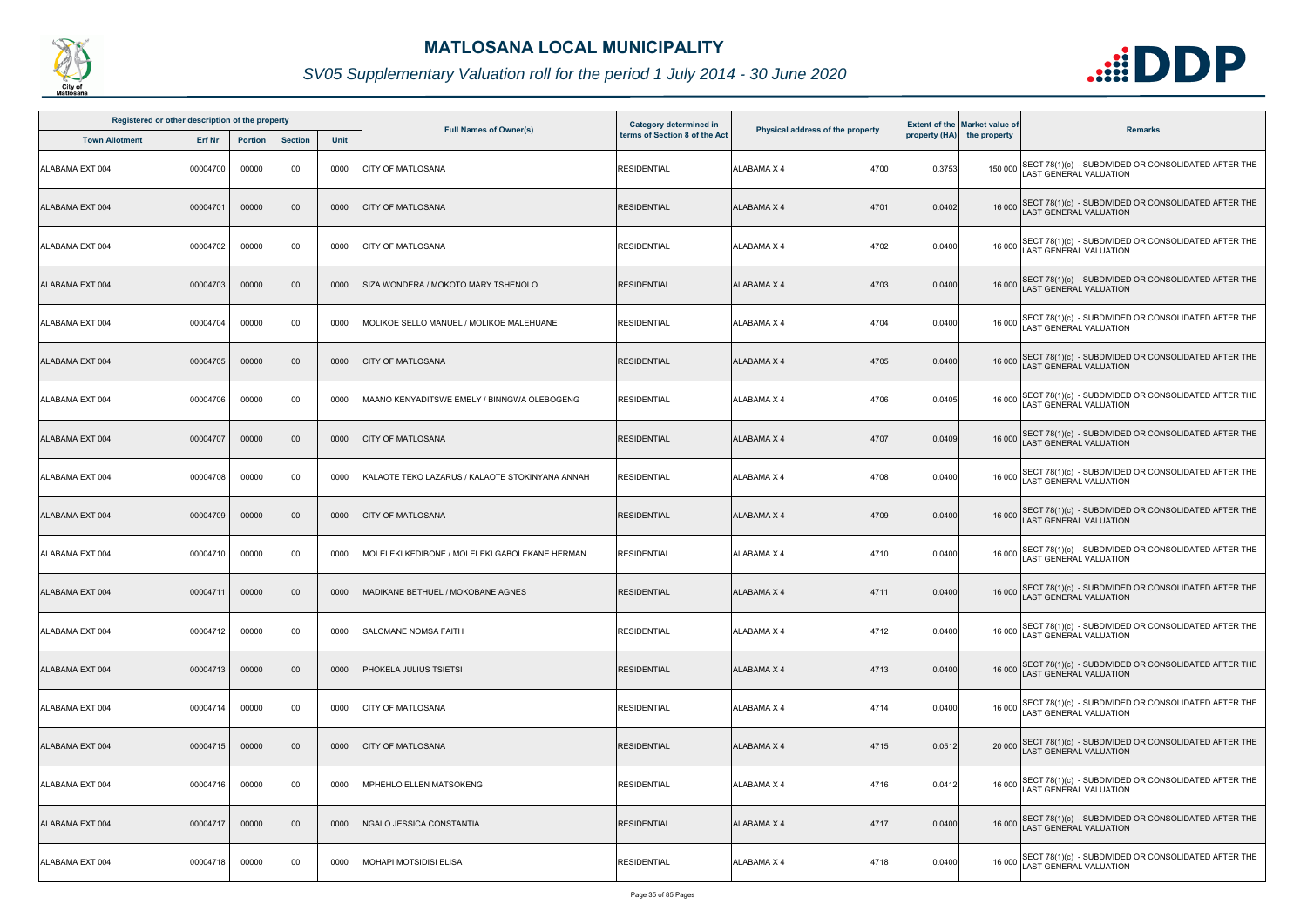# MATLOSANA LOCAL MUNICIPALITY

## *SV05 Supplementary Valuation roll for the period 1 July 2014 - 30 June 2020*

| Registered or other description of the property | | | | | Full Names of Owner(s) | Category determined in terms of Section 8 of the Act | Physical address of the property | | Extent of the property (HA) | Market value of the property | Remarks |
|---|---|---|---|---|---|---|---|---|---|---|---|
| Town Allotment | Erf Nr | Portion | Section | Unit | | | | | | | |
| ALABAMA EXT 004 | 00004700 | 00000 | 00 | 0000 | CITY OF MATLOSANA | RESIDENTIAL | ALABAMA X 4 | 4700 | 0.3753 | 150 000 | SECT 78(1)(c) - SUBDIVIDED OR CONSOLIDATED AFTER THE LAST GENERAL VALUATION |
| ALABAMA EXT 004 | 00004701 | 00000 | 00 | 0000 | CITY OF MATLOSANA | RESIDENTIAL | ALABAMA X 4 | 4701 | 0.0402 | 16 000 | SECT 78(1)(c) - SUBDIVIDED OR CONSOLIDATED AFTER THE LAST GENERAL VALUATION |
| ALABAMA EXT 004 | 00004702 | 00000 | 00 | 0000 | CITY OF MATLOSANA | RESIDENTIAL | ALABAMA X 4 | 4702 | 0.0400 | 16 000 | SECT 78(1)(c) - SUBDIVIDED OR CONSOLIDATED AFTER THE LAST GENERAL VALUATION |
| ALABAMA EXT 004 | 00004703 | 00000 | 00 | 0000 | SIZA WONDERA / MOKOTO MARY TSHENOLO | RESIDENTIAL | ALABAMA X 4 | 4703 | 0.0400 | 16 000 | SECT 78(1)(c) - SUBDIVIDED OR CONSOLIDATED AFTER THE LAST GENERAL VALUATION |
| ALABAMA EXT 004 | 00004704 | 00000 | 00 | 0000 | MOLIKOE SELLO MANUEL / MOLIKOE MALEHUANE | RESIDENTIAL | ALABAMA X 4 | 4704 | 0.0400 | 16 000 | SECT 78(1)(c) - SUBDIVIDED OR CONSOLIDATED AFTER THE LAST GENERAL VALUATION |
| ALABAMA EXT 004 | 00004705 | 00000 | 00 | 0000 | CITY OF MATLOSANA | RESIDENTIAL | ALABAMA X 4 | 4705 | 0.0400 | 16 000 | SECT 78(1)(c) - SUBDIVIDED OR CONSOLIDATED AFTER THE LAST GENERAL VALUATION |
| ALABAMA EXT 004 | 00004706 | 00000 | 00 | 0000 | MAANO KENYADITSWE EMELY / BINNGWA OLEBOGENG | RESIDENTIAL | ALABAMA X 4 | 4706 | 0.0405 | 16 000 | SECT 78(1)(c) - SUBDIVIDED OR CONSOLIDATED AFTER THE LAST GENERAL VALUATION |
| ALABAMA EXT 004 | 00004707 | 00000 | 00 | 0000 | CITY OF MATLOSANA | RESIDENTIAL | ALABAMA X 4 | 4707 | 0.0409 | 16 000 | SECT 78(1)(c) - SUBDIVIDED OR CONSOLIDATED AFTER THE LAST GENERAL VALUATION |
| ALABAMA EXT 004 | 00004708 | 00000 | 00 | 0000 | KALAOTE TEKO LAZARUS / KALAOTE STOKINYANA ANNAH | RESIDENTIAL | ALABAMA X 4 | 4708 | 0.0400 | 16 000 | SECT 78(1)(c) - SUBDIVIDED OR CONSOLIDATED AFTER THE LAST GENERAL VALUATION |
| ALABAMA EXT 004 | 00004709 | 00000 | 00 | 0000 | CITY OF MATLOSANA | RESIDENTIAL | ALABAMA X 4 | 4709 | 0.0400 | 16 000 | SECT 78(1)(c) - SUBDIVIDED OR CONSOLIDATED AFTER THE LAST GENERAL VALUATION |
| ALABAMA EXT 004 | 00004710 | 00000 | 00 | 0000 | MOLELEKI KEDIBONE / MOLELEKI GABOLEKANE HERMAN | RESIDENTIAL | ALABAMA X 4 | 4710 | 0.0400 | 16 000 | SECT 78(1)(c) - SUBDIVIDED OR CONSOLIDATED AFTER THE LAST GENERAL VALUATION |
| ALABAMA EXT 004 | 00004711 | 00000 | 00 | 0000 | MADIKANE BETHUEL / MOKOBANE AGNES | RESIDENTIAL | ALABAMA X 4 | 4711 | 0.0400 | 16 000 | SECT 78(1)(c) - SUBDIVIDED OR CONSOLIDATED AFTER THE LAST GENERAL VALUATION |
| ALABAMA EXT 004 | 00004712 | 00000 | 00 | 0000 | SALOMANE NOMSA FAITH | RESIDENTIAL | ALABAMA X 4 | 4712 | 0.0400 | 16 000 | SECT 78(1)(c) - SUBDIVIDED OR CONSOLIDATED AFTER THE LAST GENERAL VALUATION |
| ALABAMA EXT 004 | 00004713 | 00000 | 00 | 0000 | PHOKELA JULIUS TSIETSI | RESIDENTIAL | ALABAMA X 4 | 4713 | 0.0400 | 16 000 | SECT 78(1)(c) - SUBDIVIDED OR CONSOLIDATED AFTER THE LAST GENERAL VALUATION |
| ALABAMA EXT 004 | 00004714 | 00000 | 00 | 0000 | CITY OF MATLOSANA | RESIDENTIAL | ALABAMA X 4 | 4714 | 0.0400 | 16 000 | SECT 78(1)(c) - SUBDIVIDED OR CONSOLIDATED AFTER THE LAST GENERAL VALUATION |
| ALABAMA EXT 004 | 00004715 | 00000 | 00 | 0000 | CITY OF MATLOSANA | RESIDENTIAL | ALABAMA X 4 | 4715 | 0.0512 | 20 000 | SECT 78(1)(c) - SUBDIVIDED OR CONSOLIDATED AFTER THE LAST GENERAL VALUATION |
| ALABAMA EXT 004 | 00004716 | 00000 | 00 | 0000 | MPHEHLO ELLEN MATSOKENG | RESIDENTIAL | ALABAMA X 4 | 4716 | 0.0412 | 16 000 | SECT 78(1)(c) - SUBDIVIDED OR CONSOLIDATED AFTER THE LAST GENERAL VALUATION |
| ALABAMA EXT 004 | 00004717 | 00000 | 00 | 0000 | NGALO JESSICA CONSTANTIA | RESIDENTIAL | ALABAMA X 4 | 4717 | 0.0400 | 16 000 | SECT 78(1)(c) - SUBDIVIDED OR CONSOLIDATED AFTER THE LAST GENERAL VALUATION |
| ALABAMA EXT 004 | 00004718 | 00000 | 00 | 0000 | MOHAPI MOTSIDISI ELISA | RESIDENTIAL | ALABAMA X 4 | 4718 | 0.0400 | 16 000 | SECT 78(1)(c) - SUBDIVIDED OR CONSOLIDATED AFTER THE LAST GENERAL VALUATION |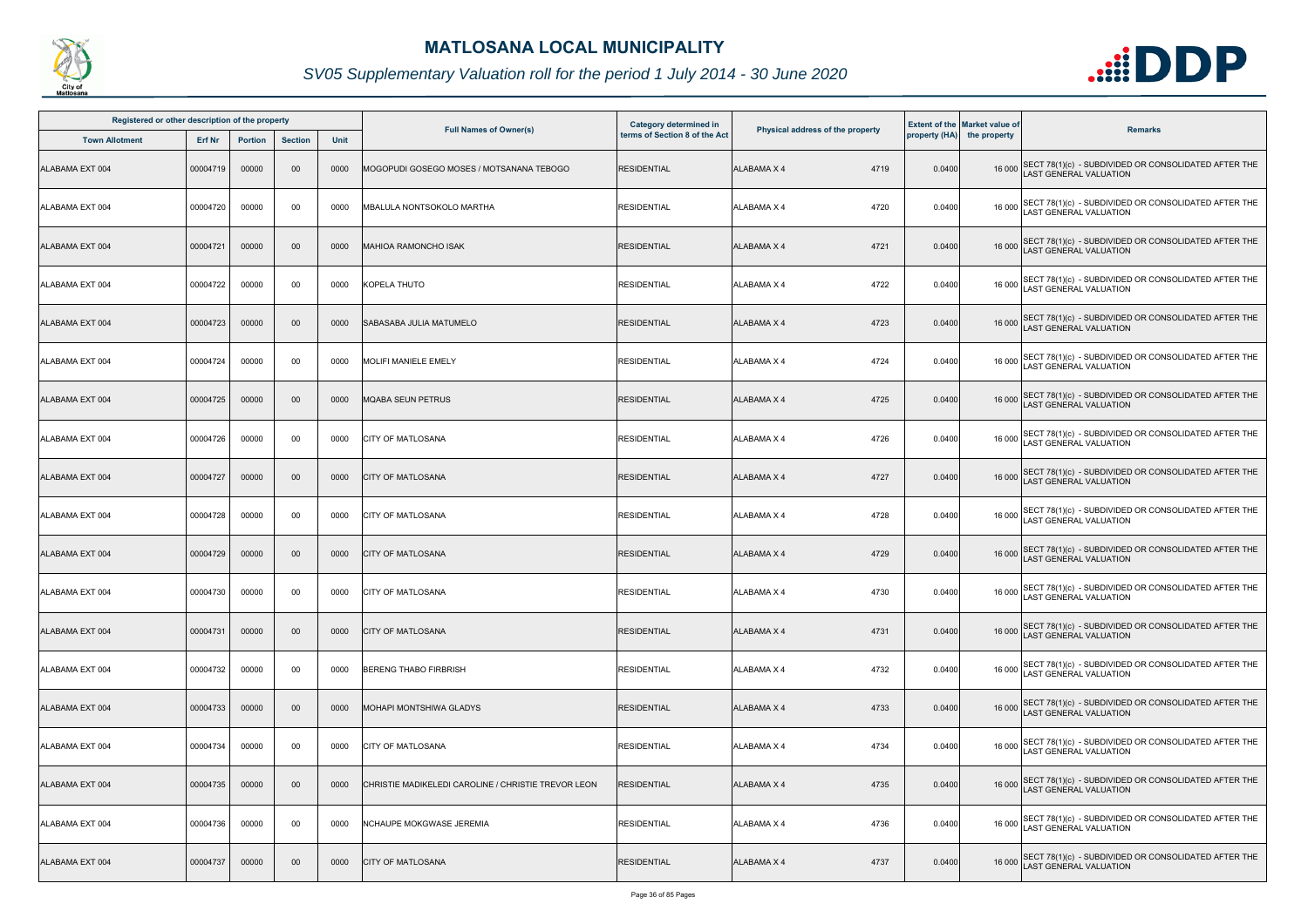# MATLOSANA LOCAL MUNICIPALITY

## SV05 Supplementary Valuation roll for the period 1 July 2014 - 30 June 2020

| Registered or other description of the property | | | | | Full Names of Owner(s) | Category determined in terms of Section 8 of the Act | Physical address of the property | | Extent of the property (HA) | Market value of the property | Remarks |
|---|---|---|---|---|---|---|---|---|---|---|---|
| Town Allotment | Erf Nr | Portion | Section | Unit | | | | | | | |
| ALABAMA EXT 004 | 00004719 | 00000 | 00 | 0000 | MOGOPUDI GOSEGO MOSES / MOTSANANA TEBOGO | RESIDENTIAL | ALABAMA X 4 | 4719 | 0.0400 | 16 000 | SECT 78(1)(c) - SUBDIVIDED OR CONSOLIDATED AFTER THE LAST GENERAL VALUATION |
| ALABAMA EXT 004 | 00004720 | 00000 | 00 | 0000 | MBALULA NONTSOKOLO MARTHA | RESIDENTIAL | ALABAMA X 4 | 4720 | 0.0400 | 16 000 | SECT 78(1)(c) - SUBDIVIDED OR CONSOLIDATED AFTER THE LAST GENERAL VALUATION |
| ALABAMA EXT 004 | 00004721 | 00000 | 00 | 0000 | MAHIOA RAMONCHO ISAK | RESIDENTIAL | ALABAMA X 4 | 4721 | 0.0400 | 16 000 | SECT 78(1)(c) - SUBDIVIDED OR CONSOLIDATED AFTER THE LAST GENERAL VALUATION |
| ALABAMA EXT 004 | 00004722 | 00000 | 00 | 0000 | KOPELA THUTO | RESIDENTIAL | ALABAMA X 4 | 4722 | 0.0400 | 16 000 | SECT 78(1)(c) - SUBDIVIDED OR CONSOLIDATED AFTER THE LAST GENERAL VALUATION |
| ALABAMA EXT 004 | 00004723 | 00000 | 00 | 0000 | SABASABA JULIA MATUMELO | RESIDENTIAL | ALABAMA X 4 | 4723 | 0.0400 | 16 000 | SECT 78(1)(c) - SUBDIVIDED OR CONSOLIDATED AFTER THE LAST GENERAL VALUATION |
| ALABAMA EXT 004 | 00004724 | 00000 | 00 | 0000 | MOLIFI MANIELE EMELY | RESIDENTIAL | ALABAMA X 4 | 4724 | 0.0400 | 16 000 | SECT 78(1)(c) - SUBDIVIDED OR CONSOLIDATED AFTER THE LAST GENERAL VALUATION |
| ALABAMA EXT 004 | 00004725 | 00000 | 00 | 0000 | MQABA SEUN PETRUS | RESIDENTIAL | ALABAMA X 4 | 4725 | 0.0400 | 16 000 | SECT 78(1)(c) - SUBDIVIDED OR CONSOLIDATED AFTER THE LAST GENERAL VALUATION |
| ALABAMA EXT 004 | 00004726 | 00000 | 00 | 0000 | CITY OF MATLOSANA | RESIDENTIAL | ALABAMA X 4 | 4726 | 0.0400 | 16 000 | SECT 78(1)(c) - SUBDIVIDED OR CONSOLIDATED AFTER THE LAST GENERAL VALUATION |
| ALABAMA EXT 004 | 00004727 | 00000 | 00 | 0000 | CITY OF MATLOSANA | RESIDENTIAL | ALABAMA X 4 | 4727 | 0.0400 | 16 000 | SECT 78(1)(c) - SUBDIVIDED OR CONSOLIDATED AFTER THE LAST GENERAL VALUATION |
| ALABAMA EXT 004 | 00004728 | 00000 | 00 | 0000 | CITY OF MATLOSANA | RESIDENTIAL | ALABAMA X 4 | 4728 | 0.0400 | 16 000 | SECT 78(1)(c) - SUBDIVIDED OR CONSOLIDATED AFTER THE LAST GENERAL VALUATION |
| ALABAMA EXT 004 | 00004729 | 00000 | 00 | 0000 | CITY OF MATLOSANA | RESIDENTIAL | ALABAMA X 4 | 4729 | 0.0400 | 16 000 | SECT 78(1)(c) - SUBDIVIDED OR CONSOLIDATED AFTER THE LAST GENERAL VALUATION |
| ALABAMA EXT 004 | 00004730 | 00000 | 00 | 0000 | CITY OF MATLOSANA | RESIDENTIAL | ALABAMA X 4 | 4730 | 0.0400 | 16 000 | SECT 78(1)(c) - SUBDIVIDED OR CONSOLIDATED AFTER THE LAST GENERAL VALUATION |
| ALABAMA EXT 004 | 00004731 | 00000 | 00 | 0000 | CITY OF MATLOSANA | RESIDENTIAL | ALABAMA X 4 | 4731 | 0.0400 | 16 000 | SECT 78(1)(c) - SUBDIVIDED OR CONSOLIDATED AFTER THE LAST GENERAL VALUATION |
| ALABAMA EXT 004 | 00004732 | 00000 | 00 | 0000 | BERENG THABO FIRBRISH | RESIDENTIAL | ALABAMA X 4 | 4732 | 0.0400 | 16 000 | SECT 78(1)(c) - SUBDIVIDED OR CONSOLIDATED AFTER THE LAST GENERAL VALUATION |
| ALABAMA EXT 004 | 00004733 | 00000 | 00 | 0000 | MOHAPI MONTSHIWA GLADYS | RESIDENTIAL | ALABAMA X 4 | 4733 | 0.0400 | 16 000 | SECT 78(1)(c) - SUBDIVIDED OR CONSOLIDATED AFTER THE LAST GENERAL VALUATION |
| ALABAMA EXT 004 | 00004734 | 00000 | 00 | 0000 | CITY OF MATLOSANA | RESIDENTIAL | ALABAMA X 4 | 4734 | 0.0400 | 16 000 | SECT 78(1)(c) - SUBDIVIDED OR CONSOLIDATED AFTER THE LAST GENERAL VALUATION |
| ALABAMA EXT 004 | 00004735 | 00000 | 00 | 0000 | CHRISTIE MADIKELEDI CAROLINE / CHRISTIE TREVOR LEON | RESIDENTIAL | ALABAMA X 4 | 4735 | 0.0400 | 16 000 | SECT 78(1)(c) - SUBDIVIDED OR CONSOLIDATED AFTER THE LAST GENERAL VALUATION |
| ALABAMA EXT 004 | 00004736 | 00000 | 00 | 0000 | NCHAUPE MOKGWASE JEREMIA | RESIDENTIAL | ALABAMA X 4 | 4736 | 0.0400 | 16 000 | SECT 78(1)(c) - SUBDIVIDED OR CONSOLIDATED AFTER THE LAST GENERAL VALUATION |
| ALABAMA EXT 004 | 00004737 | 00000 | 00 | 0000 | CITY OF MATLOSANA | RESIDENTIAL | ALABAMA X 4 | 4737 | 0.0400 | 16 000 | SECT 78(1)(c) - SUBDIVIDED OR CONSOLIDATED AFTER THE LAST GENERAL VALUATION |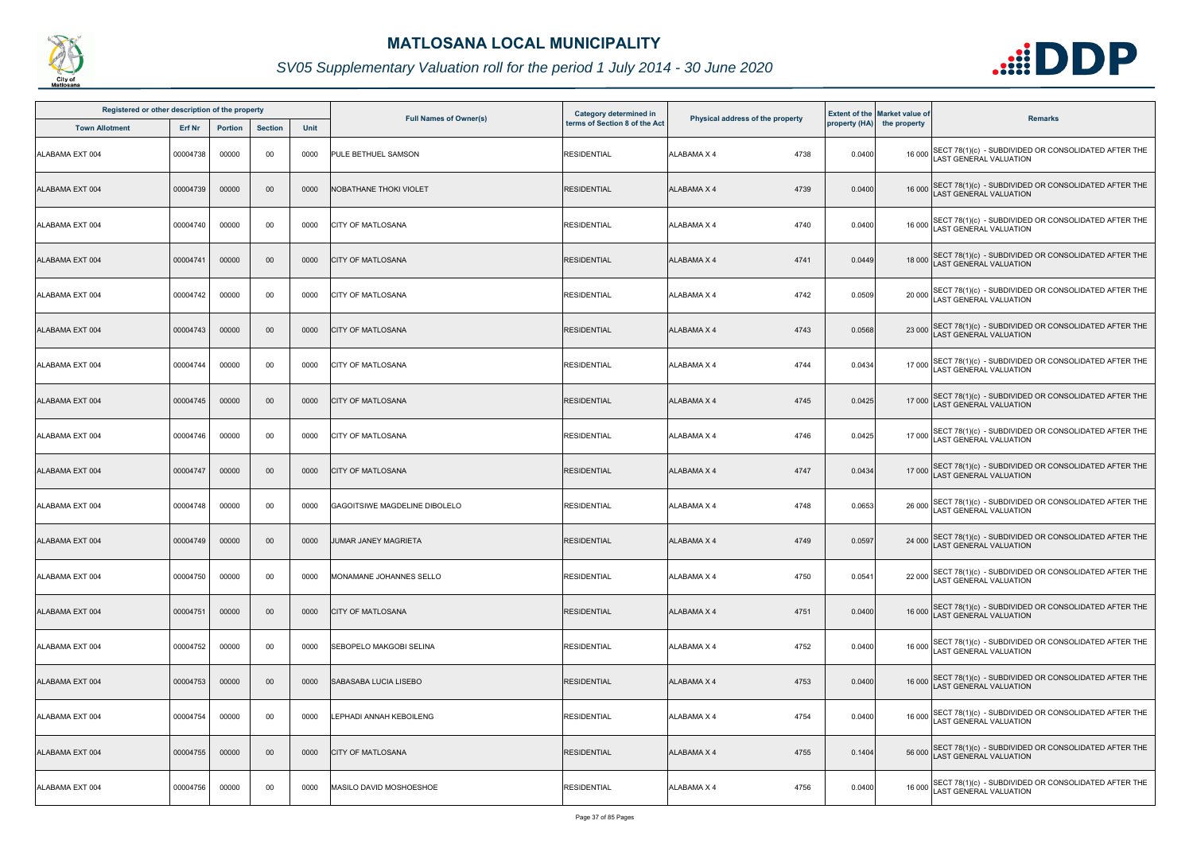# MATLOSANA LOCAL MUNICIPALITY

## SV05 Supplementary Valuation roll for the period 1 July 2014 - 30 June 2020

| Registered or other description of the property | | | | | Full Names of Owner(s) | Category determined in terms of Section 8 of the Act | Physical address of the property | Extent of the property (HA) | Market value of the property | Remarks |
|---|---|---|---|---|---|---|---|---|---|---|
| Town Allotment | Erf Nr | Portion | Section | Unit | | | | | | |
| ALABAMA EXT 004 | 00004738 | 00000 | 00 | 0000 | PULE BETHUEL SAMSON | RESIDENTIAL | ALABAMA X 4 4738 | 0.0400 | 16 000 | SECT 78(1)(c) - SUBDIVIDED OR CONSOLIDATED AFTER THE LAST GENERAL VALUATION |
| ALABAMA EXT 004 | 00004739 | 00000 | 00 | 0000 | NOBATHANE THOKI VIOLET | RESIDENTIAL | ALABAMA X 4 4739 | 0.0400 | 16 000 | SECT 78(1)(c) - SUBDIVIDED OR CONSOLIDATED AFTER THE LAST GENERAL VALUATION |
| ALABAMA EXT 004 | 00004740 | 00000 | 00 | 0000 | CITY OF MATLOSANA | RESIDENTIAL | ALABAMA X 4 4740 | 0.0400 | 16 000 | SECT 78(1)(c) - SUBDIVIDED OR CONSOLIDATED AFTER THE LAST GENERAL VALUATION |
| ALABAMA EXT 004 | 00004741 | 00000 | 00 | 0000 | CITY OF MATLOSANA | RESIDENTIAL | ALABAMA X 4 4741 | 0.0449 | 18 000 | SECT 78(1)(c) - SUBDIVIDED OR CONSOLIDATED AFTER THE LAST GENERAL VALUATION |
| ALABAMA EXT 004 | 00004742 | 00000 | 00 | 0000 | CITY OF MATLOSANA | RESIDENTIAL | ALABAMA X 4 4742 | 0.0509 | 20 000 | SECT 78(1)(c) - SUBDIVIDED OR CONSOLIDATED AFTER THE LAST GENERAL VALUATION |
| ALABAMA EXT 004 | 00004743 | 00000 | 00 | 0000 | CITY OF MATLOSANA | RESIDENTIAL | ALABAMA X 4 4743 | 0.0568 | 23 000 | SECT 78(1)(c) - SUBDIVIDED OR CONSOLIDATED AFTER THE LAST GENERAL VALUATION |
| ALABAMA EXT 004 | 00004744 | 00000 | 00 | 0000 | CITY OF MATLOSANA | RESIDENTIAL | ALABAMA X 4 4744 | 0.0434 | 17 000 | SECT 78(1)(c) - SUBDIVIDED OR CONSOLIDATED AFTER THE LAST GENERAL VALUATION |
| ALABAMA EXT 004 | 00004745 | 00000 | 00 | 0000 | CITY OF MATLOSANA | RESIDENTIAL | ALABAMA X 4 4745 | 0.0425 | 17 000 | SECT 78(1)(c) - SUBDIVIDED OR CONSOLIDATED AFTER THE LAST GENERAL VALUATION |
| ALABAMA EXT 004 | 00004746 | 00000 | 00 | 0000 | CITY OF MATLOSANA | RESIDENTIAL | ALABAMA X 4 4746 | 0.0425 | 17 000 | SECT 78(1)(c) - SUBDIVIDED OR CONSOLIDATED AFTER THE LAST GENERAL VALUATION |
| ALABAMA EXT 004 | 00004747 | 00000 | 00 | 0000 | CITY OF MATLOSANA | RESIDENTIAL | ALABAMA X 4 4747 | 0.0434 | 17 000 | SECT 78(1)(c) - SUBDIVIDED OR CONSOLIDATED AFTER THE LAST GENERAL VALUATION |
| ALABAMA EXT 004 | 00004748 | 00000 | 00 | 0000 | GAGOITSIWE MAGDELINE DIBOLELO | RESIDENTIAL | ALABAMA X 4 4748 | 0.0653 | 26 000 | SECT 78(1)(c) - SUBDIVIDED OR CONSOLIDATED AFTER THE LAST GENERAL VALUATION |
| ALABAMA EXT 004 | 00004749 | 00000 | 00 | 0000 | JUMAR JANEY MAGRIETA | RESIDENTIAL | ALABAMA X 4 4749 | 0.0597 | 24 000 | SECT 78(1)(c) - SUBDIVIDED OR CONSOLIDATED AFTER THE LAST GENERAL VALUATION |
| ALABAMA EXT 004 | 00004750 | 00000 | 00 | 0000 | MONAMANE JOHANNES SELLO | RESIDENTIAL | ALABAMA X 4 4750 | 0.0541 | 22 000 | SECT 78(1)(c) - SUBDIVIDED OR CONSOLIDATED AFTER THE LAST GENERAL VALUATION |
| ALABAMA EXT 004 | 00004751 | 00000 | 00 | 0000 | CITY OF MATLOSANA | RESIDENTIAL | ALABAMA X 4 4751 | 0.0400 | 16 000 | SECT 78(1)(c) - SUBDIVIDED OR CONSOLIDATED AFTER THE LAST GENERAL VALUATION |
| ALABAMA EXT 004 | 00004752 | 00000 | 00 | 0000 | SEBOPELO MAKGOBI SELINA | RESIDENTIAL | ALABAMA X 4 4752 | 0.0400 | 16 000 | SECT 78(1)(c) - SUBDIVIDED OR CONSOLIDATED AFTER THE LAST GENERAL VALUATION |
| ALABAMA EXT 004 | 00004753 | 00000 | 00 | 0000 | SABASABA LUCIA LISEBO | RESIDENTIAL | ALABAMA X 4 4753 | 0.0400 | 16 000 | SECT 78(1)(c) - SUBDIVIDED OR CONSOLIDATED AFTER THE LAST GENERAL VALUATION |
| ALABAMA EXT 004 | 00004754 | 00000 | 00 | 0000 | LEPHADI ANNAH KEBOILENG | RESIDENTIAL | ALABAMA X 4 4754 | 0.0400 | 16 000 | SECT 78(1)(c) - SUBDIVIDED OR CONSOLIDATED AFTER THE LAST GENERAL VALUATION |
| ALABAMA EXT 004 | 00004755 | 00000 | 00 | 0000 | CITY OF MATLOSANA | RESIDENTIAL | ALABAMA X 4 4755 | 0.1404 | 56 000 | SECT 78(1)(c) - SUBDIVIDED OR CONSOLIDATED AFTER THE LAST GENERAL VALUATION |
| ALABAMA EXT 004 | 00004756 | 00000 | 00 | 0000 | MASILO DAVID MOSHOESHOE | RESIDENTIAL | ALABAMA X 4 4756 | 0.0400 | 16 000 | SECT 78(1)(c) - SUBDIVIDED OR CONSOLIDATED AFTER THE LAST GENERAL VALUATION |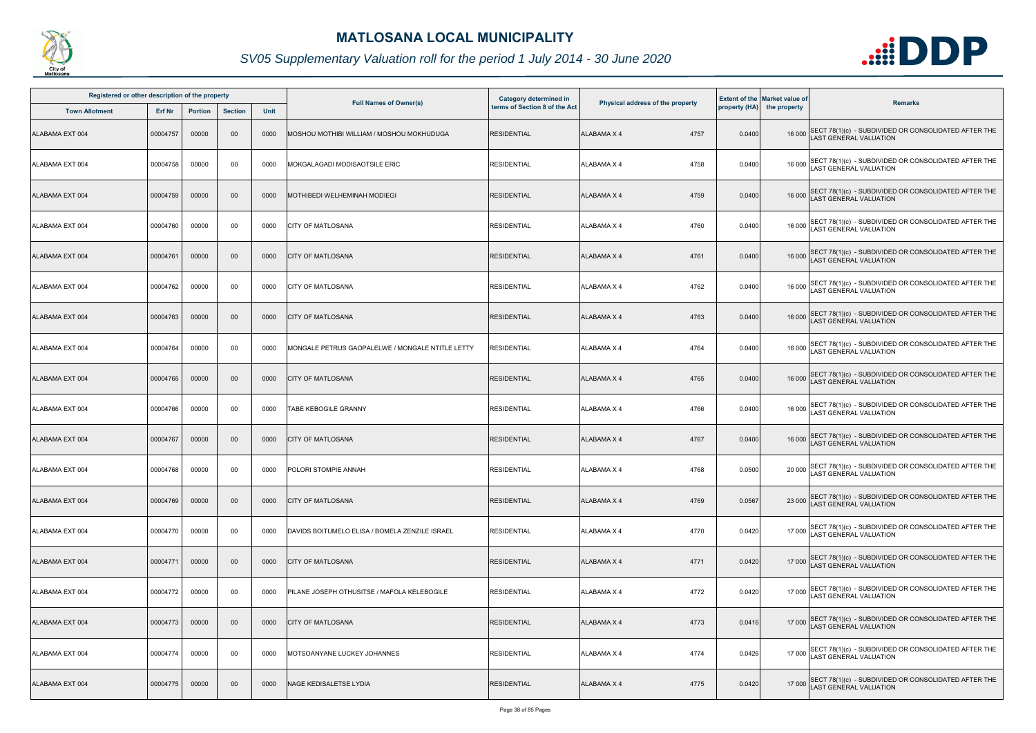# MATLOSANA LOCAL MUNICIPALITY

## SV05 Supplementary Valuation roll for the period 1 July 2014 - 30 June 2020

| Registered or other description of the property | | | | | Full Names of Owner(s) | Category determined in terms of Section 8 of the Act | Physical address of the property | | Extent of the property (HA) | Market value of the property | Remarks |
|---|---|---|---|---|---|---|---|---|---|---|---|
| Town Allotment | Erf Nr | Portion | Section | Unit | | | | | | | |
| ALABAMA EXT 004 | 00004757 | 00000 | 00 | 0000 | MOSHOU MOTHIBI WILLIAM / MOSHOU MOKHUDUGA | RESIDENTIAL | ALABAMA X 4 | 4757 | 0.0400 | 16 000 | SECT 78(1)(c) - SUBDIVIDED OR CONSOLIDATED AFTER THE LAST GENERAL VALUATION |
| ALABAMA EXT 004 | 00004758 | 00000 | 00 | 0000 | MOKGALAGADI MODISAOTSILE ERIC | RESIDENTIAL | ALABAMA X 4 | 4758 | 0.0400 | 16 000 | SECT 78(1)(c) - SUBDIVIDED OR CONSOLIDATED AFTER THE LAST GENERAL VALUATION |
| ALABAMA EXT 004 | 00004759 | 00000 | 00 | 0000 | MOTHIBEDI WELHEMINAH MODIEGI | RESIDENTIAL | ALABAMA X 4 | 4759 | 0.0400 | 16 000 | SECT 78(1)(c) - SUBDIVIDED OR CONSOLIDATED AFTER THE LAST GENERAL VALUATION |
| ALABAMA EXT 004 | 00004760 | 00000 | 00 | 0000 | CITY OF MATLOSANA | RESIDENTIAL | ALABAMA X 4 | 4760 | 0.0400 | 16 000 | SECT 78(1)(c) - SUBDIVIDED OR CONSOLIDATED AFTER THE LAST GENERAL VALUATION |
| ALABAMA EXT 004 | 00004761 | 00000 | 00 | 0000 | CITY OF MATLOSANA | RESIDENTIAL | ALABAMA X 4 | 4761 | 0.0400 | 16 000 | SECT 78(1)(c) - SUBDIVIDED OR CONSOLIDATED AFTER THE LAST GENERAL VALUATION |
| ALABAMA EXT 004 | 00004762 | 00000 | 00 | 0000 | CITY OF MATLOSANA | RESIDENTIAL | ALABAMA X 4 | 4762 | 0.0400 | 16 000 | SECT 78(1)(c) - SUBDIVIDED OR CONSOLIDATED AFTER THE LAST GENERAL VALUATION |
| ALABAMA EXT 004 | 00004763 | 00000 | 00 | 0000 | CITY OF MATLOSANA | RESIDENTIAL | ALABAMA X 4 | 4763 | 0.0400 | 16 000 | SECT 78(1)(c) - SUBDIVIDED OR CONSOLIDATED AFTER THE LAST GENERAL VALUATION |
| ALABAMA EXT 004 | 00004764 | 00000 | 00 | 0000 | MONGALE PETRUS GAOPALELWE / MONGALE NTITLE LETTY | RESIDENTIAL | ALABAMA X 4 | 4764 | 0.0400 | 16 000 | SECT 78(1)(c) - SUBDIVIDED OR CONSOLIDATED AFTER THE LAST GENERAL VALUATION |
| ALABAMA EXT 004 | 00004765 | 00000 | 00 | 0000 | CITY OF MATLOSANA | RESIDENTIAL | ALABAMA X 4 | 4765 | 0.0400 | 16 000 | SECT 78(1)(c) - SUBDIVIDED OR CONSOLIDATED AFTER THE LAST GENERAL VALUATION |
| ALABAMA EXT 004 | 00004766 | 00000 | 00 | 0000 | TABE KEBOGILE GRANNY | RESIDENTIAL | ALABAMA X 4 | 4766 | 0.0400 | 16 000 | SECT 78(1)(c) - SUBDIVIDED OR CONSOLIDATED AFTER THE LAST GENERAL VALUATION |
| ALABAMA EXT 004 | 00004767 | 00000 | 00 | 0000 | CITY OF MATLOSANA | RESIDENTIAL | ALABAMA X 4 | 4767 | 0.0400 | 16 000 | SECT 78(1)(c) - SUBDIVIDED OR CONSOLIDATED AFTER THE LAST GENERAL VALUATION |
| ALABAMA EXT 004 | 00004768 | 00000 | 00 | 0000 | POLORI STOMPIE ANNAH | RESIDENTIAL | ALABAMA X 4 | 4768 | 0.0500 | 20 000 | SECT 78(1)(c) - SUBDIVIDED OR CONSOLIDATED AFTER THE LAST GENERAL VALUATION |
| ALABAMA EXT 004 | 00004769 | 00000 | 00 | 0000 | CITY OF MATLOSANA | RESIDENTIAL | ALABAMA X 4 | 4769 | 0.0567 | 23 000 | SECT 78(1)(c) - SUBDIVIDED OR CONSOLIDATED AFTER THE LAST GENERAL VALUATION |
| ALABAMA EXT 004 | 00004770 | 00000 | 00 | 0000 | DAVIDS BOITUMELO ELISA / BOMELA ZENZILE ISRAEL | RESIDENTIAL | ALABAMA X 4 | 4770 | 0.0420 | 17 000 | SECT 78(1)(c) - SUBDIVIDED OR CONSOLIDATED AFTER THE LAST GENERAL VALUATION |
| ALABAMA EXT 004 | 00004771 | 00000 | 00 | 0000 | CITY OF MATLOSANA | RESIDENTIAL | ALABAMA X 4 | 4771 | 0.0420 | 17 000 | SECT 78(1)(c) - SUBDIVIDED OR CONSOLIDATED AFTER THE LAST GENERAL VALUATION |
| ALABAMA EXT 004 | 00004772 | 00000 | 00 | 0000 | PILANE JOSEPH OTHUSITSE / MAFOLA KELEBOGILE | RESIDENTIAL | ALABAMA X 4 | 4772 | 0.0420 | 17 000 | SECT 78(1)(c) - SUBDIVIDED OR CONSOLIDATED AFTER THE LAST GENERAL VALUATION |
| ALABAMA EXT 004 | 00004773 | 00000 | 00 | 0000 | CITY OF MATLOSANA | RESIDENTIAL | ALABAMA X 4 | 4773 | 0.0416 | 17 000 | SECT 78(1)(c) - SUBDIVIDED OR CONSOLIDATED AFTER THE LAST GENERAL VALUATION |
| ALABAMA EXT 004 | 00004774 | 00000 | 00 | 0000 | MOTSOANYANE LUCKEY JOHANNES | RESIDENTIAL | ALABAMA X 4 | 4774 | 0.0426 | 17 000 | SECT 78(1)(c) - SUBDIVIDED OR CONSOLIDATED AFTER THE LAST GENERAL VALUATION |
| ALABAMA EXT 004 | 00004775 | 00000 | 00 | 0000 | NAGE KEDISALETSE LYDIA | RESIDENTIAL | ALABAMA X 4 | 4775 | 0.0420 | 17 000 | SECT 78(1)(c) - SUBDIVIDED OR CONSOLIDATED AFTER THE LAST GENERAL VALUATION |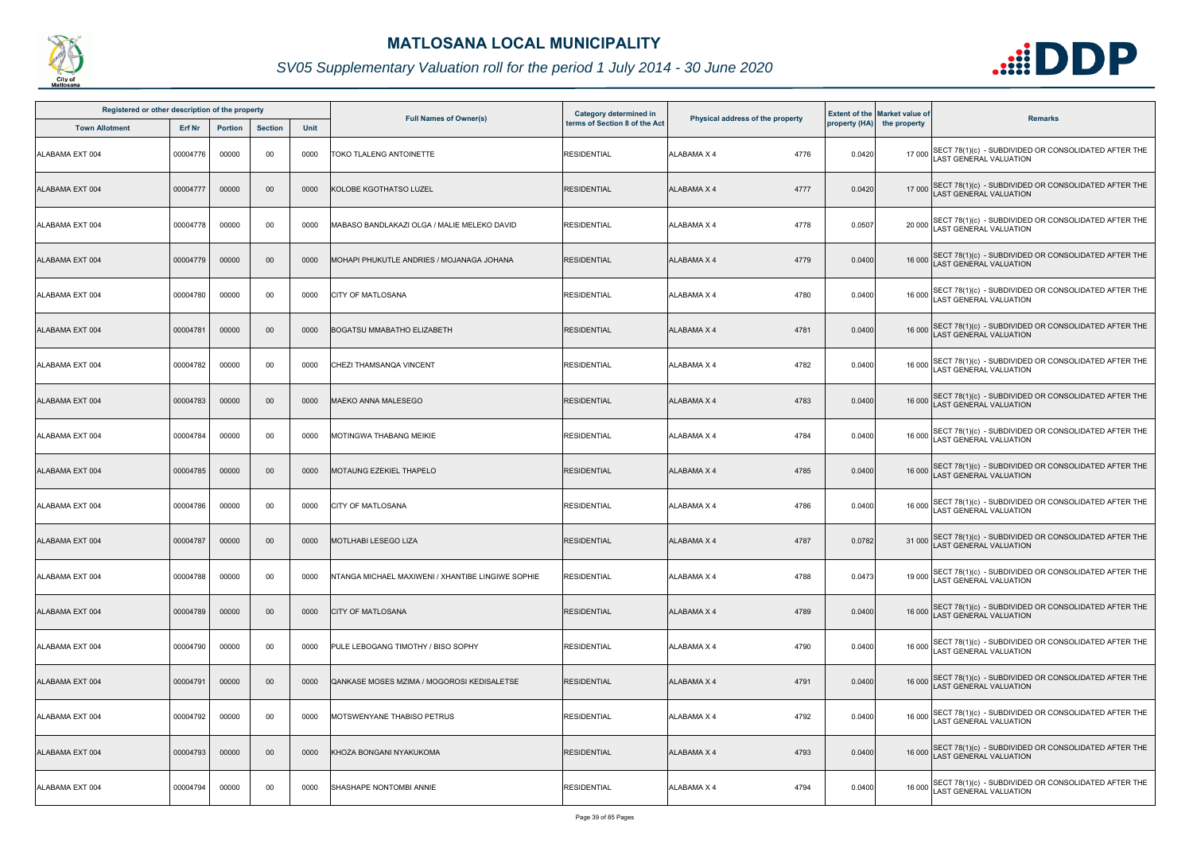# MATLOSANA LOCAL MUNICIPALITY

## SV05 Supplementary Valuation roll for the period 1 July 2014 - 30 June 2020

| Registered or other description of the property | | | | | Full Names of Owner(s) | Category determined in terms of Section 8 of the Act | Physical address of the property | | Extent of the property (HA) | Market value of the property | Remarks |
|---|---|---|---|---|---|---|---|---|---|---|---|
| Town Allotment | Erf Nr | Portion | Section | Unit | | | | | | | |
| ALABAMA EXT 004 | 00004776 | 00000 | 00 | 0000 | TOKO TLALENG ANTOINETTE | RESIDENTIAL | ALABAMA X 4 | 4776 | 0.0420 | 17 000 | SECT 78(1)(c) - SUBDIVIDED OR CONSOLIDATED AFTER THE LAST GENERAL VALUATION |
| ALABAMA EXT 004 | 00004777 | 00000 | 00 | 0000 | KOLOBE KGOTHATSO LUZEL | RESIDENTIAL | ALABAMA X 4 | 4777 | 0.0420 | 17 000 | SECT 78(1)(c) - SUBDIVIDED OR CONSOLIDATED AFTER THE LAST GENERAL VALUATION |
| ALABAMA EXT 004 | 00004778 | 00000 | 00 | 0000 | MABASO BANDLAKAZI OLGA / MALIE MELEKO DAVID | RESIDENTIAL | ALABAMA X 4 | 4778 | 0.0507 | 20 000 | SECT 78(1)(c) - SUBDIVIDED OR CONSOLIDATED AFTER THE LAST GENERAL VALUATION |
| ALABAMA EXT 004 | 00004779 | 00000 | 00 | 0000 | MOHAPI PHUKUTLE ANDRIES / MOJANAGA JOHANA | RESIDENTIAL | ALABAMA X 4 | 4779 | 0.0400 | 16 000 | SECT 78(1)(c) - SUBDIVIDED OR CONSOLIDATED AFTER THE LAST GENERAL VALUATION |
| ALABAMA EXT 004 | 00004780 | 00000 | 00 | 0000 | CITY OF MATLOSANA | RESIDENTIAL | ALABAMA X 4 | 4780 | 0.0400 | 16 000 | SECT 78(1)(c) - SUBDIVIDED OR CONSOLIDATED AFTER THE LAST GENERAL VALUATION |
| ALABAMA EXT 004 | 00004781 | 00000 | 00 | 0000 | BOGATSU MMABATHO ELIZABETH | RESIDENTIAL | ALABAMA X 4 | 4781 | 0.0400 | 16 000 | SECT 78(1)(c) - SUBDIVIDED OR CONSOLIDATED AFTER THE LAST GENERAL VALUATION |
| ALABAMA EXT 004 | 00004782 | 00000 | 00 | 0000 | CHEZI THAMSANQA VINCENT | RESIDENTIAL | ALABAMA X 4 | 4782 | 0.0400 | 16 000 | SECT 78(1)(c) - SUBDIVIDED OR CONSOLIDATED AFTER THE LAST GENERAL VALUATION |
| ALABAMA EXT 004 | 00004783 | 00000 | 00 | 0000 | MAEKO ANNA MALESEGO | RESIDENTIAL | ALABAMA X 4 | 4783 | 0.0400 | 16 000 | SECT 78(1)(c) - SUBDIVIDED OR CONSOLIDATED AFTER THE LAST GENERAL VALUATION |
| ALABAMA EXT 004 | 00004784 | 00000 | 00 | 0000 | MOTINGWA THABANG MEIKIE | RESIDENTIAL | ALABAMA X 4 | 4784 | 0.0400 | 16 000 | SECT 78(1)(c) - SUBDIVIDED OR CONSOLIDATED AFTER THE LAST GENERAL VALUATION |
| ALABAMA EXT 004 | 00004785 | 00000 | 00 | 0000 | MOTAUNG EZEKIEL THAPELO | RESIDENTIAL | ALABAMA X 4 | 4785 | 0.0400 | 16 000 | SECT 78(1)(c) - SUBDIVIDED OR CONSOLIDATED AFTER THE LAST GENERAL VALUATION |
| ALABAMA EXT 004 | 00004786 | 00000 | 00 | 0000 | CITY OF MATLOSANA | RESIDENTIAL | ALABAMA X 4 | 4786 | 0.0400 | 16 000 | SECT 78(1)(c) - SUBDIVIDED OR CONSOLIDATED AFTER THE LAST GENERAL VALUATION |
| ALABAMA EXT 004 | 00004787 | 00000 | 00 | 0000 | MOTLHABI LESEGO LIZA | RESIDENTIAL | ALABAMA X 4 | 4787 | 0.0782 | 31 000 | SECT 78(1)(c) - SUBDIVIDED OR CONSOLIDATED AFTER THE LAST GENERAL VALUATION |
| ALABAMA EXT 004 | 00004788 | 00000 | 00 | 0000 | NTANGA MICHAEL MAXIWENI / XHANTIBE LINGIWE SOPHIE | RESIDENTIAL | ALABAMA X 4 | 4788 | 0.0473 | 19 000 | SECT 78(1)(c) - SUBDIVIDED OR CONSOLIDATED AFTER THE LAST GENERAL VALUATION |
| ALABAMA EXT 004 | 00004789 | 00000 | 00 | 0000 | CITY OF MATLOSANA | RESIDENTIAL | ALABAMA X 4 | 4789 | 0.0400 | 16 000 | SECT 78(1)(c) - SUBDIVIDED OR CONSOLIDATED AFTER THE LAST GENERAL VALUATION |
| ALABAMA EXT 004 | 00004790 | 00000 | 00 | 0000 | PULE LEBOGANG TIMOTHY / BISO SOPHY | RESIDENTIAL | ALABAMA X 4 | 4790 | 0.0400 | 16 000 | SECT 78(1)(c) - SUBDIVIDED OR CONSOLIDATED AFTER THE LAST GENERAL VALUATION |
| ALABAMA EXT 004 | 00004791 | 00000 | 00 | 0000 | QANKASE MOSES MZIMA / MOGOROSI KEDISALETSE | RESIDENTIAL | ALABAMA X 4 | 4791 | 0.0400 | 16 000 | SECT 78(1)(c) - SUBDIVIDED OR CONSOLIDATED AFTER THE LAST GENERAL VALUATION |
| ALABAMA EXT 004 | 00004792 | 00000 | 00 | 0000 | MOTSWENYANE THABISO PETRUS | RESIDENTIAL | ALABAMA X 4 | 4792 | 0.0400 | 16 000 | SECT 78(1)(c) - SUBDIVIDED OR CONSOLIDATED AFTER THE LAST GENERAL VALUATION |
| ALABAMA EXT 004 | 00004793 | 00000 | 00 | 0000 | KHOZA BONGANI NYAKUKOMA | RESIDENTIAL | ALABAMA X 4 | 4793 | 0.0400 | 16 000 | SECT 78(1)(c) - SUBDIVIDED OR CONSOLIDATED AFTER THE LAST GENERAL VALUATION |
| ALABAMA EXT 004 | 00004794 | 00000 | 00 | 0000 | SHASHAPE NONTOMBI ANNIE | RESIDENTIAL | ALABAMA X 4 | 4794 | 0.0400 | 16 000 | SECT 78(1)(c) - SUBDIVIDED OR CONSOLIDATED AFTER THE LAST GENERAL VALUATION |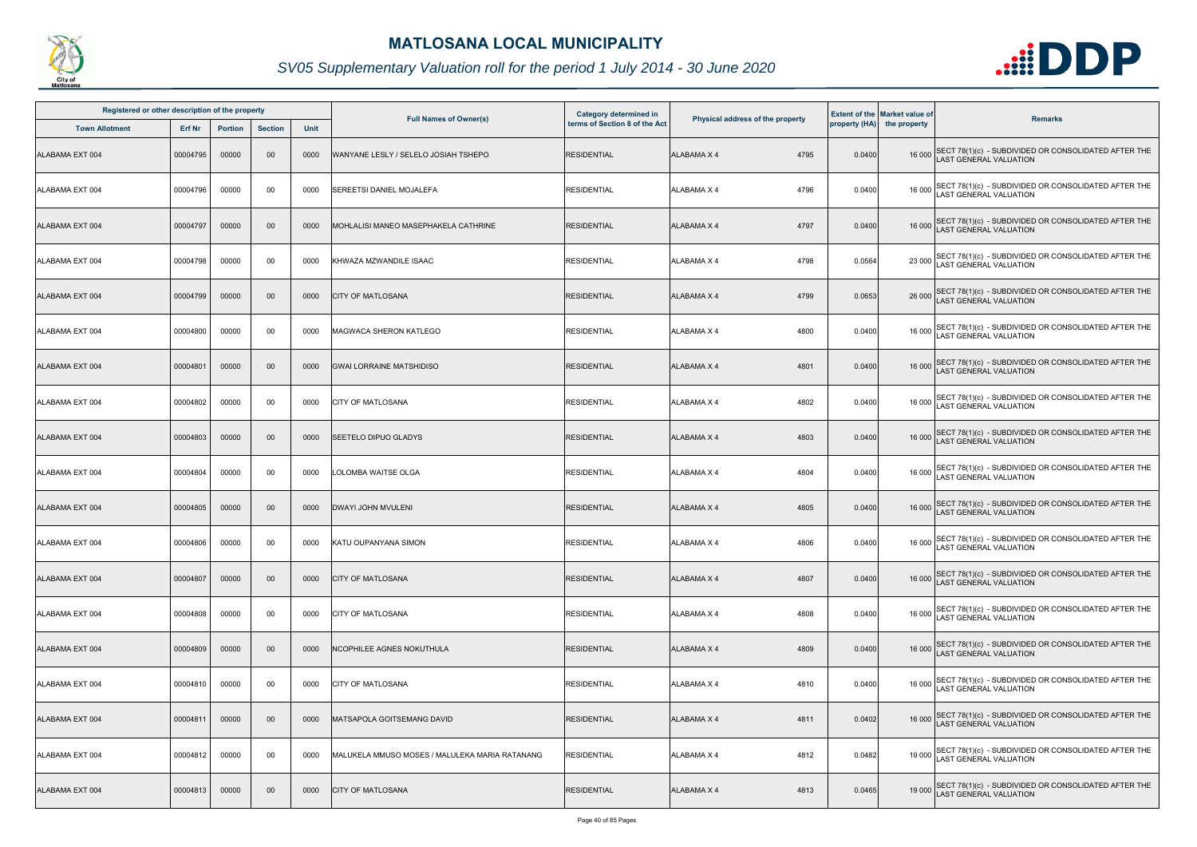# MATLOSANA LOCAL MUNICIPALITY

## SV05 Supplementary Valuation roll for the period 1 July 2014 - 30 June 2020

| Registered or other description of the property | | | | | Full Names of Owner(s) | Category determined in terms of Section 8 of the Act | Physical address of the property | | Extent of the property (HA) | Market value of the property | Remarks |
|---|---|---|---|---|---|---|---|---|---|---|---|
| Town Allotment | Erf Nr | Portion | Section | Unit | | | | | | | |
| ALABAMA EXT 004 | 00004795 | 00000 | 00 | 0000 | WANYANE LESLY / SELELO JOSIAH TSHEPO | RESIDENTIAL | ALABAMA X 4 | 4795 | 0.0400 | 16 000 | SECT 78(1)(c) - SUBDIVIDED OR CONSOLIDATED AFTER THE LAST GENERAL VALUATION |
| ALABAMA EXT 004 | 00004796 | 00000 | 00 | 0000 | SEREETSI DANIEL MOJALEFA | RESIDENTIAL | ALABAMA X 4 | 4796 | 0.0400 | 16 000 | SECT 78(1)(c) - SUBDIVIDED OR CONSOLIDATED AFTER THE LAST GENERAL VALUATION |
| ALABAMA EXT 004 | 00004797 | 00000 | 00 | 0000 | MOHLALISI MANEO MASEPHAKELA CATHRINE | RESIDENTIAL | ALABAMA X 4 | 4797 | 0.0400 | 16 000 | SECT 78(1)(c) - SUBDIVIDED OR CONSOLIDATED AFTER THE LAST GENERAL VALUATION |
| ALABAMA EXT 004 | 00004798 | 00000 | 00 | 0000 | KHWAZA MZWANDILE ISAAC | RESIDENTIAL | ALABAMA X 4 | 4798 | 0.0564 | 23 000 | SECT 78(1)(c) - SUBDIVIDED OR CONSOLIDATED AFTER THE LAST GENERAL VALUATION |
| ALABAMA EXT 004 | 00004799 | 00000 | 00 | 0000 | CITY OF MATLOSANA | RESIDENTIAL | ALABAMA X 4 | 4799 | 0.0653 | 26 000 | SECT 78(1)(c) - SUBDIVIDED OR CONSOLIDATED AFTER THE LAST GENERAL VALUATION |
| ALABAMA EXT 004 | 00004800 | 00000 | 00 | 0000 | MAGWACA SHERON KATLEGO | RESIDENTIAL | ALABAMA X 4 | 4800 | 0.0400 | 16 000 | SECT 78(1)(c) - SUBDIVIDED OR CONSOLIDATED AFTER THE LAST GENERAL VALUATION |
| ALABAMA EXT 004 | 00004801 | 00000 | 00 | 0000 | GWAI LORRAINE MATSHIDISO | RESIDENTIAL | ALABAMA X 4 | 4801 | 0.0400 | 16 000 | SECT 78(1)(c) - SUBDIVIDED OR CONSOLIDATED AFTER THE LAST GENERAL VALUATION |
| ALABAMA EXT 004 | 00004802 | 00000 | 00 | 0000 | CITY OF MATLOSANA | RESIDENTIAL | ALABAMA X 4 | 4802 | 0.0400 | 16 000 | SECT 78(1)(c) - SUBDIVIDED OR CONSOLIDATED AFTER THE LAST GENERAL VALUATION |
| ALABAMA EXT 004 | 00004803 | 00000 | 00 | 0000 | SEETELO DIPUO GLADYS | RESIDENTIAL | ALABAMA X 4 | 4803 | 0.0400 | 16 000 | SECT 78(1)(c) - SUBDIVIDED OR CONSOLIDATED AFTER THE LAST GENERAL VALUATION |
| ALABAMA EXT 004 | 00004804 | 00000 | 00 | 0000 | LOLOMBA WAITSE OLGA | RESIDENTIAL | ALABAMA X 4 | 4804 | 0.0400 | 16 000 | SECT 78(1)(c) - SUBDIVIDED OR CONSOLIDATED AFTER THE LAST GENERAL VALUATION |
| ALABAMA EXT 004 | 00004805 | 00000 | 00 | 0000 | DWAYI JOHN MVULENI | RESIDENTIAL | ALABAMA X 4 | 4805 | 0.0400 | 16 000 | SECT 78(1)(c) - SUBDIVIDED OR CONSOLIDATED AFTER THE LAST GENERAL VALUATION |
| ALABAMA EXT 004 | 00004806 | 00000 | 00 | 0000 | KATU OUPANYANA SIMON | RESIDENTIAL | ALABAMA X 4 | 4806 | 0.0400 | 16 000 | SECT 78(1)(c) - SUBDIVIDED OR CONSOLIDATED AFTER THE LAST GENERAL VALUATION |
| ALABAMA EXT 004 | 00004807 | 00000 | 00 | 0000 | CITY OF MATLOSANA | RESIDENTIAL | ALABAMA X 4 | 4807 | 0.0400 | 16 000 | SECT 78(1)(c) - SUBDIVIDED OR CONSOLIDATED AFTER THE LAST GENERAL VALUATION |
| ALABAMA EXT 004 | 00004808 | 00000 | 00 | 0000 | CITY OF MATLOSANA | RESIDENTIAL | ALABAMA X 4 | 4808 | 0.0400 | 16 000 | SECT 78(1)(c) - SUBDIVIDED OR CONSOLIDATED AFTER THE LAST GENERAL VALUATION |
| ALABAMA EXT 004 | 00004809 | 00000 | 00 | 0000 | NCOPHILEE AGNES NOKUTHULA | RESIDENTIAL | ALABAMA X 4 | 4809 | 0.0400 | 16 000 | SECT 78(1)(c) - SUBDIVIDED OR CONSOLIDATED AFTER THE LAST GENERAL VALUATION |
| ALABAMA EXT 004 | 00004810 | 00000 | 00 | 0000 | CITY OF MATLOSANA | RESIDENTIAL | ALABAMA X 4 | 4810 | 0.0400 | 16 000 | SECT 78(1)(c) - SUBDIVIDED OR CONSOLIDATED AFTER THE LAST GENERAL VALUATION |
| ALABAMA EXT 004 | 00004811 | 00000 | 00 | 0000 | MATSAPOLA GOITSEMANG DAVID | RESIDENTIAL | ALABAMA X 4 | 4811 | 0.0402 | 16 000 | SECT 78(1)(c) - SUBDIVIDED OR CONSOLIDATED AFTER THE LAST GENERAL VALUATION |
| ALABAMA EXT 004 | 00004812 | 00000 | 00 | 0000 | MALUKELA MMUSO MOSES / MALULEKA MARIA RATANANG | RESIDENTIAL | ALABAMA X 4 | 4812 | 0.0482 | 19 000 | SECT 78(1)(c) - SUBDIVIDED OR CONSOLIDATED AFTER THE LAST GENERAL VALUATION |
| ALABAMA EXT 004 | 00004813 | 00000 | 00 | 0000 | CITY OF MATLOSANA | RESIDENTIAL | ALABAMA X 4 | 4813 | 0.0465 | 19 000 | SECT 78(1)(c) - SUBDIVIDED OR CONSOLIDATED AFTER THE LAST GENERAL VALUATION |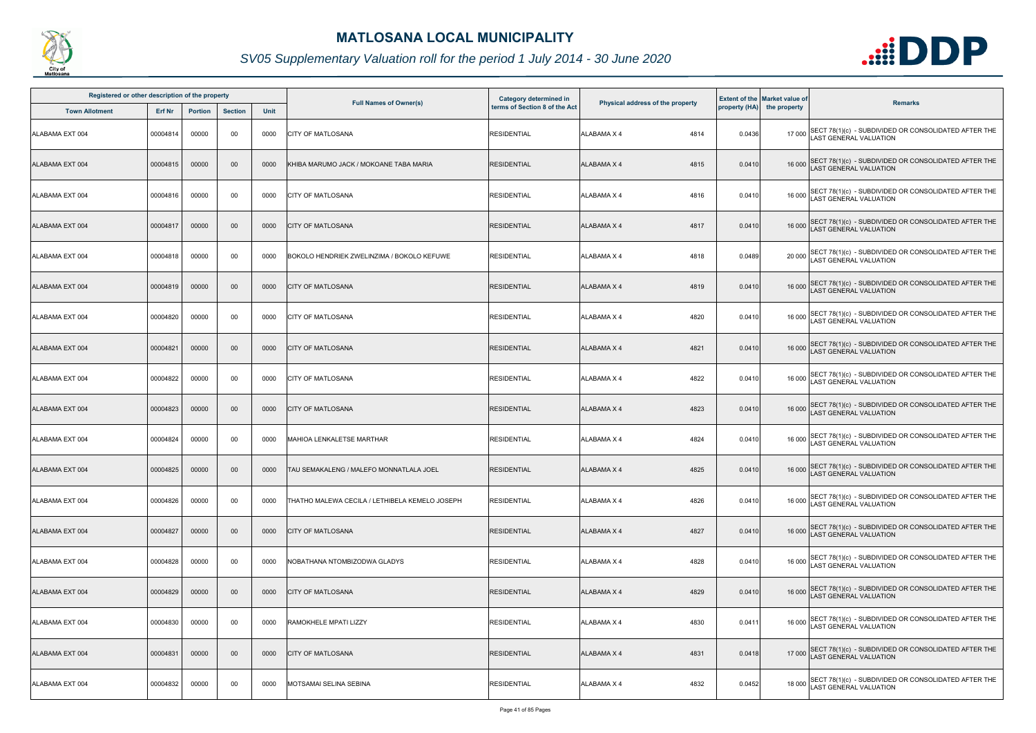# MATLOSANA LOCAL MUNICIPALITY

## SV05 Supplementary Valuation roll for the period 1 July 2014 - 30 June 2020

| Registered or other description of the property | | | | | Full Names of Owner(s) | Category determined in terms of Section 8 of the Act | Physical address of the property | Extent of the property (HA) | Market value of the property | Remarks |
|---|---|---|---|---|---|---|---|---|---|---|
| Town Allotment | Erf Nr | Portion | Section | Unit | | | | | | |
| ALABAMA EXT 004 | 00004814 | 00000 | 00 | 0000 | CITY OF MATLOSANA | RESIDENTIAL | ALABAMA X 4 4814 | 0.0436 | 17 000 | SECT 78(1)(c) - SUBDIVIDED OR CONSOLIDATED AFTER THE LAST GENERAL VALUATION |
| ALABAMA EXT 004 | 00004815 | 00000 | 00 | 0000 | KHIBA MARUMO JACK / MOKOANE TABA MARIA | RESIDENTIAL | ALABAMA X 4 4815 | 0.0410 | 16 000 | SECT 78(1)(c) - SUBDIVIDED OR CONSOLIDATED AFTER THE LAST GENERAL VALUATION |
| ALABAMA EXT 004 | 00004816 | 00000 | 00 | 0000 | CITY OF MATLOSANA | RESIDENTIAL | ALABAMA X 4 4816 | 0.0410 | 16 000 | SECT 78(1)(c) - SUBDIVIDED OR CONSOLIDATED AFTER THE LAST GENERAL VALUATION |
| ALABAMA EXT 004 | 00004817 | 00000 | 00 | 0000 | CITY OF MATLOSANA | RESIDENTIAL | ALABAMA X 4 4817 | 0.0410 | 16 000 | SECT 78(1)(c) - SUBDIVIDED OR CONSOLIDATED AFTER THE LAST GENERAL VALUATION |
| ALABAMA EXT 004 | 00004818 | 00000 | 00 | 0000 | BOKOLO HENDRIEK ZWELINZIMA / BOKOLO KEFUWE | RESIDENTIAL | ALABAMA X 4 4818 | 0.0489 | 20 000 | SECT 78(1)(c) - SUBDIVIDED OR CONSOLIDATED AFTER THE LAST GENERAL VALUATION |
| ALABAMA EXT 004 | 00004819 | 00000 | 00 | 0000 | CITY OF MATLOSANA | RESIDENTIAL | ALABAMA X 4 4819 | 0.0410 | 16 000 | SECT 78(1)(c) - SUBDIVIDED OR CONSOLIDATED AFTER THE LAST GENERAL VALUATION |
| ALABAMA EXT 004 | 00004820 | 00000 | 00 | 0000 | CITY OF MATLOSANA | RESIDENTIAL | ALABAMA X 4 4820 | 0.0410 | 16 000 | SECT 78(1)(c) - SUBDIVIDED OR CONSOLIDATED AFTER THE LAST GENERAL VALUATION |
| ALABAMA EXT 004 | 00004821 | 00000 | 00 | 0000 | CITY OF MATLOSANA | RESIDENTIAL | ALABAMA X 4 4821 | 0.0410 | 16 000 | SECT 78(1)(c) - SUBDIVIDED OR CONSOLIDATED AFTER THE LAST GENERAL VALUATION |
| ALABAMA EXT 004 | 00004822 | 00000 | 00 | 0000 | CITY OF MATLOSANA | RESIDENTIAL | ALABAMA X 4 4822 | 0.0410 | 16 000 | SECT 78(1)(c) - SUBDIVIDED OR CONSOLIDATED AFTER THE LAST GENERAL VALUATION |
| ALABAMA EXT 004 | 00004823 | 00000 | 00 | 0000 | CITY OF MATLOSANA | RESIDENTIAL | ALABAMA X 4 4823 | 0.0410 | 16 000 | SECT 78(1)(c) - SUBDIVIDED OR CONSOLIDATED AFTER THE LAST GENERAL VALUATION |
| ALABAMA EXT 004 | 00004824 | 00000 | 00 | 0000 | MAHIOA LENKALETSE MARTHAR | RESIDENTIAL | ALABAMA X 4 4824 | 0.0410 | 16 000 | SECT 78(1)(c) - SUBDIVIDED OR CONSOLIDATED AFTER THE LAST GENERAL VALUATION |
| ALABAMA EXT 004 | 00004825 | 00000 | 00 | 0000 | TAU SEMAKALENG / MALEFO MONNATLALA JOEL | RESIDENTIAL | ALABAMA X 4 4825 | 0.0410 | 16 000 | SECT 78(1)(c) - SUBDIVIDED OR CONSOLIDATED AFTER THE LAST GENERAL VALUATION |
| ALABAMA EXT 004 | 00004826 | 00000 | 00 | 0000 | THATHO MALEWA CECILA / LETHIBELA KEMELO JOSEPH | RESIDENTIAL | ALABAMA X 4 4826 | 0.0410 | 16 000 | SECT 78(1)(c) - SUBDIVIDED OR CONSOLIDATED AFTER THE LAST GENERAL VALUATION |
| ALABAMA EXT 004 | 00004827 | 00000 | 00 | 0000 | CITY OF MATLOSANA | RESIDENTIAL | ALABAMA X 4 4827 | 0.0410 | 16 000 | SECT 78(1)(c) - SUBDIVIDED OR CONSOLIDATED AFTER THE LAST GENERAL VALUATION |
| ALABAMA EXT 004 | 00004828 | 00000 | 00 | 0000 | NOBATHANA NTOMBIZODWA GLADYS | RESIDENTIAL | ALABAMA X 4 4828 | 0.0410 | 16 000 | SECT 78(1)(c) - SUBDIVIDED OR CONSOLIDATED AFTER THE LAST GENERAL VALUATION |
| ALABAMA EXT 004 | 00004829 | 00000 | 00 | 0000 | CITY OF MATLOSANA | RESIDENTIAL | ALABAMA X 4 4829 | 0.0410 | 16 000 | SECT 78(1)(c) - SUBDIVIDED OR CONSOLIDATED AFTER THE LAST GENERAL VALUATION |
| ALABAMA EXT 004 | 00004830 | 00000 | 00 | 0000 | RAMOKHELE MPATI LIZZY | RESIDENTIAL | ALABAMA X 4 4830 | 0.0411 | 16 000 | SECT 78(1)(c) - SUBDIVIDED OR CONSOLIDATED AFTER THE LAST GENERAL VALUATION |
| ALABAMA EXT 004 | 00004831 | 00000 | 00 | 0000 | CITY OF MATLOSANA | RESIDENTIAL | ALABAMA X 4 4831 | 0.0418 | 17 000 | SECT 78(1)(c) - SUBDIVIDED OR CONSOLIDATED AFTER THE LAST GENERAL VALUATION |
| ALABAMA EXT 004 | 00004832 | 00000 | 00 | 0000 | MOTSAMAI SELINA SEBINA | RESIDENTIAL | ALABAMA X 4 4832 | 0.0452 | 18 000 | SECT 78(1)(c) - SUBDIVIDED OR CONSOLIDATED AFTER THE LAST GENERAL VALUATION |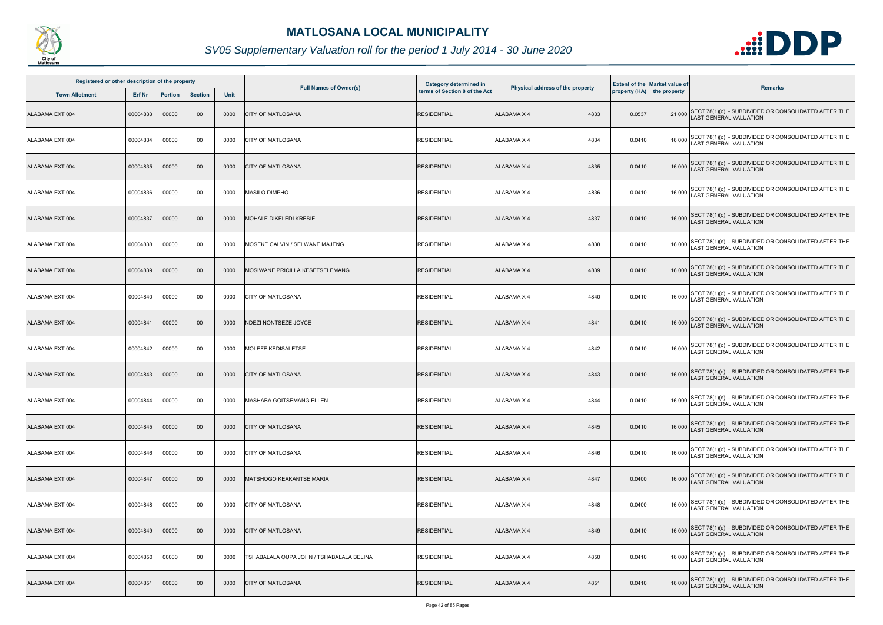# MATLOSANA LOCAL MUNICIPALITY

## SV05 Supplementary Valuation roll for the period 1 July 2014 - 30 June 2020

| Registered or other description of the property | | | | | Full Names of Owner(s) | Category determined in terms of Section 8 of the Act | Physical address of the property | | Extent of the property (HA) | Market value of the property | Remarks |
|---|---|---|---|---|---|---|---|---|---|---|---|
| Town Allotment | Erf Nr | Portion | Section | Unit | | | | | | | |
| ALABAMA EXT 004 | 00004833 | 00000 | 00 | 0000 | CITY OF MATLOSANA | RESIDENTIAL | ALABAMA X 4 | 4833 | 0.0537 | 21 000 | SECT 78(1)(c) - SUBDIVIDED OR CONSOLIDATED AFTER THE LAST GENERAL VALUATION |
| ALABAMA EXT 004 | 00004834 | 00000 | 00 | 0000 | CITY OF MATLOSANA | RESIDENTIAL | ALABAMA X 4 | 4834 | 0.0410 | 16 000 | SECT 78(1)(c) - SUBDIVIDED OR CONSOLIDATED AFTER THE LAST GENERAL VALUATION |
| ALABAMA EXT 004 | 00004835 | 00000 | 00 | 0000 | CITY OF MATLOSANA | RESIDENTIAL | ALABAMA X 4 | 4835 | 0.0410 | 16 000 | SECT 78(1)(c) - SUBDIVIDED OR CONSOLIDATED AFTER THE LAST GENERAL VALUATION |
| ALABAMA EXT 004 | 00004836 | 00000 | 00 | 0000 | MASILO DIMPHO | RESIDENTIAL | ALABAMA X 4 | 4836 | 0.0410 | 16 000 | SECT 78(1)(c) - SUBDIVIDED OR CONSOLIDATED AFTER THE LAST GENERAL VALUATION |
| ALABAMA EXT 004 | 00004837 | 00000 | 00 | 0000 | MOHALE DIKELEDI KRESIE | RESIDENTIAL | ALABAMA X 4 | 4837 | 0.0410 | 16 000 | SECT 78(1)(c) - SUBDIVIDED OR CONSOLIDATED AFTER THE LAST GENERAL VALUATION |
| ALABAMA EXT 004 | 00004838 | 00000 | 00 | 0000 | MOSEKE CALVIN / SELWANE MAJENG | RESIDENTIAL | ALABAMA X 4 | 4838 | 0.0410 | 16 000 | SECT 78(1)(c) - SUBDIVIDED OR CONSOLIDATED AFTER THE LAST GENERAL VALUATION |
| ALABAMA EXT 004 | 00004839 | 00000 | 00 | 0000 | MOSIWANE PRICILLA KESETSELEMANG | RESIDENTIAL | ALABAMA X 4 | 4839 | 0.0410 | 16 000 | SECT 78(1)(c) - SUBDIVIDED OR CONSOLIDATED AFTER THE LAST GENERAL VALUATION |
| ALABAMA EXT 004 | 00004840 | 00000 | 00 | 0000 | CITY OF MATLOSANA | RESIDENTIAL | ALABAMA X 4 | 4840 | 0.0410 | 16 000 | SECT 78(1)(c) - SUBDIVIDED OR CONSOLIDATED AFTER THE LAST GENERAL VALUATION |
| ALABAMA EXT 004 | 00004841 | 00000 | 00 | 0000 | NDEZI NONTSEZE JOYCE | RESIDENTIAL | ALABAMA X 4 | 4841 | 0.0410 | 16 000 | SECT 78(1)(c) - SUBDIVIDED OR CONSOLIDATED AFTER THE LAST GENERAL VALUATION |
| ALABAMA EXT 004 | 00004842 | 00000 | 00 | 0000 | MOLEFE KEDISALETSE | RESIDENTIAL | ALABAMA X 4 | 4842 | 0.0410 | 16 000 | SECT 78(1)(c) - SUBDIVIDED OR CONSOLIDATED AFTER THE LAST GENERAL VALUATION |
| ALABAMA EXT 004 | 00004843 | 00000 | 00 | 0000 | CITY OF MATLOSANA | RESIDENTIAL | ALABAMA X 4 | 4843 | 0.0410 | 16 000 | SECT 78(1)(c) - SUBDIVIDED OR CONSOLIDATED AFTER THE LAST GENERAL VALUATION |
| ALABAMA EXT 004 | 00004844 | 00000 | 00 | 0000 | MASHABA GOITSEMANG ELLEN | RESIDENTIAL | ALABAMA X 4 | 4844 | 0.0410 | 16 000 | SECT 78(1)(c) - SUBDIVIDED OR CONSOLIDATED AFTER THE LAST GENERAL VALUATION |
| ALABAMA EXT 004 | 00004845 | 00000 | 00 | 0000 | CITY OF MATLOSANA | RESIDENTIAL | ALABAMA X 4 | 4845 | 0.0410 | 16 000 | SECT 78(1)(c) - SUBDIVIDED OR CONSOLIDATED AFTER THE LAST GENERAL VALUATION |
| ALABAMA EXT 004 | 00004846 | 00000 | 00 | 0000 | CITY OF MATLOSANA | RESIDENTIAL | ALABAMA X 4 | 4846 | 0.0410 | 16 000 | SECT 78(1)(c) - SUBDIVIDED OR CONSOLIDATED AFTER THE LAST GENERAL VALUATION |
| ALABAMA EXT 004 | 00004847 | 00000 | 00 | 0000 | MATSHOGO KEAKANTSE MARIA | RESIDENTIAL | ALABAMA X 4 | 4847 | 0.0400 | 16 000 | SECT 78(1)(c) - SUBDIVIDED OR CONSOLIDATED AFTER THE LAST GENERAL VALUATION |
| ALABAMA EXT 004 | 00004848 | 00000 | 00 | 0000 | CITY OF MATLOSANA | RESIDENTIAL | ALABAMA X 4 | 4848 | 0.0400 | 16 000 | SECT 78(1)(c) - SUBDIVIDED OR CONSOLIDATED AFTER THE LAST GENERAL VALUATION |
| ALABAMA EXT 004 | 00004849 | 00000 | 00 | 0000 | CITY OF MATLOSANA | RESIDENTIAL | ALABAMA X 4 | 4849 | 0.0410 | 16 000 | SECT 78(1)(c) - SUBDIVIDED OR CONSOLIDATED AFTER THE LAST GENERAL VALUATION |
| ALABAMA EXT 004 | 00004850 | 00000 | 00 | 0000 | TSHABALALA OUPA JOHN / TSHABALALA BELINA | RESIDENTIAL | ALABAMA X 4 | 4850 | 0.0410 | 16 000 | SECT 78(1)(c) - SUBDIVIDED OR CONSOLIDATED AFTER THE LAST GENERAL VALUATION |
| ALABAMA EXT 004 | 00004851 | 00000 | 00 | 0000 | CITY OF MATLOSANA | RESIDENTIAL | ALABAMA X 4 | 4851 | 0.0410 | 16 000 | SECT 78(1)(c) - SUBDIVIDED OR CONSOLIDATED AFTER THE LAST GENERAL VALUATION |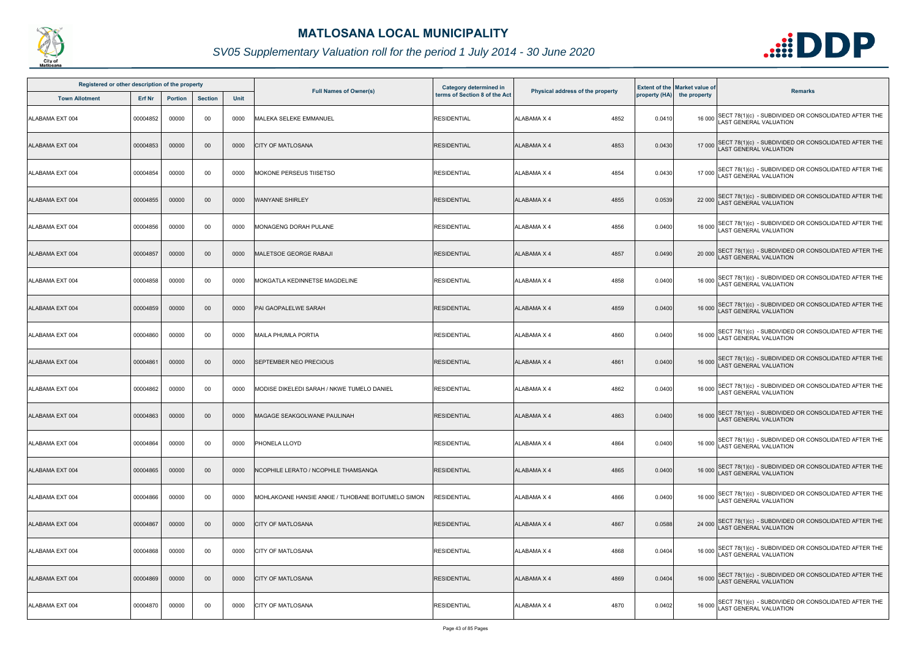# MATLOSANA LOCAL MUNICIPALITY

## SV05 Supplementary Valuation roll for the period 1 July 2014 - 30 June 2020

| Registered or other description of the property | | | | | Full Names of Owner(s) | Category determined in terms of Section 8 of the Act | Physical address of the property | | Extent of the property (HA) | Market value of the property | Remarks |
|---|---|---|---|---|---|---|---|---|---|---|---|
| Town Allotment | Erf Nr | Portion | Section | Unit | | | | | | | |
| ALABAMA EXT 004 | 00004852 | 00000 | 00 | 0000 | MALEKA SELEKE EMMANUEL | RESIDENTIAL | ALABAMA X 4 | 4852 | 0.0410 | 16 000 | SECT 78(1)(c) - SUBDIVIDED OR CONSOLIDATED AFTER THE LAST GENERAL VALUATION |
| ALABAMA EXT 004 | 00004853 | 00000 | 00 | 0000 | CITY OF MATLOSANA | RESIDENTIAL | ALABAMA X 4 | 4853 | 0.0430 | 17 000 | SECT 78(1)(c) - SUBDIVIDED OR CONSOLIDATED AFTER THE LAST GENERAL VALUATION |
| ALABAMA EXT 004 | 00004854 | 00000 | 00 | 0000 | MOKONE PERSEUS TIISETSO | RESIDENTIAL | ALABAMA X 4 | 4854 | 0.0430 | 17 000 | SECT 78(1)(c) - SUBDIVIDED OR CONSOLIDATED AFTER THE LAST GENERAL VALUATION |
| ALABAMA EXT 004 | 00004855 | 00000 | 00 | 0000 | WANYANE SHIRLEY | RESIDENTIAL | ALABAMA X 4 | 4855 | 0.0539 | 22 000 | SECT 78(1)(c) - SUBDIVIDED OR CONSOLIDATED AFTER THE LAST GENERAL VALUATION |
| ALABAMA EXT 004 | 00004856 | 00000 | 00 | 0000 | MONAGENG DORAH PULANE | RESIDENTIAL | ALABAMA X 4 | 4856 | 0.0400 | 16 000 | SECT 78(1)(c) - SUBDIVIDED OR CONSOLIDATED AFTER THE LAST GENERAL VALUATION |
| ALABAMA EXT 004 | 00004857 | 00000 | 00 | 0000 | MALETSOE GEORGE RABAJI | RESIDENTIAL | ALABAMA X 4 | 4857 | 0.0490 | 20 000 | SECT 78(1)(c) - SUBDIVIDED OR CONSOLIDATED AFTER THE LAST GENERAL VALUATION |
| ALABAMA EXT 004 | 00004858 | 00000 | 00 | 0000 | MOKGATLA KEDINNETSE MAGDELINE | RESIDENTIAL | ALABAMA X 4 | 4858 | 0.0400 | 16 000 | SECT 78(1)(c) - SUBDIVIDED OR CONSOLIDATED AFTER THE LAST GENERAL VALUATION |
| ALABAMA EXT 004 | 00004859 | 00000 | 00 | 0000 | PAI GAOPALELWE SARAH | RESIDENTIAL | ALABAMA X 4 | 4859 | 0.0400 | 16 000 | SECT 78(1)(c) - SUBDIVIDED OR CONSOLIDATED AFTER THE LAST GENERAL VALUATION |
| ALABAMA EXT 004 | 00004860 | 00000 | 00 | 0000 | MAILA PHUMLA PORTIA | RESIDENTIAL | ALABAMA X 4 | 4860 | 0.0400 | 16 000 | SECT 78(1)(c) - SUBDIVIDED OR CONSOLIDATED AFTER THE LAST GENERAL VALUATION |
| ALABAMA EXT 004 | 00004861 | 00000 | 00 | 0000 | SEPTEMBER NEO PRECIOUS | RESIDENTIAL | ALABAMA X 4 | 4861 | 0.0400 | 16 000 | SECT 78(1)(c) - SUBDIVIDED OR CONSOLIDATED AFTER THE LAST GENERAL VALUATION |
| ALABAMA EXT 004 | 00004862 | 00000 | 00 | 0000 | MODISE DIKELEDI SARAH / NKWE TUMELO DANIEL | RESIDENTIAL | ALABAMA X 4 | 4862 | 0.0400 | 16 000 | SECT 78(1)(c) - SUBDIVIDED OR CONSOLIDATED AFTER THE LAST GENERAL VALUATION |
| ALABAMA EXT 004 | 00004863 | 00000 | 00 | 0000 | MAGAGE SEAKGOLWANE PAULINAH | RESIDENTIAL | ALABAMA X 4 | 4863 | 0.0400 | 16 000 | SECT 78(1)(c) - SUBDIVIDED OR CONSOLIDATED AFTER THE LAST GENERAL VALUATION |
| ALABAMA EXT 004 | 00004864 | 00000 | 00 | 0000 | PHONELA LLOYD | RESIDENTIAL | ALABAMA X 4 | 4864 | 0.0400 | 16 000 | SECT 78(1)(c) - SUBDIVIDED OR CONSOLIDATED AFTER THE LAST GENERAL VALUATION |
| ALABAMA EXT 004 | 00004865 | 00000 | 00 | 0000 | NCOPHILE LERATO / NCOPHILE THAMSANQA | RESIDENTIAL | ALABAMA X 4 | 4865 | 0.0400 | 16 000 | SECT 78(1)(c) - SUBDIVIDED OR CONSOLIDATED AFTER THE LAST GENERAL VALUATION |
| ALABAMA EXT 004 | 00004866 | 00000 | 00 | 0000 | MOHLAKOANE HANSIE ANKIE / TLHOBANE BOITUMELO SIMON | RESIDENTIAL | ALABAMA X 4 | 4866 | 0.0400 | 16 000 | SECT 78(1)(c) - SUBDIVIDED OR CONSOLIDATED AFTER THE LAST GENERAL VALUATION |
| ALABAMA EXT 004 | 00004867 | 00000 | 00 | 0000 | CITY OF MATLOSANA | RESIDENTIAL | ALABAMA X 4 | 4867 | 0.0588 | 24 000 | SECT 78(1)(c) - SUBDIVIDED OR CONSOLIDATED AFTER THE LAST GENERAL VALUATION |
| ALABAMA EXT 004 | 00004868 | 00000 | 00 | 0000 | CITY OF MATLOSANA | RESIDENTIAL | ALABAMA X 4 | 4868 | 0.0404 | 16 000 | SECT 78(1)(c) - SUBDIVIDED OR CONSOLIDATED AFTER THE LAST GENERAL VALUATION |
| ALABAMA EXT 004 | 00004869 | 00000 | 00 | 0000 | CITY OF MATLOSANA | RESIDENTIAL | ALABAMA X 4 | 4869 | 0.0404 | 16 000 | SECT 78(1)(c) - SUBDIVIDED OR CONSOLIDATED AFTER THE LAST GENERAL VALUATION |
| ALABAMA EXT 004 | 00004870 | 00000 | 00 | 0000 | CITY OF MATLOSANA | RESIDENTIAL | ALABAMA X 4 | 4870 | 0.0402 | 16 000 | SECT 78(1)(c) - SUBDIVIDED OR CONSOLIDATED AFTER THE LAST GENERAL VALUATION |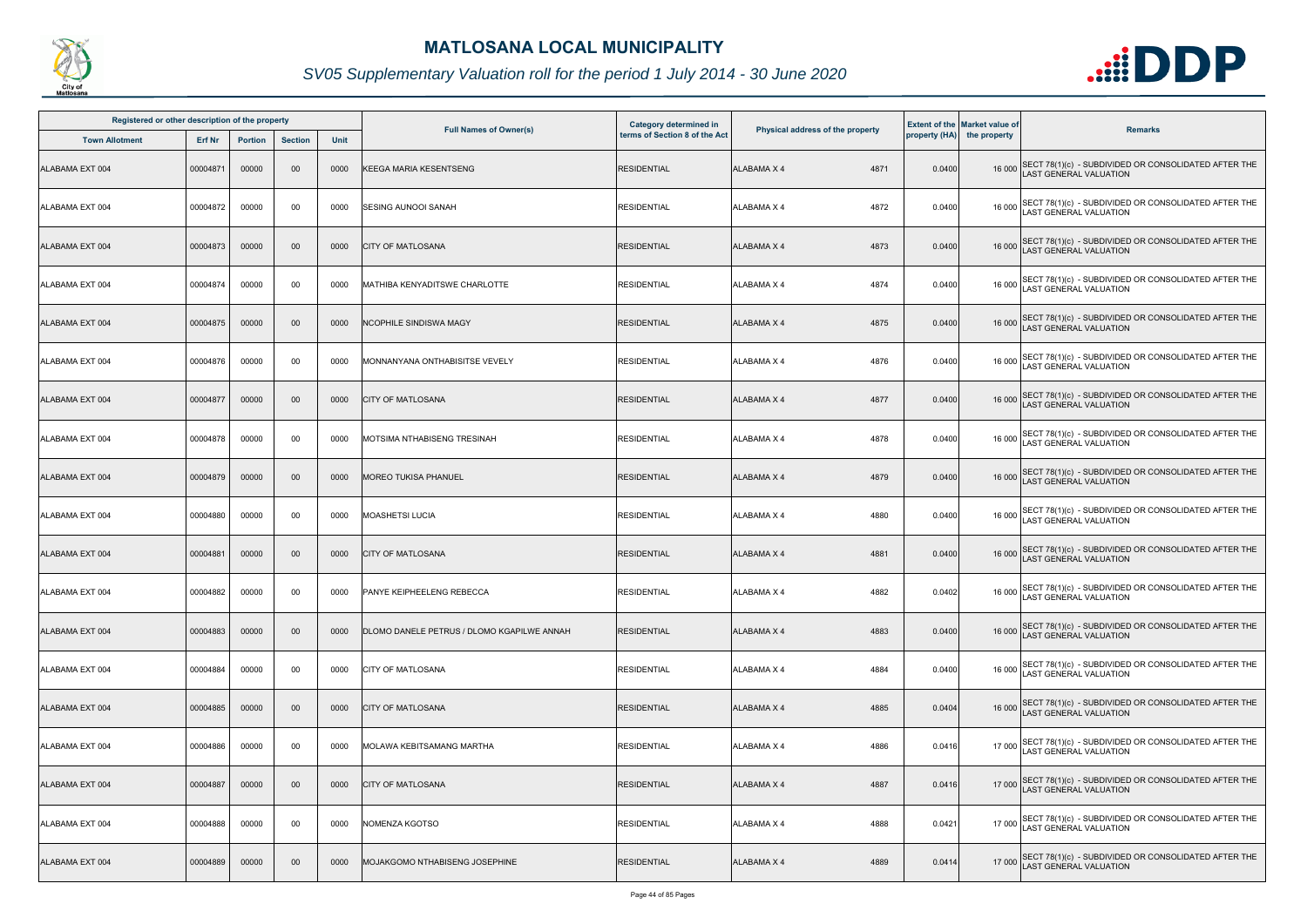# MATLOSANA LOCAL MUNICIPALITY

## SV05 Supplementary Valuation roll for the period 1 July 2014 - 30 June 2020

| Registered or other description of the property | | | | | Full Names of Owner(s) | Category determined in terms of Section 8 of the Act | Physical address of the property | | Extent of the property (HA) | Market value of the property | Remarks |
|---|---|---|---|---|---|---|---|---|---|---|---|
| Town Allotment | Erf Nr | Portion | Section | Unit | | | | | | | |
| ALABAMA EXT 004 | 00004871 | 00000 | 00 | 0000 | KEEGA MARIA KESENTSENG | RESIDENTIAL | ALABAMA X 4 | 4871 | 0.0400 | 16 000 | SECT 78(1)(c) - SUBDIVIDED OR CONSOLIDATED AFTER THE LAST GENERAL VALUATION |
| ALABAMA EXT 004 | 00004872 | 00000 | 00 | 0000 | SESING AUNOOI SANAH | RESIDENTIAL | ALABAMA X 4 | 4872 | 0.0400 | 16 000 | SECT 78(1)(c) - SUBDIVIDED OR CONSOLIDATED AFTER THE LAST GENERAL VALUATION |
| ALABAMA EXT 004 | 00004873 | 00000 | 00 | 0000 | CITY OF MATLOSANA | RESIDENTIAL | ALABAMA X 4 | 4873 | 0.0400 | 16 000 | SECT 78(1)(c) - SUBDIVIDED OR CONSOLIDATED AFTER THE LAST GENERAL VALUATION |
| ALABAMA EXT 004 | 00004874 | 00000 | 00 | 0000 | MATHIBA KENYADITSWE CHARLOTTE | RESIDENTIAL | ALABAMA X 4 | 4874 | 0.0400 | 16 000 | SECT 78(1)(c) - SUBDIVIDED OR CONSOLIDATED AFTER THE LAST GENERAL VALUATION |
| ALABAMA EXT 004 | 00004875 | 00000 | 00 | 0000 | NCOPHILE SINDISWA MAGY | RESIDENTIAL | ALABAMA X 4 | 4875 | 0.0400 | 16 000 | SECT 78(1)(c) - SUBDIVIDED OR CONSOLIDATED AFTER THE LAST GENERAL VALUATION |
| ALABAMA EXT 004 | 00004876 | 00000 | 00 | 0000 | MONNANYANA ONTHABISITSE VEVELY | RESIDENTIAL | ALABAMA X 4 | 4876 | 0.0400 | 16 000 | SECT 78(1)(c) - SUBDIVIDED OR CONSOLIDATED AFTER THE LAST GENERAL VALUATION |
| ALABAMA EXT 004 | 00004877 | 00000 | 00 | 0000 | CITY OF MATLOSANA | RESIDENTIAL | ALABAMA X 4 | 4877 | 0.0400 | 16 000 | SECT 78(1)(c) - SUBDIVIDED OR CONSOLIDATED AFTER THE LAST GENERAL VALUATION |
| ALABAMA EXT 004 | 00004878 | 00000 | 00 | 0000 | MOTSIMA NTHABISENG TRESINAH | RESIDENTIAL | ALABAMA X 4 | 4878 | 0.0400 | 16 000 | SECT 78(1)(c) - SUBDIVIDED OR CONSOLIDATED AFTER THE LAST GENERAL VALUATION |
| ALABAMA EXT 004 | 00004879 | 00000 | 00 | 0000 | MOREO TUKISA PHANUEL | RESIDENTIAL | ALABAMA X 4 | 4879 | 0.0400 | 16 000 | SECT 78(1)(c) - SUBDIVIDED OR CONSOLIDATED AFTER THE LAST GENERAL VALUATION |
| ALABAMA EXT 004 | 00004880 | 00000 | 00 | 0000 | MOASHETSI LUCIA | RESIDENTIAL | ALABAMA X 4 | 4880 | 0.0400 | 16 000 | SECT 78(1)(c) - SUBDIVIDED OR CONSOLIDATED AFTER THE LAST GENERAL VALUATION |
| ALABAMA EXT 004 | 00004881 | 00000 | 00 | 0000 | CITY OF MATLOSANA | RESIDENTIAL | ALABAMA X 4 | 4881 | 0.0400 | 16 000 | SECT 78(1)(c) - SUBDIVIDED OR CONSOLIDATED AFTER THE LAST GENERAL VALUATION |
| ALABAMA EXT 004 | 00004882 | 00000 | 00 | 0000 | PANYE KEIPHEELENG REBECCA | RESIDENTIAL | ALABAMA X 4 | 4882 | 0.0402 | 16 000 | SECT 78(1)(c) - SUBDIVIDED OR CONSOLIDATED AFTER THE LAST GENERAL VALUATION |
| ALABAMA EXT 004 | 00004883 | 00000 | 00 | 0000 | DLOMO DANELE PETRUS / DLOMO KGAPILWE ANNAH | RESIDENTIAL | ALABAMA X 4 | 4883 | 0.0400 | 16 000 | SECT 78(1)(c) - SUBDIVIDED OR CONSOLIDATED AFTER THE LAST GENERAL VALUATION |
| ALABAMA EXT 004 | 00004884 | 00000 | 00 | 0000 | CITY OF MATLOSANA | RESIDENTIAL | ALABAMA X 4 | 4884 | 0.0400 | 16 000 | SECT 78(1)(c) - SUBDIVIDED OR CONSOLIDATED AFTER THE LAST GENERAL VALUATION |
| ALABAMA EXT 004 | 00004885 | 00000 | 00 | 0000 | CITY OF MATLOSANA | RESIDENTIAL | ALABAMA X 4 | 4885 | 0.0404 | 16 000 | SECT 78(1)(c) - SUBDIVIDED OR CONSOLIDATED AFTER THE LAST GENERAL VALUATION |
| ALABAMA EXT 004 | 00004886 | 00000 | 00 | 0000 | MOLAWA KEBITSAMANG MARTHA | RESIDENTIAL | ALABAMA X 4 | 4886 | 0.0416 | 17 000 | SECT 78(1)(c) - SUBDIVIDED OR CONSOLIDATED AFTER THE LAST GENERAL VALUATION |
| ALABAMA EXT 004 | 00004887 | 00000 | 00 | 0000 | CITY OF MATLOSANA | RESIDENTIAL | ALABAMA X 4 | 4887 | 0.0416 | 17 000 | SECT 78(1)(c) - SUBDIVIDED OR CONSOLIDATED AFTER THE LAST GENERAL VALUATION |
| ALABAMA EXT 004 | 00004888 | 00000 | 00 | 0000 | NOMENZA KGOTSO | RESIDENTIAL | ALABAMA X 4 | 4888 | 0.0421 | 17 000 | SECT 78(1)(c) - SUBDIVIDED OR CONSOLIDATED AFTER THE LAST GENERAL VALUATION |
| ALABAMA EXT 004 | 00004889 | 00000 | 00 | 0000 | MOJAKGOMO NTHABISENG JOSEPHINE | RESIDENTIAL | ALABAMA X 4 | 4889 | 0.0414 | 17 000 | SECT 78(1)(c) - SUBDIVIDED OR CONSOLIDATED AFTER THE LAST GENERAL VALUATION |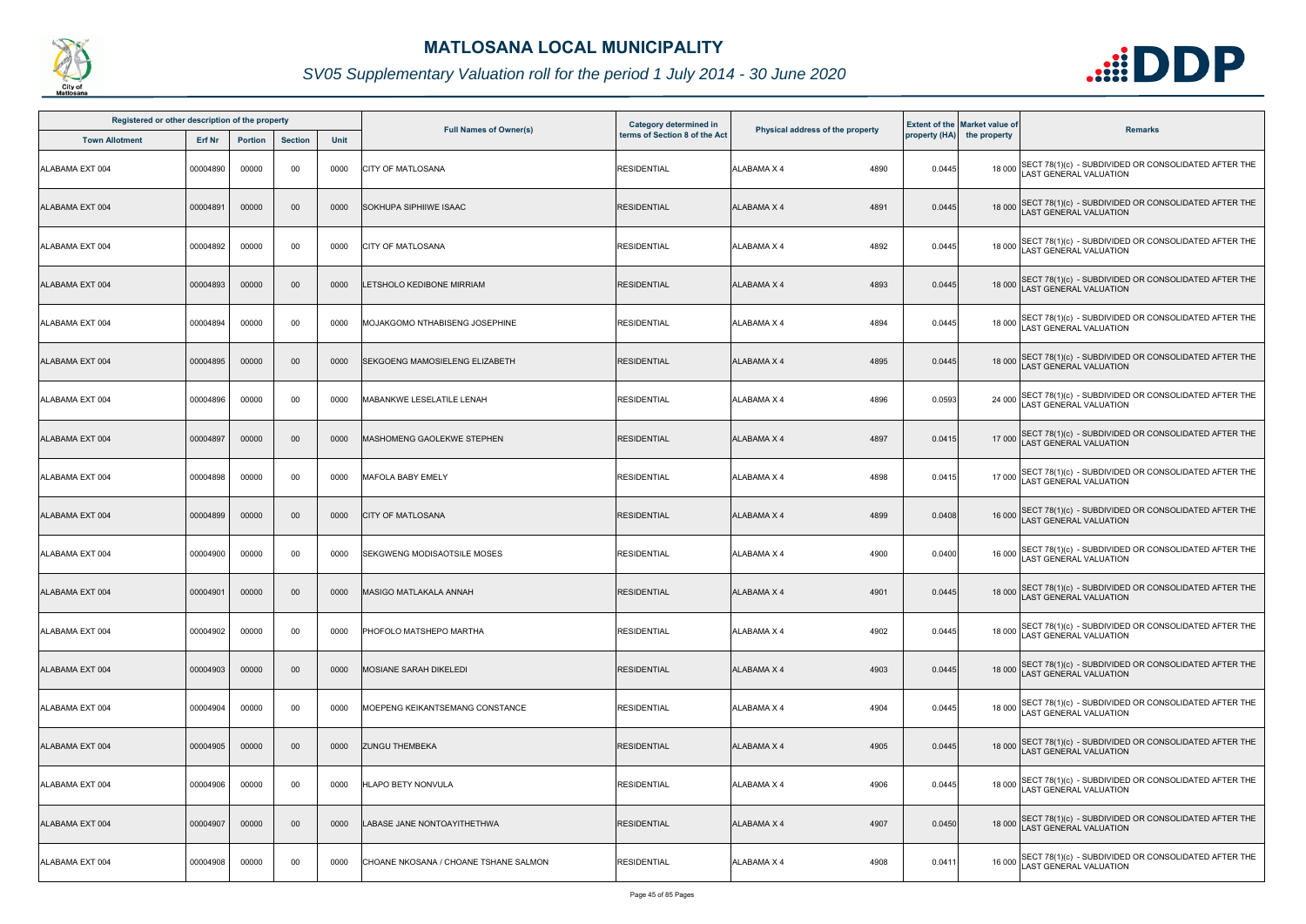# MATLOSANA LOCAL MUNICIPALITY

## *SV05 Supplementary Valuation roll for the period 1 July 2014 - 30 June 2020*

| Registered or other description of the property | | | | | Full Names of Owner(s) | Category determined in terms of Section 8 of the Act | Physical address of the property | Extent of the property (HA) | Market value of the property | Remarks |
|---|---|---|---|---|---|---|---|---|---|---|
| Town Allotment | Erf Nr | Portion | Section | Unit | | | | | | |
| ALABAMA EXT 004 | 00004890 | 00000 | 00 | 0000 | CITY OF MATLOSANA | RESIDENTIAL | ALABAMA X 4 4890 | 0.0445 | 18 000 | SECT 78(1)(c) - SUBDIVIDED OR CONSOLIDATED AFTER THE LAST GENERAL VALUATION |
| ALABAMA EXT 004 | 00004891 | 00000 | 00 | 0000 | SOKHUPA SIPHIIWE ISAAC | RESIDENTIAL | ALABAMA X 4 4891 | 0.0445 | 18 000 | SECT 78(1)(c) - SUBDIVIDED OR CONSOLIDATED AFTER THE LAST GENERAL VALUATION |
| ALABAMA EXT 004 | 00004892 | 00000 | 00 | 0000 | CITY OF MATLOSANA | RESIDENTIAL | ALABAMA X 4 4892 | 0.0445 | 18 000 | SECT 78(1)(c) - SUBDIVIDED OR CONSOLIDATED AFTER THE LAST GENERAL VALUATION |
| ALABAMA EXT 004 | 00004893 | 00000 | 00 | 0000 | LETSHOLO KEDIBONE MIRRIAM | RESIDENTIAL | ALABAMA X 4 4893 | 0.0445 | 18 000 | SECT 78(1)(c) - SUBDIVIDED OR CONSOLIDATED AFTER THE LAST GENERAL VALUATION |
| ALABAMA EXT 004 | 00004894 | 00000 | 00 | 0000 | MOJAKGOMO NTHABISENG JOSEPHINE | RESIDENTIAL | ALABAMA X 4 4894 | 0.0445 | 18 000 | SECT 78(1)(c) - SUBDIVIDED OR CONSOLIDATED AFTER THE LAST GENERAL VALUATION |
| ALABAMA EXT 004 | 00004895 | 00000 | 00 | 0000 | SEKGOENG MAMOSIELENG ELIZABETH | RESIDENTIAL | ALABAMA X 4 4895 | 0.0445 | 18 000 | SECT 78(1)(c) - SUBDIVIDED OR CONSOLIDATED AFTER THE LAST GENERAL VALUATION |
| ALABAMA EXT 004 | 00004896 | 00000 | 00 | 0000 | MABANKWE LESELATILE LENAH | RESIDENTIAL | ALABAMA X 4 4896 | 0.0593 | 24 000 | SECT 78(1)(c) - SUBDIVIDED OR CONSOLIDATED AFTER THE LAST GENERAL VALUATION |
| ALABAMA EXT 004 | 00004897 | 00000 | 00 | 0000 | MASHOMENG GAOLEKWE STEPHEN | RESIDENTIAL | ALABAMA X 4 4897 | 0.0415 | 17 000 | SECT 78(1)(c) - SUBDIVIDED OR CONSOLIDATED AFTER THE LAST GENERAL VALUATION |
| ALABAMA EXT 004 | 00004898 | 00000 | 00 | 0000 | MAFOLA BABY EMELY | RESIDENTIAL | ALABAMA X 4 4898 | 0.0415 | 17 000 | SECT 78(1)(c) - SUBDIVIDED OR CONSOLIDATED AFTER THE LAST GENERAL VALUATION |
| ALABAMA EXT 004 | 00004899 | 00000 | 00 | 0000 | CITY OF MATLOSANA | RESIDENTIAL | ALABAMA X 4 4899 | 0.0408 | 16 000 | SECT 78(1)(c) - SUBDIVIDED OR CONSOLIDATED AFTER THE LAST GENERAL VALUATION |
| ALABAMA EXT 004 | 00004900 | 00000 | 00 | 0000 | SEKGWENG MODISAOTSILE MOSES | RESIDENTIAL | ALABAMA X 4 4900 | 0.0400 | 16 000 | SECT 78(1)(c) - SUBDIVIDED OR CONSOLIDATED AFTER THE LAST GENERAL VALUATION |
| ALABAMA EXT 004 | 00004901 | 00000 | 00 | 0000 | MASIGO MATLAKALA ANNAH | RESIDENTIAL | ALABAMA X 4 4901 | 0.0445 | 18 000 | SECT 78(1)(c) - SUBDIVIDED OR CONSOLIDATED AFTER THE LAST GENERAL VALUATION |
| ALABAMA EXT 004 | 00004902 | 00000 | 00 | 0000 | PHOFOLO MATSHEPO MARTHA | RESIDENTIAL | ALABAMA X 4 4902 | 0.0445 | 18 000 | SECT 78(1)(c) - SUBDIVIDED OR CONSOLIDATED AFTER THE LAST GENERAL VALUATION |
| ALABAMA EXT 004 | 00004903 | 00000 | 00 | 0000 | MOSIANE SARAH DIKELEDI | RESIDENTIAL | ALABAMA X 4 4903 | 0.0445 | 18 000 | SECT 78(1)(c) - SUBDIVIDED OR CONSOLIDATED AFTER THE LAST GENERAL VALUATION |
| ALABAMA EXT 004 | 00004904 | 00000 | 00 | 0000 | MOEPENG KEIKANTSEMANG CONSTANCE | RESIDENTIAL | ALABAMA X 4 4904 | 0.0445 | 18 000 | SECT 78(1)(c) - SUBDIVIDED OR CONSOLIDATED AFTER THE LAST GENERAL VALUATION |
| ALABAMA EXT 004 | 00004905 | 00000 | 00 | 0000 | ZUNGU THEMBEKA | RESIDENTIAL | ALABAMA X 4 4905 | 0.0445 | 18 000 | SECT 78(1)(c) - SUBDIVIDED OR CONSOLIDATED AFTER THE LAST GENERAL VALUATION |
| ALABAMA EXT 004 | 00004906 | 00000 | 00 | 0000 | HLAPO BETY NONVULA | RESIDENTIAL | ALABAMA X 4 4906 | 0.0445 | 18 000 | SECT 78(1)(c) - SUBDIVIDED OR CONSOLIDATED AFTER THE LAST GENERAL VALUATION |
| ALABAMA EXT 004 | 00004907 | 00000 | 00 | 0000 | LABASE JANE NONTOAYITHETHWA | RESIDENTIAL | ALABAMA X 4 4907 | 0.0450 | 18 000 | SECT 78(1)(c) - SUBDIVIDED OR CONSOLIDATED AFTER THE LAST GENERAL VALUATION |
| ALABAMA EXT 004 | 00004908 | 00000 | 00 | 0000 | CHOANE NKOSANA / CHOANE TSHANE SALMON | RESIDENTIAL | ALABAMA X 4 4908 | 0.0411 | 16 000 | SECT 78(1)(c) - SUBDIVIDED OR CONSOLIDATED AFTER THE LAST GENERAL VALUATION |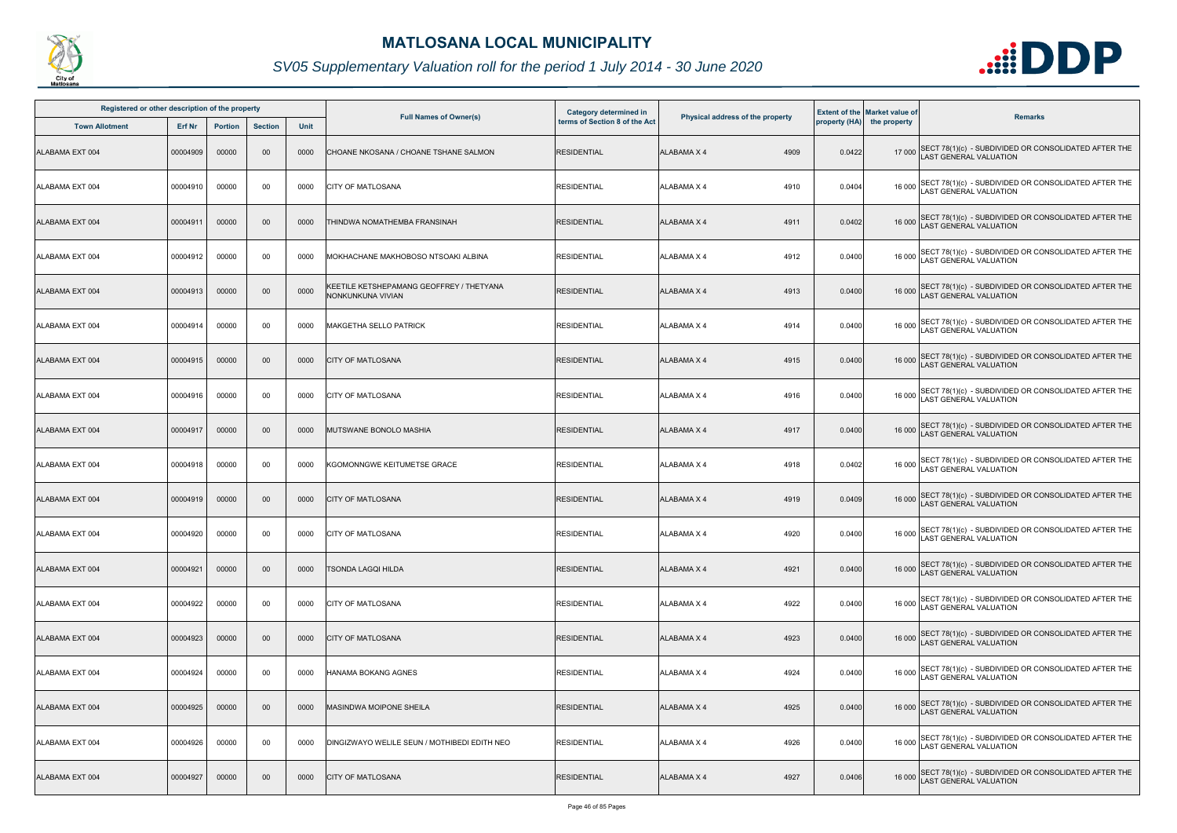# MATLOSANA LOCAL MUNICIPALITY

*SV05 Supplementary Valuation roll for the period 1 July 2014 - 30 June 2020*

| Registered or other description of the property | | | | | Full Names of Owner(s) | Category determined in terms of Section 8 of the Act | Physical address of the property | Extent of the property (HA) | Market value of the property | Remarks |
|---|---|---|---|---|---|---|---|---|---|---|
| Town Allotment | Erf Nr | Portion | Section | Unit | | | | | | |
| ALABAMA EXT 004 | 00004909 | 00000 | 00 | 0000 | CHOANE NKOSANA / CHOANE TSHANE SALMON | RESIDENTIAL | ALABAMA X 4 4909 | 0.0422 | 17 000 | SECT 78(1)(c) - SUBDIVIDED OR CONSOLIDATED AFTER THE LAST GENERAL VALUATION |
| ALABAMA EXT 004 | 00004910 | 00000 | 00 | 0000 | CITY OF MATLOSANA | RESIDENTIAL | ALABAMA X 4 4910 | 0.0404 | 16 000 | SECT 78(1)(c) - SUBDIVIDED OR CONSOLIDATED AFTER THE LAST GENERAL VALUATION |
| ALABAMA EXT 004 | 00004911 | 00000 | 00 | 0000 | THINDWA NOMATHEMBA FRANSINAH | RESIDENTIAL | ALABAMA X 4 4911 | 0.0402 | 16 000 | SECT 78(1)(c) - SUBDIVIDED OR CONSOLIDATED AFTER THE LAST GENERAL VALUATION |
| ALABAMA EXT 004 | 00004912 | 00000 | 00 | 0000 | MOKHACHANE MAKHOBOSO NTSOAKI ALBINA | RESIDENTIAL | ALABAMA X 4 4912 | 0.0400 | 16 000 | SECT 78(1)(c) - SUBDIVIDED OR CONSOLIDATED AFTER THE LAST GENERAL VALUATION |
| ALABAMA EXT 004 | 00004913 | 00000 | 00 | 0000 | KEETILE KETSHEPAMANG GEOFFREY / THETYANA NONKUNKUNA VIVIAN | RESIDENTIAL | ALABAMA X 4 4913 | 0.0400 | 16 000 | SECT 78(1)(c) - SUBDIVIDED OR CONSOLIDATED AFTER THE LAST GENERAL VALUATION |
| ALABAMA EXT 004 | 00004914 | 00000 | 00 | 0000 | MAKGETHA SELLO PATRICK | RESIDENTIAL | ALABAMA X 4 4914 | 0.0400 | 16 000 | SECT 78(1)(c) - SUBDIVIDED OR CONSOLIDATED AFTER THE LAST GENERAL VALUATION |
| ALABAMA EXT 004 | 00004915 | 00000 | 00 | 0000 | CITY OF MATLOSANA | RESIDENTIAL | ALABAMA X 4 4915 | 0.0400 | 16 000 | SECT 78(1)(c) - SUBDIVIDED OR CONSOLIDATED AFTER THE LAST GENERAL VALUATION |
| ALABAMA EXT 004 | 00004916 | 00000 | 00 | 0000 | CITY OF MATLOSANA | RESIDENTIAL | ALABAMA X 4 4916 | 0.0400 | 16 000 | SECT 78(1)(c) - SUBDIVIDED OR CONSOLIDATED AFTER THE LAST GENERAL VALUATION |
| ALABAMA EXT 004 | 00004917 | 00000 | 00 | 0000 | MUTSWANE BONOLO MASHIA | RESIDENTIAL | ALABAMA X 4 4917 | 0.0400 | 16 000 | SECT 78(1)(c) - SUBDIVIDED OR CONSOLIDATED AFTER THE LAST GENERAL VALUATION |
| ALABAMA EXT 004 | 00004918 | 00000 | 00 | 0000 | KGOMONNGWE KEITUMETSE GRACE | RESIDENTIAL | ALABAMA X 4 4918 | 0.0402 | 16 000 | SECT 78(1)(c) - SUBDIVIDED OR CONSOLIDATED AFTER THE LAST GENERAL VALUATION |
| ALABAMA EXT 004 | 00004919 | 00000 | 00 | 0000 | CITY OF MATLOSANA | RESIDENTIAL | ALABAMA X 4 4919 | 0.0409 | 16 000 | SECT 78(1)(c) - SUBDIVIDED OR CONSOLIDATED AFTER THE LAST GENERAL VALUATION |
| ALABAMA EXT 004 | 00004920 | 00000 | 00 | 0000 | CITY OF MATLOSANA | RESIDENTIAL | ALABAMA X 4 4920 | 0.0400 | 16 000 | SECT 78(1)(c) - SUBDIVIDED OR CONSOLIDATED AFTER THE LAST GENERAL VALUATION |
| ALABAMA EXT 004 | 00004921 | 00000 | 00 | 0000 | TSONDA LAGQI HILDA | RESIDENTIAL | ALABAMA X 4 4921 | 0.0400 | 16 000 | SECT 78(1)(c) - SUBDIVIDED OR CONSOLIDATED AFTER THE LAST GENERAL VALUATION |
| ALABAMA EXT 004 | 00004922 | 00000 | 00 | 0000 | CITY OF MATLOSANA | RESIDENTIAL | ALABAMA X 4 4922 | 0.0400 | 16 000 | SECT 78(1)(c) - SUBDIVIDED OR CONSOLIDATED AFTER THE LAST GENERAL VALUATION |
| ALABAMA EXT 004 | 00004923 | 00000 | 00 | 0000 | CITY OF MATLOSANA | RESIDENTIAL | ALABAMA X 4 4923 | 0.0400 | 16 000 | SECT 78(1)(c) - SUBDIVIDED OR CONSOLIDATED AFTER THE LAST GENERAL VALUATION |
| ALABAMA EXT 004 | 00004924 | 00000 | 00 | 0000 | HANAMA BOKANG AGNES | RESIDENTIAL | ALABAMA X 4 4924 | 0.0400 | 16 000 | SECT 78(1)(c) - SUBDIVIDED OR CONSOLIDATED AFTER THE LAST GENERAL VALUATION |
| ALABAMA EXT 004 | 00004925 | 00000 | 00 | 0000 | MASINDWA MOIPONE SHEILA | RESIDENTIAL | ALABAMA X 4 4925 | 0.0400 | 16 000 | SECT 78(1)(c) - SUBDIVIDED OR CONSOLIDATED AFTER THE LAST GENERAL VALUATION |
| ALABAMA EXT 004 | 00004926 | 00000 | 00 | 0000 | DINGIZWAYO WELILE SEUN / MOTHIBEDI EDITH NEO | RESIDENTIAL | ALABAMA X 4 4926 | 0.0400 | 16 000 | SECT 78(1)(c) - SUBDIVIDED OR CONSOLIDATED AFTER THE LAST GENERAL VALUATION |
| ALABAMA EXT 004 | 00004927 | 00000 | 00 | 0000 | CITY OF MATLOSANA | RESIDENTIAL | ALABAMA X 4 4927 | 0.0406 | 16 000 | SECT 78(1)(c) - SUBDIVIDED OR CONSOLIDATED AFTER THE LAST GENERAL VALUATION |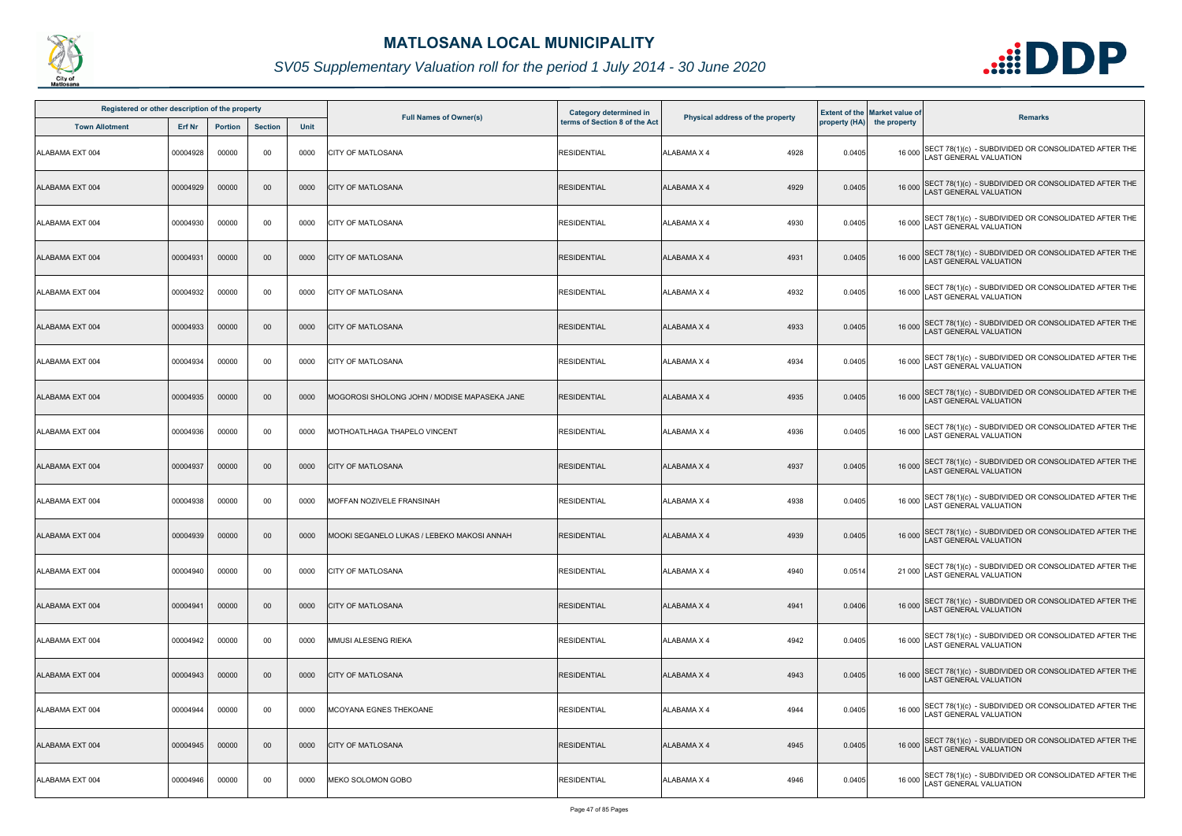# MATLOSANA LOCAL MUNICIPALITY

## SV05 Supplementary Valuation roll for the period 1 July 2014 - 30 June 2020

| Registered or other description of the property | | | | | Full Names of Owner(s) | Category determined in terms of Section 8 of the Act | Physical address of the property | Extent of the property (HA) | Market value of the property | Remarks |
|---|---|---|---|---|---|---|---|---|---|---|
| Town Allotment | Erf Nr | Portion | Section | Unit | | | | | | |
| ALABAMA EXT 004 | 00004928 | 00000 | 00 | 0000 | CITY OF MATLOSANA | RESIDENTIAL | ALABAMA X 4 4928 | 0.0405 | 16 000 | SECT 78(1)(c) - SUBDIVIDED OR CONSOLIDATED AFTER THE LAST GENERAL VALUATION |
| ALABAMA EXT 004 | 00004929 | 00000 | 00 | 0000 | CITY OF MATLOSANA | RESIDENTIAL | ALABAMA X 4 4929 | 0.0405 | 16 000 | SECT 78(1)(c) - SUBDIVIDED OR CONSOLIDATED AFTER THE LAST GENERAL VALUATION |
| ALABAMA EXT 004 | 00004930 | 00000 | 00 | 0000 | CITY OF MATLOSANA | RESIDENTIAL | ALABAMA X 4 4930 | 0.0405 | 16 000 | SECT 78(1)(c) - SUBDIVIDED OR CONSOLIDATED AFTER THE LAST GENERAL VALUATION |
| ALABAMA EXT 004 | 00004931 | 00000 | 00 | 0000 | CITY OF MATLOSANA | RESIDENTIAL | ALABAMA X 4 4931 | 0.0405 | 16 000 | SECT 78(1)(c) - SUBDIVIDED OR CONSOLIDATED AFTER THE LAST GENERAL VALUATION |
| ALABAMA EXT 004 | 00004932 | 00000 | 00 | 0000 | CITY OF MATLOSANA | RESIDENTIAL | ALABAMA X 4 4932 | 0.0405 | 16 000 | SECT 78(1)(c) - SUBDIVIDED OR CONSOLIDATED AFTER THE LAST GENERAL VALUATION |
| ALABAMA EXT 004 | 00004933 | 00000 | 00 | 0000 | CITY OF MATLOSANA | RESIDENTIAL | ALABAMA X 4 4933 | 0.0405 | 16 000 | SECT 78(1)(c) - SUBDIVIDED OR CONSOLIDATED AFTER THE LAST GENERAL VALUATION |
| ALABAMA EXT 004 | 00004934 | 00000 | 00 | 0000 | CITY OF MATLOSANA | RESIDENTIAL | ALABAMA X 4 4934 | 0.0405 | 16 000 | SECT 78(1)(c) - SUBDIVIDED OR CONSOLIDATED AFTER THE LAST GENERAL VALUATION |
| ALABAMA EXT 004 | 00004935 | 00000 | 00 | 0000 | MOGOROSI SHOLONG JOHN / MODISE MAPASEKA JANE | RESIDENTIAL | ALABAMA X 4 4935 | 0.0405 | 16 000 | SECT 78(1)(c) - SUBDIVIDED OR CONSOLIDATED AFTER THE LAST GENERAL VALUATION |
| ALABAMA EXT 004 | 00004936 | 00000 | 00 | 0000 | MOTHOATLHAGA THAPELO VINCENT | RESIDENTIAL | ALABAMA X 4 4936 | 0.0405 | 16 000 | SECT 78(1)(c) - SUBDIVIDED OR CONSOLIDATED AFTER THE LAST GENERAL VALUATION |
| ALABAMA EXT 004 | 00004937 | 00000 | 00 | 0000 | CITY OF MATLOSANA | RESIDENTIAL | ALABAMA X 4 4937 | 0.0405 | 16 000 | SECT 78(1)(c) - SUBDIVIDED OR CONSOLIDATED AFTER THE LAST GENERAL VALUATION |
| ALABAMA EXT 004 | 00004938 | 00000 | 00 | 0000 | MOFFAN NOZIVELE FRANSINAH | RESIDENTIAL | ALABAMA X 4 4938 | 0.0405 | 16 000 | SECT 78(1)(c) - SUBDIVIDED OR CONSOLIDATED AFTER THE LAST GENERAL VALUATION |
| ALABAMA EXT 004 | 00004939 | 00000 | 00 | 0000 | MOOKI SEGANELO LUKAS / LEBEKO MAKOSI ANNAH | RESIDENTIAL | ALABAMA X 4 4939 | 0.0405 | 16 000 | SECT 78(1)(c) - SUBDIVIDED OR CONSOLIDATED AFTER THE LAST GENERAL VALUATION |
| ALABAMA EXT 004 | 00004940 | 00000 | 00 | 0000 | CITY OF MATLOSANA | RESIDENTIAL | ALABAMA X 4 4940 | 0.0514 | 21 000 | SECT 78(1)(c) - SUBDIVIDED OR CONSOLIDATED AFTER THE LAST GENERAL VALUATION |
| ALABAMA EXT 004 | 00004941 | 00000 | 00 | 0000 | CITY OF MATLOSANA | RESIDENTIAL | ALABAMA X 4 4941 | 0.0406 | 16 000 | SECT 78(1)(c) - SUBDIVIDED OR CONSOLIDATED AFTER THE LAST GENERAL VALUATION |
| ALABAMA EXT 004 | 00004942 | 00000 | 00 | 0000 | MMUSI ALESENG RIEKA | RESIDENTIAL | ALABAMA X 4 4942 | 0.0405 | 16 000 | SECT 78(1)(c) - SUBDIVIDED OR CONSOLIDATED AFTER THE LAST GENERAL VALUATION |
| ALABAMA EXT 004 | 00004943 | 00000 | 00 | 0000 | CITY OF MATLOSANA | RESIDENTIAL | ALABAMA X 4 4943 | 0.0405 | 16 000 | SECT 78(1)(c) - SUBDIVIDED OR CONSOLIDATED AFTER THE LAST GENERAL VALUATION |
| ALABAMA EXT 004 | 00004944 | 00000 | 00 | 0000 | MCOYANA EGNES THEKOANE | RESIDENTIAL | ALABAMA X 4 4944 | 0.0405 | 16 000 | SECT 78(1)(c) - SUBDIVIDED OR CONSOLIDATED AFTER THE LAST GENERAL VALUATION |
| ALABAMA EXT 004 | 00004945 | 00000 | 00 | 0000 | CITY OF MATLOSANA | RESIDENTIAL | ALABAMA X 4 4945 | 0.0405 | 16 000 | SECT 78(1)(c) - SUBDIVIDED OR CONSOLIDATED AFTER THE LAST GENERAL VALUATION |
| ALABAMA EXT 004 | 00004946 | 00000 | 00 | 0000 | MEKO SOLOMON GOBO | RESIDENTIAL | ALABAMA X 4 4946 | 0.0405 | 16 000 | SECT 78(1)(c) - SUBDIVIDED OR CONSOLIDATED AFTER THE LAST GENERAL VALUATION |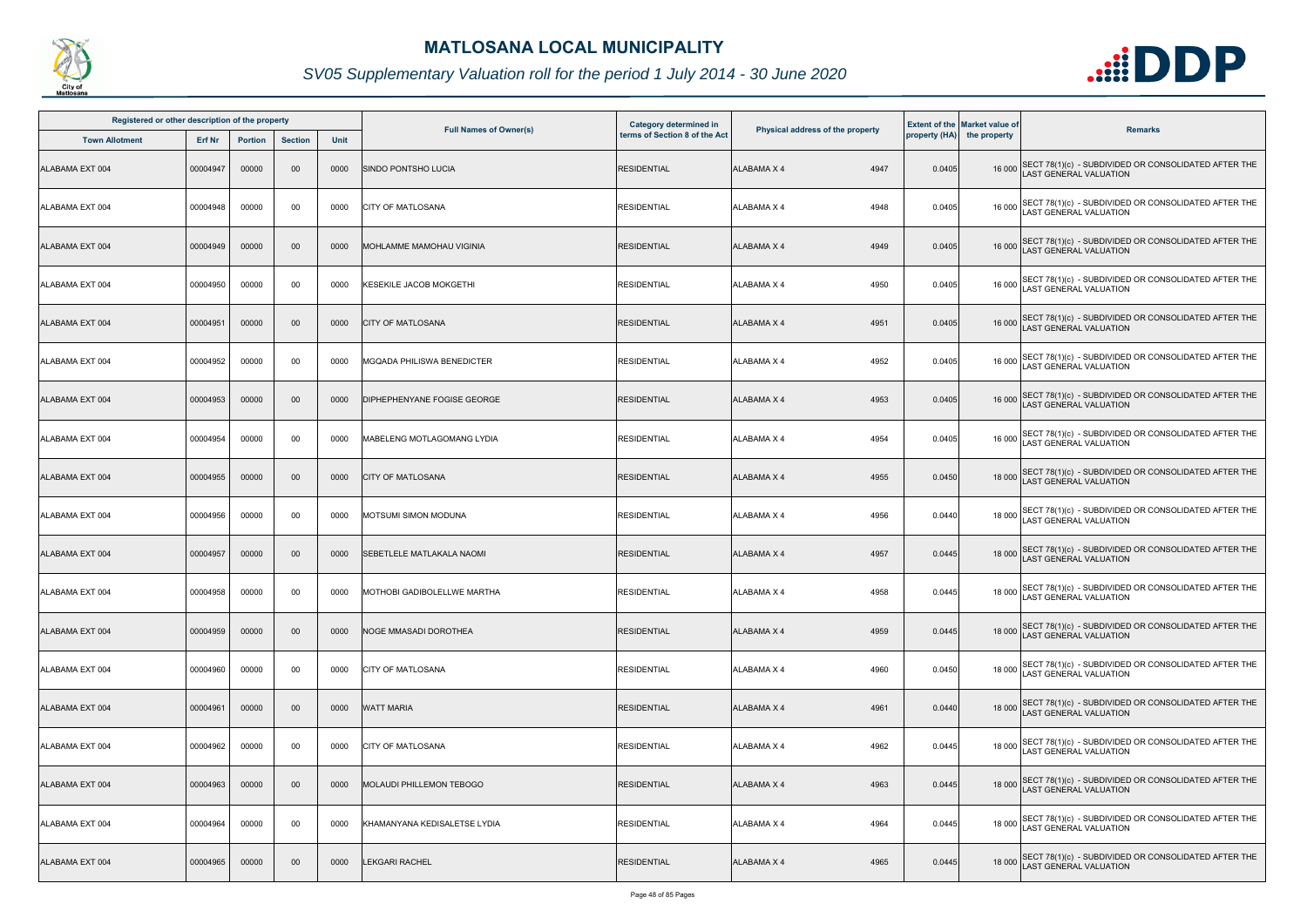# MATLOSANA LOCAL MUNICIPALITY

## SV05 Supplementary Valuation roll for the period 1 July 2014 - 30 June 2020

| Registered or other description of the property | | | | | Full Names of Owner(s) | Category determined in terms of Section 8 of the Act | Physical address of the property | | Extent of the property (HA) | Market value of the property | Remarks |
|---|---|---|---|---|---|---|---|---|---|---|---|
| Town Allotment | Erf Nr | Portion | Section | Unit | | | | | | | |
| ALABAMA EXT 004 | 00004947 | 00000 | 00 | 0000 | SINDO PONTSHO LUCIA | RESIDENTIAL | ALABAMA X 4 | 4947 | 0.0405 | 16 000 | SECT 78(1)(c) - SUBDIVIDED OR CONSOLIDATED AFTER THE LAST GENERAL VALUATION |
| ALABAMA EXT 004 | 00004948 | 00000 | 00 | 0000 | CITY OF MATLOSANA | RESIDENTIAL | ALABAMA X 4 | 4948 | 0.0405 | 16 000 | SECT 78(1)(c) - SUBDIVIDED OR CONSOLIDATED AFTER THE LAST GENERAL VALUATION |
| ALABAMA EXT 004 | 00004949 | 00000 | 00 | 0000 | MOHLAMME MAMOHAU VIGINIA | RESIDENTIAL | ALABAMA X 4 | 4949 | 0.0405 | 16 000 | SECT 78(1)(c) - SUBDIVIDED OR CONSOLIDATED AFTER THE LAST GENERAL VALUATION |
| ALABAMA EXT 004 | 00004950 | 00000 | 00 | 0000 | KESEKILE JACOB MOKGETHI | RESIDENTIAL | ALABAMA X 4 | 4950 | 0.0405 | 16 000 | SECT 78(1)(c) - SUBDIVIDED OR CONSOLIDATED AFTER THE LAST GENERAL VALUATION |
| ALABAMA EXT 004 | 00004951 | 00000 | 00 | 0000 | CITY OF MATLOSANA | RESIDENTIAL | ALABAMA X 4 | 4951 | 0.0405 | 16 000 | SECT 78(1)(c) - SUBDIVIDED OR CONSOLIDATED AFTER THE LAST GENERAL VALUATION |
| ALABAMA EXT 004 | 00004952 | 00000 | 00 | 0000 | MGQADA PHILISWA BENEDICTER | RESIDENTIAL | ALABAMA X 4 | 4952 | 0.0405 | 16 000 | SECT 78(1)(c) - SUBDIVIDED OR CONSOLIDATED AFTER THE LAST GENERAL VALUATION |
| ALABAMA EXT 004 | 00004953 | 00000 | 00 | 0000 | DIPHEPHENYANE FOGISE GEORGE | RESIDENTIAL | ALABAMA X 4 | 4953 | 0.0405 | 16 000 | SECT 78(1)(c) - SUBDIVIDED OR CONSOLIDATED AFTER THE LAST GENERAL VALUATION |
| ALABAMA EXT 004 | 00004954 | 00000 | 00 | 0000 | MABELENG MOTLAGOMANG LYDIA | RESIDENTIAL | ALABAMA X 4 | 4954 | 0.0405 | 16 000 | SECT 78(1)(c) - SUBDIVIDED OR CONSOLIDATED AFTER THE LAST GENERAL VALUATION |
| ALABAMA EXT 004 | 00004955 | 00000 | 00 | 0000 | CITY OF MATLOSANA | RESIDENTIAL | ALABAMA X 4 | 4955 | 0.0450 | 18 000 | SECT 78(1)(c) - SUBDIVIDED OR CONSOLIDATED AFTER THE LAST GENERAL VALUATION |
| ALABAMA EXT 004 | 00004956 | 00000 | 00 | 0000 | MOTSUMI SIMON MODUNA | RESIDENTIAL | ALABAMA X 4 | 4956 | 0.0440 | 18 000 | SECT 78(1)(c) - SUBDIVIDED OR CONSOLIDATED AFTER THE LAST GENERAL VALUATION |
| ALABAMA EXT 004 | 00004957 | 00000 | 00 | 0000 | SEBETLELE MATLAKALA NAOMI | RESIDENTIAL | ALABAMA X 4 | 4957 | 0.0445 | 18 000 | SECT 78(1)(c) - SUBDIVIDED OR CONSOLIDATED AFTER THE LAST GENERAL VALUATION |
| ALABAMA EXT 004 | 00004958 | 00000 | 00 | 0000 | MOTHOBI GADIBOLELLWE MARTHA | RESIDENTIAL | ALABAMA X 4 | 4958 | 0.0445 | 18 000 | SECT 78(1)(c) - SUBDIVIDED OR CONSOLIDATED AFTER THE LAST GENERAL VALUATION |
| ALABAMA EXT 004 | 00004959 | 00000 | 00 | 0000 | NOGE MMASADI DOROTHEA | RESIDENTIAL | ALABAMA X 4 | 4959 | 0.0445 | 18 000 | SECT 78(1)(c) - SUBDIVIDED OR CONSOLIDATED AFTER THE LAST GENERAL VALUATION |
| ALABAMA EXT 004 | 00004960 | 00000 | 00 | 0000 | CITY OF MATLOSANA | RESIDENTIAL | ALABAMA X 4 | 4960 | 0.0450 | 18 000 | SECT 78(1)(c) - SUBDIVIDED OR CONSOLIDATED AFTER THE LAST GENERAL VALUATION |
| ALABAMA EXT 004 | 00004961 | 00000 | 00 | 0000 | WATT MARIA | RESIDENTIAL | ALABAMA X 4 | 4961 | 0.0440 | 18 000 | SECT 78(1)(c) - SUBDIVIDED OR CONSOLIDATED AFTER THE LAST GENERAL VALUATION |
| ALABAMA EXT 004 | 00004962 | 00000 | 00 | 0000 | CITY OF MATLOSANA | RESIDENTIAL | ALABAMA X 4 | 4962 | 0.0445 | 18 000 | SECT 78(1)(c) - SUBDIVIDED OR CONSOLIDATED AFTER THE LAST GENERAL VALUATION |
| ALABAMA EXT 004 | 00004963 | 00000 | 00 | 0000 | MOLAUDI PHILLEMON TEBOGO | RESIDENTIAL | ALABAMA X 4 | 4963 | 0.0445 | 18 000 | SECT 78(1)(c) - SUBDIVIDED OR CONSOLIDATED AFTER THE LAST GENERAL VALUATION |
| ALABAMA EXT 004 | 00004964 | 00000 | 00 | 0000 | KHAMANYANA KEDISALETSE LYDIA | RESIDENTIAL | ALABAMA X 4 | 4964 | 0.0445 | 18 000 | SECT 78(1)(c) - SUBDIVIDED OR CONSOLIDATED AFTER THE LAST GENERAL VALUATION |
| ALABAMA EXT 004 | 00004965 | 00000 | 00 | 0000 | LEKGARI RACHEL | RESIDENTIAL | ALABAMA X 4 | 4965 | 0.0445 | 18 000 | SECT 78(1)(c) - SUBDIVIDED OR CONSOLIDATED AFTER THE LAST GENERAL VALUATION |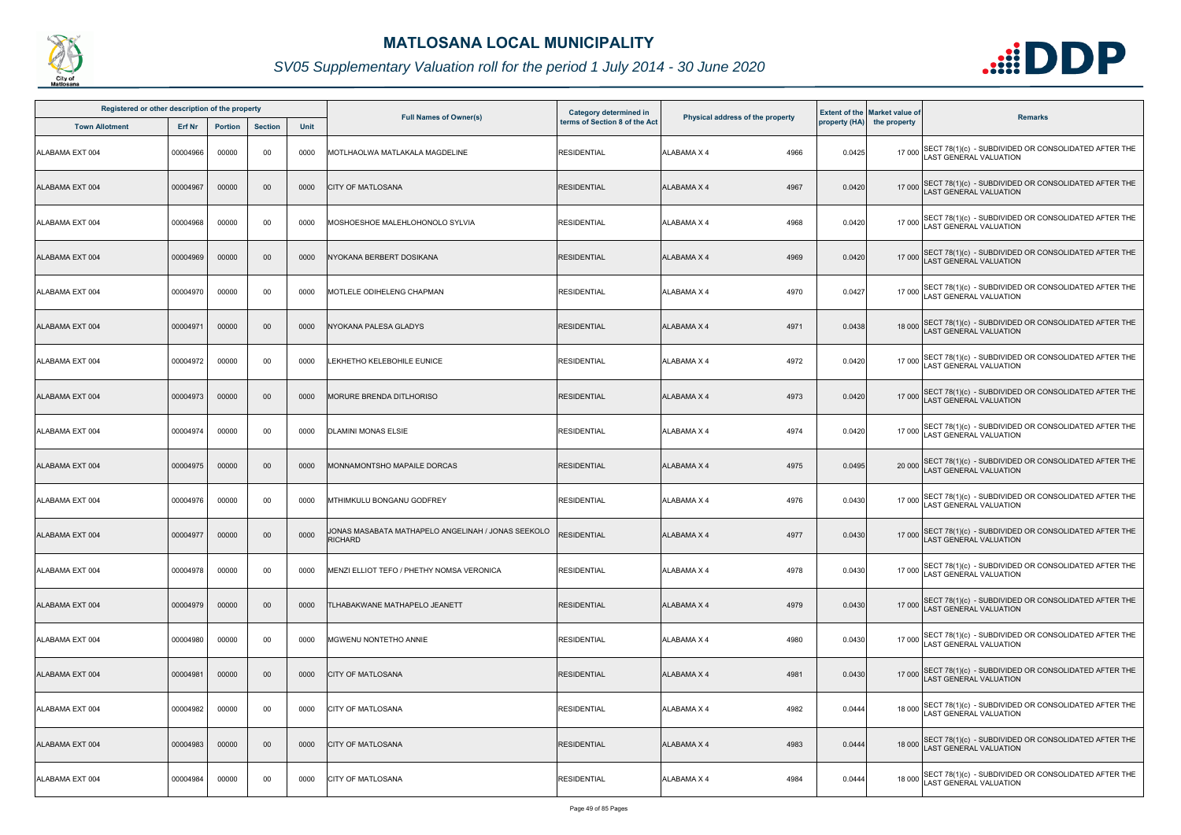# MATLOSANA LOCAL MUNICIPALITY

## *SV05 Supplementary Valuation roll for the period 1 July 2014 - 30 June 2020*

| Registered or other description of the property | | | | | Full Names of Owner(s) | Category determined in terms of Section 8 of the Act | Physical address of the property | Extent of the property (HA) | Market value of the property | Remarks |
|---|---|---|---|---|---|---|---|---|---|---|
| Town Allotment | Erf Nr | Portion | Section | Unit | | | | | | |
| ALABAMA EXT 004 | 00004966 | 00000 | 00 | 0000 | MOTLHAOLWA MATLAKALA MAGDELINE | RESIDENTIAL | ALABAMA X 4 4966 | 0.0425 | 17 000 | SECT 78(1)(c) - SUBDIVIDED OR CONSOLIDATED AFTER THE LAST GENERAL VALUATION |
| ALABAMA EXT 004 | 00004967 | 00000 | 00 | 0000 | CITY OF MATLOSANA | RESIDENTIAL | ALABAMA X 4 4967 | 0.0420 | 17 000 | SECT 78(1)(c) - SUBDIVIDED OR CONSOLIDATED AFTER THE LAST GENERAL VALUATION |
| ALABAMA EXT 004 | 00004968 | 00000 | 00 | 0000 | MOSHOESHOE MALEHLOHONOLO SYLVIA | RESIDENTIAL | ALABAMA X 4 4968 | 0.0420 | 17 000 | SECT 78(1)(c) - SUBDIVIDED OR CONSOLIDATED AFTER THE LAST GENERAL VALUATION |
| ALABAMA EXT 004 | 00004969 | 00000 | 00 | 0000 | NYOKANA BERBERT DOSIKANA | RESIDENTIAL | ALABAMA X 4 4969 | 0.0420 | 17 000 | SECT 78(1)(c) - SUBDIVIDED OR CONSOLIDATED AFTER THE LAST GENERAL VALUATION |
| ALABAMA EXT 004 | 00004970 | 00000 | 00 | 0000 | MOTLELE ODIHELENG CHAPMAN | RESIDENTIAL | ALABAMA X 4 4970 | 0.0427 | 17 000 | SECT 78(1)(c) - SUBDIVIDED OR CONSOLIDATED AFTER THE LAST GENERAL VALUATION |
| ALABAMA EXT 004 | 00004971 | 00000 | 00 | 0000 | NYOKANA PALESA GLADYS | RESIDENTIAL | ALABAMA X 4 4971 | 0.0438 | 18 000 | SECT 78(1)(c) - SUBDIVIDED OR CONSOLIDATED AFTER THE LAST GENERAL VALUATION |
| ALABAMA EXT 004 | 00004972 | 00000 | 00 | 0000 | LEKHETHO KELEBOHILE EUNICE | RESIDENTIAL | ALABAMA X 4 4972 | 0.0420 | 17 000 | SECT 78(1)(c) - SUBDIVIDED OR CONSOLIDATED AFTER THE LAST GENERAL VALUATION |
| ALABAMA EXT 004 | 00004973 | 00000 | 00 | 0000 | MORURE BRENDA DITLHORISO | RESIDENTIAL | ALABAMA X 4 4973 | 0.0420 | 17 000 | SECT 78(1)(c) - SUBDIVIDED OR CONSOLIDATED AFTER THE LAST GENERAL VALUATION |
| ALABAMA EXT 004 | 00004974 | 00000 | 00 | 0000 | DLAMINI MONAS ELSIE | RESIDENTIAL | ALABAMA X 4 4974 | 0.0420 | 17 000 | SECT 78(1)(c) - SUBDIVIDED OR CONSOLIDATED AFTER THE LAST GENERAL VALUATION |
| ALABAMA EXT 004 | 00004975 | 00000 | 00 | 0000 | MONNAMONTSHO MAPAILE DORCAS | RESIDENTIAL | ALABAMA X 4 4975 | 0.0495 | 20 000 | SECT 78(1)(c) - SUBDIVIDED OR CONSOLIDATED AFTER THE LAST GENERAL VALUATION |
| ALABAMA EXT 004 | 00004976 | 00000 | 00 | 0000 | MTHIMKULU BONGANU GODFREY | RESIDENTIAL | ALABAMA X 4 4976 | 0.0430 | 17 000 | SECT 78(1)(c) - SUBDIVIDED OR CONSOLIDATED AFTER THE LAST GENERAL VALUATION |
| ALABAMA EXT 004 | 00004977 | 00000 | 00 | 0000 | JONAS MASABATA MATHAPELO ANGELINAH / JONAS SEEKOLO RICHARD | RESIDENTIAL | ALABAMA X 4 4977 | 0.0430 | 17 000 | SECT 78(1)(c) - SUBDIVIDED OR CONSOLIDATED AFTER THE LAST GENERAL VALUATION |
| ALABAMA EXT 004 | 00004978 | 00000 | 00 | 0000 | MENZI ELLIOT TEFO / PHETHY NOMSA VERONICA | RESIDENTIAL | ALABAMA X 4 4978 | 0.0430 | 17 000 | SECT 78(1)(c) - SUBDIVIDED OR CONSOLIDATED AFTER THE LAST GENERAL VALUATION |
| ALABAMA EXT 004 | 00004979 | 00000 | 00 | 0000 | TLHABAKWANE MATHAPELO JEANETT | RESIDENTIAL | ALABAMA X 4 4979 | 0.0430 | 17 000 | SECT 78(1)(c) - SUBDIVIDED OR CONSOLIDATED AFTER THE LAST GENERAL VALUATION |
| ALABAMA EXT 004 | 00004980 | 00000 | 00 | 0000 | MGWENU NONTETHO ANNIE | RESIDENTIAL | ALABAMA X 4 4980 | 0.0430 | 17 000 | SECT 78(1)(c) - SUBDIVIDED OR CONSOLIDATED AFTER THE LAST GENERAL VALUATION |
| ALABAMA EXT 004 | 00004981 | 00000 | 00 | 0000 | CITY OF MATLOSANA | RESIDENTIAL | ALABAMA X 4 4981 | 0.0430 | 17 000 | SECT 78(1)(c) - SUBDIVIDED OR CONSOLIDATED AFTER THE LAST GENERAL VALUATION |
| ALABAMA EXT 004 | 00004982 | 00000 | 00 | 0000 | CITY OF MATLOSANA | RESIDENTIAL | ALABAMA X 4 4982 | 0.0444 | 18 000 | SECT 78(1)(c) - SUBDIVIDED OR CONSOLIDATED AFTER THE LAST GENERAL VALUATION |
| ALABAMA EXT 004 | 00004983 | 00000 | 00 | 0000 | CITY OF MATLOSANA | RESIDENTIAL | ALABAMA X 4 4983 | 0.0444 | 18 000 | SECT 78(1)(c) - SUBDIVIDED OR CONSOLIDATED AFTER THE LAST GENERAL VALUATION |
| ALABAMA EXT 004 | 00004984 | 00000 | 00 | 0000 | CITY OF MATLOSANA | RESIDENTIAL | ALABAMA X 4 4984 | 0.0444 | 18 000 | SECT 78(1)(c) - SUBDIVIDED OR CONSOLIDATED AFTER THE LAST GENERAL VALUATION |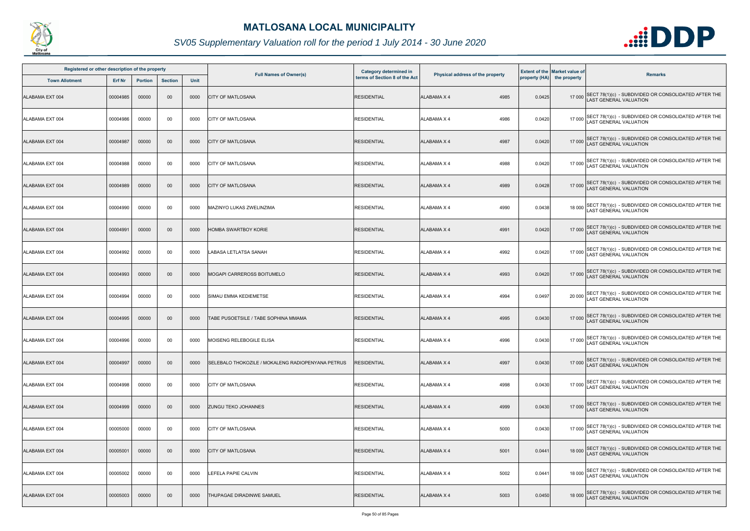# MATLOSANA LOCAL MUNICIPALITY

## SV05 Supplementary Valuation roll for the period 1 July 2014 - 30 June 2020

| Registered or other description of the property | | | | | Full Names of Owner(s) | Category determined in terms of Section 8 of the Act | Physical address of the property | Extent of the property (HA) | Market value of the property | Remarks |
|---|---|---|---|---|---|---|---|---|---|---|
| Town Allotment | Erf Nr | Portion | Section | Unit | | | | | | |
| ALABAMA EXT 004 | 00004985 | 00000 | 00 | 0000 | CITY OF MATLOSANA | RESIDENTIAL | ALABAMA X 4 4985 | 0.0425 | 17 000 | SECT 78(1)(c) - SUBDIVIDED OR CONSOLIDATED AFTER THE LAST GENERAL VALUATION |
| ALABAMA EXT 004 | 00004986 | 00000 | 00 | 0000 | CITY OF MATLOSANA | RESIDENTIAL | ALABAMA X 4 4986 | 0.0420 | 17 000 | SECT 78(1)(c) - SUBDIVIDED OR CONSOLIDATED AFTER THE LAST GENERAL VALUATION |
| ALABAMA EXT 004 | 00004987 | 00000 | 00 | 0000 | CITY OF MATLOSANA | RESIDENTIAL | ALABAMA X 4 4987 | 0.0420 | 17 000 | SECT 78(1)(c) - SUBDIVIDED OR CONSOLIDATED AFTER THE LAST GENERAL VALUATION |
| ALABAMA EXT 004 | 00004988 | 00000 | 00 | 0000 | CITY OF MATLOSANA | RESIDENTIAL | ALABAMA X 4 4988 | 0.0420 | 17 000 | SECT 78(1)(c) - SUBDIVIDED OR CONSOLIDATED AFTER THE LAST GENERAL VALUATION |
| ALABAMA EXT 004 | 00004989 | 00000 | 00 | 0000 | CITY OF MATLOSANA | RESIDENTIAL | ALABAMA X 4 4989 | 0.0428 | 17 000 | SECT 78(1)(c) - SUBDIVIDED OR CONSOLIDATED AFTER THE LAST GENERAL VALUATION |
| ALABAMA EXT 004 | 00004990 | 00000 | 00 | 0000 | MAZINYO LUKAS ZWELINZIMA | RESIDENTIAL | ALABAMA X 4 4990 | 0.0438 | 18 000 | SECT 78(1)(c) - SUBDIVIDED OR CONSOLIDATED AFTER THE LAST GENERAL VALUATION |
| ALABAMA EXT 004 | 00004991 | 00000 | 00 | 0000 | HOMBA SWARTBOY KORIE | RESIDENTIAL | ALABAMA X 4 4991 | 0.0420 | 17 000 | SECT 78(1)(c) - SUBDIVIDED OR CONSOLIDATED AFTER THE LAST GENERAL VALUATION |
| ALABAMA EXT 004 | 00004992 | 00000 | 00 | 0000 | LABASA LETLATSA SANAH | RESIDENTIAL | ALABAMA X 4 4992 | 0.0420 | 17 000 | SECT 78(1)(c) - SUBDIVIDED OR CONSOLIDATED AFTER THE LAST GENERAL VALUATION |
| ALABAMA EXT 004 | 00004993 | 00000 | 00 | 0000 | MOGAPI CARREROSS BOITUMELO | RESIDENTIAL | ALABAMA X 4 4993 | 0.0420 | 17 000 | SECT 78(1)(c) - SUBDIVIDED OR CONSOLIDATED AFTER THE LAST GENERAL VALUATION |
| ALABAMA EXT 004 | 00004994 | 00000 | 00 | 0000 | SIMAU EMMA KEDIEMETSE | RESIDENTIAL | ALABAMA X 4 4994 | 0.0497 | 20 000 | SECT 78(1)(c) - SUBDIVIDED OR CONSOLIDATED AFTER THE LAST GENERAL VALUATION |
| ALABAMA EXT 004 | 00004995 | 00000 | 00 | 0000 | TABE PUSOETSILE / TABE SOPHINA MMAMA | RESIDENTIAL | ALABAMA X 4 4995 | 0.0430 | 17 000 | SECT 78(1)(c) - SUBDIVIDED OR CONSOLIDATED AFTER THE LAST GENERAL VALUATION |
| ALABAMA EXT 004 | 00004996 | 00000 | 00 | 0000 | MOISENG RELEBOGILE ELISA | RESIDENTIAL | ALABAMA X 4 4996 | 0.0430 | 17 000 | SECT 78(1)(c) - SUBDIVIDED OR CONSOLIDATED AFTER THE LAST GENERAL VALUATION |
| ALABAMA EXT 004 | 00004997 | 00000 | 00 | 0000 | SELEBALO THOKOZILE / MOKALENG RADIOPENYANA PETRUS | RESIDENTIAL | ALABAMA X 4 4997 | 0.0430 | 17 000 | SECT 78(1)(c) - SUBDIVIDED OR CONSOLIDATED AFTER THE LAST GENERAL VALUATION |
| ALABAMA EXT 004 | 00004998 | 00000 | 00 | 0000 | CITY OF MATLOSANA | RESIDENTIAL | ALABAMA X 4 4998 | 0.0430 | 17 000 | SECT 78(1)(c) - SUBDIVIDED OR CONSOLIDATED AFTER THE LAST GENERAL VALUATION |
| ALABAMA EXT 004 | 00004999 | 00000 | 00 | 0000 | ZUNGU TEKO JOHANNES | RESIDENTIAL | ALABAMA X 4 4999 | 0.0430 | 17 000 | SECT 78(1)(c) - SUBDIVIDED OR CONSOLIDATED AFTER THE LAST GENERAL VALUATION |
| ALABAMA EXT 004 | 00005000 | 00000 | 00 | 0000 | CITY OF MATLOSANA | RESIDENTIAL | ALABAMA X 4 5000 | 0.0430 | 17 000 | SECT 78(1)(c) - SUBDIVIDED OR CONSOLIDATED AFTER THE LAST GENERAL VALUATION |
| ALABAMA EXT 004 | 00005001 | 00000 | 00 | 0000 | CITY OF MATLOSANA | RESIDENTIAL | ALABAMA X 4 5001 | 0.0441 | 18 000 | SECT 78(1)(c) - SUBDIVIDED OR CONSOLIDATED AFTER THE LAST GENERAL VALUATION |
| ALABAMA EXT 004 | 00005002 | 00000 | 00 | 0000 | LEFELA PAPIE CALVIN | RESIDENTIAL | ALABAMA X 4 5002 | 0.0441 | 18 000 | SECT 78(1)(c) - SUBDIVIDED OR CONSOLIDATED AFTER THE LAST GENERAL VALUATION |
| ALABAMA EXT 004 | 00005003 | 00000 | 00 | 0000 | THUPAGAE DIRADINWE SAMUEL | RESIDENTIAL | ALABAMA X 4 5003 | 0.0450 | 18 000 | SECT 78(1)(c) - SUBDIVIDED OR CONSOLIDATED AFTER THE LAST GENERAL VALUATION |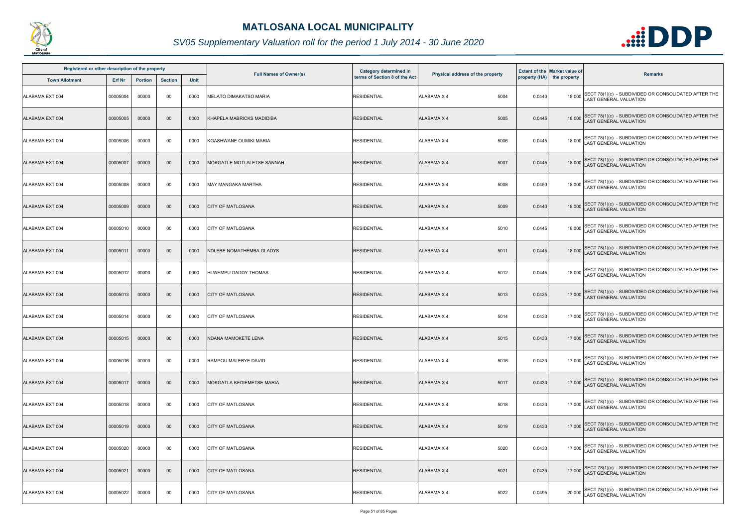# MATLOSANA LOCAL MUNICIPALITY

## SV05 Supplementary Valuation roll for the period 1 July 2014 - 30 June 2020

| Registered or other description of the property | | | | | Full Names of Owner(s) | Category determined in terms of Section 8 of the Act | Physical address of the property | | Extent of the property (HA) | Market value of the property | Remarks |
|---|---|---|---|---|---|---|---|---|---|---|---|
| Town Allotment | Erf Nr | Portion | Section | Unit | | | | | | | |
| ALABAMA EXT 004 | 00005004 | 00000 | 00 | 0000 | MELATO DIMAKATSO MARIA | RESIDENTIAL | ALABAMA X 4 | 5004 | 0.0440 | 18 000 | SECT 78(1)(c) - SUBDIVIDED OR CONSOLIDATED AFTER THE LAST GENERAL VALUATION |
| ALABAMA EXT 004 | 00005005 | 00000 | 00 | 0000 | KHAPELA MABRICKS MADIDIBA | RESIDENTIAL | ALABAMA X 4 | 5005 | 0.0445 | 18 000 | SECT 78(1)(c) - SUBDIVIDED OR CONSOLIDATED AFTER THE LAST GENERAL VALUATION |
| ALABAMA EXT 004 | 00005006 | 00000 | 00 | 0000 | KGASHWANE OUMIKI MARIA | RESIDENTIAL | ALABAMA X 4 | 5006 | 0.0445 | 18 000 | SECT 78(1)(c) - SUBDIVIDED OR CONSOLIDATED AFTER THE LAST GENERAL VALUATION |
| ALABAMA EXT 004 | 00005007 | 00000 | 00 | 0000 | MOKGATLE MOTLALETSE SANNAH | RESIDENTIAL | ALABAMA X 4 | 5007 | 0.0445 | 18 000 | SECT 78(1)(c) - SUBDIVIDED OR CONSOLIDATED AFTER THE LAST GENERAL VALUATION |
| ALABAMA EXT 004 | 00005008 | 00000 | 00 | 0000 | MAY MANGAKA MARTHA | RESIDENTIAL | ALABAMA X 4 | 5008 | 0.0450 | 18 000 | SECT 78(1)(c) - SUBDIVIDED OR CONSOLIDATED AFTER THE LAST GENERAL VALUATION |
| ALABAMA EXT 004 | 00005009 | 00000 | 00 | 0000 | CITY OF MATLOSANA | RESIDENTIAL | ALABAMA X 4 | 5009 | 0.0440 | 18 000 | SECT 78(1)(c) - SUBDIVIDED OR CONSOLIDATED AFTER THE LAST GENERAL VALUATION |
| ALABAMA EXT 004 | 00005010 | 00000 | 00 | 0000 | CITY OF MATLOSANA | RESIDENTIAL | ALABAMA X 4 | 5010 | 0.0445 | 18 000 | SECT 78(1)(c) - SUBDIVIDED OR CONSOLIDATED AFTER THE LAST GENERAL VALUATION |
| ALABAMA EXT 004 | 00005011 | 00000 | 00 | 0000 | NDLEBE NOMATHEMBA GLADYS | RESIDENTIAL | ALABAMA X 4 | 5011 | 0.0445 | 18 000 | SECT 78(1)(c) - SUBDIVIDED OR CONSOLIDATED AFTER THE LAST GENERAL VALUATION |
| ALABAMA EXT 004 | 00005012 | 00000 | 00 | 0000 | HLWEMPU DADDY THOMAS | RESIDENTIAL | ALABAMA X 4 | 5012 | 0.0445 | 18 000 | SECT 78(1)(c) - SUBDIVIDED OR CONSOLIDATED AFTER THE LAST GENERAL VALUATION |
| ALABAMA EXT 004 | 00005013 | 00000 | 00 | 0000 | CITY OF MATLOSANA | RESIDENTIAL | ALABAMA X 4 | 5013 | 0.0435 | 17 000 | SECT 78(1)(c) - SUBDIVIDED OR CONSOLIDATED AFTER THE LAST GENERAL VALUATION |
| ALABAMA EXT 004 | 00005014 | 00000 | 00 | 0000 | CITY OF MATLOSANA | RESIDENTIAL | ALABAMA X 4 | 5014 | 0.0433 | 17 000 | SECT 78(1)(c) - SUBDIVIDED OR CONSOLIDATED AFTER THE LAST GENERAL VALUATION |
| ALABAMA EXT 004 | 00005015 | 00000 | 00 | 0000 | NDANA MAMOKETE LENA | RESIDENTIAL | ALABAMA X 4 | 5015 | 0.0433 | 17 000 | SECT 78(1)(c) - SUBDIVIDED OR CONSOLIDATED AFTER THE LAST GENERAL VALUATION |
| ALABAMA EXT 004 | 00005016 | 00000 | 00 | 0000 | RAMPOU MALEBYE DAVID | RESIDENTIAL | ALABAMA X 4 | 5016 | 0.0433 | 17 000 | SECT 78(1)(c) - SUBDIVIDED OR CONSOLIDATED AFTER THE LAST GENERAL VALUATION |
| ALABAMA EXT 004 | 00005017 | 00000 | 00 | 0000 | MOKGATLA KEDIEMETSE MARIA | RESIDENTIAL | ALABAMA X 4 | 5017 | 0.0433 | 17 000 | SECT 78(1)(c) - SUBDIVIDED OR CONSOLIDATED AFTER THE LAST GENERAL VALUATION |
| ALABAMA EXT 004 | 00005018 | 00000 | 00 | 0000 | CITY OF MATLOSANA | RESIDENTIAL | ALABAMA X 4 | 5018 | 0.0433 | 17 000 | SECT 78(1)(c) - SUBDIVIDED OR CONSOLIDATED AFTER THE LAST GENERAL VALUATION |
| ALABAMA EXT 004 | 00005019 | 00000 | 00 | 0000 | CITY OF MATLOSANA | RESIDENTIAL | ALABAMA X 4 | 5019 | 0.0433 | 17 000 | SECT 78(1)(c) - SUBDIVIDED OR CONSOLIDATED AFTER THE LAST GENERAL VALUATION |
| ALABAMA EXT 004 | 00005020 | 00000 | 00 | 0000 | CITY OF MATLOSANA | RESIDENTIAL | ALABAMA X 4 | 5020 | 0.0433 | 17 000 | SECT 78(1)(c) - SUBDIVIDED OR CONSOLIDATED AFTER THE LAST GENERAL VALUATION |
| ALABAMA EXT 004 | 00005021 | 00000 | 00 | 0000 | CITY OF MATLOSANA | RESIDENTIAL | ALABAMA X 4 | 5021 | 0.0433 | 17 000 | SECT 78(1)(c) - SUBDIVIDED OR CONSOLIDATED AFTER THE LAST GENERAL VALUATION |
| ALABAMA EXT 004 | 00005022 | 00000 | 00 | 0000 | CITY OF MATLOSANA | RESIDENTIAL | ALABAMA X 4 | 5022 | 0.0495 | 20 000 | SECT 78(1)(c) - SUBDIVIDED OR CONSOLIDATED AFTER THE LAST GENERAL VALUATION |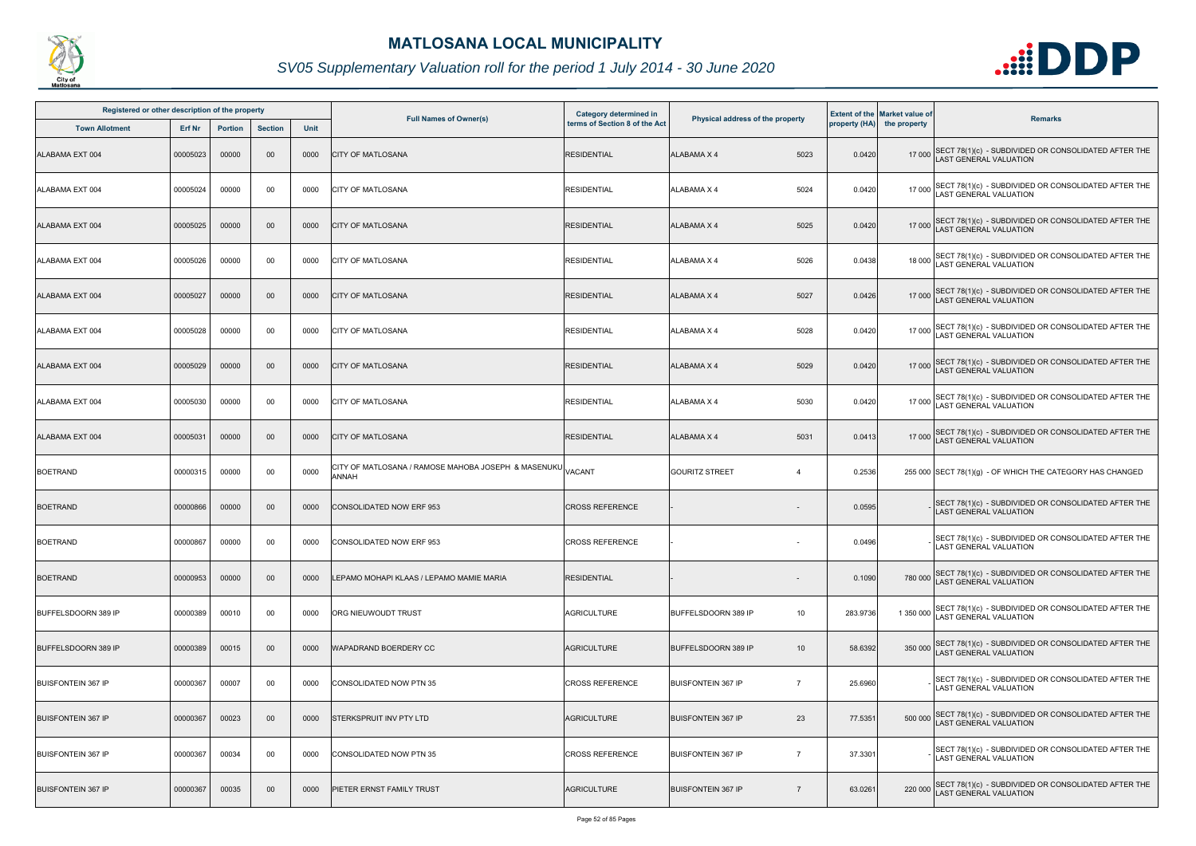# MATLOSANA LOCAL MUNICIPALITY

## SV05 Supplementary Valuation roll for the period 1 July 2014 - 30 June 2020

| Registered or other description of the property | | | | | Full Names of Owner(s) | Category determined in terms of Section 8 of the Act | Physical address of the property | | Extent of the property (HA) | Market value of the property | Remarks |
|---|---|---|---|---|---|---|---|---|---|---|---|
| Town Allotment | Erf Nr | Portion | Section | Unit | | | | | | | |
| ALABAMA EXT 004 | 00005023 | 00000 | 00 | 0000 | CITY OF MATLOSANA | RESIDENTIAL | ALABAMA X 4 | 5023 | 0.0420 | 17 000 | SECT 78(1)(c) - SUBDIVIDED OR CONSOLIDATED AFTER THE LAST GENERAL VALUATION |
| ALABAMA EXT 004 | 00005024 | 00000 | 00 | 0000 | CITY OF MATLOSANA | RESIDENTIAL | ALABAMA X 4 | 5024 | 0.0420 | 17 000 | SECT 78(1)(c) - SUBDIVIDED OR CONSOLIDATED AFTER THE LAST GENERAL VALUATION |
| ALABAMA EXT 004 | 00005025 | 00000 | 00 | 0000 | CITY OF MATLOSANA | RESIDENTIAL | ALABAMA X 4 | 5025 | 0.0420 | 17 000 | SECT 78(1)(c) - SUBDIVIDED OR CONSOLIDATED AFTER THE LAST GENERAL VALUATION |
| ALABAMA EXT 004 | 00005026 | 00000 | 00 | 0000 | CITY OF MATLOSANA | RESIDENTIAL | ALABAMA X 4 | 5026 | 0.0438 | 18 000 | SECT 78(1)(c) - SUBDIVIDED OR CONSOLIDATED AFTER THE LAST GENERAL VALUATION |
| ALABAMA EXT 004 | 00005027 | 00000 | 00 | 0000 | CITY OF MATLOSANA | RESIDENTIAL | ALABAMA X 4 | 5027 | 0.0426 | 17 000 | SECT 78(1)(c) - SUBDIVIDED OR CONSOLIDATED AFTER THE LAST GENERAL VALUATION |
| ALABAMA EXT 004 | 00005028 | 00000 | 00 | 0000 | CITY OF MATLOSANA | RESIDENTIAL | ALABAMA X 4 | 5028 | 0.0420 | 17 000 | SECT 78(1)(c) - SUBDIVIDED OR CONSOLIDATED AFTER THE LAST GENERAL VALUATION |
| ALABAMA EXT 004 | 00005029 | 00000 | 00 | 0000 | CITY OF MATLOSANA | RESIDENTIAL | ALABAMA X 4 | 5029 | 0.0420 | 17 000 | SECT 78(1)(c) - SUBDIVIDED OR CONSOLIDATED AFTER THE LAST GENERAL VALUATION |
| ALABAMA EXT 004 | 00005030 | 00000 | 00 | 0000 | CITY OF MATLOSANA | RESIDENTIAL | ALABAMA X 4 | 5030 | 0.0420 | 17 000 | SECT 78(1)(c) - SUBDIVIDED OR CONSOLIDATED AFTER THE LAST GENERAL VALUATION |
| ALABAMA EXT 004 | 00005031 | 00000 | 00 | 0000 | CITY OF MATLOSANA | RESIDENTIAL | ALABAMA X 4 | 5031 | 0.0413 | 17 000 | SECT 78(1)(c) - SUBDIVIDED OR CONSOLIDATED AFTER THE LAST GENERAL VALUATION |
| BOETRAND | 00000315 | 00000 | 00 | 0000 | CITY OF MATLOSANA / RAMOSE MAHOBA JOSEPH & MASENUKU ANNAH | VACANT | GOURITZ STREET | 4 | 0.2536 | 255 000 | SECT 78(1)(g) - OF WHICH THE CATEGORY HAS CHANGED |
| BOETRAND | 00000866 | 00000 | 00 | 0000 | CONSOLIDATED NOW ERF 953 | CROSS REFERENCE | - | - | 0.0595 | - | SECT 78(1)(c) - SUBDIVIDED OR CONSOLIDATED AFTER THE LAST GENERAL VALUATION |
| BOETRAND | 00000867 | 00000 | 00 | 0000 | CONSOLIDATED NOW ERF 953 | CROSS REFERENCE | - | - | 0.0496 | - | SECT 78(1)(c) - SUBDIVIDED OR CONSOLIDATED AFTER THE LAST GENERAL VALUATION |
| BOETRAND | 00000953 | 00000 | 00 | 0000 | LEPAMO MOHAPI KLAAS / LEPAMO MAMIE MARIA | RESIDENTIAL | - | - | 0.1090 | 780 000 | SECT 78(1)(c) - SUBDIVIDED OR CONSOLIDATED AFTER THE LAST GENERAL VALUATION |
| BUFFELSDOORN 389 IP | 00000389 | 00010 | 00 | 0000 | ORG NIEUWOUDT TRUST | AGRICULTURE | BUFFELSDOORN 389 IP | 10 | 283.9736 | 1 350 000 | SECT 78(1)(c) - SUBDIVIDED OR CONSOLIDATED AFTER THE LAST GENERAL VALUATION |
| BUFFELSDOORN 389 IP | 00000389 | 00015 | 00 | 0000 | WAPADRAND BOERDERY CC | AGRICULTURE | BUFFELSDOORN 389 IP | 10 | 58.6392 | 350 000 | SECT 78(1)(c) - SUBDIVIDED OR CONSOLIDATED AFTER THE LAST GENERAL VALUATION |
| BUISFONTEIN 367 IP | 00000367 | 00007 | 00 | 0000 | CONSOLIDATED NOW PTN 35 | CROSS REFERENCE | BUISFONTEIN 367 IP | 7 | 25.6960 | - | SECT 78(1)(c) - SUBDIVIDED OR CONSOLIDATED AFTER THE LAST GENERAL VALUATION |
| BUISFONTEIN 367 IP | 00000367 | 00023 | 00 | 0000 | STERKSPRUIT INV PTY LTD | AGRICULTURE | BUISFONTEIN 367 IP | 23 | 77.5351 | 500 000 | SECT 78(1)(c) - SUBDIVIDED OR CONSOLIDATED AFTER THE LAST GENERAL VALUATION |
| BUISFONTEIN 367 IP | 00000367 | 00034 | 00 | 0000 | CONSOLIDATED NOW PTN 35 | CROSS REFERENCE | BUISFONTEIN 367 IP | 7 | 37.3301 | - | SECT 78(1)(c) - SUBDIVIDED OR CONSOLIDATED AFTER THE LAST GENERAL VALUATION |
| BUISFONTEIN 367 IP | 00000367 | 00035 | 00 | 0000 | PIETER ERNST FAMILY TRUST | AGRICULTURE | BUISFONTEIN 367 IP | 7 | 63.0261 | 220 000 | SECT 78(1)(c) - SUBDIVIDED OR CONSOLIDATED AFTER THE LAST GENERAL VALUATION |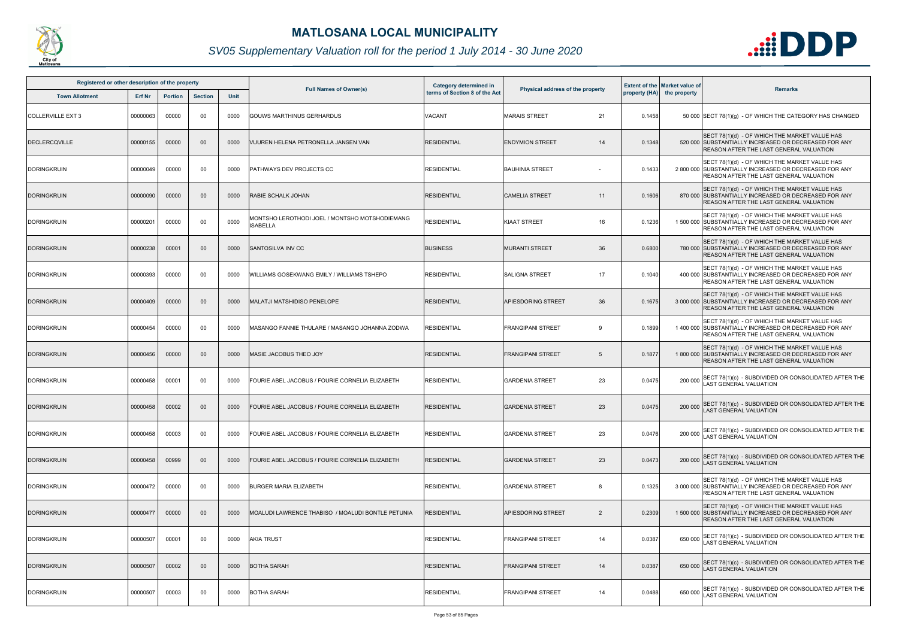# MATLOSANA LOCAL MUNICIPALITY

*SV05 Supplementary Valuation roll for the period 1 July 2014 - 30 June 2020*

| Registered or other description of the property | | | | | Full Names of Owner(s) | Category determined in terms of Section 8 of the Act | Physical address of the property | | Extent of the property (HA) | Market value of the property | Remarks |
|---|---|---|---|---|---|---|---|---|---|---|---|
| Town Allotment | Erf Nr | Portion | Section | Unit | | | | | | | |
| COLLERVILLE EXT 3 | 00000063 | 00000 | 00 | 0000 | GOUWS MARTHINUS GERHARDUS | VACANT | MARAIS STREET | 21 | 0.1458 | 50 000 | SECT 78(1)(g) - OF WHICH THE CATEGORY HAS CHANGED |
| DECLERCQVILLE | 00000155 | 00000 | 00 | 0000 | VUUREN HELENA PETRONELLA JANSEN VAN | RESIDENTIAL | ENDYMION STREET | 14 | 0.1348 | 520 000 | SECT 78(1)(d) - OF WHICH THE MARKET VALUE HAS SUBSTANTIALLY INCREASED OR DECREASED FOR ANY REASON AFTER THE LAST GENERAL VALUATION |
| DORINGKRUIN | 00000049 | 00000 | 00 | 0000 | PATHWAYS DEV PROJECTS CC | RESIDENTIAL | BAUHINIA STREET | - | 0.1433 | 2 800 000 | SECT 78(1)(d) - OF WHICH THE MARKET VALUE HAS SUBSTANTIALLY INCREASED OR DECREASED FOR ANY REASON AFTER THE LAST GENERAL VALUATION |
| DORINGKRUIN | 00000090 | 00000 | 00 | 0000 | RABIE SCHALK JOHAN | RESIDENTIAL | CAMELIA STREET | 11 | 0.1606 | 870 000 | SECT 78(1)(d) - OF WHICH THE MARKET VALUE HAS SUBSTANTIALLY INCREASED OR DECREASED FOR ANY REASON AFTER THE LAST GENERAL VALUATION |
| DORINGKRUIN | 00000201 | 00000 | 00 | 0000 | MONTSHO LEROTHODI JOEL / MONTSHO MOTSHODIEMANG ISABELLA | RESIDENTIAL | KIAAT STREET | 16 | 0.1236 | 1 500 000 | SECT 78(1)(d) - OF WHICH THE MARKET VALUE HAS SUBSTANTIALLY INCREASED OR DECREASED FOR ANY REASON AFTER THE LAST GENERAL VALUATION |
| DORINGKRUIN | 00000238 | 00001 | 00 | 0000 | SANTOSILVA INV CC | BUSINESS | MURANTI STREET | 36 | 0.6800 | 780 000 | SECT 78(1)(d) - OF WHICH THE MARKET VALUE HAS SUBSTANTIALLY INCREASED OR DECREASED FOR ANY REASON AFTER THE LAST GENERAL VALUATION |
| DORINGKRUIN | 00000393 | 00000 | 00 | 0000 | WILLIAMS GOSEKWANG EMILY / WILLIAMS TSHEPO | RESIDENTIAL | SALIGNA STREET | 17 | 0.1040 | 400 000 | SECT 78(1)(d) - OF WHICH THE MARKET VALUE HAS SUBSTANTIALLY INCREASED OR DECREASED FOR ANY REASON AFTER THE LAST GENERAL VALUATION |
| DORINGKRUIN | 00000409 | 00000 | 00 | 0000 | MALATJI MATSHIDISO PENELOPE | RESIDENTIAL | APIESDORING STREET | 36 | 0.1675 | 3 000 000 | SECT 78(1)(d) - OF WHICH THE MARKET VALUE HAS SUBSTANTIALLY INCREASED OR DECREASED FOR ANY REASON AFTER THE LAST GENERAL VALUATION |
| DORINGKRUIN | 00000454 | 00000 | 00 | 0000 | MASANGO FANNIE THULARE / MASANGO JOHANNA ZODWA | RESIDENTIAL | FRANGIPANI STREET | 9 | 0.1899 | 1 400 000 | SECT 78(1)(d) - OF WHICH THE MARKET VALUE HAS SUBSTANTIALLY INCREASED OR DECREASED FOR ANY REASON AFTER THE LAST GENERAL VALUATION |
| DORINGKRUIN | 00000456 | 00000 | 00 | 0000 | MASIE JACOBUS THEO JOY | RESIDENTIAL | FRANGIPANI STREET | 5 | 0.1877 | 1 800 000 | SECT 78(1)(d) - OF WHICH THE MARKET VALUE HAS SUBSTANTIALLY INCREASED OR DECREASED FOR ANY REASON AFTER THE LAST GENERAL VALUATION |
| DORINGKRUIN | 00000458 | 00001 | 00 | 0000 | FOURIE ABEL JACOBUS / FOURIE CORNELIA ELIZABETH | RESIDENTIAL | GARDENIA STREET | 23 | 0.0475 | 200 000 | SECT 78(1)(c) - SUBDIVIDED OR CONSOLIDATED AFTER THE LAST GENERAL VALUATION |
| DORINGKRUIN | 00000458 | 00002 | 00 | 0000 | FOURIE ABEL JACOBUS / FOURIE CORNELIA ELIZABETH | RESIDENTIAL | GARDENIA STREET | 23 | 0.0475 | 200 000 | SECT 78(1)(c) - SUBDIVIDED OR CONSOLIDATED AFTER THE LAST GENERAL VALUATION |
| DORINGKRUIN | 00000458 | 00003 | 00 | 0000 | FOURIE ABEL JACOBUS / FOURIE CORNELIA ELIZABETH | RESIDENTIAL | GARDENIA STREET | 23 | 0.0476 | 200 000 | SECT 78(1)(c) - SUBDIVIDED OR CONSOLIDATED AFTER THE LAST GENERAL VALUATION |
| DORINGKRUIN | 00000458 | 00999 | 00 | 0000 | FOURIE ABEL JACOBUS / FOURIE CORNELIA ELIZABETH | RESIDENTIAL | GARDENIA STREET | 23 | 0.0473 | 200 000 | SECT 78(1)(c) - SUBDIVIDED OR CONSOLIDATED AFTER THE LAST GENERAL VALUATION |
| DORINGKRUIN | 00000472 | 00000 | 00 | 0000 | BURGER MARIA ELIZABETH | RESIDENTIAL | GARDENIA STREET | 8 | 0.1325 | 3 000 000 | SECT 78(1)(d) - OF WHICH THE MARKET VALUE HAS SUBSTANTIALLY INCREASED OR DECREASED FOR ANY REASON AFTER THE LAST GENERAL VALUATION |
| DORINGKRUIN | 00000477 | 00000 | 00 | 0000 | MOALUDI LAWRENCE THABISO / MOALUDI BONTLE PETUNIA | RESIDENTIAL | APIESDORING STREET | 2 | 0.2309 | 1 500 000 | SECT 78(1)(d) - OF WHICH THE MARKET VALUE HAS SUBSTANTIALLY INCREASED OR DECREASED FOR ANY REASON AFTER THE LAST GENERAL VALUATION |
| DORINGKRUIN | 00000507 | 00001 | 00 | 0000 | AKIA TRUST | RESIDENTIAL | FRANGIPANI STREET | 14 | 0.0387 | 650 000 | SECT 78(1)(c) - SUBDIVIDED OR CONSOLIDATED AFTER THE LAST GENERAL VALUATION |
| DORINGKRUIN | 00000507 | 00002 | 00 | 0000 | BOTHA SARAH | RESIDENTIAL | FRANGIPANI STREET | 14 | 0.0387 | 650 000 | SECT 78(1)(c) - SUBDIVIDED OR CONSOLIDATED AFTER THE LAST GENERAL VALUATION |
| DORINGKRUIN | 00000507 | 00003 | 00 | 0000 | BOTHA SARAH | RESIDENTIAL | FRANGIPANI STREET | 14 | 0.0488 | 650 000 | SECT 78(1)(c) - SUBDIVIDED OR CONSOLIDATED AFTER THE LAST GENERAL VALUATION |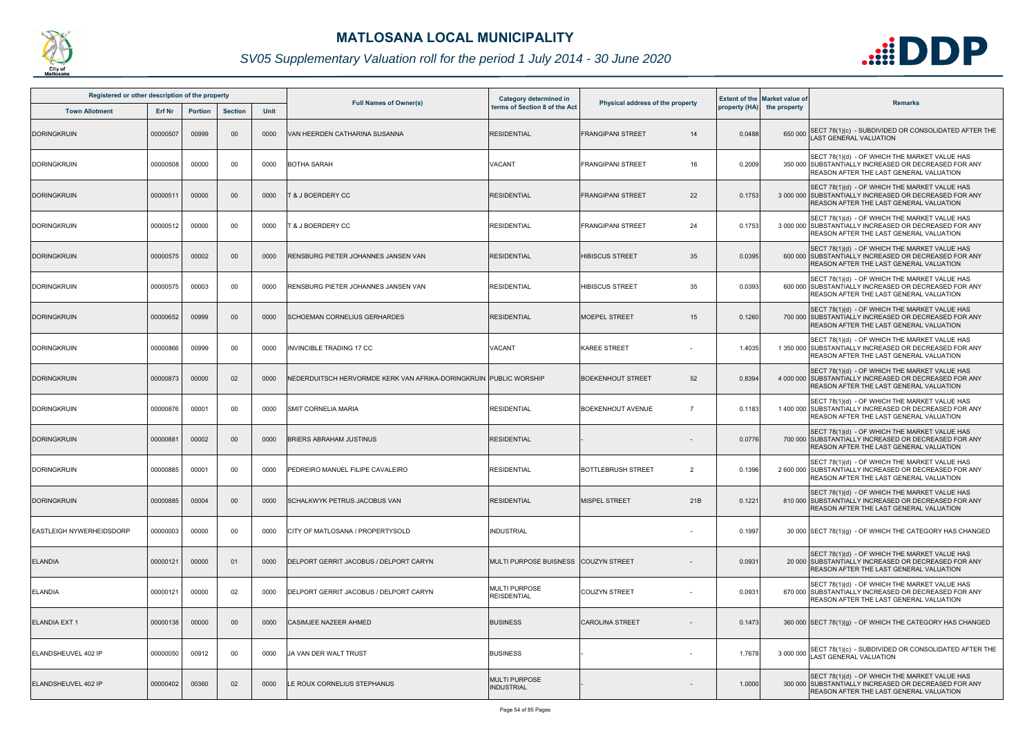# MATLOSANA LOCAL MUNICIPALITY

*SV05 Supplementary Valuation roll for the period 1 July 2014 - 30 June 2020*

| Registered or other description of the property | | | | | Full Names of Owner(s) | Category determined in terms of Section 8 of the Act | Physical address of the property | | Extent of the property (HA) | Market value of the property | Remarks |
|---|---|---|---|---|---|---|---|---|---|---|---|
| Town Allotment | Erf Nr | Portion | Section | Unit | | | | | | | |
| DORINGKRUIN | 00000507 | 00999 | 00 | 0000 | VAN HEERDEN CATHARINA SUSANNA | RESIDENTIAL | FRANGIPANI STREET | 14 | 0.0488 | 650 000 | SECT 78(1)(c) - SUBDIVIDED OR CONSOLIDATED AFTER THE LAST GENERAL VALUATION |
| DORINGKRUIN | 00000508 | 00000 | 00 | 0000 | BOTHA SARAH | VACANT | FRANGIPANI STREET | 16 | 0.2009 | 350 000 | SECT 78(1)(d) - OF WHICH THE MARKET VALUE HAS SUBSTANTIALLY INCREASED OR DECREASED FOR ANY REASON AFTER THE LAST GENERAL VALUATION |
| DORINGKRUIN | 00000511 | 00000 | 00 | 0000 | T & J BOERDERY CC | RESIDENTIAL | FRANGIPANI STREET | 22 | 0.1753 | 3 000 000 | SECT 78(1)(d) - OF WHICH THE MARKET VALUE HAS SUBSTANTIALLY INCREASED OR DECREASED FOR ANY REASON AFTER THE LAST GENERAL VALUATION |
| DORINGKRUIN | 00000512 | 00000 | 00 | 0000 | T & J BOERDERY CC | RESIDENTIAL | FRANGIPANI STREET | 24 | 0.1753 | 3 000 000 | SECT 78(1)(d) - OF WHICH THE MARKET VALUE HAS SUBSTANTIALLY INCREASED OR DECREASED FOR ANY REASON AFTER THE LAST GENERAL VALUATION |
| DORINGKRUIN | 00000575 | 00002 | 00 | 0000 | RENSBURG PIETER JOHANNES JANSEN VAN | RESIDENTIAL | HIBISCUS STREET | 35 | 0.0395 | 600 000 | SECT 78(1)(d) - OF WHICH THE MARKET VALUE HAS SUBSTANTIALLY INCREASED OR DECREASED FOR ANY REASON AFTER THE LAST GENERAL VALUATION |
| DORINGKRUIN | 00000575 | 00003 | 00 | 0000 | RENSBURG PIETER JOHANNES JANSEN VAN | RESIDENTIAL | HIBISCUS STREET | 35 | 0.0393 | 600 000 | SECT 78(1)(d) - OF WHICH THE MARKET VALUE HAS SUBSTANTIALLY INCREASED OR DECREASED FOR ANY REASON AFTER THE LAST GENERAL VALUATION |
| DORINGKRUIN | 00000652 | 00999 | 00 | 0000 | SCHOEMAN CORNELIUS GERHARDES | RESIDENTIAL | MOEPEL STREET | 15 | 0.1260 | 700 000 | SECT 78(1)(d) - OF WHICH THE MARKET VALUE HAS SUBSTANTIALLY INCREASED OR DECREASED FOR ANY REASON AFTER THE LAST GENERAL VALUATION |
| DORINGKRUIN | 00000866 | 00999 | 00 | 0000 | INVINCIBLE TRADING 17 CC | VACANT | KAREE STREET | - | 1.4035 | 1 350 000 | SECT 78(1)(d) - OF WHICH THE MARKET VALUE HAS SUBSTANTIALLY INCREASED OR DECREASED FOR ANY REASON AFTER THE LAST GENERAL VALUATION |
| DORINGKRUIN | 00000873 | 00000 | 02 | 0000 | NEDERDUITSCH HERVORMDE KERK VAN AFRIKA-DORINGKRUIN | PUBLIC WORSHIP | BOEKENHOUT STREET | 52 | 0.8394 | 4 000 000 | SECT 78(1)(d) - OF WHICH THE MARKET VALUE HAS SUBSTANTIALLY INCREASED OR DECREASED FOR ANY REASON AFTER THE LAST GENERAL VALUATION |
| DORINGKRUIN | 00000876 | 00001 | 00 | 0000 | SMIT CORNELIA MARIA | RESIDENTIAL | BOEKENHOUT AVENUE | 7 | 0.1183 | 1 400 000 | SECT 78(1)(d) - OF WHICH THE MARKET VALUE HAS SUBSTANTIALLY INCREASED OR DECREASED FOR ANY REASON AFTER THE LAST GENERAL VALUATION |
| DORINGKRUIN | 00000881 | 00002 | 00 | 0000 | BRIERS ABRAHAM JUSTINUS | RESIDENTIAL | - | - | 0.0776 | 700 000 | SECT 78(1)(d) - OF WHICH THE MARKET VALUE HAS SUBSTANTIALLY INCREASED OR DECREASED FOR ANY REASON AFTER THE LAST GENERAL VALUATION |
| DORINGKRUIN | 00000885 | 00001 | 00 | 0000 | PEDREIRO MANUEL FILIPE CAVALEIRO | RESIDENTIAL | BOTTLEBRUSH STREET | 2 | 0.1396 | 2 600 000 | SECT 78(1)(d) - OF WHICH THE MARKET VALUE HAS SUBSTANTIALLY INCREASED OR DECREASED FOR ANY REASON AFTER THE LAST GENERAL VALUATION |
| DORINGKRUIN | 00000885 | 00004 | 00 | 0000 | SCHALKWYK PETRUS JACOBUS VAN | RESIDENTIAL | MISPEL STREET | 21B | 0.1221 | 810 000 | SECT 78(1)(d) - OF WHICH THE MARKET VALUE HAS SUBSTANTIALLY INCREASED OR DECREASED FOR ANY REASON AFTER THE LAST GENERAL VALUATION |
| EASTLEIGH NYWERHEIDSDORP | 00000003 | 00000 | 00 | 0000 | CITY OF MATLOSANA / PROPERTYSOLD | INDUSTRIAL | | - | 0.1997 | 30 000 | SECT 78(1)(g) - OF WHICH THE CATEGORY HAS CHANGED |
| ELANDIA | 00000121 | 00000 | 01 | 0000 | DELPORT GERRIT JACOBUS / DELPORT CARYN | MULTI PURPOSE BUISNESS | COUZYN STREET | - | 0.0931 | 20 000 | SECT 78(1)(d) - OF WHICH THE MARKET VALUE HAS SUBSTANTIALLY INCREASED OR DECREASED FOR ANY REASON AFTER THE LAST GENERAL VALUATION |
| ELANDIA | 00000121 | 00000 | 02 | 0000 | DELPORT GERRIT JACOBUS / DELPORT CARYN | MULTI PURPOSE REISDENTIAL | COUZYN STREET | - | 0.0931 | 670 000 | SECT 78(1)(d) - OF WHICH THE MARKET VALUE HAS SUBSTANTIALLY INCREASED OR DECREASED FOR ANY REASON AFTER THE LAST GENERAL VALUATION |
| ELANDIA EXT 1 | 00000138 | 00000 | 00 | 0000 | CASIMJEE NAZEER AHMED | BUSINESS | CAROLINA STREET | - | 0.1473 | 360 000 | SECT 78(1)(g) - OF WHICH THE CATEGORY HAS CHANGED |
| ELANDSHEUVEL 402 IP | 00000050 | 00912 | 00 | 0000 | JA VAN DER WALT TRUST | BUSINESS | - | - | 1.7678 | 3 000 000 | SECT 78(1)(c) - SUBDIVIDED OR CONSOLIDATED AFTER THE LAST GENERAL VALUATION |
| ELANDSHEUVEL 402 IP | 00000402 | 00360 | 02 | 0000 | LE ROUX CORNELIUS STEPHANUS | MULTI PURPOSE INDUSTRIAL | - | - | 1.0000 | 300 000 | SECT 78(1)(d) - OF WHICH THE MARKET VALUE HAS SUBSTANTIALLY INCREASED OR DECREASED FOR ANY REASON AFTER THE LAST GENERAL VALUATION |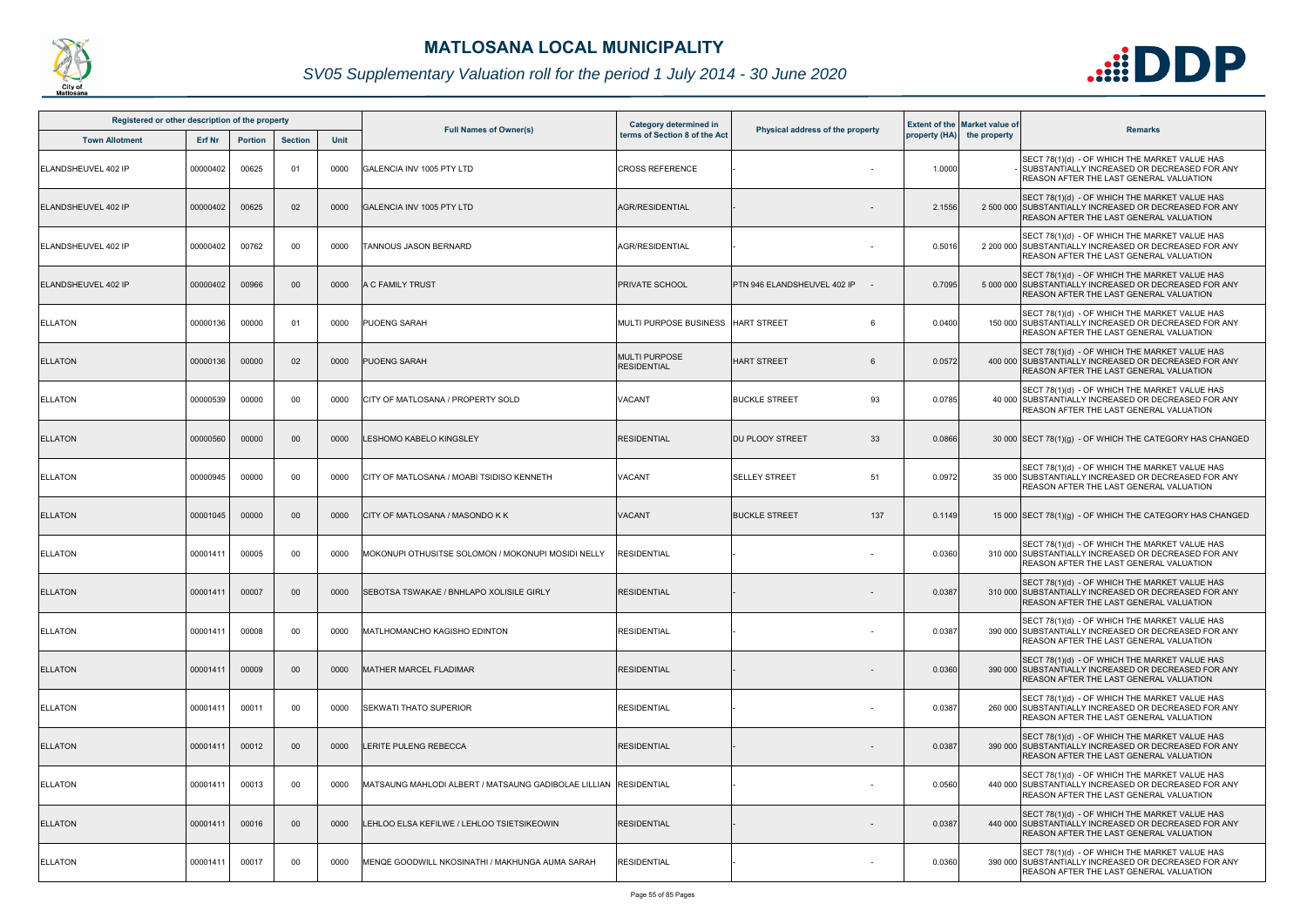# MATLOSANA LOCAL MUNICIPALITY

*SV05 Supplementary Valuation roll for the period 1 July 2014 - 30 June 2020*

| Registered or other description of the property | | | | | Full Names of Owner(s) | Category determined in terms of Section 8 of the Act | Physical address of the property | | Extent of the property (HA) | Market value of the property | Remarks |
|---|---|---|---|---|---|---|---|---|---|---|---|
| Town Allotment | Erf Nr | Portion | Section | Unit | | | | | | | |
| ELANDSHEUVEL 402 IP | 00000402 | 00625 | 01 | 0000 | GALENCIA INV 1005 PTY LTD | CROSS REFERENCE | - | - | 1.0000 | - | SECT 78(1)(d) - OF WHICH THE MARKET VALUE HAS SUBSTANTIALLY INCREASED OR DECREASED FOR ANY REASON AFTER THE LAST GENERAL VALUATION |
| ELANDSHEUVEL 402 IP | 00000402 | 00625 | 02 | 0000 | GALENCIA INV 1005 PTY LTD | AGR/RESIDENTIAL | - | - | 2.1556 | 2 500 000 | SECT 78(1)(d) - OF WHICH THE MARKET VALUE HAS SUBSTANTIALLY INCREASED OR DECREASED FOR ANY REASON AFTER THE LAST GENERAL VALUATION |
| ELANDSHEUVEL 402 IP | 00000402 | 00762 | 00 | 0000 | TANNOUS JASON BERNARD | AGR/RESIDENTIAL | - | - | 0.5016 | 2 200 000 | SECT 78(1)(d) - OF WHICH THE MARKET VALUE HAS SUBSTANTIALLY INCREASED OR DECREASED FOR ANY REASON AFTER THE LAST GENERAL VALUATION |
| ELANDSHEUVEL 402 IP | 00000402 | 00966 | 00 | 0000 | A C FAMILY TRUST | PRIVATE SCHOOL | PTN 946 ELANDSHEUVEL 402 IP | - | 0.7095 | 5 000 000 | SECT 78(1)(d) - OF WHICH THE MARKET VALUE HAS SUBSTANTIALLY INCREASED OR DECREASED FOR ANY REASON AFTER THE LAST GENERAL VALUATION |
| ELLATON | 00000136 | 00000 | 01 | 0000 | PUOENG SARAH | MULTI PURPOSE BUSINESS | HART STREET | 6 | 0.0400 | 150 000 | SECT 78(1)(d) - OF WHICH THE MARKET VALUE HAS SUBSTANTIALLY INCREASED OR DECREASED FOR ANY REASON AFTER THE LAST GENERAL VALUATION |
| ELLATON | 00000136 | 00000 | 02 | 0000 | PUOENG SARAH | MULTI PURPOSE RESIDENTIAL | HART STREET | 6 | 0.0572 | 400 000 | SECT 78(1)(d) - OF WHICH THE MARKET VALUE HAS SUBSTANTIALLY INCREASED OR DECREASED FOR ANY REASON AFTER THE LAST GENERAL VALUATION |
| ELLATON | 00000539 | 00000 | 00 | 0000 | CITY OF MATLOSANA / PROPERTY SOLD | VACANT | BUCKLE STREET | 93 | 0.0785 | 40 000 | SECT 78(1)(d) - OF WHICH THE MARKET VALUE HAS SUBSTANTIALLY INCREASED OR DECREASED FOR ANY REASON AFTER THE LAST GENERAL VALUATION |
| ELLATON | 00000560 | 00000 | 00 | 0000 | LESHOMO KABELO KINGSLEY | RESIDENTIAL | DU PLOOY STREET | 33 | 0.0866 | 30 000 | SECT 78(1)(g) - OF WHICH THE CATEGORY HAS CHANGED |
| ELLATON | 00000945 | 00000 | 00 | 0000 | CITY OF MATLOSANA / MOABI TSIDISO KENNETH | VACANT | SELLEY STREET | 51 | 0.0972 | 35 000 | SECT 78(1)(d) - OF WHICH THE MARKET VALUE HAS SUBSTANTIALLY INCREASED OR DECREASED FOR ANY REASON AFTER THE LAST GENERAL VALUATION |
| ELLATON | 00001045 | 00000 | 00 | 0000 | CITY OF MATLOSANA / MASONDO K K | VACANT | BUCKLE STREET | 137 | 0.1149 | 15 000 | SECT 78(1)(g) - OF WHICH THE CATEGORY HAS CHANGED |
| ELLATON | 00001411 | 00005 | 00 | 0000 | MOKONUPI OTHUSITSE SOLOMON / MOKONUPI MOSIDI NELLY | RESIDENTIAL | - | - | 0.0360 | 310 000 | SECT 78(1)(d) - OF WHICH THE MARKET VALUE HAS SUBSTANTIALLY INCREASED OR DECREASED FOR ANY REASON AFTER THE LAST GENERAL VALUATION |
| ELLATON | 00001411 | 00007 | 00 | 0000 | SEBOTSA TSWAKAE / BNHLAPO XOLISILE GIRLY | RESIDENTIAL | - | - | 0.0387 | 310 000 | SECT 78(1)(d) - OF WHICH THE MARKET VALUE HAS SUBSTANTIALLY INCREASED OR DECREASED FOR ANY REASON AFTER THE LAST GENERAL VALUATION |
| ELLATON | 00001411 | 00008 | 00 | 0000 | MATLHOMANCHO KAGISHO EDINTON | RESIDENTIAL | - | - | 0.0387 | 390 000 | SECT 78(1)(d) - OF WHICH THE MARKET VALUE HAS SUBSTANTIALLY INCREASED OR DECREASED FOR ANY REASON AFTER THE LAST GENERAL VALUATION |
| ELLATON | 00001411 | 00009 | 00 | 0000 | MATHER MARCEL FLADIMAR | RESIDENTIAL | - | - | 0.0360 | 390 000 | SECT 78(1)(d) - OF WHICH THE MARKET VALUE HAS SUBSTANTIALLY INCREASED OR DECREASED FOR ANY REASON AFTER THE LAST GENERAL VALUATION |
| ELLATON | 00001411 | 00011 | 00 | 0000 | SEKWATI THATO SUPERIOR | RESIDENTIAL | - | - | 0.0387 | 260 000 | SECT 78(1)(d) - OF WHICH THE MARKET VALUE HAS SUBSTANTIALLY INCREASED OR DECREASED FOR ANY REASON AFTER THE LAST GENERAL VALUATION |
| ELLATON | 00001411 | 00012 | 00 | 0000 | LERITE PULENG REBECCA | RESIDENTIAL | - | - | 0.0387 | 390 000 | SECT 78(1)(d) - OF WHICH THE MARKET VALUE HAS SUBSTANTIALLY INCREASED OR DECREASED FOR ANY REASON AFTER THE LAST GENERAL VALUATION |
| ELLATON | 00001411 | 00013 | 00 | 0000 | MATSAUNG MAHLODI ALBERT / MATSAUNG GADIBOLAE LILLIAN | RESIDENTIAL | - | - | 0.0560 | 440 000 | SECT 78(1)(d) - OF WHICH THE MARKET VALUE HAS SUBSTANTIALLY INCREASED OR DECREASED FOR ANY REASON AFTER THE LAST GENERAL VALUATION |
| ELLATON | 00001411 | 00016 | 00 | 0000 | LEHLOO ELSA KEFILWE / LEHLOO TSIETSIKEOWIN | RESIDENTIAL | - | - | 0.0387 | 440 000 | SECT 78(1)(d) - OF WHICH THE MARKET VALUE HAS SUBSTANTIALLY INCREASED OR DECREASED FOR ANY REASON AFTER THE LAST GENERAL VALUATION |
| ELLATON | 00001411 | 00017 | 00 | 0000 | MENQE GOODWILL NKOSINATHI / MAKHUNGA AUMA SARAH | RESIDENTIAL | - | - | 0.0360 | 390 000 | SECT 78(1)(d) - OF WHICH THE MARKET VALUE HAS SUBSTANTIALLY INCREASED OR DECREASED FOR ANY REASON AFTER THE LAST GENERAL VALUATION |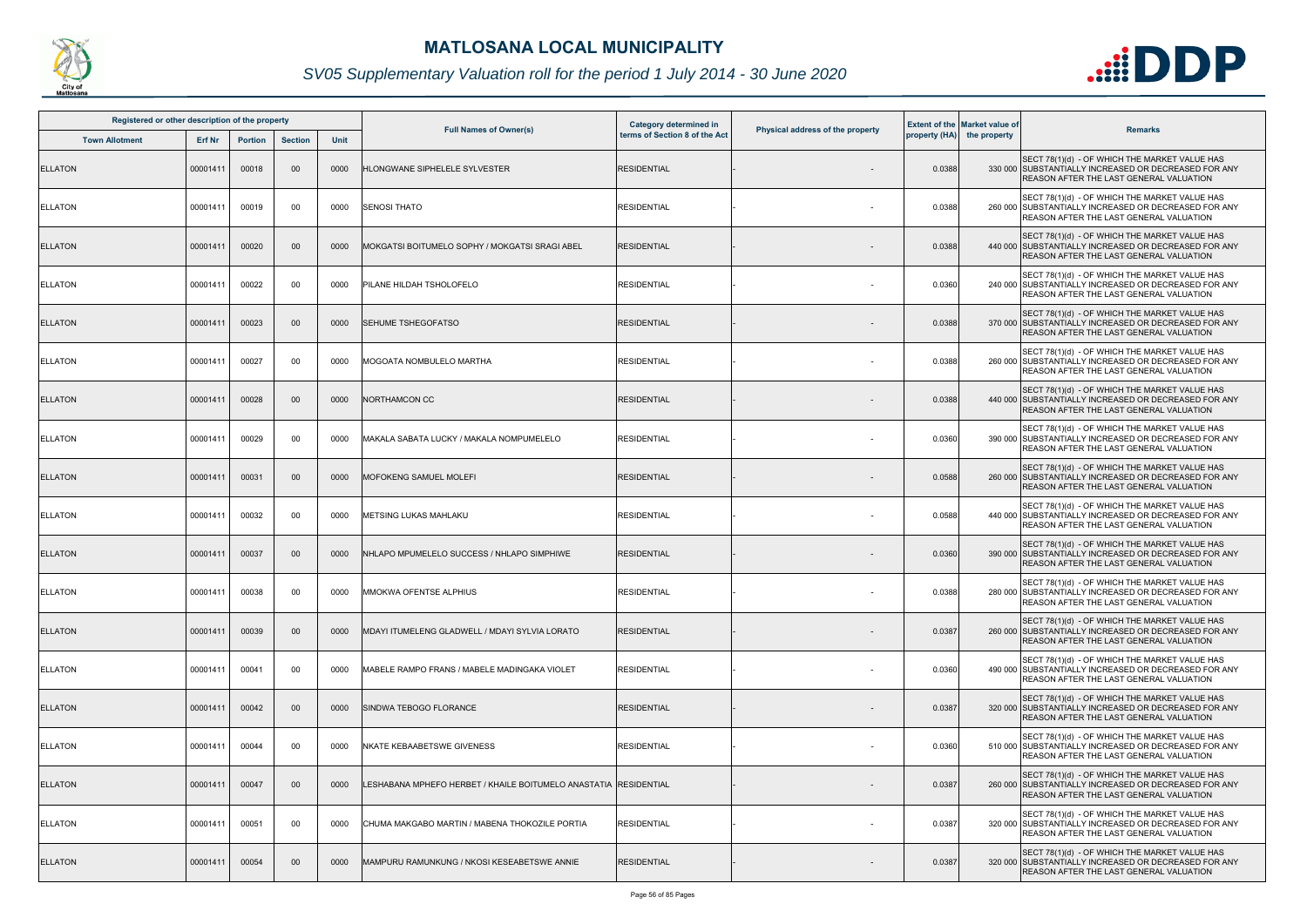# MATLOSANA LOCAL MUNICIPALITY

## SV05 Supplementary Valuation roll for the period 1 July 2014 - 30 June 2020

| Registered or other description of the property | | | | | Full Names of Owner(s) | Category determined in terms of Section 8 of the Act | Physical address of the property | Extent of the property (HA) | Market value of the property | Remarks |
|---|---|---|---|---|---|---|---|---|---|---|
| Town Allotment | Erf Nr | Portion | Section | Unit | | | | | | |
| ELLATON | 00001411 | 00018 | 00 | 0000 | HLONGWANE SIPHELELE SYLVESTER | RESIDENTIAL | - | 0.0388 | 330 000 | SECT 78(1)(d) - OF WHICH THE MARKET VALUE HAS SUBSTANTIALLY INCREASED OR DECREASED FOR ANY REASON AFTER THE LAST GENERAL VALUATION |
| ELLATON | 00001411 | 00019 | 00 | 0000 | SENOSI THATO | RESIDENTIAL | - | 0.0388 | 260 000 | SECT 78(1)(d) - OF WHICH THE MARKET VALUE HAS SUBSTANTIALLY INCREASED OR DECREASED FOR ANY REASON AFTER THE LAST GENERAL VALUATION |
| ELLATON | 00001411 | 00020 | 00 | 0000 | MOKGATSI BOITUMELO SOPHY / MOKGATSI SRAGI ABEL | RESIDENTIAL | - | 0.0388 | 440 000 | SECT 78(1)(d) - OF WHICH THE MARKET VALUE HAS SUBSTANTIALLY INCREASED OR DECREASED FOR ANY REASON AFTER THE LAST GENERAL VALUATION |
| ELLATON | 00001411 | 00022 | 00 | 0000 | PILANE HILDAH TSHOLOFELO | RESIDENTIAL | - | 0.0360 | 240 000 | SECT 78(1)(d) - OF WHICH THE MARKET VALUE HAS SUBSTANTIALLY INCREASED OR DECREASED FOR ANY REASON AFTER THE LAST GENERAL VALUATION |
| ELLATON | 00001411 | 00023 | 00 | 0000 | SEHUME TSHEGOFATSO | RESIDENTIAL | - | 0.0388 | 370 000 | SECT 78(1)(d) - OF WHICH THE MARKET VALUE HAS SUBSTANTIALLY INCREASED OR DECREASED FOR ANY REASON AFTER THE LAST GENERAL VALUATION |
| ELLATON | 00001411 | 00027 | 00 | 0000 | MOGOATA NOMBULELO MARTHA | RESIDENTIAL | - | 0.0388 | 260 000 | SECT 78(1)(d) - OF WHICH THE MARKET VALUE HAS SUBSTANTIALLY INCREASED OR DECREASED FOR ANY REASON AFTER THE LAST GENERAL VALUATION |
| ELLATON | 00001411 | 00028 | 00 | 0000 | NORTHAMCON CC | RESIDENTIAL | - | 0.0388 | 440 000 | SECT 78(1)(d) - OF WHICH THE MARKET VALUE HAS SUBSTANTIALLY INCREASED OR DECREASED FOR ANY REASON AFTER THE LAST GENERAL VALUATION |
| ELLATON | 00001411 | 00029 | 00 | 0000 | MAKALA SABATA LUCKY / MAKALA NOMPUMELELO | RESIDENTIAL | - | 0.0360 | 390 000 | SECT 78(1)(d) - OF WHICH THE MARKET VALUE HAS SUBSTANTIALLY INCREASED OR DECREASED FOR ANY REASON AFTER THE LAST GENERAL VALUATION |
| ELLATON | 00001411 | 00031 | 00 | 0000 | MOFOKENG SAMUEL MOLEFI | RESIDENTIAL | - | 0.0588 | 260 000 | SECT 78(1)(d) - OF WHICH THE MARKET VALUE HAS SUBSTANTIALLY INCREASED OR DECREASED FOR ANY REASON AFTER THE LAST GENERAL VALUATION |
| ELLATON | 00001411 | 00032 | 00 | 0000 | METSING LUKAS MAHLAKU | RESIDENTIAL | - | 0.0588 | 440 000 | SECT 78(1)(d) - OF WHICH THE MARKET VALUE HAS SUBSTANTIALLY INCREASED OR DECREASED FOR ANY REASON AFTER THE LAST GENERAL VALUATION |
| ELLATON | 00001411 | 00037 | 00 | 0000 | NHLAPO MPUMELELO SUCCESS / NHLAPO SIMPHIWE | RESIDENTIAL | - | 0.0360 | 390 000 | SECT 78(1)(d) - OF WHICH THE MARKET VALUE HAS SUBSTANTIALLY INCREASED OR DECREASED FOR ANY REASON AFTER THE LAST GENERAL VALUATION |
| ELLATON | 00001411 | 00038 | 00 | 0000 | MMOKWA OFENTSE ALPHIUS | RESIDENTIAL | - | 0.0388 | 280 000 | SECT 78(1)(d) - OF WHICH THE MARKET VALUE HAS SUBSTANTIALLY INCREASED OR DECREASED FOR ANY REASON AFTER THE LAST GENERAL VALUATION |
| ELLATON | 00001411 | 00039 | 00 | 0000 | MDAYI ITUMELENG GLADWELL / MDAYI SYLVIA LORATO | RESIDENTIAL | - | 0.0387 | 260 000 | SECT 78(1)(d) - OF WHICH THE MARKET VALUE HAS SUBSTANTIALLY INCREASED OR DECREASED FOR ANY REASON AFTER THE LAST GENERAL VALUATION |
| ELLATON | 00001411 | 00041 | 00 | 0000 | MABELE RAMPO FRANS / MABELE MADINGAKA VIOLET | RESIDENTIAL | - | 0.0360 | 490 000 | SECT 78(1)(d) - OF WHICH THE MARKET VALUE HAS SUBSTANTIALLY INCREASED OR DECREASED FOR ANY REASON AFTER THE LAST GENERAL VALUATION |
| ELLATON | 00001411 | 00042 | 00 | 0000 | SINDWA TEBOGO FLORANCE | RESIDENTIAL | - | 0.0387 | 320 000 | SECT 78(1)(d) - OF WHICH THE MARKET VALUE HAS SUBSTANTIALLY INCREASED OR DECREASED FOR ANY REASON AFTER THE LAST GENERAL VALUATION |
| ELLATON | 00001411 | 00044 | 00 | 0000 | NKATE KEBAABETSWE GIVENESS | RESIDENTIAL | - | 0.0360 | 510 000 | SECT 78(1)(d) - OF WHICH THE MARKET VALUE HAS SUBSTANTIALLY INCREASED OR DECREASED FOR ANY REASON AFTER THE LAST GENERAL VALUATION |
| ELLATON | 00001411 | 00047 | 00 | 0000 | LESHABANA MPHEFO HERBET / KHAILE BOITUMELO ANASTATIA | RESIDENTIAL | - | 0.0387 | 260 000 | SECT 78(1)(d) - OF WHICH THE MARKET VALUE HAS SUBSTANTIALLY INCREASED OR DECREASED FOR ANY REASON AFTER THE LAST GENERAL VALUATION |
| ELLATON | 00001411 | 00051 | 00 | 0000 | CHUMA MAKGABO MARTIN / MABENA THOKOZILE PORTIA | RESIDENTIAL | - | 0.0387 | 320 000 | SECT 78(1)(d) - OF WHICH THE MARKET VALUE HAS SUBSTANTIALLY INCREASED OR DECREASED FOR ANY REASON AFTER THE LAST GENERAL VALUATION |
| ELLATON | 00001411 | 00054 | 00 | 0000 | MAMPURU RAMUNKUNG / NKOSI KESEABETSWE ANNIE | RESIDENTIAL | - | 0.0387 | 320 000 | SECT 78(1)(d) - OF WHICH THE MARKET VALUE HAS SUBSTANTIALLY INCREASED OR DECREASED FOR ANY REASON AFTER THE LAST GENERAL VALUATION |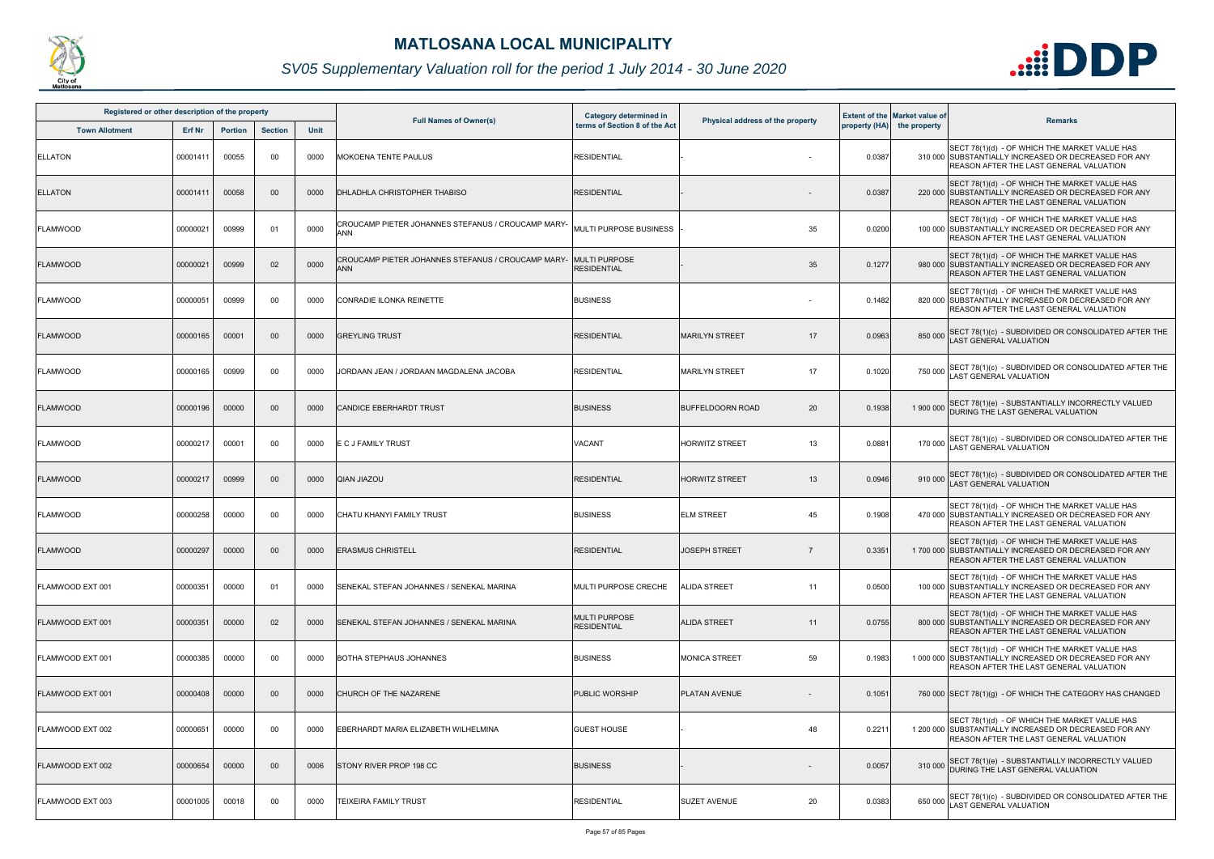# MATLOSANA LOCAL MUNICIPALITY

*SV05 Supplementary Valuation roll for the period 1 July 2014 - 30 June 2020*

| Registered or other description of the property | | | | | Full Names of Owner(s) | Category determined in terms of Section 8 of the Act | Physical address of the property | | Extent of the property (HA) | Market value of the property | Remarks |
|---|---|---|---|---|---|---|---|---|---|---|---|
| Town Allotment | Erf Nr | Portion | Section | Unit | | | | | | | |
| ELLATON | 00001411 | 00055 | 00 | 0000 | MOKOENA TENTE PAULUS | RESIDENTIAL | - | - | 0.0387 | 310 000 | SECT 78(1)(d) - OF WHICH THE MARKET VALUE HAS SUBSTANTIALLY INCREASED OR DECREASED FOR ANY REASON AFTER THE LAST GENERAL VALUATION |
| ELLATON | 00001411 | 00058 | 00 | 0000 | DHLADHLA CHRISTOPHER THABISO | RESIDENTIAL | - | - | 0.0387 | 220 000 | SECT 78(1)(d) - OF WHICH THE MARKET VALUE HAS SUBSTANTIALLY INCREASED OR DECREASED FOR ANY REASON AFTER THE LAST GENERAL VALUATION |
| FLAMWOOD | 00000021 | 00999 | 01 | 0000 | CROUCAMP PIETER JOHANNES STEFANUS / CROUCAMP MARY-ANN | MULTI PURPOSE BUSINESS | - | 35 | 0.0200 | 100 000 | SECT 78(1)(d) - OF WHICH THE MARKET VALUE HAS SUBSTANTIALLY INCREASED OR DECREASED FOR ANY REASON AFTER THE LAST GENERAL VALUATION |
| FLAMWOOD | 00000021 | 00999 | 02 | 0000 | CROUCAMP PIETER JOHANNES STEFANUS / CROUCAMP MARY-ANN | MULTI PURPOSE RESIDENTIAL | - | 35 | 0.1277 | 980 000 | SECT 78(1)(d) - OF WHICH THE MARKET VALUE HAS SUBSTANTIALLY INCREASED OR DECREASED FOR ANY REASON AFTER THE LAST GENERAL VALUATION |
| FLAMWOOD | 00000051 | 00999 | 00 | 0000 | CONRADIE ILONKA REINETTE | BUSINESS | | - | 0.1482 | 820 000 | SECT 78(1)(d) - OF WHICH THE MARKET VALUE HAS SUBSTANTIALLY INCREASED OR DECREASED FOR ANY REASON AFTER THE LAST GENERAL VALUATION |
| FLAMWOOD | 00000165 | 00001 | 00 | 0000 | GREYLING TRUST | RESIDENTIAL | MARILYN STREET | 17 | 0.0963 | 850 000 | SECT 78(1)(c) - SUBDIVIDED OR CONSOLIDATED AFTER THE LAST GENERAL VALUATION |
| FLAMWOOD | 00000165 | 00999 | 00 | 0000 | JORDAAN JEAN / JORDAAN MAGDALENA JACOBA | RESIDENTIAL | MARILYN STREET | 17 | 0.1020 | 750 000 | SECT 78(1)(c) - SUBDIVIDED OR CONSOLIDATED AFTER THE LAST GENERAL VALUATION |
| FLAMWOOD | 00000196 | 00000 | 00 | 0000 | CANDICE EBERHARDT TRUST | BUSINESS | BUFFELDOORN ROAD | 20 | 0.1938 | 1 900 000 | SECT 78(1)(e) - SUBSTANTIALLY INCORRECTLY VALUED DURING THE LAST GENERAL VALUATION |
| FLAMWOOD | 00000217 | 00001 | 00 | 0000 | E C J FAMILY TRUST | VACANT | HORWITZ STREET | 13 | 0.0881 | 170 000 | SECT 78(1)(c) - SUBDIVIDED OR CONSOLIDATED AFTER THE LAST GENERAL VALUATION |
| FLAMWOOD | 00000217 | 00999 | 00 | 0000 | QIAN JIAZOU | RESIDENTIAL | HORWITZ STREET | 13 | 0.0946 | 910 000 | SECT 78(1)(c) - SUBDIVIDED OR CONSOLIDATED AFTER THE LAST GENERAL VALUATION |
| FLAMWOOD | 00000258 | 00000 | 00 | 0000 | CHATU KHANYI FAMILY TRUST | BUSINESS | ELM STREET | 45 | 0.1908 | 470 000 | SECT 78(1)(d) - OF WHICH THE MARKET VALUE HAS SUBSTANTIALLY INCREASED OR DECREASED FOR ANY REASON AFTER THE LAST GENERAL VALUATION |
| FLAMWOOD | 00000297 | 00000 | 00 | 0000 | ERASMUS CHRISTELL | RESIDENTIAL | JOSEPH STREET | 7 | 0.3351 | 1 700 000 | SECT 78(1)(d) - OF WHICH THE MARKET VALUE HAS SUBSTANTIALLY INCREASED OR DECREASED FOR ANY REASON AFTER THE LAST GENERAL VALUATION |
| FLAMWOOD EXT 001 | 00000351 | 00000 | 01 | 0000 | SENEKAL STEFAN JOHANNES / SENEKAL MARINA | MULTI PURPOSE CRECHE | ALIDA STREET | 11 | 0.0500 | 100 000 | SECT 78(1)(d) - OF WHICH THE MARKET VALUE HAS SUBSTANTIALLY INCREASED OR DECREASED FOR ANY REASON AFTER THE LAST GENERAL VALUATION |
| FLAMWOOD EXT 001 | 00000351 | 00000 | 02 | 0000 | SENEKAL STEFAN JOHANNES / SENEKAL MARINA | MULTI PURPOSE RESIDENTIAL | ALIDA STREET | 11 | 0.0755 | 800 000 | SECT 78(1)(d) - OF WHICH THE MARKET VALUE HAS SUBSTANTIALLY INCREASED OR DECREASED FOR ANY REASON AFTER THE LAST GENERAL VALUATION |
| FLAMWOOD EXT 001 | 00000385 | 00000 | 00 | 0000 | BOTHA STEPHAUS JOHANNES | BUSINESS | MONICA STREET | 59 | 0.1983 | 1 000 000 | SECT 78(1)(d) - OF WHICH THE MARKET VALUE HAS SUBSTANTIALLY INCREASED OR DECREASED FOR ANY REASON AFTER THE LAST GENERAL VALUATION |
| FLAMWOOD EXT 001 | 00000408 | 00000 | 00 | 0000 | CHURCH OF THE NAZARENE | PUBLIC WORSHIP | PLATAN AVENUE | - | 0.1051 | 760 000 | SECT 78(1)(g) - OF WHICH THE CATEGORY HAS CHANGED |
| FLAMWOOD EXT 002 | 00000651 | 00000 | 00 | 0000 | EBERHARDT MARIA ELIZABETH WILHELMINA | GUEST HOUSE | - | 48 | 0.2211 | 1 200 000 | SECT 78(1)(d) - OF WHICH THE MARKET VALUE HAS SUBSTANTIALLY INCREASED OR DECREASED FOR ANY REASON AFTER THE LAST GENERAL VALUATION |
| FLAMWOOD EXT 002 | 00000654 | 00000 | 00 | 0006 | STONY RIVER PROP 198 CC | BUSINESS | - | - | 0.0057 | 310 000 | SECT 78(1)(e) - SUBSTANTIALLY INCORRECTLY VALUED DURING THE LAST GENERAL VALUATION |
| FLAMWOOD EXT 003 | 00001005 | 00018 | 00 | 0000 | TEIXEIRA FAMILY TRUST | RESIDENTIAL | SUZET AVENUE | 20 | 0.0383 | 650 000 | SECT 78(1)(c) - SUBDIVIDED OR CONSOLIDATED AFTER THE LAST GENERAL VALUATION |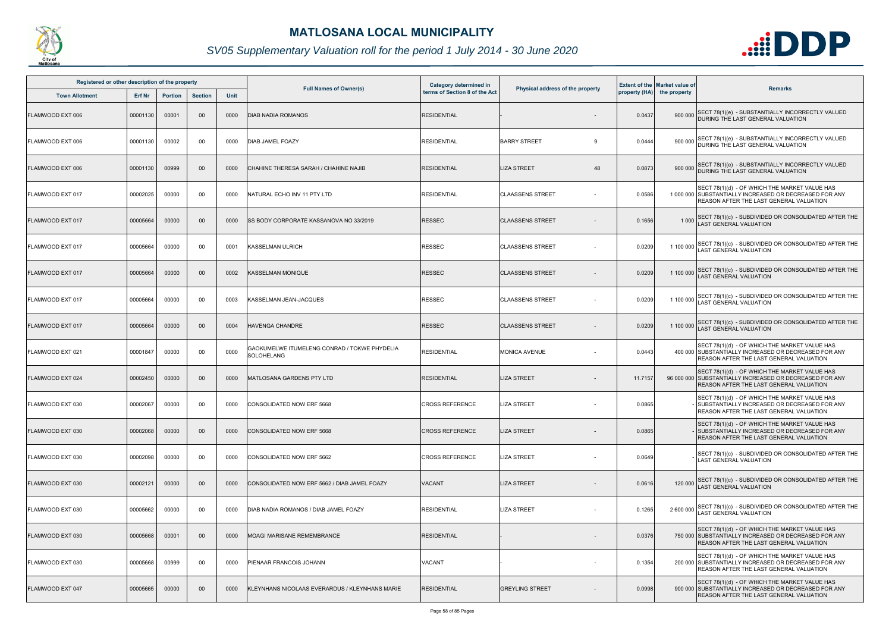# MATLOSANA LOCAL MUNICIPALITY

## SV05 Supplementary Valuation roll for the period 1 July 2014 - 30 June 2020

| Registered or other description of the property | | | | | Full Names of Owner(s) | Category determined in terms of Section 8 of the Act | Physical address of the property | | Extent of the property (HA) | Market value of the property | Remarks |
|---|---|---|---|---|---|---|---|---|---|---|---|
| Town Allotment | Erf Nr | Portion | Section | Unit | | | | | | | |
| FLAMWOOD EXT 006 | 00001130 | 00001 | 00 | 0000 | DIAB NADIA ROMANOS | RESIDENTIAL | - | - | 0.0437 | 900 000 | SECT 78(1)(e) - SUBSTANTIALLY INCORRECTLY VALUED DURING THE LAST GENERAL VALUATION |
| FLAMWOOD EXT 006 | 00001130 | 00002 | 00 | 0000 | DIAB JAMEL FOAZY | RESIDENTIAL | BARRY STREET | 9 | 0.0444 | 900 000 | SECT 78(1)(e) - SUBSTANTIALLY INCORRECTLY VALUED DURING THE LAST GENERAL VALUATION |
| FLAMWOOD EXT 006 | 00001130 | 00999 | 00 | 0000 | CHAHINE THERESA SARAH / CHAHINE NAJIB | RESIDENTIAL | LIZA STREET | 48 | 0.0873 | 900 000 | SECT 78(1)(e) - SUBSTANTIALLY INCORRECTLY VALUED DURING THE LAST GENERAL VALUATION |
| FLAMWOOD EXT 017 | 00002025 | 00000 | 00 | 0000 | NATURAL ECHO INV 11 PTY LTD | RESIDENTIAL | CLAASSENS STREET | - | 0.0586 | 1 000 000 | SECT 78(1)(d) - OF WHICH THE MARKET VALUE HAS SUBSTANTIALLY INCREASED OR DECREASED FOR ANY REASON AFTER THE LAST GENERAL VALUATION |
| FLAMWOOD EXT 017 | 00005664 | 00000 | 00 | 0000 | SS BODY CORPORATE KASSANOVA NO 33/2019 | RESSEC | CLAASSENS STREET | - | 0.1656 | 1 000 | SECT 78(1)(c) - SUBDIVIDED OR CONSOLIDATED AFTER THE LAST GENERAL VALUATION |
| FLAMWOOD EXT 017 | 00005664 | 00000 | 00 | 0001 | KASSELMAN ULRICH | RESSEC | CLAASSENS STREET | - | 0.0209 | 1 100 000 | SECT 78(1)(c) - SUBDIVIDED OR CONSOLIDATED AFTER THE LAST GENERAL VALUATION |
| FLAMWOOD EXT 017 | 00005664 | 00000 | 00 | 0002 | KASSELMAN MONIQUE | RESSEC | CLAASSENS STREET | - | 0.0209 | 1 100 000 | SECT 78(1)(c) - SUBDIVIDED OR CONSOLIDATED AFTER THE LAST GENERAL VALUATION |
| FLAMWOOD EXT 017 | 00005664 | 00000 | 00 | 0003 | KASSELMAN JEAN-JACQUES | RESSEC | CLAASSENS STREET | - | 0.0209 | 1 100 000 | SECT 78(1)(c) - SUBDIVIDED OR CONSOLIDATED AFTER THE LAST GENERAL VALUATION |
| FLAMWOOD EXT 017 | 00005664 | 00000 | 00 | 0004 | HAVENGA CHANDRE | RESSEC | CLAASSENS STREET | - | 0.0209 | 1 100 000 | SECT 78(1)(c) - SUBDIVIDED OR CONSOLIDATED AFTER THE LAST GENERAL VALUATION |
| FLAMWOOD EXT 021 | 00001847 | 00000 | 00 | 0000 | GAOKUMELWE ITUMELENG CONRAD / TOKWE PHYDELIA SOLOHELANG | RESIDENTIAL | MONICA AVENUE | - | 0.0443 | 400 000 | SECT 78(1)(d) - OF WHICH THE MARKET VALUE HAS SUBSTANTIALLY INCREASED OR DECREASED FOR ANY REASON AFTER THE LAST GENERAL VALUATION |
| FLAMWOOD EXT 024 | 00002450 | 00000 | 00 | 0000 | MATLOSANA GARDENS PTY LTD | RESIDENTIAL | LIZA STREET | - | 11.7157 | 96 000 000 | SECT 78(1)(d) - OF WHICH THE MARKET VALUE HAS SUBSTANTIALLY INCREASED OR DECREASED FOR ANY REASON AFTER THE LAST GENERAL VALUATION |
| FLAMWOOD EXT 030 | 00002067 | 00000 | 00 | 0000 | CONSOLIDATED NOW ERF 5668 | CROSS REFERENCE | LIZA STREET | - | 0.0865 | - | SECT 78(1)(d) - OF WHICH THE MARKET VALUE HAS SUBSTANTIALLY INCREASED OR DECREASED FOR ANY REASON AFTER THE LAST GENERAL VALUATION |
| FLAMWOOD EXT 030 | 00002068 | 00000 | 00 | 0000 | CONSOLIDATED NOW ERF 5668 | CROSS REFERENCE | LIZA STREET | - | 0.0865 | - | SECT 78(1)(d) - OF WHICH THE MARKET VALUE HAS SUBSTANTIALLY INCREASED OR DECREASED FOR ANY REASON AFTER THE LAST GENERAL VALUATION |
| FLAMWOOD EXT 030 | 00002098 | 00000 | 00 | 0000 | CONSOLIDATED NOW ERF 5662 | CROSS REFERENCE | LIZA STREET | - | 0.0649 | - | SECT 78(1)(c) - SUBDIVIDED OR CONSOLIDATED AFTER THE LAST GENERAL VALUATION |
| FLAMWOOD EXT 030 | 00002121 | 00000 | 00 | 0000 | CONSOLIDATED NOW ERF 5662 / DIAB JAMEL FOAZY | VACANT | LIZA STREET | - | 0.0616 | 120 000 | SECT 78(1)(c) - SUBDIVIDED OR CONSOLIDATED AFTER THE LAST GENERAL VALUATION |
| FLAMWOOD EXT 030 | 00005662 | 00000 | 00 | 0000 | DIAB NADIA ROMANOS / DIAB JAMEL FOAZY | RESIDENTIAL | LIZA STREET | - | 0.1265 | 2 600 000 | SECT 78(1)(c) - SUBDIVIDED OR CONSOLIDATED AFTER THE LAST GENERAL VALUATION |
| FLAMWOOD EXT 030 | 00005668 | 00001 | 00 | 0000 | MOAGI MARISANE REMEMBRANCE | RESIDENTIAL | - | - | 0.0376 | 750 000 | SECT 78(1)(d) - OF WHICH THE MARKET VALUE HAS SUBSTANTIALLY INCREASED OR DECREASED FOR ANY REASON AFTER THE LAST GENERAL VALUATION |
| FLAMWOOD EXT 030 | 00005668 | 00999 | 00 | 0000 | PIENAAR FRANCOIS JOHANN | VACANT | - | - | 0.1354 | 200 000 | SECT 78(1)(d) - OF WHICH THE MARKET VALUE HAS SUBSTANTIALLY INCREASED OR DECREASED FOR ANY REASON AFTER THE LAST GENERAL VALUATION |
| FLAMWOOD EXT 047 | 00005665 | 00000 | 00 | 0000 | KLEYNHANS NICOLAAS EVERARDUS / KLEYNHANS MARIE | RESIDENTIAL | GREYLING STREET | - | 0.0998 | 900 000 | SECT 78(1)(d) - OF WHICH THE MARKET VALUE HAS SUBSTANTIALLY INCREASED OR DECREASED FOR ANY REASON AFTER THE LAST GENERAL VALUATION |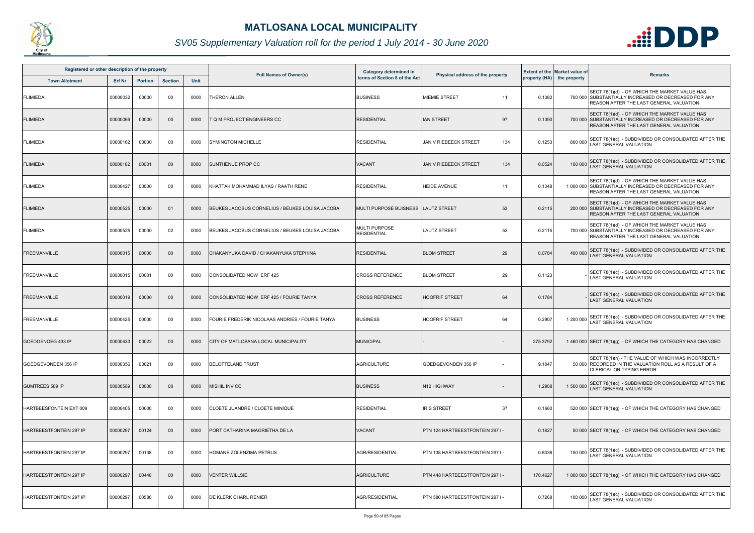# MATLOSANA LOCAL MUNICIPALITY

## *SV05 Supplementary Valuation roll for the period 1 July 2014 - 30 June 2020*

| Registered or other description of the property | | | | | Full Names of Owner(s) | Category determined in terms of Section 8 of the Act | Physical address of the property | Extent of the property (HA) | Market value of the property | Remarks |
|---|---|---|---|---|---|---|---|---|---|---|
| Town Allotment | Erf Nr | Portion | Section | Unit | | | | | | |
| FLIMIEDA | 00000032 | 00000 | 00 | 0000 | THERON ALLEN | BUSINESS | MIEMIE STREET 11 | 0.1382 | 700 000 | SECT 78(1)(d) - OF WHICH THE MARKET VALUE HAS SUBSTANTIALLY INCREASED OR DECREASED FOR ANY REASON AFTER THE LAST GENERAL VALUATION |
| FLIMIEDA | 00000069 | 00000 | 00 | 0000 | T Q M PROJECT ENGINEERS CC | RESIDENTIAL | IAN STREET 97 | 0.1390 | 700 000 | SECT 78(1)(d) - OF WHICH THE MARKET VALUE HAS SUBSTANTIALLY INCREASED OR DECREASED FOR ANY REASON AFTER THE LAST GENERAL VALUATION |
| FLIMIEDA | 00000162 | 00000 | 00 | 0000 | SYMINGTON MICHELLE | RESIDENTIAL | JAN V RIEBEECK STREET 134 | 0.1253 | 800 000 | SECT 78(1)(c) - SUBDIVIDED OR CONSOLIDATED AFTER THE LAST GENERAL VALUATION |
| FLIMIEDA | 00000162 | 00001 | 00 | 0000 | SUNTHENUE PROP CC | VACANT | JAN V RIEBEECK STREET 134 | 0.0524 | 100 000 | SECT 78(1)(c) - SUBDIVIDED OR CONSOLIDATED AFTER THE LAST GENERAL VALUATION |
| FLIMIEDA | 00000427 | 00000 | 00 | 0000 | KHATTAK MOHAMMAD ILYAS / RAATH RENE | RESIDENTIAL | HEIDE AVENUE 11 | 0.1348 | 1 000 000 | SECT 78(1)(d) - OF WHICH THE MARKET VALUE HAS SUBSTANTIALLY INCREASED OR DECREASED FOR ANY REASON AFTER THE LAST GENERAL VALUATION |
| FLIMIEDA | 00000525 | 00000 | 01 | 0000 | BEUKES JACOBUS CORNELIUS / BEUKES LOUISA JACOBA | MULTI PURPOSE BUISNESS | LAUTZ STREET 53 | 0.2115 | 200 000 | SECT 78(1)(d) - OF WHICH THE MARKET VALUE HAS SUBSTANTIALLY INCREASED OR DECREASED FOR ANY REASON AFTER THE LAST GENERAL VALUATION |
| FLIMIEDA | 00000525 | 00000 | 02 | 0000 | BEUKES JACOBUS CORNELIUS / BEUKES LOUISA JACOBA | MULTI PURPOSE REISDENTIAL | LAUTZ STREET 53 | 0.2115 | 700 000 | SECT 78(1)(d) - OF WHICH THE MARKET VALUE HAS SUBSTANTIALLY INCREASED OR DECREASED FOR ANY REASON AFTER THE LAST GENERAL VALUATION |
| FREEMANVILLE | 00000015 | 00000 | 00 | 0000 | CHAKANYUKA DAVID / CHAKANYUKA STEPHINA | RESIDENTIAL | BLOM STREET 29 | 0.0784 | 400 000 | SECT 78(1)(c) - SUBDIVIDED OR CONSOLIDATED AFTER THE LAST GENERAL VALUATION |
| FREEMANVILLE | 00000015 | 00001 | 00 | 0000 | CONSOLIDATED NOW ERF 425 | CROSS REFERENCE | BLOM STREET 29 | 0.1123 | - | SECT 78(1)(c) - SUBDIVIDED OR CONSOLIDATED AFTER THE LAST GENERAL VALUATION |
| FREEMANVILLE | 00000019 | 00000 | 00 | 0000 | CONSOLIDATED NOW ERF 425 / FOURIE TANYA | CROSS REFERENCE | HOOFRIF STREET 64 | 0.1784 | - | SECT 78(1)(c) - SUBDIVIDED OR CONSOLIDATED AFTER THE LAST GENERAL VALUATION |
| FREEMANVILLE | 00000425 | 00000 | 00 | 0000 | FOURIE FREDERIK NICOLAAS ANDRIES / FOURIE TANYA | BUSINESS | HOOFRIF STREET 64 | 0.2907 | 1 200 000 | SECT 78(1)(c) - SUBDIVIDED OR CONSOLIDATED AFTER THE LAST GENERAL VALUATION |
| GOEDGENOEG 433 IP | 00000433 | 00022 | 00 | 0000 | CITY OF MATLOSANA LOCAL MUNICIPALITY | MUNICIPAL | - - | 275.3792 | 1 460 000 | SECT 78(1)(g) - OF WHICH THE CATEGORY HAS CHANGED |
| GOEDGEVONDEN 356 IP | 00000356 | 00021 | 00 | 0000 | BELOFTELAND TRUST | AGRICULTURE | GOEDGEVONDEN 356 IP - | 9.1847 | 50 000 | SECT 78(1)(h) - THE VALUE OF WHICH WAS INCORRECTLY RECORDED IN THE VALUATION ROLL AS A RESULT OF A CLERICAL OR TYPING ERROR |
| GUMTREES 589 IP | 00000589 | 00000 | 00 | 0000 | MISHIL INV CC | BUSINESS | N12 HIGHWAY - | 1.2908 | 1 500 000 | SECT 78(1)(c) - SUBDIVIDED OR CONSOLIDATED AFTER THE LAST GENERAL VALUATION |
| HARTBEESFONTEIN EXT 009 | 00000405 | 00000 | 00 | 0000 | CLOETE JUANDRE / CLOETE MINIQUE | RESIDENTIAL | IRIS STREET 37 | 0.1660 | 520 000 | SECT 78(1)(g) - OF WHICH THE CATEGORY HAS CHANGED |
| HARTBEESTFONTEIN 297 IP | 00000297 | 00124 | 00 | 0000 | PORT CATHARINA MAGRIETHA DE LA | VACANT | PTN 124 HARTBEESTFONTEIN 297 I - | 0.1827 | 50 000 | SECT 78(1)(g) - OF WHICH THE CATEGORY HAS CHANGED |
| HARTBEESTFONTEIN 297 IP | 00000297 | 00138 | 00 | 0000 | HOMANE ZOLENZIMA PETRUS | AGR/RESIDENTIAL | PTN 138 HARTBEESTFONTEIN 297 I - | 0.6336 | 150 000 | SECT 78(1)(c) - SUBDIVIDED OR CONSOLIDATED AFTER THE LAST GENERAL VALUATION |
| HARTBEESTFONTEIN 297 IP | 00000297 | 00448 | 00 | 0000 | VENTER WILLSIE | AGRICULTURE | PTN 448 HARTBEESTFONTEIN 297 I - | 170.4627 | 1 800 000 | SECT 78(1)(g) - OF WHICH THE CATEGORY HAS CHANGED |
| HARTBEESTFONTEIN 297 IP | 00000297 | 00580 | 00 | 0000 | DE KLERK CHARL RENIER | AGR/RESIDENTIAL | PTN 580 HARTBEESTFONTEIN 297 I - | 0.7268 | 100 000 | SECT 78(1)(c) - SUBDIVIDED OR CONSOLIDATED AFTER THE LAST GENERAL VALUATION |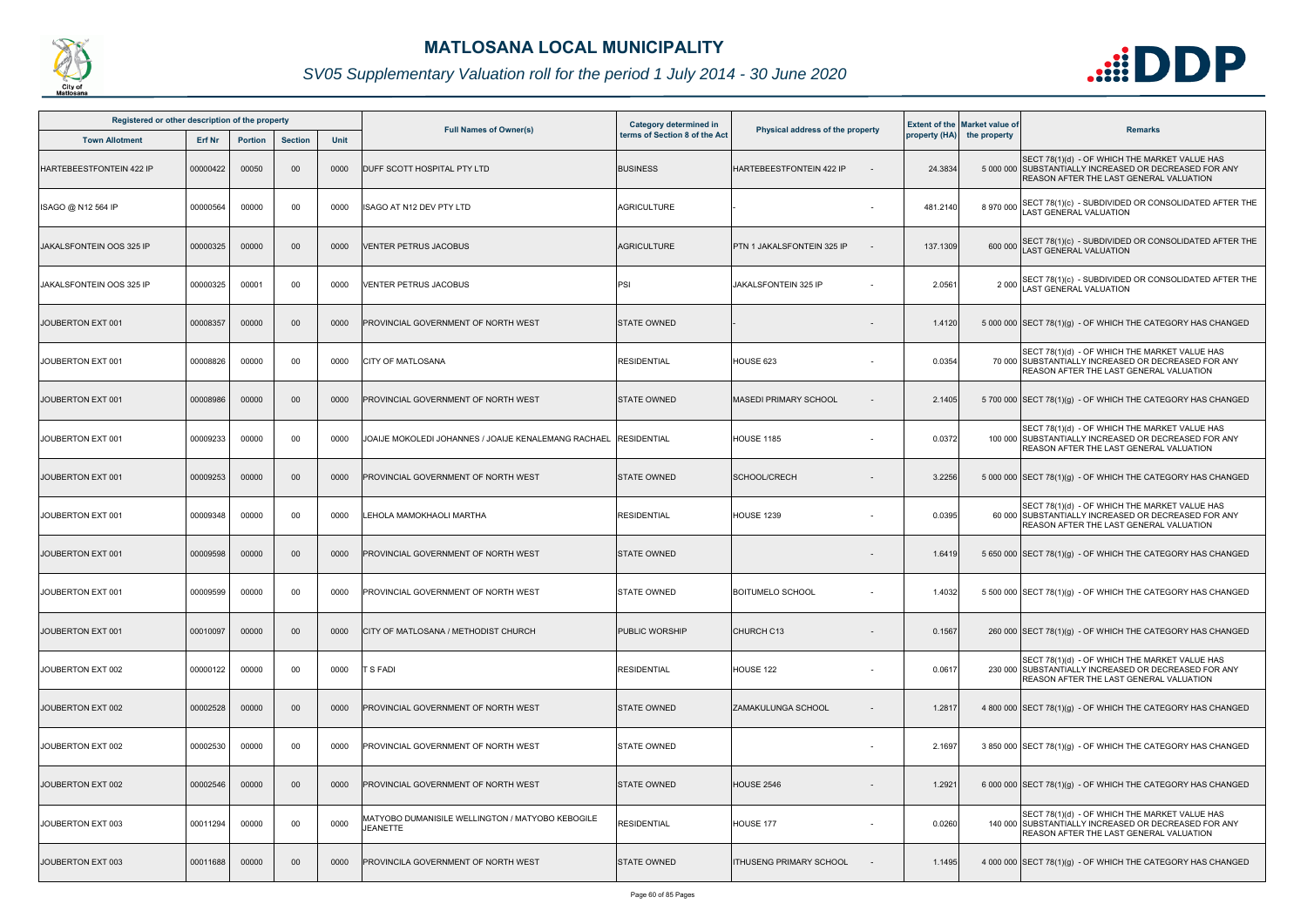# MATLOSANA LOCAL MUNICIPALITY

*SV05 Supplementary Valuation roll for the period 1 July 2014 - 30 June 2020*

| Registered or other description of the property | | | | | Full Names of Owner(s) | Category determined in terms of Section 8 of the Act | Physical address of the property | Extent of the property (HA) | Market value of the property | Remarks |
|---|---|---|---|---|---|---|---|---|---|---|
| Town Allotment | Erf Nr | Portion | Section | Unit | | | | | | |
| HARTEBEESTFONTEIN 422 IP | 00000422 | 00050 | 00 | 0000 | DUFF SCOTT HOSPITAL PTY LTD | BUSINESS | HARTEBEESTFONTEIN 422 IP - | 24.3834 | 5 000 000 | SECT 78(1)(d) - OF WHICH THE MARKET VALUE HAS SUBSTANTIALLY INCREASED OR DECREASED FOR ANY REASON AFTER THE LAST GENERAL VALUATION |
| ISAGO @ N12 564 IP | 00000564 | 00000 | 00 | 0000 | ISAGO AT N12 DEV PTY LTD | AGRICULTURE | - - | 481.2140 | 8 970 000 | SECT 78(1)(c) - SUBDIVIDED OR CONSOLIDATED AFTER THE LAST GENERAL VALUATION |
| JAKALSFONTEIN OOS 325 IP | 00000325 | 00000 | 00 | 0000 | VENTER PETRUS JACOBUS | AGRICULTURE | PTN 1 JAKALSFONTEIN 325 IP - | 137.1309 | 600 000 | SECT 78(1)(c) - SUBDIVIDED OR CONSOLIDATED AFTER THE LAST GENERAL VALUATION |
| JAKALSFONTEIN OOS 325 IP | 00000325 | 00001 | 00 | 0000 | VENTER PETRUS JACOBUS | PSI | JAKALSFONTEIN 325 IP - | 2.0561 | 2 000 | SECT 78(1)(c) - SUBDIVIDED OR CONSOLIDATED AFTER THE LAST GENERAL VALUATION |
| JOUBERTON EXT 001 | 00008357 | 00000 | 00 | 0000 | PROVINCIAL GOVERNMENT OF NORTH WEST | STATE OWNED | - - | 1.4120 | 5 000 000 | SECT 78(1)(g) - OF WHICH THE CATEGORY HAS CHANGED |
| JOUBERTON EXT 001 | 00008826 | 00000 | 00 | 0000 | CITY OF MATLOSANA | RESIDENTIAL | HOUSE 623 - | 0.0354 | 70 000 | SECT 78(1)(d) - OF WHICH THE MARKET VALUE HAS SUBSTANTIALLY INCREASED OR DECREASED FOR ANY REASON AFTER THE LAST GENERAL VALUATION |
| JOUBERTON EXT 001 | 00008986 | 00000 | 00 | 0000 | PROVINCIAL GOVERNMENT OF NORTH WEST | STATE OWNED | MASEDI PRIMARY SCHOOL - | 2.1405 | 5 700 000 | SECT 78(1)(g) - OF WHICH THE CATEGORY HAS CHANGED |
| JOUBERTON EXT 001 | 00009233 | 00000 | 00 | 0000 | JOAIJE MOKOLEDI JOHANNES / JOAIJE KENALEMANG RACHAEL | RESIDENTIAL | HOUSE 1185 - | 0.0372 | 100 000 | SECT 78(1)(d) - OF WHICH THE MARKET VALUE HAS SUBSTANTIALLY INCREASED OR DECREASED FOR ANY REASON AFTER THE LAST GENERAL VALUATION |
| JOUBERTON EXT 001 | 00009253 | 00000 | 00 | 0000 | PROVINCIAL GOVERNMENT OF NORTH WEST | STATE OWNED | SCHOOL/CRECH - | 3.2256 | 5 000 000 | SECT 78(1)(g) - OF WHICH THE CATEGORY HAS CHANGED |
| JOUBERTON EXT 001 | 00009348 | 00000 | 00 | 0000 | LEHOLA MAMOKHAOLI MARTHA | RESIDENTIAL | HOUSE 1239 - | 0.0395 | 60 000 | SECT 78(1)(d) - OF WHICH THE MARKET VALUE HAS SUBSTANTIALLY INCREASED OR DECREASED FOR ANY REASON AFTER THE LAST GENERAL VALUATION |
| JOUBERTON EXT 001 | 00009598 | 00000 | 00 | 0000 | PROVINCIAL GOVERNMENT OF NORTH WEST | STATE OWNED | - | 1.6419 | 5 650 000 | SECT 78(1)(g) - OF WHICH THE CATEGORY HAS CHANGED |
| JOUBERTON EXT 001 | 00009599 | 00000 | 00 | 0000 | PROVINCIAL GOVERNMENT OF NORTH WEST | STATE OWNED | BOITUMELO SCHOOL - | 1.4032 | 5 500 000 | SECT 78(1)(g) - OF WHICH THE CATEGORY HAS CHANGED |
| JOUBERTON EXT 001 | 00010097 | 00000 | 00 | 0000 | CITY OF MATLOSANA / METHODIST CHURCH | PUBLIC WORSHIP | CHURCH C13 - | 0.1567 | 260 000 | SECT 78(1)(g) - OF WHICH THE CATEGORY HAS CHANGED |
| JOUBERTON EXT 002 | 00000122 | 00000 | 00 | 0000 | T S FADI | RESIDENTIAL | HOUSE 122 - | 0.0617 | 230 000 | SECT 78(1)(d) - OF WHICH THE MARKET VALUE HAS SUBSTANTIALLY INCREASED OR DECREASED FOR ANY REASON AFTER THE LAST GENERAL VALUATION |
| JOUBERTON EXT 002 | 00002528 | 00000 | 00 | 0000 | PROVINCIAL GOVERNMENT OF NORTH WEST | STATE OWNED | ZAMAKULUNGA SCHOOL - | 1.2817 | 4 800 000 | SECT 78(1)(g) - OF WHICH THE CATEGORY HAS CHANGED |
| JOUBERTON EXT 002 | 00002530 | 00000 | 00 | 0000 | PROVINCIAL GOVERNMENT OF NORTH WEST | STATE OWNED | - | 2.1697 | 3 850 000 | SECT 78(1)(g) - OF WHICH THE CATEGORY HAS CHANGED |
| JOUBERTON EXT 002 | 00002546 | 00000 | 00 | 0000 | PROVINCIAL GOVERNMENT OF NORTH WEST | STATE OWNED | HOUSE 2546 - | 1.2921 | 6 000 000 | SECT 78(1)(g) - OF WHICH THE CATEGORY HAS CHANGED |
| JOUBERTON EXT 003 | 00011294 | 00000 | 00 | 0000 | MATYOBO DUMANISILE WELLINGTON / MATYOBO KEBOGILE JEANETTE | RESIDENTIAL | HOUSE 177 - | 0.0260 | 140 000 | SECT 78(1)(d) - OF WHICH THE MARKET VALUE HAS SUBSTANTIALLY INCREASED OR DECREASED FOR ANY REASON AFTER THE LAST GENERAL VALUATION |
| JOUBERTON EXT 003 | 00011688 | 00000 | 00 | 0000 | PROVINCILA GOVERNMENT OF NORTH WEST | STATE OWNED | ITHUSENG PRIMARY SCHOOL - | 1.1495 | 4 000 000 | SECT 78(1)(g) - OF WHICH THE CATEGORY HAS CHANGED |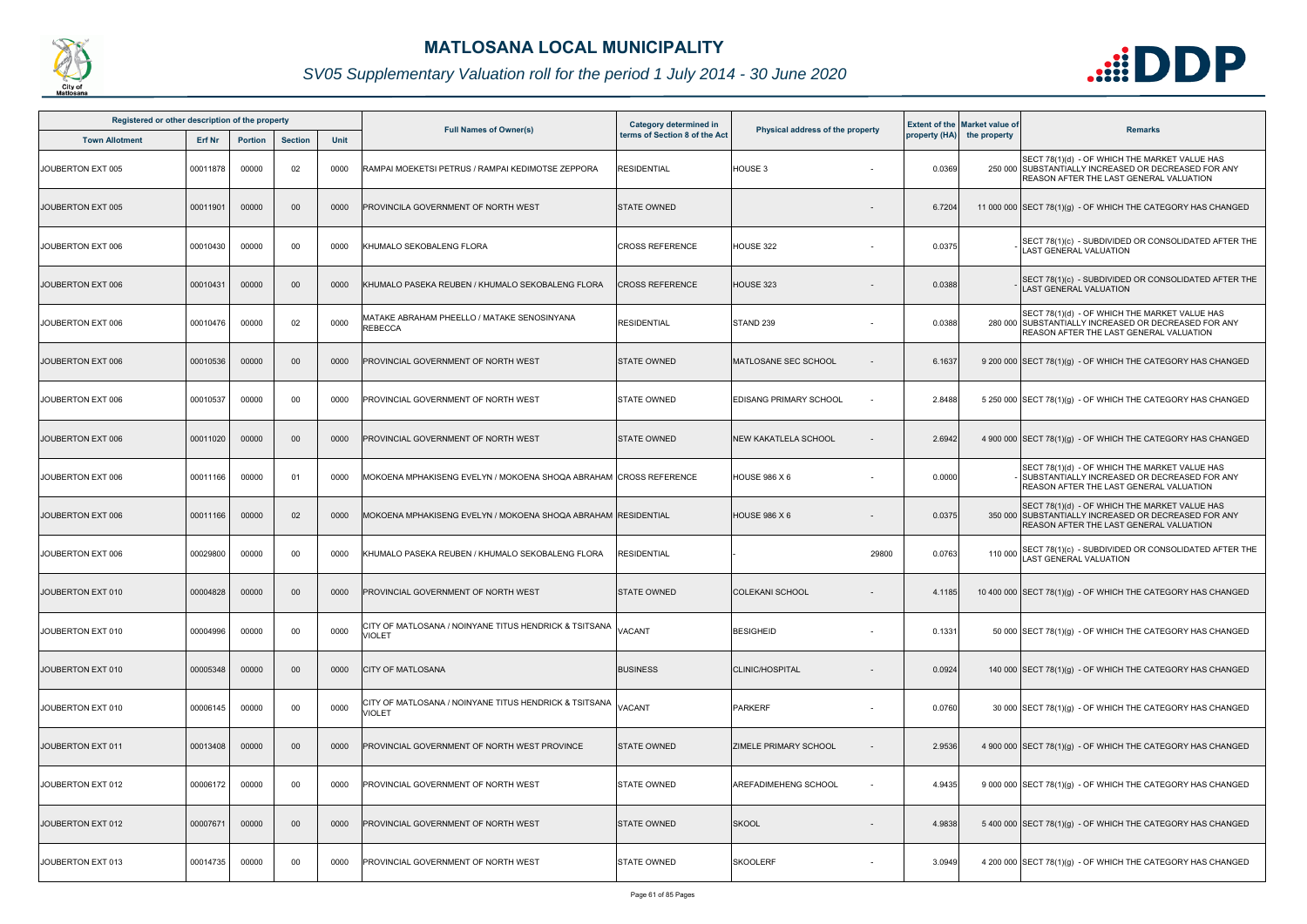# MATLOSANA LOCAL MUNICIPALITY

*SV05 Supplementary Valuation roll for the period 1 July 2014 - 30 June 2020*

| Registered or other description of the property | | | | | Full Names of Owner(s) | Category determined in terms of Section 8 of the Act | Physical address of the property | | Extent of the property (HA) | Market value of the property | Remarks |
|---|---|---|---|---|---|---|---|---|---|---|---|
| Town Allotment | Erf Nr | Portion | Section | Unit | | | | | | | |
| JOUBERTON EXT 005 | 00011878 | 00000 | 02 | 0000 | RAMPAI MOEKETSI PETRUS / RAMPAI KEDIMOTSE ZEPPORA | RESIDENTIAL | HOUSE 3 | - | 0.0369 | 250 000 | SECT 78(1)(d) - OF WHICH THE MARKET VALUE HAS SUBSTANTIALLY INCREASED OR DECREASED FOR ANY REASON AFTER THE LAST GENERAL VALUATION |
| JOUBERTON EXT 005 | 00011901 | 00000 | 00 | 0000 | PROVINCILA GOVERNMENT OF NORTH WEST | STATE OWNED | | - | 6.7204 | 11 000 000 | SECT 78(1)(g) - OF WHICH THE CATEGORY HAS CHANGED |
| JOUBERTON EXT 006 | 00010430 | 00000 | 00 | 0000 | KHUMALO SEKOBALENG FLORA | CROSS REFERENCE | HOUSE 322 | - | 0.0375 | - | SECT 78(1)(c) - SUBDIVIDED OR CONSOLIDATED AFTER THE LAST GENERAL VALUATION |
| JOUBERTON EXT 006 | 00010431 | 00000 | 00 | 0000 | KHUMALO PASEKA REUBEN / KHUMALO SEKOBALENG FLORA | CROSS REFERENCE | HOUSE 323 | - | 0.0388 | - | SECT 78(1)(c) - SUBDIVIDED OR CONSOLIDATED AFTER THE LAST GENERAL VALUATION |
| JOUBERTON EXT 006 | 00010476 | 00000 | 02 | 0000 | MATAKE ABRAHAM PHEELLO / MATAKE SENOSINYANA REBECCA | RESIDENTIAL | STAND 239 | - | 0.0388 | 280 000 | SECT 78(1)(d) - OF WHICH THE MARKET VALUE HAS SUBSTANTIALLY INCREASED OR DECREASED FOR ANY REASON AFTER THE LAST GENERAL VALUATION |
| JOUBERTON EXT 006 | 00010536 | 00000 | 00 | 0000 | PROVINCIAL GOVERNMENT OF NORTH WEST | STATE OWNED | MATLOSANE SEC SCHOOL | - | 6.1637 | 9 200 000 | SECT 78(1)(g) - OF WHICH THE CATEGORY HAS CHANGED |
| JOUBERTON EXT 006 | 00010537 | 00000 | 00 | 0000 | PROVINCIAL GOVERNMENT OF NORTH WEST | STATE OWNED | EDISANG PRIMARY SCHOOL | - | 2.8488 | 5 250 000 | SECT 78(1)(g) - OF WHICH THE CATEGORY HAS CHANGED |
| JOUBERTON EXT 006 | 00011020 | 00000 | 00 | 0000 | PROVINCIAL GOVERNMENT OF NORTH WEST | STATE OWNED | NEW KAKATLELA SCHOOL | - | 2.6942 | 4 900 000 | SECT 78(1)(g) - OF WHICH THE CATEGORY HAS CHANGED |
| JOUBERTON EXT 006 | 00011166 | 00000 | 01 | 0000 | MOKOENA MPHAKISENG EVELYN / MOKOENA SHOQA ABRAHAM | CROSS REFERENCE | HOUSE 986 X 6 | - | 0.0000 | - | SECT 78(1)(d) - OF WHICH THE MARKET VALUE HAS SUBSTANTIALLY INCREASED OR DECREASED FOR ANY REASON AFTER THE LAST GENERAL VALUATION |
| JOUBERTON EXT 006 | 00011166 | 00000 | 02 | 0000 | MOKOENA MPHAKISENG EVELYN / MOKOENA SHOQA ABRAHAM | RESIDENTIAL | HOUSE 986 X 6 | - | 0.0375 | 350 000 | SECT 78(1)(d) - OF WHICH THE MARKET VALUE HAS SUBSTANTIALLY INCREASED OR DECREASED FOR ANY REASON AFTER THE LAST GENERAL VALUATION |
| JOUBERTON EXT 006 | 00029800 | 00000 | 00 | 0000 | KHUMALO PASEKA REUBEN / KHUMALO SEKOBALENG FLORA | RESIDENTIAL | - | 29800 | 0.0763 | 110 000 | SECT 78(1)(c) - SUBDIVIDED OR CONSOLIDATED AFTER THE LAST GENERAL VALUATION |
| JOUBERTON EXT 010 | 00004828 | 00000 | 00 | 0000 | PROVINCIAL GOVERNMENT OF NORTH WEST | STATE OWNED | COLEKANI SCHOOL | - | 4.1185 | 10 400 000 | SECT 78(1)(g) - OF WHICH THE CATEGORY HAS CHANGED |
| JOUBERTON EXT 010 | 00004996 | 00000 | 00 | 0000 | CITY OF MATLOSANA / NOINYANE TITUS HENDRICK & TSITSANA VIOLET | VACANT | BESIGHEID | - | 0.1331 | 50 000 | SECT 78(1)(g) - OF WHICH THE CATEGORY HAS CHANGED |
| JOUBERTON EXT 010 | 00005348 | 00000 | 00 | 0000 | CITY OF MATLOSANA | BUSINESS | CLINIC/HOSPITAL | - | 0.0924 | 140 000 | SECT 78(1)(g) - OF WHICH THE CATEGORY HAS CHANGED |
| JOUBERTON EXT 010 | 00006145 | 00000 | 00 | 0000 | CITY OF MATLOSANA / NOINYANE TITUS HENDRICK & TSITSANA VIOLET | VACANT | PARKERF | - | 0.0760 | 30 000 | SECT 78(1)(g) - OF WHICH THE CATEGORY HAS CHANGED |
| JOUBERTON EXT 011 | 00013408 | 00000 | 00 | 0000 | PROVINCIAL GOVERNMENT OF NORTH WEST PROVINCE | STATE OWNED | ZIMELE PRIMARY SCHOOL | - | 2.9536 | 4 900 000 | SECT 78(1)(g) - OF WHICH THE CATEGORY HAS CHANGED |
| JOUBERTON EXT 012 | 00006172 | 00000 | 00 | 0000 | PROVINCIAL GOVERNMENT OF NORTH WEST | STATE OWNED | AREFADIMEHENG SCHOOL | - | 4.9435 | 9 000 000 | SECT 78(1)(g) - OF WHICH THE CATEGORY HAS CHANGED |
| JOUBERTON EXT 012 | 00007671 | 00000 | 00 | 0000 | PROVINCIAL GOVERNMENT OF NORTH WEST | STATE OWNED | SKOOL | - | 4.9838 | 5 400 000 | SECT 78(1)(g) - OF WHICH THE CATEGORY HAS CHANGED |
| JOUBERTON EXT 013 | 00014735 | 00000 | 00 | 0000 | PROVINCIAL GOVERNMENT OF NORTH WEST | STATE OWNED | SKOOLERF | - | 3.0949 | 4 200 000 | SECT 78(1)(g) - OF WHICH THE CATEGORY HAS CHANGED |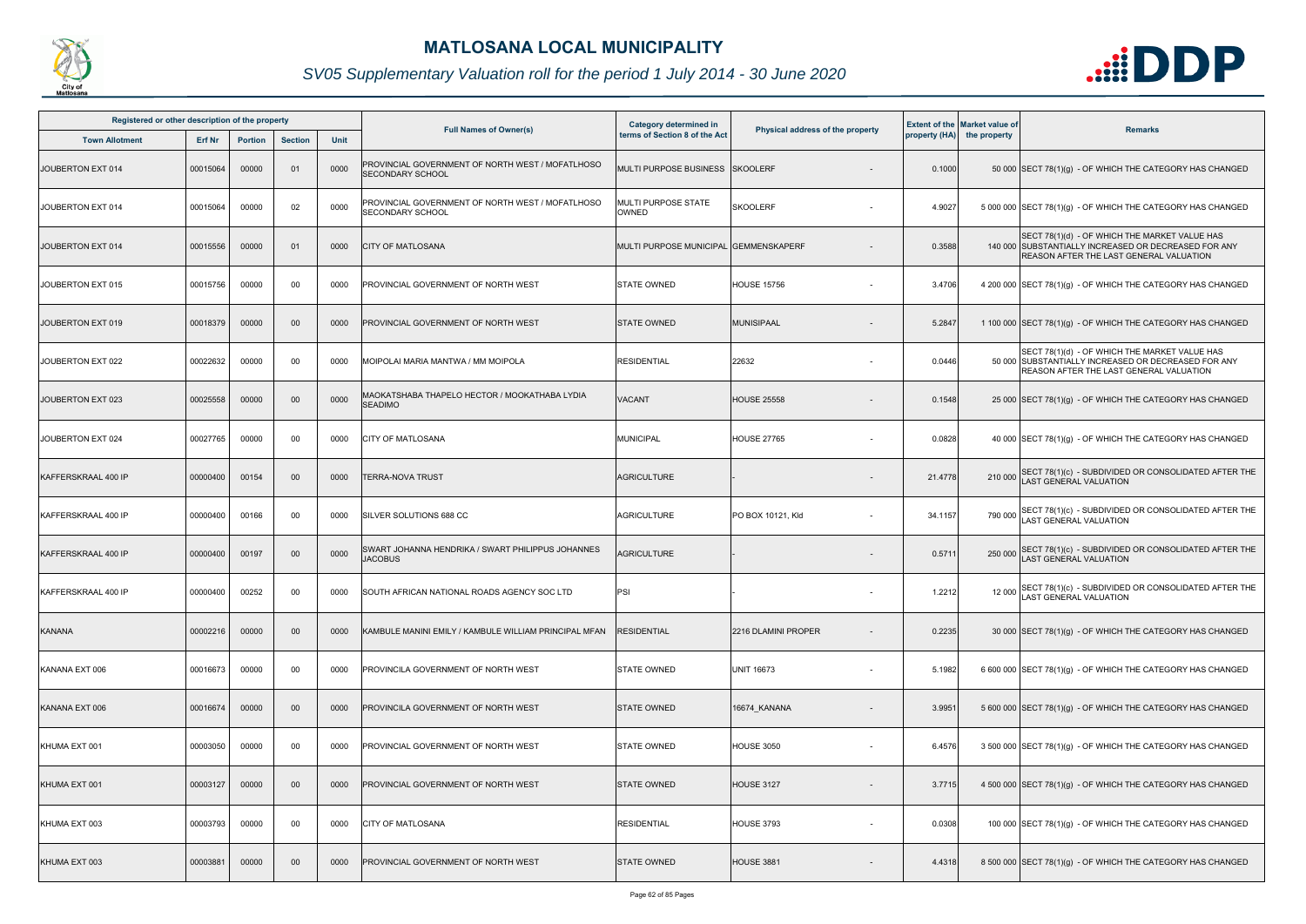# MATLOSANA LOCAL MUNICIPALITY

*SV05 Supplementary Valuation roll for the period 1 July 2014 - 30 June 2020*

| Registered or other description of the property | | | | | Full Names of Owner(s) | Category determined in terms of Section 8 of the Act | Physical address of the property | Extent of the property (HA) | Market value of the property | Remarks |
|---|---|---|---|---|---|---|---|---|---|---|
| Town Allotment | Erf Nr | Portion | Section | Unit | | | | | | |
| JOUBERTON EXT 014 | 00015064 | 00000 | 01 | 0000 | PROVINCIAL GOVERNMENT OF NORTH WEST / MOFATLHOSO SECONDARY SCHOOL | MULTI PURPOSE BUSINESS | SKOOLERF - | 0.1000 | 50 000 | SECT 78(1)(g) - OF WHICH THE CATEGORY HAS CHANGED |
| JOUBERTON EXT 014 | 00015064 | 00000 | 02 | 0000 | PROVINCIAL GOVERNMENT OF NORTH WEST / MOFATLHOSO SECONDARY SCHOOL | MULTI PURPOSE STATE OWNED | SKOOLERF - | 4.9027 | 5 000 000 | SECT 78(1)(g) - OF WHICH THE CATEGORY HAS CHANGED |
| JOUBERTON EXT 014 | 00015556 | 00000 | 01 | 0000 | CITY OF MATLOSANA | MULTI PURPOSE MUNICIPAL | GEMMENSKAPERF - | 0.3588 | 140 000 | SECT 78(1)(d) - OF WHICH THE MARKET VALUE HAS SUBSTANTIALLY INCREASED OR DECREASED FOR ANY REASON AFTER THE LAST GENERAL VALUATION |
| JOUBERTON EXT 015 | 00015756 | 00000 | 00 | 0000 | PROVINCIAL GOVERNMENT OF NORTH WEST | STATE OWNED | HOUSE 15756 - | 3.4706 | 4 200 000 | SECT 78(1)(g) - OF WHICH THE CATEGORY HAS CHANGED |
| JOUBERTON EXT 019 | 00018379 | 00000 | 00 | 0000 | PROVINCIAL GOVERNMENT OF NORTH WEST | STATE OWNED | MUNISIPAAL - | 5.2847 | 1 100 000 | SECT 78(1)(g) - OF WHICH THE CATEGORY HAS CHANGED |
| JOUBERTON EXT 022 | 00022632 | 00000 | 00 | 0000 | MOIPOLAI MARIA MANTWA / MM MOIPOLA | RESIDENTIAL | 22632 - | 0.0446 | 50 000 | SECT 78(1)(d) - OF WHICH THE MARKET VALUE HAS SUBSTANTIALLY INCREASED OR DECREASED FOR ANY REASON AFTER THE LAST GENERAL VALUATION |
| JOUBERTON EXT 023 | 00025558 | 00000 | 00 | 0000 | MAOKATSHABA THAPELO HECTOR / MOOKATHABA LYDIA SEADIMO | VACANT | HOUSE 25558 - | 0.1548 | 25 000 | SECT 78(1)(g) - OF WHICH THE CATEGORY HAS CHANGED |
| JOUBERTON EXT 024 | 00027765 | 00000 | 00 | 0000 | CITY OF MATLOSANA | MUNICIPAL | HOUSE 27765 - | 0.0828 | 40 000 | SECT 78(1)(g) - OF WHICH THE CATEGORY HAS CHANGED |
| KAFFERSKRAAL 400 IP | 00000400 | 00154 | 00 | 0000 | TERRA-NOVA TRUST | AGRICULTURE | - - | 21.4778 | 210 000 | SECT 78(1)(c) - SUBDIVIDED OR CONSOLIDATED AFTER THE LAST GENERAL VALUATION |
| KAFFERSKRAAL 400 IP | 00000400 | 00166 | 00 | 0000 | SILVER SOLUTIONS 688 CC | AGRICULTURE | PO BOX 10121, Kld - | 34.1157 | 790 000 | SECT 78(1)(c) - SUBDIVIDED OR CONSOLIDATED AFTER THE LAST GENERAL VALUATION |
| KAFFERSKRAAL 400 IP | 00000400 | 00197 | 00 | 0000 | SWART JOHANNA HENDRIKA / SWART PHILIPPUS JOHANNES JACOBUS | AGRICULTURE | - - | 0.5711 | 250 000 | SECT 78(1)(c) - SUBDIVIDED OR CONSOLIDATED AFTER THE LAST GENERAL VALUATION |
| KAFFERSKRAAL 400 IP | 00000400 | 00252 | 00 | 0000 | SOUTH AFRICAN NATIONAL ROADS AGENCY SOC LTD | PSI | - - | 1.2212 | 12 000 | SECT 78(1)(c) - SUBDIVIDED OR CONSOLIDATED AFTER THE LAST GENERAL VALUATION |
| KANANA | 00002216 | 00000 | 00 | 0000 | KAMBULE MANINI EMILY / KAMBULE WILLIAM PRINCIPAL MFAN | RESIDENTIAL | 2216 DLAMINI PROPER - | 0.2235 | 30 000 | SECT 78(1)(g) - OF WHICH THE CATEGORY HAS CHANGED |
| KANANA EXT 006 | 00016673 | 00000 | 00 | 0000 | PROVINCILA GOVERNMENT OF NORTH WEST | STATE OWNED | UNIT 16673 - | 5.1982 | 6 600 000 | SECT 78(1)(g) - OF WHICH THE CATEGORY HAS CHANGED |
| KANANA EXT 006 | 00016674 | 00000 | 00 | 0000 | PROVINCILA GOVERNMENT OF NORTH WEST | STATE OWNED | 16674_KANANA - | 3.9951 | 5 600 000 | SECT 78(1)(g) - OF WHICH THE CATEGORY HAS CHANGED |
| KHUMA EXT 001 | 00003050 | 00000 | 00 | 0000 | PROVINCIAL GOVERNMENT OF NORTH WEST | STATE OWNED | HOUSE 3050 - | 6.4576 | 3 500 000 | SECT 78(1)(g) - OF WHICH THE CATEGORY HAS CHANGED |
| KHUMA EXT 001 | 00003127 | 00000 | 00 | 0000 | PROVINCIAL GOVERNMENT OF NORTH WEST | STATE OWNED | HOUSE 3127 - | 3.7715 | 4 500 000 | SECT 78(1)(g) - OF WHICH THE CATEGORY HAS CHANGED |
| KHUMA EXT 003 | 00003793 | 00000 | 00 | 0000 | CITY OF MATLOSANA | RESIDENTIAL | HOUSE 3793 - | 0.0308 | 100 000 | SECT 78(1)(g) - OF WHICH THE CATEGORY HAS CHANGED |
| KHUMA EXT 003 | 00003881 | 00000 | 00 | 0000 | PROVINCIAL GOVERNMENT OF NORTH WEST | STATE OWNED | HOUSE 3881 - | 4.4318 | 8 500 000 | SECT 78(1)(g) - OF WHICH THE CATEGORY HAS CHANGED |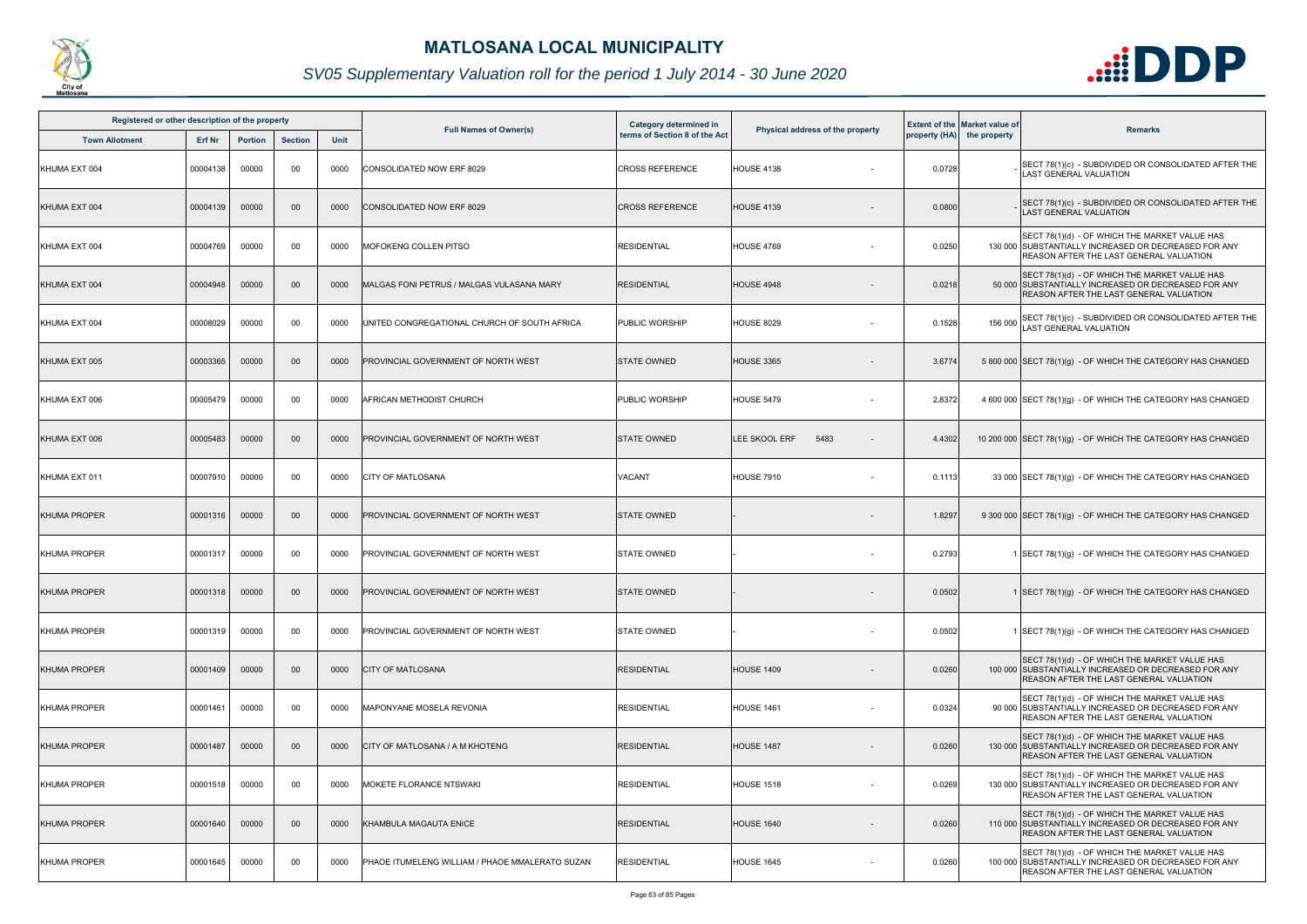# MATLOSANA LOCAL MUNICIPALITY

*SV05 Supplementary Valuation roll for the period 1 July 2014 - 30 June 2020*

| Registered or other description of the property | | | | | Full Names of Owner(s) | Category determined in terms of Section 8 of the Act | Physical address of the property | Extent of the property (HA) | Market value of the property | Remarks |
|---|---|---|---|---|---|---|---|---|---|---|
| Town Allotment | Erf Nr | Portion | Section | Unit | | | | | | |
| KHUMA EXT 004 | 00004138 | 00000 | 00 | 0000 | CONSOLIDATED NOW ERF 8029 | CROSS REFERENCE | HOUSE 4138 - | 0.0728 | - | SECT 78(1)(c) - SUBDIVIDED OR CONSOLIDATED AFTER THE LAST GENERAL VALUATION |
| KHUMA EXT 004 | 00004139 | 00000 | 00 | 0000 | CONSOLIDATED NOW ERF 8029 | CROSS REFERENCE | HOUSE 4139 - | 0.0800 | - | SECT 78(1)(c) - SUBDIVIDED OR CONSOLIDATED AFTER THE LAST GENERAL VALUATION |
| KHUMA EXT 004 | 00004769 | 00000 | 00 | 0000 | MOFOKENG COLLEN PITSO | RESIDENTIAL | HOUSE 4769 - | 0.0250 | 130 000 | SECT 78(1)(d) - OF WHICH THE MARKET VALUE HAS SUBSTANTIALLY INCREASED OR DECREASED FOR ANY REASON AFTER THE LAST GENERAL VALUATION |
| KHUMA EXT 004 | 00004948 | 00000 | 00 | 0000 | MALGAS FONI PETRUS / MALGAS VULASANA MARY | RESIDENTIAL | HOUSE 4948 - | 0.0218 | 50 000 | SECT 78(1)(d) - OF WHICH THE MARKET VALUE HAS SUBSTANTIALLY INCREASED OR DECREASED FOR ANY REASON AFTER THE LAST GENERAL VALUATION |
| KHUMA EXT 004 | 00008029 | 00000 | 00 | 0000 | UNITED CONGREGATIONAL CHURCH OF SOUTH AFRICA | PUBLIC WORSHIP | HOUSE 8029 - | 0.1528 | 156 000 | SECT 78(1)(c) - SUBDIVIDED OR CONSOLIDATED AFTER THE LAST GENERAL VALUATION |
| KHUMA EXT 005 | 00003365 | 00000 | 00 | 0000 | PROVINCIAL GOVERNMENT OF NORTH WEST | STATE OWNED | HOUSE 3365 - | 3.6774 | 5 800 000 | SECT 78(1)(g) - OF WHICH THE CATEGORY HAS CHANGED |
| KHUMA EXT 006 | 00005479 | 00000 | 00 | 0000 | AFRICAN METHODIST CHURCH | PUBLIC WORSHIP | HOUSE 5479 - | 2.8372 | 4 600 000 | SECT 78(1)(g) - OF WHICH THE CATEGORY HAS CHANGED |
| KHUMA EXT 006 | 00005483 | 00000 | 00 | 0000 | PROVINCIAL GOVERNMENT OF NORTH WEST | STATE OWNED | LEE SKOOL ERF 5483 - | 4.4302 | 10 200 000 | SECT 78(1)(g) - OF WHICH THE CATEGORY HAS CHANGED |
| KHUMA EXT 011 | 00007910 | 00000 | 00 | 0000 | CITY OF MATLOSANA | VACANT | HOUSE 7910 - | 0.1113 | 33 000 | SECT 78(1)(g) - OF WHICH THE CATEGORY HAS CHANGED |
| KHUMA PROPER | 00001316 | 00000 | 00 | 0000 | PROVINCIAL GOVERNMENT OF NORTH WEST | STATE OWNED | - - | 1.8297 | 9 300 000 | SECT 78(1)(g) - OF WHICH THE CATEGORY HAS CHANGED |
| KHUMA PROPER | 00001317 | 00000 | 00 | 0000 | PROVINCIAL GOVERNMENT OF NORTH WEST | STATE OWNED | - - | 0.2793 | 1 | SECT 78(1)(g) - OF WHICH THE CATEGORY HAS CHANGED |
| KHUMA PROPER | 00001318 | 00000 | 00 | 0000 | PROVINCIAL GOVERNMENT OF NORTH WEST | STATE OWNED | - - | 0.0502 | 1 | SECT 78(1)(g) - OF WHICH THE CATEGORY HAS CHANGED |
| KHUMA PROPER | 00001319 | 00000 | 00 | 0000 | PROVINCIAL GOVERNMENT OF NORTH WEST | STATE OWNED | - - | 0.0502 | 1 | SECT 78(1)(g) - OF WHICH THE CATEGORY HAS CHANGED |
| KHUMA PROPER | 00001409 | 00000 | 00 | 0000 | CITY OF MATLOSANA | RESIDENTIAL | HOUSE 1409 - | 0.0260 | 100 000 | SECT 78(1)(d) - OF WHICH THE MARKET VALUE HAS SUBSTANTIALLY INCREASED OR DECREASED FOR ANY REASON AFTER THE LAST GENERAL VALUATION |
| KHUMA PROPER | 00001461 | 00000 | 00 | 0000 | MAPONYANE MOSELA REVONIA | RESIDENTIAL | HOUSE 1461 - | 0.0324 | 90 000 | SECT 78(1)(d) - OF WHICH THE MARKET VALUE HAS SUBSTANTIALLY INCREASED OR DECREASED FOR ANY REASON AFTER THE LAST GENERAL VALUATION |
| KHUMA PROPER | 00001487 | 00000 | 00 | 0000 | CITY OF MATLOSANA / A M KHOTENG | RESIDENTIAL | HOUSE 1487 - | 0.0260 | 130 000 | SECT 78(1)(d) - OF WHICH THE MARKET VALUE HAS SUBSTANTIALLY INCREASED OR DECREASED FOR ANY REASON AFTER THE LAST GENERAL VALUATION |
| KHUMA PROPER | 00001518 | 00000 | 00 | 0000 | MOKETE FLORANCE NTSWAKI | RESIDENTIAL | HOUSE 1518 - | 0.0269 | 130 000 | SECT 78(1)(d) - OF WHICH THE MARKET VALUE HAS SUBSTANTIALLY INCREASED OR DECREASED FOR ANY REASON AFTER THE LAST GENERAL VALUATION |
| KHUMA PROPER | 00001640 | 00000 | 00 | 0000 | KHAMBULA MAGAUTA ENICE | RESIDENTIAL | HOUSE 1640 - | 0.0260 | 110 000 | SECT 78(1)(d) - OF WHICH THE MARKET VALUE HAS SUBSTANTIALLY INCREASED OR DECREASED FOR ANY REASON AFTER THE LAST GENERAL VALUATION |
| KHUMA PROPER | 00001645 | 00000 | 00 | 0000 | PHAOE ITUMELENG WILLIAM / PHAOE MMALERATO SUZAN | RESIDENTIAL | HOUSE 1645 - | 0.0260 | 100 000 | SECT 78(1)(d) - OF WHICH THE MARKET VALUE HAS SUBSTANTIALLY INCREASED OR DECREASED FOR ANY REASON AFTER THE LAST GENERAL VALUATION |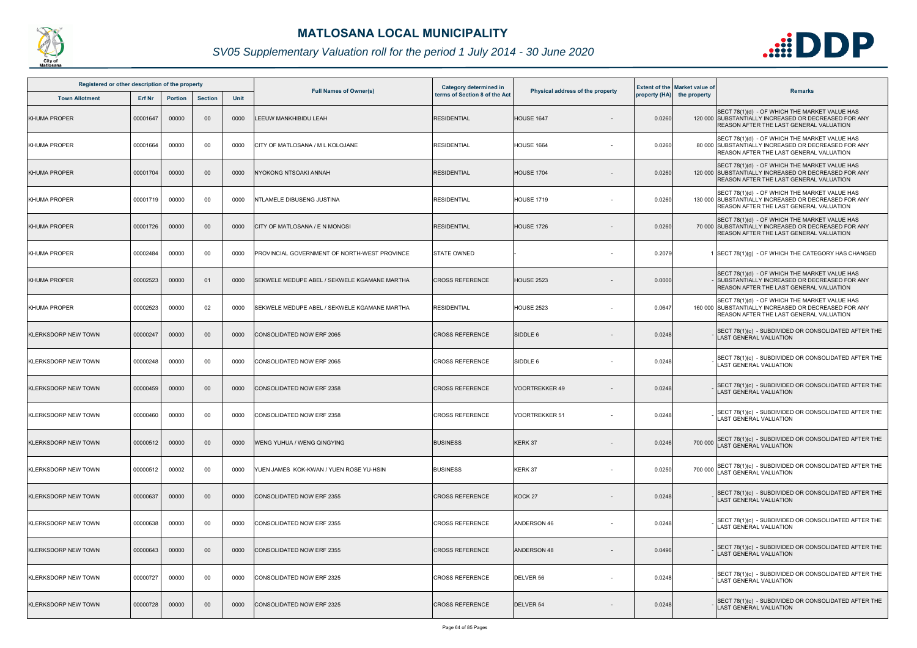# MATLOSANA LOCAL MUNICIPALITY

## SV05 Supplementary Valuation roll for the period 1 July 2014 - 30 June 2020

| Registered or other description of the property | | | | | Full Names of Owner(s) | Category determined in terms of Section 8 of the Act | Physical address of the property | Extent of the property (HA) | Market value of the property | Remarks |
|---|---|---|---|---|---|---|---|---|---|---|
| Town Allotment | Erf Nr | Portion | Section | Unit | | | | | | |
| KHUMA PROPER | 00001647 | 00000 | 00 | 0000 | LEEUW MANKHIBIDU LEAH | RESIDENTIAL | HOUSE 1647 - | 0.0260 | 120 000 | SECT 78(1)(d) - OF WHICH THE MARKET VALUE HAS SUBSTANTIALLY INCREASED OR DECREASED FOR ANY REASON AFTER THE LAST GENERAL VALUATION |
| KHUMA PROPER | 00001664 | 00000 | 00 | 0000 | CITY OF MATLOSANA / M L KOLOJANE | RESIDENTIAL | HOUSE 1664 - | 0.0260 | 80 000 | SECT 78(1)(d) - OF WHICH THE MARKET VALUE HAS SUBSTANTIALLY INCREASED OR DECREASED FOR ANY REASON AFTER THE LAST GENERAL VALUATION |
| KHUMA PROPER | 00001704 | 00000 | 00 | 0000 | NYOKONG NTSOAKI ANNAH | RESIDENTIAL | HOUSE 1704 - | 0.0260 | 120 000 | SECT 78(1)(d) - OF WHICH THE MARKET VALUE HAS SUBSTANTIALLY INCREASED OR DECREASED FOR ANY REASON AFTER THE LAST GENERAL VALUATION |
| KHUMA PROPER | 00001719 | 00000 | 00 | 0000 | NTLAMELE DIBUSENG JUSTINA | RESIDENTIAL | HOUSE 1719 - | 0.0260 | 130 000 | SECT 78(1)(d) - OF WHICH THE MARKET VALUE HAS SUBSTANTIALLY INCREASED OR DECREASED FOR ANY REASON AFTER THE LAST GENERAL VALUATION |
| KHUMA PROPER | 00001726 | 00000 | 00 | 0000 | CITY OF MATLOSANA / E N MONOSI | RESIDENTIAL | HOUSE 1726 - | 0.0260 | 70 000 | SECT 78(1)(d) - OF WHICH THE MARKET VALUE HAS SUBSTANTIALLY INCREASED OR DECREASED FOR ANY REASON AFTER THE LAST GENERAL VALUATION |
| KHUMA PROPER | 00002484 | 00000 | 00 | 0000 | PROVINCIAL GOVERNMENT OF NORTH-WEST PROVINCE | STATE OWNED | - - | 0.2079 | 1 | SECT 78(1)(g) - OF WHICH THE CATEGORY HAS CHANGED |
| KHUMA PROPER | 00002523 | 00000 | 01 | 0000 | SEKWELE MEDUPE ABEL / SEKWELE KGAMANE MARTHA | CROSS REFERENCE | HOUSE 2523 - | 0.0000 | - | SECT 78(1)(d) - OF WHICH THE MARKET VALUE HAS SUBSTANTIALLY INCREASED OR DECREASED FOR ANY REASON AFTER THE LAST GENERAL VALUATION |
| KHUMA PROPER | 00002523 | 00000 | 02 | 0000 | SEKWELE MEDUPE ABEL / SEKWELE KGAMANE MARTHA | RESIDENTIAL | HOUSE 2523 - | 0.0647 | 160 000 | SECT 78(1)(d) - OF WHICH THE MARKET VALUE HAS SUBSTANTIALLY INCREASED OR DECREASED FOR ANY REASON AFTER THE LAST GENERAL VALUATION |
| KLERKSDORP NEW TOWN | 00000247 | 00000 | 00 | 0000 | CONSOLIDATED NOW ERF 2065 | CROSS REFERENCE | SIDDLE 6 - | 0.0248 | - | SECT 78(1)(c) - SUBDIVIDED OR CONSOLIDATED AFTER THE LAST GENERAL VALUATION |
| KLERKSDORP NEW TOWN | 00000248 | 00000 | 00 | 0000 | CONSOLIDATED NOW ERF 2065 | CROSS REFERENCE | SIDDLE 6 - | 0.0248 | - | SECT 78(1)(c) - SUBDIVIDED OR CONSOLIDATED AFTER THE LAST GENERAL VALUATION |
| KLERKSDORP NEW TOWN | 00000459 | 00000 | 00 | 0000 | CONSOLIDATED NOW ERF 2358 | CROSS REFERENCE | VOORTREKKER 49 - | 0.0248 | - | SECT 78(1)(c) - SUBDIVIDED OR CONSOLIDATED AFTER THE LAST GENERAL VALUATION |
| KLERKSDORP NEW TOWN | 00000460 | 00000 | 00 | 0000 | CONSOLIDATED NOW ERF 2358 | CROSS REFERENCE | VOORTREKKER 51 - | 0.0248 | - | SECT 78(1)(c) - SUBDIVIDED OR CONSOLIDATED AFTER THE LAST GENERAL VALUATION |
| KLERKSDORP NEW TOWN | 00000512 | 00000 | 00 | 0000 | WENG YUHUA / WENG QINGYING | BUSINESS | KERK 37 - | 0.0246 | 700 000 | SECT 78(1)(c) - SUBDIVIDED OR CONSOLIDATED AFTER THE LAST GENERAL VALUATION |
| KLERKSDORP NEW TOWN | 00000512 | 00002 | 00 | 0000 | YUEN JAMES KOK-KWAN / YUEN ROSE YU-HSIN | BUSINESS | KERK 37 - | 0.0250 | 700 000 | SECT 78(1)(c) - SUBDIVIDED OR CONSOLIDATED AFTER THE LAST GENERAL VALUATION |
| KLERKSDORP NEW TOWN | 00000637 | 00000 | 00 | 0000 | CONSOLIDATED NOW ERF 2355 | CROSS REFERENCE | KOCK 27 - | 0.0248 | - | SECT 78(1)(c) - SUBDIVIDED OR CONSOLIDATED AFTER THE LAST GENERAL VALUATION |
| KLERKSDORP NEW TOWN | 00000638 | 00000 | 00 | 0000 | CONSOLIDATED NOW ERF 2355 | CROSS REFERENCE | ANDERSON 46 - | 0.0248 | - | SECT 78(1)(c) - SUBDIVIDED OR CONSOLIDATED AFTER THE LAST GENERAL VALUATION |
| KLERKSDORP NEW TOWN | 00000643 | 00000 | 00 | 0000 | CONSOLIDATED NOW ERF 2355 | CROSS REFERENCE | ANDERSON 48 - | 0.0496 | - | SECT 78(1)(c) - SUBDIVIDED OR CONSOLIDATED AFTER THE LAST GENERAL VALUATION |
| KLERKSDORP NEW TOWN | 00000727 | 00000 | 00 | 0000 | CONSOLIDATED NOW ERF 2325 | CROSS REFERENCE | DELVER 56 - | 0.0248 | - | SECT 78(1)(c) - SUBDIVIDED OR CONSOLIDATED AFTER THE LAST GENERAL VALUATION |
| KLERKSDORP NEW TOWN | 00000728 | 00000 | 00 | 0000 | CONSOLIDATED NOW ERF 2325 | CROSS REFERENCE | DELVER 54 - | 0.0248 | - | SECT 78(1)(c) - SUBDIVIDED OR CONSOLIDATED AFTER THE LAST GENERAL VALUATION |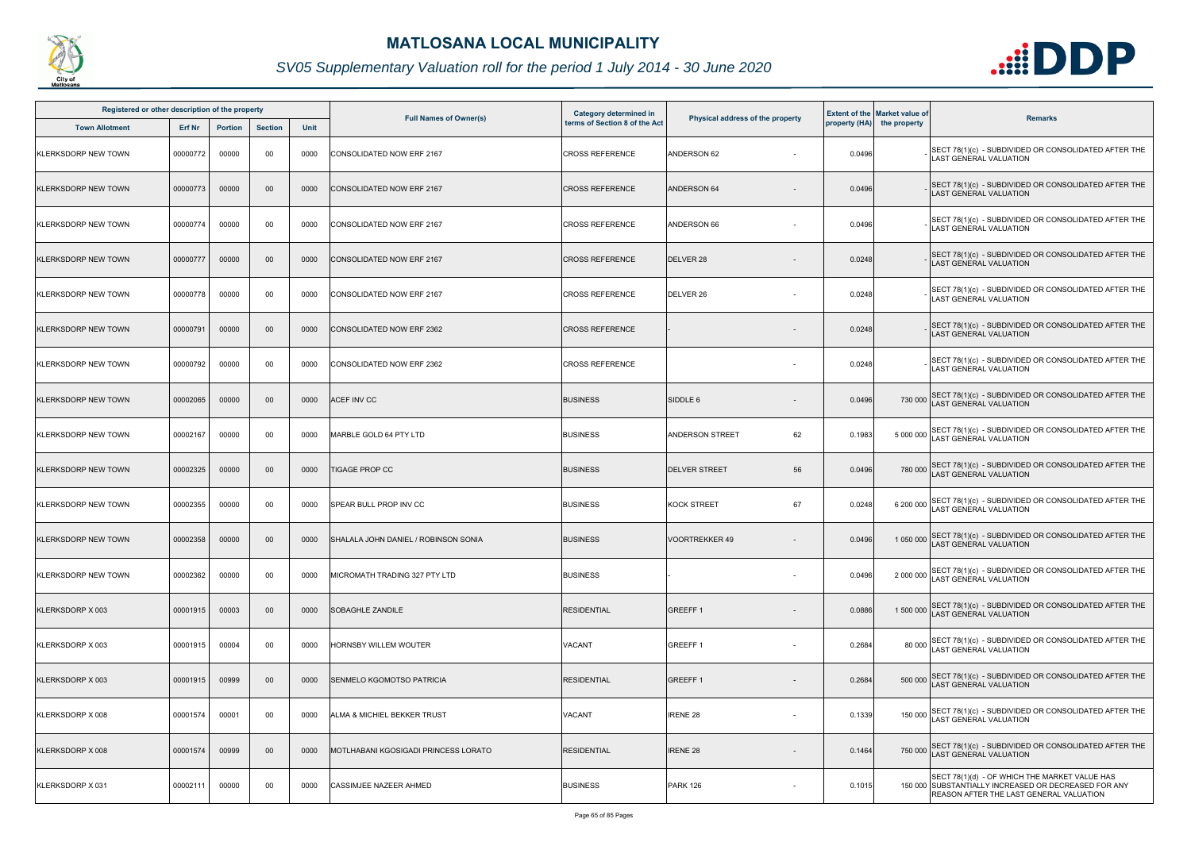# MATLOSANA LOCAL MUNICIPALITY

*SV05 Supplementary Valuation roll for the period 1 July 2014 - 30 June 2020*

| Registered or other description of the property | | | | | Full Names of Owner(s) | Category determined in terms of Section 8 of the Act | Physical address of the property | | Extent of the property (HA) | Market value of the property | Remarks |
|---|---|---|---|---|---|---|---|---|---|---|---|
| Town Allotment | Erf Nr | Portion | Section | Unit | | | | | | | |
| KLERKSDORP NEW TOWN | 00000772 | 00000 | 00 | 0000 | CONSOLIDATED NOW ERF 2167 | CROSS REFERENCE | ANDERSON 62 | - | 0.0496 | - | SECT 78(1)(c) - SUBDIVIDED OR CONSOLIDATED AFTER THE LAST GENERAL VALUATION |
| KLERKSDORP NEW TOWN | 00000773 | 00000 | 00 | 0000 | CONSOLIDATED NOW ERF 2167 | CROSS REFERENCE | ANDERSON 64 | - | 0.0496 | - | SECT 78(1)(c) - SUBDIVIDED OR CONSOLIDATED AFTER THE LAST GENERAL VALUATION |
| KLERKSDORP NEW TOWN | 00000774 | 00000 | 00 | 0000 | CONSOLIDATED NOW ERF 2167 | CROSS REFERENCE | ANDERSON 66 | - | 0.0496 | - | SECT 78(1)(c) - SUBDIVIDED OR CONSOLIDATED AFTER THE LAST GENERAL VALUATION |
| KLERKSDORP NEW TOWN | 00000777 | 00000 | 00 | 0000 | CONSOLIDATED NOW ERF 2167 | CROSS REFERENCE | DELVER 28 | - | 0.0248 | - | SECT 78(1)(c) - SUBDIVIDED OR CONSOLIDATED AFTER THE LAST GENERAL VALUATION |
| KLERKSDORP NEW TOWN | 00000778 | 00000 | 00 | 0000 | CONSOLIDATED NOW ERF 2167 | CROSS REFERENCE | DELVER 26 | - | 0.0248 | - | SECT 78(1)(c) - SUBDIVIDED OR CONSOLIDATED AFTER THE LAST GENERAL VALUATION |
| KLERKSDORP NEW TOWN | 00000791 | 00000 | 00 | 0000 | CONSOLIDATED NOW ERF 2362 | CROSS REFERENCE | - | - | 0.0248 | - | SECT 78(1)(c) - SUBDIVIDED OR CONSOLIDATED AFTER THE LAST GENERAL VALUATION |
| KLERKSDORP NEW TOWN | 00000792 | 00000 | 00 | 0000 | CONSOLIDATED NOW ERF 2362 | CROSS REFERENCE | | - | 0.0248 | - | SECT 78(1)(c) - SUBDIVIDED OR CONSOLIDATED AFTER THE LAST GENERAL VALUATION |
| KLERKSDORP NEW TOWN | 00002065 | 00000 | 00 | 0000 | ACEF INV CC | BUSINESS | SIDDLE 6 | - | 0.0496 | 730 000 | SECT 78(1)(c) - SUBDIVIDED OR CONSOLIDATED AFTER THE LAST GENERAL VALUATION |
| KLERKSDORP NEW TOWN | 00002167 | 00000 | 00 | 0000 | MARBLE GOLD 64 PTY LTD | BUSINESS | ANDERSON STREET | 62 | 0.1983 | 5 000 000 | SECT 78(1)(c) - SUBDIVIDED OR CONSOLIDATED AFTER THE LAST GENERAL VALUATION |
| KLERKSDORP NEW TOWN | 00002325 | 00000 | 00 | 0000 | TIGAGE PROP CC | BUSINESS | DELVER STREET | 56 | 0.0496 | 780 000 | SECT 78(1)(c) - SUBDIVIDED OR CONSOLIDATED AFTER THE LAST GENERAL VALUATION |
| KLERKSDORP NEW TOWN | 00002355 | 00000 | 00 | 0000 | SPEAR BULL PROP INV CC | BUSINESS | KOCK STREET | 67 | 0.0248 | 6 200 000 | SECT 78(1)(c) - SUBDIVIDED OR CONSOLIDATED AFTER THE LAST GENERAL VALUATION |
| KLERKSDORP NEW TOWN | 00002358 | 00000 | 00 | 0000 | SHALALA JOHN DANIEL / ROBINSON SONIA | BUSINESS | VOORTREKKER 49 | - | 0.0496 | 1 050 000 | SECT 78(1)(c) - SUBDIVIDED OR CONSOLIDATED AFTER THE LAST GENERAL VALUATION |
| KLERKSDORP NEW TOWN | 00002362 | 00000 | 00 | 0000 | MICROMATH TRADING 327 PTY LTD | BUSINESS | - | - | 0.0496 | 2 000 000 | SECT 78(1)(c) - SUBDIVIDED OR CONSOLIDATED AFTER THE LAST GENERAL VALUATION |
| KLERKSDORP X 003 | 00001915 | 00003 | 00 | 0000 | SOBAGHLE ZANDILE | RESIDENTIAL | GREEFF 1 | - | 0.0886 | 1 500 000 | SECT 78(1)(c) - SUBDIVIDED OR CONSOLIDATED AFTER THE LAST GENERAL VALUATION |
| KLERKSDORP X 003 | 00001915 | 00004 | 00 | 0000 | HORNSBY WILLEM WOUTER | VACANT | GREEFF 1 | - | 0.2684 | 80 000 | SECT 78(1)(c) - SUBDIVIDED OR CONSOLIDATED AFTER THE LAST GENERAL VALUATION |
| KLERKSDORP X 003 | 00001915 | 00999 | 00 | 0000 | SENMELO KGOMOTSO PATRICIA | RESIDENTIAL | GREEFF 1 | - | 0.2684 | 500 000 | SECT 78(1)(c) - SUBDIVIDED OR CONSOLIDATED AFTER THE LAST GENERAL VALUATION |
| KLERKSDORP X 008 | 00001574 | 00001 | 00 | 0000 | ALMA & MICHIEL BEKKER TRUST | VACANT | IRENE 28 | - | 0.1339 | 150 000 | SECT 78(1)(c) - SUBDIVIDED OR CONSOLIDATED AFTER THE LAST GENERAL VALUATION |
| KLERKSDORP X 008 | 00001574 | 00999 | 00 | 0000 | MOTLHABANI KGOSIGADI PRINCESS LORATO | RESIDENTIAL | IRENE 28 | - | 0.1464 | 750 000 | SECT 78(1)(c) - SUBDIVIDED OR CONSOLIDATED AFTER THE LAST GENERAL VALUATION |
| KLERKSDORP X 031 | 00002111 | 00000 | 00 | 0000 | CASSIMJEE NAZEER AHMED | BUSINESS | PARK 126 | - | 0.1015 | 150 000 | SECT 78(1)(d) - OF WHICH THE MARKET VALUE HAS SUBSTANTIALLY INCREASED OR DECREASED FOR ANY REASON AFTER THE LAST GENERAL VALUATION |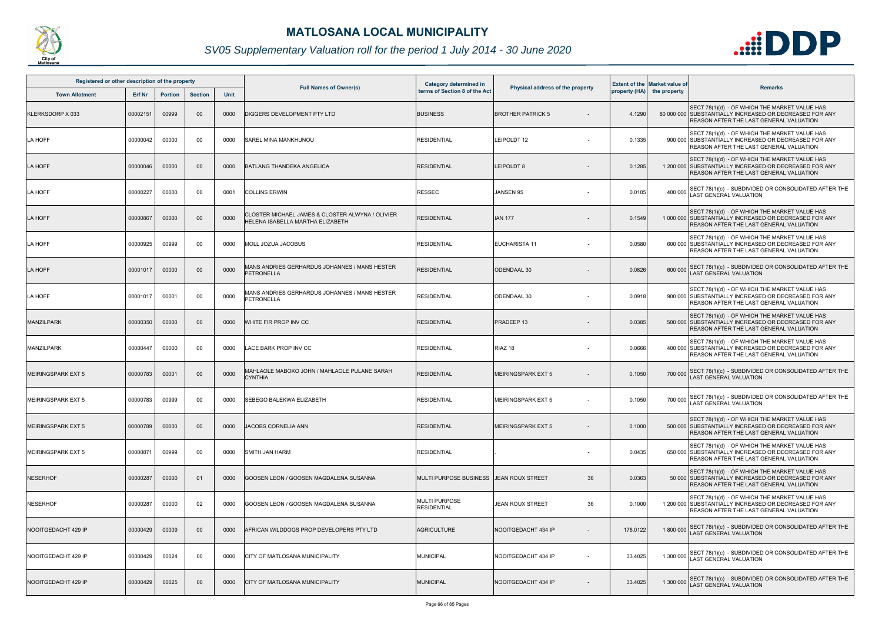# MATLOSANA LOCAL MUNICIPALITY

*SV05 Supplementary Valuation roll for the period 1 July 2014 - 30 June 2020*

| Registered or other description of the property | | | | | Full Names of Owner(s) | Category determined in terms of Section 8 of the Act | Physical address of the property | | Extent of the property (HA) | Market value of the property | Remarks |
|---|---|---|---|---|---|---|---|---|---|---|---|
| Town Allotment | Erf Nr | Portion | Section | Unit | | | | | | | |
| KLERKSDORP X 033 | 00002151 | 00999 | 00 | 0000 | DIGGERS DEVELOPMENT PTY LTD | BUSINESS | BROTHER PATRICK 5 | - | 4.1290 | 80 000 000 | SECT 78(1)(d) - OF WHICH THE MARKET VALUE HAS SUBSTANTIALLY INCREASED OR DECREASED FOR ANY REASON AFTER THE LAST GENERAL VALUATION |
| LA HOFF | 00000042 | 00000 | 00 | 0000 | SAREL MINA MANKHUNOU | RESIDENTIAL | LEIPOLDT 12 | - | 0.1335 | 900 000 | SECT 78(1)(d) - OF WHICH THE MARKET VALUE HAS SUBSTANTIALLY INCREASED OR DECREASED FOR ANY REASON AFTER THE LAST GENERAL VALUATION |
| LA HOFF | 00000046 | 00000 | 00 | 0000 | BATLANG THANDEKA ANGELICA | RESIDENTIAL | LEIPOLDT 8 | - | 0.1285 | 1 200 000 | SECT 78(1)(d) - OF WHICH THE MARKET VALUE HAS SUBSTANTIALLY INCREASED OR DECREASED FOR ANY REASON AFTER THE LAST GENERAL VALUATION |
| LA HOFF | 00000227 | 00000 | 00 | 0001 | COLLINS ERWIN | RESSEC | JANSEN 95 | - | 0.0105 | 400 000 | SECT 78(1)(c) - SUBDIVIDED OR CONSOLIDATED AFTER THE LAST GENERAL VALUATION |
| LA HOFF | 00000867 | 00000 | 00 | 0000 | CLOSTER MICHAEL JAMES & CLOSTER ALWYNA / OLIVIER HELENA ISABELLA MARTHA ELIZABETH | RESIDENTIAL | IAN 177 | - | 0.1549 | 1 000 000 | SECT 78(1)(d) - OF WHICH THE MARKET VALUE HAS SUBSTANTIALLY INCREASED OR DECREASED FOR ANY REASON AFTER THE LAST GENERAL VALUATION |
| LA HOFF | 00000925 | 00999 | 00 | 0000 | MOLL JOZUA JACOBUS | RESIDENTIAL | EUCHARISTA 11 | - | 0.0580 | 600 000 | SECT 78(1)(d) - OF WHICH THE MARKET VALUE HAS SUBSTANTIALLY INCREASED OR DECREASED FOR ANY REASON AFTER THE LAST GENERAL VALUATION |
| LA HOFF | 00001017 | 00000 | 00 | 0000 | MANS ANDRIES GERHARDUS JOHANNES / MANS HESTER PETRONELLA | RESIDENTIAL | ODENDAAL 30 | - | 0.0826 | 600 000 | SECT 78(1)(c) - SUBDIVIDED OR CONSOLIDATED AFTER THE LAST GENERAL VALUATION |
| LA HOFF | 00001017 | 00001 | 00 | 0000 | MANS ANDRIES GERHARDUS JOHANNES / MANS HESTER PETRONELLA | RESIDENTIAL | ODENDAAL 30 | - | 0.0918 | 900 000 | SECT 78(1)(d) - OF WHICH THE MARKET VALUE HAS SUBSTANTIALLY INCREASED OR DECREASED FOR ANY REASON AFTER THE LAST GENERAL VALUATION |
| MANZILPARK | 00000350 | 00000 | 00 | 0000 | WHITE FIR PROP INV CC | RESIDENTIAL | PRADEEP 13 | - | 0.0385 | 500 000 | SECT 78(1)(d) - OF WHICH THE MARKET VALUE HAS SUBSTANTIALLY INCREASED OR DECREASED FOR ANY REASON AFTER THE LAST GENERAL VALUATION |
| MANZILPARK | 00000447 | 00000 | 00 | 0000 | LACE BARK PROP INV CC | RESIDENTIAL | RIAZ 18 | - | 0.0666 | 400 000 | SECT 78(1)(d) - OF WHICH THE MARKET VALUE HAS SUBSTANTIALLY INCREASED OR DECREASED FOR ANY REASON AFTER THE LAST GENERAL VALUATION |
| MEIRINGSPARK EXT 5 | 00000783 | 00001 | 00 | 0000 | MAHLAOLE MABOKO JOHN / MAHLAOLE PULANE SARAH CYNTHIA | RESIDENTIAL | MEIRINGSPARK EXT 5 | - | 0.1050 | 700 000 | SECT 78(1)(c) - SUBDIVIDED OR CONSOLIDATED AFTER THE LAST GENERAL VALUATION |
| MEIRINGSPARK EXT 5 | 00000783 | 00999 | 00 | 0000 | SEBEGO BALEKWA ELIZABETH | RESIDENTIAL | MEIRINGSPARK EXT 5 | - | 0.1050 | 700 000 | SECT 78(1)(c) - SUBDIVIDED OR CONSOLIDATED AFTER THE LAST GENERAL VALUATION |
| MEIRINGSPARK EXT 5 | 00000789 | 00000 | 00 | 0000 | JACOBS CORNELIA ANN | RESIDENTIAL | MEIRINGSPARK EXT 5 | - | 0.1000 | 500 000 | SECT 78(1)(d) - OF WHICH THE MARKET VALUE HAS SUBSTANTIALLY INCREASED OR DECREASED FOR ANY REASON AFTER THE LAST GENERAL VALUATION |
| MEIRINGSPARK EXT 5 | 00000871 | 00999 | 00 | 0000 | SMITH JAN HARM | RESIDENTIAL | . | - | 0.0435 | 650 000 | SECT 78(1)(d) - OF WHICH THE MARKET VALUE HAS SUBSTANTIALLY INCREASED OR DECREASED FOR ANY REASON AFTER THE LAST GENERAL VALUATION |
| NESERHOF | 00000287 | 00000 | 01 | 0000 | GOOSEN LEON / GOOSEN MAGDALENA SUSANNA | MULTI PURPOSE BUSINESS | JEAN ROUX STREET | 36 | 0.0363 | 50 000 | SECT 78(1)(d) - OF WHICH THE MARKET VALUE HAS SUBSTANTIALLY INCREASED OR DECREASED FOR ANY REASON AFTER THE LAST GENERAL VALUATION |
| NESERHOF | 00000287 | 00000 | 02 | 0000 | GOOSEN LEON / GOOSEN MAGDALENA SUSANNA | MULTI PURPOSE RESIDENTIAL | JEAN ROUX STREET | 36 | 0.1000 | 1 200 000 | SECT 78(1)(d) - OF WHICH THE MARKET VALUE HAS SUBSTANTIALLY INCREASED OR DECREASED FOR ANY REASON AFTER THE LAST GENERAL VALUATION |
| NOOITGEDACHT 429 IP | 00000429 | 00009 | 00 | 0000 | AFRICAN WILDDOGS PROP DEVELOPERS PTY LTD | AGRICULTURE | NOOITGEDACHT 434 IP | - | 176.0122 | 1 800 000 | SECT 78(1)(c) - SUBDIVIDED OR CONSOLIDATED AFTER THE LAST GENERAL VALUATION |
| NOOITGEDACHT 429 IP | 00000429 | 00024 | 00 | 0000 | CITY OF MATLOSANA MUNICIPALITY | MUNICIPAL | NOOITGEDACHT 434 IP | - | 33.4025 | 1 300 000 | SECT 78(1)(c) - SUBDIVIDED OR CONSOLIDATED AFTER THE LAST GENERAL VALUATION |
| NOOITGEDACHT 429 IP | 00000429 | 00025 | 00 | 0000 | CITY OF MATLOSANA MUNICIPALITY | MUNICIPAL | NOOITGEDACHT 434 IP | - | 33.4025 | 1 300 000 | SECT 78(1)(c) - SUBDIVIDED OR CONSOLIDATED AFTER THE LAST GENERAL VALUATION |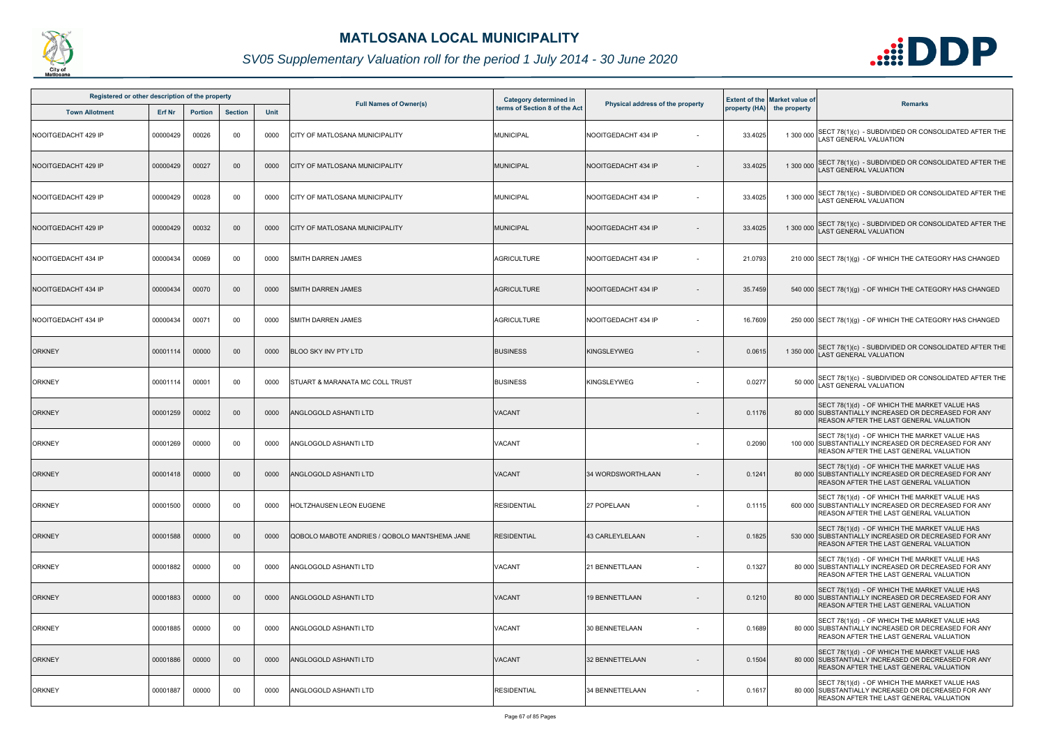# MATLOSANA LOCAL MUNICIPALITY

## SV05 Supplementary Valuation roll for the period 1 July 2014 - 30 June 2020

| Registered or other description of the property | | | | | Full Names of Owner(s) | Category determined in terms of Section 8 of the Act | Physical address of the property | Extent of the property (HA) | Market value of the property | Remarks |
|---|---|---|---|---|---|---|---|---|---|---|
| Town Allotment | Erf Nr | Portion | Section | Unit | | | | | | |
| NOOITGEDACHT 429 IP | 00000429 | 00026 | 00 | 0000 | CITY OF MATLOSANA MUNICIPALITY | MUNICIPAL | NOOITGEDACHT 434 IP - | 33.4025 | 1 300 000 | SECT 78(1)(c) - SUBDIVIDED OR CONSOLIDATED AFTER THE LAST GENERAL VALUATION |
| NOOITGEDACHT 429 IP | 00000429 | 00027 | 00 | 0000 | CITY OF MATLOSANA MUNICIPALITY | MUNICIPAL | NOOITGEDACHT 434 IP - | 33.4025 | 1 300 000 | SECT 78(1)(c) - SUBDIVIDED OR CONSOLIDATED AFTER THE LAST GENERAL VALUATION |
| NOOITGEDACHT 429 IP | 00000429 | 00028 | 00 | 0000 | CITY OF MATLOSANA MUNICIPALITY | MUNICIPAL | NOOITGEDACHT 434 IP - | 33.4025 | 1 300 000 | SECT 78(1)(c) - SUBDIVIDED OR CONSOLIDATED AFTER THE LAST GENERAL VALUATION |
| NOOITGEDACHT 429 IP | 00000429 | 00032 | 00 | 0000 | CITY OF MATLOSANA MUNICIPALITY | MUNICIPAL | NOOITGEDACHT 434 IP - | 33.4025 | 1 300 000 | SECT 78(1)(c) - SUBDIVIDED OR CONSOLIDATED AFTER THE LAST GENERAL VALUATION |
| NOOITGEDACHT 434 IP | 00000434 | 00069 | 00 | 0000 | SMITH DARREN JAMES | AGRICULTURE | NOOITGEDACHT 434 IP - | 21.0793 | 210 000 | SECT 78(1)(g) - OF WHICH THE CATEGORY HAS CHANGED |
| NOOITGEDACHT 434 IP | 00000434 | 00070 | 00 | 0000 | SMITH DARREN JAMES | AGRICULTURE | NOOITGEDACHT 434 IP - | 35.7459 | 540 000 | SECT 78(1)(g) - OF WHICH THE CATEGORY HAS CHANGED |
| NOOITGEDACHT 434 IP | 00000434 | 00071 | 00 | 0000 | SMITH DARREN JAMES | AGRICULTURE | NOOITGEDACHT 434 IP - | 16.7609 | 250 000 | SECT 78(1)(g) - OF WHICH THE CATEGORY HAS CHANGED |
| ORKNEY | 00001114 | 00000 | 00 | 0000 | BLOO SKY INV PTY LTD | BUSINESS | KINGSLEYWEG - | 0.0615 | 1 350 000 | SECT 78(1)(c) - SUBDIVIDED OR CONSOLIDATED AFTER THE LAST GENERAL VALUATION |
| ORKNEY | 00001114 | 00001 | 00 | 0000 | STUART & MARANATA MC COLL TRUST | BUSINESS | KINGSLEYWEG - | 0.0277 | 50 000 | SECT 78(1)(c) - SUBDIVIDED OR CONSOLIDATED AFTER THE LAST GENERAL VALUATION |
| ORKNEY | 00001259 | 00002 | 00 | 0000 | ANGLOGOLD ASHANTI LTD | VACANT | - | 0.1176 | 80 000 | SECT 78(1)(d) - OF WHICH THE MARKET VALUE HAS SUBSTANTIALLY INCREASED OR DECREASED FOR ANY REASON AFTER THE LAST GENERAL VALUATION |
| ORKNEY | 00001269 | 00000 | 00 | 0000 | ANGLOGOLD ASHANTI LTD | VACANT | - | 0.2090 | 100 000 | SECT 78(1)(d) - OF WHICH THE MARKET VALUE HAS SUBSTANTIALLY INCREASED OR DECREASED FOR ANY REASON AFTER THE LAST GENERAL VALUATION |
| ORKNEY | 00001418 | 00000 | 00 | 0000 | ANGLOGOLD ASHANTI LTD | VACANT | 34 WORDSWORTHLAAN - | 0.1241 | 80 000 | SECT 78(1)(d) - OF WHICH THE MARKET VALUE HAS SUBSTANTIALLY INCREASED OR DECREASED FOR ANY REASON AFTER THE LAST GENERAL VALUATION |
| ORKNEY | 00001500 | 00000 | 00 | 0000 | HOLTZHAUSEN LEON EUGENE | RESIDENTIAL | 27 POPELAAN - | 0.1115 | 600 000 | SECT 78(1)(d) - OF WHICH THE MARKET VALUE HAS SUBSTANTIALLY INCREASED OR DECREASED FOR ANY REASON AFTER THE LAST GENERAL VALUATION |
| ORKNEY | 00001588 | 00000 | 00 | 0000 | QOBOLO MABOTE ANDRIES / QOBOLO MANTSHEMA JANE | RESIDENTIAL | 43 CARLEYLELAAN - | 0.1825 | 530 000 | SECT 78(1)(d) - OF WHICH THE MARKET VALUE HAS SUBSTANTIALLY INCREASED OR DECREASED FOR ANY REASON AFTER THE LAST GENERAL VALUATION |
| ORKNEY | 00001882 | 00000 | 00 | 0000 | ANGLOGOLD ASHANTI LTD | VACANT | 21 BENNETTLAAN - | 0.1327 | 80 000 | SECT 78(1)(d) - OF WHICH THE MARKET VALUE HAS SUBSTANTIALLY INCREASED OR DECREASED FOR ANY REASON AFTER THE LAST GENERAL VALUATION |
| ORKNEY | 00001883 | 00000 | 00 | 0000 | ANGLOGOLD ASHANTI LTD | VACANT | 19 BENNETTLAAN - | 0.1210 | 80 000 | SECT 78(1)(d) - OF WHICH THE MARKET VALUE HAS SUBSTANTIALLY INCREASED OR DECREASED FOR ANY REASON AFTER THE LAST GENERAL VALUATION |
| ORKNEY | 00001885 | 00000 | 00 | 0000 | ANGLOGOLD ASHANTI LTD | VACANT | 30 BENNETELAAN - | 0.1689 | 80 000 | SECT 78(1)(d) - OF WHICH THE MARKET VALUE HAS SUBSTANTIALLY INCREASED OR DECREASED FOR ANY REASON AFTER THE LAST GENERAL VALUATION |
| ORKNEY | 00001886 | 00000 | 00 | 0000 | ANGLOGOLD ASHANTI LTD | VACANT | 32 BENNETTELAAN - | 0.1504 | 80 000 | SECT 78(1)(d) - OF WHICH THE MARKET VALUE HAS SUBSTANTIALLY INCREASED OR DECREASED FOR ANY REASON AFTER THE LAST GENERAL VALUATION |
| ORKNEY | 00001887 | 00000 | 00 | 0000 | ANGLOGOLD ASHANTI LTD | RESIDENTIAL | 34 BENNETTELAAN - | 0.1617 | 80 000 | SECT 78(1)(d) - OF WHICH THE MARKET VALUE HAS SUBSTANTIALLY INCREASED OR DECREASED FOR ANY REASON AFTER THE LAST GENERAL VALUATION |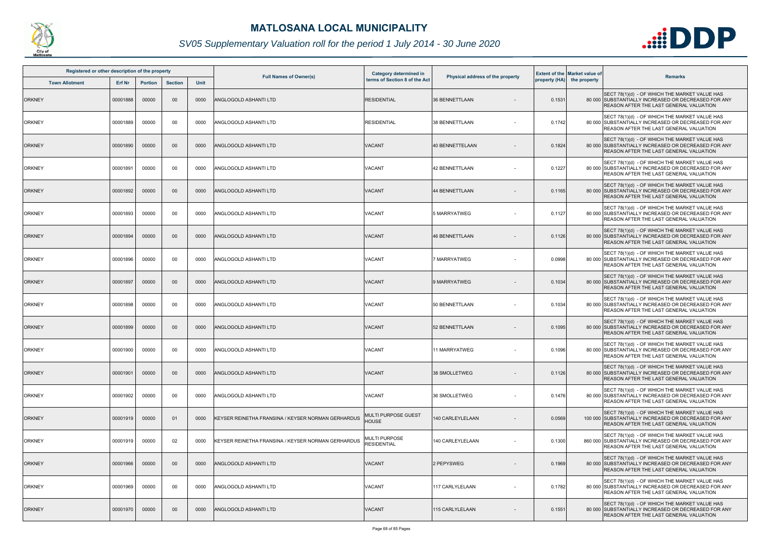# MATLOSANA LOCAL MUNICIPALITY

## SV05 Supplementary Valuation roll for the period 1 July 2014 - 30 June 2020

| Registered or other description of the property | | | | | Full Names of Owner(s) | Category determined in terms of Section 8 of the Act | Physical address of the property | Extent of the property (HA) | Market value of the property | Remarks |
|---|---|---|---|---|---|---|---|---|---|---|
| Town Allotment | Erf Nr | Portion | Section | Unit | | | | | | |
| ORKNEY | 00001888 | 00000 | 00 | 0000 | ANGLOGOLD ASHANTI LTD | RESIDENTIAL | 36 BENNETTLAAN - | 0.1531 | 80 000 | SECT 78(1)(d) - OF WHICH THE MARKET VALUE HAS SUBSTANTIALLY INCREASED OR DECREASED FOR ANY REASON AFTER THE LAST GENERAL VALUATION |
| ORKNEY | 00001889 | 00000 | 00 | 0000 | ANGLOGOLD ASHANTI LTD | RESIDENTIAL | 38 BENNETTLAAN - | 0.1742 | 80 000 | SECT 78(1)(d) - OF WHICH THE MARKET VALUE HAS SUBSTANTIALLY INCREASED OR DECREASED FOR ANY REASON AFTER THE LAST GENERAL VALUATION |
| ORKNEY | 00001890 | 00000 | 00 | 0000 | ANGLOGOLD ASHANTI LTD | VACANT | 40 BENNETTELAAN - | 0.1824 | 80 000 | SECT 78(1)(d) - OF WHICH THE MARKET VALUE HAS SUBSTANTIALLY INCREASED OR DECREASED FOR ANY REASON AFTER THE LAST GENERAL VALUATION |
| ORKNEY | 00001891 | 00000 | 00 | 0000 | ANGLOGOLD ASHANTI LTD | VACANT | 42 BENNETTLAAN - | 0.1227 | 80 000 | SECT 78(1)(d) - OF WHICH THE MARKET VALUE HAS SUBSTANTIALLY INCREASED OR DECREASED FOR ANY REASON AFTER THE LAST GENERAL VALUATION |
| ORKNEY | 00001892 | 00000 | 00 | 0000 | ANGLOGOLD ASHANTI LTD | VACANT | 44 BENNETTLAAN - | 0.1165 | 80 000 | SECT 78(1)(d) - OF WHICH THE MARKET VALUE HAS SUBSTANTIALLY INCREASED OR DECREASED FOR ANY REASON AFTER THE LAST GENERAL VALUATION |
| ORKNEY | 00001893 | 00000 | 00 | 0000 | ANGLOGOLD ASHANTI LTD | VACANT | 5 MARRYATWEG - | 0.1127 | 80 000 | SECT 78(1)(d) - OF WHICH THE MARKET VALUE HAS SUBSTANTIALLY INCREASED OR DECREASED FOR ANY REASON AFTER THE LAST GENERAL VALUATION |
| ORKNEY | 00001894 | 00000 | 00 | 0000 | ANGLOGOLD ASHANTI LTD | VACANT | 46 BENNETTLAAN - | 0.1126 | 80 000 | SECT 78(1)(d) - OF WHICH THE MARKET VALUE HAS SUBSTANTIALLY INCREASED OR DECREASED FOR ANY REASON AFTER THE LAST GENERAL VALUATION |
| ORKNEY | 00001896 | 00000 | 00 | 0000 | ANGLOGOLD ASHANTI LTD | VACANT | 7 MARRYATWEG - | 0.0998 | 80 000 | SECT 78(1)(d) - OF WHICH THE MARKET VALUE HAS SUBSTANTIALLY INCREASED OR DECREASED FOR ANY REASON AFTER THE LAST GENERAL VALUATION |
| ORKNEY | 00001897 | 00000 | 00 | 0000 | ANGLOGOLD ASHANTI LTD | VACANT | 9 MARRYATWEG - | 0.1034 | 80 000 | SECT 78(1)(d) - OF WHICH THE MARKET VALUE HAS SUBSTANTIALLY INCREASED OR DECREASED FOR ANY REASON AFTER THE LAST GENERAL VALUATION |
| ORKNEY | 00001898 | 00000 | 00 | 0000 | ANGLOGOLD ASHANTI LTD | VACANT | 50 BENNETTLAAN - | 0.1034 | 80 000 | SECT 78(1)(d) - OF WHICH THE MARKET VALUE HAS SUBSTANTIALLY INCREASED OR DECREASED FOR ANY REASON AFTER THE LAST GENERAL VALUATION |
| ORKNEY | 00001899 | 00000 | 00 | 0000 | ANGLOGOLD ASHANTI LTD | VACANT | 52 BENNETTLAAN - | 0.1095 | 80 000 | SECT 78(1)(d) - OF WHICH THE MARKET VALUE HAS SUBSTANTIALLY INCREASED OR DECREASED FOR ANY REASON AFTER THE LAST GENERAL VALUATION |
| ORKNEY | 00001900 | 00000 | 00 | 0000 | ANGLOGOLD ASHANTI LTD | VACANT | 11 MARRYATWEG - | 0.1096 | 80 000 | SECT 78(1)(d) - OF WHICH THE MARKET VALUE HAS SUBSTANTIALLY INCREASED OR DECREASED FOR ANY REASON AFTER THE LAST GENERAL VALUATION |
| ORKNEY | 00001901 | 00000 | 00 | 0000 | ANGLOGOLD ASHANTI LTD | VACANT | 38 SMOLLETWEG - | 0.1126 | 80 000 | SECT 78(1)(d) - OF WHICH THE MARKET VALUE HAS SUBSTANTIALLY INCREASED OR DECREASED FOR ANY REASON AFTER THE LAST GENERAL VALUATION |
| ORKNEY | 00001902 | 00000 | 00 | 0000 | ANGLOGOLD ASHANTI LTD | VACANT | 36 SMOLLETWEG - | 0.1476 | 80 000 | SECT 78(1)(d) - OF WHICH THE MARKET VALUE HAS SUBSTANTIALLY INCREASED OR DECREASED FOR ANY REASON AFTER THE LAST GENERAL VALUATION |
| ORKNEY | 00001919 | 00000 | 01 | 0000 | KEYSER REINETHA FRANSINA / KEYSER NORMAN GERHARDUS | MULTI PURPOSE GUEST HOUSE | 140 CARLEYLELAAN - | 0.0569 | 100 000 | SECT 78(1)(d) - OF WHICH THE MARKET VALUE HAS SUBSTANTIALLY INCREASED OR DECREASED FOR ANY REASON AFTER THE LAST GENERAL VALUATION |
| ORKNEY | 00001919 | 00000 | 02 | 0000 | KEYSER REINETHA FRANSINA / KEYSER NORMAN GERHARDUS | MULTI PURPOSE RESIDENTIAL | 140 CARLEYLELAAN - | 0.1300 | 860 000 | SECT 78(1)(d) - OF WHICH THE MARKET VALUE HAS SUBSTANTIALLY INCREASED OR DECREASED FOR ANY REASON AFTER THE LAST GENERAL VALUATION |
| ORKNEY | 00001966 | 00000 | 00 | 0000 | ANGLOGOLD ASHANTI LTD | VACANT | 2 PEPYSWEG - | 0.1969 | 80 000 | SECT 78(1)(d) - OF WHICH THE MARKET VALUE HAS SUBSTANTIALLY INCREASED OR DECREASED FOR ANY REASON AFTER THE LAST GENERAL VALUATION |
| ORKNEY | 00001969 | 00000 | 00 | 0000 | ANGLOGOLD ASHANTI LTD | VACANT | 117 CARLYLELAAN - | 0.1782 | 80 000 | SECT 78(1)(d) - OF WHICH THE MARKET VALUE HAS SUBSTANTIALLY INCREASED OR DECREASED FOR ANY REASON AFTER THE LAST GENERAL VALUATION |
| ORKNEY | 00001970 | 00000 | 00 | 0000 | ANGLOGOLD ASHANTI LTD | VACANT | 115 CARLYLELAAN - | 0.1551 | 80 000 | SECT 78(1)(d) - OF WHICH THE MARKET VALUE HAS SUBSTANTIALLY INCREASED OR DECREASED FOR ANY REASON AFTER THE LAST GENERAL VALUATION |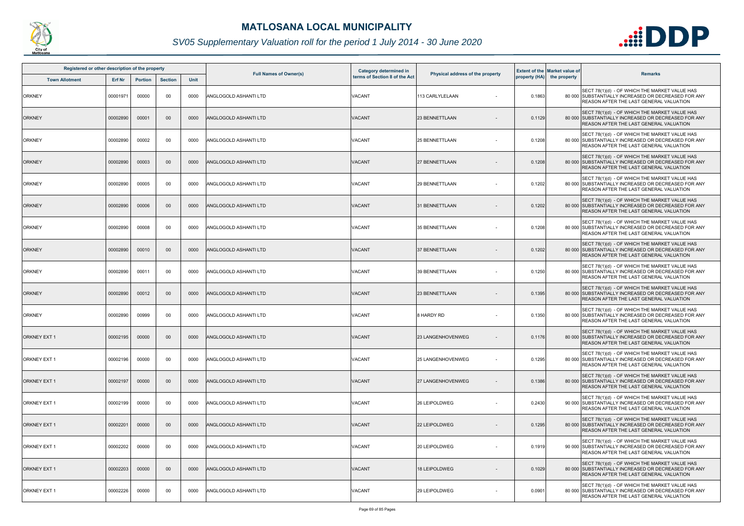# MATLOSANA LOCAL MUNICIPALITY

## SV05 Supplementary Valuation roll for the period 1 July 2014 - 30 June 2020

| Registered or other description of the property | | | | | Full Names of Owner(s) | Category determined in terms of Section 8 of the Act | Physical address of the property | Extent of the property (HA) | Market value of the property | Remarks |
|---|---|---|---|---|---|---|---|---|---|---|
| Town Allotment | Erf Nr | Portion | Section | Unit | | | | | | |
| ORKNEY | 00001971 | 00000 | 00 | 0000 | ANGLOGOLD ASHANTI LTD | VACANT | 113 CARLYLELAAN - | 0.1863 | 80 000 | SECT 78(1)(d) - OF WHICH THE MARKET VALUE HAS SUBSTANTIALLY INCREASED OR DECREASED FOR ANY REASON AFTER THE LAST GENERAL VALUATION |
| ORKNEY | 00002890 | 00001 | 00 | 0000 | ANGLOGOLD ASHANTI LTD | VACANT | 23 BENNETTLAAN - | 0.1129 | 80 000 | SECT 78(1)(d) - OF WHICH THE MARKET VALUE HAS SUBSTANTIALLY INCREASED OR DECREASED FOR ANY REASON AFTER THE LAST GENERAL VALUATION |
| ORKNEY | 00002890 | 00002 | 00 | 0000 | ANGLOGOLD ASHANTI LTD | VACANT | 25 BENNETTLAAN - | 0.1208 | 80 000 | SECT 78(1)(d) - OF WHICH THE MARKET VALUE HAS SUBSTANTIALLY INCREASED OR DECREASED FOR ANY REASON AFTER THE LAST GENERAL VALUATION |
| ORKNEY | 00002890 | 00003 | 00 | 0000 | ANGLOGOLD ASHANTI LTD | VACANT | 27 BENNETTLAAN - | 0.1208 | 80 000 | SECT 78(1)(d) - OF WHICH THE MARKET VALUE HAS SUBSTANTIALLY INCREASED OR DECREASED FOR ANY REASON AFTER THE LAST GENERAL VALUATION |
| ORKNEY | 00002890 | 00005 | 00 | 0000 | ANGLOGOLD ASHANTI LTD | VACANT | 29 BENNETTLAAN - | 0.1202 | 80 000 | SECT 78(1)(d) - OF WHICH THE MARKET VALUE HAS SUBSTANTIALLY INCREASED OR DECREASED FOR ANY REASON AFTER THE LAST GENERAL VALUATION |
| ORKNEY | 00002890 | 00006 | 00 | 0000 | ANGLOGOLD ASHANTI LTD | VACANT | 31 BENNETTLAAN - | 0.1202 | 80 000 | SECT 78(1)(d) - OF WHICH THE MARKET VALUE HAS SUBSTANTIALLY INCREASED OR DECREASED FOR ANY REASON AFTER THE LAST GENERAL VALUATION |
| ORKNEY | 00002890 | 00008 | 00 | 0000 | ANGLOGOLD ASHANTI LTD | VACANT | 35 BENNETTLAAN - | 0.1208 | 80 000 | SECT 78(1)(d) - OF WHICH THE MARKET VALUE HAS SUBSTANTIALLY INCREASED OR DECREASED FOR ANY REASON AFTER THE LAST GENERAL VALUATION |
| ORKNEY | 00002890 | 00010 | 00 | 0000 | ANGLOGOLD ASHANTI LTD | VACANT | 37 BENNETTLAAN - | 0.1202 | 80 000 | SECT 78(1)(d) - OF WHICH THE MARKET VALUE HAS SUBSTANTIALLY INCREASED OR DECREASED FOR ANY REASON AFTER THE LAST GENERAL VALUATION |
| ORKNEY | 00002890 | 00011 | 00 | 0000 | ANGLOGOLD ASHANTI LTD | VACANT | 39 BENNETTLAAN - | 0.1250 | 80 000 | SECT 78(1)(d) - OF WHICH THE MARKET VALUE HAS SUBSTANTIALLY INCREASED OR DECREASED FOR ANY REASON AFTER THE LAST GENERAL VALUATION |
| ORKNEY | 00002890 | 00012 | 00 | 0000 | ANGLOGOLD ASHANTI LTD | VACANT | 23 BENNETTLAAN - | 0.1395 | 80 000 | SECT 78(1)(d) - OF WHICH THE MARKET VALUE HAS SUBSTANTIALLY INCREASED OR DECREASED FOR ANY REASON AFTER THE LAST GENERAL VALUATION |
| ORKNEY | 00002890 | 00999 | 00 | 0000 | ANGLOGOLD ASHANTI LTD | VACANT | 8 HARDY RD - | 0.1350 | 80 000 | SECT 78(1)(d) - OF WHICH THE MARKET VALUE HAS SUBSTANTIALLY INCREASED OR DECREASED FOR ANY REASON AFTER THE LAST GENERAL VALUATION |
| ORKNEY EXT 1 | 00002195 | 00000 | 00 | 0000 | ANGLOGOLD ASHANTI LTD | VACANT | 23 LANGENHOVENWEG - | 0.1176 | 80 000 | SECT 78(1)(d) - OF WHICH THE MARKET VALUE HAS SUBSTANTIALLY INCREASED OR DECREASED FOR ANY REASON AFTER THE LAST GENERAL VALUATION |
| ORKNEY EXT 1 | 00002196 | 00000 | 00 | 0000 | ANGLOGOLD ASHANTI LTD | VACANT | 25 LANGENHOVENWEG - | 0.1295 | 80 000 | SECT 78(1)(d) - OF WHICH THE MARKET VALUE HAS SUBSTANTIALLY INCREASED OR DECREASED FOR ANY REASON AFTER THE LAST GENERAL VALUATION |
| ORKNEY EXT 1 | 00002197 | 00000 | 00 | 0000 | ANGLOGOLD ASHANTI LTD | VACANT | 27 LANGENHOVENWEG - | 0.1386 | 80 000 | SECT 78(1)(d) - OF WHICH THE MARKET VALUE HAS SUBSTANTIALLY INCREASED OR DECREASED FOR ANY REASON AFTER THE LAST GENERAL VALUATION |
| ORKNEY EXT 1 | 00002199 | 00000 | 00 | 0000 | ANGLOGOLD ASHANTI LTD | VACANT | 26 LEIPOLDWEG - | 0.2430 | 90 000 | SECT 78(1)(d) - OF WHICH THE MARKET VALUE HAS SUBSTANTIALLY INCREASED OR DECREASED FOR ANY REASON AFTER THE LAST GENERAL VALUATION |
| ORKNEY EXT 1 | 00002201 | 00000 | 00 | 0000 | ANGLOGOLD ASHANTI LTD | VACANT | 22 LEIPOLDWEG - | 0.1295 | 80 000 | SECT 78(1)(d) - OF WHICH THE MARKET VALUE HAS SUBSTANTIALLY INCREASED OR DECREASED FOR ANY REASON AFTER THE LAST GENERAL VALUATION |
| ORKNEY EXT 1 | 00002202 | 00000 | 00 | 0000 | ANGLOGOLD ASHANTI LTD | VACANT | 20 LEIPOLDWEG - | 0.1919 | 90 000 | SECT 78(1)(d) - OF WHICH THE MARKET VALUE HAS SUBSTANTIALLY INCREASED OR DECREASED FOR ANY REASON AFTER THE LAST GENERAL VALUATION |
| ORKNEY EXT 1 | 00002203 | 00000 | 00 | 0000 | ANGLOGOLD ASHANTI LTD | VACANT | 18 LEIPOLDWEG - | 0.1029 | 80 000 | SECT 78(1)(d) - OF WHICH THE MARKET VALUE HAS SUBSTANTIALLY INCREASED OR DECREASED FOR ANY REASON AFTER THE LAST GENERAL VALUATION |
| ORKNEY EXT 1 | 00002226 | 00000 | 00 | 0000 | ANGLOGOLD ASHANTI LTD | VACANT | 29 LEIPOLDWEG - | 0.0901 | 80 000 | SECT 78(1)(d) - OF WHICH THE MARKET VALUE HAS SUBSTANTIALLY INCREASED OR DECREASED FOR ANY REASON AFTER THE LAST GENERAL VALUATION |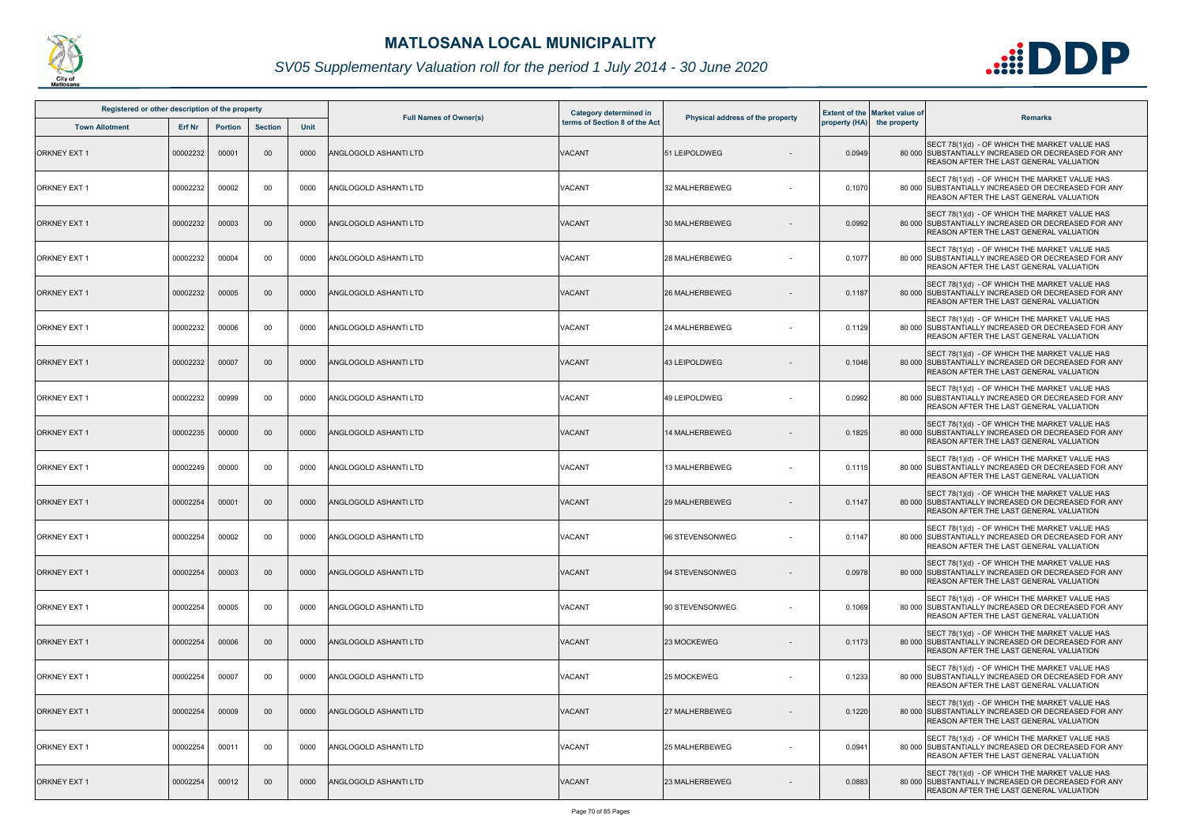# MATLOSANA LOCAL MUNICIPALITY

*SV05 Supplementary Valuation roll for the period 1 July 2014 - 30 June 2020*

| Registered or other description of the property | | | | | Full Names of Owner(s) | Category determined in terms of Section 8 of the Act | Physical address of the property | Extent of the property (HA) | Market value of the property | Remarks |
|---|---|---|---|---|---|---|---|---|---|---|
| Town Allotment | Erf Nr | Portion | Section | Unit | | | | | | |
| ORKNEY EXT 1 | 00002232 | 00001 | 00 | 0000 | ANGLOGOLD ASHANTI LTD | VACANT | 51 LEIPOLDWEG - | 0.0949 | 80 000 | SECT 78(1)(d) - OF WHICH THE MARKET VALUE HAS SUBSTANTIALLY INCREASED OR DECREASED FOR ANY REASON AFTER THE LAST GENERAL VALUATION |
| ORKNEY EXT 1 | 00002232 | 00002 | 00 | 0000 | ANGLOGOLD ASHANTI LTD | VACANT | 32 MALHERBEWEG - | 0.1070 | 80 000 | SECT 78(1)(d) - OF WHICH THE MARKET VALUE HAS SUBSTANTIALLY INCREASED OR DECREASED FOR ANY REASON AFTER THE LAST GENERAL VALUATION |
| ORKNEY EXT 1 | 00002232 | 00003 | 00 | 0000 | ANGLOGOLD ASHANTI LTD | VACANT | 30 MALHERBEWEG - | 0.0992 | 80 000 | SECT 78(1)(d) - OF WHICH THE MARKET VALUE HAS SUBSTANTIALLY INCREASED OR DECREASED FOR ANY REASON AFTER THE LAST GENERAL VALUATION |
| ORKNEY EXT 1 | 00002232 | 00004 | 00 | 0000 | ANGLOGOLD ASHANTI LTD | VACANT | 28 MALHERBEWEG - | 0.1077 | 80 000 | SECT 78(1)(d) - OF WHICH THE MARKET VALUE HAS SUBSTANTIALLY INCREASED OR DECREASED FOR ANY REASON AFTER THE LAST GENERAL VALUATION |
| ORKNEY EXT 1 | 00002232 | 00005 | 00 | 0000 | ANGLOGOLD ASHANTI LTD | VACANT | 26 MALHERBEWEG - | 0.1187 | 80 000 | SECT 78(1)(d) - OF WHICH THE MARKET VALUE HAS SUBSTANTIALLY INCREASED OR DECREASED FOR ANY REASON AFTER THE LAST GENERAL VALUATION |
| ORKNEY EXT 1 | 00002232 | 00006 | 00 | 0000 | ANGLOGOLD ASHANTI LTD | VACANT | 24 MALHERBEWEG - | 0.1129 | 80 000 | SECT 78(1)(d) - OF WHICH THE MARKET VALUE HAS SUBSTANTIALLY INCREASED OR DECREASED FOR ANY REASON AFTER THE LAST GENERAL VALUATION |
| ORKNEY EXT 1 | 00002232 | 00007 | 00 | 0000 | ANGLOGOLD ASHANTI LTD | VACANT | 43 LEIPOLDWEG - | 0.1046 | 80 000 | SECT 78(1)(d) - OF WHICH THE MARKET VALUE HAS SUBSTANTIALLY INCREASED OR DECREASED FOR ANY REASON AFTER THE LAST GENERAL VALUATION |
| ORKNEY EXT 1 | 00002232 | 00999 | 00 | 0000 | ANGLOGOLD ASHANTI LTD | VACANT | 49 LEIPOLDWEG - | 0.0992 | 80 000 | SECT 78(1)(d) - OF WHICH THE MARKET VALUE HAS SUBSTANTIALLY INCREASED OR DECREASED FOR ANY REASON AFTER THE LAST GENERAL VALUATION |
| ORKNEY EXT 1 | 00002235 | 00000 | 00 | 0000 | ANGLOGOLD ASHANTI LTD | VACANT | 14 MALHERBEWEG - | 0.1825 | 80 000 | SECT 78(1)(d) - OF WHICH THE MARKET VALUE HAS SUBSTANTIALLY INCREASED OR DECREASED FOR ANY REASON AFTER THE LAST GENERAL VALUATION |
| ORKNEY EXT 1 | 00002249 | 00000 | 00 | 0000 | ANGLOGOLD ASHANTI LTD | VACANT | 13 MALHERBEWEG - | 0.1115 | 80 000 | SECT 78(1)(d) - OF WHICH THE MARKET VALUE HAS SUBSTANTIALLY INCREASED OR DECREASED FOR ANY REASON AFTER THE LAST GENERAL VALUATION |
| ORKNEY EXT 1 | 00002254 | 00001 | 00 | 0000 | ANGLOGOLD ASHANTI LTD | VACANT | 29 MALHERBEWEG - | 0.1147 | 80 000 | SECT 78(1)(d) - OF WHICH THE MARKET VALUE HAS SUBSTANTIALLY INCREASED OR DECREASED FOR ANY REASON AFTER THE LAST GENERAL VALUATION |
| ORKNEY EXT 1 | 00002254 | 00002 | 00 | 0000 | ANGLOGOLD ASHANTI LTD | VACANT | 96 STEVENSONWEG - | 0.1147 | 80 000 | SECT 78(1)(d) - OF WHICH THE MARKET VALUE HAS SUBSTANTIALLY INCREASED OR DECREASED FOR ANY REASON AFTER THE LAST GENERAL VALUATION |
| ORKNEY EXT 1 | 00002254 | 00003 | 00 | 0000 | ANGLOGOLD ASHANTI LTD | VACANT | 94 STEVENSONWEG - | 0.0978 | 80 000 | SECT 78(1)(d) - OF WHICH THE MARKET VALUE HAS SUBSTANTIALLY INCREASED OR DECREASED FOR ANY REASON AFTER THE LAST GENERAL VALUATION |
| ORKNEY EXT 1 | 00002254 | 00005 | 00 | 0000 | ANGLOGOLD ASHANTI LTD | VACANT | 90 STEVENSONWEG - | 0.1069 | 80 000 | SECT 78(1)(d) - OF WHICH THE MARKET VALUE HAS SUBSTANTIALLY INCREASED OR DECREASED FOR ANY REASON AFTER THE LAST GENERAL VALUATION |
| ORKNEY EXT 1 | 00002254 | 00006 | 00 | 0000 | ANGLOGOLD ASHANTI LTD | VACANT | 23 MOCKEWEG - | 0.1173 | 80 000 | SECT 78(1)(d) - OF WHICH THE MARKET VALUE HAS SUBSTANTIALLY INCREASED OR DECREASED FOR ANY REASON AFTER THE LAST GENERAL VALUATION |
| ORKNEY EXT 1 | 00002254 | 00007 | 00 | 0000 | ANGLOGOLD ASHANTI LTD | VACANT | 25 MOCKEWEG - | 0.1233 | 80 000 | SECT 78(1)(d) - OF WHICH THE MARKET VALUE HAS SUBSTANTIALLY INCREASED OR DECREASED FOR ANY REASON AFTER THE LAST GENERAL VALUATION |
| ORKNEY EXT 1 | 00002254 | 00009 | 00 | 0000 | ANGLOGOLD ASHANTI LTD | VACANT | 27 MALHERBEWEG - | 0.1220 | 80 000 | SECT 78(1)(d) - OF WHICH THE MARKET VALUE HAS SUBSTANTIALLY INCREASED OR DECREASED FOR ANY REASON AFTER THE LAST GENERAL VALUATION |
| ORKNEY EXT 1 | 00002254 | 00011 | 00 | 0000 | ANGLOGOLD ASHANTI LTD | VACANT | 25 MALHERBEWEG - | 0.0941 | 80 000 | SECT 78(1)(d) - OF WHICH THE MARKET VALUE HAS SUBSTANTIALLY INCREASED OR DECREASED FOR ANY REASON AFTER THE LAST GENERAL VALUATION |
| ORKNEY EXT 1 | 00002254 | 00012 | 00 | 0000 | ANGLOGOLD ASHANTI LTD | VACANT | 23 MALHERBEWEG - | 0.0883 | 80 000 | SECT 78(1)(d) - OF WHICH THE MARKET VALUE HAS SUBSTANTIALLY INCREASED OR DECREASED FOR ANY REASON AFTER THE LAST GENERAL VALUATION |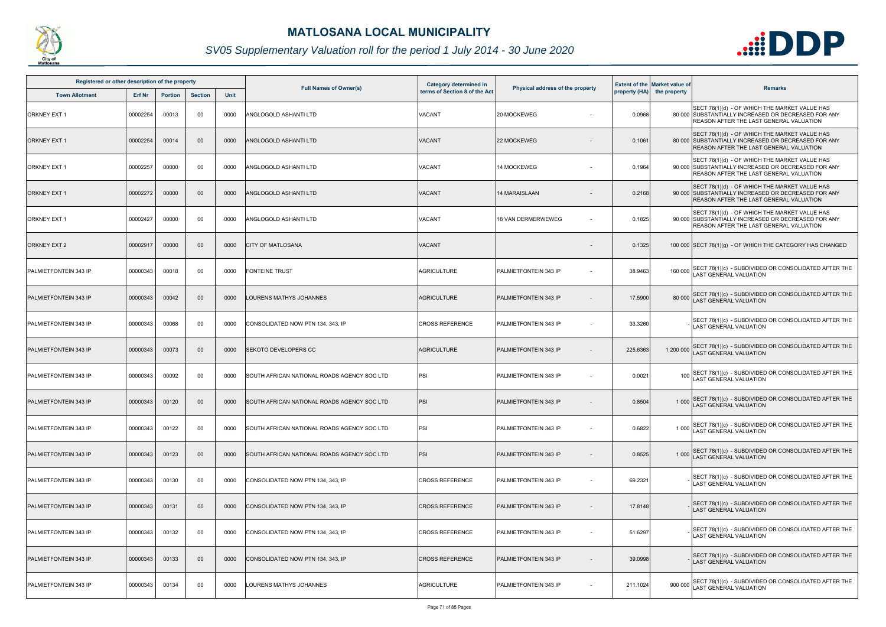# MATLOSANA LOCAL MUNICIPALITY

*SV05 Supplementary Valuation roll for the period 1 July 2014 - 30 June 2020*

| Registered or other description of the property | | | | | Full Names of Owner(s) | Category determined in terms of Section 8 of the Act | Physical address of the property | Extent of the property (HA) | Market value of the property | Remarks |
|---|---|---|---|---|---|---|---|---|---|---|
| Town Allotment | Erf Nr | Portion | Section | Unit | | | | | | |
| ORKNEY EXT 1 | 00002254 | 00013 | 00 | 0000 | ANGLOGOLD ASHANTI LTD | VACANT | 20 MOCKEWEG - | 0.0968 | 80 000 | SECT 78(1)(d) - OF WHICH THE MARKET VALUE HAS SUBSTANTIALLY INCREASED OR DECREASED FOR ANY REASON AFTER THE LAST GENERAL VALUATION |
| ORKNEY EXT 1 | 00002254 | 00014 | 00 | 0000 | ANGLOGOLD ASHANTI LTD | VACANT | 22 MOCKEWEG - | 0.1061 | 80 000 | SECT 78(1)(d) - OF WHICH THE MARKET VALUE HAS SUBSTANTIALLY INCREASED OR DECREASED FOR ANY REASON AFTER THE LAST GENERAL VALUATION |
| ORKNEY EXT 1 | 00002257 | 00000 | 00 | 0000 | ANGLOGOLD ASHANTI LTD | VACANT | 14 MOCKEWEG - | 0.1964 | 90 000 | SECT 78(1)(d) - OF WHICH THE MARKET VALUE HAS SUBSTANTIALLY INCREASED OR DECREASED FOR ANY REASON AFTER THE LAST GENERAL VALUATION |
| ORKNEY EXT 1 | 00002272 | 00000 | 00 | 0000 | ANGLOGOLD ASHANTI LTD | VACANT | 14 MARAISLAAN - | 0.2168 | 90 000 | SECT 78(1)(d) - OF WHICH THE MARKET VALUE HAS SUBSTANTIALLY INCREASED OR DECREASED FOR ANY REASON AFTER THE LAST GENERAL VALUATION |
| ORKNEY EXT 1 | 00002427 | 00000 | 00 | 0000 | ANGLOGOLD ASHANTI LTD | VACANT | 18 VAN DERMERWEWEG - | 0.1825 | 90 000 | SECT 78(1)(d) - OF WHICH THE MARKET VALUE HAS SUBSTANTIALLY INCREASED OR DECREASED FOR ANY REASON AFTER THE LAST GENERAL VALUATION |
| ORKNEY EXT 2 | 00002917 | 00000 | 00 | 0000 | CITY OF MATLOSANA | VACANT | - | 0.1325 | 100 000 | SECT 78(1)(g) - OF WHICH THE CATEGORY HAS CHANGED |
| PALMIETFONTEIN 343 IP | 00000343 | 00018 | 00 | 0000 | FONTEINE TRUST | AGRICULTURE | PALMIETFONTEIN 343 IP - | 38.9463 | 160 000 | SECT 78(1)(c) - SUBDIVIDED OR CONSOLIDATED AFTER THE LAST GENERAL VALUATION |
| PALMIETFONTEIN 343 IP | 00000343 | 00042 | 00 | 0000 | LOURENS MATHYS JOHANNES | AGRICULTURE | PALMIETFONTEIN 343 IP - | 17.5900 | 80 000 | SECT 78(1)(c) - SUBDIVIDED OR CONSOLIDATED AFTER THE LAST GENERAL VALUATION |
| PALMIETFONTEIN 343 IP | 00000343 | 00068 | 00 | 0000 | CONSOLIDATED NOW PTN 134, 343, IP | CROSS REFERENCE | PALMIETFONTEIN 343 IP - | 33.3260 | - | SECT 78(1)(c) - SUBDIVIDED OR CONSOLIDATED AFTER THE LAST GENERAL VALUATION |
| PALMIETFONTEIN 343 IP | 00000343 | 00073 | 00 | 0000 | SEKOTO DEVELOPERS CC | AGRICULTURE | PALMIETFONTEIN 343 IP - | 225.6363 | 1 200 000 | SECT 78(1)(c) - SUBDIVIDED OR CONSOLIDATED AFTER THE LAST GENERAL VALUATION |
| PALMIETFONTEIN 343 IP | 00000343 | 00092 | 00 | 0000 | SOUTH AFRICAN NATIONAL ROADS AGENCY SOC LTD | PSI | PALMIETFONTEIN 343 IP - | 0.0021 | 100 | SECT 78(1)(c) - SUBDIVIDED OR CONSOLIDATED AFTER THE LAST GENERAL VALUATION |
| PALMIETFONTEIN 343 IP | 00000343 | 00120 | 00 | 0000 | SOUTH AFRICAN NATIONAL ROADS AGENCY SOC LTD | PSI | PALMIETFONTEIN 343 IP - | 0.8504 | 1 000 | SECT 78(1)(c) - SUBDIVIDED OR CONSOLIDATED AFTER THE LAST GENERAL VALUATION |
| PALMIETFONTEIN 343 IP | 00000343 | 00122 | 00 | 0000 | SOUTH AFRICAN NATIONAL ROADS AGENCY SOC LTD | PSI | PALMIETFONTEIN 343 IP - | 0.6822 | 1 000 | SECT 78(1)(c) - SUBDIVIDED OR CONSOLIDATED AFTER THE LAST GENERAL VALUATION |
| PALMIETFONTEIN 343 IP | 00000343 | 00123 | 00 | 0000 | SOUTH AFRICAN NATIONAL ROADS AGENCY SOC LTD | PSI | PALMIETFONTEIN 343 IP - | 0.8525 | 1 000 | SECT 78(1)(c) - SUBDIVIDED OR CONSOLIDATED AFTER THE LAST GENERAL VALUATION |
| PALMIETFONTEIN 343 IP | 00000343 | 00130 | 00 | 0000 | CONSOLIDATED NOW PTN 134, 343, IP | CROSS REFERENCE | PALMIETFONTEIN 343 IP - | 69.2321 | - | SECT 78(1)(c) - SUBDIVIDED OR CONSOLIDATED AFTER THE LAST GENERAL VALUATION |
| PALMIETFONTEIN 343 IP | 00000343 | 00131 | 00 | 0000 | CONSOLIDATED NOW PTN 134, 343, IP | CROSS REFERENCE | PALMIETFONTEIN 343 IP - | 17.8148 | - | SECT 78(1)(c) - SUBDIVIDED OR CONSOLIDATED AFTER THE LAST GENERAL VALUATION |
| PALMIETFONTEIN 343 IP | 00000343 | 00132 | 00 | 0000 | CONSOLIDATED NOW PTN 134, 343, IP | CROSS REFERENCE | PALMIETFONTEIN 343 IP - | 51.6297 | - | SECT 78(1)(c) - SUBDIVIDED OR CONSOLIDATED AFTER THE LAST GENERAL VALUATION |
| PALMIETFONTEIN 343 IP | 00000343 | 00133 | 00 | 0000 | CONSOLIDATED NOW PTN 134, 343, IP | CROSS REFERENCE | PALMIETFONTEIN 343 IP - | 39.0998 | - | SECT 78(1)(c) - SUBDIVIDED OR CONSOLIDATED AFTER THE LAST GENERAL VALUATION |
| PALMIETFONTEIN 343 IP | 00000343 | 00134 | 00 | 0000 | LOURENS MATHYS JOHANNES | AGRICULTURE | PALMIETFONTEIN 343 IP - | 211.1024 | 900 000 | SECT 78(1)(c) - SUBDIVIDED OR CONSOLIDATED AFTER THE LAST GENERAL VALUATION |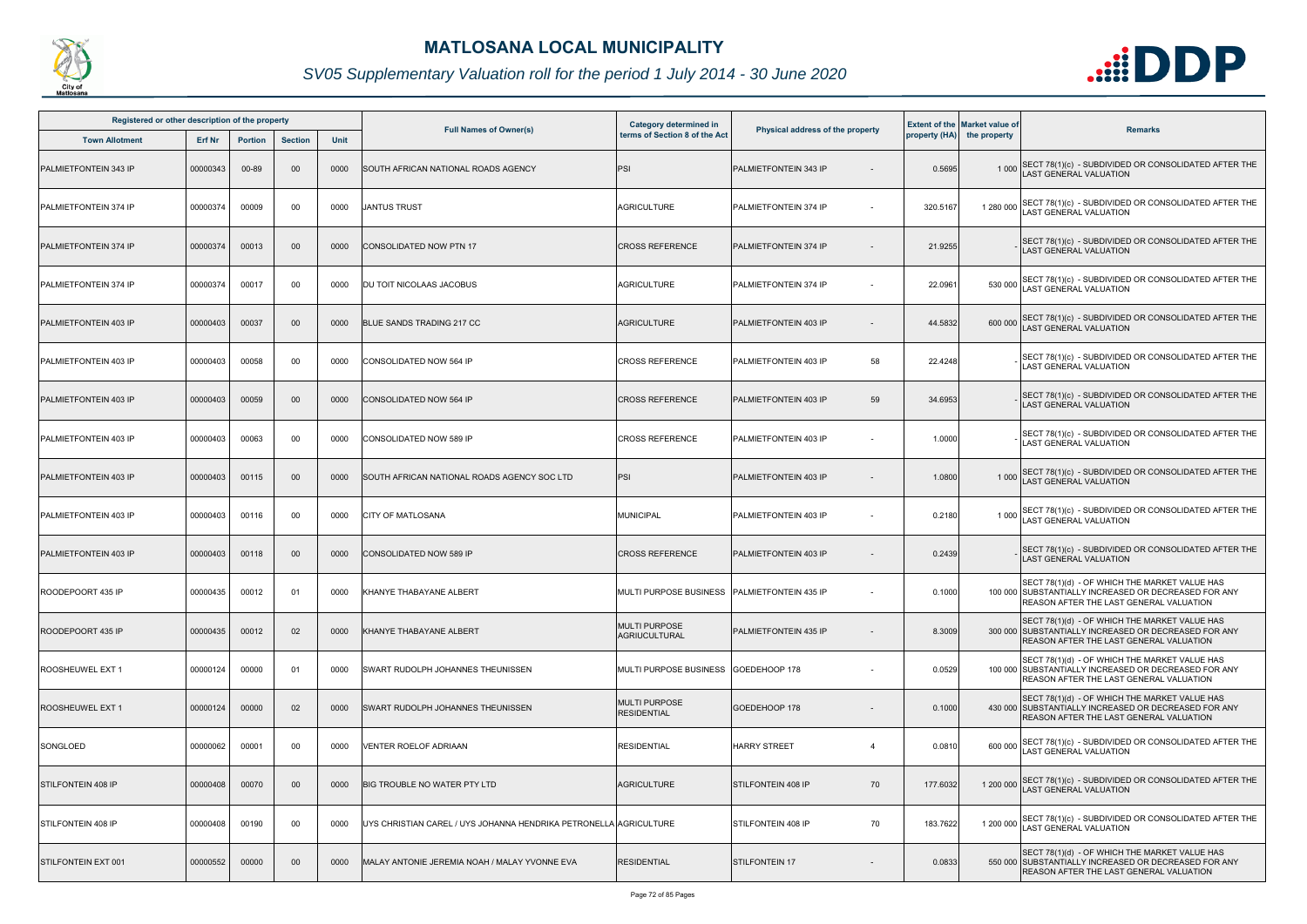# MATLOSANA LOCAL MUNICIPALITY

*SV05 Supplementary Valuation roll for the period 1 July 2014 - 30 June 2020*

| Registered or other description of the property | | | | | Full Names of Owner(s) | Category determined in terms of Section 8 of the Act | Physical address of the property | | Extent of the property (HA) | Market value of the property | Remarks |
|---|---|---|---|---|---|---|---|---|---|---|---|
| Town Allotment | Erf Nr | Portion | Section | Unit | | | | | | | |
| PALMIETFONTEIN 343 IP | 00000343 | 00-89 | 00 | 0000 | SOUTH AFRICAN NATIONAL ROADS AGENCY | PSI | PALMIETFONTEIN 343 IP | - | 0.5695 | 1 000 | SECT 78(1)(c) - SUBDIVIDED OR CONSOLIDATED AFTER THE LAST GENERAL VALUATION |
| PALMIETFONTEIN 374 IP | 00000374 | 00009 | 00 | 0000 | JANTUS TRUST | AGRICULTURE | PALMIETFONTEIN 374 IP | - | 320.5167 | 1 280 000 | SECT 78(1)(c) - SUBDIVIDED OR CONSOLIDATED AFTER THE LAST GENERAL VALUATION |
| PALMIETFONTEIN 374 IP | 00000374 | 00013 | 00 | 0000 | CONSOLIDATED NOW PTN 17 | CROSS REFERENCE | PALMIETFONTEIN 374 IP | - | 21.9255 | - | SECT 78(1)(c) - SUBDIVIDED OR CONSOLIDATED AFTER THE LAST GENERAL VALUATION |
| PALMIETFONTEIN 374 IP | 00000374 | 00017 | 00 | 0000 | DU TOIT NICOLAAS JACOBUS | AGRICULTURE | PALMIETFONTEIN 374 IP | - | 22.0961 | 530 000 | SECT 78(1)(c) - SUBDIVIDED OR CONSOLIDATED AFTER THE LAST GENERAL VALUATION |
| PALMIETFONTEIN 403 IP | 00000403 | 00037 | 00 | 0000 | BLUE SANDS TRADING 217 CC | AGRICULTURE | PALMIETFONTEIN 403 IP | - | 44.5832 | 600 000 | SECT 78(1)(c) - SUBDIVIDED OR CONSOLIDATED AFTER THE LAST GENERAL VALUATION |
| PALMIETFONTEIN 403 IP | 00000403 | 00058 | 00 | 0000 | CONSOLIDATED NOW 564 IP | CROSS REFERENCE | PALMIETFONTEIN 403 IP | 58 | 22.4248 | - | SECT 78(1)(c) - SUBDIVIDED OR CONSOLIDATED AFTER THE LAST GENERAL VALUATION |
| PALMIETFONTEIN 403 IP | 00000403 | 00059 | 00 | 0000 | CONSOLIDATED NOW 564 IP | CROSS REFERENCE | PALMIETFONTEIN 403 IP | 59 | 34.6953 | - | SECT 78(1)(c) - SUBDIVIDED OR CONSOLIDATED AFTER THE LAST GENERAL VALUATION |
| PALMIETFONTEIN 403 IP | 00000403 | 00063 | 00 | 0000 | CONSOLIDATED NOW 589 IP | CROSS REFERENCE | PALMIETFONTEIN 403 IP | - | 1.0000 | - | SECT 78(1)(c) - SUBDIVIDED OR CONSOLIDATED AFTER THE LAST GENERAL VALUATION |
| PALMIETFONTEIN 403 IP | 00000403 | 00115 | 00 | 0000 | SOUTH AFRICAN NATIONAL ROADS AGENCY SOC LTD | PSI | PALMIETFONTEIN 403 IP | - | 1.0800 | 1 000 | SECT 78(1)(c) - SUBDIVIDED OR CONSOLIDATED AFTER THE LAST GENERAL VALUATION |
| PALMIETFONTEIN 403 IP | 00000403 | 00116 | 00 | 0000 | CITY OF MATLOSANA | MUNICIPAL | PALMIETFONTEIN 403 IP | - | 0.2180 | 1 000 | SECT 78(1)(c) - SUBDIVIDED OR CONSOLIDATED AFTER THE LAST GENERAL VALUATION |
| PALMIETFONTEIN 403 IP | 00000403 | 00118 | 00 | 0000 | CONSOLIDATED NOW 589 IP | CROSS REFERENCE | PALMIETFONTEIN 403 IP | - | 0.2439 | - | SECT 78(1)(c) - SUBDIVIDED OR CONSOLIDATED AFTER THE LAST GENERAL VALUATION |
| ROODEPOORT 435 IP | 00000435 | 00012 | 01 | 0000 | KHANYE THABAYANE ALBERT | MULTI PURPOSE BUSINESS | PALMIETFONTEIN 435 IP | - | 0.1000 | 100 000 | SECT 78(1)(d) - OF WHICH THE MARKET VALUE HAS SUBSTANTIALLY INCREASED OR DECREASED FOR ANY REASON AFTER THE LAST GENERAL VALUATION |
| ROODEPOORT 435 IP | 00000435 | 00012 | 02 | 0000 | KHANYE THABAYANE ALBERT | MULTI PURPOSE AGRIUCULTURAL | PALMIETFONTEIN 435 IP | - | 8.3009 | 300 000 | SECT 78(1)(d) - OF WHICH THE MARKET VALUE HAS SUBSTANTIALLY INCREASED OR DECREASED FOR ANY REASON AFTER THE LAST GENERAL VALUATION |
| ROOSHEUWEL EXT 1 | 00000124 | 00000 | 01 | 0000 | SWART RUDOLPH JOHANNES THEUNISSEN | MULTI PURPOSE BUSINESS | GOEDEHOOP 178 | - | 0.0529 | 100 000 | SECT 78(1)(d) - OF WHICH THE MARKET VALUE HAS SUBSTANTIALLY INCREASED OR DECREASED FOR ANY REASON AFTER THE LAST GENERAL VALUATION |
| ROOSHEUWEL EXT 1 | 00000124 | 00000 | 02 | 0000 | SWART RUDOLPH JOHANNES THEUNISSEN | MULTI PURPOSE RESIDENTIAL | GOEDEHOOP 178 | - | 0.1000 | 430 000 | SECT 78(1)(d) - OF WHICH THE MARKET VALUE HAS SUBSTANTIALLY INCREASED OR DECREASED FOR ANY REASON AFTER THE LAST GENERAL VALUATION |
| SONGLOED | 00000062 | 00001 | 00 | 0000 | VENTER ROELOF ADRIAAN | RESIDENTIAL | HARRY STREET | 4 | 0.0810 | 600 000 | SECT 78(1)(c) - SUBDIVIDED OR CONSOLIDATED AFTER THE LAST GENERAL VALUATION |
| STILFONTEIN 408 IP | 00000408 | 00070 | 00 | 0000 | BIG TROUBLE NO WATER PTY LTD | AGRICULTURE | STILFONTEIN 408 IP | 70 | 177.6032 | 1 200 000 | SECT 78(1)(c) - SUBDIVIDED OR CONSOLIDATED AFTER THE LAST GENERAL VALUATION |
| STILFONTEIN 408 IP | 00000408 | 00190 | 00 | 0000 | UYS CHRISTIAN CAREL / UYS JOHANNA HENDRIKA PETRONELLA | AGRICULTURE | STILFONTEIN 408 IP | 70 | 183.7622 | 1 200 000 | SECT 78(1)(c) - SUBDIVIDED OR CONSOLIDATED AFTER THE LAST GENERAL VALUATION |
| STILFONTEIN EXT 001 | 00000552 | 00000 | 00 | 0000 | MALAY ANTONIE JEREMIA NOAH / MALAY YVONNE EVA | RESIDENTIAL | STILFONTEIN 17 | - | 0.0833 | 550 000 | SECT 78(1)(d) - OF WHICH THE MARKET VALUE HAS SUBSTANTIALLY INCREASED OR DECREASED FOR ANY REASON AFTER THE LAST GENERAL VALUATION |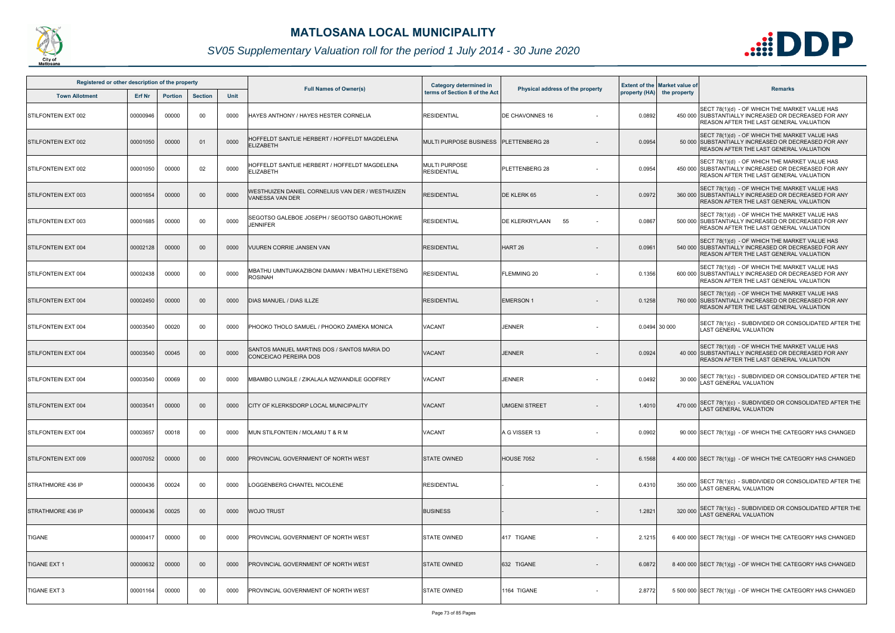# MATLOSANA LOCAL MUNICIPALITY

*SV05 Supplementary Valuation roll for the period 1 July 2014 - 30 June 2020*

| Registered or other description of the property | | | | | Full Names of Owner(s) | Category determined in terms of Section 8 of the Act | Physical address of the property | Extent of the property (HA) | Market value of the property | Remarks |
|---|---|---|---|---|---|---|---|---|---|---|
| Town Allotment | Erf Nr | Portion | Section | Unit | | | | | | |
| STILFONTEIN EXT 002 | 00000946 | 00000 | 00 | 0000 | HAYES ANTHONY / HAYES HESTER CORNELIA | RESIDENTIAL | DE CHAVONNES 16 - | 0.0892 | 450 000 | SECT 78(1)(d) - OF WHICH THE MARKET VALUE HAS SUBSTANTIALLY INCREASED OR DECREASED FOR ANY REASON AFTER THE LAST GENERAL VALUATION |
| STILFONTEIN EXT 002 | 00001050 | 00000 | 01 | 0000 | HOFFELDT SANTLIE HERBERT / HOFFELDT MAGDELENA ELIZABETH | MULTI PURPOSE BUSINESS | PLETTENBERG 28 - | 0.0954 | 50 000 | SECT 78(1)(d) - OF WHICH THE MARKET VALUE HAS SUBSTANTIALLY INCREASED OR DECREASED FOR ANY REASON AFTER THE LAST GENERAL VALUATION |
| STILFONTEIN EXT 002 | 00001050 | 00000 | 02 | 0000 | HOFFELDT SANTLIE HERBERT / HOFFELDT MAGDELENA ELIZABETH | MULTI PURPOSE RESIDENTIAL | PLETTENBERG 28 - | 0.0954 | 450 000 | SECT 78(1)(d) - OF WHICH THE MARKET VALUE HAS SUBSTANTIALLY INCREASED OR DECREASED FOR ANY REASON AFTER THE LAST GENERAL VALUATION |
| STILFONTEIN EXT 003 | 00001654 | 00000 | 00 | 0000 | WESTHUIZEN DANIEL CORNELIUS VAN DER / WESTHUIZEN VANESSA VAN DER | RESIDENTIAL | DE KLERK 65 - | 0.0972 | 360 000 | SECT 78(1)(d) - OF WHICH THE MARKET VALUE HAS SUBSTANTIALLY INCREASED OR DECREASED FOR ANY REASON AFTER THE LAST GENERAL VALUATION |
| STILFONTEIN EXT 003 | 00001685 | 00000 | 00 | 0000 | SEGOTSO GALEBOE JOSEPH / SEGOTSO GABOTLHOKWE JENNIFER | RESIDENTIAL | DE KLERKRYLAAN 55 - | 0.0867 | 500 000 | SECT 78(1)(d) - OF WHICH THE MARKET VALUE HAS SUBSTANTIALLY INCREASED OR DECREASED FOR ANY REASON AFTER THE LAST GENERAL VALUATION |
| STILFONTEIN EXT 004 | 00002128 | 00000 | 00 | 0000 | VUUREN CORRIE JANSEN VAN | RESIDENTIAL | HART 26 - | 0.0961 | 540 000 | SECT 78(1)(d) - OF WHICH THE MARKET VALUE HAS SUBSTANTIALLY INCREASED OR DECREASED FOR ANY REASON AFTER THE LAST GENERAL VALUATION |
| STILFONTEIN EXT 004 | 00002438 | 00000 | 00 | 0000 | MBATHU UMNTUAKAZIBONI DAIMAN / MBATHU LIEKETSENG ROSINAH | RESIDENTIAL | FLEMMING 20 - | 0.1356 | 600 000 | SECT 78(1)(d) - OF WHICH THE MARKET VALUE HAS SUBSTANTIALLY INCREASED OR DECREASED FOR ANY REASON AFTER THE LAST GENERAL VALUATION |
| STILFONTEIN EXT 004 | 00002450 | 00000 | 00 | 0000 | DIAS MANUEL / DIAS ILLZE | RESIDENTIAL | EMERSON 1 - | 0.1258 | 760 000 | SECT 78(1)(d) - OF WHICH THE MARKET VALUE HAS SUBSTANTIALLY INCREASED OR DECREASED FOR ANY REASON AFTER THE LAST GENERAL VALUATION |
| STILFONTEIN EXT 004 | 00003540 | 00020 | 00 | 0000 | PHOOKO THOLO SAMUEL / PHOOKO ZAMEKA MONICA | VACANT | JENNER - | 0.0494 | 30 000 | SECT 78(1)(c) - SUBDIVIDED OR CONSOLIDATED AFTER THE LAST GENERAL VALUATION |
| STILFONTEIN EXT 004 | 00003540 | 00045 | 00 | 0000 | SANTOS MANUEL MARTINS DOS / SANTOS MARIA DO CONCEICAO PEREIRA DOS | VACANT | JENNER - | 0.0924 | 40 000 | SECT 78(1)(d) - OF WHICH THE MARKET VALUE HAS SUBSTANTIALLY INCREASED OR DECREASED FOR ANY REASON AFTER THE LAST GENERAL VALUATION |
| STILFONTEIN EXT 004 | 00003540 | 00069 | 00 | 0000 | MBAMBO LUNGILE / ZIKALALA MZWANDILE GODFREY | VACANT | JENNER - | 0.0492 | 30 000 | SECT 78(1)(c) - SUBDIVIDED OR CONSOLIDATED AFTER THE LAST GENERAL VALUATION |
| STILFONTEIN EXT 004 | 00003541 | 00000 | 00 | 0000 | CITY OF KLERKSDORP LOCAL MUNICIPALITY | VACANT | UMGENI STREET - | 1.4010 | 470 000 | SECT 78(1)(c) - SUBDIVIDED OR CONSOLIDATED AFTER THE LAST GENERAL VALUATION |
| STILFONTEIN EXT 004 | 00003657 | 00018 | 00 | 0000 | MUN STILFONTEIN / MOLAMU T & R M | VACANT | A G VISSER 13 - | 0.0902 | 90 000 | SECT 78(1)(g) - OF WHICH THE CATEGORY HAS CHANGED |
| STILFONTEIN EXT 009 | 00007052 | 00000 | 00 | 0000 | PROVINCIAL GOVERNMENT OF NORTH WEST | STATE OWNED | HOUSE 7052 - | 6.1568 | 4 400 000 | SECT 78(1)(g) - OF WHICH THE CATEGORY HAS CHANGED |
| STRATHMORE 436 IP | 00000436 | 00024 | 00 | 0000 | LOGGENBERG CHANTEL NICOLENE | RESIDENTIAL | - - | 0.4310 | 350 000 | SECT 78(1)(c) - SUBDIVIDED OR CONSOLIDATED AFTER THE LAST GENERAL VALUATION |
| STRATHMORE 436 IP | 00000436 | 00025 | 00 | 0000 | WOJO TRUST | BUSINESS | - - | 1.2821 | 320 000 | SECT 78(1)(c) - SUBDIVIDED OR CONSOLIDATED AFTER THE LAST GENERAL VALUATION |
| TIGANE | 00000417 | 00000 | 00 | 0000 | PROVINCIAL GOVERNMENT OF NORTH WEST | STATE OWNED | 417 TIGANE - | 2.1215 | 6 400 000 | SECT 78(1)(g) - OF WHICH THE CATEGORY HAS CHANGED |
| TIGANE EXT 1 | 00000632 | 00000 | 00 | 0000 | PROVINCIAL GOVERNMENT OF NORTH WEST | STATE OWNED | 632 TIGANE - | 6.0872 | 8 400 000 | SECT 78(1)(g) - OF WHICH THE CATEGORY HAS CHANGED |
| TIGANE EXT 3 | 00001164 | 00000 | 00 | 0000 | PROVINCIAL GOVERNMENT OF NORTH WEST | STATE OWNED | 1164 TIGANE - | 2.8772 | 5 500 000 | SECT 78(1)(g) - OF WHICH THE CATEGORY HAS CHANGED |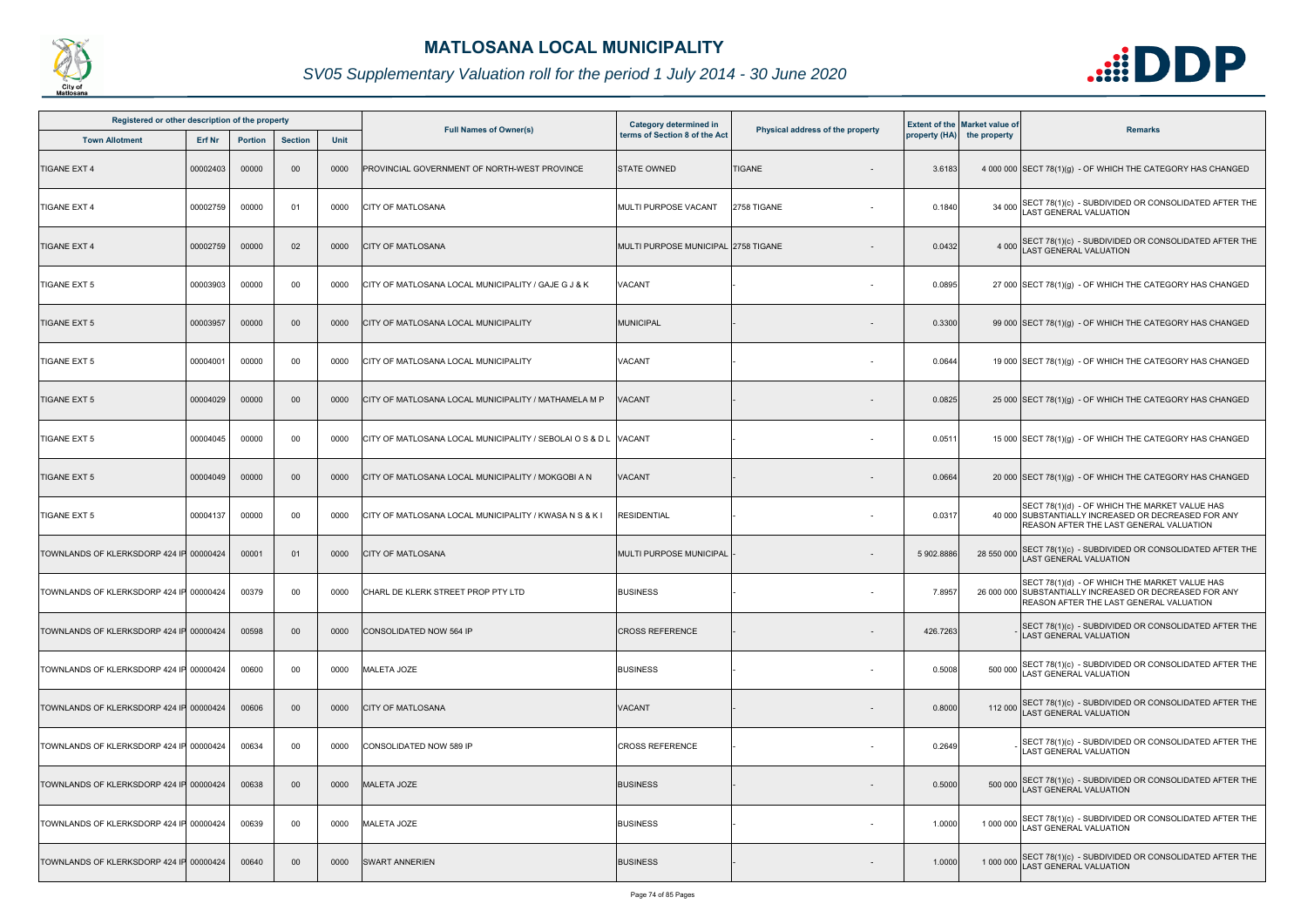# MATLOSANA LOCAL MUNICIPALITY

*SV05 Supplementary Valuation roll for the period 1 July 2014 - 30 June 2020*

| Registered or other description of the property | | | | | Full Names of Owner(s) | Category determined in terms of Section 8 of the Act | Physical address of the property | | Extent of the property (HA) | Market value of the property | Remarks |
|---|---|---|---|---|---|---|---|---|---|---|---|
| Town Allotment | Erf Nr | Portion | Section | Unit | | | | | | | |
| TIGANE EXT 4 | 00002403 | 00000 | 00 | 0000 | PROVINCIAL GOVERNMENT OF NORTH-WEST PROVINCE | STATE OWNED | TIGANE | - | 3.6183 | 4 000 000 | SECT 78(1)(g) - OF WHICH THE CATEGORY HAS CHANGED |
| TIGANE EXT 4 | 00002759 | 00000 | 01 | 0000 | CITY OF MATLOSANA | MULTI PURPOSE VACANT | 2758 TIGANE | - | 0.1840 | 34 000 | SECT 78(1)(c) - SUBDIVIDED OR CONSOLIDATED AFTER THE LAST GENERAL VALUATION |
| TIGANE EXT 4 | 00002759 | 00000 | 02 | 0000 | CITY OF MATLOSANA | MULTI PURPOSE MUNICIPAL | 2758 TIGANE | - | 0.0432 | 4 000 | SECT 78(1)(c) - SUBDIVIDED OR CONSOLIDATED AFTER THE LAST GENERAL VALUATION |
| TIGANE EXT 5 | 00003903 | 00000 | 00 | 0000 | CITY OF MATLOSANA LOCAL MUNICIPALITY / GAJE G J & K | VACANT | - | - | 0.0895 | 27 000 | SECT 78(1)(g) - OF WHICH THE CATEGORY HAS CHANGED |
| TIGANE EXT 5 | 00003957 | 00000 | 00 | 0000 | CITY OF MATLOSANA LOCAL MUNICIPALITY | MUNICIPAL | - | - | 0.3300 | 99 000 | SECT 78(1)(g) - OF WHICH THE CATEGORY HAS CHANGED |
| TIGANE EXT 5 | 00004001 | 00000 | 00 | 0000 | CITY OF MATLOSANA LOCAL MUNICIPALITY | VACANT | - | - | 0.0644 | 19 000 | SECT 78(1)(g) - OF WHICH THE CATEGORY HAS CHANGED |
| TIGANE EXT 5 | 00004029 | 00000 | 00 | 0000 | CITY OF MATLOSANA LOCAL MUNICIPALITY / MATHAMELA M P | VACANT | - | - | 0.0825 | 25 000 | SECT 78(1)(g) - OF WHICH THE CATEGORY HAS CHANGED |
| TIGANE EXT 5 | 00004045 | 00000 | 00 | 0000 | CITY OF MATLOSANA LOCAL MUNICIPALITY / SEBOLAI O S & D L | VACANT | - | - | 0.0511 | 15 000 | SECT 78(1)(g) - OF WHICH THE CATEGORY HAS CHANGED |
| TIGANE EXT 5 | 00004049 | 00000 | 00 | 0000 | CITY OF MATLOSANA LOCAL MUNICIPALITY / MOKGOBI A N | VACANT | - | - | 0.0664 | 20 000 | SECT 78(1)(g) - OF WHICH THE CATEGORY HAS CHANGED |
| TIGANE EXT 5 | 00004137 | 00000 | 00 | 0000 | CITY OF MATLOSANA LOCAL MUNICIPALITY / KWASA N S & K I | RESIDENTIAL | - | - | 0.0317 | 40 000 | SECT 78(1)(d) - OF WHICH THE MARKET VALUE HAS SUBSTANTIALLY INCREASED OR DECREASED FOR ANY REASON AFTER THE LAST GENERAL VALUATION |
| TOWNLANDS OF KLERKSDORP 424 IP | 00000424 | 00001 | 01 | 0000 | CITY OF MATLOSANA | MULTI PURPOSE MUNICIPAL | - | - | 5 902.8886 | 28 550 000 | SECT 78(1)(c) - SUBDIVIDED OR CONSOLIDATED AFTER THE LAST GENERAL VALUATION |
| TOWNLANDS OF KLERKSDORP 424 IP | 00000424 | 00379 | 00 | 0000 | CHARL DE KLERK STREET PROP PTY LTD | BUSINESS | - | - | 7.8957 | 26 000 000 | SECT 78(1)(d) - OF WHICH THE MARKET VALUE HAS SUBSTANTIALLY INCREASED OR DECREASED FOR ANY REASON AFTER THE LAST GENERAL VALUATION |
| TOWNLANDS OF KLERKSDORP 424 IP | 00000424 | 00598 | 00 | 0000 | CONSOLIDATED NOW 564 IP | CROSS REFERENCE | - | - | 426.7263 | - | SECT 78(1)(c) - SUBDIVIDED OR CONSOLIDATED AFTER THE LAST GENERAL VALUATION |
| TOWNLANDS OF KLERKSDORP 424 IP | 00000424 | 00600 | 00 | 0000 | MALETA JOZE | BUSINESS | - | - | 0.5008 | 500 000 | SECT 78(1)(c) - SUBDIVIDED OR CONSOLIDATED AFTER THE LAST GENERAL VALUATION |
| TOWNLANDS OF KLERKSDORP 424 IP | 00000424 | 00606 | 00 | 0000 | CITY OF MATLOSANA | VACANT | - | - | 0.8000 | 112 000 | SECT 78(1)(c) - SUBDIVIDED OR CONSOLIDATED AFTER THE LAST GENERAL VALUATION |
| TOWNLANDS OF KLERKSDORP 424 IP | 00000424 | 00634 | 00 | 0000 | CONSOLIDATED NOW 589 IP | CROSS REFERENCE | - | - | 0.2649 | - | SECT 78(1)(c) - SUBDIVIDED OR CONSOLIDATED AFTER THE LAST GENERAL VALUATION |
| TOWNLANDS OF KLERKSDORP 424 IP | 00000424 | 00638 | 00 | 0000 | MALETA JOZE | BUSINESS | - | - | 0.5000 | 500 000 | SECT 78(1)(c) - SUBDIVIDED OR CONSOLIDATED AFTER THE LAST GENERAL VALUATION |
| TOWNLANDS OF KLERKSDORP 424 IP | 00000424 | 00639 | 00 | 0000 | MALETA JOZE | BUSINESS | - | - | 1.0000 | 1 000 000 | SECT 78(1)(c) - SUBDIVIDED OR CONSOLIDATED AFTER THE LAST GENERAL VALUATION |
| TOWNLANDS OF KLERKSDORP 424 IP | 00000424 | 00640 | 00 | 0000 | SWART ANNERIEN | BUSINESS | - | - | 1.0000 | 1 000 000 | SECT 78(1)(c) - SUBDIVIDED OR CONSOLIDATED AFTER THE LAST GENERAL VALUATION |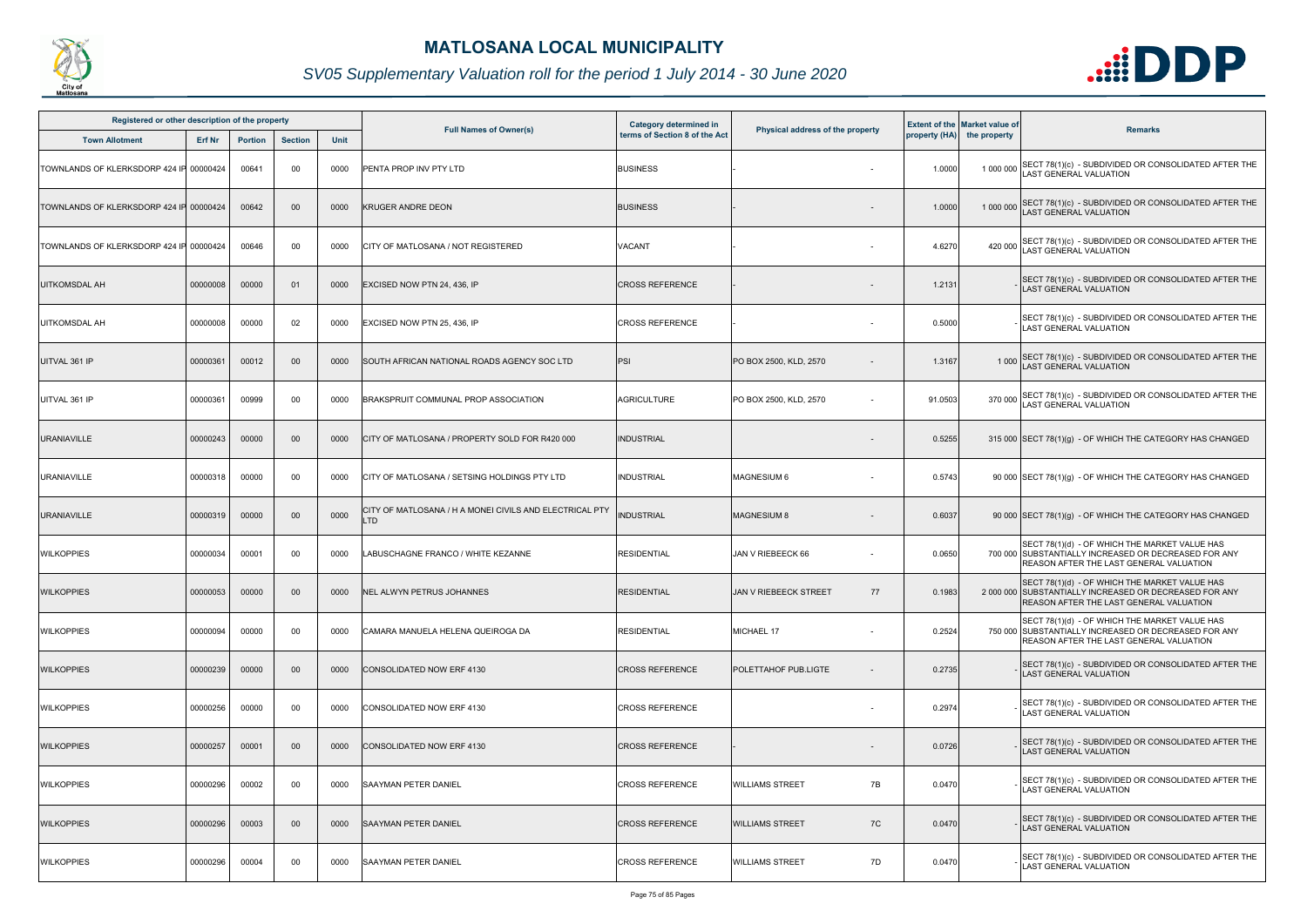# MATLOSANA LOCAL MUNICIPALITY

*SV05 Supplementary Valuation roll for the period 1 July 2014 - 30 June 2020*

| Registered or other description of the property | | | | | Full Names of Owner(s) | Category determined in terms of Section 8 of the Act | Physical address of the property | | Extent of the property (HA) | Market value of the property | Remarks |
|---|---|---|---|---|---|---|---|---|---|---|---|
| Town Allotment | Erf Nr | Portion | Section | Unit | | | | | | | |
| TOWNLANDS OF KLERKSDORP 424 IP | 00000424 | 00641 | 00 | 0000 | PENTA PROP INV PTY LTD | BUSINESS | - | - | 1.0000 | 1 000 000 | SECT 78(1)(c) - SUBDIVIDED OR CONSOLIDATED AFTER THE LAST GENERAL VALUATION |
| TOWNLANDS OF KLERKSDORP 424 IP | 00000424 | 00642 | 00 | 0000 | KRUGER ANDRE DEON | BUSINESS | - | - | 1.0000 | 1 000 000 | SECT 78(1)(c) - SUBDIVIDED OR CONSOLIDATED AFTER THE LAST GENERAL VALUATION |
| TOWNLANDS OF KLERKSDORP 424 IP | 00000424 | 00646 | 00 | 0000 | CITY OF MATLOSANA / NOT REGISTERED | VACANT | - | - | 4.6270 | 420 000 | SECT 78(1)(c) - SUBDIVIDED OR CONSOLIDATED AFTER THE LAST GENERAL VALUATION |
| UITKOMSDAL AH | 00000008 | 00000 | 01 | 0000 | EXCISED NOW PTN 24, 436, IP | CROSS REFERENCE | - | - | 1.2131 | - | SECT 78(1)(c) - SUBDIVIDED OR CONSOLIDATED AFTER THE LAST GENERAL VALUATION |
| UITKOMSDAL AH | 00000008 | 00000 | 02 | 0000 | EXCISED NOW PTN 25, 436, IP | CROSS REFERENCE | - | - | 0.5000 | - | SECT 78(1)(c) - SUBDIVIDED OR CONSOLIDATED AFTER THE LAST GENERAL VALUATION |
| UITVAL 361 IP | 00000361 | 00012 | 00 | 0000 | SOUTH AFRICAN NATIONAL ROADS AGENCY SOC LTD | PSI | PO BOX 2500, KLD, 2570 | - | 1.3167 | 1 000 | SECT 78(1)(c) - SUBDIVIDED OR CONSOLIDATED AFTER THE LAST GENERAL VALUATION |
| UITVAL 361 IP | 00000361 | 00999 | 00 | 0000 | BRAKSPRUIT COMMUNAL PROP ASSOCIATION | AGRICULTURE | PO BOX 2500, KLD, 2570 | - | 91.0503 | 370 000 | SECT 78(1)(c) - SUBDIVIDED OR CONSOLIDATED AFTER THE LAST GENERAL VALUATION |
| URANIAVILLE | 00000243 | 00000 | 00 | 0000 | CITY OF MATLOSANA / PROPERTY SOLD FOR R420 000 | INDUSTRIAL | | - | 0.5255 | 315 000 | SECT 78(1)(g) - OF WHICH THE CATEGORY HAS CHANGED |
| URANIAVILLE | 00000318 | 00000 | 00 | 0000 | CITY OF MATLOSANA / SETSING HOLDINGS PTY LTD | INDUSTRIAL | MAGNESIUM 6 | - | 0.5743 | 90 000 | SECT 78(1)(g) - OF WHICH THE CATEGORY HAS CHANGED |
| URANIAVILLE | 00000319 | 00000 | 00 | 0000 | CITY OF MATLOSANA / H A MONEI CIVILS AND ELECTRICAL PTY LTD | INDUSTRIAL | MAGNESIUM 8 | - | 0.6037 | 90 000 | SECT 78(1)(g) - OF WHICH THE CATEGORY HAS CHANGED |
| WILKOPPIES | 00000034 | 00001 | 00 | 0000 | LABUSCHAGNE FRANCO / WHITE KEZANNE | RESIDENTIAL | JAN V RIEBEECK 66 | - | 0.0650 | 700 000 | SECT 78(1)(d) - OF WHICH THE MARKET VALUE HAS SUBSTANTIALLY INCREASED OR DECREASED FOR ANY REASON AFTER THE LAST GENERAL VALUATION |
| WILKOPPIES | 00000053 | 00000 | 00 | 0000 | NEL ALWYN PETRUS JOHANNES | RESIDENTIAL | JAN V RIEBEECK STREET | 77 | 0.1983 | 2 000 000 | SECT 78(1)(d) - OF WHICH THE MARKET VALUE HAS SUBSTANTIALLY INCREASED OR DECREASED FOR ANY REASON AFTER THE LAST GENERAL VALUATION |
| WILKOPPIES | 00000094 | 00000 | 00 | 0000 | CAMARA MANUELA HELENA QUEIROGA DA | RESIDENTIAL | MICHAEL 17 | - | 0.2524 | 750 000 | SECT 78(1)(d) - OF WHICH THE MARKET VALUE HAS SUBSTANTIALLY INCREASED OR DECREASED FOR ANY REASON AFTER THE LAST GENERAL VALUATION |
| WILKOPPIES | 00000239 | 00000 | 00 | 0000 | CONSOLIDATED NOW ERF 4130 | CROSS REFERENCE | POLETTAHOF PUB.LIGTE | - | 0.2735 | - | SECT 78(1)(c) - SUBDIVIDED OR CONSOLIDATED AFTER THE LAST GENERAL VALUATION |
| WILKOPPIES | 00000256 | 00000 | 00 | 0000 | CONSOLIDATED NOW ERF 4130 | CROSS REFERENCE | | - | 0.2974 | - | SECT 78(1)(c) - SUBDIVIDED OR CONSOLIDATED AFTER THE LAST GENERAL VALUATION |
| WILKOPPIES | 00000257 | 00001 | 00 | 0000 | CONSOLIDATED NOW ERF 4130 | CROSS REFERENCE | - | - | 0.0726 | - | SECT 78(1)(c) - SUBDIVIDED OR CONSOLIDATED AFTER THE LAST GENERAL VALUATION |
| WILKOPPIES | 00000296 | 00002 | 00 | 0000 | SAAYMAN PETER DANIEL | CROSS REFERENCE | WILLIAMS STREET | 7B | 0.0470 | - | SECT 78(1)(c) - SUBDIVIDED OR CONSOLIDATED AFTER THE LAST GENERAL VALUATION |
| WILKOPPIES | 00000296 | 00003 | 00 | 0000 | SAAYMAN PETER DANIEL | CROSS REFERENCE | WILLIAMS STREET | 7C | 0.0470 | - | SECT 78(1)(c) - SUBDIVIDED OR CONSOLIDATED AFTER THE LAST GENERAL VALUATION |
| WILKOPPIES | 00000296 | 00004 | 00 | 0000 | SAAYMAN PETER DANIEL | CROSS REFERENCE | WILLIAMS STREET | 7D | 0.0470 | - | SECT 78(1)(c) - SUBDIVIDED OR CONSOLIDATED AFTER THE LAST GENERAL VALUATION |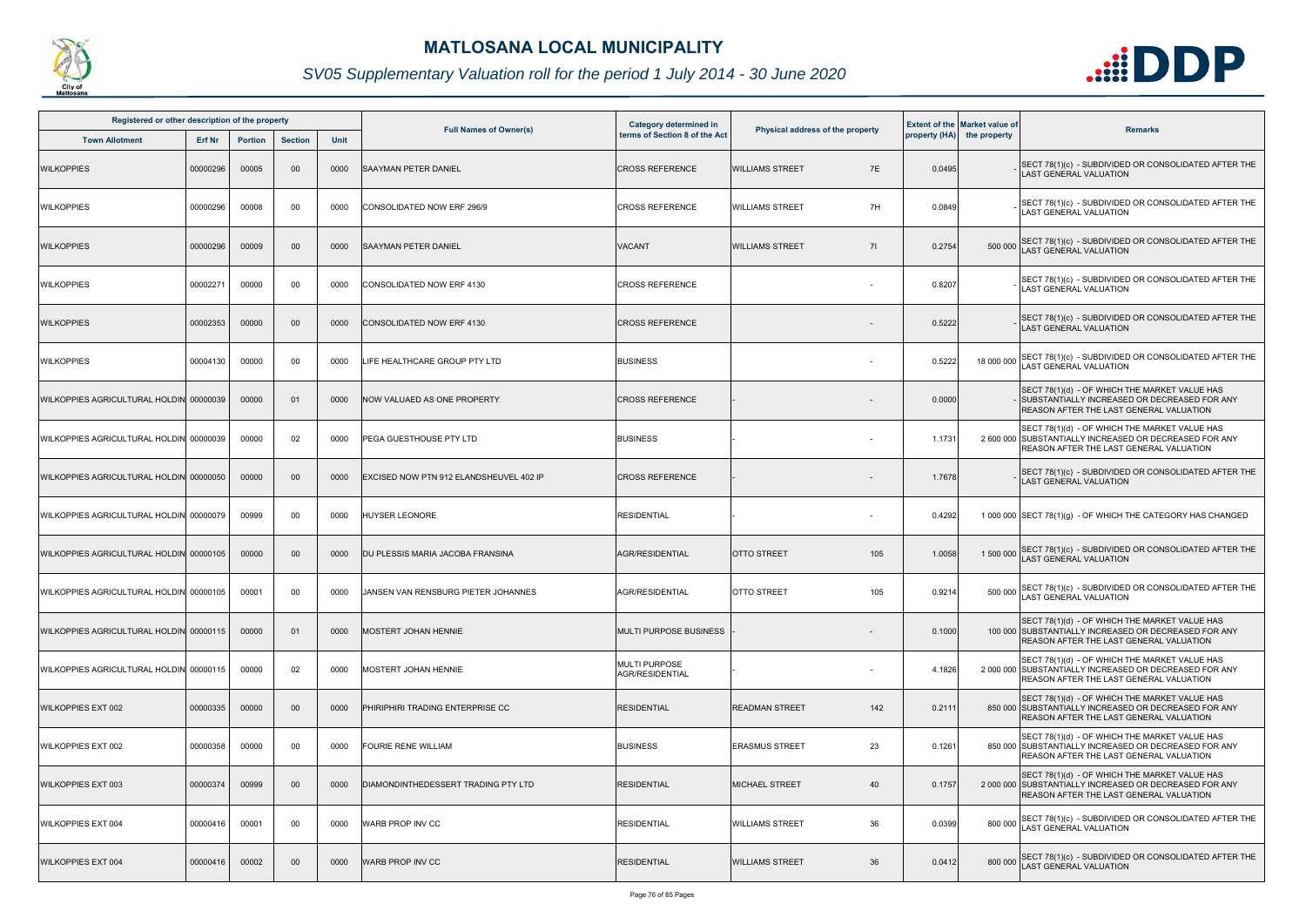# MATLOSANA LOCAL MUNICIPALITY

*SV05 Supplementary Valuation roll for the period 1 July 2014 - 30 June 2020*

| Registered or other description of the property | | | | | Full Names of Owner(s) | Category determined in terms of Section 8 of the Act | Physical address of the property | | Extent of the property (HA) | Market value of the property | Remarks |
|---|---|---|---|---|---|---|---|---|---|---|---|
| Town Allotment | Erf Nr | Portion | Section | Unit | | | | | | | |
| WILKOPPIES | 00000296 | 00005 | 00 | 0000 | SAAYMAN PETER DANIEL | CROSS REFERENCE | WILLIAMS STREET | 7E | 0.0495 | - | SECT 78(1)(c) - SUBDIVIDED OR CONSOLIDATED AFTER THE LAST GENERAL VALUATION |
| WILKOPPIES | 00000296 | 00008 | 00 | 0000 | CONSOLIDATED NOW ERF 296/9 | CROSS REFERENCE | WILLIAMS STREET | 7H | 0.0849 | - | SECT 78(1)(c) - SUBDIVIDED OR CONSOLIDATED AFTER THE LAST GENERAL VALUATION |
| WILKOPPIES | 00000296 | 00009 | 00 | 0000 | SAAYMAN PETER DANIEL | VACANT | WILLIAMS STREET | 7I | 0.2754 | 500 000 | SECT 78(1)(c) - SUBDIVIDED OR CONSOLIDATED AFTER THE LAST GENERAL VALUATION |
| WILKOPPIES | 00002271 | 00000 | 00 | 0000 | CONSOLIDATED NOW ERF 4130 | CROSS REFERENCE | | - | 0.8207 | - | SECT 78(1)(c) - SUBDIVIDED OR CONSOLIDATED AFTER THE LAST GENERAL VALUATION |
| WILKOPPIES | 00002353 | 00000 | 00 | 0000 | CONSOLIDATED NOW ERF 4130 | CROSS REFERENCE | | - | 0.5222 | - | SECT 78(1)(c) - SUBDIVIDED OR CONSOLIDATED AFTER THE LAST GENERAL VALUATION |
| WILKOPPIES | 00004130 | 00000 | 00 | 0000 | LIFE HEALTHCARE GROUP PTY LTD | BUSINESS | | - | 0.5222 | 18 000 000 | SECT 78(1)(c) - SUBDIVIDED OR CONSOLIDATED AFTER THE LAST GENERAL VALUATION |
| WILKOPPIES AGRICULTURAL HOLDIN | 00000039 | 00000 | 01 | 0000 | NOW VALUAED AS ONE PROPERTY | CROSS REFERENCE | - | - | 0.0000 | - | SECT 78(1)(d) - OF WHICH THE MARKET VALUE HAS SUBSTANTIALLY INCREASED OR DECREASED FOR ANY REASON AFTER THE LAST GENERAL VALUATION |
| WILKOPPIES AGRICULTURAL HOLDIN | 00000039 | 00000 | 02 | 0000 | PEGA GUESTHOUSE PTY LTD | BUSINESS | - | - | 1.1731 | 2 600 000 | SECT 78(1)(d) - OF WHICH THE MARKET VALUE HAS SUBSTANTIALLY INCREASED OR DECREASED FOR ANY REASON AFTER THE LAST GENERAL VALUATION |
| WILKOPPIES AGRICULTURAL HOLDIN | 00000050 | 00000 | 00 | 0000 | EXCISED NOW PTN 912 ELANDSHEUVEL 402 IP | CROSS REFERENCE | - | - | 1.7678 | - | SECT 78(1)(c) - SUBDIVIDED OR CONSOLIDATED AFTER THE LAST GENERAL VALUATION |
| WILKOPPIES AGRICULTURAL HOLDIN | 00000079 | 00999 | 00 | 0000 | HUYSER LEONORE | RESIDENTIAL | - | - | 0.4292 | 1 000 000 | SECT 78(1)(g) - OF WHICH THE CATEGORY HAS CHANGED |
| WILKOPPIES AGRICULTURAL HOLDIN | 00000105 | 00000 | 00 | 0000 | DU PLESSIS MARIA JACOBA FRANSINA | AGR/RESIDENTIAL | OTTO STREET | 105 | 1.0058 | 1 500 000 | SECT 78(1)(c) - SUBDIVIDED OR CONSOLIDATED AFTER THE LAST GENERAL VALUATION |
| WILKOPPIES AGRICULTURAL HOLDIN | 00000105 | 00001 | 00 | 0000 | JANSEN VAN RENSBURG PIETER JOHANNES | AGR/RESIDENTIAL | OTTO STREET | 105 | 0.9214 | 500 000 | SECT 78(1)(c) - SUBDIVIDED OR CONSOLIDATED AFTER THE LAST GENERAL VALUATION |
| WILKOPPIES AGRICULTURAL HOLDIN | 00000115 | 00000 | 01 | 0000 | MOSTERT JOHAN HENNIE | MULTI PURPOSE BUSINESS | - | - | 0.1000 | 100 000 | SECT 78(1)(d) - OF WHICH THE MARKET VALUE HAS SUBSTANTIALLY INCREASED OR DECREASED FOR ANY REASON AFTER THE LAST GENERAL VALUATION |
| WILKOPPIES AGRICULTURAL HOLDIN | 00000115 | 00000 | 02 | 0000 | MOSTERT JOHAN HENNIE | MULTI PURPOSE AGR/RESIDENTIAL | - | - | 4.1826 | 2 000 000 | SECT 78(1)(d) - OF WHICH THE MARKET VALUE HAS SUBSTANTIALLY INCREASED OR DECREASED FOR ANY REASON AFTER THE LAST GENERAL VALUATION |
| WILKOPPIES EXT 002 | 00000335 | 00000 | 00 | 0000 | PHIRIPHIRI TRADING ENTERPRISE CC | RESIDENTIAL | READMAN STREET | 142 | 0.2111 | 850 000 | SECT 78(1)(d) - OF WHICH THE MARKET VALUE HAS SUBSTANTIALLY INCREASED OR DECREASED FOR ANY REASON AFTER THE LAST GENERAL VALUATION |
| WILKOPPIES EXT 002 | 00000358 | 00000 | 00 | 0000 | FOURIE RENE WILLIAM | BUSINESS | ERASMUS STREET | 23 | 0.1261 | 850 000 | SECT 78(1)(d) - OF WHICH THE MARKET VALUE HAS SUBSTANTIALLY INCREASED OR DECREASED FOR ANY REASON AFTER THE LAST GENERAL VALUATION |
| WILKOPPIES EXT 003 | 00000374 | 00999 | 00 | 0000 | DIAMONDINTHEDESSERT TRADING PTY LTD | RESIDENTIAL | MICHAEL STREET | 40 | 0.1757 | 2 000 000 | SECT 78(1)(d) - OF WHICH THE MARKET VALUE HAS SUBSTANTIALLY INCREASED OR DECREASED FOR ANY REASON AFTER THE LAST GENERAL VALUATION |
| WILKOPPIES EXT 004 | 00000416 | 00001 | 00 | 0000 | WARB PROP INV CC | RESIDENTIAL | WILLIAMS STREET | 36 | 0.0399 | 800 000 | SECT 78(1)(c) - SUBDIVIDED OR CONSOLIDATED AFTER THE LAST GENERAL VALUATION |
| WILKOPPIES EXT 004 | 00000416 | 00002 | 00 | 0000 | WARB PROP INV CC | RESIDENTIAL | WILLIAMS STREET | 36 | 0.0412 | 800 000 | SECT 78(1)(c) - SUBDIVIDED OR CONSOLIDATED AFTER THE LAST GENERAL VALUATION |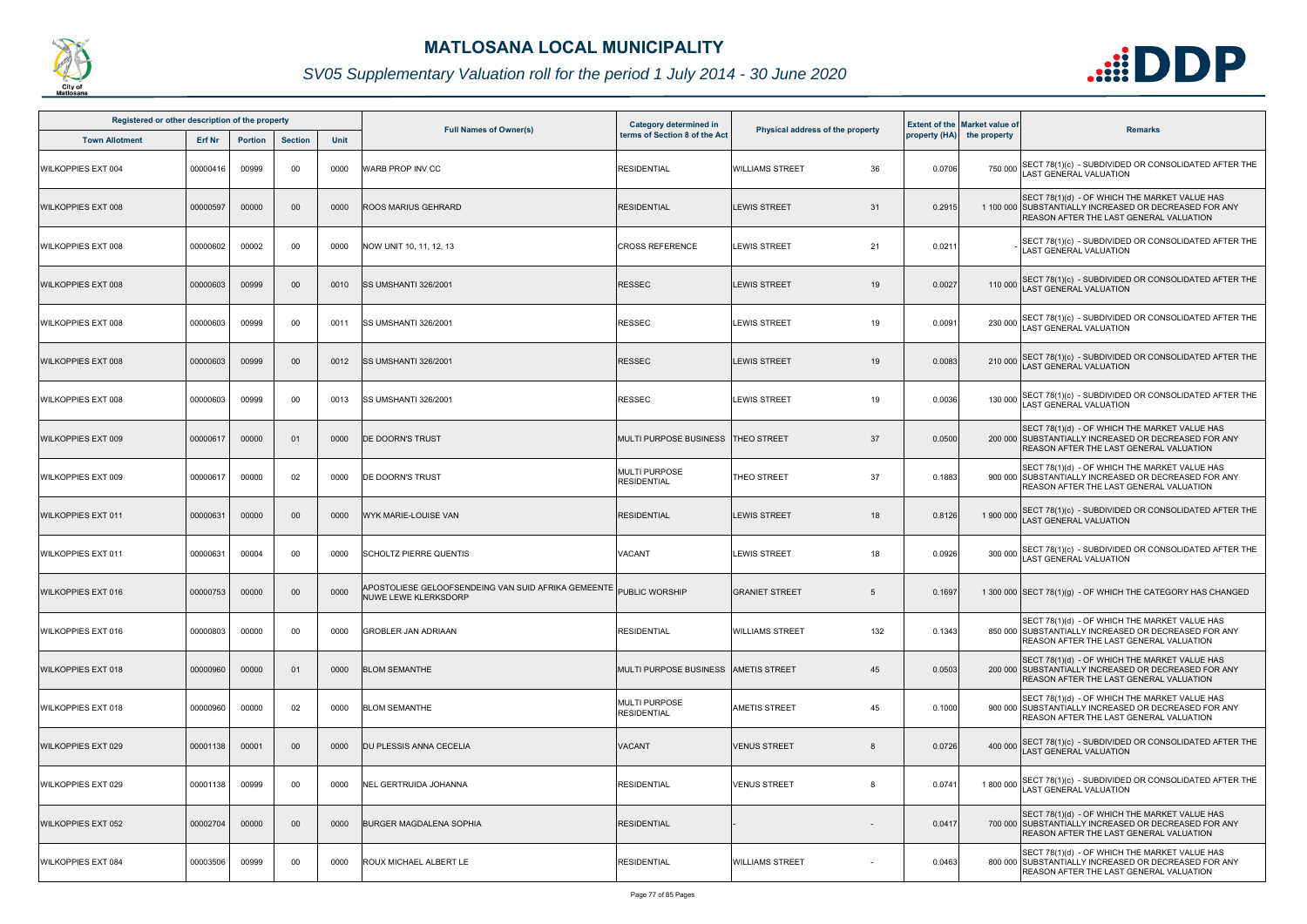# MATLOSANA LOCAL MUNICIPALITY

## *SV05 Supplementary Valuation roll for the period 1 July 2014 - 30 June 2020*

| Registered or other description of the property | | | | | Full Names of Owner(s) | Category determined in terms of Section 8 of the Act | Physical address of the property | | Extent of the property (HA) | Market value of the property | Remarks |
|---|---|---|---|---|---|---|---|---|---|---|---|
| Town Allotment | Erf Nr | Portion | Section | Unit | | | | | | | |
| WILKOPPIES EXT 004 | 00000416 | 00999 | 00 | 0000 | WARB PROP INV CC | RESIDENTIAL | WILLIAMS STREET | 36 | 0.0706 | 750 000 | SECT 78(1)(c) - SUBDIVIDED OR CONSOLIDATED AFTER THE LAST GENERAL VALUATION |
| WILKOPPIES EXT 008 | 00000597 | 00000 | 00 | 0000 | ROOS MARIUS GEHRARD | RESIDENTIAL | LEWIS STREET | 31 | 0.2915 | 1 100 000 | SECT 78(1)(d) - OF WHICH THE MARKET VALUE HAS SUBSTANTIALLY INCREASED OR DECREASED FOR ANY REASON AFTER THE LAST GENERAL VALUATION |
| WILKOPPIES EXT 008 | 00000602 | 00002 | 00 | 0000 | NOW UNIT 10, 11, 12, 13 | CROSS REFERENCE | LEWIS STREET | 21 | 0.0211 | - | SECT 78(1)(c) - SUBDIVIDED OR CONSOLIDATED AFTER THE LAST GENERAL VALUATION |
| WILKOPPIES EXT 008 | 00000603 | 00999 | 00 | 0010 | SS UMSHANTI 326/2001 | RESSEC | LEWIS STREET | 19 | 0.0027 | 110 000 | SECT 78(1)(c) - SUBDIVIDED OR CONSOLIDATED AFTER THE LAST GENERAL VALUATION |
| WILKOPPIES EXT 008 | 00000603 | 00999 | 00 | 0011 | SS UMSHANTI 326/2001 | RESSEC | LEWIS STREET | 19 | 0.0091 | 230 000 | SECT 78(1)(c) - SUBDIVIDED OR CONSOLIDATED AFTER THE LAST GENERAL VALUATION |
| WILKOPPIES EXT 008 | 00000603 | 00999 | 00 | 0012 | SS UMSHANTI 326/2001 | RESSEC | LEWIS STREET | 19 | 0.0083 | 210 000 | SECT 78(1)(c) - SUBDIVIDED OR CONSOLIDATED AFTER THE LAST GENERAL VALUATION |
| WILKOPPIES EXT 008 | 00000603 | 00999 | 00 | 0013 | SS UMSHANTI 326/2001 | RESSEC | LEWIS STREET | 19 | 0.0036 | 130 000 | SECT 78(1)(c) - SUBDIVIDED OR CONSOLIDATED AFTER THE LAST GENERAL VALUATION |
| WILKOPPIES EXT 009 | 00000617 | 00000 | 01 | 0000 | DE DOORN'S TRUST | MULTI PURPOSE BUSINESS | THEO STREET | 37 | 0.0500 | 200 000 | SECT 78(1)(d) - OF WHICH THE MARKET VALUE HAS SUBSTANTIALLY INCREASED OR DECREASED FOR ANY REASON AFTER THE LAST GENERAL VALUATION |
| WILKOPPIES EXT 009 | 00000617 | 00000 | 02 | 0000 | DE DOORN'S TRUST | MULTI PURPOSE RESIDENTIAL | THEO STREET | 37 | 0.1883 | 900 000 | SECT 78(1)(d) - OF WHICH THE MARKET VALUE HAS SUBSTANTIALLY INCREASED OR DECREASED FOR ANY REASON AFTER THE LAST GENERAL VALUATION |
| WILKOPPIES EXT 011 | 00000631 | 00000 | 00 | 0000 | WYK MARIE-LOUISE VAN | RESIDENTIAL | LEWIS STREET | 18 | 0.8126 | 1 900 000 | SECT 78(1)(c) - SUBDIVIDED OR CONSOLIDATED AFTER THE LAST GENERAL VALUATION |
| WILKOPPIES EXT 011 | 00000631 | 00004 | 00 | 0000 | SCHOLTZ PIERRE QUENTIS | VACANT | LEWIS STREET | 18 | 0.0926 | 300 000 | SECT 78(1)(c) - SUBDIVIDED OR CONSOLIDATED AFTER THE LAST GENERAL VALUATION |
| WILKOPPIES EXT 016 | 00000753 | 00000 | 00 | 0000 | APOSTOLIESE GELOOFSENDEING VAN SUID AFRIKA GEMEENTE NUWE LEWE KLERKSDORP | PUBLIC WORSHIP | GRANIET STREET | 5 | 0.1697 | 1 300 000 | SECT 78(1)(g) - OF WHICH THE CATEGORY HAS CHANGED |
| WILKOPPIES EXT 016 | 00000803 | 00000 | 00 | 0000 | GROBLER JAN ADRIAAN | RESIDENTIAL | WILLIAMS STREET | 132 | 0.1343 | 850 000 | SECT 78(1)(d) - OF WHICH THE MARKET VALUE HAS SUBSTANTIALLY INCREASED OR DECREASED FOR ANY REASON AFTER THE LAST GENERAL VALUATION |
| WILKOPPIES EXT 018 | 00000960 | 00000 | 01 | 0000 | BLOM SEMANTHE | MULTI PURPOSE BUSINESS | AMETIS STREET | 45 | 0.0503 | 200 000 | SECT 78(1)(d) - OF WHICH THE MARKET VALUE HAS SUBSTANTIALLY INCREASED OR DECREASED FOR ANY REASON AFTER THE LAST GENERAL VALUATION |
| WILKOPPIES EXT 018 | 00000960 | 00000 | 02 | 0000 | BLOM SEMANTHE | MULTI PURPOSE RESIDENTIAL | AMETIS STREET | 45 | 0.1000 | 900 000 | SECT 78(1)(d) - OF WHICH THE MARKET VALUE HAS SUBSTANTIALLY INCREASED OR DECREASED FOR ANY REASON AFTER THE LAST GENERAL VALUATION |
| WILKOPPIES EXT 029 | 00001138 | 00001 | 00 | 0000 | DU PLESSIS ANNA CECELIA | VACANT | VENUS STREET | 8 | 0.0726 | 400 000 | SECT 78(1)(c) - SUBDIVIDED OR CONSOLIDATED AFTER THE LAST GENERAL VALUATION |
| WILKOPPIES EXT 029 | 00001138 | 00999 | 00 | 0000 | NEL GERTRUIDA JOHANNA | RESIDENTIAL | VENUS STREET | 8 | 0.0741 | 1 800 000 | SECT 78(1)(c) - SUBDIVIDED OR CONSOLIDATED AFTER THE LAST GENERAL VALUATION |
| WILKOPPIES EXT 052 | 00002704 | 00000 | 00 | 0000 | BURGER MAGDALENA SOPHIA | RESIDENTIAL | - | - | 0.0417 | 700 000 | SECT 78(1)(d) - OF WHICH THE MARKET VALUE HAS SUBSTANTIALLY INCREASED OR DECREASED FOR ANY REASON AFTER THE LAST GENERAL VALUATION |
| WILKOPPIES EXT 084 | 00003506 | 00999 | 00 | 0000 | ROUX MICHAEL ALBERT LE | RESIDENTIAL | WILLIAMS STREET | - | 0.0463 | 800 000 | SECT 78(1)(d) - OF WHICH THE MARKET VALUE HAS SUBSTANTIALLY INCREASED OR DECREASED FOR ANY REASON AFTER THE LAST GENERAL VALUATION |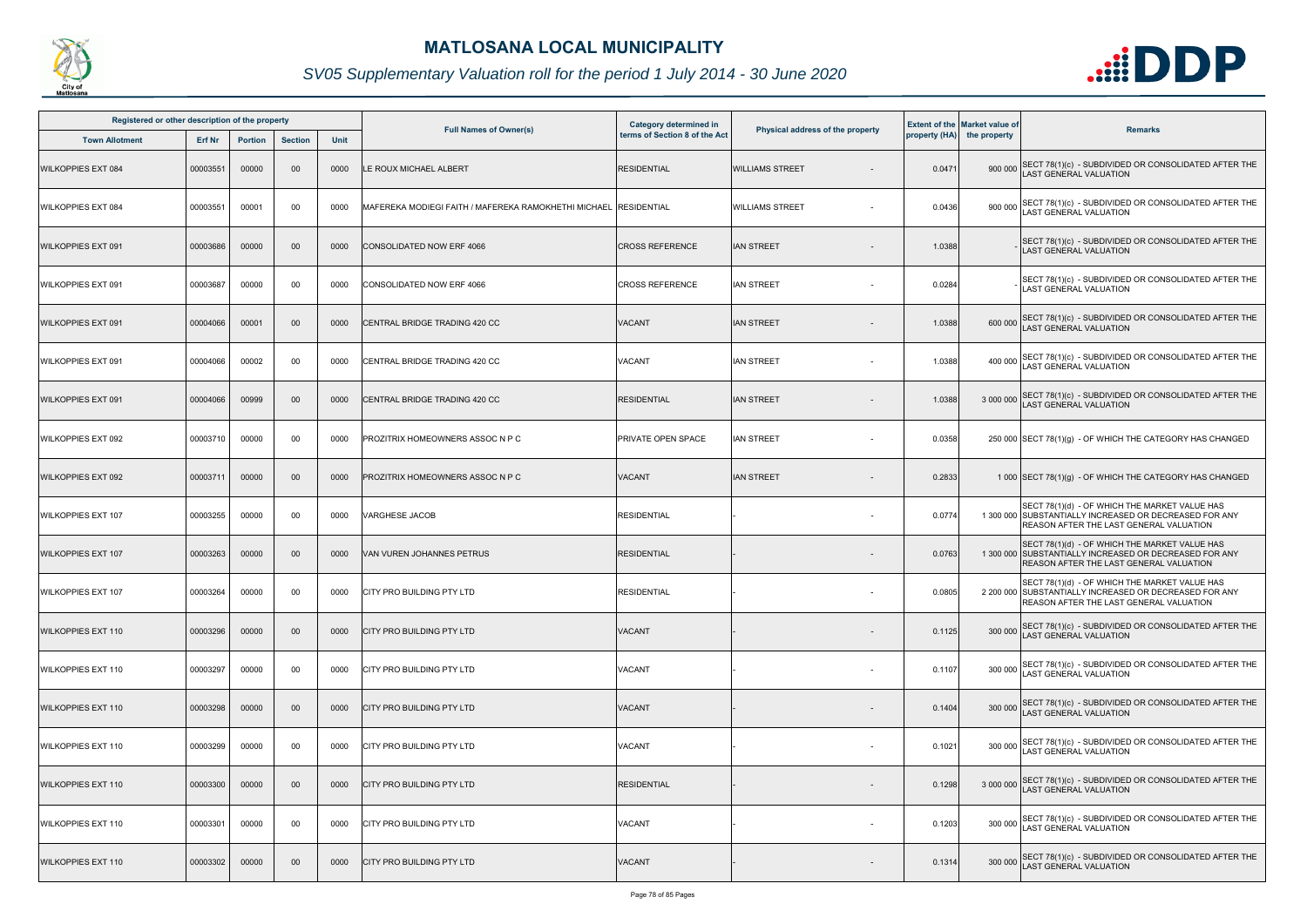# MATLOSANA LOCAL MUNICIPALITY

*SV05 Supplementary Valuation roll for the period 1 July 2014 - 30 June 2020*

| Registered or other description of the property | | | | | Full Names of Owner(s) | Category determined in terms of Section 8 of the Act | Physical address of the property | Extent of the property (HA) | Market value of the property | Remarks |
|---|---|---|---|---|---|---|---|---|---|---|
| Town Allotment | Erf Nr | Portion | Section | Unit | | | | | | |
| WILKOPPIES EXT 084 | 00003551 | 00000 | 00 | 0000 | LE ROUX MICHAEL ALBERT | RESIDENTIAL | WILLIAMS STREET - | 0.0471 | 900 000 | SECT 78(1)(c) - SUBDIVIDED OR CONSOLIDATED AFTER THE LAST GENERAL VALUATION |
| WILKOPPIES EXT 084 | 00003551 | 00001 | 00 | 0000 | MAFEREKA MODIEGI FAITH / MAFEREKA RAMOKHETHI MICHAEL | RESIDENTIAL | WILLIAMS STREET - | 0.0436 | 900 000 | SECT 78(1)(c) - SUBDIVIDED OR CONSOLIDATED AFTER THE LAST GENERAL VALUATION |
| WILKOPPIES EXT 091 | 00003686 | 00000 | 00 | 0000 | CONSOLIDATED NOW ERF 4066 | CROSS REFERENCE | IAN STREET - | 1.0388 | - | SECT 78(1)(c) - SUBDIVIDED OR CONSOLIDATED AFTER THE LAST GENERAL VALUATION |
| WILKOPPIES EXT 091 | 00003687 | 00000 | 00 | 0000 | CONSOLIDATED NOW ERF 4066 | CROSS REFERENCE | IAN STREET - | 0.0284 | - | SECT 78(1)(c) - SUBDIVIDED OR CONSOLIDATED AFTER THE LAST GENERAL VALUATION |
| WILKOPPIES EXT 091 | 00004066 | 00001 | 00 | 0000 | CENTRAL BRIDGE TRADING 420 CC | VACANT | IAN STREET - | 1.0388 | 600 000 | SECT 78(1)(c) - SUBDIVIDED OR CONSOLIDATED AFTER THE LAST GENERAL VALUATION |
| WILKOPPIES EXT 091 | 00004066 | 00002 | 00 | 0000 | CENTRAL BRIDGE TRADING 420 CC | VACANT | IAN STREET - | 1.0388 | 400 000 | SECT 78(1)(c) - SUBDIVIDED OR CONSOLIDATED AFTER THE LAST GENERAL VALUATION |
| WILKOPPIES EXT 091 | 00004066 | 00999 | 00 | 0000 | CENTRAL BRIDGE TRADING 420 CC | RESIDENTIAL | IAN STREET - | 1.0388 | 3 000 000 | SECT 78(1)(c) - SUBDIVIDED OR CONSOLIDATED AFTER THE LAST GENERAL VALUATION |
| WILKOPPIES EXT 092 | 00003710 | 00000 | 00 | 0000 | PROZITRIX HOMEOWNERS ASSOC N P C | PRIVATE OPEN SPACE | IAN STREET - | 0.0358 | 250 000 | SECT 78(1)(g) - OF WHICH THE CATEGORY HAS CHANGED |
| WILKOPPIES EXT 092 | 00003711 | 00000 | 00 | 0000 | PROZITRIX HOMEOWNERS ASSOC N P C | VACANT | IAN STREET - | 0.2833 | 1 000 | SECT 78(1)(g) - OF WHICH THE CATEGORY HAS CHANGED |
| WILKOPPIES EXT 107 | 00003255 | 00000 | 00 | 0000 | VARGHESE JACOB | RESIDENTIAL | - - | 0.0774 | 1 300 000 | SECT 78(1)(d) - OF WHICH THE MARKET VALUE HAS SUBSTANTIALLY INCREASED OR DECREASED FOR ANY REASON AFTER THE LAST GENERAL VALUATION |
| WILKOPPIES EXT 107 | 00003263 | 00000 | 00 | 0000 | VAN VUREN JOHANNES PETRUS | RESIDENTIAL | - - | 0.0763 | 1 300 000 | SECT 78(1)(d) - OF WHICH THE MARKET VALUE HAS SUBSTANTIALLY INCREASED OR DECREASED FOR ANY REASON AFTER THE LAST GENERAL VALUATION |
| WILKOPPIES EXT 107 | 00003264 | 00000 | 00 | 0000 | CITY PRO BUILDING PTY LTD | RESIDENTIAL | - - | 0.0805 | 2 200 000 | SECT 78(1)(d) - OF WHICH THE MARKET VALUE HAS SUBSTANTIALLY INCREASED OR DECREASED FOR ANY REASON AFTER THE LAST GENERAL VALUATION |
| WILKOPPIES EXT 110 | 00003296 | 00000 | 00 | 0000 | CITY PRO BUILDING PTY LTD | VACANT | - - | 0.1125 | 300 000 | SECT 78(1)(c) - SUBDIVIDED OR CONSOLIDATED AFTER THE LAST GENERAL VALUATION |
| WILKOPPIES EXT 110 | 00003297 | 00000 | 00 | 0000 | CITY PRO BUILDING PTY LTD | VACANT | - - | 0.1107 | 300 000 | SECT 78(1)(c) - SUBDIVIDED OR CONSOLIDATED AFTER THE LAST GENERAL VALUATION |
| WILKOPPIES EXT 110 | 00003298 | 00000 | 00 | 0000 | CITY PRO BUILDING PTY LTD | VACANT | - - | 0.1404 | 300 000 | SECT 78(1)(c) - SUBDIVIDED OR CONSOLIDATED AFTER THE LAST GENERAL VALUATION |
| WILKOPPIES EXT 110 | 00003299 | 00000 | 00 | 0000 | CITY PRO BUILDING PTY LTD | VACANT | - - | 0.1021 | 300 000 | SECT 78(1)(c) - SUBDIVIDED OR CONSOLIDATED AFTER THE LAST GENERAL VALUATION |
| WILKOPPIES EXT 110 | 00003300 | 00000 | 00 | 0000 | CITY PRO BUILDING PTY LTD | RESIDENTIAL | - - | 0.1298 | 3 000 000 | SECT 78(1)(c) - SUBDIVIDED OR CONSOLIDATED AFTER THE LAST GENERAL VALUATION |
| WILKOPPIES EXT 110 | 00003301 | 00000 | 00 | 0000 | CITY PRO BUILDING PTY LTD | VACANT | - - | 0.1203 | 300 000 | SECT 78(1)(c) - SUBDIVIDED OR CONSOLIDATED AFTER THE LAST GENERAL VALUATION |
| WILKOPPIES EXT 110 | 00003302 | 00000 | 00 | 0000 | CITY PRO BUILDING PTY LTD | VACANT | - - | 0.1314 | 300 000 | SECT 78(1)(c) - SUBDIVIDED OR CONSOLIDATED AFTER THE LAST GENERAL VALUATION |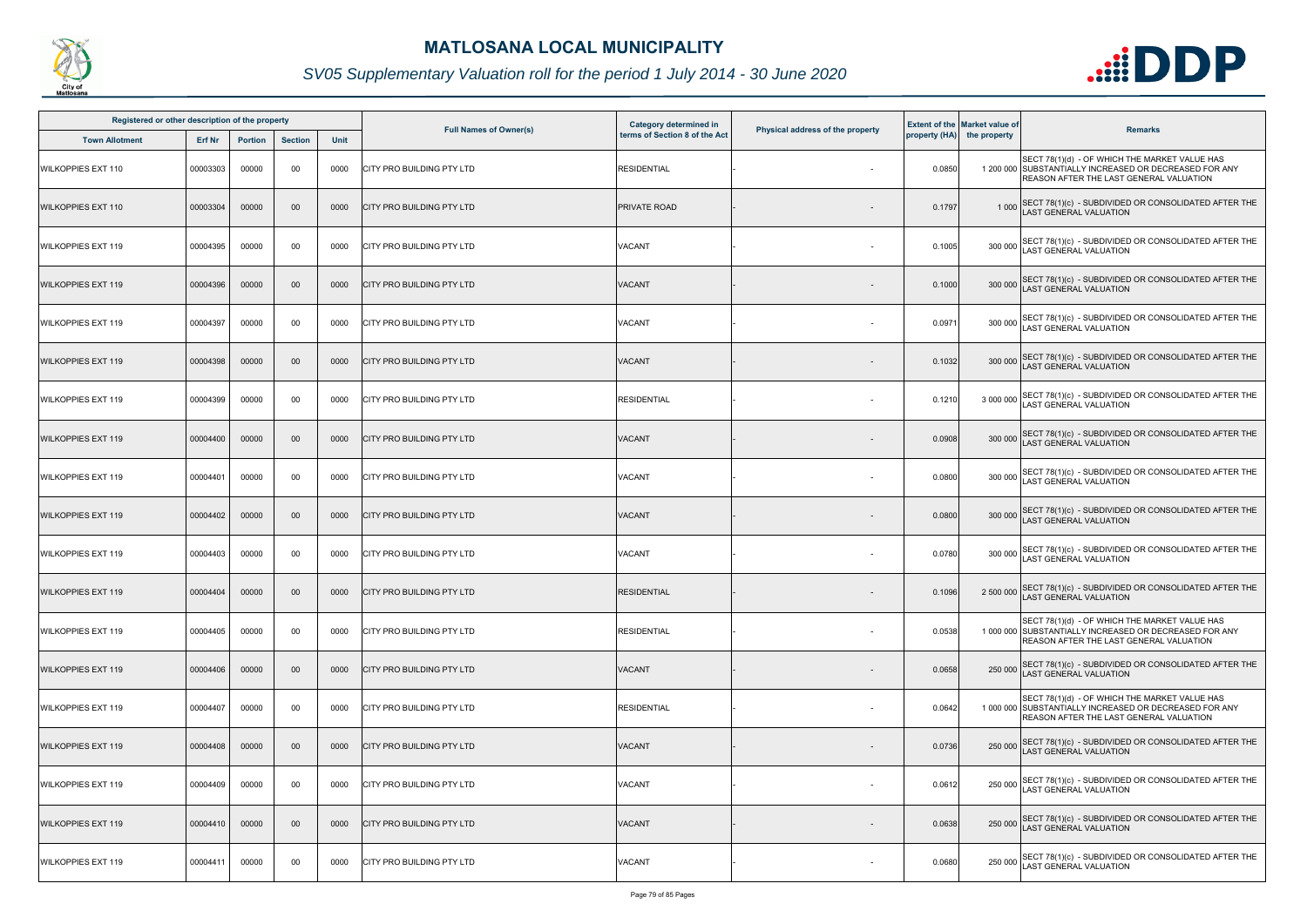# MATLOSANA LOCAL MUNICIPALITY

*SV05 Supplementary Valuation roll for the period 1 July 2014 - 30 June 2020*

| Registered or other description of the property | | | | | Full Names of Owner(s) | Category determined in terms of Section 8 of the Act | Physical address of the property | Extent of the property (HA) | Market value of the property | Remarks |
|---|---|---|---|---|---|---|---|---|---|---|
| Town Allotment | Erf Nr | Portion | Section | Unit | | | | | | |
| WILKOPPIES EXT 110 | 00003303 | 00000 | 00 | 0000 | CITY PRO BUILDING PTY LTD | RESIDENTIAL | - | 0.0850 | 1 200 000 | SECT 78(1)(d) - OF WHICH THE MARKET VALUE HAS SUBSTANTIALLY INCREASED OR DECREASED FOR ANY REASON AFTER THE LAST GENERAL VALUATION |
| WILKOPPIES EXT 110 | 00003304 | 00000 | 00 | 0000 | CITY PRO BUILDING PTY LTD | PRIVATE ROAD | - | 0.1797 | 1 000 | SECT 78(1)(c) - SUBDIVIDED OR CONSOLIDATED AFTER THE LAST GENERAL VALUATION |
| WILKOPPIES EXT 119 | 00004395 | 00000 | 00 | 0000 | CITY PRO BUILDING PTY LTD | VACANT | - | 0.1005 | 300 000 | SECT 78(1)(c) - SUBDIVIDED OR CONSOLIDATED AFTER THE LAST GENERAL VALUATION |
| WILKOPPIES EXT 119 | 00004396 | 00000 | 00 | 0000 | CITY PRO BUILDING PTY LTD | VACANT | - | 0.1000 | 300 000 | SECT 78(1)(c) - SUBDIVIDED OR CONSOLIDATED AFTER THE LAST GENERAL VALUATION |
| WILKOPPIES EXT 119 | 00004397 | 00000 | 00 | 0000 | CITY PRO BUILDING PTY LTD | VACANT | - | 0.0971 | 300 000 | SECT 78(1)(c) - SUBDIVIDED OR CONSOLIDATED AFTER THE LAST GENERAL VALUATION |
| WILKOPPIES EXT 119 | 00004398 | 00000 | 00 | 0000 | CITY PRO BUILDING PTY LTD | VACANT | - | 0.1032 | 300 000 | SECT 78(1)(c) - SUBDIVIDED OR CONSOLIDATED AFTER THE LAST GENERAL VALUATION |
| WILKOPPIES EXT 119 | 00004399 | 00000 | 00 | 0000 | CITY PRO BUILDING PTY LTD | RESIDENTIAL | - | 0.1210 | 3 000 000 | SECT 78(1)(c) - SUBDIVIDED OR CONSOLIDATED AFTER THE LAST GENERAL VALUATION |
| WILKOPPIES EXT 119 | 00004400 | 00000 | 00 | 0000 | CITY PRO BUILDING PTY LTD | VACANT | - | 0.0908 | 300 000 | SECT 78(1)(c) - SUBDIVIDED OR CONSOLIDATED AFTER THE LAST GENERAL VALUATION |
| WILKOPPIES EXT 119 | 00004401 | 00000 | 00 | 0000 | CITY PRO BUILDING PTY LTD | VACANT | - | 0.0800 | 300 000 | SECT 78(1)(c) - SUBDIVIDED OR CONSOLIDATED AFTER THE LAST GENERAL VALUATION |
| WILKOPPIES EXT 119 | 00004402 | 00000 | 00 | 0000 | CITY PRO BUILDING PTY LTD | VACANT | - | 0.0800 | 300 000 | SECT 78(1)(c) - SUBDIVIDED OR CONSOLIDATED AFTER THE LAST GENERAL VALUATION |
| WILKOPPIES EXT 119 | 00004403 | 00000 | 00 | 0000 | CITY PRO BUILDING PTY LTD | VACANT | - | 0.0780 | 300 000 | SECT 78(1)(c) - SUBDIVIDED OR CONSOLIDATED AFTER THE LAST GENERAL VALUATION |
| WILKOPPIES EXT 119 | 00004404 | 00000 | 00 | 0000 | CITY PRO BUILDING PTY LTD | RESIDENTIAL | - | 0.1096 | 2 500 000 | SECT 78(1)(c) - SUBDIVIDED OR CONSOLIDATED AFTER THE LAST GENERAL VALUATION |
| WILKOPPIES EXT 119 | 00004405 | 00000 | 00 | 0000 | CITY PRO BUILDING PTY LTD | RESIDENTIAL | - | 0.0538 | 1 000 000 | SECT 78(1)(d) - OF WHICH THE MARKET VALUE HAS SUBSTANTIALLY INCREASED OR DECREASED FOR ANY REASON AFTER THE LAST GENERAL VALUATION |
| WILKOPPIES EXT 119 | 00004406 | 00000 | 00 | 0000 | CITY PRO BUILDING PTY LTD | VACANT | - | 0.0658 | 250 000 | SECT 78(1)(c) - SUBDIVIDED OR CONSOLIDATED AFTER THE LAST GENERAL VALUATION |
| WILKOPPIES EXT 119 | 00004407 | 00000 | 00 | 0000 | CITY PRO BUILDING PTY LTD | RESIDENTIAL | - | 0.0642 | 1 000 000 | SECT 78(1)(d) - OF WHICH THE MARKET VALUE HAS SUBSTANTIALLY INCREASED OR DECREASED FOR ANY REASON AFTER THE LAST GENERAL VALUATION |
| WILKOPPIES EXT 119 | 00004408 | 00000 | 00 | 0000 | CITY PRO BUILDING PTY LTD | VACANT | - | 0.0736 | 250 000 | SECT 78(1)(c) - SUBDIVIDED OR CONSOLIDATED AFTER THE LAST GENERAL VALUATION |
| WILKOPPIES EXT 119 | 00004409 | 00000 | 00 | 0000 | CITY PRO BUILDING PTY LTD | VACANT | - | 0.0612 | 250 000 | SECT 78(1)(c) - SUBDIVIDED OR CONSOLIDATED AFTER THE LAST GENERAL VALUATION |
| WILKOPPIES EXT 119 | 00004410 | 00000 | 00 | 0000 | CITY PRO BUILDING PTY LTD | VACANT | - | 0.0638 | 250 000 | SECT 78(1)(c) - SUBDIVIDED OR CONSOLIDATED AFTER THE LAST GENERAL VALUATION |
| WILKOPPIES EXT 119 | 00004411 | 00000 | 00 | 0000 | CITY PRO BUILDING PTY LTD | VACANT | - | 0.0680 | 250 000 | SECT 78(1)(c) - SUBDIVIDED OR CONSOLIDATED AFTER THE LAST GENERAL VALUATION |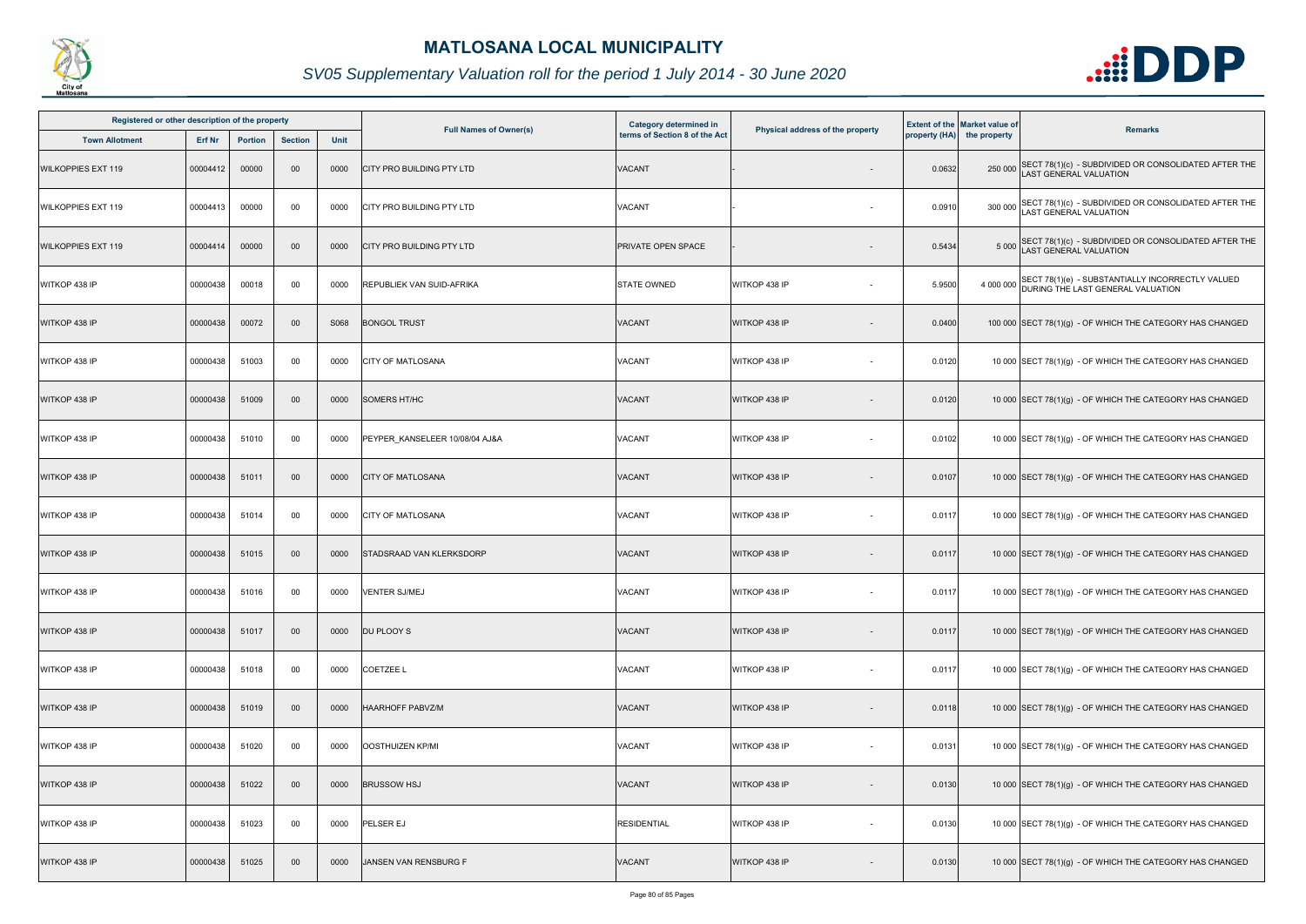# MATLOSANA LOCAL MUNICIPALITY

*SV05 Supplementary Valuation roll for the period 1 July 2014 - 30 June 2020*

| Registered or other description of the property | | | | | Full Names of Owner(s) | Category determined in terms of Section 8 of the Act | Physical address of the property | | Extent of the property (HA) | Market value of the property | Remarks |
|---|---|---|---|---|---|---|---|---|---|---|---|
| Town Allotment | Erf Nr | Portion | Section | Unit | | | | | | | |
| WILKOPPIES EXT 119 | 00004412 | 00000 | 00 | 0000 | CITY PRO BUILDING PTY LTD | VACANT | - | - | 0.0632 | 250 000 | SECT 78(1)(c) - SUBDIVIDED OR CONSOLIDATED AFTER THE LAST GENERAL VALUATION |
| WILKOPPIES EXT 119 | 00004413 | 00000 | 00 | 0000 | CITY PRO BUILDING PTY LTD | VACANT | - | - | 0.0910 | 300 000 | SECT 78(1)(c) - SUBDIVIDED OR CONSOLIDATED AFTER THE LAST GENERAL VALUATION |
| WILKOPPIES EXT 119 | 00004414 | 00000 | 00 | 0000 | CITY PRO BUILDING PTY LTD | PRIVATE OPEN SPACE | - | - | 0.5434 | 5 000 | SECT 78(1)(c) - SUBDIVIDED OR CONSOLIDATED AFTER THE LAST GENERAL VALUATION |
| WITKOP 438 IP | 00000438 | 00018 | 00 | 0000 | REPUBLIEK VAN SUID-AFRIKA | STATE OWNED | WITKOP 438 IP | - | 5.9500 | 4 000 000 | SECT 78(1)(e) - SUBSTANTIALLY INCORRECTLY VALUED DURING THE LAST GENERAL VALUATION |
| WITKOP 438 IP | 00000438 | 00072 | 00 | S068 | BONGOL TRUST | VACANT | WITKOP 438 IP | - | 0.0400 | 100 000 | SECT 78(1)(g) - OF WHICH THE CATEGORY HAS CHANGED |
| WITKOP 438 IP | 00000438 | 51003 | 00 | 0000 | CITY OF MATLOSANA | VACANT | WITKOP 438 IP | - | 0.0120 | 10 000 | SECT 78(1)(g) - OF WHICH THE CATEGORY HAS CHANGED |
| WITKOP 438 IP | 00000438 | 51009 | 00 | 0000 | SOMERS HT/HC | VACANT | WITKOP 438 IP | - | 0.0120 | 10 000 | SECT 78(1)(g) - OF WHICH THE CATEGORY HAS CHANGED |
| WITKOP 438 IP | 00000438 | 51010 | 00 | 0000 | PEYPER_KANSELEER 10/08/04 AJ&A | VACANT | WITKOP 438 IP | - | 0.0102 | 10 000 | SECT 78(1)(g) - OF WHICH THE CATEGORY HAS CHANGED |
| WITKOP 438 IP | 00000438 | 51011 | 00 | 0000 | CITY OF MATLOSANA | VACANT | WITKOP 438 IP | - | 0.0107 | 10 000 | SECT 78(1)(g) - OF WHICH THE CATEGORY HAS CHANGED |
| WITKOP 438 IP | 00000438 | 51014 | 00 | 0000 | CITY OF MATLOSANA | VACANT | WITKOP 438 IP | - | 0.0117 | 10 000 | SECT 78(1)(g) - OF WHICH THE CATEGORY HAS CHANGED |
| WITKOP 438 IP | 00000438 | 51015 | 00 | 0000 | STADSRAAD VAN KLERKSDORP | VACANT | WITKOP 438 IP | - | 0.0117 | 10 000 | SECT 78(1)(g) - OF WHICH THE CATEGORY HAS CHANGED |
| WITKOP 438 IP | 00000438 | 51016 | 00 | 0000 | VENTER SJ/MEJ | VACANT | WITKOP 438 IP | - | 0.0117 | 10 000 | SECT 78(1)(g) - OF WHICH THE CATEGORY HAS CHANGED |
| WITKOP 438 IP | 00000438 | 51017 | 00 | 0000 | DU PLOOY S | VACANT | WITKOP 438 IP | - | 0.0117 | 10 000 | SECT 78(1)(g) - OF WHICH THE CATEGORY HAS CHANGED |
| WITKOP 438 IP | 00000438 | 51018 | 00 | 0000 | COETZEE L | VACANT | WITKOP 438 IP | - | 0.0117 | 10 000 | SECT 78(1)(g) - OF WHICH THE CATEGORY HAS CHANGED |
| WITKOP 438 IP | 00000438 | 51019 | 00 | 0000 | HAARHOFF PABVZ/M | VACANT | WITKOP 438 IP | - | 0.0118 | 10 000 | SECT 78(1)(g) - OF WHICH THE CATEGORY HAS CHANGED |
| WITKOP 438 IP | 00000438 | 51020 | 00 | 0000 | OOSTHUIZEN KP/MI | VACANT | WITKOP 438 IP | - | 0.0131 | 10 000 | SECT 78(1)(g) - OF WHICH THE CATEGORY HAS CHANGED |
| WITKOP 438 IP | 00000438 | 51022 | 00 | 0000 | BRUSSOW HSJ | VACANT | WITKOP 438 IP | - | 0.0130 | 10 000 | SECT 78(1)(g) - OF WHICH THE CATEGORY HAS CHANGED |
| WITKOP 438 IP | 00000438 | 51023 | 00 | 0000 | PELSER EJ | RESIDENTIAL | WITKOP 438 IP | - | 0.0130 | 10 000 | SECT 78(1)(g) - OF WHICH THE CATEGORY HAS CHANGED |
| WITKOP 438 IP | 00000438 | 51025 | 00 | 0000 | JANSEN VAN RENSBURG F | VACANT | WITKOP 438 IP | - | 0.0130 | 10 000 | SECT 78(1)(g) - OF WHICH THE CATEGORY HAS CHANGED |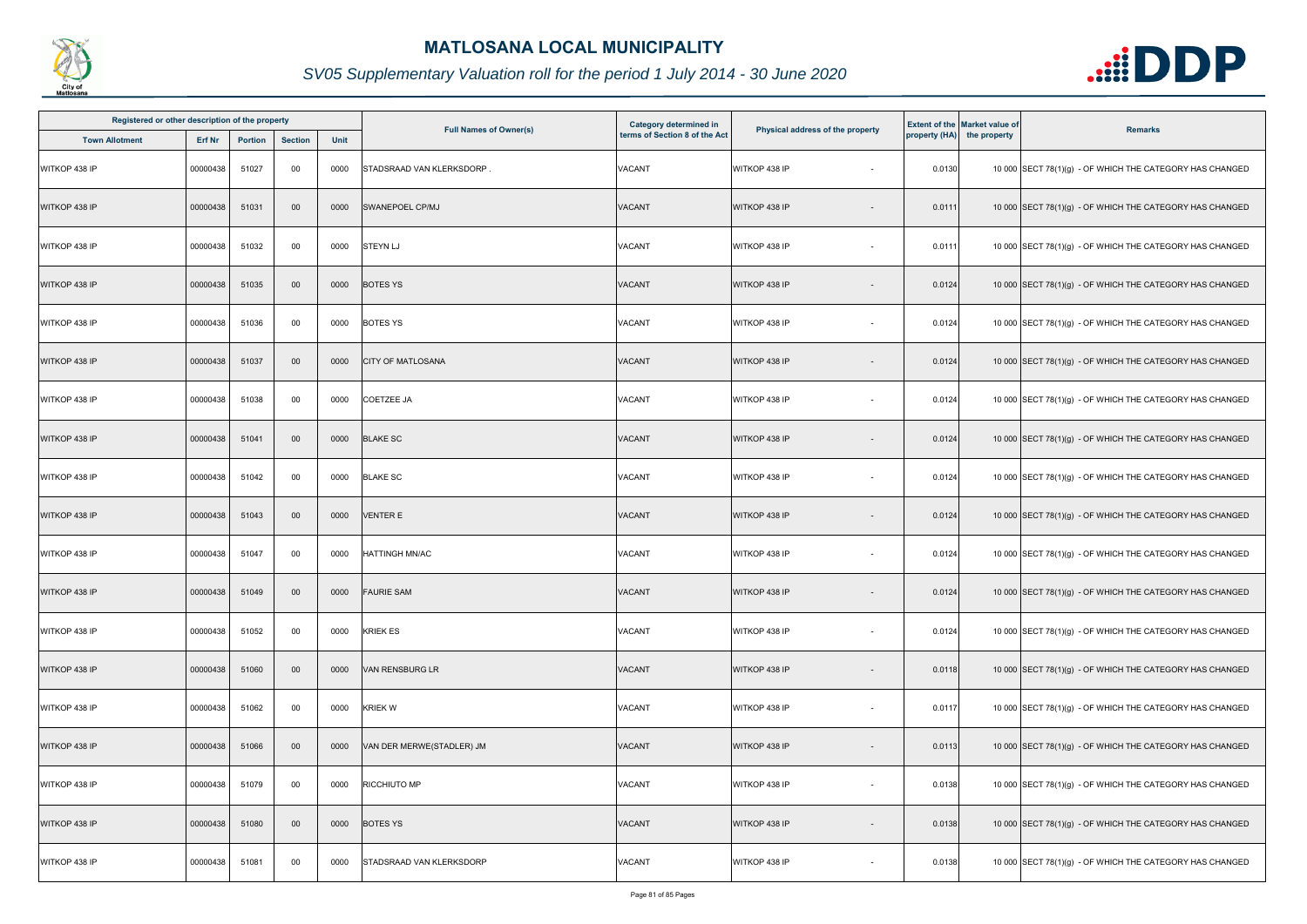# MATLOSANA LOCAL MUNICIPALITY

*SV05 Supplementary Valuation roll for the period 1 July 2014 - 30 June 2020*

| Registered or other description of the property | | | | | Full Names of Owner(s) | Category determined in terms of Section 8 of the Act | Physical address of the property | Extent of the property (HA) | Market value of the property | Remarks |
|---|---|---|---|---|---|---|---|---|---|---|
| Town Allotment | Erf Nr | Portion | Section | Unit | | | | | | |
| WITKOP 438 IP | 00000438 | 51027 | 00 | 0000 | STADSRAAD VAN KLERKSDORP . | VACANT | WITKOP 438 IP - | 0.0130 | 10 000 | SECT 78(1)(g) - OF WHICH THE CATEGORY HAS CHANGED |
| WITKOP 438 IP | 00000438 | 51031 | 00 | 0000 | SWANEPOEL CP/MJ | VACANT | WITKOP 438 IP - | 0.0111 | 10 000 | SECT 78(1)(g) - OF WHICH THE CATEGORY HAS CHANGED |
| WITKOP 438 IP | 00000438 | 51032 | 00 | 0000 | STEYN LJ | VACANT | WITKOP 438 IP - | 0.0111 | 10 000 | SECT 78(1)(g) - OF WHICH THE CATEGORY HAS CHANGED |
| WITKOP 438 IP | 00000438 | 51035 | 00 | 0000 | BOTES YS | VACANT | WITKOP 438 IP - | 0.0124 | 10 000 | SECT 78(1)(g) - OF WHICH THE CATEGORY HAS CHANGED |
| WITKOP 438 IP | 00000438 | 51036 | 00 | 0000 | BOTES YS | VACANT | WITKOP 438 IP - | 0.0124 | 10 000 | SECT 78(1)(g) - OF WHICH THE CATEGORY HAS CHANGED |
| WITKOP 438 IP | 00000438 | 51037 | 00 | 0000 | CITY OF MATLOSANA | VACANT | WITKOP 438 IP - | 0.0124 | 10 000 | SECT 78(1)(g) - OF WHICH THE CATEGORY HAS CHANGED |
| WITKOP 438 IP | 00000438 | 51038 | 00 | 0000 | COETZEE JA | VACANT | WITKOP 438 IP - | 0.0124 | 10 000 | SECT 78(1)(g) - OF WHICH THE CATEGORY HAS CHANGED |
| WITKOP 438 IP | 00000438 | 51041 | 00 | 0000 | BLAKE SC | VACANT | WITKOP 438 IP - | 0.0124 | 10 000 | SECT 78(1)(g) - OF WHICH THE CATEGORY HAS CHANGED |
| WITKOP 438 IP | 00000438 | 51042 | 00 | 0000 | BLAKE SC | VACANT | WITKOP 438 IP - | 0.0124 | 10 000 | SECT 78(1)(g) - OF WHICH THE CATEGORY HAS CHANGED |
| WITKOP 438 IP | 00000438 | 51043 | 00 | 0000 | VENTER E | VACANT | WITKOP 438 IP - | 0.0124 | 10 000 | SECT 78(1)(g) - OF WHICH THE CATEGORY HAS CHANGED |
| WITKOP 438 IP | 00000438 | 51047 | 00 | 0000 | HATTINGH MN/AC | VACANT | WITKOP 438 IP - | 0.0124 | 10 000 | SECT 78(1)(g) - OF WHICH THE CATEGORY HAS CHANGED |
| WITKOP 438 IP | 00000438 | 51049 | 00 | 0000 | FAURIE SAM | VACANT | WITKOP 438 IP - | 0.0124 | 10 000 | SECT 78(1)(g) - OF WHICH THE CATEGORY HAS CHANGED |
| WITKOP 438 IP | 00000438 | 51052 | 00 | 0000 | KRIEK ES | VACANT | WITKOP 438 IP - | 0.0124 | 10 000 | SECT 78(1)(g) - OF WHICH THE CATEGORY HAS CHANGED |
| WITKOP 438 IP | 00000438 | 51060 | 00 | 0000 | VAN RENSBURG LR | VACANT | WITKOP 438 IP - | 0.0118 | 10 000 | SECT 78(1)(g) - OF WHICH THE CATEGORY HAS CHANGED |
| WITKOP 438 IP | 00000438 | 51062 | 00 | 0000 | KRIEK W | VACANT | WITKOP 438 IP - | 0.0117 | 10 000 | SECT 78(1)(g) - OF WHICH THE CATEGORY HAS CHANGED |
| WITKOP 438 IP | 00000438 | 51066 | 00 | 0000 | VAN DER MERWE(STADLER) JM | VACANT | WITKOP 438 IP - | 0.0113 | 10 000 | SECT 78(1)(g) - OF WHICH THE CATEGORY HAS CHANGED |
| WITKOP 438 IP | 00000438 | 51079 | 00 | 0000 | RICCHIUTO MP | VACANT | WITKOP 438 IP - | 0.0138 | 10 000 | SECT 78(1)(g) - OF WHICH THE CATEGORY HAS CHANGED |
| WITKOP 438 IP | 00000438 | 51080 | 00 | 0000 | BOTES YS | VACANT | WITKOP 438 IP - | 0.0138 | 10 000 | SECT 78(1)(g) - OF WHICH THE CATEGORY HAS CHANGED |
| WITKOP 438 IP | 00000438 | 51081 | 00 | 0000 | STADSRAAD VAN KLERKSDORP | VACANT | WITKOP 438 IP - | 0.0138 | 10 000 | SECT 78(1)(g) - OF WHICH THE CATEGORY HAS CHANGED |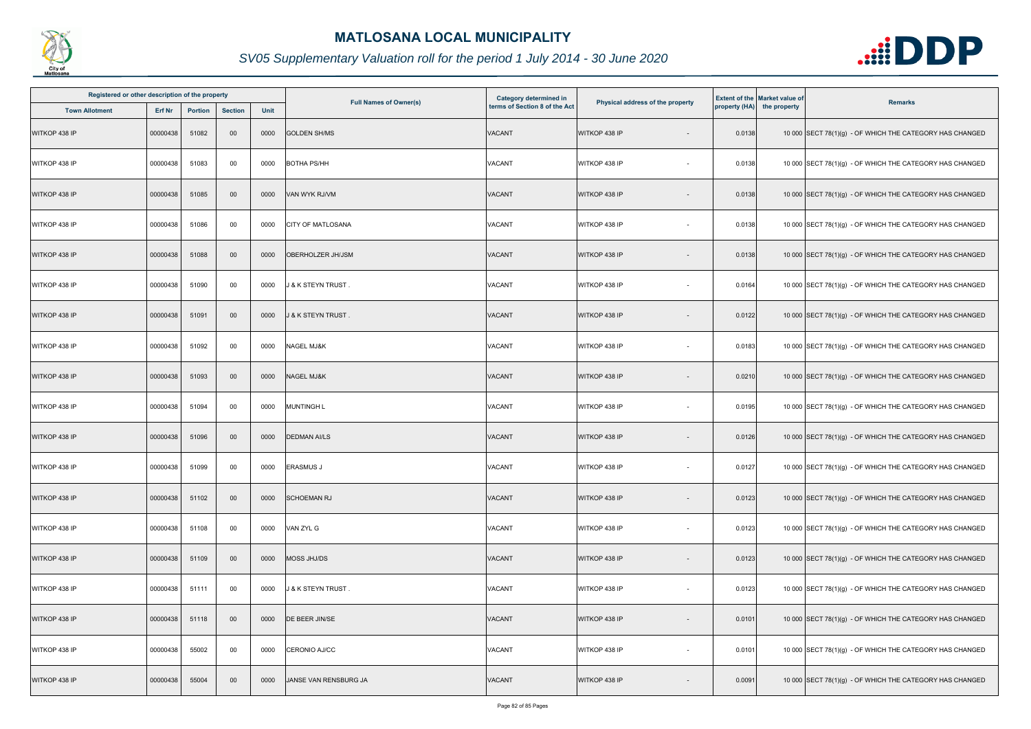# MATLOSANA LOCAL MUNICIPALITY

## SV05 Supplementary Valuation roll for the period 1 July 2014 - 30 June 2020

| Registered or other description of the property | | | | | Full Names of Owner(s) | Category determined in terms of Section 8 of the Act | Physical address of the property | Extent of the property (HA) | Market value of the property | Remarks |
|---|---|---|---|---|---|---|---|---|---|---|
| Town Allotment | Erf Nr | Portion | Section | Unit | | | | | | |
| WITKOP 438 IP | 00000438 | 51082 | 00 | 0000 | GOLDEN SH/MS | VACANT | WITKOP 438 IP - | 0.0138 | 10 000 | SECT 78(1)(g) - OF WHICH THE CATEGORY HAS CHANGED |
| WITKOP 438 IP | 00000438 | 51083 | 00 | 0000 | BOTHA PS/HH | VACANT | WITKOP 438 IP - | 0.0138 | 10 000 | SECT 78(1)(g) - OF WHICH THE CATEGORY HAS CHANGED |
| WITKOP 438 IP | 00000438 | 51085 | 00 | 0000 | VAN WYK RJ/VM | VACANT | WITKOP 438 IP - | 0.0138 | 10 000 | SECT 78(1)(g) - OF WHICH THE CATEGORY HAS CHANGED |
| WITKOP 438 IP | 00000438 | 51086 | 00 | 0000 | CITY OF MATLOSANA | VACANT | WITKOP 438 IP - | 0.0138 | 10 000 | SECT 78(1)(g) - OF WHICH THE CATEGORY HAS CHANGED |
| WITKOP 438 IP | 00000438 | 51088 | 00 | 0000 | OBERHOLZER JH/JSM | VACANT | WITKOP 438 IP - | 0.0138 | 10 000 | SECT 78(1)(g) - OF WHICH THE CATEGORY HAS CHANGED |
| WITKOP 438 IP | 00000438 | 51090 | 00 | 0000 | J & K STEYN TRUST . | VACANT | WITKOP 438 IP - | 0.0164 | 10 000 | SECT 78(1)(g) - OF WHICH THE CATEGORY HAS CHANGED |
| WITKOP 438 IP | 00000438 | 51091 | 00 | 0000 | J & K STEYN TRUST . | VACANT | WITKOP 438 IP - | 0.0122 | 10 000 | SECT 78(1)(g) - OF WHICH THE CATEGORY HAS CHANGED |
| WITKOP 438 IP | 00000438 | 51092 | 00 | 0000 | NAGEL MJ&K | VACANT | WITKOP 438 IP - | 0.0183 | 10 000 | SECT 78(1)(g) - OF WHICH THE CATEGORY HAS CHANGED |
| WITKOP 438 IP | 00000438 | 51093 | 00 | 0000 | NAGEL MJ&K | VACANT | WITKOP 438 IP - | 0.0210 | 10 000 | SECT 78(1)(g) - OF WHICH THE CATEGORY HAS CHANGED |
| WITKOP 438 IP | 00000438 | 51094 | 00 | 0000 | MUNTINGH L | VACANT | WITKOP 438 IP - | 0.0195 | 10 000 | SECT 78(1)(g) - OF WHICH THE CATEGORY HAS CHANGED |
| WITKOP 438 IP | 00000438 | 51096 | 00 | 0000 | DEDMAN AI/LS | VACANT | WITKOP 438 IP - | 0.0126 | 10 000 | SECT 78(1)(g) - OF WHICH THE CATEGORY HAS CHANGED |
| WITKOP 438 IP | 00000438 | 51099 | 00 | 0000 | ERASMUS J | VACANT | WITKOP 438 IP - | 0.0127 | 10 000 | SECT 78(1)(g) - OF WHICH THE CATEGORY HAS CHANGED |
| WITKOP 438 IP | 00000438 | 51102 | 00 | 0000 | SCHOEMAN RJ | VACANT | WITKOP 438 IP - | 0.0123 | 10 000 | SECT 78(1)(g) - OF WHICH THE CATEGORY HAS CHANGED |
| WITKOP 438 IP | 00000438 | 51108 | 00 | 0000 | VAN ZYL G | VACANT | WITKOP 438 IP - | 0.0123 | 10 000 | SECT 78(1)(g) - OF WHICH THE CATEGORY HAS CHANGED |
| WITKOP 438 IP | 00000438 | 51109 | 00 | 0000 | MOSS JHJ/DS | VACANT | WITKOP 438 IP - | 0.0123 | 10 000 | SECT 78(1)(g) - OF WHICH THE CATEGORY HAS CHANGED |
| WITKOP 438 IP | 00000438 | 51111 | 00 | 0000 | J & K STEYN TRUST . | VACANT | WITKOP 438 IP - | 0.0123 | 10 000 | SECT 78(1)(g) - OF WHICH THE CATEGORY HAS CHANGED |
| WITKOP 438 IP | 00000438 | 51118 | 00 | 0000 | DE BEER JIN/SE | VACANT | WITKOP 438 IP - | 0.0101 | 10 000 | SECT 78(1)(g) - OF WHICH THE CATEGORY HAS CHANGED |
| WITKOP 438 IP | 00000438 | 55002 | 00 | 0000 | CERONIO AJ/CC | VACANT | WITKOP 438 IP - | 0.0101 | 10 000 | SECT 78(1)(g) - OF WHICH THE CATEGORY HAS CHANGED |
| WITKOP 438 IP | 00000438 | 55004 | 00 | 0000 | JANSE VAN RENSBURG JA | VACANT | WITKOP 438 IP - | 0.0091 | 10 000 | SECT 78(1)(g) - OF WHICH THE CATEGORY HAS CHANGED |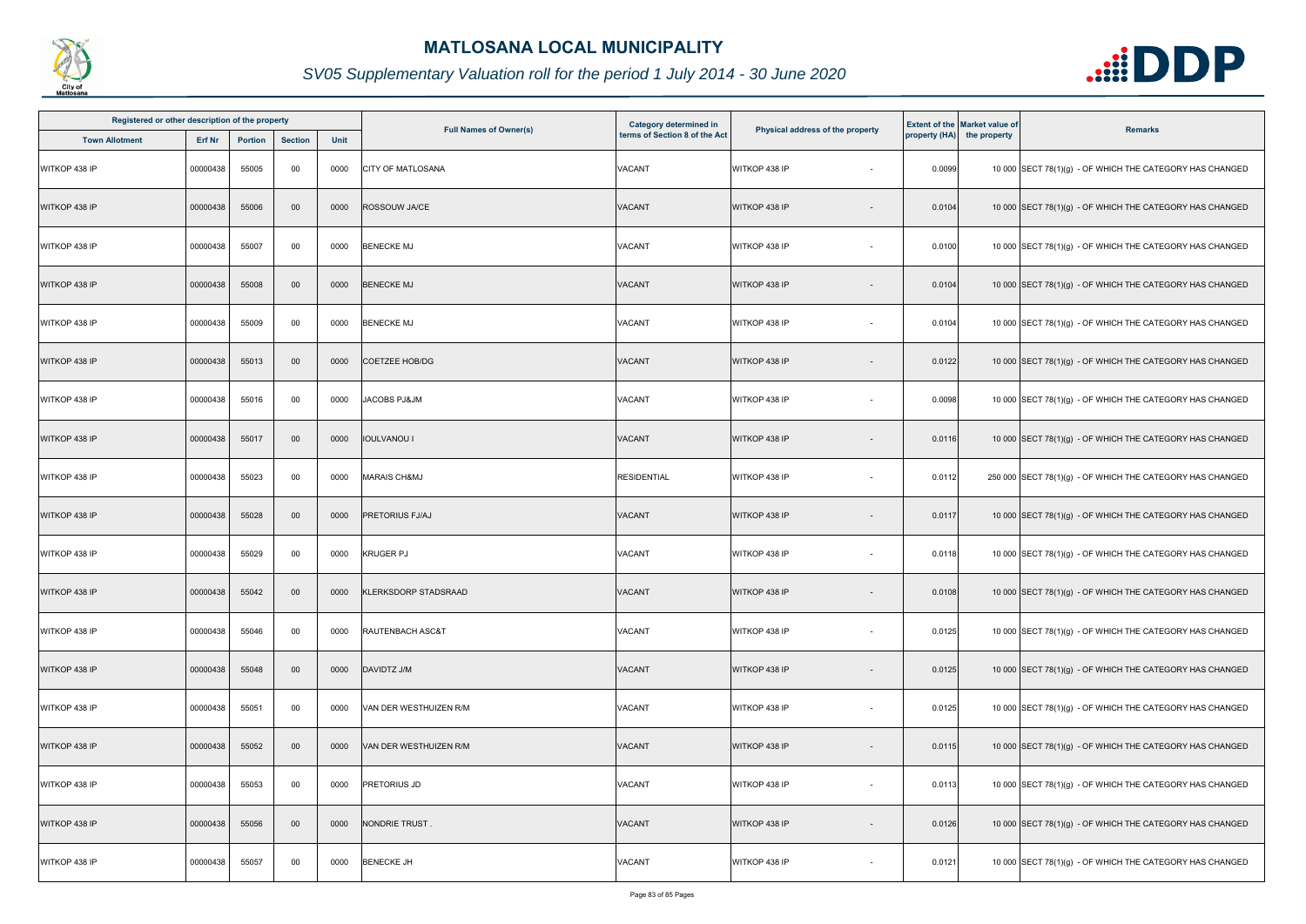# MATLOSANA LOCAL MUNICIPALITY

*SV05 Supplementary Valuation roll for the period 1 July 2014 - 30 June 2020*

| Registered or other description of the property | | | | | Full Names of Owner(s) | Category determined in terms of Section 8 of the Act | Physical address of the property | Extent of the property (HA) | Market value of the property | Remarks |
|---|---|---|---|---|---|---|---|---|---|---|
| Town Allotment | Erf Nr | Portion | Section | Unit | | | | | | |
| WITKOP 438 IP | 00000438 | 55005 | 00 | 0000 | CITY OF MATLOSANA | VACANT | WITKOP 438 IP - | 0.0099 | 10 000 | SECT 78(1)(g) - OF WHICH THE CATEGORY HAS CHANGED |
| WITKOP 438 IP | 00000438 | 55006 | 00 | 0000 | ROSSOUW JA/CE | VACANT | WITKOP 438 IP - | 0.0104 | 10 000 | SECT 78(1)(g) - OF WHICH THE CATEGORY HAS CHANGED |
| WITKOP 438 IP | 00000438 | 55007 | 00 | 0000 | BENECKE MJ | VACANT | WITKOP 438 IP - | 0.0100 | 10 000 | SECT 78(1)(g) - OF WHICH THE CATEGORY HAS CHANGED |
| WITKOP 438 IP | 00000438 | 55008 | 00 | 0000 | BENECKE MJ | VACANT | WITKOP 438 IP - | 0.0104 | 10 000 | SECT 78(1)(g) - OF WHICH THE CATEGORY HAS CHANGED |
| WITKOP 438 IP | 00000438 | 55009 | 00 | 0000 | BENECKE MJ | VACANT | WITKOP 438 IP - | 0.0104 | 10 000 | SECT 78(1)(g) - OF WHICH THE CATEGORY HAS CHANGED |
| WITKOP 438 IP | 00000438 | 55013 | 00 | 0000 | COETZEE HOB/DG | VACANT | WITKOP 438 IP - | 0.0122 | 10 000 | SECT 78(1)(g) - OF WHICH THE CATEGORY HAS CHANGED |
| WITKOP 438 IP | 00000438 | 55016 | 00 | 0000 | JACOBS PJ&JM | VACANT | WITKOP 438 IP - | 0.0098 | 10 000 | SECT 78(1)(g) - OF WHICH THE CATEGORY HAS CHANGED |
| WITKOP 438 IP | 00000438 | 55017 | 00 | 0000 | IOULVANOU I | VACANT | WITKOP 438 IP - | 0.0116 | 10 000 | SECT 78(1)(g) - OF WHICH THE CATEGORY HAS CHANGED |
| WITKOP 438 IP | 00000438 | 55023 | 00 | 0000 | MARAIS CH&MJ | RESIDENTIAL | WITKOP 438 IP - | 0.0112 | 250 000 | SECT 78(1)(g) - OF WHICH THE CATEGORY HAS CHANGED |
| WITKOP 438 IP | 00000438 | 55028 | 00 | 0000 | PRETORIUS FJ/AJ | VACANT | WITKOP 438 IP - | 0.0117 | 10 000 | SECT 78(1)(g) - OF WHICH THE CATEGORY HAS CHANGED |
| WITKOP 438 IP | 00000438 | 55029 | 00 | 0000 | KRUGER PJ | VACANT | WITKOP 438 IP - | 0.0118 | 10 000 | SECT 78(1)(g) - OF WHICH THE CATEGORY HAS CHANGED |
| WITKOP 438 IP | 00000438 | 55042 | 00 | 0000 | KLERKSDORP STADSRAAD | VACANT | WITKOP 438 IP - | 0.0108 | 10 000 | SECT 78(1)(g) - OF WHICH THE CATEGORY HAS CHANGED |
| WITKOP 438 IP | 00000438 | 55046 | 00 | 0000 | RAUTENBACH ASC&T | VACANT | WITKOP 438 IP - | 0.0125 | 10 000 | SECT 78(1)(g) - OF WHICH THE CATEGORY HAS CHANGED |
| WITKOP 438 IP | 00000438 | 55048 | 00 | 0000 | DAVIDTZ J/M | VACANT | WITKOP 438 IP - | 0.0125 | 10 000 | SECT 78(1)(g) - OF WHICH THE CATEGORY HAS CHANGED |
| WITKOP 438 IP | 00000438 | 55051 | 00 | 0000 | VAN DER WESTHUIZEN R/M | VACANT | WITKOP 438 IP - | 0.0125 | 10 000 | SECT 78(1)(g) - OF WHICH THE CATEGORY HAS CHANGED |
| WITKOP 438 IP | 00000438 | 55052 | 00 | 0000 | VAN DER WESTHUIZEN R/M | VACANT | WITKOP 438 IP - | 0.0115 | 10 000 | SECT 78(1)(g) - OF WHICH THE CATEGORY HAS CHANGED |
| WITKOP 438 IP | 00000438 | 55053 | 00 | 0000 | PRETORIUS JD | VACANT | WITKOP 438 IP - | 0.0113 | 10 000 | SECT 78(1)(g) - OF WHICH THE CATEGORY HAS CHANGED |
| WITKOP 438 IP | 00000438 | 55056 | 00 | 0000 | NONDRIE TRUST . | VACANT | WITKOP 438 IP - | 0.0126 | 10 000 | SECT 78(1)(g) - OF WHICH THE CATEGORY HAS CHANGED |
| WITKOP 438 IP | 00000438 | 55057 | 00 | 0000 | BENECKE JH | VACANT | WITKOP 438 IP - | 0.0121 | 10 000 | SECT 78(1)(g) - OF WHICH THE CATEGORY HAS CHANGED |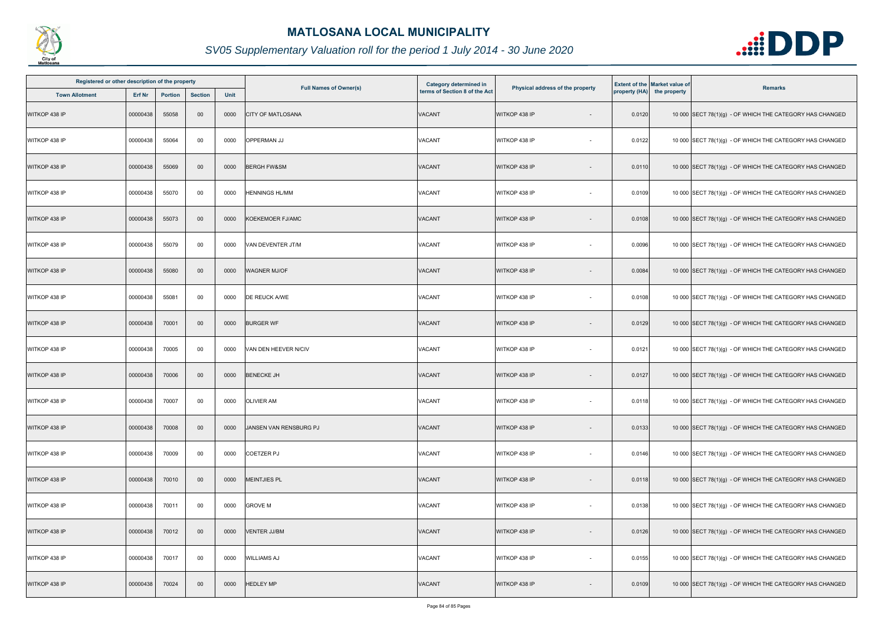# MATLOSANA LOCAL MUNICIPALITY

*SV05 Supplementary Valuation roll for the period 1 July 2014 - 30 June 2020*

| Registered or other description of the property | | | | | Full Names of Owner(s) | Category determined in terms of Section 8 of the Act | Physical address of the property | | Extent of the property (HA) | Market value of the property | Remarks |
|---|---|---|---|---|---|---|---|---|---|---|---|
| Town Allotment | Erf Nr | Portion | Section | Unit | | | | | | | |
| WITKOP 438 IP | 00000438 | 55058 | 00 | 0000 | CITY OF MATLOSANA | VACANT | WITKOP 438 IP | - | 0.0120 | 10 000 | SECT 78(1)(g) - OF WHICH THE CATEGORY HAS CHANGED |
| WITKOP 438 IP | 00000438 | 55064 | 00 | 0000 | OPPERMAN JJ | VACANT | WITKOP 438 IP | - | 0.0122 | 10 000 | SECT 78(1)(g) - OF WHICH THE CATEGORY HAS CHANGED |
| WITKOP 438 IP | 00000438 | 55069 | 00 | 0000 | BERGH FW&SM | VACANT | WITKOP 438 IP | - | 0.0110 | 10 000 | SECT 78(1)(g) - OF WHICH THE CATEGORY HAS CHANGED |
| WITKOP 438 IP | 00000438 | 55070 | 00 | 0000 | HENNINGS HL/MM | VACANT | WITKOP 438 IP | - | 0.0109 | 10 000 | SECT 78(1)(g) - OF WHICH THE CATEGORY HAS CHANGED |
| WITKOP 438 IP | 00000438 | 55073 | 00 | 0000 | KOEKEMOER FJ/AMC | VACANT | WITKOP 438 IP | - | 0.0108 | 10 000 | SECT 78(1)(g) - OF WHICH THE CATEGORY HAS CHANGED |
| WITKOP 438 IP | 00000438 | 55079 | 00 | 0000 | VAN DEVENTER JT/M | VACANT | WITKOP 438 IP | - | 0.0096 | 10 000 | SECT 78(1)(g) - OF WHICH THE CATEGORY HAS CHANGED |
| WITKOP 438 IP | 00000438 | 55080 | 00 | 0000 | WAGNER MJ/OF | VACANT | WITKOP 438 IP | - | 0.0084 | 10 000 | SECT 78(1)(g) - OF WHICH THE CATEGORY HAS CHANGED |
| WITKOP 438 IP | 00000438 | 55081 | 00 | 0000 | DE REUCK A/WE | VACANT | WITKOP 438 IP | - | 0.0108 | 10 000 | SECT 78(1)(g) - OF WHICH THE CATEGORY HAS CHANGED |
| WITKOP 438 IP | 00000438 | 70001 | 00 | 0000 | BURGER WF | VACANT | WITKOP 438 IP | - | 0.0129 | 10 000 | SECT 78(1)(g) - OF WHICH THE CATEGORY HAS CHANGED |
| WITKOP 438 IP | 00000438 | 70005 | 00 | 0000 | VAN DEN HEEVER N/CIV | VACANT | WITKOP 438 IP | - | 0.0121 | 10 000 | SECT 78(1)(g) - OF WHICH THE CATEGORY HAS CHANGED |
| WITKOP 438 IP | 00000438 | 70006 | 00 | 0000 | BENECKE JH | VACANT | WITKOP 438 IP | - | 0.0127 | 10 000 | SECT 78(1)(g) - OF WHICH THE CATEGORY HAS CHANGED |
| WITKOP 438 IP | 00000438 | 70007 | 00 | 0000 | OLIVIER AM | VACANT | WITKOP 438 IP | - | 0.0118 | 10 000 | SECT 78(1)(g) - OF WHICH THE CATEGORY HAS CHANGED |
| WITKOP 438 IP | 00000438 | 70008 | 00 | 0000 | JANSEN VAN RENSBURG PJ | VACANT | WITKOP 438 IP | - | 0.0133 | 10 000 | SECT 78(1)(g) - OF WHICH THE CATEGORY HAS CHANGED |
| WITKOP 438 IP | 00000438 | 70009 | 00 | 0000 | COETZER PJ | VACANT | WITKOP 438 IP | - | 0.0146 | 10 000 | SECT 78(1)(g) - OF WHICH THE CATEGORY HAS CHANGED |
| WITKOP 438 IP | 00000438 | 70010 | 00 | 0000 | MEINTJIES PL | VACANT | WITKOP 438 IP | - | 0.0118 | 10 000 | SECT 78(1)(g) - OF WHICH THE CATEGORY HAS CHANGED |
| WITKOP 438 IP | 00000438 | 70011 | 00 | 0000 | GROVE M | VACANT | WITKOP 438 IP | - | 0.0138 | 10 000 | SECT 78(1)(g) - OF WHICH THE CATEGORY HAS CHANGED |
| WITKOP 438 IP | 00000438 | 70012 | 00 | 0000 | VENTER JJ/BM | VACANT | WITKOP 438 IP | - | 0.0126 | 10 000 | SECT 78(1)(g) - OF WHICH THE CATEGORY HAS CHANGED |
| WITKOP 438 IP | 00000438 | 70017 | 00 | 0000 | WILLIAMS AJ | VACANT | WITKOP 438 IP | - | 0.0155 | 10 000 | SECT 78(1)(g) - OF WHICH THE CATEGORY HAS CHANGED |
| WITKOP 438 IP | 00000438 | 70024 | 00 | 0000 | HEDLEY MP | VACANT | WITKOP 438 IP | - | 0.0109 | 10 000 | SECT 78(1)(g) - OF WHICH THE CATEGORY HAS CHANGED |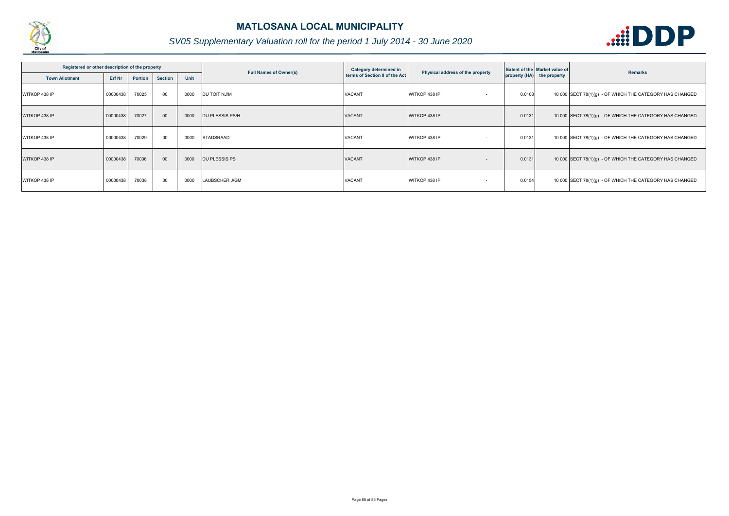# MATLOSANA LOCAL MUNICIPALITY

*SV05 Supplementary Valuation roll for the period 1 July 2014 - 30 June 2020*

| Registered or other description of the property | | | | | Full Names of Owner(s) | Category determined in terms of Section 8 of the Act | Physical address of the property | Extent of the property (HA) | Market value of the property | Remarks |
|---|---|---|---|---|---|---|---|---|---|---|
| Town Allotment | Erf Nr | Portion | Section | Unit | | | | | | |
| WITKOP 438 IP | 00000438 | 70025 | 00 | 0000 | DU TOIT NJ/M | VACANT | WITKOP 438 IP - | 0.0108 | 10 000 | SECT 78(1)(g) - OF WHICH THE CATEGORY HAS CHANGED |
| WITKOP 438 IP | 00000438 | 70027 | 00 | 0000 | DU PLESSIS PS/H | VACANT | WITKOP 438 IP - | 0.0131 | 10 000 | SECT 78(1)(g) - OF WHICH THE CATEGORY HAS CHANGED |
| WITKOP 438 IP | 00000438 | 70029 | 00 | 0000 | STADSRAAD | VACANT | WITKOP 438 IP - | 0.0131 | 10 000 | SECT 78(1)(g) - OF WHICH THE CATEGORY HAS CHANGED |
| WITKOP 438 IP | 00000438 | 70036 | 00 | 0000 | DU PLESSIS PS | VACANT | WITKOP 438 IP - | 0.0131 | 10 000 | SECT 78(1)(g) - OF WHICH THE CATEGORY HAS CHANGED |
| WITKOP 438 IP | 00000438 | 70038 | 00 | 0000 | LAUBSCHER J/GM | VACANT | WITKOP 438 IP - | 0.0154 | 10 000 | SECT 78(1)(g) - OF WHICH THE CATEGORY HAS CHANGED |